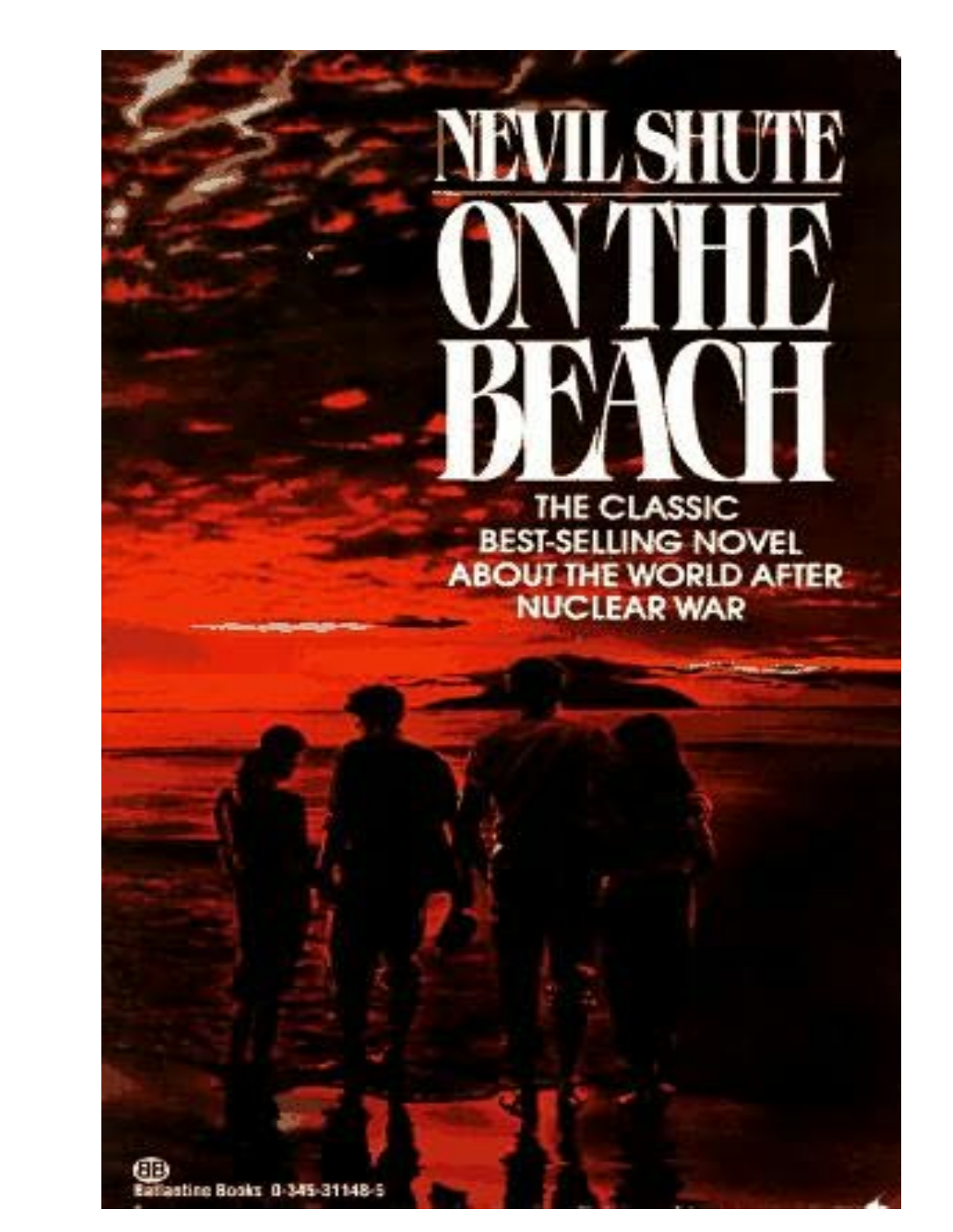# NEVIL SHUTE

# ON THE BEACH

THE CLASSIC BEST-SELLING NOVEL ABOUT THE WORLD AFTER NUCLEAR WAR

Ballantine Books 0-345-31148-5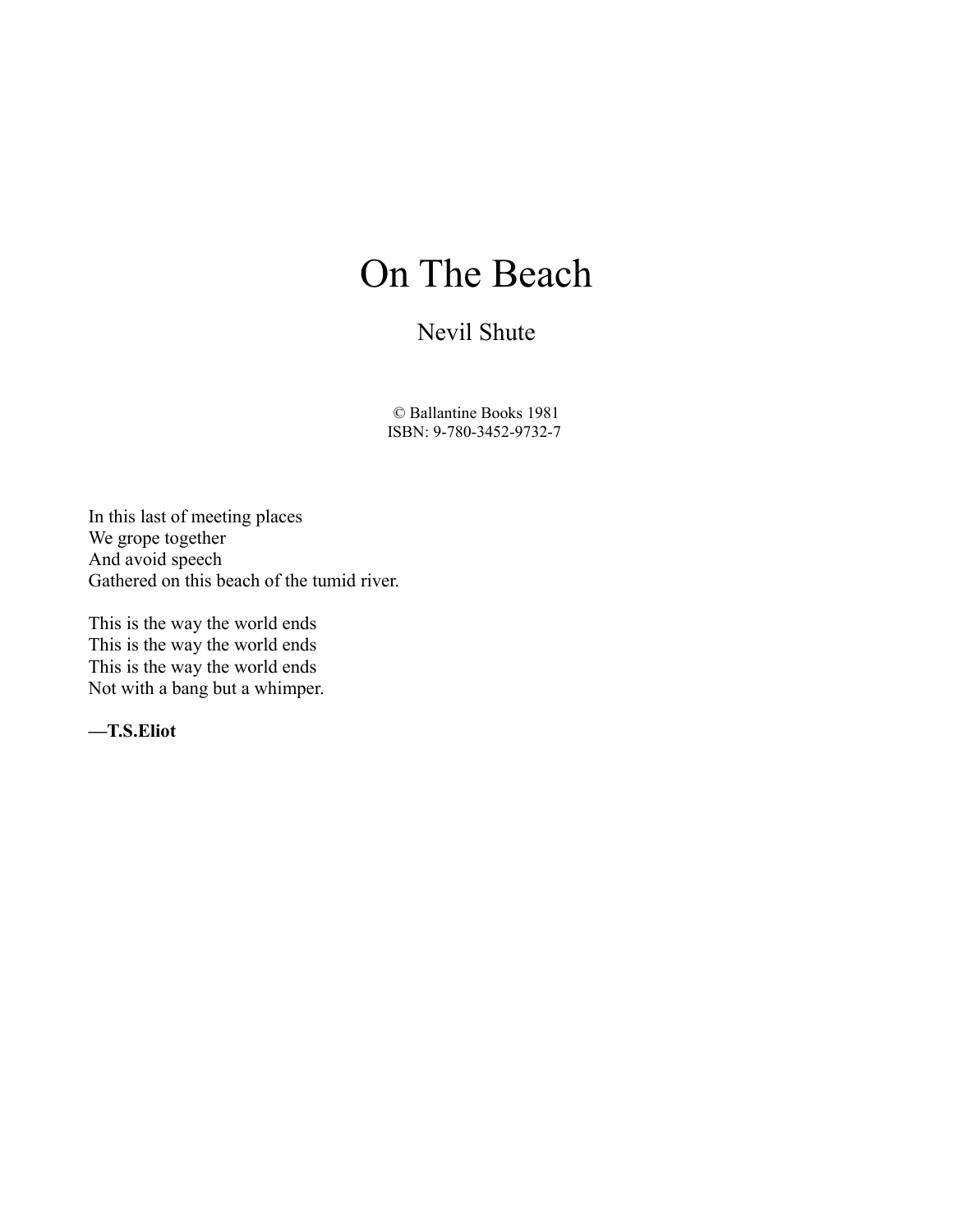# On The Beach

## Nevil Shute

© Ballantine Books 1981
ISBN: 9-780-3452-9732-7

In this last of meeting places
We grope together
And avoid speech
Gathered on this beach of the tumid river.

This is the way the world ends
This is the way the world ends
This is the way the world ends
Not with a bang but a whimper.

**—T.S.Eliot**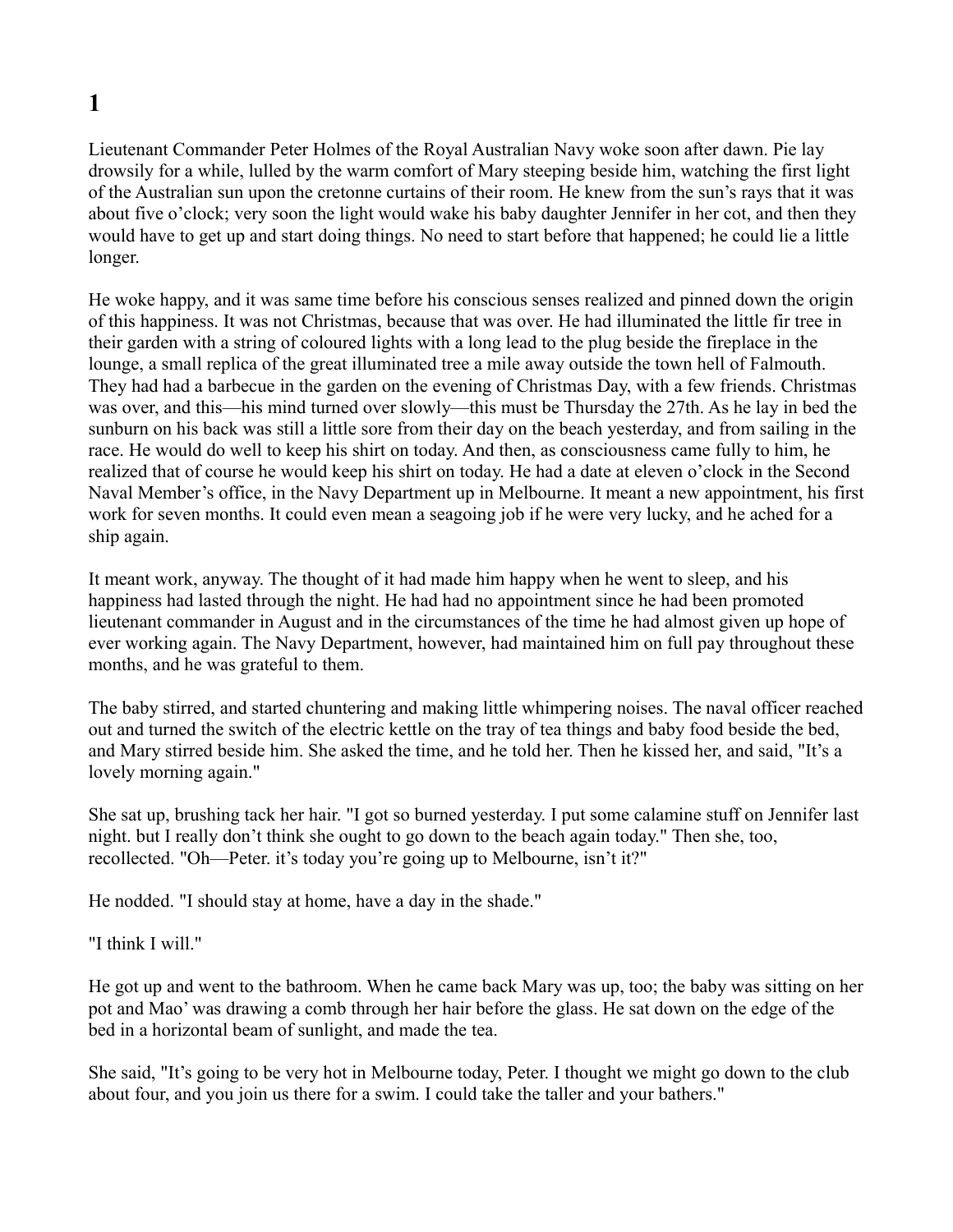# 1

Lieutenant Commander Peter Holmes of the Royal Australian Navy woke soon after dawn. Pie lay drowsily for a while, lulled by the warm comfort of Mary steeping beside him, watching the first light of the Australian sun upon the cretonne curtains of their room. He knew from the sun's rays that it was about five o'clock; very soon the light would wake his baby daughter Jennifer in her cot, and then they would have to get up and start doing things. No need to start before that happened; he could lie a little longer.

He woke happy, and it was same time before his conscious senses realized and pinned down the origin of this happiness. It was not Christmas, because that was over. He had illuminated the little fir tree in their garden with a string of coloured lights with a long lead to the plug beside the fireplace in the lounge, a small replica of the great illuminated tree a mile away outside the town hell of Falmouth. They had had a barbecue in the garden on the evening of Christmas Day, with a few friends. Christmas was over, and this—his mind turned over slowly—this must be Thursday the 27th. As he lay in bed the sunburn on his back was still a little sore from their day on the beach yesterday, and from sailing in the race. He would do well to keep his shirt on today. And then, as consciousness came fully to him, he realized that of course he would keep his shirt on today. He had a date at eleven o'clock in the Second Naval Member's office, in the Navy Department up in Melbourne. It meant a new appointment, his first work for seven months. It could even mean a seagoing job if he were very lucky, and he ached for a ship again.

It meant work, anyway. The thought of it had made him happy when he went to sleep, and his happiness had lasted through the night. He had had no appointment since he had been promoted lieutenant commander in August and in the circumstances of the time he had almost given up hope of ever working again. The Navy Department, however, had maintained him on full pay throughout these months, and he was grateful to them.

The baby stirred, and started chuntering and making little whimpering noises. The naval officer reached out and turned the switch of the electric kettle on the tray of tea things and baby food beside the bed, and Mary stirred beside him. She asked the time, and he told her. Then he kissed her, and said, "It's a lovely morning again."

She sat up, brushing tack her hair. "I got so burned yesterday. I put some calamine stuff on Jennifer last night. but I really don't think she ought to go down to the beach again today." Then she, too, recollected. "Oh—Peter. it's today you're going up to Melbourne, isn't it?"

He nodded. "I should stay at home, have a day in the shade."

"I think I will."

He got up and went to the bathroom. When he came back Mary was up, too; the baby was sitting on her pot and Mao' was drawing a comb through her hair before the glass. He sat down on the edge of the bed in a horizontal beam of sunlight, and made the tea.

She said, "It's going to be very hot in Melbourne today, Peter. I thought we might go down to the club about four, and you join us there for a swim. I could take the taller and your bathers."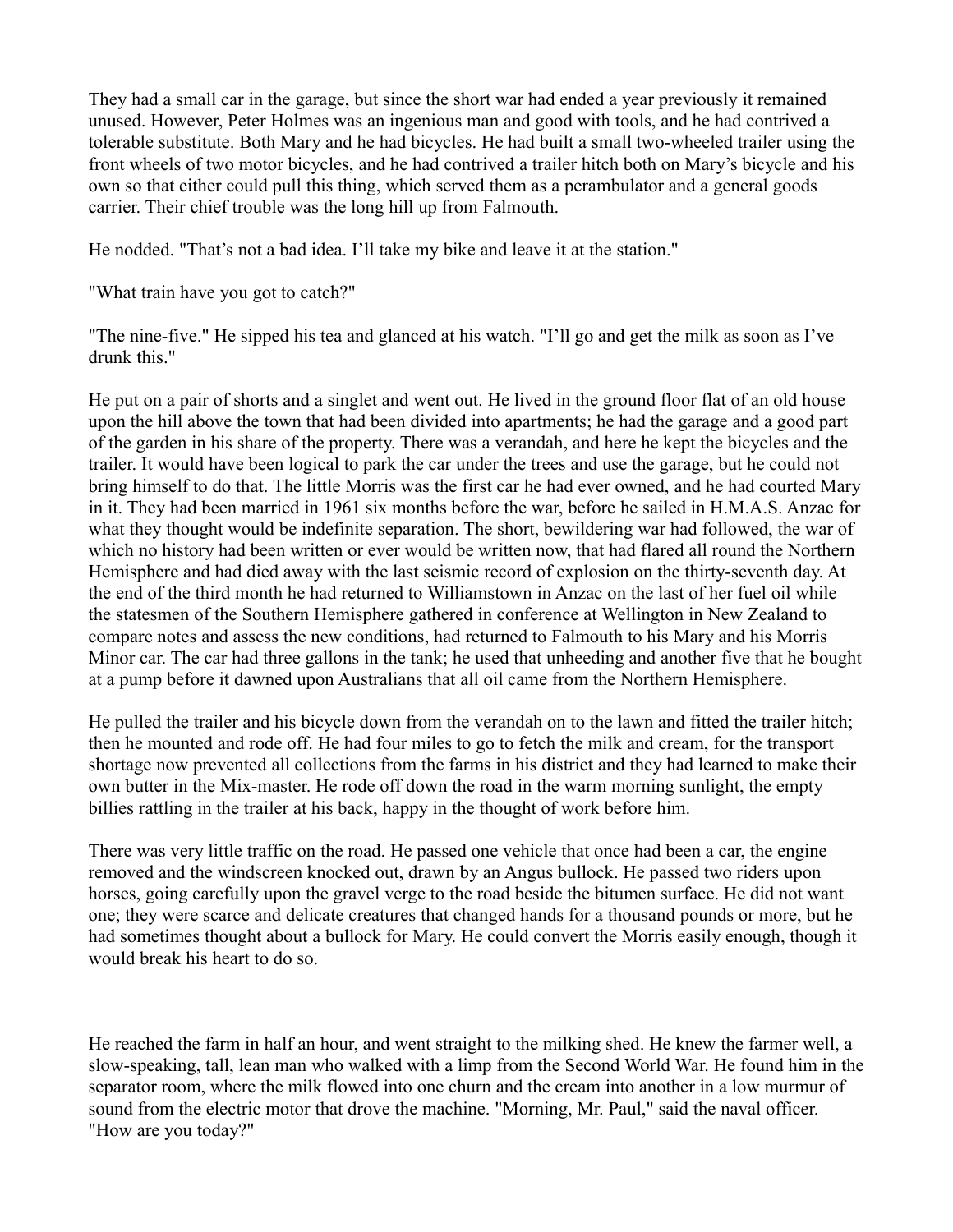They had a small car in the garage, but since the short war had ended a year previously it remained unused. However, Peter Holmes was an ingenious man and good with tools, and he had contrived a tolerable substitute. Both Mary and he had bicycles. He had built a small two-wheeled trailer using the front wheels of two motor bicycles, and he had contrived a trailer hitch both on Mary's bicycle and his own so that either could pull this thing, which served them as a perambulator and a general goods carrier. Their chief trouble was the long hill up from Falmouth.

He nodded. "That's not a bad idea. I'll take my bike and leave it at the station."

"What train have you got to catch?"

"The nine-five." He sipped his tea and glanced at his watch. "I'll go and get the milk as soon as I've drunk this."

He put on a pair of shorts and a singlet and went out. He lived in the ground floor flat of an old house upon the hill above the town that had been divided into apartments; he had the garage and a good part of the garden in his share of the property. There was a verandah, and here he kept the bicycles and the trailer. It would have been logical to park the car under the trees and use the garage, but he could not bring himself to do that. The little Morris was the first car he had ever owned, and he had courted Mary in it. They had been married in 1961 six months before the war, before he sailed in H.M.A.S. Anzac for what they thought would be indefinite separation. The short, bewildering war had followed, the war of which no history had been written or ever would be written now, that had flared all round the Northern Hemisphere and had died away with the last seismic record of explosion on the thirty-seventh day. At the end of the third month he had returned to Williamstown in Anzac on the last of her fuel oil while the statesmen of the Southern Hemisphere gathered in conference at Wellington in New Zealand to compare notes and assess the new conditions, had returned to Falmouth to his Mary and his Morris Minor car. The car had three gallons in the tank; he used that unheeding and another five that he bought at a pump before it dawned upon Australians that all oil came from the Northern Hemisphere.

He pulled the trailer and his bicycle down from the verandah on to the lawn and fitted the trailer hitch; then he mounted and rode off. He had four miles to go to fetch the milk and cream, for the transport shortage now prevented all collections from the farms in his district and they had learned to make their own butter in the Mix-master. He rode off down the road in the warm morning sunlight, the empty billies rattling in the trailer at his back, happy in the thought of work before him.

There was very little traffic on the road. He passed one vehicle that once had been a car, the engine removed and the windscreen knocked out, drawn by an Angus bullock. He passed two riders upon horses, going carefully upon the gravel verge to the road beside the bitumen surface. He did not want one; they were scarce and delicate creatures that changed hands for a thousand pounds or more, but he had sometimes thought about a bullock for Mary. He could convert the Morris easily enough, though it would break his heart to do so.

He reached the farm in half an hour, and went straight to the milking shed. He knew the farmer well, a slow-speaking, tall, lean man who walked with a limp from the Second World War. He found him in the separator room, where the milk flowed into one churn and the cream into another in a low murmur of sound from the electric motor that drove the machine. "Morning, Mr. Paul," said the naval officer. "How are you today?"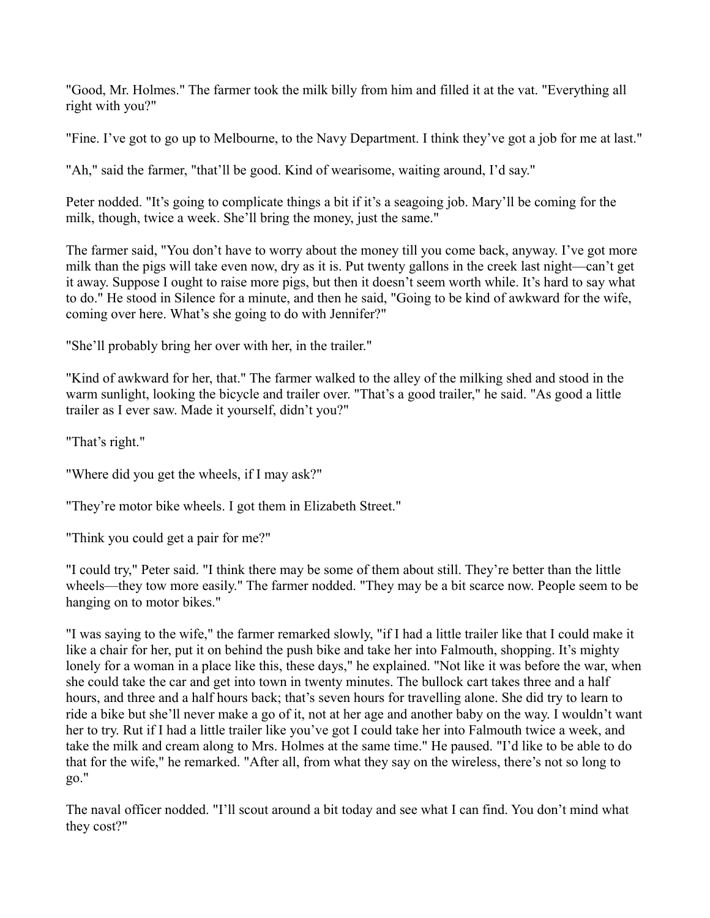"Good, Mr. Holmes." The farmer took the milk billy from him and filled it at the vat. "Everything all right with you?"

"Fine. I've got to go up to Melbourne, to the Navy Department. I think they've got a job for me at last."

"Ah," said the farmer, "that'll be good. Kind of wearisome, waiting around, I'd say."

Peter nodded. "It's going to complicate things a bit if it's a seagoing job. Mary'll be coming for the milk, though, twice a week. She'll bring the money, just the same."

The farmer said, "You don't have to worry about the money till you come back, anyway. I've got more milk than the pigs will take even now, dry as it is. Put twenty gallons in the creek last night—can't get it away. Suppose I ought to raise more pigs, but then it doesn't seem worth while. It's hard to say what to do." He stood in Silence for a minute, and then he said, "Going to be kind of awkward for the wife, coming over here. What's she going to do with Jennifer?"

"She'll probably bring her over with her, in the trailer."

"Kind of awkward for her, that." The farmer walked to the alley of the milking shed and stood in the warm sunlight, looking the bicycle and trailer over. "That's a good trailer," he said. "As good a little trailer as I ever saw. Made it yourself, didn't you?"

"That's right."

"Where did you get the wheels, if I may ask?"

"They're motor bike wheels. I got them in Elizabeth Street."

"Think you could get a pair for me?"

"I could try," Peter said. "I think there may be some of them about still. They're better than the little wheels—they tow more easily." The farmer nodded. "They may be a bit scarce now. People seem to be hanging on to motor bikes."

"I was saying to the wife," the farmer remarked slowly, "if I had a little trailer like that I could make it like a chair for her, put it on behind the push bike and take her into Falmouth, shopping. It's mighty lonely for a woman in a place like this, these days," he explained. "Not like it was before the war, when she could take the car and get into town in twenty minutes. The bullock cart takes three and a half hours, and three and a half hours back; that's seven hours for travelling alone. She did try to learn to ride a bike but she'll never make a go of it, not at her age and another baby on the way. I wouldn't want her to try. Rut if I had a little trailer like you've got I could take her into Falmouth twice a week, and take the milk and cream along to Mrs. Holmes at the same time." He paused. "I'd like to be able to do that for the wife," he remarked. "After all, from what they say on the wireless, there's not so long to go."

The naval officer nodded. "I'll scout around a bit today and see what I can find. You don't mind what they cost?"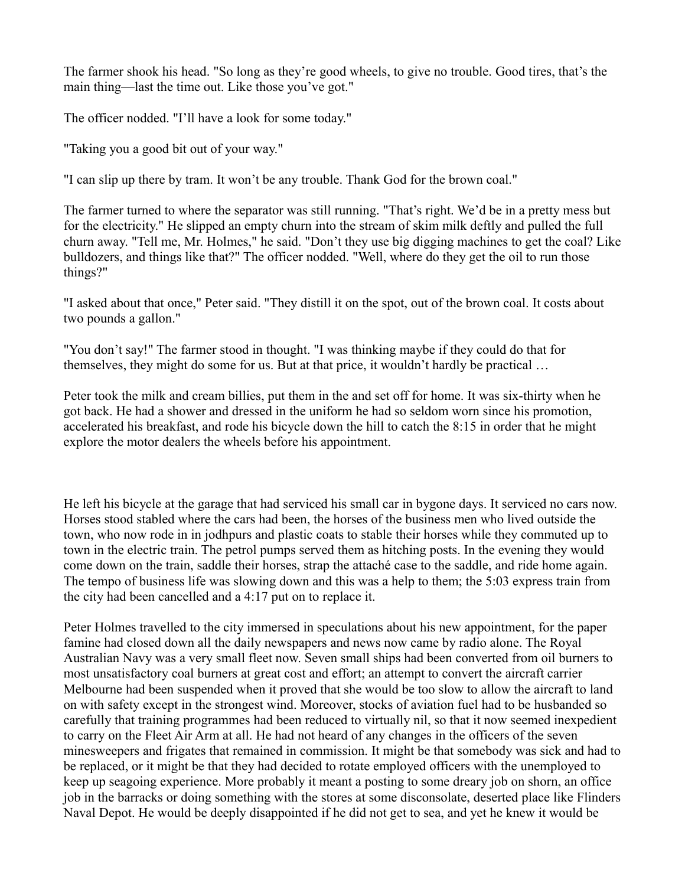The farmer shook his head. "So long as they’re good wheels, to give no trouble. Good tires, that’s the main thing—last the time out. Like those you’ve got."

The officer nodded. "I’ll have a look for some today."

"Taking you a good bit out of your way."

"I can slip up there by tram. It won’t be any trouble. Thank God for the brown coal."

The farmer turned to where the separator was still running. "That’s right. We’d be in a pretty mess but for the electricity." He slipped an empty churn into the stream of skim milk deftly and pulled the full churn away. "Tell me, Mr. Holmes," he said. "Don’t they use big digging machines to get the coal? Like bulldozers, and things like that?" The officer nodded. "Well, where do they get the oil to run those things?"

"I asked about that once," Peter said. "They distill it on the spot, out of the brown coal. It costs about two pounds a gallon."

"You don’t say!" The farmer stood in thought. "I was thinking maybe if they could do that for themselves, they might do some for us. But at that price, it wouldn’t hardly be practical …

Peter took the milk and cream billies, put them in the and set off for home. It was six-thirty when he got back. He had a shower and dressed in the uniform he had so seldom worn since his promotion, accelerated his breakfast, and rode his bicycle down the hill to catch the 8:15 in order that he might explore the motor dealers the wheels before his appointment.

He left his bicycle at the garage that had serviced his small car in bygone days. It serviced no cars now. Horses stood stabled where the cars had been, the horses of the business men who lived outside the town, who now rode in in jodhpurs and plastic coats to stable their horses while they commuted up to town in the electric train. The petrol pumps served them as hitching posts. In the evening they would come down on the train, saddle their horses, strap the attaché case to the saddle, and ride home again. The tempo of business life was slowing down and this was a help to them; the 5:03 express train from the city had been cancelled and a 4:17 put on to replace it.

Peter Holmes travelled to the city immersed in speculations about his new appointment, for the paper famine had closed down all the daily newspapers and news now came by radio alone. The Royal Australian Navy was a very small fleet now. Seven small ships had been converted from oil burners to most unsatisfactory coal burners at great cost and effort; an attempt to convert the aircraft carrier Melbourne had been suspended when it proved that she would be too slow to allow the aircraft to land on with safety except in the strongest wind. Moreover, stocks of aviation fuel had to be husbanded so carefully that training programmes had been reduced to virtually nil, so that it now seemed inexpedient to carry on the Fleet Air Arm at all. He had not heard of any changes in the officers of the seven minesweepers and frigates that remained in commission. It might be that somebody was sick and had to be replaced, or it might be that they had decided to rotate employed officers with the unemployed to keep up seagoing experience. More probably it meant a posting to some dreary job on shorn, an office job in the barracks or doing something with the stores at some disconsolate, deserted place like Flinders Naval Depot. He would be deeply disappointed if he did not get to sea, and yet he knew it would be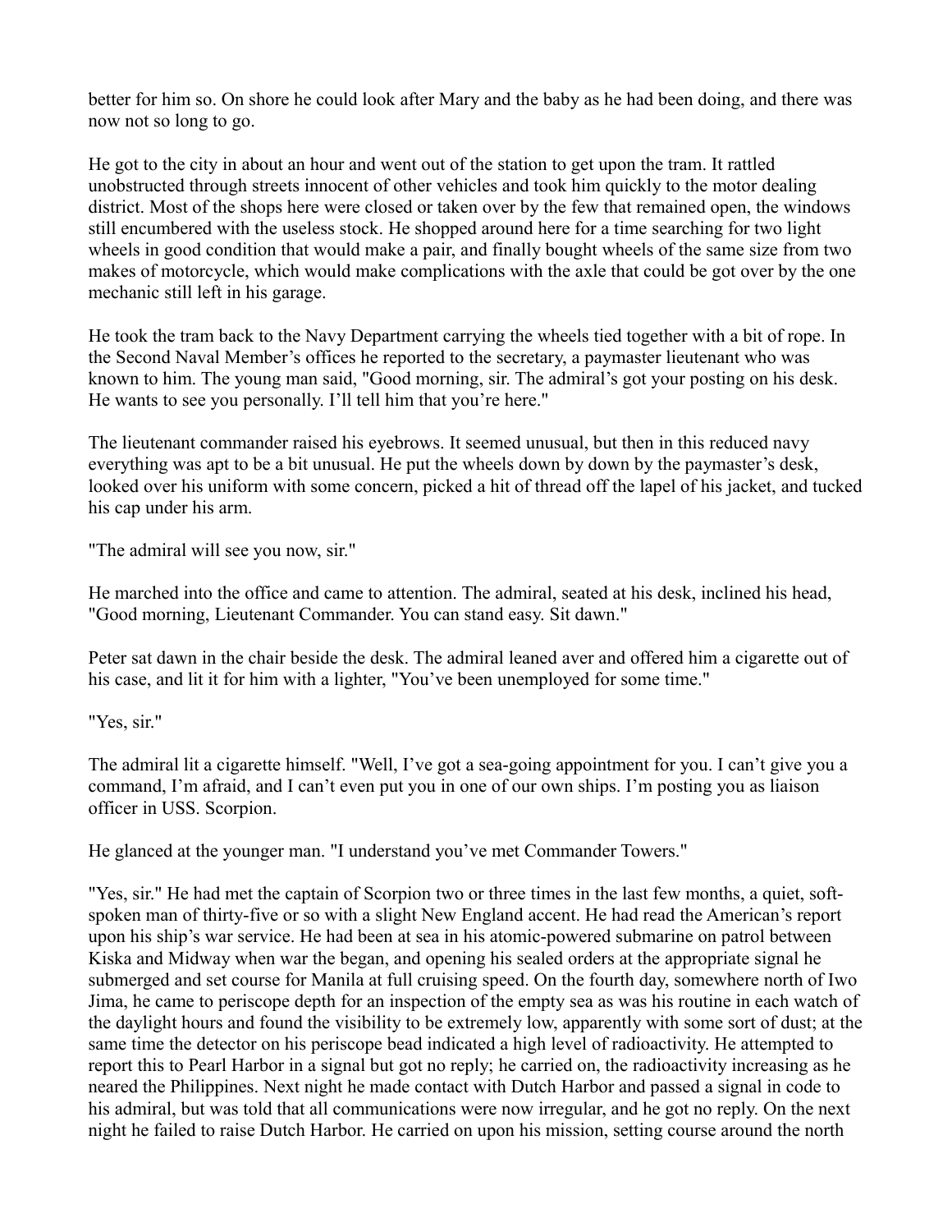better for him so. On shore he could look after Mary and the baby as he had been doing, and there was now not so long to go.

He got to the city in about an hour and went out of the station to get upon the tram. It rattled unobstructed through streets innocent of other vehicles and took him quickly to the motor dealing district. Most of the shops here were closed or taken over by the few that remained open, the windows still encumbered with the useless stock. He shopped around here for a time searching for two light wheels in good condition that would make a pair, and finally bought wheels of the same size from two makes of motorcycle, which would make complications with the axle that could be got over by the one mechanic still left in his garage.

He took the tram back to the Navy Department carrying the wheels tied together with a bit of rope. In the Second Naval Member's offices he reported to the secretary, a paymaster lieutenant who was known to him. The young man said, "Good morning, sir. The admiral's got your posting on his desk. He wants to see you personally. I'll tell him that you're here."

The lieutenant commander raised his eyebrows. It seemed unusual, but then in this reduced navy everything was apt to be a bit unusual. He put the wheels down by down by the paymaster's desk, looked over his uniform with some concern, picked a hit of thread off the lapel of his jacket, and tucked his cap under his arm.

"The admiral will see you now, sir."

He marched into the office and came to attention. The admiral, seated at his desk, inclined his head, "Good morning, Lieutenant Commander. You can stand easy. Sit dawn."

Peter sat dawn in the chair beside the desk. The admiral leaned aver and offered him a cigarette out of his case, and lit it for him with a lighter, "You've been unemployed for some time."

"Yes, sir."

The admiral lit a cigarette himself. "Well, I've got a sea-going appointment for you. I can't give you a command, I'm afraid, and I can't even put you in one of our own ships. I'm posting you as liaison officer in USS. Scorpion.

He glanced at the younger man. "I understand you've met Commander Towers."

"Yes, sir." He had met the captain of Scorpion two or three times in the last few months, a quiet, soft-spoken man of thirty-five or so with a slight New England accent. He had read the American's report upon his ship's war service. He had been at sea in his atomic-powered submarine on patrol between Kiska and Midway when war the began, and opening his sealed orders at the appropriate signal he submerged and set course for Manila at full cruising speed. On the fourth day, somewhere north of Iwo Jima, he came to periscope depth for an inspection of the empty sea as was his routine in each watch of the daylight hours and found the visibility to be extremely low, apparently with some sort of dust; at the same time the detector on his periscope bead indicated a high level of radioactivity. He attempted to report this to Pearl Harbor in a signal but got no reply; he carried on, the radioactivity increasing as he neared the Philippines. Next night he made contact with Dutch Harbor and passed a signal in code to his admiral, but was told that all communications were now irregular, and he got no reply. On the next night he failed to raise Dutch Harbor. He carried on upon his mission, setting course around the north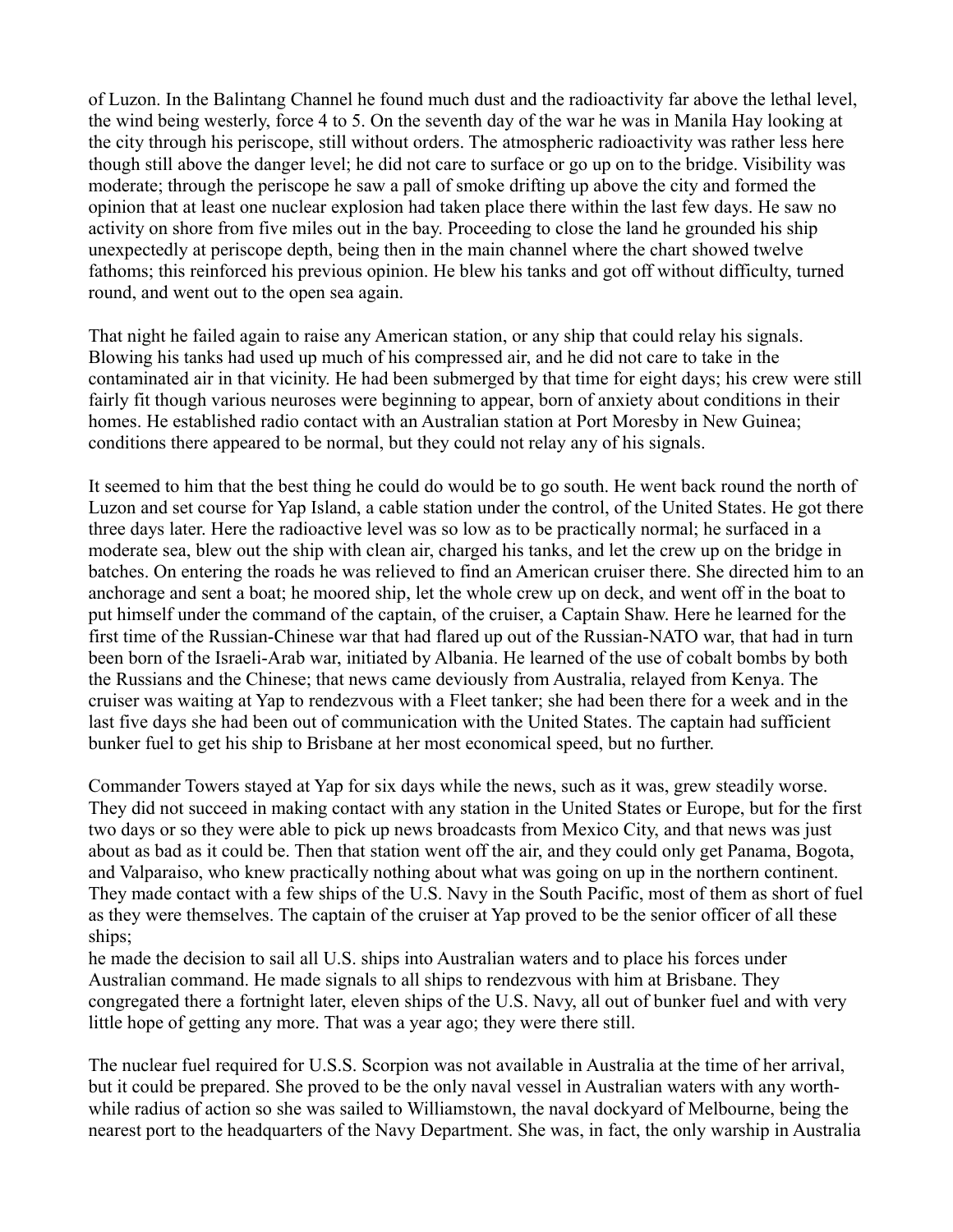of Luzon. In the Balintang Channel he found much dust and the radioactivity far above the lethal level, the wind being westerly, force 4 to 5. On the seventh day of the war he was in Manila Hay looking at the city through his periscope, still without orders. The atmospheric radioactivity was rather less here though still above the danger level; he did not care to surface or go up on to the bridge. Visibility was moderate; through the periscope he saw a pall of smoke drifting up above the city and formed the opinion that at least one nuclear explosion had taken place there within the last few days. He saw no activity on shore from five miles out in the bay. Proceeding to close the land he grounded his ship unexpectedly at periscope depth, being then in the main channel where the chart showed twelve fathoms; this reinforced his previous opinion. He blew his tanks and got off without difficulty, turned round, and went out to the open sea again.

That night he failed again to raise any American station, or any ship that could relay his signals. Blowing his tanks had used up much of his compressed air, and he did not care to take in the contaminated air in that vicinity. He had been submerged by that time for eight days; his crew were still fairly fit though various neuroses were beginning to appear, born of anxiety about conditions in their homes. He established radio contact with an Australian station at Port Moresby in New Guinea; conditions there appeared to be normal, but they could not relay any of his signals.

It seemed to him that the best thing he could do would be to go south. He went back round the north of Luzon and set course for Yap Island, a cable station under the control, of the United States. He got there three days later. Here the radioactive level was so low as to be practically normal; he surfaced in a moderate sea, blew out the ship with clean air, charged his tanks, and let the crew up on the bridge in batches. On entering the roads he was relieved to find an American cruiser there. She directed him to an anchorage and sent a boat; he moored ship, let the whole crew up on deck, and went off in the boat to put himself under the command of the captain, of the cruiser, a Captain Shaw. Here he learned for the first time of the Russian-Chinese war that had flared up out of the Russian-NATO war, that had in turn been born of the Israeli-Arab war, initiated by Albania. He learned of the use of cobalt bombs by both the Russians and the Chinese; that news came deviously from Australia, relayed from Kenya. The cruiser was waiting at Yap to rendezvous with a Fleet tanker; she had been there for a week and in the last five days she had been out of communication with the United States. The captain had sufficient bunker fuel to get his ship to Brisbane at her most economical speed, but no further.

Commander Towers stayed at Yap for six days while the news, such as it was, grew steadily worse. They did not succeed in making contact with any station in the United States or Europe, but for the first two days or so they were able to pick up news broadcasts from Mexico City, and that news was just about as bad as it could be. Then that station went off the air, and they could only get Panama, Bogota, and Valparaiso, who knew practically nothing about what was going on up in the northern continent. They made contact with a few ships of the U.S. Navy in the South Pacific, most of them as short of fuel as they were themselves. The captain of the cruiser at Yap proved to be the senior officer of all these ships;
he made the decision to sail all U.S. ships into Australian waters and to place his forces under Australian command. He made signals to all ships to rendezvous with him at Brisbane. They congregated there a fortnight later, eleven ships of the U.S. Navy, all out of bunker fuel and with very little hope of getting any more. That was a year ago; they were there still.

The nuclear fuel required for U.S.S. Scorpion was not available in Australia at the time of her arrival, but it could be prepared. She proved to be the only naval vessel in Australian waters with any worth-while radius of action so she was sailed to Williamstown, the naval dockyard of Melbourne, being the nearest port to the headquarters of the Navy Department. She was, in fact, the only warship in Australia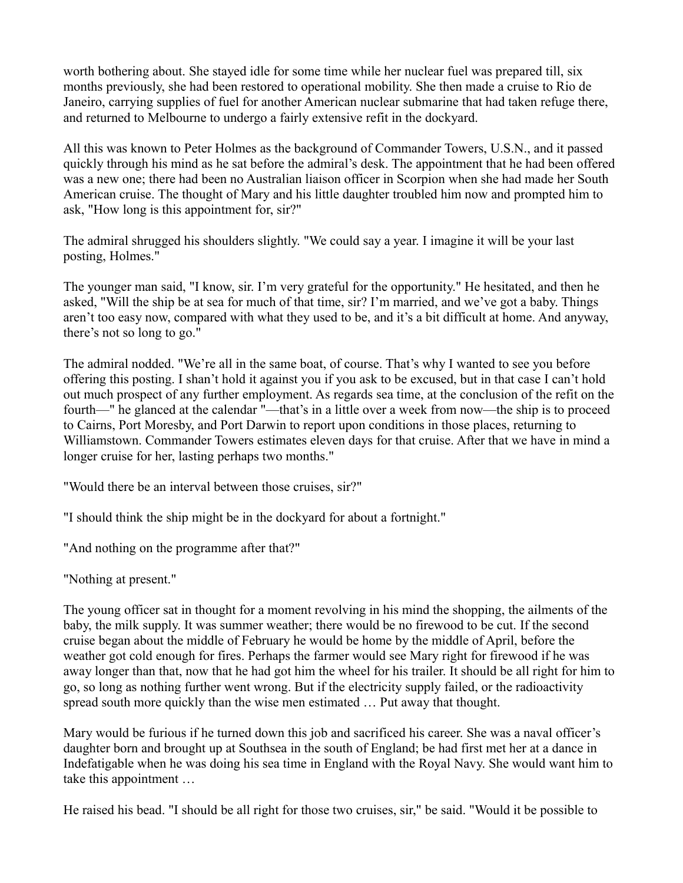worth bothering about. She stayed idle for some time while her nuclear fuel was prepared till, six months previously, she had been restored to operational mobility. She then made a cruise to Rio de Janeiro, carrying supplies of fuel for another American nuclear submarine that had taken refuge there, and returned to Melbourne to undergo a fairly extensive refit in the dockyard.

All this was known to Peter Holmes as the background of Commander Towers, U.S.N., and it passed quickly through his mind as he sat before the admiral's desk. The appointment that he had been offered was a new one; there had been no Australian liaison officer in Scorpion when she had made her South American cruise. The thought of Mary and his little daughter troubled him now and prompted him to ask, "How long is this appointment for, sir?"

The admiral shrugged his shoulders slightly. "We could say a year. I imagine it will be your last posting, Holmes."

The younger man said, "I know, sir. I'm very grateful for the opportunity." He hesitated, and then he asked, "Will the ship be at sea for much of that time, sir? I'm married, and we've got a baby. Things aren't too easy now, compared with what they used to be, and it's a bit difficult at home. And anyway, there's not so long to go."

The admiral nodded. "We're all in the same boat, of course. That's why I wanted to see you before offering this posting. I shan't hold it against you if you ask to be excused, but in that case I can't hold out much prospect of any further employment. As regards sea time, at the conclusion of the refit on the fourth—" he glanced at the calendar "—that's in a little over a week from now—the ship is to proceed to Cairns, Port Moresby, and Port Darwin to report upon conditions in those places, returning to Williamstown. Commander Towers estimates eleven days for that cruise. After that we have in mind a longer cruise for her, lasting perhaps two months."

"Would there be an interval between those cruises, sir?"

"I should think the ship might be in the dockyard for about a fortnight."

"And nothing on the programme after that?"

"Nothing at present."

The young officer sat in thought for a moment revolving in his mind the shopping, the ailments of the baby, the milk supply. It was summer weather; there would be no firewood to be cut. If the second cruise began about the middle of February he would be home by the middle of April, before the weather got cold enough for fires. Perhaps the farmer would see Mary right for firewood if he was away longer than that, now that he had got him the wheel for his trailer. It should be all right for him to go, so long as nothing further went wrong. But if the electricity supply failed, or the radioactivity spread south more quickly than the wise men estimated … Put away that thought.

Mary would be furious if he turned down this job and sacrificed his career. She was a naval officer's daughter born and brought up at Southsea in the south of England; be had first met her at a dance in Indefatigable when he was doing his sea time in England with the Royal Navy. She would want him to take this appointment …

He raised his bead. "I should be all right for those two cruises, sir," be said. "Would it be possible to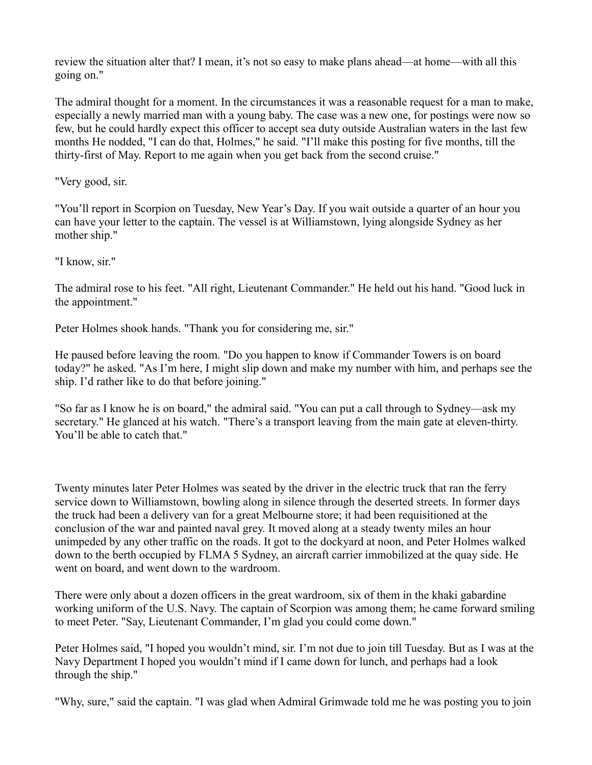review the situation alter that? I mean, it's not so easy to make plans ahead—at home—with all this going on."

The admiral thought for a moment. In the circumstances it was a reasonable request for a man to make, especially a newly married man with a young baby. The case was a new one, for postings were now so few, but he could hardly expect this officer to accept sea duty outside Australian waters in the last few months He nodded, "I can do that, Holmes," he said. "I'll make this posting for five months, till the thirty-first of May. Report to me again when you get back from the second cruise."

"Very good, sir.

"You'll report in Scorpion on Tuesday, New Year's Day. If you wait outside a quarter of an hour you can have your letter to the captain. The vessel is at Williamstown, lying alongside Sydney as her mother ship."

"I know, sir."

The admiral rose to his feet. "All right, Lieutenant Commander." He held out his hand. "Good luck in the appointment."

Peter Holmes shook hands. "Thank you for considering me, sir."

He paused before leaving the room. "Do you happen to know if Commander Towers is on board today?" he asked. "As I'm here, I might slip down and make my number with him, and perhaps see the ship. I'd rather like to do that before joining."

"So far as I know he is on board," the admiral said. "You can put a call through to Sydney—ask my secretary." He glanced at his watch. "There's a transport leaving from the main gate at eleven-thirty. You'll be able to catch that."

Twenty minutes later Peter Holmes was seated by the driver in the electric truck that ran the ferry service down to Williamstown, bowling along in silence through the deserted streets. In former days the truck had been a delivery van for a great Melbourne store; it had been requisitioned at the conclusion of the war and painted naval grey. It moved along at a steady twenty miles an hour unimpeded by any other traffic on the roads. It got to the dockyard at noon, and Peter Holmes walked down to the berth occupied by FLMA 5 Sydney, an aircraft carrier immobilized at the quay side. He went on board, and went down to the wardroom.

There were only about a dozen officers in the great wardroom, six of them in the khaki gabardine working uniform of the U.S. Navy. The captain of Scorpion was among them; he came forward smiling to meet Peter. "Say, Lieutenant Commander, I'm glad you could come down."

Peter Holmes said, "I hoped you wouldn't mind, sir. I'm not due to join till Tuesday. But as I was at the Navy Department I hoped you wouldn't mind if I came down for lunch, and perhaps had a look through the ship."

"Why, sure," said the captain. "I was glad when Admiral Grimwade told me he was posting you to join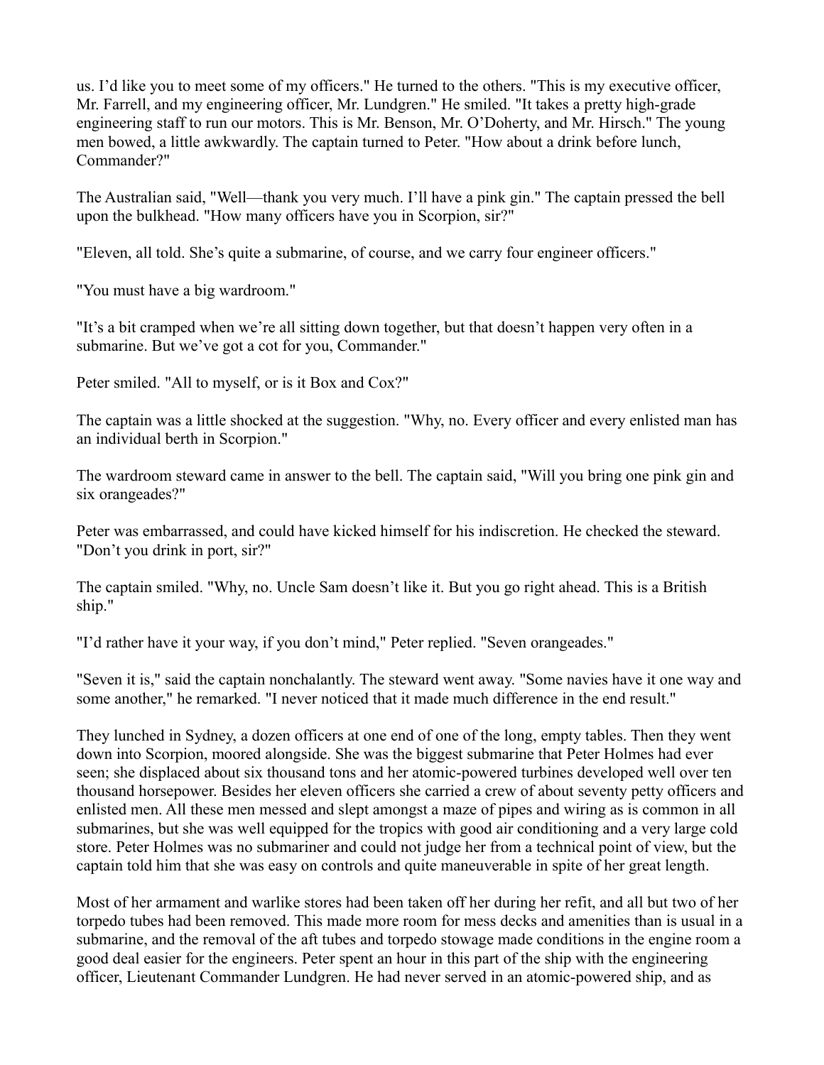us. I’d like you to meet some of my officers." He turned to the others. "This is my executive officer, Mr. Farrell, and my engineering officer, Mr. Lundgren." He smiled. "It takes a pretty high-grade engineering staff to run our motors. This is Mr. Benson, Mr. O’Doherty, and Mr. Hirsch." The young men bowed, a little awkwardly. The captain turned to Peter. "How about a drink before lunch, Commander?"

The Australian said, "Well—thank you very much. I’ll have a pink gin." The captain pressed the bell upon the bulkhead. "How many officers have you in Scorpion, sir?"

"Eleven, all told. She’s quite a submarine, of course, and we carry four engineer officers."

"You must have a big wardroom."

"It’s a bit cramped when we’re all sitting down together, but that doesn’t happen very often in a submarine. But we’ve got a cot for you, Commander."

Peter smiled. "All to myself, or is it Box and Cox?"

The captain was a little shocked at the suggestion. "Why, no. Every officer and every enlisted man has an individual berth in Scorpion."

The wardroom steward came in answer to the bell. The captain said, "Will you bring one pink gin and six orangeades?"

Peter was embarrassed, and could have kicked himself for his indiscretion. He checked the steward. "Don’t you drink in port, sir?"

The captain smiled. "Why, no. Uncle Sam doesn’t like it. But you go right ahead. This is a British ship."

"I’d rather have it your way, if you don’t mind," Peter replied. "Seven orangeades."

"Seven it is," said the captain nonchalantly. The steward went away. "Some navies have it one way and some another," he remarked. "I never noticed that it made much difference in the end result."

They lunched in Sydney, a dozen officers at one end of one of the long, empty tables. Then they went down into Scorpion, moored alongside. She was the biggest submarine that Peter Holmes had ever seen; she displaced about six thousand tons and her atomic-powered turbines developed well over ten thousand horsepower. Besides her eleven officers she carried a crew of about seventy petty officers and enlisted men. All these men messed and slept amongst a maze of pipes and wiring as is common in all submarines, but she was well equipped for the tropics with good air conditioning and a very large cold store. Peter Holmes was no submariner and could not judge her from a technical point of view, but the captain told him that she was easy on controls and quite maneuverable in spite of her great length.

Most of her armament and warlike stores had been taken off her during her refit, and all but two of her torpedo tubes had been removed. This made more room for mess decks and amenities than is usual in a submarine, and the removal of the aft tubes and torpedo stowage made conditions in the engine room a good deal easier for the engineers. Peter spent an hour in this part of the ship with the engineering officer, Lieutenant Commander Lundgren. He had never served in an atomic-powered ship, and as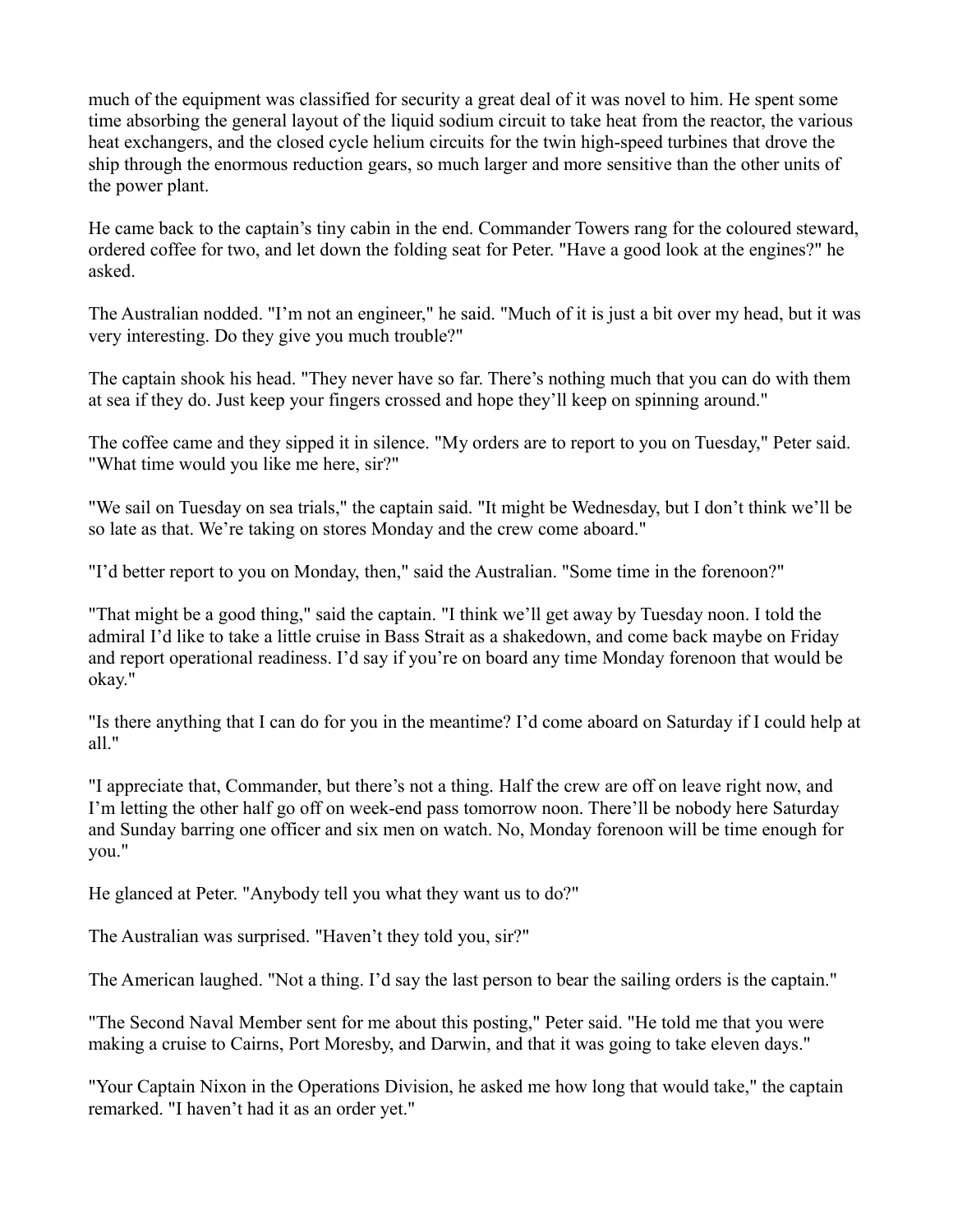much of the equipment was classified for security a great deal of it was novel to him. He spent some time absorbing the general layout of the liquid sodium circuit to take heat from the reactor, the various heat exchangers, and the closed cycle helium circuits for the twin high-speed turbines that drove the ship through the enormous reduction gears, so much larger and more sensitive than the other units of the power plant.

He came back to the captain's tiny cabin in the end. Commander Towers rang for the coloured steward, ordered coffee for two, and let down the folding seat for Peter. "Have a good look at the engines?" he asked.

The Australian nodded. "I'm not an engineer," he said. "Much of it is just a bit over my head, but it was very interesting. Do they give you much trouble?"

The captain shook his head. "They never have so far. There's nothing much that you can do with them at sea if they do. Just keep your fingers crossed and hope they'll keep on spinning around."

The coffee came and they sipped it in silence. "My orders are to report to you on Tuesday," Peter said. "What time would you like me here, sir?"

"We sail on Tuesday on sea trials," the captain said. "It might be Wednesday, but I don't think we'll be so late as that. We're taking on stores Monday and the crew come aboard."

"I'd better report to you on Monday, then," said the Australian. "Some time in the forenoon?"

"That might be a good thing," said the captain. "I think we'll get away by Tuesday noon. I told the admiral I'd like to take a little cruise in Bass Strait as a shakedown, and come back maybe on Friday and report operational readiness. I'd say if you're on board any time Monday forenoon that would be okay."

"Is there anything that I can do for you in the meantime? I'd come aboard on Saturday if I could help at all."

"I appreciate that, Commander, but there's not a thing. Half the crew are off on leave right now, and I'm letting the other half go off on week-end pass tomorrow noon. There'll be nobody here Saturday and Sunday barring one officer and six men on watch. No, Monday forenoon will be time enough for you."

He glanced at Peter. "Anybody tell you what they want us to do?"

The Australian was surprised. "Haven't they told you, sir?"

The American laughed. "Not a thing. I'd say the last person to bear the sailing orders is the captain."

"The Second Naval Member sent for me about this posting," Peter said. "He told me that you were making a cruise to Cairns, Port Moresby, and Darwin, and that it was going to take eleven days."

"Your Captain Nixon in the Operations Division, he asked me how long that would take," the captain remarked. "I haven't had it as an order yet."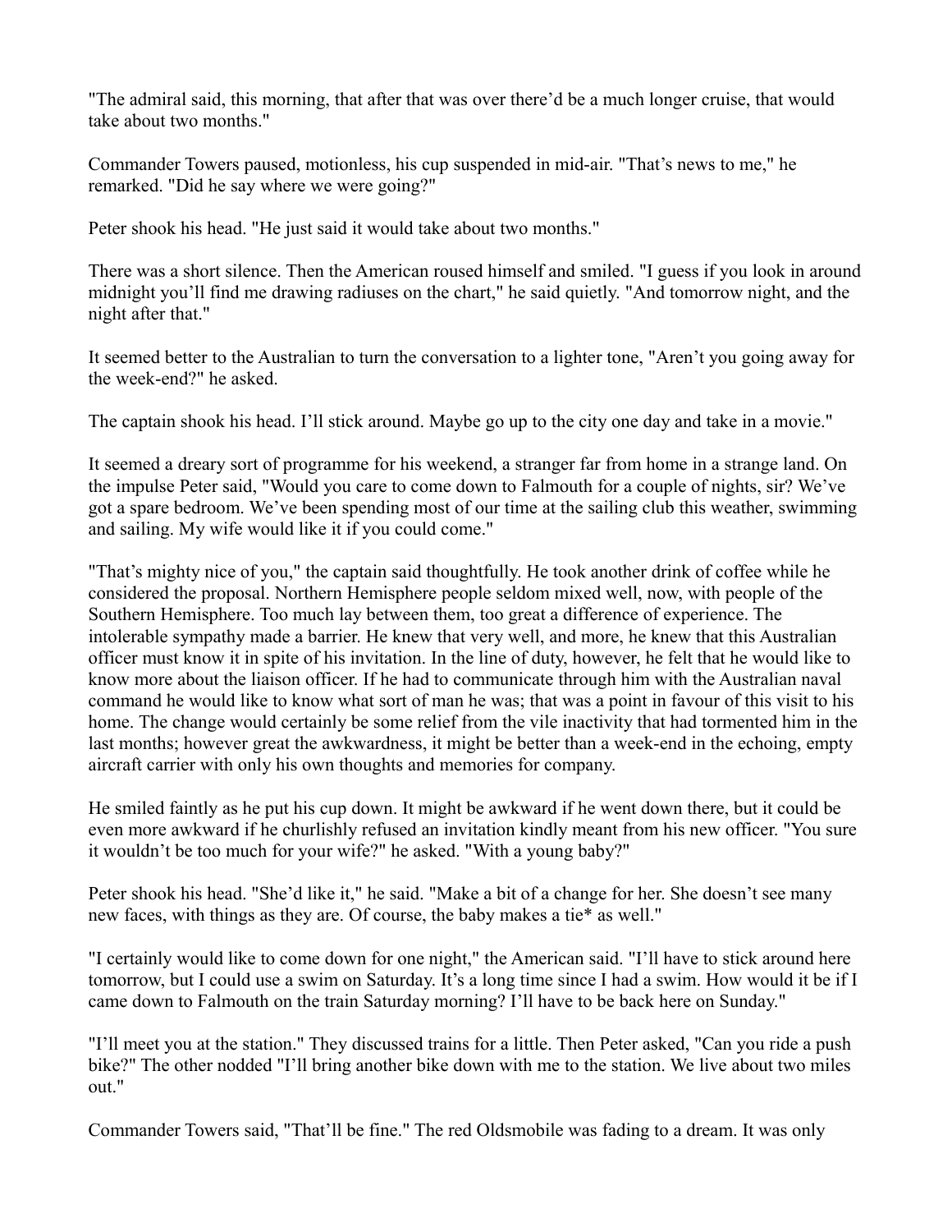"The admiral said, this morning, that after that was over there'd be a much longer cruise, that would take about two months."

Commander Towers paused, motionless, his cup suspended in mid-air. "That's news to me," he remarked. "Did he say where we were going?"

Peter shook his head. "He just said it would take about two months."

There was a short silence. Then the American roused himself and smiled. "I guess if you look in around midnight you'll find me drawing radiuses on the chart," he said quietly. "And tomorrow night, and the night after that."

It seemed better to the Australian to turn the conversation to a lighter tone, "Aren't you going away for the week-end?" he asked.

The captain shook his head. I'll stick around. Maybe go up to the city one day and take in a movie."

It seemed a dreary sort of programme for his weekend, a stranger far from home in a strange land. On the impulse Peter said, "Would you care to come down to Falmouth for a couple of nights, sir? We've got a spare bedroom. We've been spending most of our time at the sailing club this weather, swimming and sailing. My wife would like it if you could come."

"That's mighty nice of you," the captain said thoughtfully. He took another drink of coffee while he considered the proposal. Northern Hemisphere people seldom mixed well, now, with people of the Southern Hemisphere. Too much lay between them, too great a difference of experience. The intolerable sympathy made a barrier. He knew that very well, and more, he knew that this Australian officer must know it in spite of his invitation. In the line of duty, however, he felt that he would like to know more about the liaison officer. If he had to communicate through him with the Australian naval command he would like to know what sort of man he was; that was a point in favour of this visit to his home. The change would certainly be some relief from the vile inactivity that had tormented him in the last months; however great the awkwardness, it might be better than a week-end in the echoing, empty aircraft carrier with only his own thoughts and memories for company.

He smiled faintly as he put his cup down. It might be awkward if he went down there, but it could be even more awkward if he churlishly refused an invitation kindly meant from his new officer. "You sure it wouldn't be too much for your wife?" he asked. "With a young baby?"

Peter shook his head. "She'd like it," he said. "Make a bit of a change for her. She doesn't see many new faces, with things as they are. Of course, the baby makes a tie* as well."

"I certainly would like to come down for one night," the American said. "I'll have to stick around here tomorrow, but I could use a swim on Saturday. It's a long time since I had a swim. How would it be if I came down to Falmouth on the train Saturday morning? I'll have to be back here on Sunday."

"I'll meet you at the station." They discussed trains for a little. Then Peter asked, "Can you ride a push bike?" The other nodded "I'll bring another bike down with me to the station. We live about two miles out."

Commander Towers said, "That'll be fine." The red Oldsmobile was fading to a dream. It was only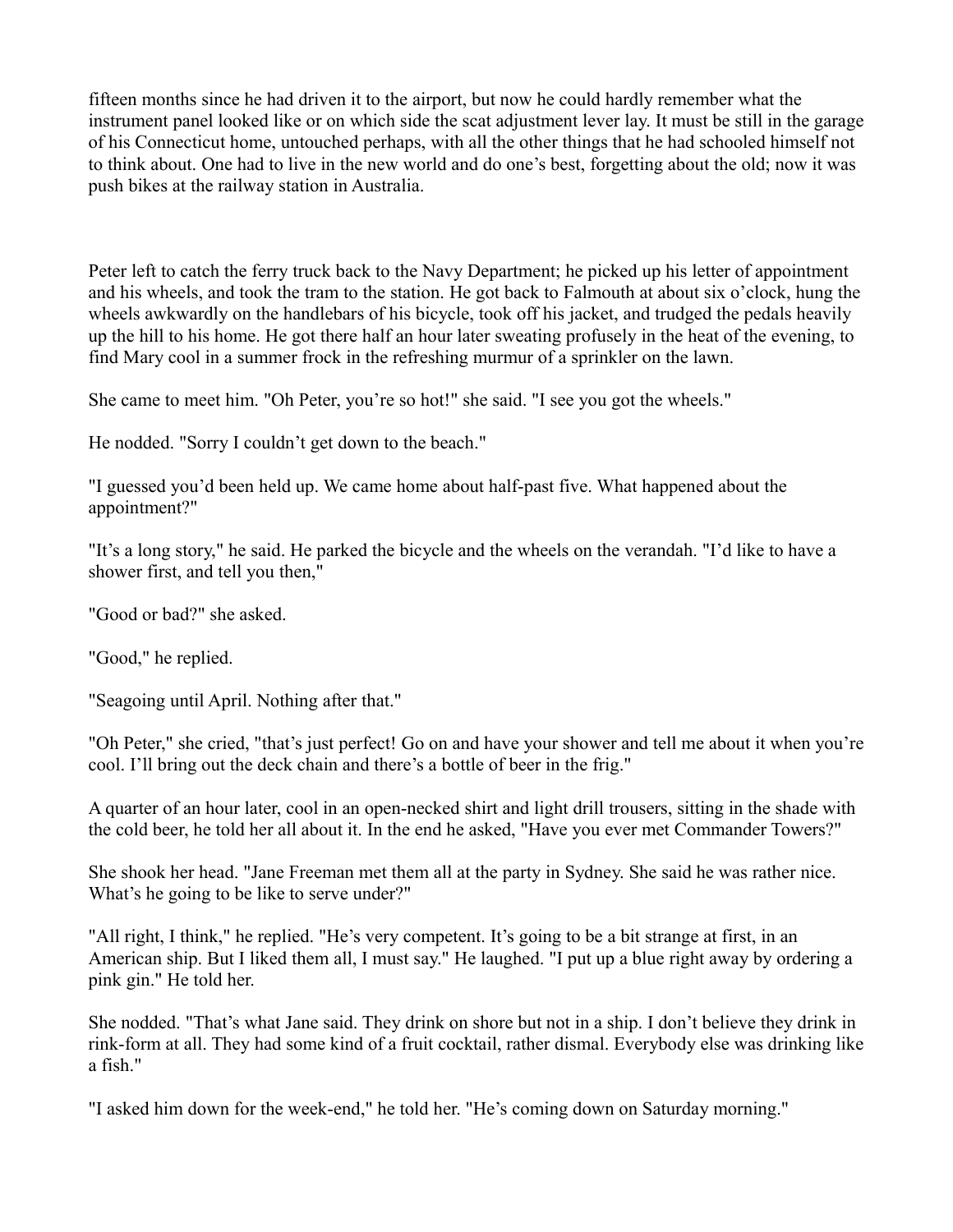fifteen months since he had driven it to the airport, but now he could hardly remember what the instrument panel looked like or on which side the scat adjustment lever lay. It must be still in the garage of his Connecticut home, untouched perhaps, with all the other things that he had schooled himself not to think about. One had to live in the new world and do one's best, forgetting about the old; now it was push bikes at the railway station in Australia.

Peter left to catch the ferry truck back to the Navy Department; he picked up his letter of appointment and his wheels, and took the tram to the station. He got back to Falmouth at about six o'clock, hung the wheels awkwardly on the handlebars of his bicycle, took off his jacket, and trudged the pedals heavily up the hill to his home. He got there half an hour later sweating profusely in the heat of the evening, to find Mary cool in a summer frock in the refreshing murmur of a sprinkler on the lawn.

She came to meet him. "Oh Peter, you're so hot!" she said. "I see you got the wheels."

He nodded. "Sorry I couldn't get down to the beach."

"I guessed you'd been held up. We came home about half-past five. What happened about the appointment?"

"It's a long story," he said. He parked the bicycle and the wheels on the verandah. "I'd like to have a shower first, and tell you then,"

"Good or bad?" she asked.

"Good," he replied.

"Seagoing until April. Nothing after that."

"Oh Peter," she cried, "that's just perfect! Go on and have your shower and tell me about it when you're cool. I'll bring out the deck chain and there's a bottle of beer in the frig."

A quarter of an hour later, cool in an open-necked shirt and light drill trousers, sitting in the shade with the cold beer, he told her all about it. In the end he asked, "Have you ever met Commander Towers?"

She shook her head. "Jane Freeman met them all at the party in Sydney. She said he was rather nice. What's he going to be like to serve under?"

"All right, I think," he replied. "He's very competent. It's going to be a bit strange at first, in an American ship. But I liked them all, I must say." He laughed. "I put up a blue right away by ordering a pink gin." He told her.

She nodded. "That's what Jane said. They drink on shore but not in a ship. I don't believe they drink in rink-form at all. They had some kind of a fruit cocktail, rather dismal. Everybody else was drinking like a fish."

"I asked him down for the week-end," he told her. "He's coming down on Saturday morning."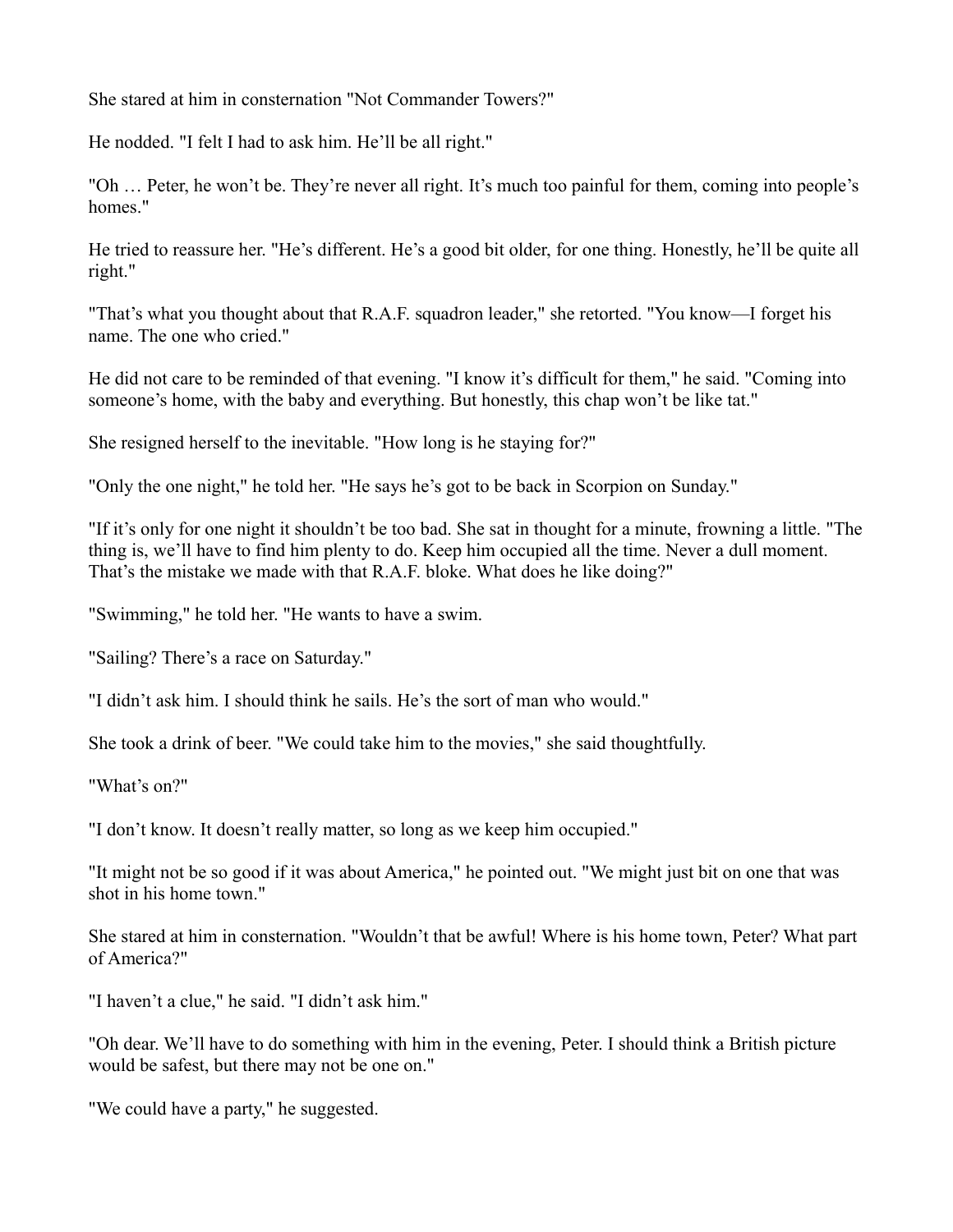She stared at him in consternation "Not Commander Towers?"

He nodded. "I felt I had to ask him. He'll be all right."

"Oh … Peter, he won't be. They're never all right. It's much too painful for them, coming into people's homes."

He tried to reassure her. "He's different. He's a good bit older, for one thing. Honestly, he'll be quite all right."

"That's what you thought about that R.A.F. squadron leader," she retorted. "You know—I forget his name. The one who cried."

He did not care to be reminded of that evening. "I know it's difficult for them," he said. "Coming into someone's home, with the baby and everything. But honestly, this chap won't be like tat."

She resigned herself to the inevitable. "How long is he staying for?"

"Only the one night," he told her. "He says he's got to be back in Scorpion on Sunday."

"If it's only for one night it shouldn't be too bad. She sat in thought for a minute, frowning a little. "The thing is, we'll have to find him plenty to do. Keep him occupied all the time. Never a dull moment. That's the mistake we made with that R.A.F. bloke. What does he like doing?"

"Swimming," he told her. "He wants to have a swim.

"Sailing? There's a race on Saturday."

"I didn't ask him. I should think he sails. He's the sort of man who would."

She took a drink of beer. "We could take him to the movies," she said thoughtfully.

"What's on?"

"I don't know. It doesn't really matter, so long as we keep him occupied."

"It might not be so good if it was about America," he pointed out. "We might just bit on one that was shot in his home town."

She stared at him in consternation. "Wouldn't that be awful! Where is his home town, Peter? What part of America?"

"I haven't a clue," he said. "I didn't ask him."

"Oh dear. We'll have to do something with him in the evening, Peter. I should think a British picture would be safest, but there may not be one on."

"We could have a party," he suggested.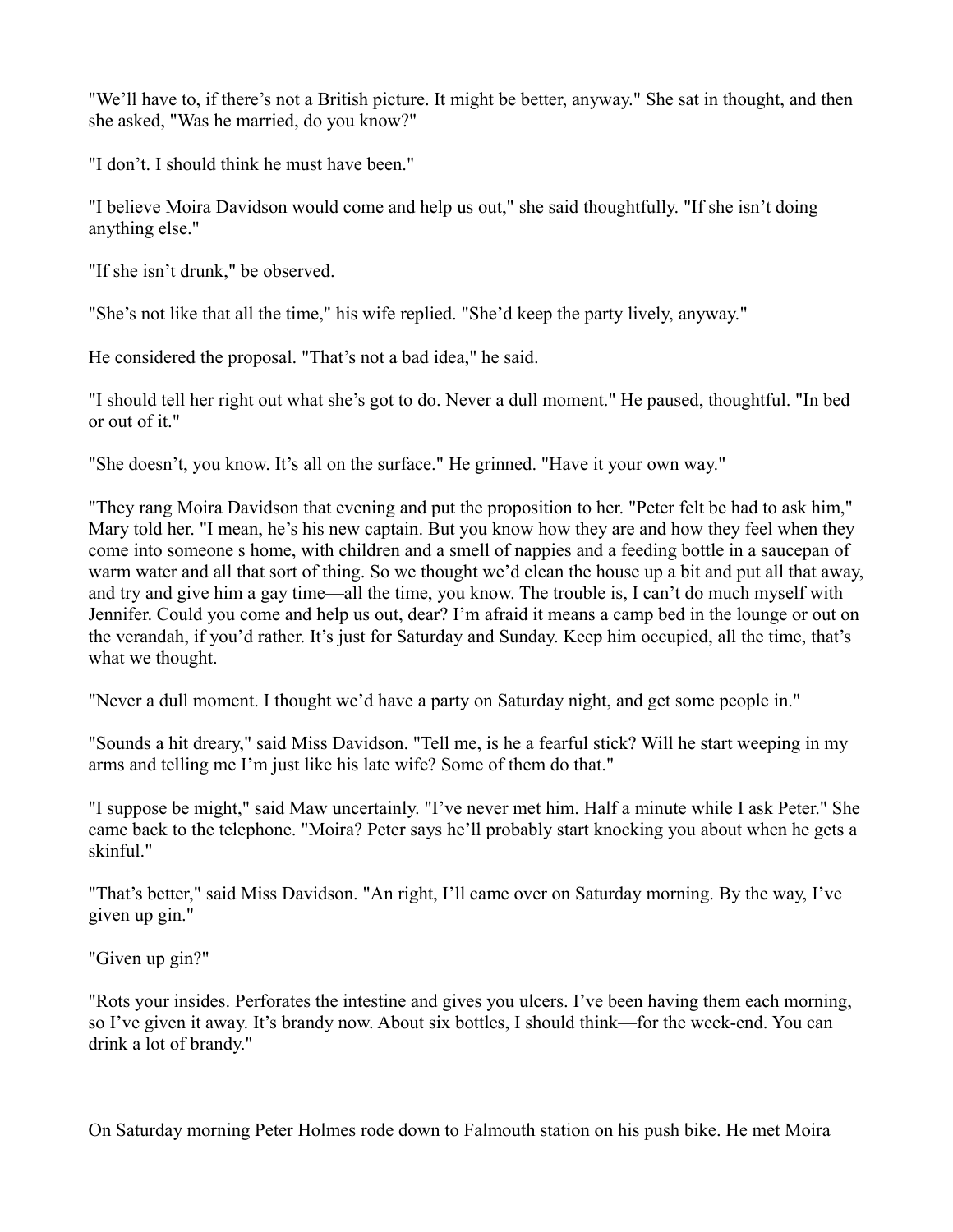"We'll have to, if there's not a British picture. It might be better, anyway." She sat in thought, and then she asked, "Was he married, do you know?"

"I don't. I should think he must have been."

"I believe Moira Davidson would come and help us out," she said thoughtfully. "If she isn't doing anything else."

"If she isn't drunk," be observed.

"She's not like that all the time," his wife replied. "She'd keep the party lively, anyway."

He considered the proposal. "That's not a bad idea," he said.

"I should tell her right out what she's got to do. Never a dull moment." He paused, thoughtful. "In bed or out of it."

"She doesn't, you know. It's all on the surface." He grinned. "Have it your own way."

"They rang Moira Davidson that evening and put the proposition to her. "Peter felt be had to ask him," Mary told her. "I mean, he's his new captain. But you know how they are and how they feel when they come into someone s home, with children and a smell of nappies and a feeding bottle in a saucepan of warm water and all that sort of thing. So we thought we'd clean the house up a bit and put all that away, and try and give him a gay time—all the time, you know. The trouble is, I can't do much myself with Jennifer. Could you come and help us out, dear? I'm afraid it means a camp bed in the lounge or out on the verandah, if you'd rather. It's just for Saturday and Sunday. Keep him occupied, all the time, that's what we thought.

"Never a dull moment. I thought we'd have a party on Saturday night, and get some people in."

"Sounds a hit dreary," said Miss Davidson. "Tell me, is he a fearful stick? Will he start weeping in my arms and telling me I'm just like his late wife? Some of them do that."

"I suppose be might," said Maw uncertainly. "I've never met him. Half a minute while I ask Peter." She came back to the telephone. "Moira? Peter says he'll probably start knocking you about when he gets a skinful."

"That's better," said Miss Davidson. "An right, I'll came over on Saturday morning. By the way, I've given up gin."

"Given up gin?"

"Rots your insides. Perforates the intestine and gives you ulcers. I've been having them each morning, so I've given it away. It's brandy now. About six bottles, I should think—for the week-end. You can drink a lot of brandy."

On Saturday morning Peter Holmes rode down to Falmouth station on his push bike. He met Moira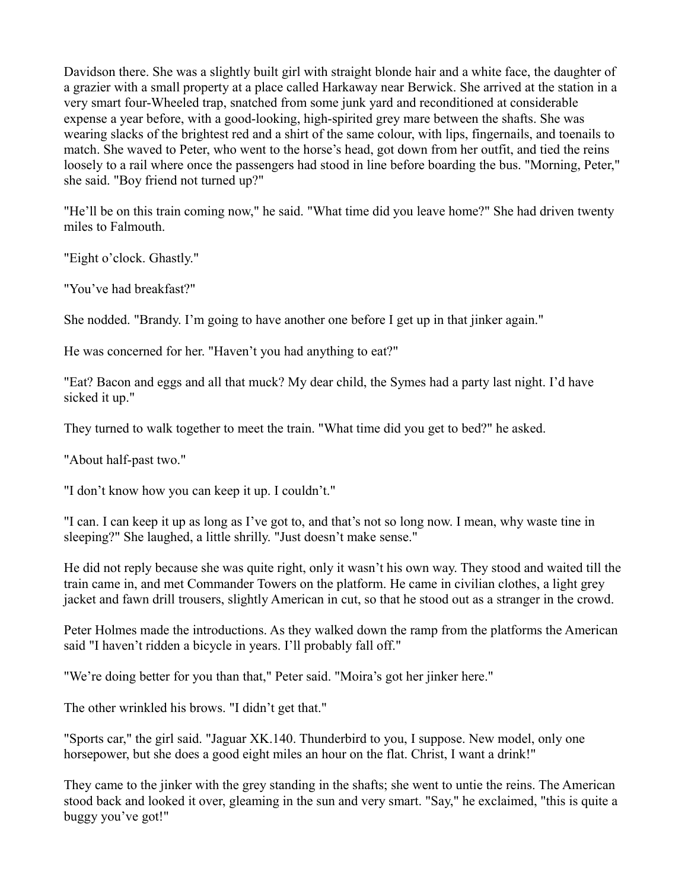Davidson there. She was a slightly built girl with straight blonde hair and a white face, the daughter of a grazier with a small property at a place called Harkaway near Berwick. She arrived at the station in a very smart four-Wheeled trap, snatched from some junk yard and reconditioned at considerable expense a year before, with a good-looking, high-spirited grey mare between the shafts. She was wearing slacks of the brightest red and a shirt of the same colour, with lips, fingernails, and toenails to match. She waved to Peter, who went to the horse's head, got down from her outfit, and tied the reins loosely to a rail where once the passengers had stood in line before boarding the bus. "Morning, Peter," she said. "Boy friend not turned up?"

"He'll be on this train coming now," he said. "What time did you leave home?" She had driven twenty miles to Falmouth.

"Eight o'clock. Ghastly."

"You've had breakfast?"

She nodded. "Brandy. I'm going to have another one before I get up in that jinker again."

He was concerned for her. "Haven't you had anything to eat?"

"Eat? Bacon and eggs and all that muck? My dear child, the Symes had a party last night. I'd have sicked it up."

They turned to walk together to meet the train. "What time did you get to bed?" he asked.

"About half-past two."

"I don't know how you can keep it up. I couldn't."

"I can. I can keep it up as long as I've got to, and that's not so long now. I mean, why waste tine in sleeping?" She laughed, a little shrilly. "Just doesn't make sense."

He did not reply because she was quite right, only it wasn't his own way. They stood and waited till the train came in, and met Commander Towers on the platform. He came in civilian clothes, a light grey jacket and fawn drill trousers, slightly American in cut, so that he stood out as a stranger in the crowd.

Peter Holmes made the introductions. As they walked down the ramp from the platforms the American said "I haven't ridden a bicycle in years. I'll probably fall off."

"We're doing better for you than that," Peter said. "Moira's got her jinker here."

The other wrinkled his brows. "I didn't get that."

"Sports car," the girl said. "Jaguar XK.140. Thunderbird to you, I suppose. New model, only one horsepower, but she does a good eight miles an hour on the flat. Christ, I want a drink!"

They came to the jinker with the grey standing in the shafts; she went to untie the reins. The American stood back and looked it over, gleaming in the sun and very smart. "Say," he exclaimed, "this is quite a buggy you've got!"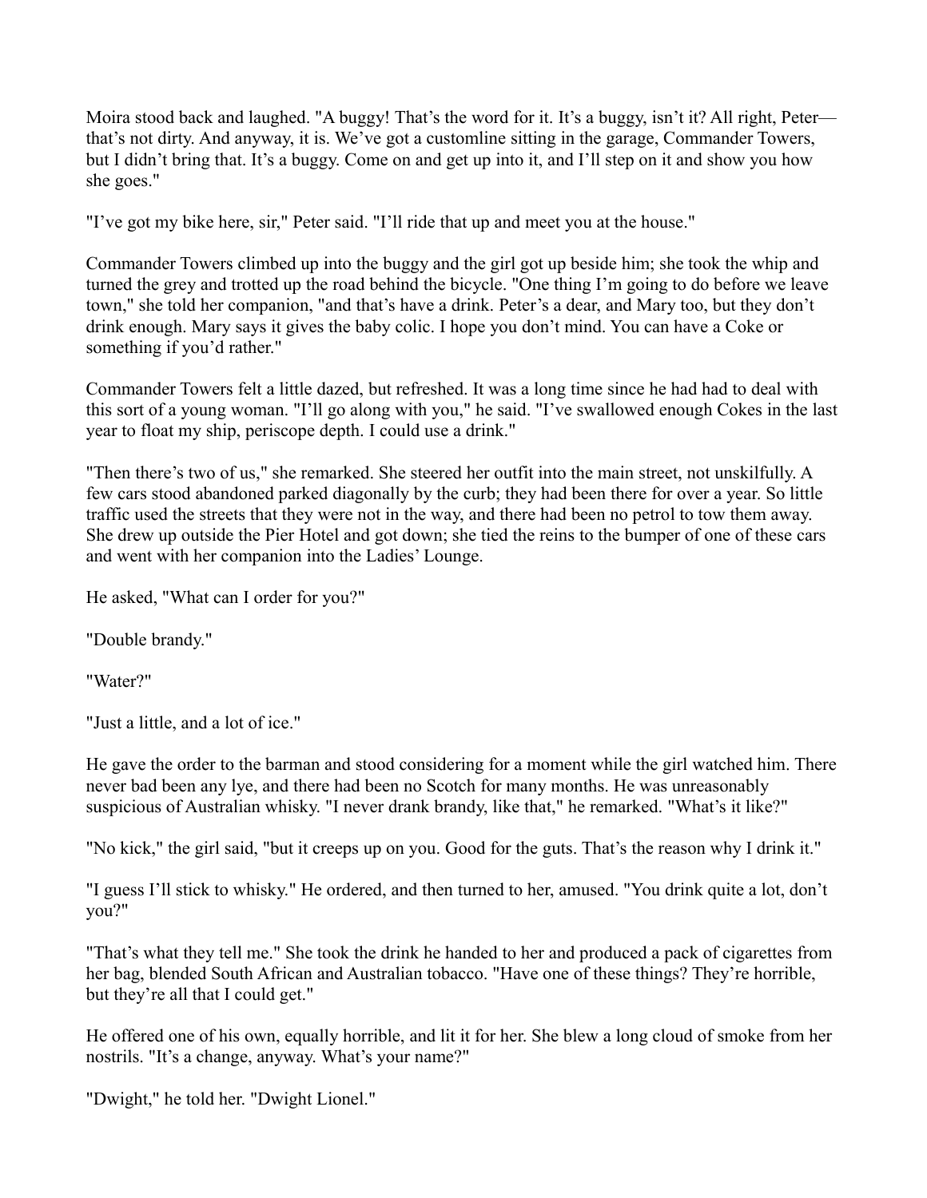Moira stood back and laughed. "A buggy! That's the word for it. It's a buggy, isn't it? All right, Peter—that's not dirty. And anyway, it is. We've got a customline sitting in the garage, Commander Towers, but I didn't bring that. It's a buggy. Come on and get up into it, and I'll step on it and show you how she goes."

"I've got my bike here, sir," Peter said. "I'll ride that up and meet you at the house."

Commander Towers climbed up into the buggy and the girl got up beside him; she took the whip and turned the grey and trotted up the road behind the bicycle. "One thing I'm going to do before we leave town," she told her companion, "and that's have a drink. Peter's a dear, and Mary too, but they don't drink enough. Mary says it gives the baby colic. I hope you don't mind. You can have a Coke or something if you'd rather."

Commander Towers felt a little dazed, but refreshed. It was a long time since he had had to deal with this sort of a young woman. "I'll go along with you," he said. "I've swallowed enough Cokes in the last year to float my ship, periscope depth. I could use a drink."

"Then there's two of us," she remarked. She steered her outfit into the main street, not unskilfully. A few cars stood abandoned parked diagonally by the curb; they had been there for over a year. So little traffic used the streets that they were not in the way, and there had been no petrol to tow them away. She drew up outside the Pier Hotel and got down; she tied the reins to the bumper of one of these cars and went with her companion into the Ladies' Lounge.

He asked, "What can I order for you?"

"Double brandy."

"Water?"

"Just a little, and a lot of ice."

He gave the order to the barman and stood considering for a moment while the girl watched him. There never bad been any lye, and there had been no Scotch for many months. He was unreasonably suspicious of Australian whisky. "I never drank brandy, like that," he remarked. "What's it like?"

"No kick," the girl said, "but it creeps up on you. Good for the guts. That's the reason why I drink it."

"I guess I'll stick to whisky." He ordered, and then turned to her, amused. "You drink quite a lot, don't you?"

"That's what they tell me." She took the drink he handed to her and produced a pack of cigarettes from her bag, blended South African and Australian tobacco. "Have one of these things? They're horrible, but they're all that I could get."

He offered one of his own, equally horrible, and lit it for her. She blew a long cloud of smoke from her nostrils. "It's a change, anyway. What's your name?"

"Dwight," he told her. "Dwight Lionel."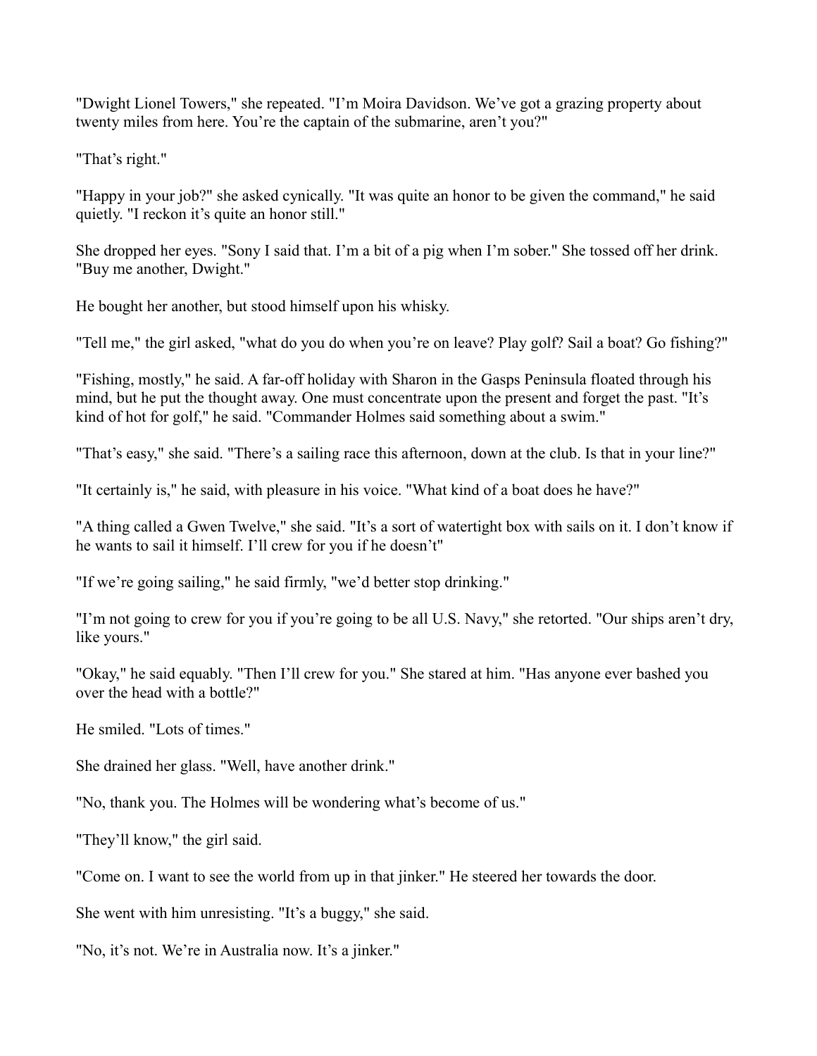"Dwight Lionel Towers," she repeated. "I'm Moira Davidson. We've got a grazing property about twenty miles from here. You're the captain of the submarine, aren't you?"

"That's right."

"Happy in your job?" she asked cynically. "It was quite an honor to be given the command," he said quietly. "I reckon it's quite an honor still."

She dropped her eyes. "Sony I said that. I'm a bit of a pig when I'm sober." She tossed off her drink. "Buy me another, Dwight."

He bought her another, but stood himself upon his whisky.

"Tell me," the girl asked, "what do you do when you're on leave? Play golf? Sail a boat? Go fishing?"

"Fishing, mostly," he said. A far-off holiday with Sharon in the Gasps Peninsula floated through his mind, but he put the thought away. One must concentrate upon the present and forget the past. "It's kind of hot for golf," he said. "Commander Holmes said something about a swim."

"That's easy," she said. "There's a sailing race this afternoon, down at the club. Is that in your line?"

"It certainly is," he said, with pleasure in his voice. "What kind of a boat does he have?"

"A thing called a Gwen Twelve," she said. "It's a sort of watertight box with sails on it. I don't know if he wants to sail it himself. I'll crew for you if he doesn't"

"If we're going sailing," he said firmly, "we'd better stop drinking."

"I'm not going to crew for you if you're going to be all U.S. Navy," she retorted. "Our ships aren't dry, like yours."

"Okay," he said equably. "Then I'll crew for you." She stared at him. "Has anyone ever bashed you over the head with a bottle?"

He smiled. "Lots of times."

She drained her glass. "Well, have another drink."

"No, thank you. The Holmes will be wondering what's become of us."

"They'll know," the girl said.

"Come on. I want to see the world from up in that jinker." He steered her towards the door.

She went with him unresisting. "It's a buggy," she said.

"No, it's not. We're in Australia now. It's a jinker."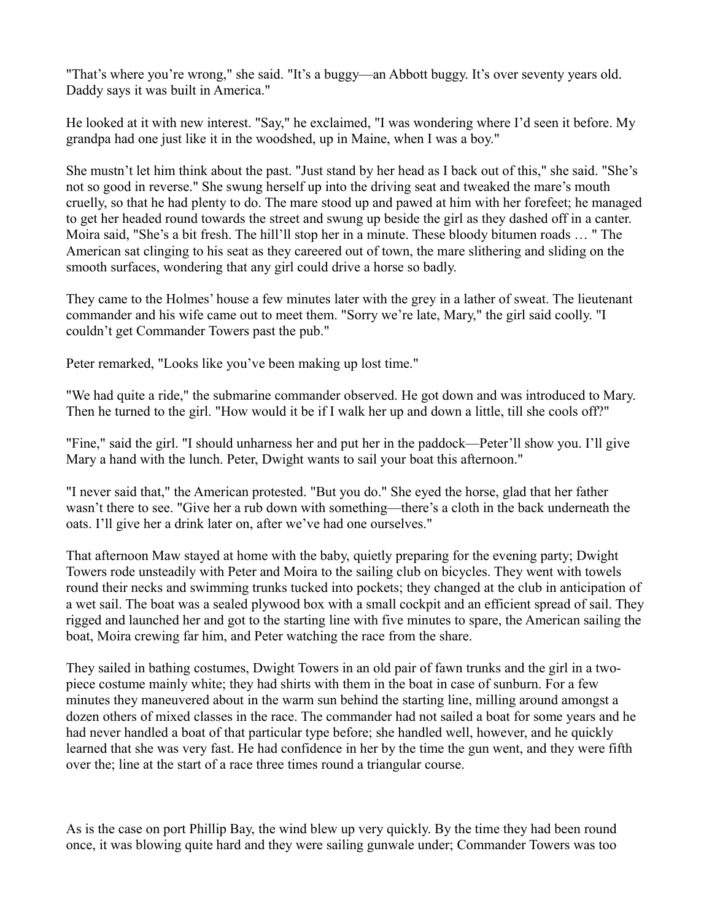"That's where you're wrong," she said. "It's a buggy—an Abbott buggy. It's over seventy years old. Daddy says it was built in America."

He looked at it with new interest. "Say," he exclaimed, "I was wondering where I'd seen it before. My grandpa had one just like it in the woodshed, up in Maine, when I was a boy."

She mustn't let him think about the past. "Just stand by her head as I back out of this," she said. "She's not so good in reverse." She swung herself up into the driving seat and tweaked the mare's mouth cruelly, so that he had plenty to do. The mare stood up and pawed at him with her forefeet; he managed to get her headed round towards the street and swung up beside the girl as they dashed off in a canter. Moira said, "She's a bit fresh. The hill'll stop her in a minute. These bloody bitumen roads … " The American sat clinging to his seat as they careered out of town, the mare slithering and sliding on the smooth surfaces, wondering that any girl could drive a horse so badly.

They came to the Holmes' house a few minutes later with the grey in a lather of sweat. The lieutenant commander and his wife came out to meet them. "Sorry we're late, Mary," the girl said coolly. "I couldn't get Commander Towers past the pub."

Peter remarked, "Looks like you've been making up lost time."

"We had quite a ride," the submarine commander observed. He got down and was introduced to Mary. Then he turned to the girl. "How would it be if I walk her up and down a little, till she cools off?"

"Fine," said the girl. "I should unharness her and put her in the paddock—Peter'll show you. I'll give Mary a hand with the lunch. Peter, Dwight wants to sail your boat this afternoon."

"I never said that," the American protested. "But you do." She eyed the horse, glad that her father wasn't there to see. "Give her a rub down with something—there's a cloth in the back underneath the oats. I'll give her a drink later on, after we've had one ourselves."

That afternoon Maw stayed at home with the baby, quietly preparing for the evening party; Dwight Towers rode unsteadily with Peter and Moira to the sailing club on bicycles. They went with towels round their necks and swimming trunks tucked into pockets; they changed at the club in anticipation of a wet sail. The boat was a sealed plywood box with a small cockpit and an efficient spread of sail. They rigged and launched her and got to the starting line with five minutes to spare, the American sailing the boat, Moira crewing far him, and Peter watching the race from the share.

They sailed in bathing costumes, Dwight Towers in an old pair of fawn trunks and the girl in a two-piece costume mainly white; they had shirts with them in the boat in case of sunburn. For a few minutes they maneuvered about in the warm sun behind the starting line, milling around amongst a dozen others of mixed classes in the race. The commander had not sailed a boat for some years and he had never handled a boat of that particular type before; she handled well, however, and he quickly learned that she was very fast. He had confidence in her by the time the gun went, and they were fifth over the; line at the start of a race three times round a triangular course.

As is the case on port Phillip Bay, the wind blew up very quickly. By the time they had been round once, it was blowing quite hard and they were sailing gunwale under; Commander Towers was too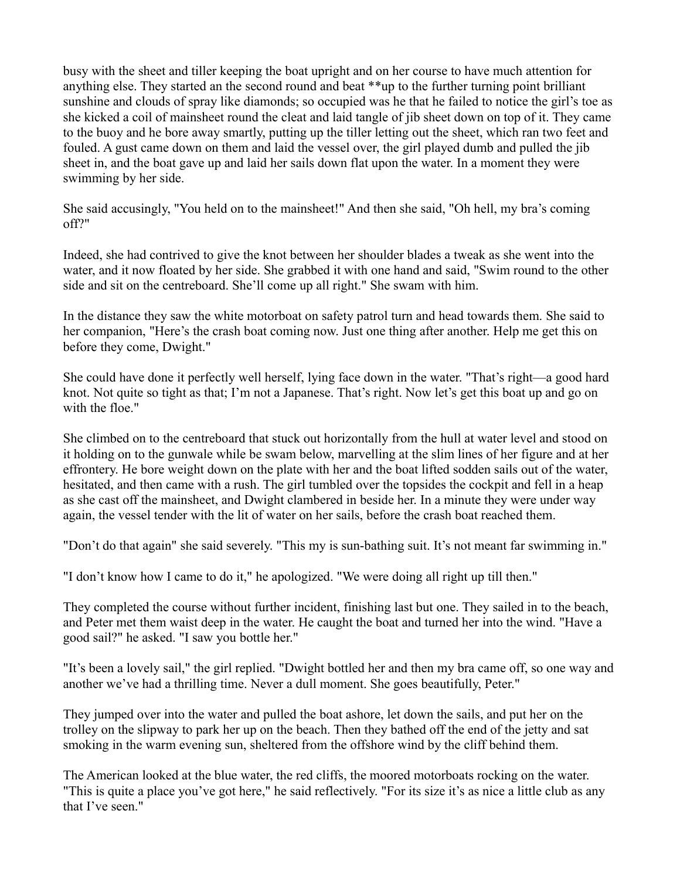busy with the sheet and tiller keeping the boat upright and on her course to have much attention for anything else. They started an the second round and beat **up to the further turning point brilliant sunshine and clouds of spray like diamonds; so occupied was he that he failed to notice the girl's toe as she kicked a coil of mainsheet round the cleat and laid tangle of jib sheet down on top of it. They came to the buoy and he bore away smartly, putting up the tiller letting out the sheet, which ran two feet and fouled. A gust came down on them and laid the vessel over, the girl played dumb and pulled the jib sheet in, and the boat gave up and laid her sails down flat upon the water. In a moment they were swimming by her side.

She said accusingly, "You held on to the mainsheet!" And then she said, "Oh hell, my bra's coming off?"

Indeed, she had contrived to give the knot between her shoulder blades a tweak as she went into the water, and it now floated by her side. She grabbed it with one hand and said, "Swim round to the other side and sit on the centreboard. She'll come up all right." She swam with him.

In the distance they saw the white motorboat on safety patrol turn and head towards them. She said to her companion, "Here's the crash boat coming now. Just one thing after another. Help me get this on before they come, Dwight."

She could have done it perfectly well herself, lying face down in the water. "That's right—a good hard knot. Not quite so tight as that; I'm not a Japanese. That's right. Now let's get this boat up and go on with the floe."

She climbed on to the centreboard that stuck out horizontally from the hull at water level and stood on it holding on to the gunwale while be swam below, marvelling at the slim lines of her figure and at her effrontery. He bore weight down on the plate with her and the boat lifted sodden sails out of the water, hesitated, and then came with a rush. The girl tumbled over the topsides the cockpit and fell in a heap as she cast off the mainsheet, and Dwight clambered in beside her. In a minute they were under way again, the vessel tender with the lit of water on her sails, before the crash boat reached them.

"Don't do that again" she said severely. "This my is sun-bathing suit. It's not meant far swimming in."

"I don't know how I came to do it," he apologized. "We were doing all right up till then."

They completed the course without further incident, finishing last but one. They sailed in to the beach, and Peter met them waist deep in the water. He caught the boat and turned her into the wind. "Have a good sail?" he asked. "I saw you bottle her."

"It's been a lovely sail," the girl replied. "Dwight bottled her and then my bra came off, so one way and another we've had a thrilling time. Never a dull moment. She goes beautifully, Peter."

They jumped over into the water and pulled the boat ashore, let down the sails, and put her on the trolley on the slipway to park her up on the beach. Then they bathed off the end of the jetty and sat smoking in the warm evening sun, sheltered from the offshore wind by the cliff behind them.

The American looked at the blue water, the red cliffs, the moored motorboats rocking on the water. "This is quite a place you've got here," he said reflectively. "For its size it's as nice a little club as any that I've seen."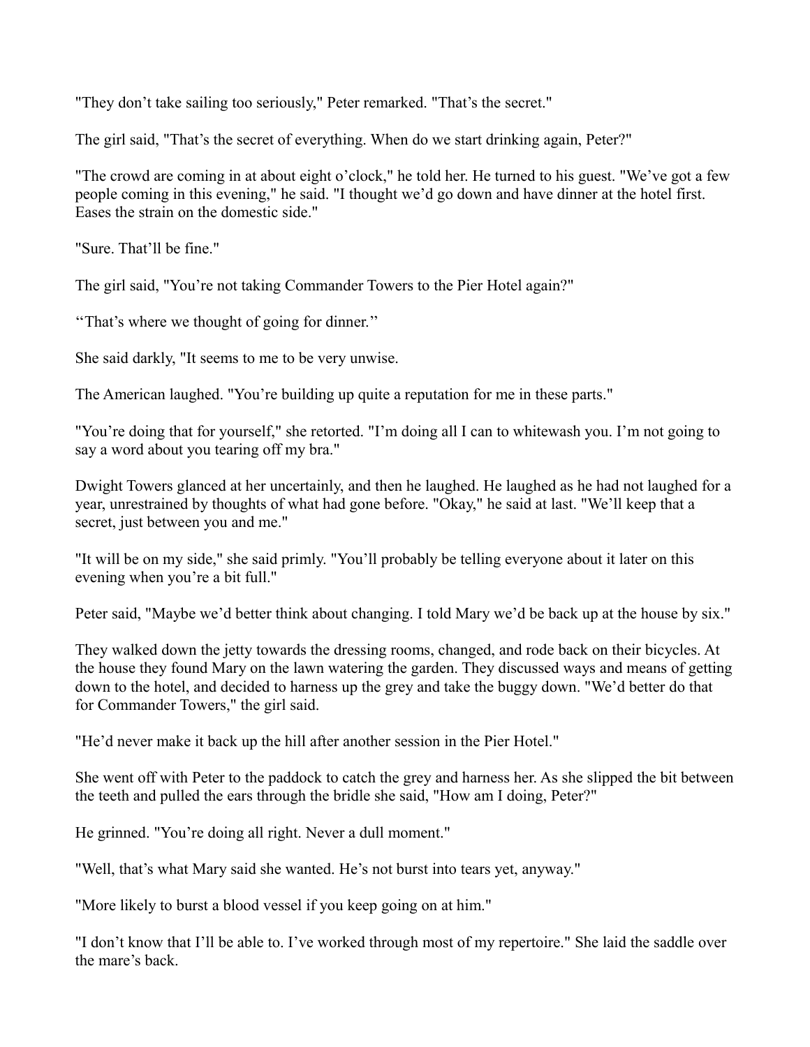"They don't take sailing too seriously," Peter remarked. "That's the secret."

The girl said, "That's the secret of everything. When do we start drinking again, Peter?"

"The crowd are coming in at about eight o'clock," he told her. He turned to his guest. "We've got a few people coming in this evening," he said. "I thought we'd go down and have dinner at the hotel first. Eases the strain on the domestic side."

"Sure. That'll be fine."

The girl said, "You're not taking Commander Towers to the Pier Hotel again?"

''That's where we thought of going for dinner.''

She said darkly, "It seems to me to be very unwise.

The American laughed. "You're building up quite a reputation for me in these parts."

"You're doing that for yourself," she retorted. "I'm doing all I can to whitewash you. I'm not going to say a word about you tearing off my bra."

Dwight Towers glanced at her uncertainly, and then he laughed. He laughed as he had not laughed for a year, unrestrained by thoughts of what had gone before. "Okay," he said at last. "We'll keep that a secret, just between you and me."

"It will be on my side," she said primly. "You'll probably be telling everyone about it later on this evening when you're a bit full."

Peter said, "Maybe we'd better think about changing. I told Mary we'd be back up at the house by six."

They walked down the jetty towards the dressing rooms, changed, and rode back on their bicycles. At the house they found Mary on the lawn watering the garden. They discussed ways and means of getting down to the hotel, and decided to harness up the grey and take the buggy down. "We'd better do that for Commander Towers," the girl said.

"He'd never make it back up the hill after another session in the Pier Hotel."

She went off with Peter to the paddock to catch the grey and harness her. As she slipped the bit between the teeth and pulled the ears through the bridle she said, "How am I doing, Peter?"

He grinned. "You're doing all right. Never a dull moment."

"Well, that's what Mary said she wanted. He's not burst into tears yet, anyway."

"More likely to burst a blood vessel if you keep going on at him."

"I don't know that I'll be able to. I've worked through most of my repertoire." She laid the saddle over the mare's back.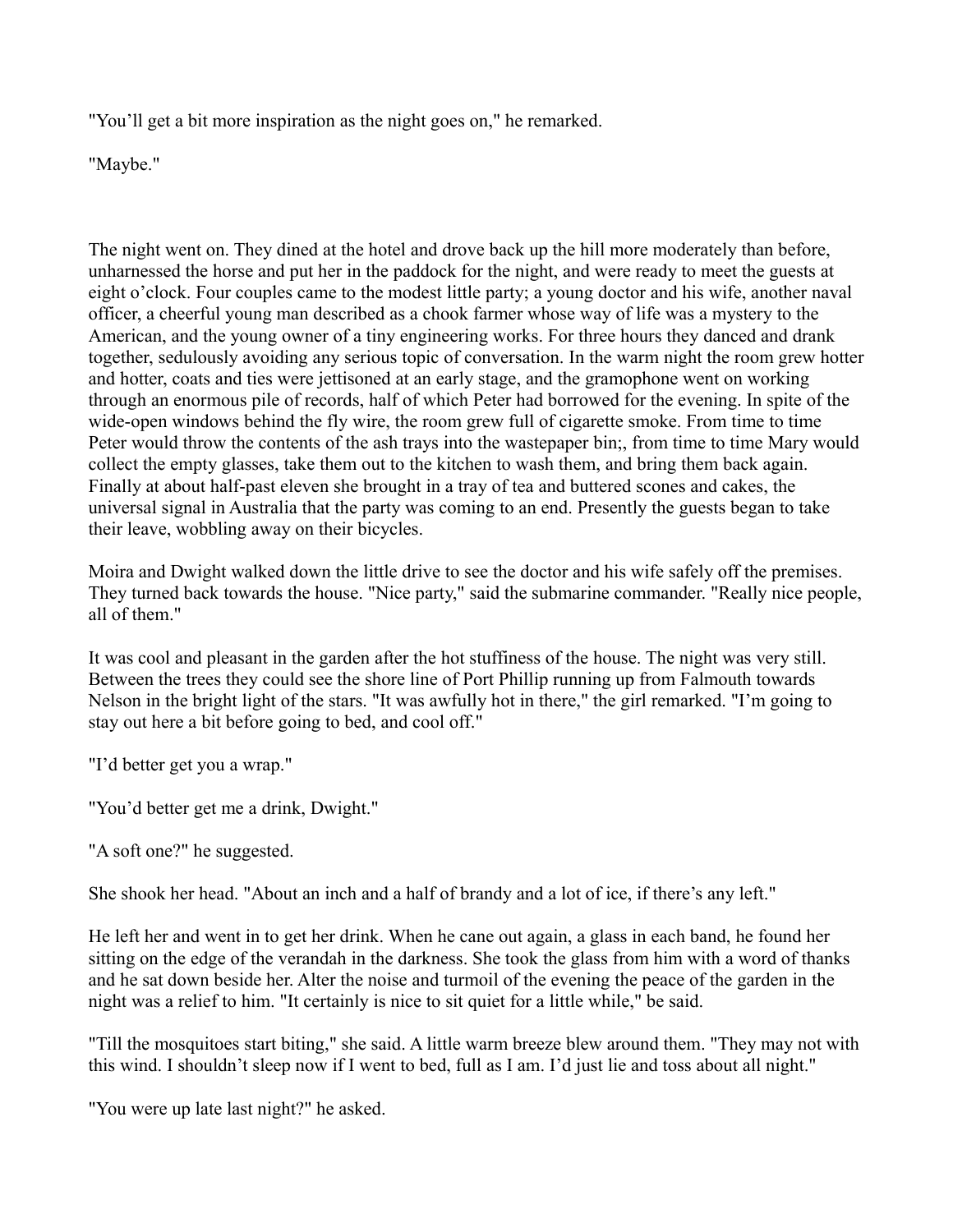"You'll get a bit more inspiration as the night goes on," he remarked.

"Maybe."

The night went on. They dined at the hotel and drove back up the hill more moderately than before, unharnessed the horse and put her in the paddock for the night, and were ready to meet the guests at eight o'clock. Four couples came to the modest little party; a young doctor and his wife, another naval officer, a cheerful young man described as a chook farmer whose way of life was a mystery to the American, and the young owner of a tiny engineering works. For three hours they danced and drank together, sedulously avoiding any serious topic of conversation. In the warm night the room grew hotter and hotter, coats and ties were jettisoned at an early stage, and the gramophone went on working through an enormous pile of records, half of which Peter had borrowed for the evening. In spite of the wide-open windows behind the fly wire, the room grew full of cigarette smoke. From time to time Peter would throw the contents of the ash trays into the wastepaper bin;, from time to time Mary would collect the empty glasses, take them out to the kitchen to wash them, and bring them back again. Finally at about half-past eleven she brought in a tray of tea and buttered scones and cakes, the universal signal in Australia that the party was coming to an end. Presently the guests began to take their leave, wobbling away on their bicycles.

Moira and Dwight walked down the little drive to see the doctor and his wife safely off the premises. They turned back towards the house. "Nice party," said the submarine commander. "Really nice people, all of them."

It was cool and pleasant in the garden after the hot stuffiness of the house. The night was very still. Between the trees they could see the shore line of Port Phillip running up from Falmouth towards Nelson in the bright light of the stars. "It was awfully hot in there," the girl remarked. "I'm going to stay out here a bit before going to bed, and cool off."

"I'd better get you a wrap."

"You'd better get me a drink, Dwight."

"A soft one?" he suggested.

She shook her head. "About an inch and a half of brandy and a lot of ice, if there's any left."

He left her and went in to get her drink. When he cane out again, a glass in each band, he found her sitting on the edge of the verandah in the darkness. She took the glass from him with a word of thanks and he sat down beside her. Alter the noise and turmoil of the evening the peace of the garden in the night was a relief to him. "It certainly is nice to sit quiet for a little while," be said.

"Till the mosquitoes start biting," she said. A little warm breeze blew around them. "They may not with this wind. I shouldn't sleep now if I went to bed, full as I am. I'd just lie and toss about all night."

"You were up late last night?" he asked.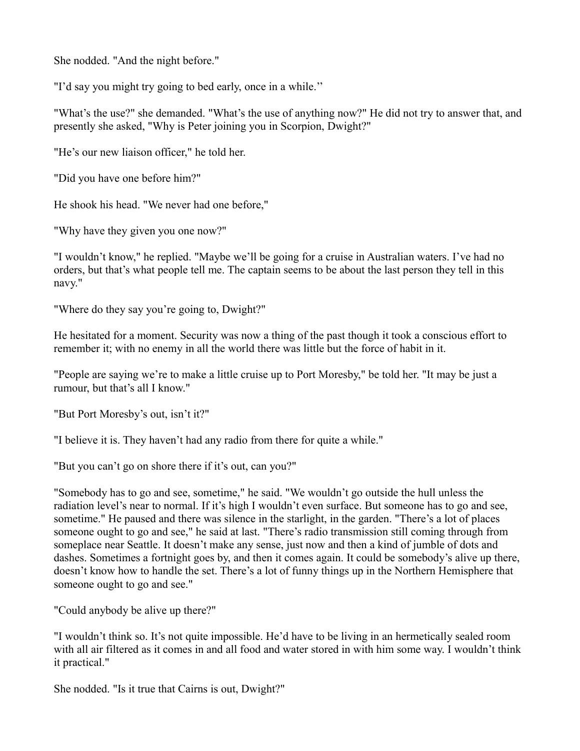She nodded. "And the night before."

"I'd say you might try going to bed early, once in a while.''

"What's the use?" she demanded. "What's the use of anything now?" He did not try to answer that, and presently she asked, "Why is Peter joining you in Scorpion, Dwight?"

"He's our new liaison officer," he told her.

"Did you have one before him?"

He shook his head. "We never had one before,"

"Why have they given you one now?"

"I wouldn't know," he replied. "Maybe we'll be going for a cruise in Australian waters. I've had no orders, but that's what people tell me. The captain seems to be about the last person they tell in this navy."

"Where do they say you're going to, Dwight?"

He hesitated for a moment. Security was now a thing of the past though it took a conscious effort to remember it; with no enemy in all the world there was little but the force of habit in it.

"People are saying we're to make a little cruise up to Port Moresby," be told her. "It may be just a rumour, but that's all I know."

"But Port Moresby's out, isn't it?"

"I believe it is. They haven't had any radio from there for quite a while."

"But you can't go on shore there if it's out, can you?"

"Somebody has to go and see, sometime," he said. "We wouldn't go outside the hull unless the radiation level's near to normal. If it's high I wouldn't even surface. But someone has to go and see, sometime." He paused and there was silence in the starlight, in the garden. "There's a lot of places someone ought to go and see," he said at last. "There's radio transmission still coming through from someplace near Seattle. It doesn't make any sense, just now and then a kind of jumble of dots and dashes. Sometimes a fortnight goes by, and then it comes again. It could be somebody's alive up there, doesn't know how to handle the set. There's a lot of funny things up in the Northern Hemisphere that someone ought to go and see."

"Could anybody be alive up there?"

"I wouldn't think so. It's not quite impossible. He'd have to be living in an hermetically sealed room with all air filtered as it comes in and all food and water stored in with him some way. I wouldn't think it practical."

She nodded. "Is it true that Cairns is out, Dwight?"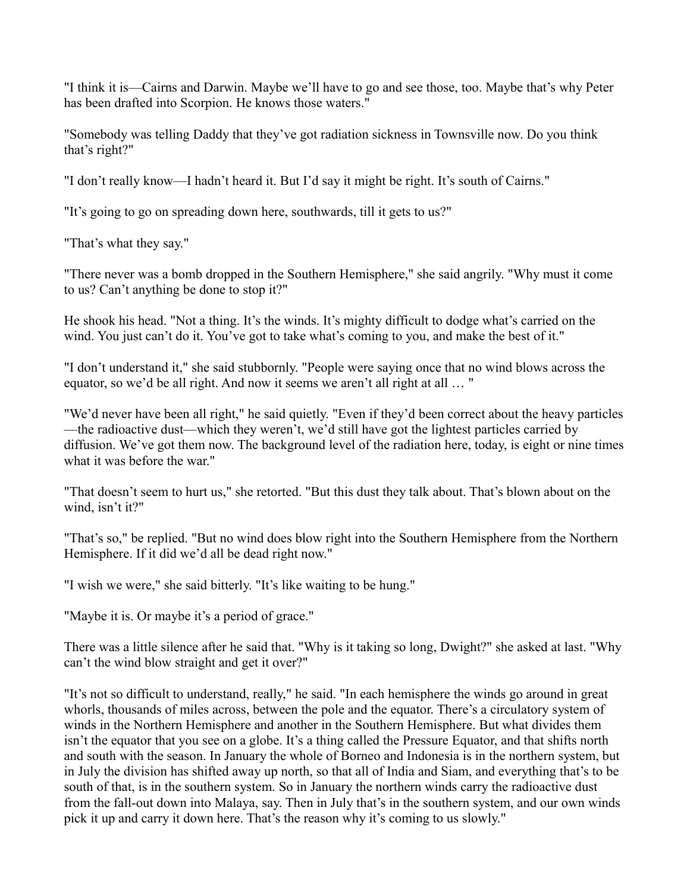"I think it is—Cairns and Darwin. Maybe we'll have to go and see those, too. Maybe that's why Peter has been drafted into Scorpion. He knows those waters."

"Somebody was telling Daddy that they've got radiation sickness in Townsville now. Do you think that's right?"

"I don't really know—I hadn't heard it. But I'd say it might be right. It's south of Cairns."

"It's going to go on spreading down here, southwards, till it gets to us?"

"That's what they say."

"There never was a bomb dropped in the Southern Hemisphere," she said angrily. "Why must it come to us? Can't anything be done to stop it?"

He shook his head. "Not a thing. It's the winds. It's mighty difficult to dodge what's carried on the wind. You just can't do it. You've got to take what's coming to you, and make the best of it."

"I don't understand it," she said stubbornly. "People were saying once that no wind blows across the equator, so we'd be all right. And now it seems we aren't all right at all … "

"We'd never have been all right," he said quietly. "Even if they'd been correct about the heavy particles—the radioactive dust—which they weren't, we'd still have got the lightest particles carried by diffusion. We've got them now. The background level of the radiation here, today, is eight or nine times what it was before the war."

"That doesn't seem to hurt us," she retorted. "But this dust they talk about. That's blown about on the wind, isn't it?"

"That's so," be replied. "But no wind does blow right into the Southern Hemisphere from the Northern Hemisphere. If it did we'd all be dead right now."

"I wish we were," she said bitterly. "It's like waiting to be hung."

"Maybe it is. Or maybe it's a period of grace."

There was a little silence after he said that. "Why is it taking so long, Dwight?" she asked at last. "Why can't the wind blow straight and get it over?"

"It's not so difficult to understand, really," he said. "In each hemisphere the winds go around in great whorls, thousands of miles across, between the pole and the equator. There's a circulatory system of winds in the Northern Hemisphere and another in the Southern Hemisphere. But what divides them isn't the equator that you see on a globe. It's a thing called the Pressure Equator, and that shifts north and south with the season. In January the whole of Borneo and Indonesia is in the northern system, but in July the division has shifted away up north, so that all of India and Siam, and everything that's to be south of that, is in the southern system. So in January the northern winds carry the radioactive dust from the fall-out down into Malaya, say. Then in July that's in the southern system, and our own winds pick it up and carry it down here. That's the reason why it's coming to us slowly."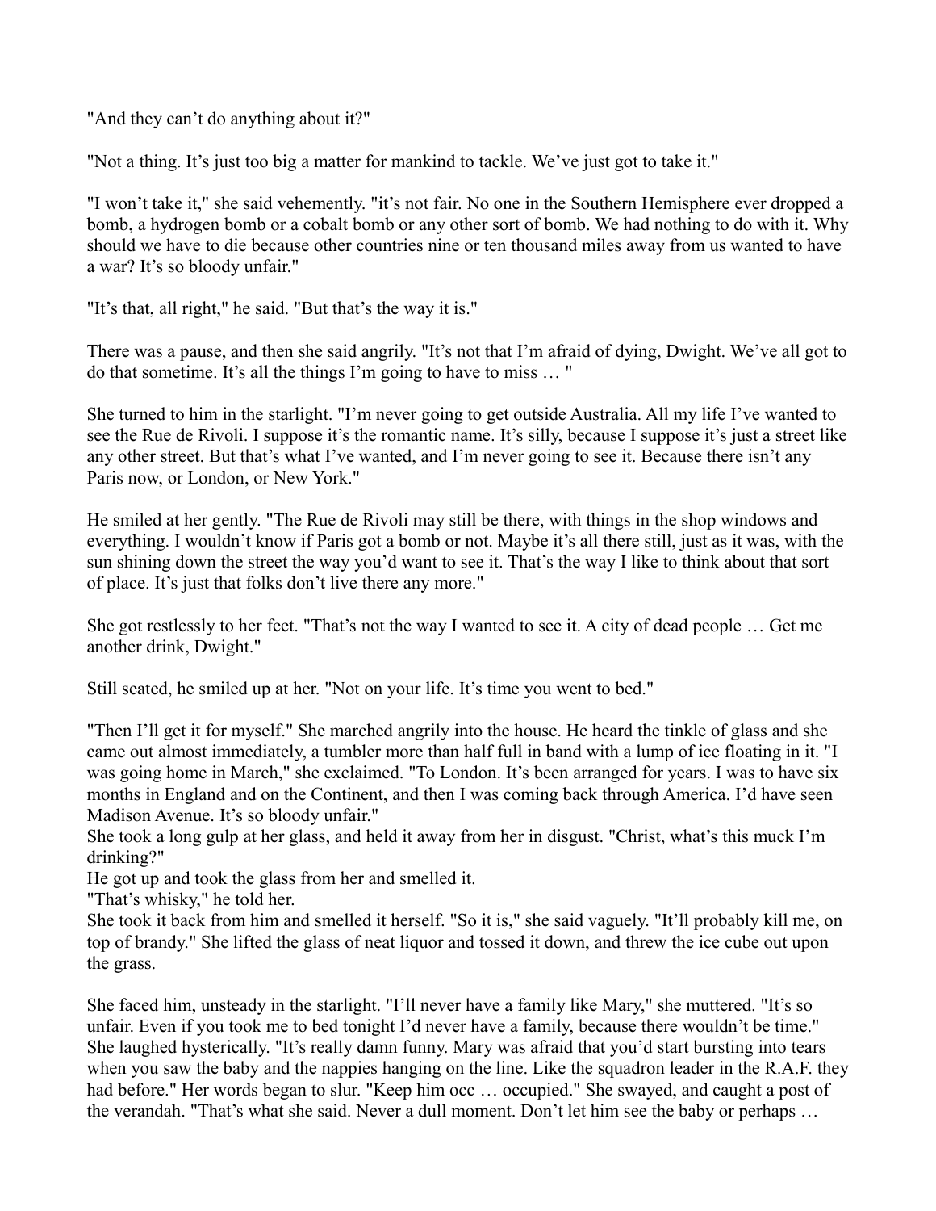"And they can't do anything about it?"

"Not a thing. It's just too big a matter for mankind to tackle. We've just got to take it."

"I won't take it," she said vehemently. "it's not fair. No one in the Southern Hemisphere ever dropped a bomb, a hydrogen bomb or a cobalt bomb or any other sort of bomb. We had nothing to do with it. Why should we have to die because other countries nine or ten thousand miles away from us wanted to have a war? It's so bloody unfair."

"It's that, all right," he said. "But that's the way it is."

There was a pause, and then she said angrily. "It's not that I'm afraid of dying, Dwight. We've all got to do that sometime. It's all the things I'm going to have to miss … "

She turned to him in the starlight. "I'm never going to get outside Australia. All my life I've wanted to see the Rue de Rivoli. I suppose it's the romantic name. It's silly, because I suppose it's just a street like any other street. But that's what I've wanted, and I'm never going to see it. Because there isn't any Paris now, or London, or New York."

He smiled at her gently. "The Rue de Rivoli may still be there, with things in the shop windows and everything. I wouldn't know if Paris got a bomb or not. Maybe it's all there still, just as it was, with the sun shining down the street the way you'd want to see it. That's the way I like to think about that sort of place. It's just that folks don't live there any more."

She got restlessly to her feet. "That's not the way I wanted to see it. A city of dead people … Get me another drink, Dwight."

Still seated, he smiled up at her. "Not on your life. It's time you went to bed."

"Then I'll get it for myself." She marched angrily into the house. He heard the tinkle of glass and she came out almost immediately, a tumbler more than half full in band with a lump of ice floating in it. "I was going home in March," she exclaimed. "To London. It's been arranged for years. I was to have six months in England and on the Continent, and then I was coming back through America. I'd have seen Madison Avenue. It's so bloody unfair."

She took a long gulp at her glass, and held it away from her in disgust. "Christ, what's this muck I'm drinking?"

He got up and took the glass from her and smelled it.

"That's whisky," he told her.

She took it back from him and smelled it herself. "So it is," she said vaguely. "It'll probably kill me, on top of brandy." She lifted the glass of neat liquor and tossed it down, and threw the ice cube out upon the grass.

She faced him, unsteady in the starlight. "I'll never have a family like Mary," she muttered. "It's so unfair. Even if you took me to bed tonight I'd never have a family, because there wouldn't be time." She laughed hysterically. "It's really damn funny. Mary was afraid that you'd start bursting into tears when you saw the baby and the nappies hanging on the line. Like the squadron leader in the R.A.F. they had before." Her words began to slur. "Keep him occ … occupied." She swayed, and caught a post of the verandah. "That's what she said. Never a dull moment. Don't let him see the baby or perhaps …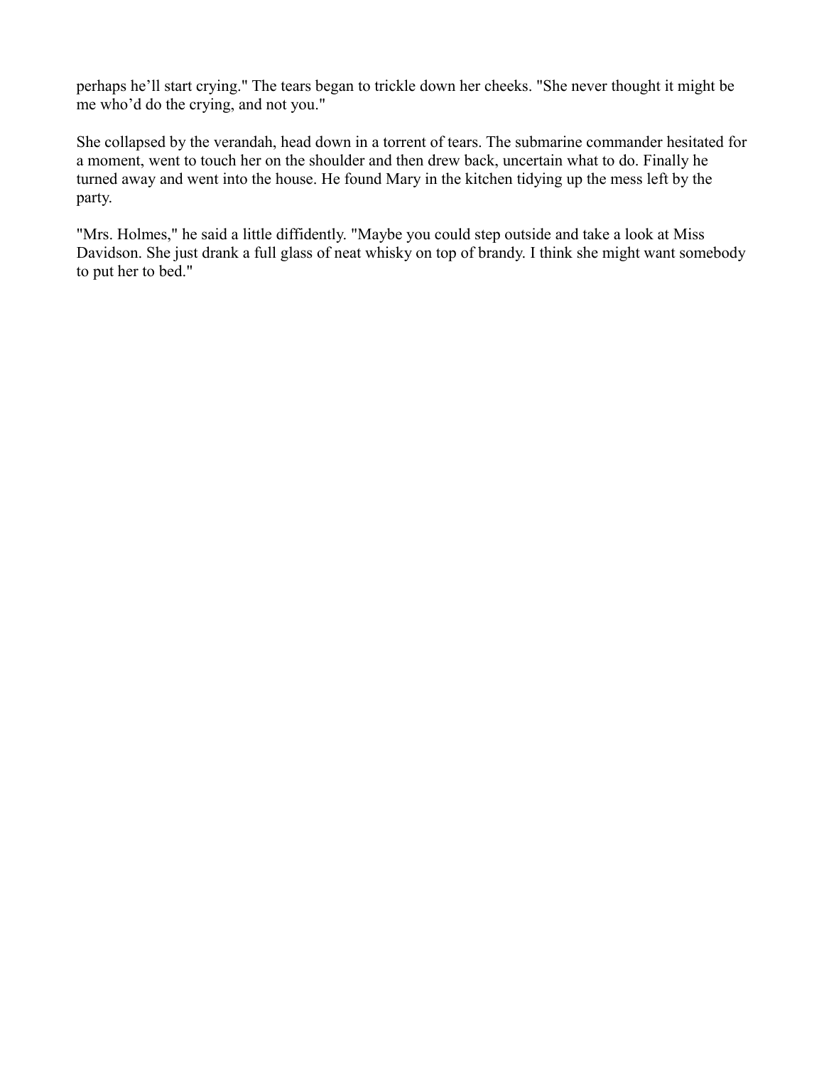perhaps he’ll start crying." The tears began to trickle down her cheeks. "She never thought it might be me who’d do the crying, and not you."

She collapsed by the verandah, head down in a torrent of tears. The submarine commander hesitated for a moment, went to touch her on the shoulder and then drew back, uncertain what to do. Finally he turned away and went into the house. He found Mary in the kitchen tidying up the mess left by the party.

"Mrs. Holmes," he said a little diffidently. "Maybe you could step outside and take a look at Miss Davidson. She just drank a full glass of neat whisky on top of brandy. I think she might want somebody to put her to bed."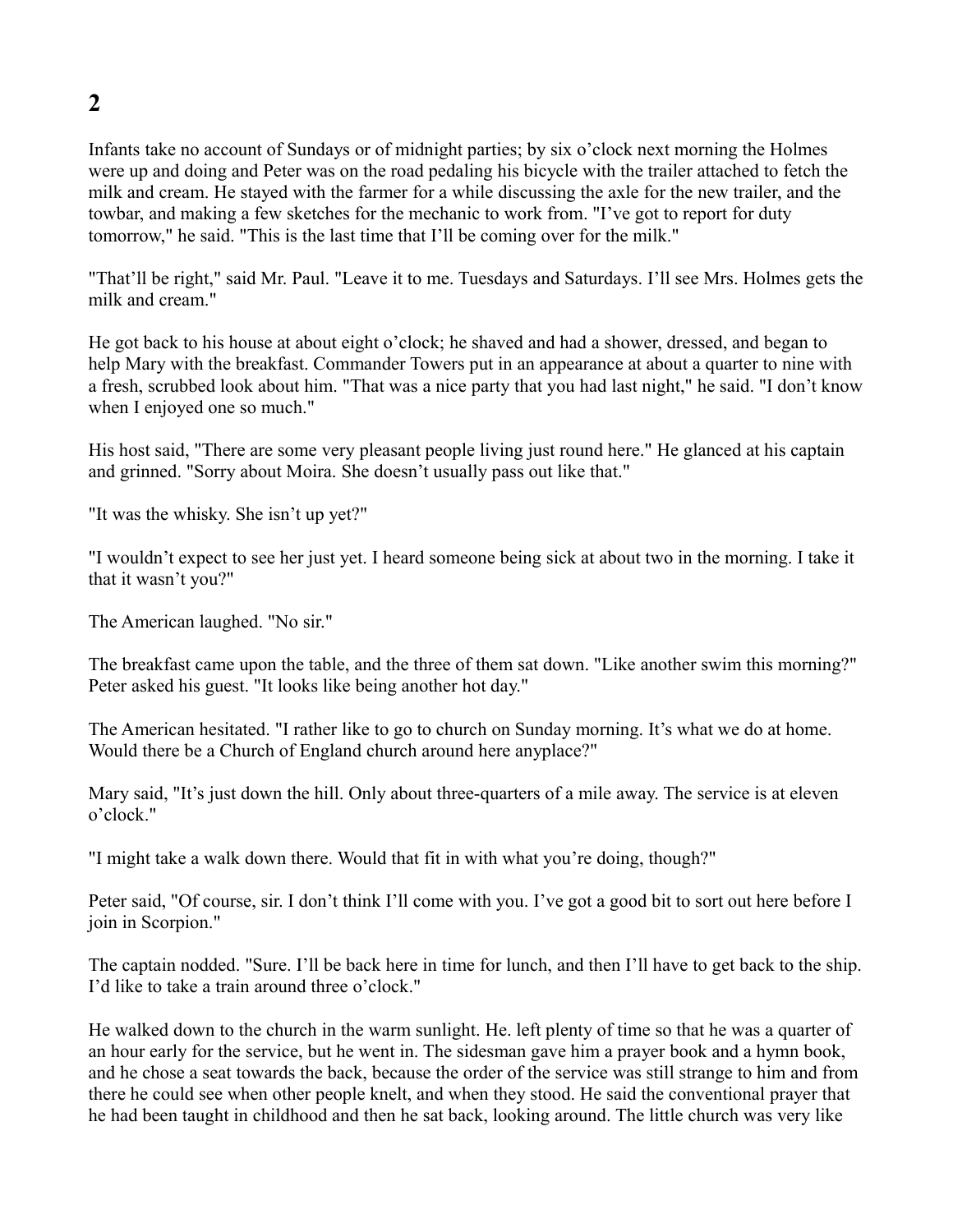## 2

Infants take no account of Sundays or of midnight parties; by six o'clock next morning the Holmes were up and doing and Peter was on the road pedaling his bicycle with the trailer attached to fetch the milk and cream. He stayed with the farmer for a while discussing the axle for the new trailer, and the towbar, and making a few sketches for the mechanic to work from. "I've got to report for duty tomorrow," he said. "This is the last time that I'll be coming over for the milk."

"That'll be right," said Mr. Paul. "Leave it to me. Tuesdays and Saturdays. I'll see Mrs. Holmes gets the milk and cream."

He got back to his house at about eight o'clock; he shaved and had a shower, dressed, and began to help Mary with the breakfast. Commander Towers put in an appearance at about a quarter to nine with a fresh, scrubbed look about him. "That was a nice party that you had last night," he said. "I don't know when I enjoyed one so much."

His host said, "There are some very pleasant people living just round here." He glanced at his captain and grinned. "Sorry about Moira. She doesn't usually pass out like that."

"It was the whisky. She isn't up yet?"

"I wouldn't expect to see her just yet. I heard someone being sick at about two in the morning. I take it that it wasn't you?"

The American laughed. "No sir."

The breakfast came upon the table, and the three of them sat down. "Like another swim this morning?" Peter asked his guest. "It looks like being another hot day."

The American hesitated. "I rather like to go to church on Sunday morning. It's what we do at home. Would there be a Church of England church around here anyplace?"

Mary said, "It's just down the hill. Only about three-quarters of a mile away. The service is at eleven o'clock."

"I might take a walk down there. Would that fit in with what you're doing, though?"

Peter said, "Of course, sir. I don't think I'll come with you. I've got a good bit to sort out here before I join in Scorpion."

The captain nodded. "Sure. I'll be back here in time for lunch, and then I'll have to get back to the ship. I'd like to take a train around three o'clock."

He walked down to the church in the warm sunlight. He. left plenty of time so that he was a quarter of an hour early for the service, but he went in. The sidesman gave him a prayer book and a hymn book, and he chose a seat towards the back, because the order of the service was still strange to him and from there he could see when other people knelt, and when they stood. He said the conventional prayer that he had been taught in childhood and then he sat back, looking around. The little church was very like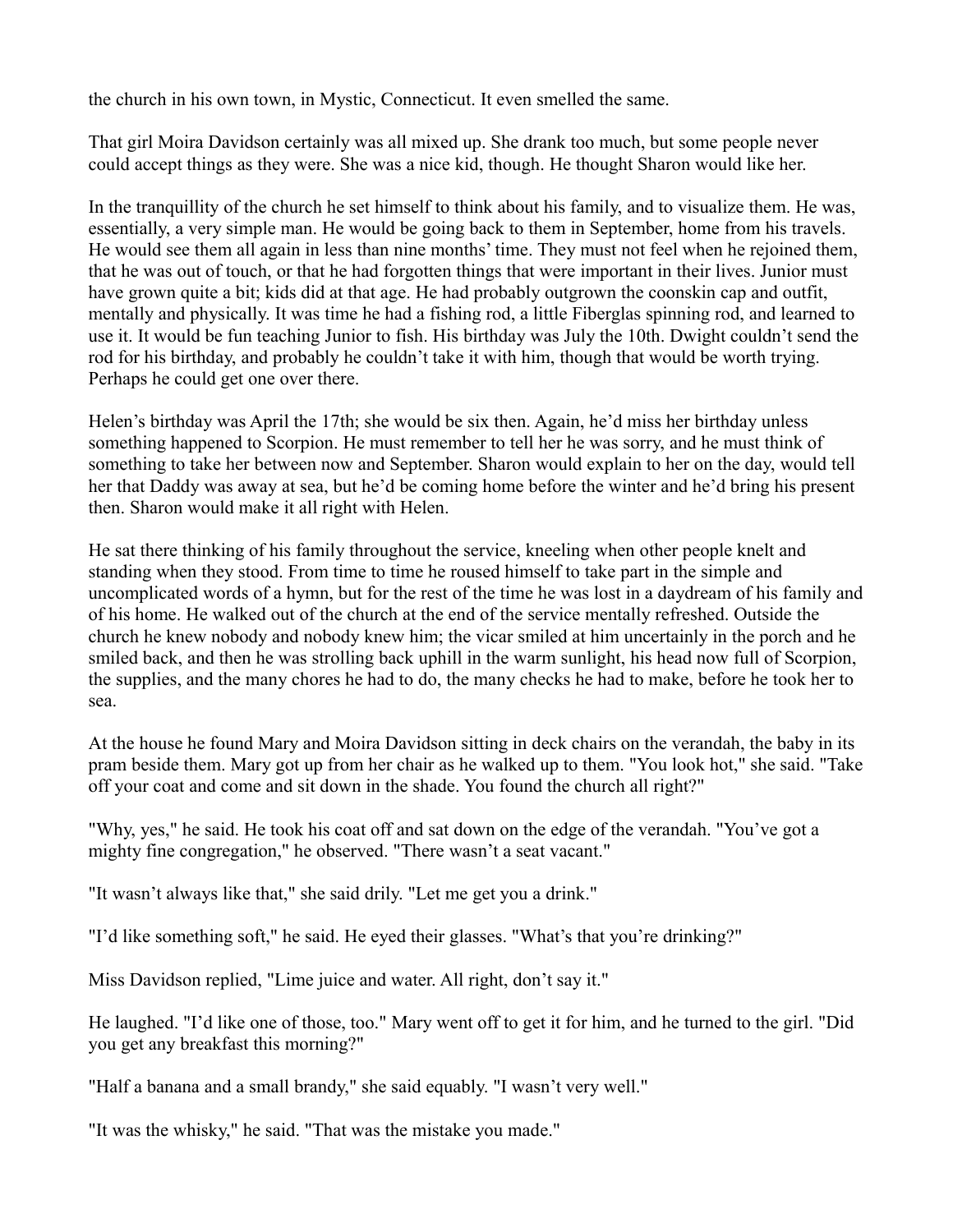the church in his own town, in Mystic, Connecticut. It even smelled the same.

That girl Moira Davidson certainly was all mixed up. She drank too much, but some people never could accept things as they were. She was a nice kid, though. He thought Sharon would like her.

In the tranquillity of the church he set himself to think about his family, and to visualize them. He was, essentially, a very simple man. He would be going back to them in September, home from his travels. He would see them all again in less than nine months' time. They must not feel when he rejoined them, that he was out of touch, or that he had forgotten things that were important in their lives. Junior must have grown quite a bit; kids did at that age. He had probably outgrown the coonskin cap and outfit, mentally and physically. It was time he had a fishing rod, a little Fiberglas spinning rod, and learned to use it. It would be fun teaching Junior to fish. His birthday was July the 10th. Dwight couldn't send the rod for his birthday, and probably he couldn't take it with him, though that would be worth trying. Perhaps he could get one over there.

Helen's birthday was April the 17th; she would be six then. Again, he'd miss her birthday unless something happened to Scorpion. He must remember to tell her he was sorry, and he must think of something to take her between now and September. Sharon would explain to her on the day, would tell her that Daddy was away at sea, but he'd be coming home before the winter and he'd bring his present then. Sharon would make it all right with Helen.

He sat there thinking of his family throughout the service, kneeling when other people knelt and standing when they stood. From time to time he roused himself to take part in the simple and uncomplicated words of a hymn, but for the rest of the time he was lost in a daydream of his family and of his home. He walked out of the church at the end of the service mentally refreshed. Outside the church he knew nobody and nobody knew him; the vicar smiled at him uncertainly in the porch and he smiled back, and then he was strolling back uphill in the warm sunlight, his head now full of Scorpion, the supplies, and the many chores he had to do, the many checks he had to make, before he took her to sea.

At the house he found Mary and Moira Davidson sitting in deck chairs on the verandah, the baby in its pram beside them. Mary got up from her chair as he walked up to them. "You look hot," she said. "Take off your coat and come and sit down in the shade. You found the church all right?"

"Why, yes," he said. He took his coat off and sat down on the edge of the verandah. "You've got a mighty fine congregation," he observed. "There wasn't a seat vacant."

"It wasn't always like that," she said drily. "Let me get you a drink."

"I'd like something soft," he said. He eyed their glasses. "What's that you're drinking?"

Miss Davidson replied, "Lime juice and water. All right, don't say it."

He laughed. "I'd like one of those, too." Mary went off to get it for him, and he turned to the girl. "Did you get any breakfast this morning?"

"Half a banana and a small brandy," she said equably. "I wasn't very well."

"It was the whisky," he said. "That was the mistake you made."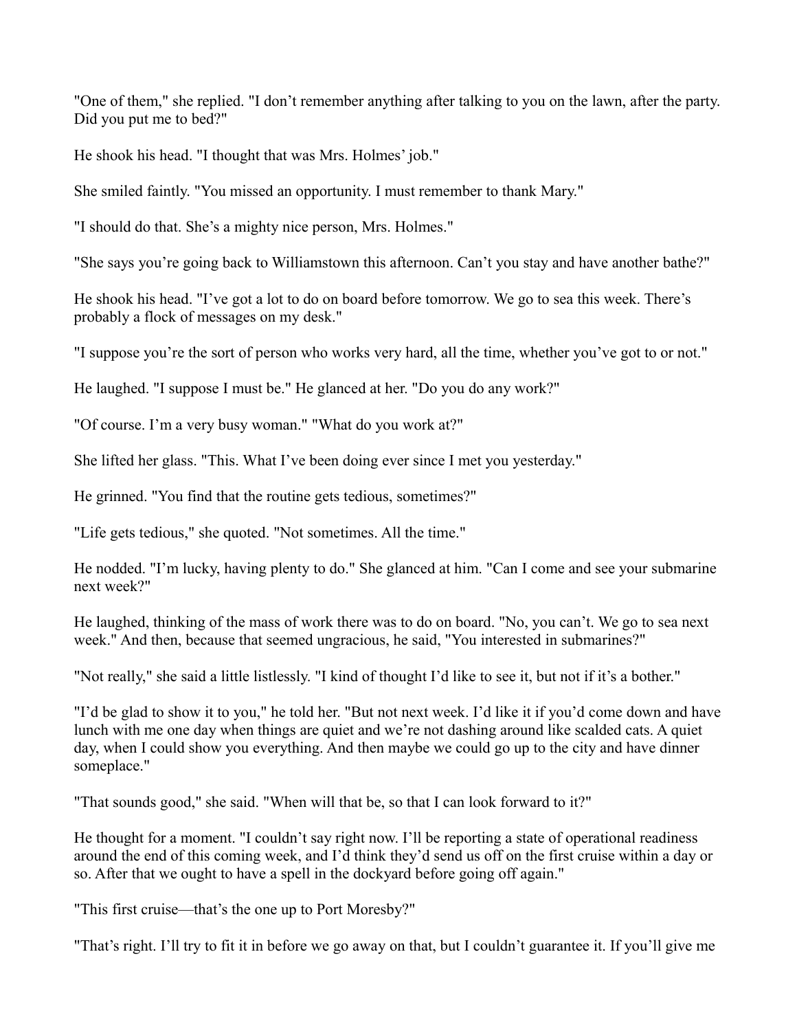"One of them," she replied. "I don't remember anything after talking to you on the lawn, after the party. Did you put me to bed?"

He shook his head. "I thought that was Mrs. Holmes' job."

She smiled faintly. "You missed an opportunity. I must remember to thank Mary."

"I should do that. She's a mighty nice person, Mrs. Holmes."

"She says you're going back to Williamstown this afternoon. Can't you stay and have another bathe?"

He shook his head. "I've got a lot to do on board before tomorrow. We go to sea this week. There's probably a flock of messages on my desk."

"I suppose you're the sort of person who works very hard, all the time, whether you've got to or not."

He laughed. "I suppose I must be." He glanced at her. "Do you do any work?"

"Of course. I'm a very busy woman." "What do you work at?"

She lifted her glass. "This. What I've been doing ever since I met you yesterday."

He grinned. "You find that the routine gets tedious, sometimes?"

"Life gets tedious," she quoted. "Not sometimes. All the time."

He nodded. "I'm lucky, having plenty to do." She glanced at him. "Can I come and see your submarine next week?"

He laughed, thinking of the mass of work there was to do on board. "No, you can't. We go to sea next week." And then, because that seemed ungracious, he said, "You interested in submarines?"

"Not really," she said a little listlessly. "I kind of thought I'd like to see it, but not if it's a bother."

"I'd be glad to show it to you," he told her. "But not next week. I'd like it if you'd come down and have lunch with me one day when things are quiet and we're not dashing around like scalded cats. A quiet day, when I could show you everything. And then maybe we could go up to the city and have dinner someplace."

"That sounds good," she said. "When will that be, so that I can look forward to it?"

He thought for a moment. "I couldn't say right now. I'll be reporting a state of operational readiness around the end of this coming week, and I'd think they'd send us off on the first cruise within a day or so. After that we ought to have a spell in the dockyard before going off again."

"This first cruise—that's the one up to Port Moresby?"

"That's right. I'll try to fit it in before we go away on that, but I couldn't guarantee it. If you'll give me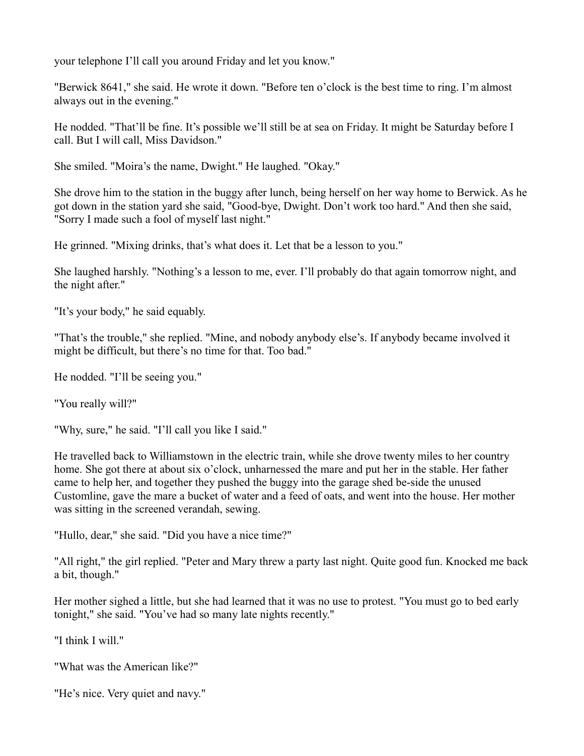your telephone I'll call you around Friday and let you know."

"Berwick 8641," she said. He wrote it down. "Before ten o'clock is the best time to ring. I'm almost always out in the evening."

He nodded. "That'll be fine. It's possible we'll still be at sea on Friday. It might be Saturday before I call. But I will call, Miss Davidson."

She smiled. "Moira's the name, Dwight." He laughed. "Okay."

She drove him to the station in the buggy after lunch, being herself on her way home to Berwick. As he got down in the station yard she said, "Good-bye, Dwight. Don't work too hard." And then she said, "Sorry I made such a fool of myself last night."

He grinned. "Mixing drinks, that's what does it. Let that be a lesson to you."

She laughed harshly. "Nothing's a lesson to me, ever. I'll probably do that again tomorrow night, and the night after."

"It's your body," he said equably.

"That's the trouble," she replied. "Mine, and nobody anybody else's. If anybody became involved it might be difficult, but there's no time for that. Too bad."

He nodded. "I'll be seeing you."

"You really will?"

"Why, sure," he said. "I'll call you like I said."

He travelled back to Williamstown in the electric train, while she drove twenty miles to her country home. She got there at about six o'clock, unharnessed the mare and put her in the stable. Her father came to help her, and together they pushed the buggy into the garage shed be-side the unused Customline, gave the mare a bucket of water and a feed of oats, and went into the house. Her mother was sitting in the screened verandah, sewing.

"Hullo, dear," she said. "Did you have a nice time?"

"All right," the girl replied. "Peter and Mary threw a party last night. Quite good fun. Knocked me back a bit, though."

Her mother sighed a little, but she had learned that it was no use to protest. "You must go to bed early tonight," she said. "You've had so many late nights recently."

"I think I will."

"What was the American like?"

"He's nice. Very quiet and navy."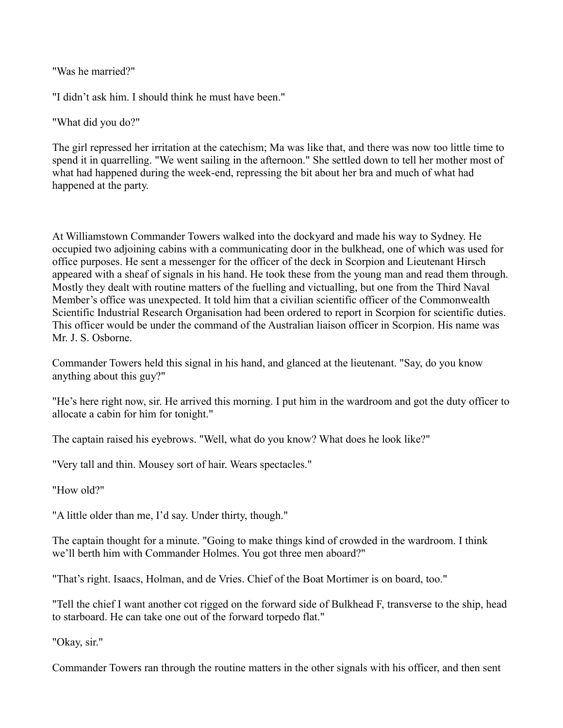"Was he married?"

"I didn't ask him. I should think he must have been."

"What did you do?"

The girl repressed her irritation at the catechism; Ma was like that, and there was now too little time to spend it in quarrelling. "We went sailing in the afternoon." She settled down to tell her mother most of what had happened during the week-end, repressing the bit about her bra and much of what had happened at the party.

At Williamstown Commander Towers walked into the dockyard and made his way to Sydney. He occupied two adjoining cabins with a communicating door in the bulkhead, one of which was used for office purposes. He sent a messenger for the officer of the deck in Scorpion and Lieutenant Hirsch appeared with a sheaf of signals in his hand. He took these from the young man and read them through. Mostly they dealt with routine matters of the fuelling and victualling, but one from the Third Naval Member's office was unexpected. It told him that a civilian scientific officer of the Commonwealth Scientific Industrial Research Organisation had been ordered to report in Scorpion for scientific duties. This officer would be under the command of the Australian liaison officer in Scorpion. His name was Mr. J. S. Osborne.

Commander Towers held this signal in his hand, and glanced at the lieutenant. "Say, do you know anything about this guy?"

"He's here right now, sir. He arrived this morning. I put him in the wardroom and got the duty officer to allocate a cabin for him for tonight."

The captain raised his eyebrows. "Well, what do you know? What does he look like?"

"Very tall and thin. Mousey sort of hair. Wears spectacles."

"How old?"

"A little older than me, I'd say. Under thirty, though."

The captain thought for a minute. "Going to make things kind of crowded in the wardroom. I think we'll berth him with Commander Holmes. You got three men aboard?"

"That's right. Isaacs, Holman, and de Vries. Chief of the Boat Mortimer is on board, too."

"Tell the chief I want another cot rigged on the forward side of Bulkhead F, transverse to the ship, head to starboard. He can take one out of the forward torpedo flat."

"Okay, sir."

Commander Towers ran through the routine matters in the other signals with his officer, and then sent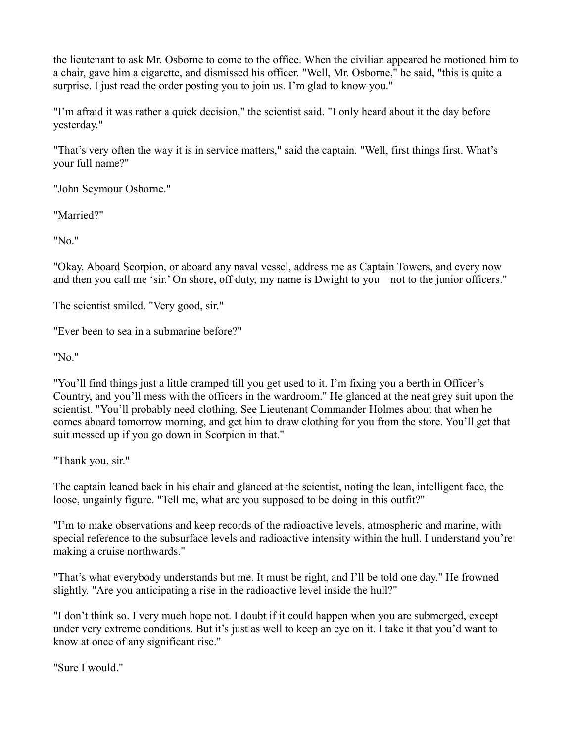the lieutenant to ask Mr. Osborne to come to the office. When the civilian appeared he motioned him to a chair, gave him a cigarette, and dismissed his officer. "Well, Mr. Osborne," he said, "this is quite a surprise. I just read the order posting you to join us. I'm glad to know you."

"I'm afraid it was rather a quick decision," the scientist said. "I only heard about it the day before yesterday."

"That's very often the way it is in service matters," said the captain. "Well, first things first. What's your full name?"

"John Seymour Osborne."

"Married?"

"No."

"Okay. Aboard Scorpion, or aboard any naval vessel, address me as Captain Towers, and every now and then you call me 'sir.' On shore, off duty, my name is Dwight to you—not to the junior officers."

The scientist smiled. "Very good, sir."

"Ever been to sea in a submarine before?"

"No."

"You'll find things just a little cramped till you get used to it. I'm fixing you a berth in Officer's Country, and you'll mess with the officers in the wardroom." He glanced at the neat grey suit upon the scientist. "You'll probably need clothing. See Lieutenant Commander Holmes about that when he comes aboard tomorrow morning, and get him to draw clothing for you from the store. You'll get that suit messed up if you go down in Scorpion in that."

"Thank you, sir."

The captain leaned back in his chair and glanced at the scientist, noting the lean, intelligent face, the loose, ungainly figure. "Tell me, what are you supposed to be doing in this outfit?"

"I'm to make observations and keep records of the radioactive levels, atmospheric and marine, with special reference to the subsurface levels and radioactive intensity within the hull. I understand you're making a cruise northwards."

"That's what everybody understands but me. It must be right, and I'll be told one day." He frowned slightly. "Are you anticipating a rise in the radioactive level inside the hull?"

"I don't think so. I very much hope not. I doubt if it could happen when you are submerged, except under very extreme conditions. But it's just as well to keep an eye on it. I take it that you'd want to know at once of any significant rise."

"Sure I would."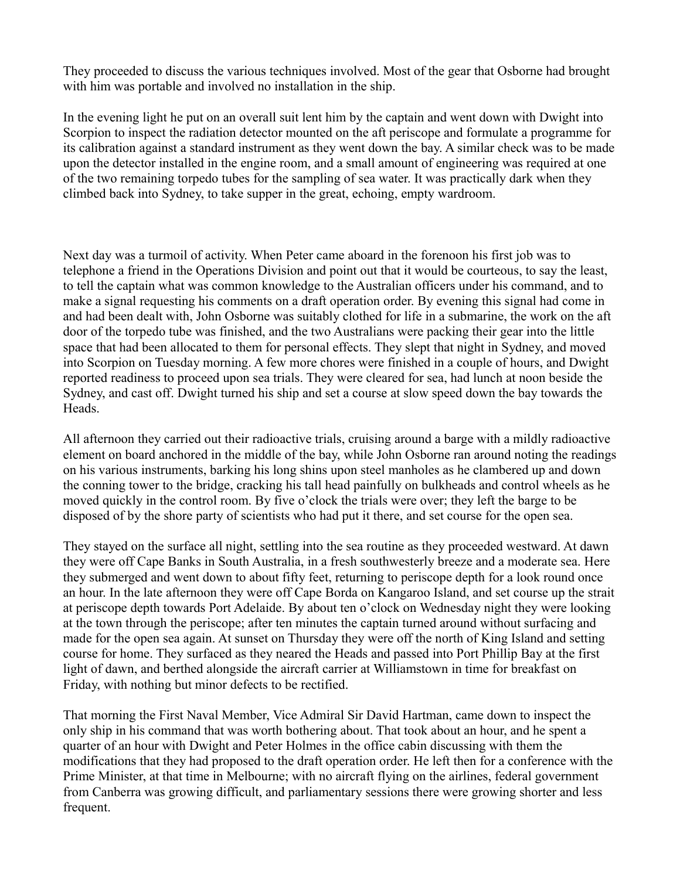They proceeded to discuss the various techniques involved. Most of the gear that Osborne had brought with him was portable and involved no installation in the ship.

In the evening light he put on an overall suit lent him by the captain and went down with Dwight into Scorpion to inspect the radiation detector mounted on the aft periscope and formulate a programme for its calibration against a standard instrument as they went down the bay. A similar check was to be made upon the detector installed in the engine room, and a small amount of engineering was required at one of the two remaining torpedo tubes for the sampling of sea water. It was practically dark when they climbed back into Sydney, to take supper in the great, echoing, empty wardroom.

Next day was a turmoil of activity. When Peter came aboard in the forenoon his first job was to telephone a friend in the Operations Division and point out that it would be courteous, to say the least, to tell the captain what was common knowledge to the Australian officers under his command, and to make a signal requesting his comments on a draft operation order. By evening this signal had come in and had been dealt with, John Osborne was suitably clothed for life in a submarine, the work on the aft door of the torpedo tube was finished, and the two Australians were packing their gear into the little space that had been allocated to them for personal effects. They slept that night in Sydney, and moved into Scorpion on Tuesday morning. A few more chores were finished in a couple of hours, and Dwight reported readiness to proceed upon sea trials. They were cleared for sea, had lunch at noon beside the Sydney, and cast off. Dwight turned his ship and set a course at slow speed down the bay towards the Heads.

All afternoon they carried out their radioactive trials, cruising around a barge with a mildly radioactive element on board anchored in the middle of the bay, while John Osborne ran around noting the readings on his various instruments, barking his long shins upon steel manholes as he clambered up and down the conning tower to the bridge, cracking his tall head painfully on bulkheads and control wheels as he moved quickly in the control room. By five o'clock the trials were over; they left the barge to be disposed of by the shore party of scientists who had put it there, and set course for the open sea.

They stayed on the surface all night, settling into the sea routine as they proceeded westward. At dawn they were off Cape Banks in South Australia, in a fresh southwesterly breeze and a moderate sea. Here they submerged and went down to about fifty feet, returning to periscope depth for a look round once an hour. In the late afternoon they were off Cape Borda on Kangaroo Island, and set course up the strait at periscope depth towards Port Adelaide. By about ten o'clock on Wednesday night they were looking at the town through the periscope; after ten minutes the captain turned around without surfacing and made for the open sea again. At sunset on Thursday they were off the north of King Island and setting course for home. They surfaced as they neared the Heads and passed into Port Phillip Bay at the first light of dawn, and berthed alongside the aircraft carrier at Williamstown in time for breakfast on Friday, with nothing but minor defects to be rectified.

That morning the First Naval Member, Vice Admiral Sir David Hartman, came down to inspect the only ship in his command that was worth bothering about. That took about an hour, and he spent a quarter of an hour with Dwight and Peter Holmes in the office cabin discussing with them the modifications that they had proposed to the draft operation order. He left then for a conference with the Prime Minister, at that time in Melbourne; with no aircraft flying on the airlines, federal government from Canberra was growing difficult, and parliamentary sessions there were growing shorter and less frequent.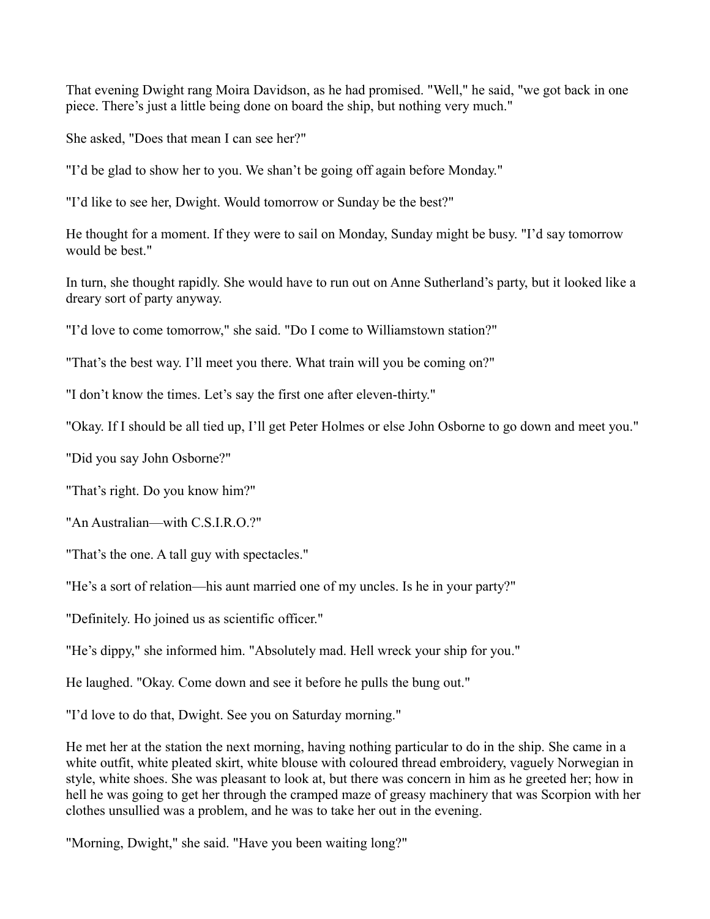That evening Dwight rang Moira Davidson, as he had promised. "Well," he said, "we got back in one piece. There's just a little being done on board the ship, but nothing very much."

She asked, "Does that mean I can see her?"

"I'd be glad to show her to you. We shan't be going off again before Monday."

"I'd like to see her, Dwight. Would tomorrow or Sunday be the best?"

He thought for a moment. If they were to sail on Monday, Sunday might be busy. "I'd say tomorrow would be best."

In turn, she thought rapidly. She would have to run out on Anne Sutherland's party, but it looked like a dreary sort of party anyway.

"I'd love to come tomorrow," she said. "Do I come to Williamstown station?"

"That's the best way. I'll meet you there. What train will you be coming on?"

"I don't know the times. Let's say the first one after eleven-thirty."

"Okay. If I should be all tied up, I'll get Peter Holmes or else John Osborne to go down and meet you."

"Did you say John Osborne?"

"That's right. Do you know him?"

"An Australian—with C.S.I.R.O.?"

"That's the one. A tall guy with spectacles."

"He's a sort of relation—his aunt married one of my uncles. Is he in your party?"

"Definitely. Ho joined us as scientific officer."

"He's dippy," she informed him. "Absolutely mad. Hell wreck your ship for you."

He laughed. "Okay. Come down and see it before he pulls the bung out."

"I'd love to do that, Dwight. See you on Saturday morning."

He met her at the station the next morning, having nothing particular to do in the ship. She came in a white outfit, white pleated skirt, white blouse with coloured thread embroidery, vaguely Norwegian in style, white shoes. She was pleasant to look at, but there was concern in him as he greeted her; how in hell he was going to get her through the cramped maze of greasy machinery that was Scorpion with her clothes unsullied was a problem, and he was to take her out in the evening.

"Morning, Dwight," she said. "Have you been waiting long?"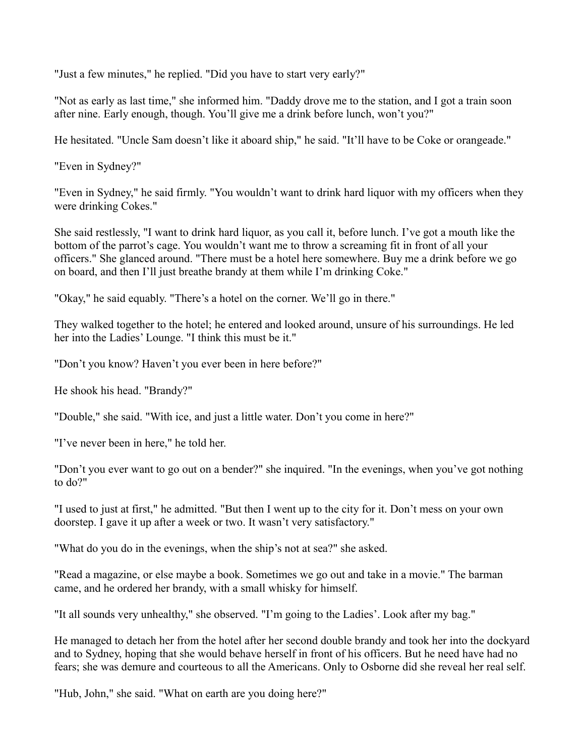"Just a few minutes," he replied. "Did you have to start very early?"

"Not as early as last time," she informed him. "Daddy drove me to the station, and I got a train soon after nine. Early enough, though. You'll give me a drink before lunch, won't you?"

He hesitated. "Uncle Sam doesn't like it aboard ship," he said. "It'll have to be Coke or orangeade."

"Even in Sydney?"

"Even in Sydney," he said firmly. "You wouldn't want to drink hard liquor with my officers when they were drinking Cokes."

She said restlessly, "I want to drink hard liquor, as you call it, before lunch. I've got a mouth like the bottom of the parrot's cage. You wouldn't want me to throw a screaming fit in front of all your officers." She glanced around. "There must be a hotel here somewhere. Buy me a drink before we go on board, and then I'll just breathe brandy at them while I'm drinking Coke."

"Okay," he said equably. "There's a hotel on the corner. We'll go in there."

They walked together to the hotel; he entered and looked around, unsure of his surroundings. He led her into the Ladies' Lounge. "I think this must be it."

"Don't you know? Haven't you ever been in here before?"

He shook his head. "Brandy?"

"Double," she said. "With ice, and just a little water. Don't you come in here?"

"I've never been in here," he told her.

"Don't you ever want to go out on a bender?" she inquired. "In the evenings, when you've got nothing to do?"

"I used to just at first," he admitted. "But then I went up to the city for it. Don't mess on your own doorstep. I gave it up after a week or two. It wasn't very satisfactory."

"What do you do in the evenings, when the ship's not at sea?" she asked.

"Read a magazine, or else maybe a book. Sometimes we go out and take in a movie." The barman came, and he ordered her brandy, with a small whisky for himself.

"It all sounds very unhealthy," she observed. "I'm going to the Ladies'. Look after my bag."

He managed to detach her from the hotel after her second double brandy and took her into the dockyard and to Sydney, hoping that she would behave herself in front of his officers. But he need have had no fears; she was demure and courteous to all the Americans. Only to Osborne did she reveal her real self.

"Hub, John," she said. "What on earth are you doing here?"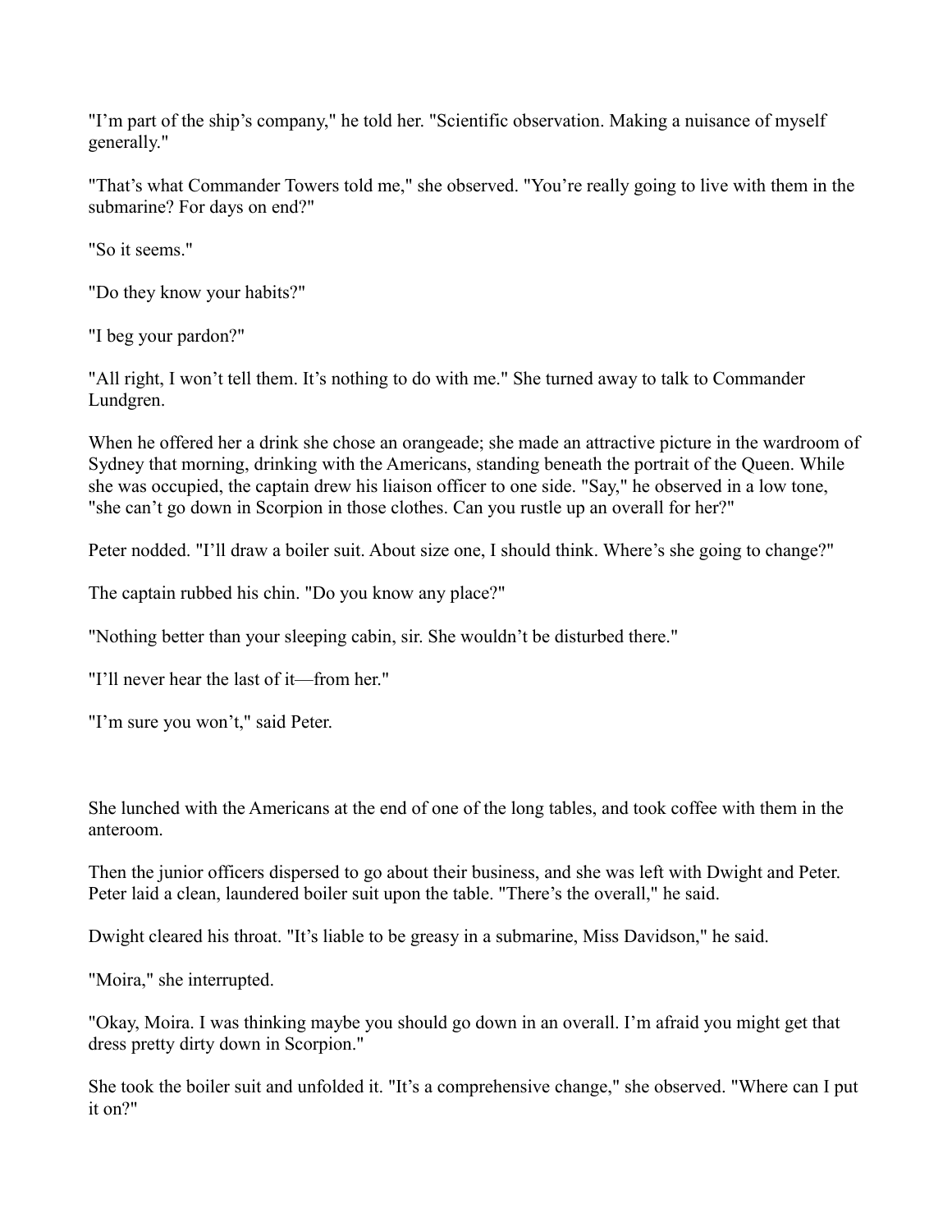"I'm part of the ship's company," he told her. "Scientific observation. Making a nuisance of myself generally."

"That's what Commander Towers told me," she observed. "You're really going to live with them in the submarine? For days on end?"

"So it seems."

"Do they know your habits?"

"I beg your pardon?"

"All right, I won't tell them. It's nothing to do with me." She turned away to talk to Commander Lundgren.

When he offered her a drink she chose an orangeade; she made an attractive picture in the wardroom of Sydney that morning, drinking with the Americans, standing beneath the portrait of the Queen. While she was occupied, the captain drew his liaison officer to one side. "Say," he observed in a low tone, "she can't go down in Scorpion in those clothes. Can you rustle up an overall for her?"

Peter nodded. "I'll draw a boiler suit. About size one, I should think. Where's she going to change?"

The captain rubbed his chin. "Do you know any place?"

"Nothing better than your sleeping cabin, sir. She wouldn't be disturbed there."

"I'll never hear the last of it—from her."

"I'm sure you won't," said Peter.

She lunched with the Americans at the end of one of the long tables, and took coffee with them in the anteroom.

Then the junior officers dispersed to go about their business, and she was left with Dwight and Peter. Peter laid a clean, laundered boiler suit upon the table. "There's the overall," he said.

Dwight cleared his throat. "It's liable to be greasy in a submarine, Miss Davidson," he said.

"Moira," she interrupted.

"Okay, Moira. I was thinking maybe you should go down in an overall. I'm afraid you might get that dress pretty dirty down in Scorpion."

She took the boiler suit and unfolded it. "It's a comprehensive change," she observed. "Where can I put it on?"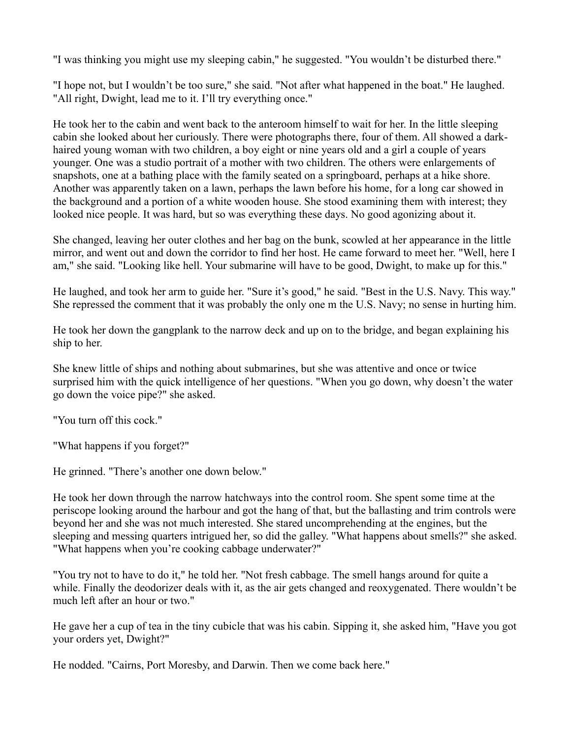"I was thinking you might use my sleeping cabin," he suggested. "You wouldn't be disturbed there."

"I hope not, but I wouldn't be too sure," she said. "Not after what happened in the boat." He laughed. "All right, Dwight, lead me to it. I'll try everything once."

He took her to the cabin and went back to the anteroom himself to wait for her. In the little sleeping cabin she looked about her curiously. There were photographs there, four of them. All showed a dark-haired young woman with two children, a boy eight or nine years old and a girl a couple of years younger. One was a studio portrait of a mother with two children. The others were enlargements of snapshots, one at a bathing place with the family seated on a springboard, perhaps at a hike shore. Another was apparently taken on a lawn, perhaps the lawn before his home, for a long car showed in the background and a portion of a white wooden house. She stood examining them with interest; they looked nice people. It was hard, but so was everything these days. No good agonizing about it.

She changed, leaving her outer clothes and her bag on the bunk, scowled at her appearance in the little mirror, and went out and down the corridor to find her host. He came forward to meet her. "Well, here I am," she said. "Looking like hell. Your submarine will have to be good, Dwight, to make up for this."

He laughed, and took her arm to guide her. "Sure it's good," he said. "Best in the U.S. Navy. This way." She repressed the comment that it was probably the only one m the U.S. Navy; no sense in hurting him.

He took her down the gangplank to the narrow deck and up on to the bridge, and began explaining his ship to her.

She knew little of ships and nothing about submarines, but she was attentive and once or twice surprised him with the quick intelligence of her questions. "When you go down, why doesn't the water go down the voice pipe?" she asked.

"You turn off this cock."

"What happens if you forget?"

He grinned. "There's another one down below."

He took her down through the narrow hatchways into the control room. She spent some time at the periscope looking around the harbour and got the hang of that, but the ballasting and trim controls were beyond her and she was not much interested. She stared uncomprehending at the engines, but the sleeping and messing quarters intrigued her, so did the galley. "What happens about smells?" she asked. "What happens when you're cooking cabbage underwater?"

"You try not to have to do it," he told her. "Not fresh cabbage. The smell hangs around for quite a while. Finally the deodorizer deals with it, as the air gets changed and reoxygenated. There wouldn't be much left after an hour or two."

He gave her a cup of tea in the tiny cubicle that was his cabin. Sipping it, she asked him, "Have you got your orders yet, Dwight?"

He nodded. "Cairns, Port Moresby, and Darwin. Then we come back here."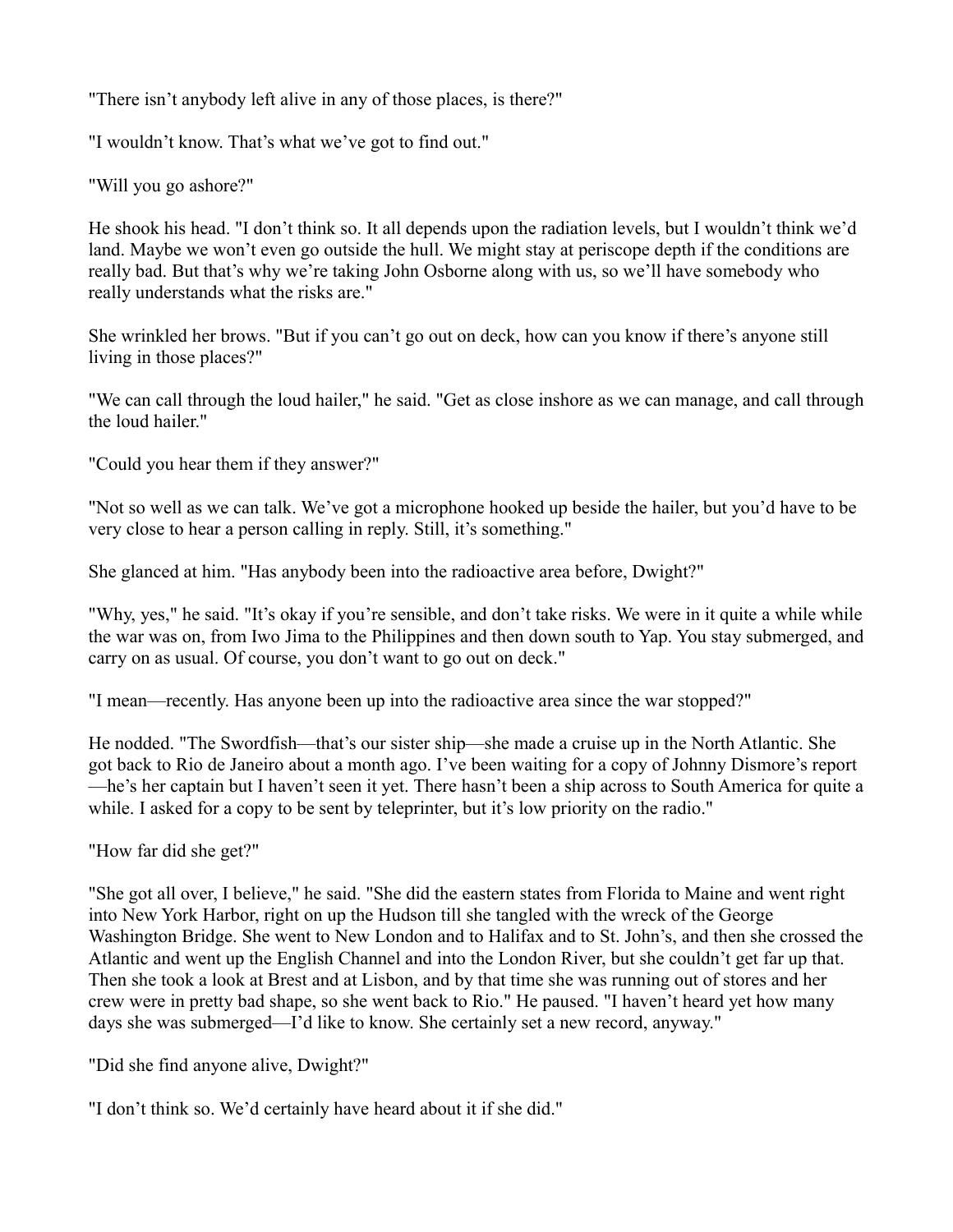"There isn't anybody left alive in any of those places, is there?"

"I wouldn't know. That's what we've got to find out."

"Will you go ashore?"

He shook his head. "I don't think so. It all depends upon the radiation levels, but I wouldn't think we'd land. Maybe we won't even go outside the hull. We might stay at periscope depth if the conditions are really bad. But that's why we're taking John Osborne along with us, so we'll have somebody who really understands what the risks are."

She wrinkled her brows. "But if you can't go out on deck, how can you know if there's anyone still living in those places?"

"We can call through the loud hailer," he said. "Get as close inshore as we can manage, and call through the loud hailer."

"Could you hear them if they answer?"

"Not so well as we can talk. We've got a microphone hooked up beside the hailer, but you'd have to be very close to hear a person calling in reply. Still, it's something."

She glanced at him. "Has anybody been into the radioactive area before, Dwight?"

"Why, yes," he said. "It's okay if you're sensible, and don't take risks. We were in it quite a while while the war was on, from Iwo Jima to the Philippines and then down south to Yap. You stay submerged, and carry on as usual. Of course, you don't want to go out on deck."

"I mean—recently. Has anyone been up into the radioactive area since the war stopped?"

He nodded. "The Swordfish—that's our sister ship—she made a cruise up in the North Atlantic. She got back to Rio de Janeiro about a month ago. I've been waiting for a copy of Johnny Dismore's report—he's her captain but I haven't seen it yet. There hasn't been a ship across to South America for quite a while. I asked for a copy to be sent by teleprinter, but it's low priority on the radio."

"How far did she get?"

"She got all over, I believe," he said. "She did the eastern states from Florida to Maine and went right into New York Harbor, right on up the Hudson till she tangled with the wreck of the George Washington Bridge. She went to New London and to Halifax and to St. John's, and then she crossed the Atlantic and went up the English Channel and into the London River, but she couldn't get far up that. Then she took a look at Brest and at Lisbon, and by that time she was running out of stores and her crew were in pretty bad shape, so she went back to Rio." He paused. "I haven't heard yet how many days she was submerged—I'd like to know. She certainly set a new record, anyway."

"Did she find anyone alive, Dwight?"

"I don't think so. We'd certainly have heard about it if she did."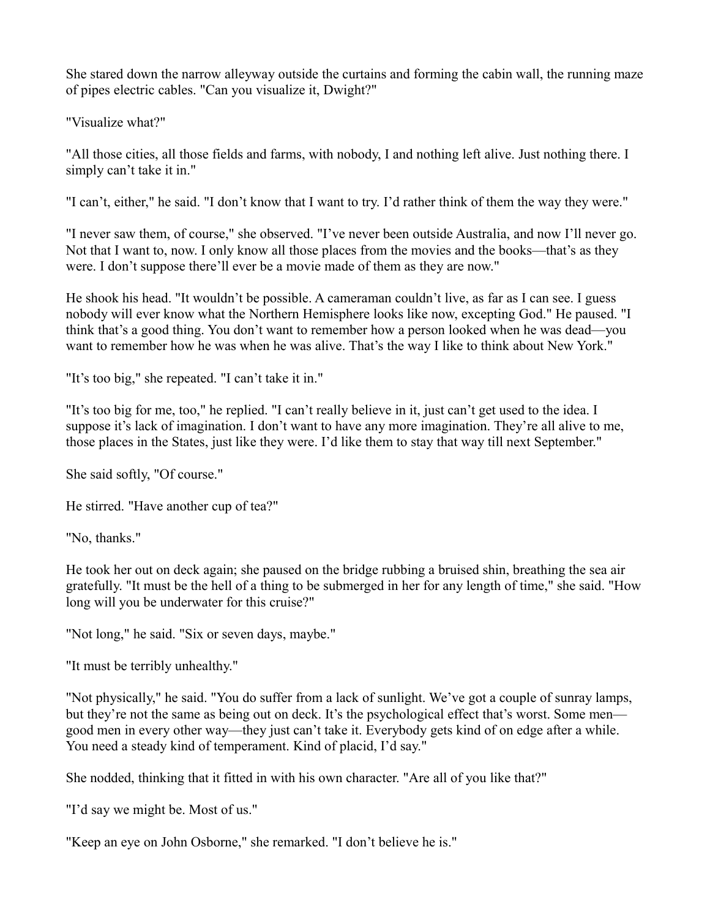She stared down the narrow alleyway outside the curtains and forming the cabin wall, the running maze of pipes electric cables. "Can you visualize it, Dwight?"

"Visualize what?"

"All those cities, all those fields and farms, with nobody, I and nothing left alive. Just nothing there. I simply can't take it in."

"I can't, either," he said. "I don't know that I want to try. I'd rather think of them the way they were."

"I never saw them, of course," she observed. "I've never been outside Australia, and now I'll never go. Not that I want to, now. I only know all those places from the movies and the books—that's as they were. I don't suppose there'll ever be a movie made of them as they are now."

He shook his head. "It wouldn't be possible. A cameraman couldn't live, as far as I can see. I guess nobody will ever know what the Northern Hemisphere looks like now, excepting God." He paused. "I think that's a good thing. You don't want to remember how a person looked when he was dead—you want to remember how he was when he was alive. That's the way I like to think about New York."

"It's too big," she repeated. "I can't take it in."

"It's too big for me, too," he replied. "I can't really believe in it, just can't get used to the idea. I suppose it's lack of imagination. I don't want to have any more imagination. They're all alive to me, those places in the States, just like they were. I'd like them to stay that way till next September."

She said softly, "Of course."

He stirred. "Have another cup of tea?"

"No, thanks."

He took her out on deck again; she paused on the bridge rubbing a bruised shin, breathing the sea air gratefully. "It must be the hell of a thing to be submerged in her for any length of time," she said. "How long will you be underwater for this cruise?"

"Not long," he said. "Six or seven days, maybe."

"It must be terribly unhealthy."

"Not physically," he said. "You do suffer from a lack of sunlight. We've got a couple of sunray lamps, but they're not the same as being out on deck. It's the psychological effect that's worst. Some men—good men in every other way—they just can't take it. Everybody gets kind of on edge after a while. You need a steady kind of temperament. Kind of placid, I'd say."

She nodded, thinking that it fitted in with his own character. "Are all of you like that?"

"I'd say we might be. Most of us."

"Keep an eye on John Osborne," she remarked. "I don't believe he is."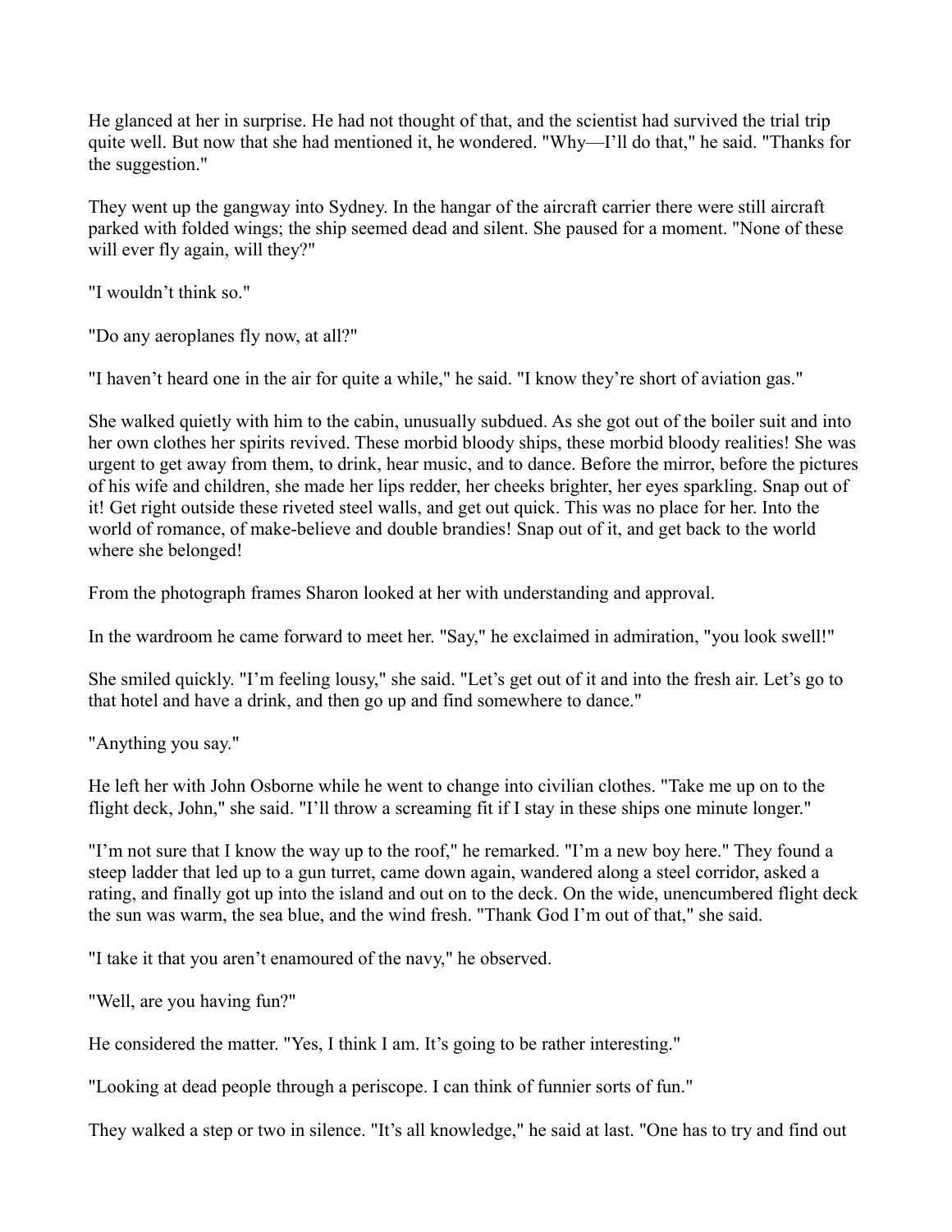He glanced at her in surprise. He had not thought of that, and the scientist had survived the trial trip quite well. But now that she had mentioned it, he wondered. "Why—I'll do that," he said. "Thanks for the suggestion."

They went up the gangway into Sydney. In the hangar of the aircraft carrier there were still aircraft parked with folded wings; the ship seemed dead and silent. She paused for a moment. "None of these will ever fly again, will they?"

"I wouldn't think so."

"Do any aeroplanes fly now, at all?"

"I haven't heard one in the air for quite a while," he said. "I know they're short of aviation gas."

She walked quietly with him to the cabin, unusually subdued. As she got out of the boiler suit and into her own clothes her spirits revived. These morbid bloody ships, these morbid bloody realities! She was urgent to get away from them, to drink, hear music, and to dance. Before the mirror, before the pictures of his wife and children, she made her lips redder, her cheeks brighter, her eyes sparkling. Snap out of it! Get right outside these riveted steel walls, and get out quick. This was no place for her. Into the world of romance, of make-believe and double brandies! Snap out of it, and get back to the world where she belonged!

From the photograph frames Sharon looked at her with understanding and approval.

In the wardroom he came forward to meet her. "Say," he exclaimed in admiration, "you look swell!"

She smiled quickly. "I'm feeling lousy," she said. "Let's get out of it and into the fresh air. Let's go to that hotel and have a drink, and then go up and find somewhere to dance."

"Anything you say."

He left her with John Osborne while he went to change into civilian clothes. "Take me up on to the flight deck, John," she said. "I'll throw a screaming fit if I stay in these ships one minute longer."

"I'm not sure that I know the way up to the roof," he remarked. "I'm a new boy here." They found a steep ladder that led up to a gun turret, came down again, wandered along a steel corridor, asked a rating, and finally got up into the island and out on to the deck. On the wide, unencumbered flight deck the sun was warm, the sea blue, and the wind fresh. "Thank God I'm out of that," she said.

"I take it that you aren't enamoured of the navy," he observed.

"Well, are you having fun?"

He considered the matter. "Yes, I think I am. It's going to be rather interesting."

"Looking at dead people through a periscope. I can think of funnier sorts of fun."

They walked a step or two in silence. "It's all knowledge," he said at last. "One has to try and find out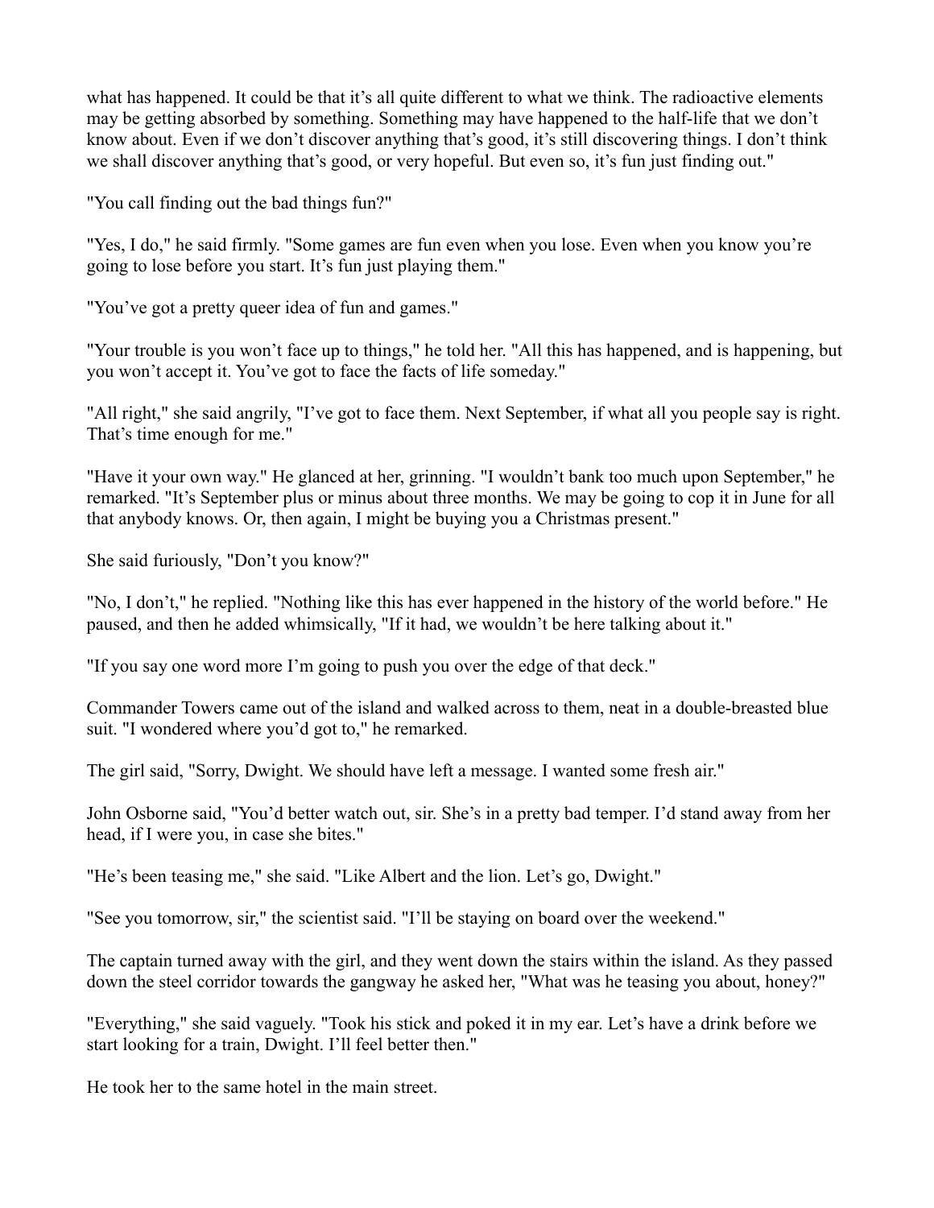what has happened. It could be that it's all quite different to what we think. The radioactive elements may be getting absorbed by something. Something may have happened to the half-life that we don't know about. Even if we don't discover anything that's good, it's still discovering things. I don't think we shall discover anything that's good, or very hopeful. But even so, it's fun just finding out."

"You call finding out the bad things fun?"

"Yes, I do," he said firmly. "Some games are fun even when you lose. Even when you know you're going to lose before you start. It's fun just playing them."

"You've got a pretty queer idea of fun and games."

"Your trouble is you won't face up to things," he told her. "All this has happened, and is happening, but you won't accept it. You've got to face the facts of life someday."

"All right," she said angrily, "I've got to face them. Next September, if what all you people say is right. That's time enough for me."

"Have it your own way." He glanced at her, grinning. "I wouldn't bank too much upon September," he remarked. "It's September plus or minus about three months. We may be going to cop it in June for all that anybody knows. Or, then again, I might be buying you a Christmas present."

She said furiously, "Don't you know?"

"No, I don't," he replied. "Nothing like this has ever happened in the history of the world before." He paused, and then he added whimsically, "If it had, we wouldn't be here talking about it."

"If you say one word more I'm going to push you over the edge of that deck."

Commander Towers came out of the island and walked across to them, neat in a double-breasted blue suit. "I wondered where you'd got to," he remarked.

The girl said, "Sorry, Dwight. We should have left a message. I wanted some fresh air."

John Osborne said, "You'd better watch out, sir. She's in a pretty bad temper. I'd stand away from her head, if I were you, in case she bites."

"He's been teasing me," she said. "Like Albert and the lion. Let's go, Dwight."

"See you tomorrow, sir," the scientist said. "I'll be staying on board over the weekend."

The captain turned away with the girl, and they went down the stairs within the island. As they passed down the steel corridor towards the gangway he asked her, "What was he teasing you about, honey?"

"Everything," she said vaguely. "Took his stick and poked it in my ear. Let's have a drink before we start looking for a train, Dwight. I'll feel better then."

He took her to the same hotel in the main street.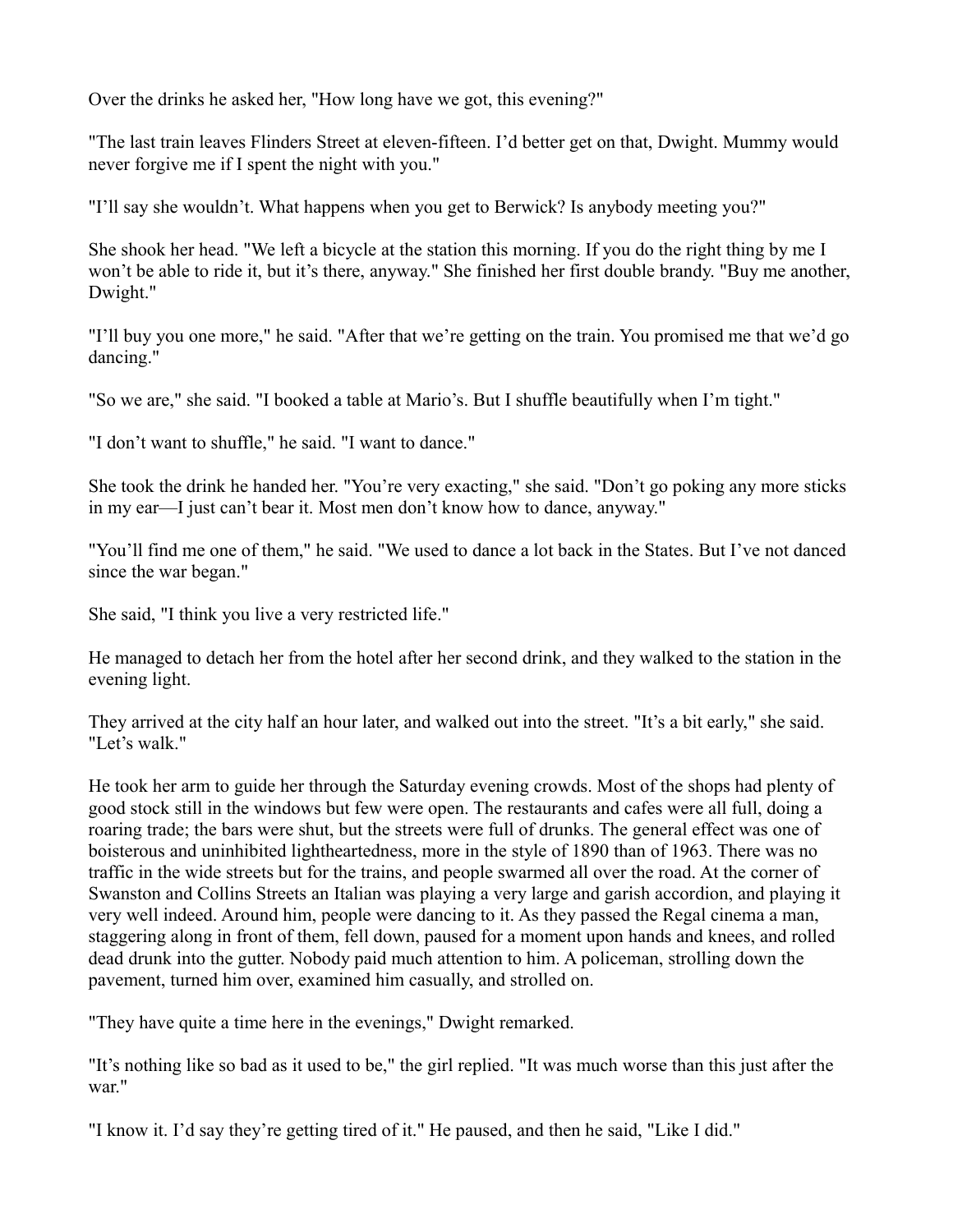Over the drinks he asked her, "How long have we got, this evening?"

"The last train leaves Flinders Street at eleven-fifteen. I'd better get on that, Dwight. Mummy would never forgive me if I spent the night with you."

"I'll say she wouldn't. What happens when you get to Berwick? Is anybody meeting you?"

She shook her head. "We left a bicycle at the station this morning. If you do the right thing by me I won't be able to ride it, but it's there, anyway." She finished her first double brandy. "Buy me another, Dwight."

"I'll buy you one more," he said. "After that we're getting on the train. You promised me that we'd go dancing."

"So we are," she said. "I booked a table at Mario's. But I shuffle beautifully when I'm tight."

"I don't want to shuffle," he said. "I want to dance."

She took the drink he handed her. "You're very exacting," she said. "Don't go poking any more sticks in my ear—I just can't bear it. Most men don't know how to dance, anyway."

"You'll find me one of them," he said. "We used to dance a lot back in the States. But I've not danced since the war began."

She said, "I think you live a very restricted life."

He managed to detach her from the hotel after her second drink, and they walked to the station in the evening light.

They arrived at the city half an hour later, and walked out into the street. "It's a bit early," she said. "Let's walk."

He took her arm to guide her through the Saturday evening crowds. Most of the shops had plenty of good stock still in the windows but few were open. The restaurants and cafes were all full, doing a roaring trade; the bars were shut, but the streets were full of drunks. The general effect was one of boisterous and uninhibited lightheartedness, more in the style of 1890 than of 1963. There was no traffic in the wide streets but for the trains, and people swarmed all over the road. At the corner of Swanston and Collins Streets an Italian was playing a very large and garish accordion, and playing it very well indeed. Around him, people were dancing to it. As they passed the Regal cinema a man, staggering along in front of them, fell down, paused for a moment upon hands and knees, and rolled dead drunk into the gutter. Nobody paid much attention to him. A policeman, strolling down the pavement, turned him over, examined him casually, and strolled on.

"They have quite a time here in the evenings," Dwight remarked.

"It's nothing like so bad as it used to be," the girl replied. "It was much worse than this just after the war."

"I know it. I'd say they're getting tired of it." He paused, and then he said, "Like I did."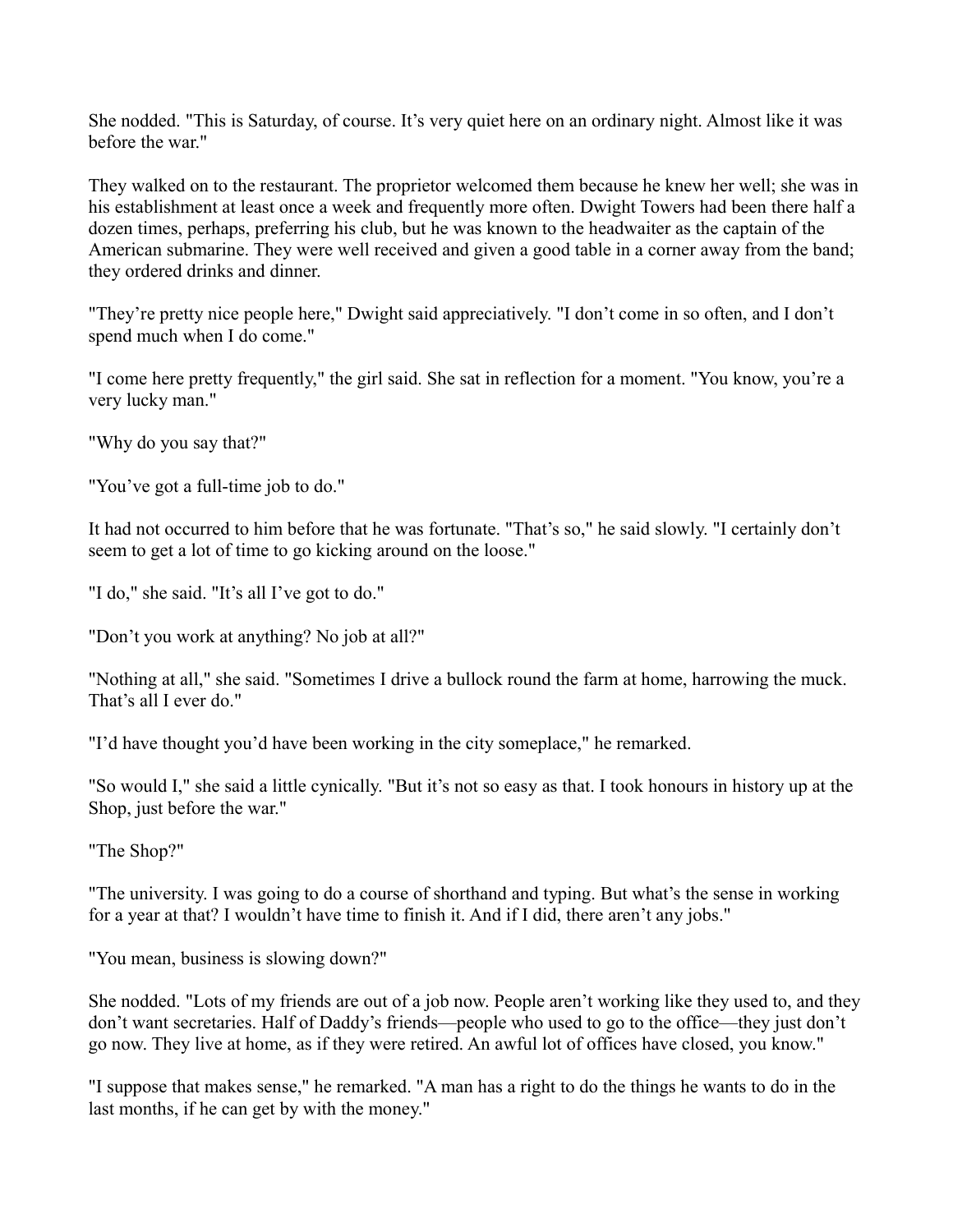She nodded. "This is Saturday, of course. It’s very quiet here on an ordinary night. Almost like it was before the war."

They walked on to the restaurant. The proprietor welcomed them because he knew her well; she was in his establishment at least once a week and frequently more often. Dwight Towers had been there half a dozen times, perhaps, preferring his club, but he was known to the headwaiter as the captain of the American submarine. They were well received and given a good table in a corner away from the band; they ordered drinks and dinner.

"They’re pretty nice people here," Dwight said appreciatively. "I don’t come in so often, and I don’t spend much when I do come."

"I come here pretty frequently," the girl said. She sat in reflection for a moment. "You know, you’re a very lucky man."

"Why do you say that?"

"You’ve got a full-time job to do."

It had not occurred to him before that he was fortunate. "That’s so," he said slowly. "I certainly don’t seem to get a lot of time to go kicking around on the loose."

"I do," she said. "It’s all I’ve got to do."

"Don’t you work at anything? No job at all?"

"Nothing at all," she said. "Sometimes I drive a bullock round the farm at home, harrowing the muck. That’s all I ever do."

"I’d have thought you’d have been working in the city someplace," he remarked.

"So would I," she said a little cynically. "But it’s not so easy as that. I took honours in history up at the Shop, just before the war."

"The Shop?"

"The university. I was going to do a course of shorthand and typing. But what’s the sense in working for a year at that? I wouldn’t have time to finish it. And if I did, there aren’t any jobs."

"You mean, business is slowing down?"

She nodded. "Lots of my friends are out of a job now. People aren’t working like they used to, and they don’t want secretaries. Half of Daddy’s friends—people who used to go to the office—they just don’t go now. They live at home, as if they were retired. An awful lot of offices have closed, you know."

"I suppose that makes sense," he remarked. "A man has a right to do the things he wants to do in the last months, if he can get by with the money."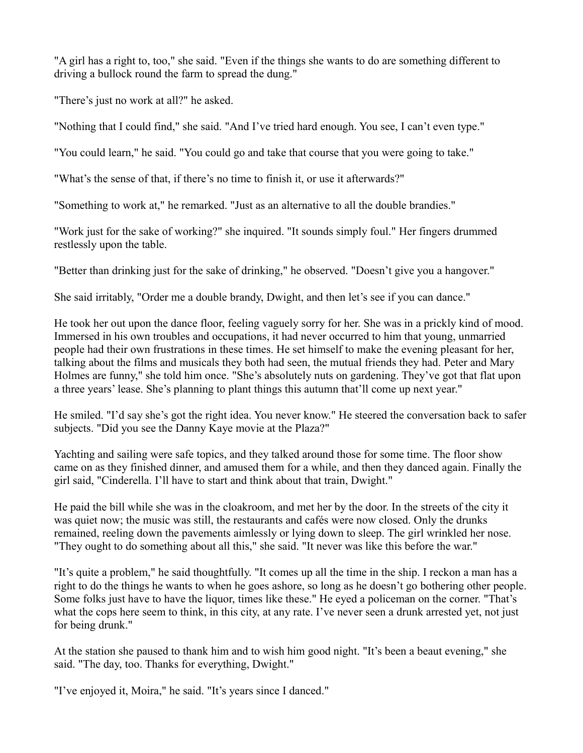"A girl has a right to, too," she said. "Even if the things she wants to do are something different to driving a bullock round the farm to spread the dung."

"There's just no work at all?" he asked.

"Nothing that I could find," she said. "And I've tried hard enough. You see, I can't even type."

"You could learn," he said. "You could go and take that course that you were going to take."

"What's the sense of that, if there's no time to finish it, or use it afterwards?"

"Something to work at," he remarked. "Just as an alternative to all the double brandies."

"Work just for the sake of working?" she inquired. "It sounds simply foul." Her fingers drummed restlessly upon the table.

"Better than drinking just for the sake of drinking," he observed. "Doesn't give you a hangover."

She said irritably, "Order me a double brandy, Dwight, and then let's see if you can dance."

He took her out upon the dance floor, feeling vaguely sorry for her. She was in a prickly kind of mood. Immersed in his own troubles and occupations, it had never occurred to him that young, unmarried people had their own frustrations in these times. He set himself to make the evening pleasant for her, talking about the films and musicals they both had seen, the mutual friends they had. Peter and Mary Holmes are funny," she told him once. "She's absolutely nuts on gardening. They've got that flat upon a three years' lease. She's planning to plant things this autumn that'll come up next year."

He smiled. "I'd say she's got the right idea. You never know." He steered the conversation back to safer subjects. "Did you see the Danny Kaye movie at the Plaza?"

Yachting and sailing were safe topics, and they talked around those for some time. The floor show came on as they finished dinner, and amused them for a while, and then they danced again. Finally the girl said, "Cinderella. I'll have to start and think about that train, Dwight."

He paid the bill while she was in the cloakroom, and met her by the door. In the streets of the city it was quiet now; the music was still, the restaurants and cafés were now closed. Only the drunks remained, reeling down the pavements aimlessly or lying down to sleep. The girl wrinkled her nose. "They ought to do something about all this," she said. "It never was like this before the war."

"It's quite a problem," he said thoughtfully. "It comes up all the time in the ship. I reckon a man has a right to do the things he wants to when he goes ashore, so long as he doesn't go bothering other people. Some folks just have to have the liquor, times like these." He eyed a policeman on the corner. "That's what the cops here seem to think, in this city, at any rate. I've never seen a drunk arrested yet, not just for being drunk."

At the station she paused to thank him and to wish him good night. "It's been a beaut evening," she said. "The day, too. Thanks for everything, Dwight."

"I've enjoyed it, Moira," he said. "It's years since I danced."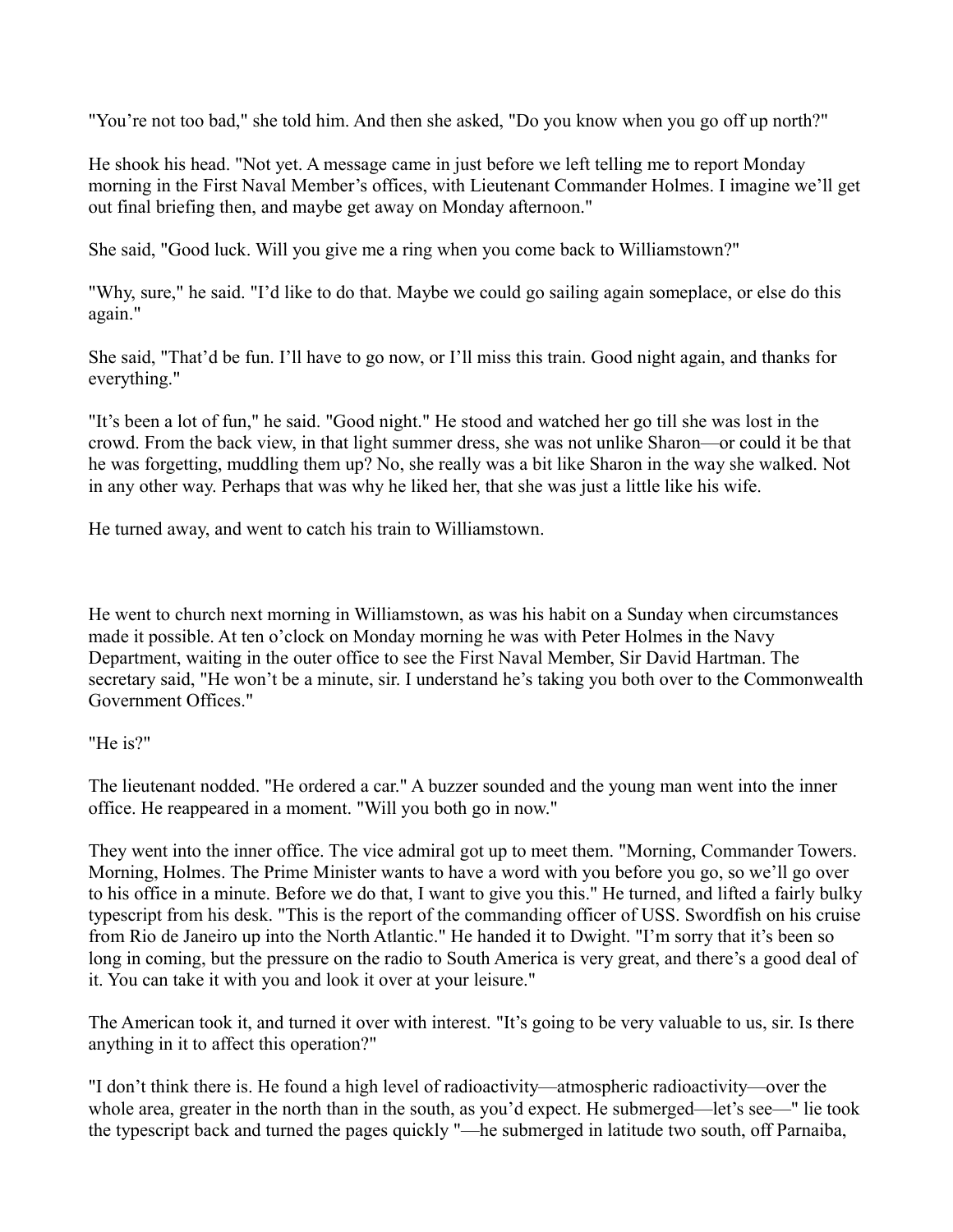"You're not too bad," she told him. And then she asked, "Do you know when you go off up north?"

He shook his head. "Not yet. A message came in just before we left telling me to report Monday morning in the First Naval Member's offices, with Lieutenant Commander Holmes. I imagine we'll get out final briefing then, and maybe get away on Monday afternoon."

She said, "Good luck. Will you give me a ring when you come back to Williamstown?"

"Why, sure," he said. "I'd like to do that. Maybe we could go sailing again someplace, or else do this again."

She said, "That'd be fun. I'll have to go now, or I'll miss this train. Good night again, and thanks for everything."

"It's been a lot of fun," he said. "Good night." He stood and watched her go till she was lost in the crowd. From the back view, in that light summer dress, she was not unlike Sharon—or could it be that he was forgetting, muddling them up? No, she really was a bit like Sharon in the way she walked. Not in any other way. Perhaps that was why he liked her, that she was just a little like his wife.

He turned away, and went to catch his train to Williamstown.

He went to church next morning in Williamstown, as was his habit on a Sunday when circumstances made it possible. At ten o'clock on Monday morning he was with Peter Holmes in the Navy Department, waiting in the outer office to see the First Naval Member, Sir David Hartman. The secretary said, "He won't be a minute, sir. I understand he's taking you both over to the Commonwealth Government Offices."

"He is?"

The lieutenant nodded. "He ordered a car." A buzzer sounded and the young man went into the inner office. He reappeared in a moment. "Will you both go in now."

They went into the inner office. The vice admiral got up to meet them. "Morning, Commander Towers. Morning, Holmes. The Prime Minister wants to have a word with you before you go, so we'll go over to his office in a minute. Before we do that, I want to give you this." He turned, and lifted a fairly bulky typescript from his desk. "This is the report of the commanding officer of USS. Swordfish on his cruise from Rio de Janeiro up into the North Atlantic." He handed it to Dwight. "I'm sorry that it's been so long in coming, but the pressure on the radio to South America is very great, and there's a good deal of it. You can take it with you and look it over at your leisure."

The American took it, and turned it over with interest. "It's going to be very valuable to us, sir. Is there anything in it to affect this operation?"

"I don't think there is. He found a high level of radioactivity—atmospheric radioactivity—over the whole area, greater in the north than in the south, as you'd expect. He submerged—let's see—" lie took the typescript back and turned the pages quickly "—he submerged in latitude two south, off Parnaiba,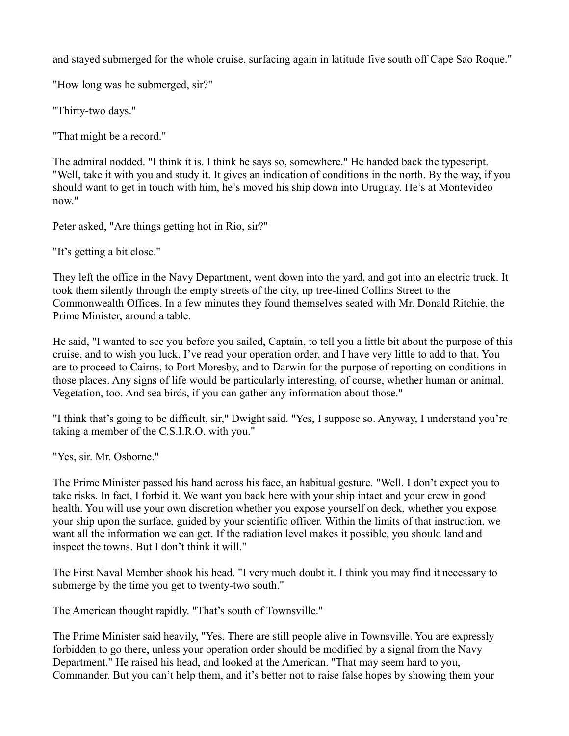and stayed submerged for the whole cruise, surfacing again in latitude five south off Cape Sao Roque."

"How long was he submerged, sir?"

"Thirty-two days."

"That might be a record."

The admiral nodded. "I think it is. I think he says so, somewhere." He handed back the typescript. "Well, take it with you and study it. It gives an indication of conditions in the north. By the way, if you should want to get in touch with him, he's moved his ship down into Uruguay. He's at Montevideo now."

Peter asked, "Are things getting hot in Rio, sir?"

"It's getting a bit close."

They left the office in the Navy Department, went down into the yard, and got into an electric truck. It took them silently through the empty streets of the city, up tree-lined Collins Street to the Commonwealth Offices. In a few minutes they found themselves seated with Mr. Donald Ritchie, the Prime Minister, around a table.

He said, "I wanted to see you before you sailed, Captain, to tell you a little bit about the purpose of this cruise, and to wish you luck. I've read your operation order, and I have very little to add to that. You are to proceed to Cairns, to Port Moresby, and to Darwin for the purpose of reporting on conditions in those places. Any signs of life would be particularly interesting, of course, whether human or animal. Vegetation, too. And sea birds, if you can gather any information about those."

"I think that's going to be difficult, sir," Dwight said. "Yes, I suppose so. Anyway, I understand you're taking a member of the C.S.I.R.O. with you."

"Yes, sir. Mr. Osborne."

The Prime Minister passed his hand across his face, an habitual gesture. "Well. I don't expect you to take risks. In fact, I forbid it. We want you back here with your ship intact and your crew in good health. You will use your own discretion whether you expose yourself on deck, whether you expose your ship upon the surface, guided by your scientific officer. Within the limits of that instruction, we want all the information we can get. If the radiation level makes it possible, you should land and inspect the towns. But I don't think it will."

The First Naval Member shook his head. "I very much doubt it. I think you may find it necessary to submerge by the time you get to twenty-two south."

The American thought rapidly. "That's south of Townsville."

The Prime Minister said heavily, "Yes. There are still people alive in Townsville. You are expressly forbidden to go there, unless your operation order should be modified by a signal from the Navy Department." He raised his head, and looked at the American. "That may seem hard to you, Commander. But you can't help them, and it's better not to raise false hopes by showing them your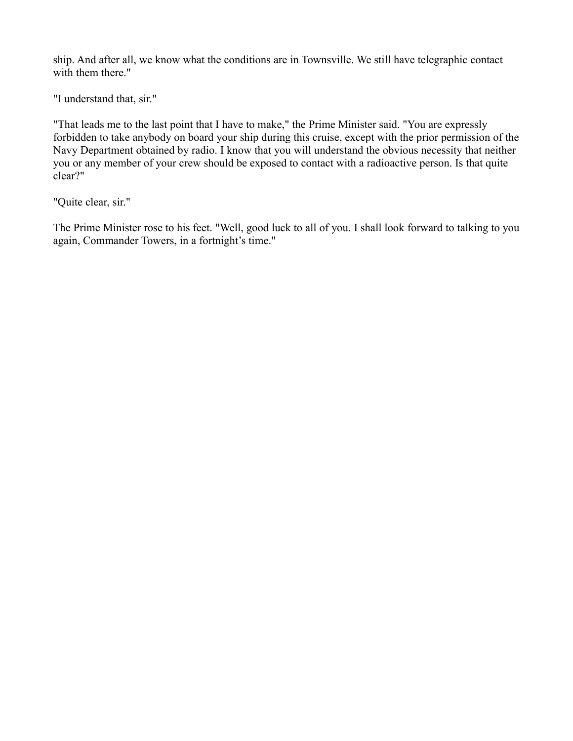ship. And after all, we know what the conditions are in Townsville. We still have telegraphic contact with them there."

"I understand that, sir."

"That leads me to the last point that I have to make," the Prime Minister said. "You are expressly forbidden to take anybody on board your ship during this cruise, except with the prior permission of the Navy Department obtained by radio. I know that you will understand the obvious necessity that neither you or any member of your crew should be exposed to contact with a radioactive person. Is that quite clear?"

"Quite clear, sir."

The Prime Minister rose to his feet. "Well, good luck to all of you. I shall look forward to talking to you again, Commander Towers, in a fortnight's time."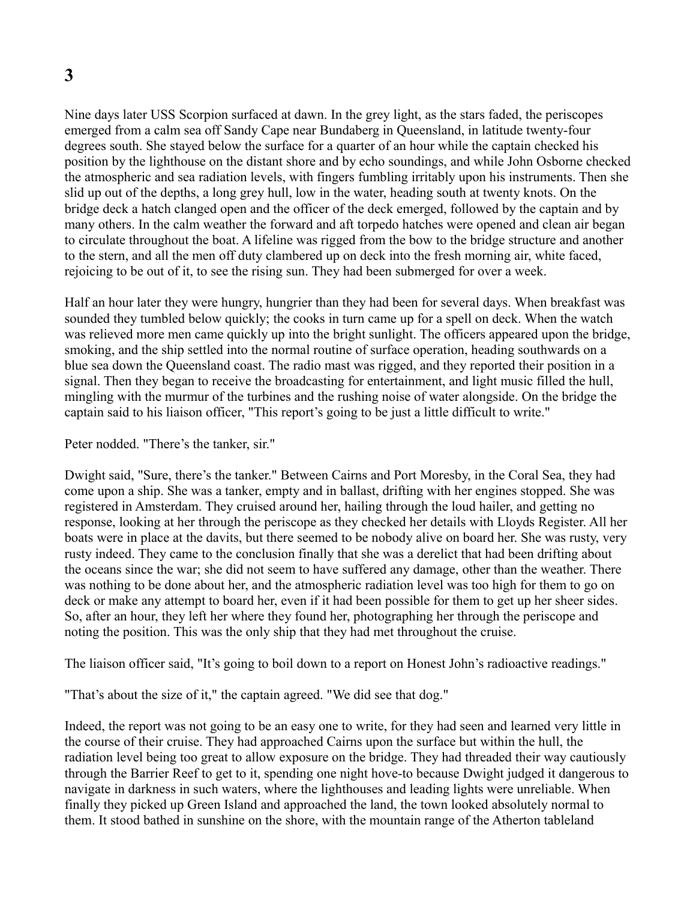# 3

Nine days later USS Scorpion surfaced at dawn. In the grey light, as the stars faded, the periscopes emerged from a calm sea off Sandy Cape near Bundaberg in Queensland, in latitude twenty-four degrees south. She stayed below the surface for a quarter of an hour while the captain checked his position by the lighthouse on the distant shore and by echo soundings, and while John Osborne checked the atmospheric and sea radiation levels, with fingers fumbling irritably upon his instruments. Then she slid up out of the depths, a long grey hull, low in the water, heading south at twenty knots. On the bridge deck a hatch clanged open and the officer of the deck emerged, followed by the captain and by many others. In the calm weather the forward and aft torpedo hatches were opened and clean air began to circulate throughout the boat. A lifeline was rigged from the bow to the bridge structure and another to the stern, and all the men off duty clambered up on deck into the fresh morning air, white faced, rejoicing to be out of it, to see the rising sun. They had been submerged for over a week.

Half an hour later they were hungry, hungrier than they had been for several days. When breakfast was sounded they tumbled below quickly; the cooks in turn came up for a spell on deck. When the watch was relieved more men came quickly up into the bright sunlight. The officers appeared upon the bridge, smoking, and the ship settled into the normal routine of surface operation, heading southwards on a blue sea down the Queensland coast. The radio mast was rigged, and they reported their position in a signal. Then they began to receive the broadcasting for entertainment, and light music filled the hull, mingling with the murmur of the turbines and the rushing noise of water alongside. On the bridge the captain said to his liaison officer, "This report's going to be just a little difficult to write."

Peter nodded. "There's the tanker, sir."

Dwight said, "Sure, there's the tanker." Between Cairns and Port Moresby, in the Coral Sea, they had come upon a ship. She was a tanker, empty and in ballast, drifting with her engines stopped. She was registered in Amsterdam. They cruised around her, hailing through the loud hailer, and getting no response, looking at her through the periscope as they checked her details with Lloyds Register. All her boats were in place at the davits, but there seemed to be nobody alive on board her. She was rusty, very rusty indeed. They came to the conclusion finally that she was a derelict that had been drifting about the oceans since the war; she did not seem to have suffered any damage, other than the weather. There was nothing to be done about her, and the atmospheric radiation level was too high for them to go on deck or make any attempt to board her, even if it had been possible for them to get up her sheer sides. So, after an hour, they left her where they found her, photographing her through the periscope and noting the position. This was the only ship that they had met throughout the cruise.

The liaison officer said, "It's going to boil down to a report on Honest John's radioactive readings."

"That's about the size of it," the captain agreed. "We did see that dog."

Indeed, the report was not going to be an easy one to write, for they had seen and learned very little in the course of their cruise. They had approached Cairns upon the surface but within the hull, the radiation level being too great to allow exposure on the bridge. They had threaded their way cautiously through the Barrier Reef to get to it, spending one night hove-to because Dwight judged it dangerous to navigate in darkness in such waters, where the lighthouses and leading lights were unreliable. When finally they picked up Green Island and approached the land, the town looked absolutely normal to them. It stood bathed in sunshine on the shore, with the mountain range of the Atherton tableland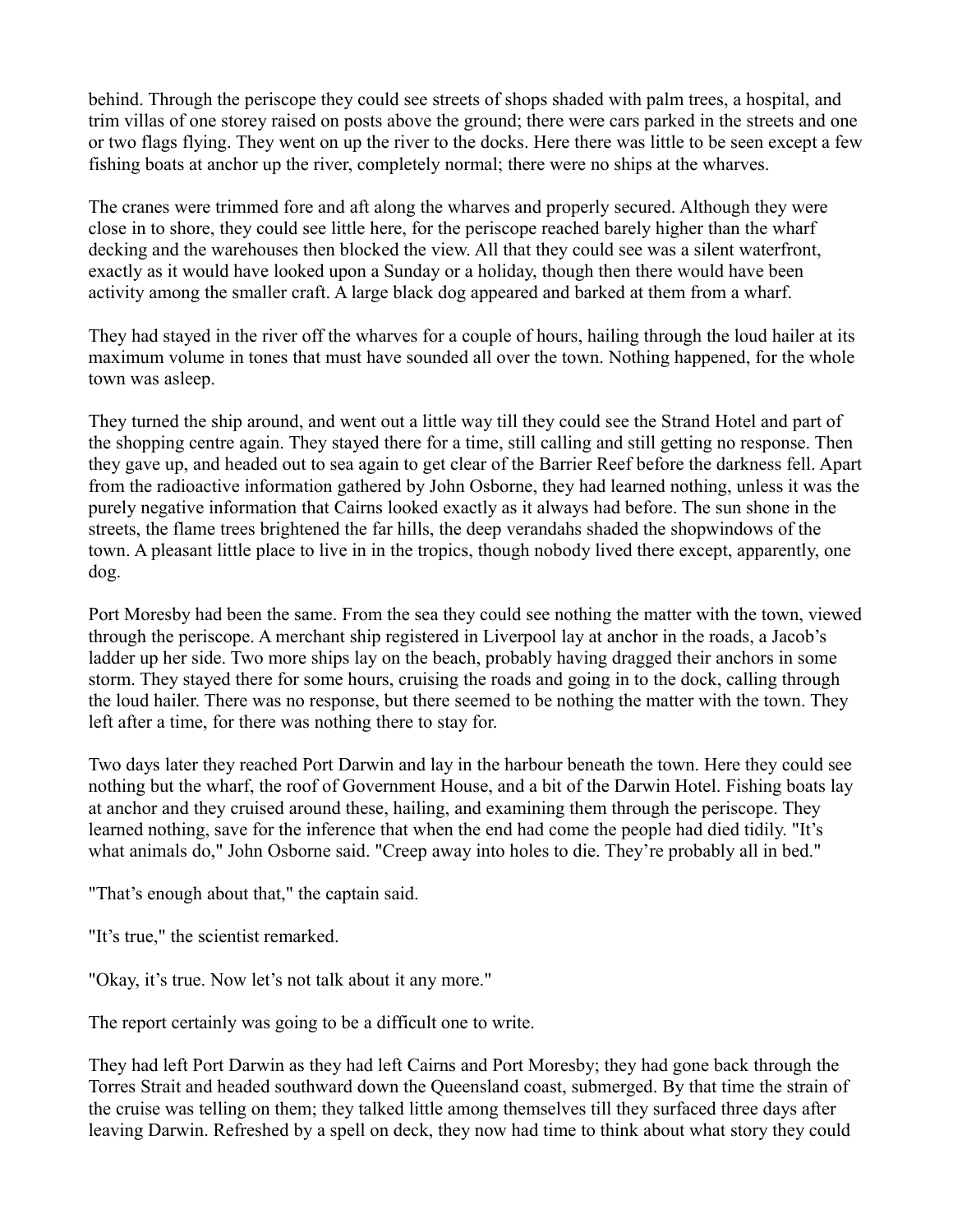behind. Through the periscope they could see streets of shops shaded with palm trees, a hospital, and trim villas of one storey raised on posts above the ground; there were cars parked in the streets and one or two flags flying. They went on up the river to the docks. Here there was little to be seen except a few fishing boats at anchor up the river, completely normal; there were no ships at the wharves.

The cranes were trimmed fore and aft along the wharves and properly secured. Although they were close in to shore, they could see little here, for the periscope reached barely higher than the wharf decking and the warehouses then blocked the view. All that they could see was a silent waterfront, exactly as it would have looked upon a Sunday or a holiday, though then there would have been activity among the smaller craft. A large black dog appeared and barked at them from a wharf.

They had stayed in the river off the wharves for a couple of hours, hailing through the loud hailer at its maximum volume in tones that must have sounded all over the town. Nothing happened, for the whole town was asleep.

They turned the ship around, and went out a little way till they could see the Strand Hotel and part of the shopping centre again. They stayed there for a time, still calling and still getting no response. Then they gave up, and headed out to sea again to get clear of the Barrier Reef before the darkness fell. Apart from the radioactive information gathered by John Osborne, they had learned nothing, unless it was the purely negative information that Cairns looked exactly as it always had before. The sun shone in the streets, the flame trees brightened the far hills, the deep verandahs shaded the shopwindows of the town. A pleasant little place to live in in the tropics, though nobody lived there except, apparently, one dog.

Port Moresby had been the same. From the sea they could see nothing the matter with the town, viewed through the periscope. A merchant ship registered in Liverpool lay at anchor in the roads, a Jacob's ladder up her side. Two more ships lay on the beach, probably having dragged their anchors in some storm. They stayed there for some hours, cruising the roads and going in to the dock, calling through the loud hailer. There was no response, but there seemed to be nothing the matter with the town. They left after a time, for there was nothing there to stay for.

Two days later they reached Port Darwin and lay in the harbour beneath the town. Here they could see nothing but the wharf, the roof of Government House, and a bit of the Darwin Hotel. Fishing boats lay at anchor and they cruised around these, hailing, and examining them through the periscope. They learned nothing, save for the inference that when the end had come the people had died tidily. "It's what animals do," John Osborne said. "Creep away into holes to die. They're probably all in bed."

"That's enough about that," the captain said.

"It's true," the scientist remarked.

"Okay, it's true. Now let's not talk about it any more."

The report certainly was going to be a difficult one to write.

They had left Port Darwin as they had left Cairns and Port Moresby; they had gone back through the Torres Strait and headed southward down the Queensland coast, submerged. By that time the strain of the cruise was telling on them; they talked little among themselves till they surfaced three days after leaving Darwin. Refreshed by a spell on deck, they now had time to think about what story they could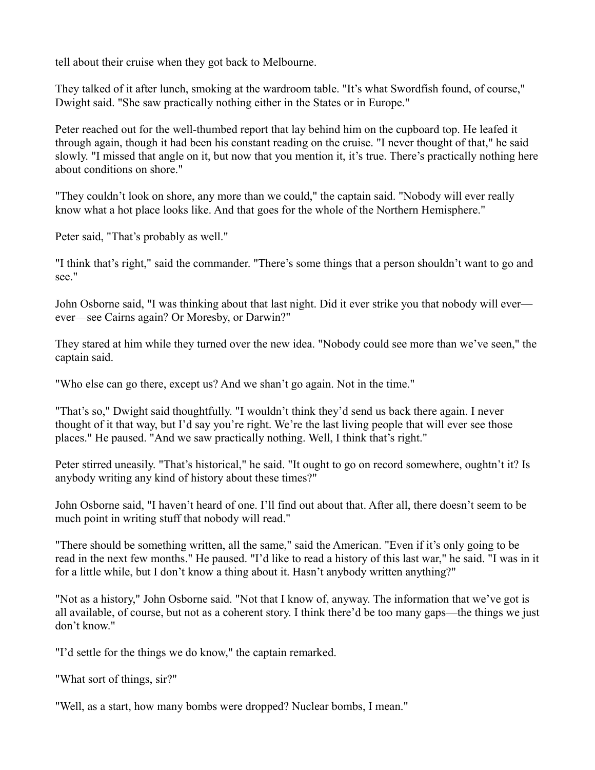tell about their cruise when they got back to Melbourne.

They talked of it after lunch, smoking at the wardroom table. "It's what Swordfish found, of course," Dwight said. "She saw practically nothing either in the States or in Europe."

Peter reached out for the well-thumbed report that lay behind him on the cupboard top. He leafed it through again, though it had been his constant reading on the cruise. "I never thought of that," he said slowly. "I missed that angle on it, but now that you mention it, it's true. There's practically nothing here about conditions on shore."

"They couldn't look on shore, any more than we could," the captain said. "Nobody will ever really know what a hot place looks like. And that goes for the whole of the Northern Hemisphere."

Peter said, "That's probably as well."

"I think that's right," said the commander. "There's some things that a person shouldn't want to go and see."

John Osborne said, "I was thinking about that last night. Did it ever strike you that nobody will ever—ever—see Cairns again? Or Moresby, or Darwin?"

They stared at him while they turned over the new idea. "Nobody could see more than we've seen," the captain said.

"Who else can go there, except us? And we shan't go again. Not in the time."

"That's so," Dwight said thoughtfully. "I wouldn't think they'd send us back there again. I never thought of it that way, but I'd say you're right. We're the last living people that will ever see those places." He paused. "And we saw practically nothing. Well, I think that's right."

Peter stirred uneasily. "That's historical," he said. "It ought to go on record somewhere, oughtn't it? Is anybody writing any kind of history about these times?"

John Osborne said, "I haven't heard of one. I'll find out about that. After all, there doesn't seem to be much point in writing stuff that nobody will read."

"There should be something written, all the same," said the American. "Even if it's only going to be read in the next few months." He paused. "I'd like to read a history of this last war," he said. "I was in it for a little while, but I don't know a thing about it. Hasn't anybody written anything?"

"Not as a history," John Osborne said. "Not that I know of, anyway. The information that we've got is all available, of course, but not as a coherent story. I think there'd be too many gaps—the things we just don't know."

"I'd settle for the things we do know," the captain remarked.

"What sort of things, sir?"

"Well, as a start, how many bombs were dropped? Nuclear bombs, I mean."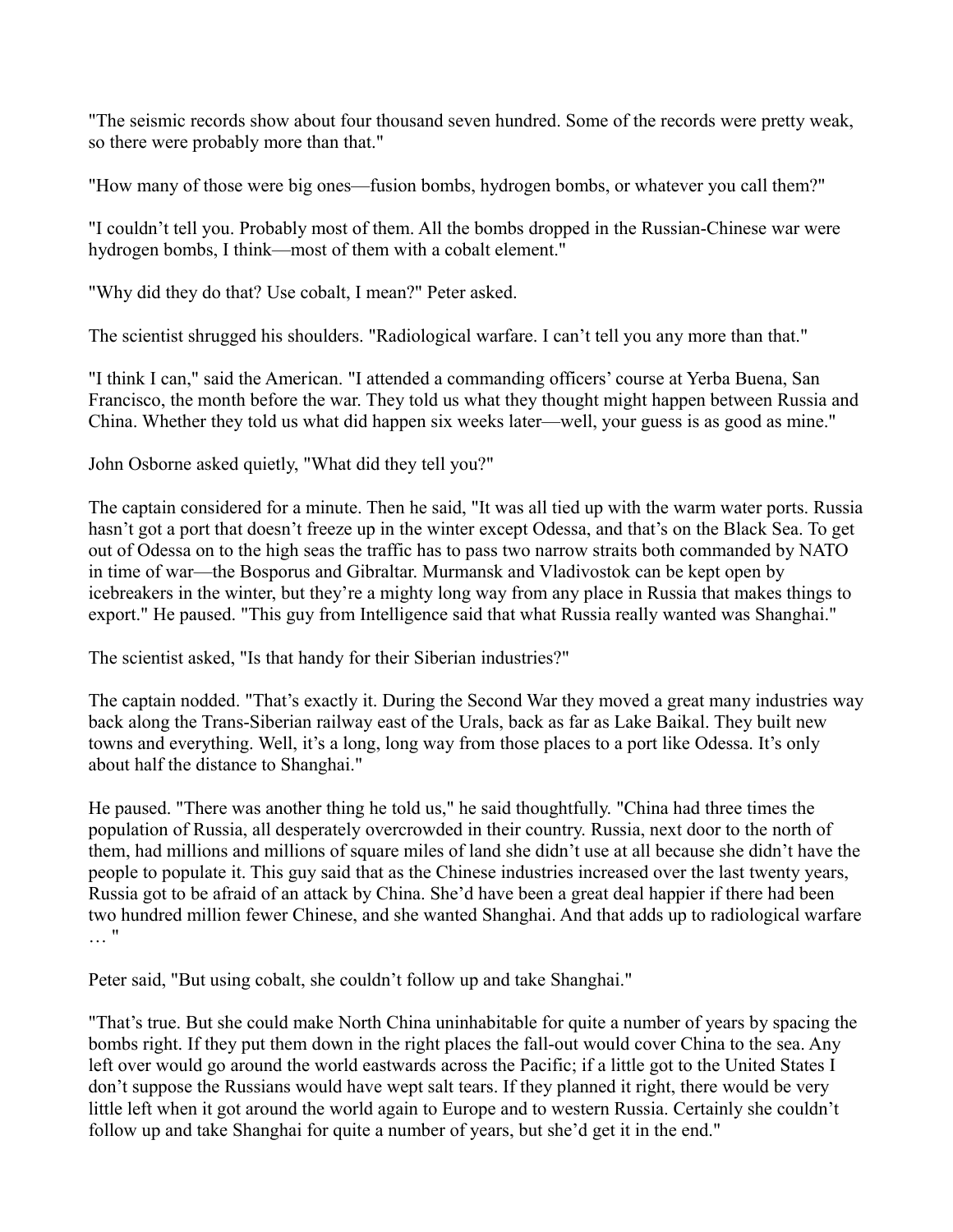"The seismic records show about four thousand seven hundred. Some of the records were pretty weak, so there were probably more than that."

"How many of those were big ones—fusion bombs, hydrogen bombs, or whatever you call them?"

"I couldn't tell you. Probably most of them. All the bombs dropped in the Russian-Chinese war were hydrogen bombs, I think—most of them with a cobalt element."

"Why did they do that? Use cobalt, I mean?" Peter asked.

The scientist shrugged his shoulders. "Radiological warfare. I can't tell you any more than that."

"I think I can," said the American. "I attended a commanding officers' course at Yerba Buena, San Francisco, the month before the war. They told us what they thought might happen between Russia and China. Whether they told us what did happen six weeks later—well, your guess is as good as mine."

John Osborne asked quietly, "What did they tell you?"

The captain considered for a minute. Then he said, "It was all tied up with the warm water ports. Russia hasn't got a port that doesn't freeze up in the winter except Odessa, and that's on the Black Sea. To get out of Odessa on to the high seas the traffic has to pass two narrow straits both commanded by NATO in time of war—the Bosporus and Gibraltar. Murmansk and Vladivostok can be kept open by icebreakers in the winter, but they're a mighty long way from any place in Russia that makes things to export." He paused. "This guy from Intelligence said that what Russia really wanted was Shanghai."

The scientist asked, "Is that handy for their Siberian industries?"

The captain nodded. "That's exactly it. During the Second War they moved a great many industries way back along the Trans-Siberian railway east of the Urals, back as far as Lake Baikal. They built new towns and everything. Well, it's a long, long way from those places to a port like Odessa. It's only about half the distance to Shanghai."

He paused. "There was another thing he told us," he said thoughtfully. "China had three times the population of Russia, all desperately overcrowded in their country. Russia, next door to the north of them, had millions and millions of square miles of land she didn't use at all because she didn't have the people to populate it. This guy said that as the Chinese industries increased over the last twenty years, Russia got to be afraid of an attack by China. She'd have been a great deal happier if there had been two hundred million fewer Chinese, and she wanted Shanghai. And that adds up to radiological warfare … "

Peter said, "But using cobalt, she couldn't follow up and take Shanghai."

"That's true. But she could make North China uninhabitable for quite a number of years by spacing the bombs right. If they put them down in the right places the fall-out would cover China to the sea. Any left over would go around the world eastwards across the Pacific; if a little got to the United States I don't suppose the Russians would have wept salt tears. If they planned it right, there would be very little left when it got around the world again to Europe and to western Russia. Certainly she couldn't follow up and take Shanghai for quite a number of years, but she'd get it in the end."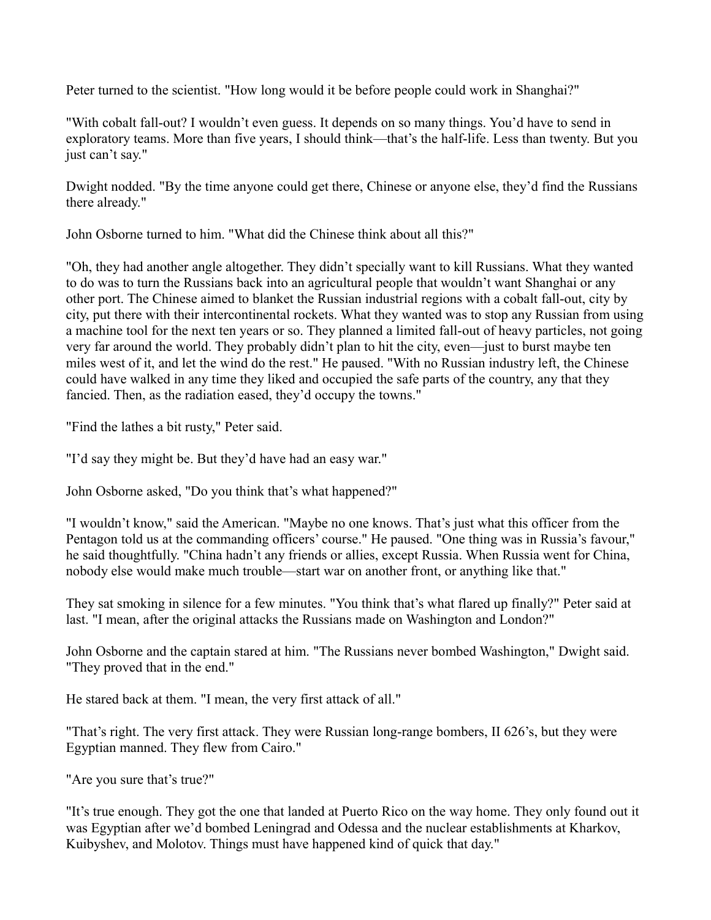Peter turned to the scientist. "How long would it be before people could work in Shanghai?"

"With cobalt fall-out? I wouldn't even guess. It depends on so many things. You'd have to send in exploratory teams. More than five years, I should think—that's the half-life. Less than twenty. But you just can't say."

Dwight nodded. "By the time anyone could get there, Chinese or anyone else, they'd find the Russians there already."

John Osborne turned to him. "What did the Chinese think about all this?"

"Oh, they had another angle altogether. They didn't specially want to kill Russians. What they wanted to do was to turn the Russians back into an agricultural people that wouldn't want Shanghai or any other port. The Chinese aimed to blanket the Russian industrial regions with a cobalt fall-out, city by city, put there with their intercontinental rockets. What they wanted was to stop any Russian from using a machine tool for the next ten years or so. They planned a limited fall-out of heavy particles, not going very far around the world. They probably didn't plan to hit the city, even—just to burst maybe ten miles west of it, and let the wind do the rest." He paused. "With no Russian industry left, the Chinese could have walked in any time they liked and occupied the safe parts of the country, any that they fancied. Then, as the radiation eased, they'd occupy the towns."

"Find the lathes a bit rusty," Peter said.

"I'd say they might be. But they'd have had an easy war."

John Osborne asked, "Do you think that's what happened?"

"I wouldn't know," said the American. "Maybe no one knows. That's just what this officer from the Pentagon told us at the commanding officers' course." He paused. "One thing was in Russia's favour," he said thoughtfully. "China hadn't any friends or allies, except Russia. When Russia went for China, nobody else would make much trouble—start war on another front, or anything like that."

They sat smoking in silence for a few minutes. "You think that's what flared up finally?" Peter said at last. "I mean, after the original attacks the Russians made on Washington and London?"

John Osborne and the captain stared at him. "The Russians never bombed Washington," Dwight said. "They proved that in the end."

He stared back at them. "I mean, the very first attack of all."

"That's right. The very first attack. They were Russian long-range bombers, Il 626's, but they were Egyptian manned. They flew from Cairo."

"Are you sure that's true?"

"It's true enough. They got the one that landed at Puerto Rico on the way home. They only found out it was Egyptian after we'd bombed Leningrad and Odessa and the nuclear establishments at Kharkov, Kuibyshev, and Molotov. Things must have happened kind of quick that day."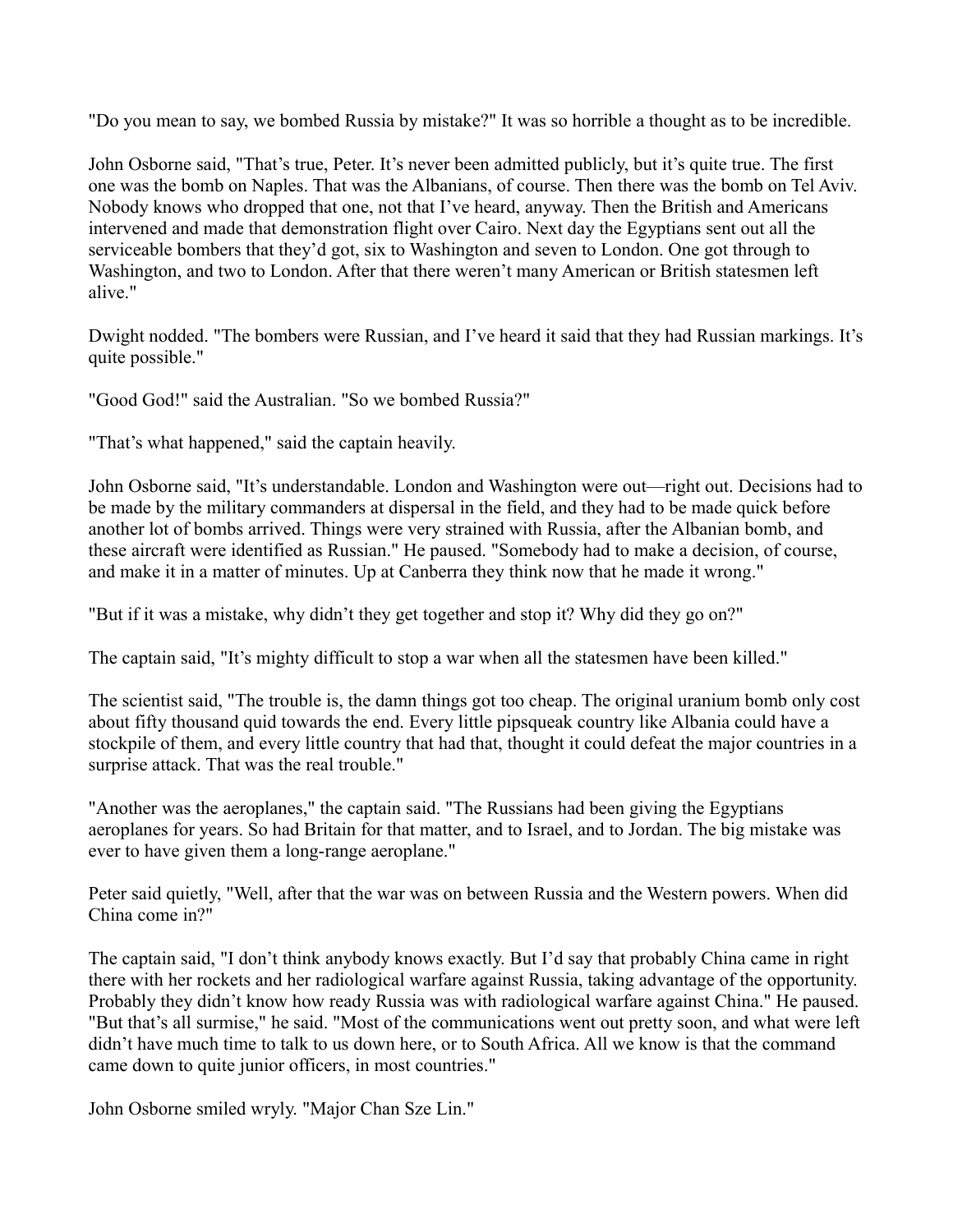"Do you mean to say, we bombed Russia by mistake?" It was so horrible a thought as to be incredible.

John Osborne said, "That's true, Peter. It's never been admitted publicly, but it's quite true. The first one was the bomb on Naples. That was the Albanians, of course. Then there was the bomb on Tel Aviv. Nobody knows who dropped that one, not that I've heard, anyway. Then the British and Americans intervened and made that demonstration flight over Cairo. Next day the Egyptians sent out all the serviceable bombers that they'd got, six to Washington and seven to London. One got through to Washington, and two to London. After that there weren't many American or British statesmen left alive."

Dwight nodded. "The bombers were Russian, and I've heard it said that they had Russian markings. It's quite possible."

"Good God!" said the Australian. "So we bombed Russia?"

"That's what happened," said the captain heavily.

John Osborne said, "It's understandable. London and Washington were out—right out. Decisions had to be made by the military commanders at dispersal in the field, and they had to be made quick before another lot of bombs arrived. Things were very strained with Russia, after the Albanian bomb, and these aircraft were identified as Russian." He paused. "Somebody had to make a decision, of course, and make it in a matter of minutes. Up at Canberra they think now that he made it wrong."

"But if it was a mistake, why didn't they get together and stop it? Why did they go on?"

The captain said, "It's mighty difficult to stop a war when all the statesmen have been killed."

The scientist said, "The trouble is, the damn things got too cheap. The original uranium bomb only cost about fifty thousand quid towards the end. Every little pipsqueak country like Albania could have a stockpile of them, and every little country that had that, thought it could defeat the major countries in a surprise attack. That was the real trouble."

"Another was the aeroplanes," the captain said. "The Russians had been giving the Egyptians aeroplanes for years. So had Britain for that matter, and to Israel, and to Jordan. The big mistake was ever to have given them a long-range aeroplane."

Peter said quietly, "Well, after that the war was on between Russia and the Western powers. When did China come in?"

The captain said, "I don't think anybody knows exactly. But I'd say that probably China came in right there with her rockets and her radiological warfare against Russia, taking advantage of the opportunity. Probably they didn't know how ready Russia was with radiological warfare against China." He paused. "But that's all surmise," he said. "Most of the communications went out pretty soon, and what were left didn't have much time to talk to us down here, or to South Africa. All we know is that the command came down to quite junior officers, in most countries."

John Osborne smiled wryly. "Major Chan Sze Lin."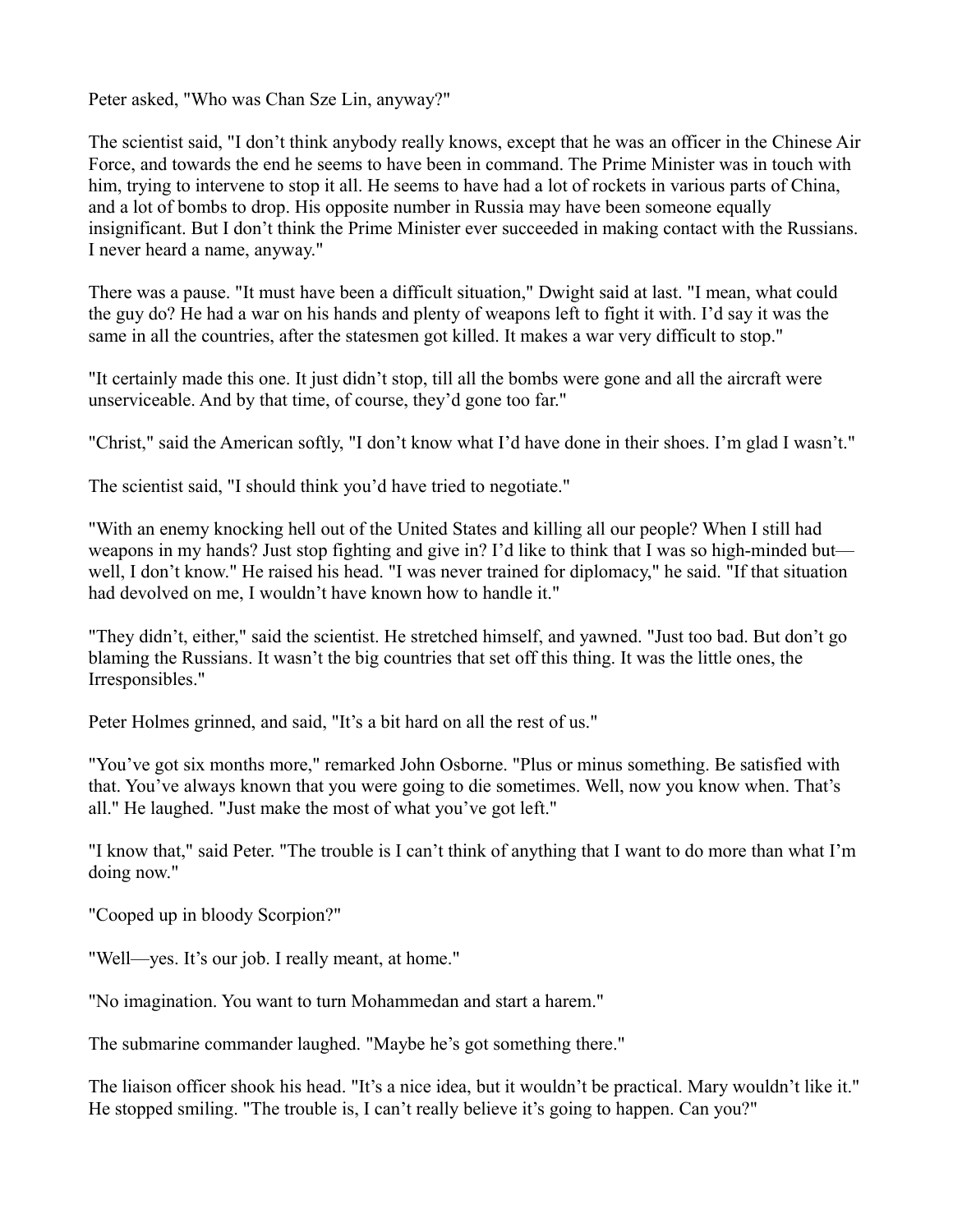Peter asked, "Who was Chan Sze Lin, anyway?"

The scientist said, "I don't think anybody really knows, except that he was an officer in the Chinese Air Force, and towards the end he seems to have been in command. The Prime Minister was in touch with him, trying to intervene to stop it all. He seems to have had a lot of rockets in various parts of China, and a lot of bombs to drop. His opposite number in Russia may have been someone equally insignificant. But I don't think the Prime Minister ever succeeded in making contact with the Russians. I never heard a name, anyway."

There was a pause. "It must have been a difficult situation," Dwight said at last. "I mean, what could the guy do? He had a war on his hands and plenty of weapons left to fight it with. I'd say it was the same in all the countries, after the statesmen got killed. It makes a war very difficult to stop."

"It certainly made this one. It just didn't stop, till all the bombs were gone and all the aircraft were unserviceable. And by that time, of course, they'd gone too far."

"Christ," said the American softly, "I don't know what I'd have done in their shoes. I'm glad I wasn't."

The scientist said, "I should think you'd have tried to negotiate."

"With an enemy knocking hell out of the United States and killing all our people? When I still had weapons in my hands? Just stop fighting and give in? I'd like to think that I was so high-minded but—well, I don't know." He raised his head. "I was never trained for diplomacy," he said. "If that situation had devolved on me, I wouldn't have known how to handle it."

"They didn't, either," said the scientist. He stretched himself, and yawned. "Just too bad. But don't go blaming the Russians. It wasn't the big countries that set off this thing. It was the little ones, the Irresponsibles."

Peter Holmes grinned, and said, "It's a bit hard on all the rest of us."

"You've got six months more," remarked John Osborne. "Plus or minus something. Be satisfied with that. You've always known that you were going to die sometimes. Well, now you know when. That's all." He laughed. "Just make the most of what you've got left."

"I know that," said Peter. "The trouble is I can't think of anything that I want to do more than what I'm doing now."

"Cooped up in bloody Scorpion?"

"Well—yes. It's our job. I really meant, at home."

"No imagination. You want to turn Mohammedan and start a harem."

The submarine commander laughed. "Maybe he's got something there."

The liaison officer shook his head. "It's a nice idea, but it wouldn't be practical. Mary wouldn't like it." He stopped smiling. "The trouble is, I can't really believe it's going to happen. Can you?"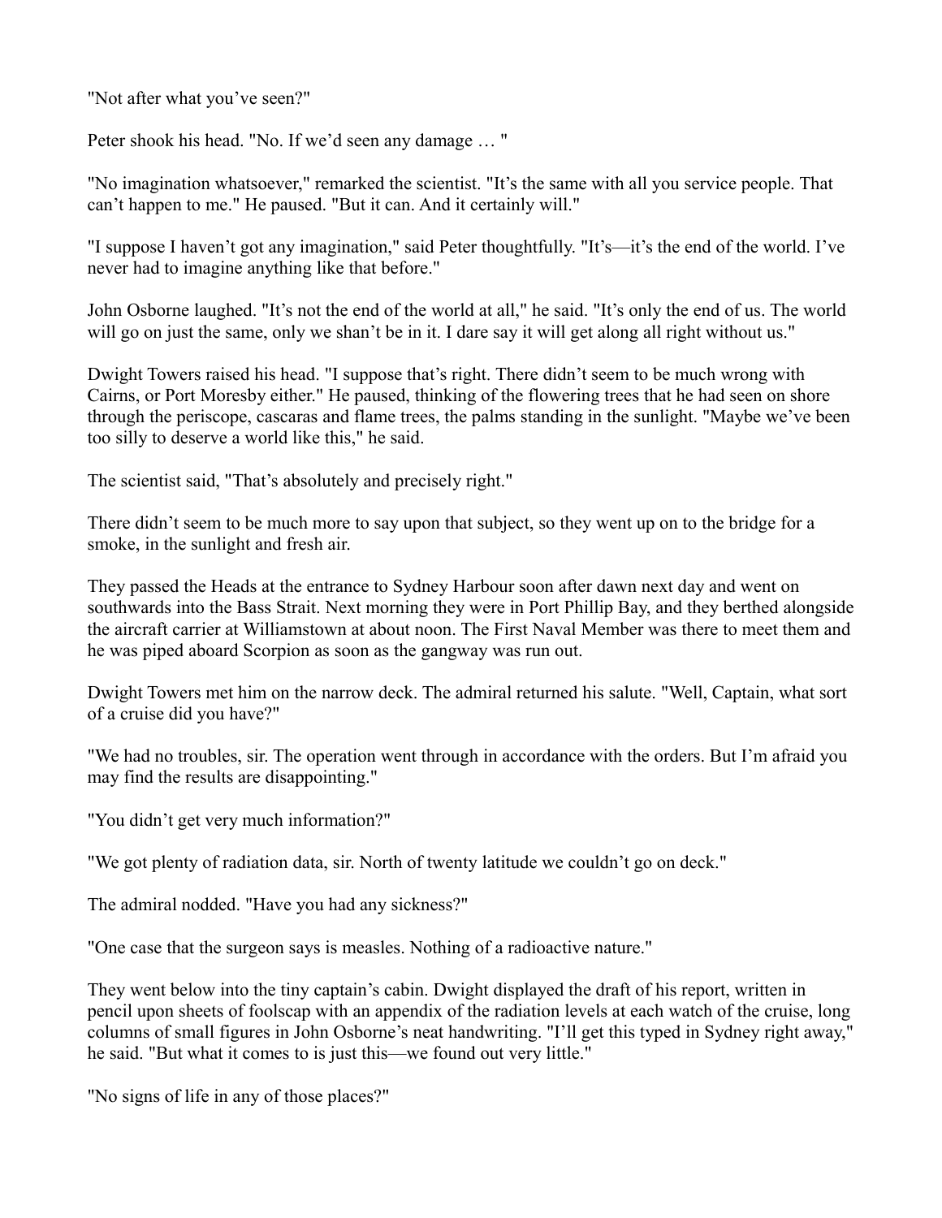"Not after what you've seen?"

Peter shook his head. "No. If we'd seen any damage … "

"No imagination whatsoever," remarked the scientist. "It's the same with all you service people. That can't happen to me." He paused. "But it can. And it certainly will."

"I suppose I haven't got any imagination," said Peter thoughtfully. "It's—it's the end of the world. I've never had to imagine anything like that before."

John Osborne laughed. "It's not the end of the world at all," he said. "It's only the end of us. The world will go on just the same, only we shan't be in it. I dare say it will get along all right without us."

Dwight Towers raised his head. "I suppose that's right. There didn't seem to be much wrong with Cairns, or Port Moresby either." He paused, thinking of the flowering trees that he had seen on shore through the periscope, cascaras and flame trees, the palms standing in the sunlight. "Maybe we've been too silly to deserve a world like this," he said.

The scientist said, "That's absolutely and precisely right."

There didn't seem to be much more to say upon that subject, so they went up on to the bridge for a smoke, in the sunlight and fresh air.

They passed the Heads at the entrance to Sydney Harbour soon after dawn next day and went on southwards into the Bass Strait. Next morning they were in Port Phillip Bay, and they berthed alongside the aircraft carrier at Williamstown at about noon. The First Naval Member was there to meet them and he was piped aboard Scorpion as soon as the gangway was run out.

Dwight Towers met him on the narrow deck. The admiral returned his salute. "Well, Captain, what sort of a cruise did you have?"

"We had no troubles, sir. The operation went through in accordance with the orders. But I'm afraid you may find the results are disappointing."

"You didn't get very much information?"

"We got plenty of radiation data, sir. North of twenty latitude we couldn't go on deck."

The admiral nodded. "Have you had any sickness?"

"One case that the surgeon says is measles. Nothing of a radioactive nature."

They went below into the tiny captain's cabin. Dwight displayed the draft of his report, written in pencil upon sheets of foolscap with an appendix of the radiation levels at each watch of the cruise, long columns of small figures in John Osborne's neat handwriting. "I'll get this typed in Sydney right away," he said. "But what it comes to is just this—we found out very little."

"No signs of life in any of those places?"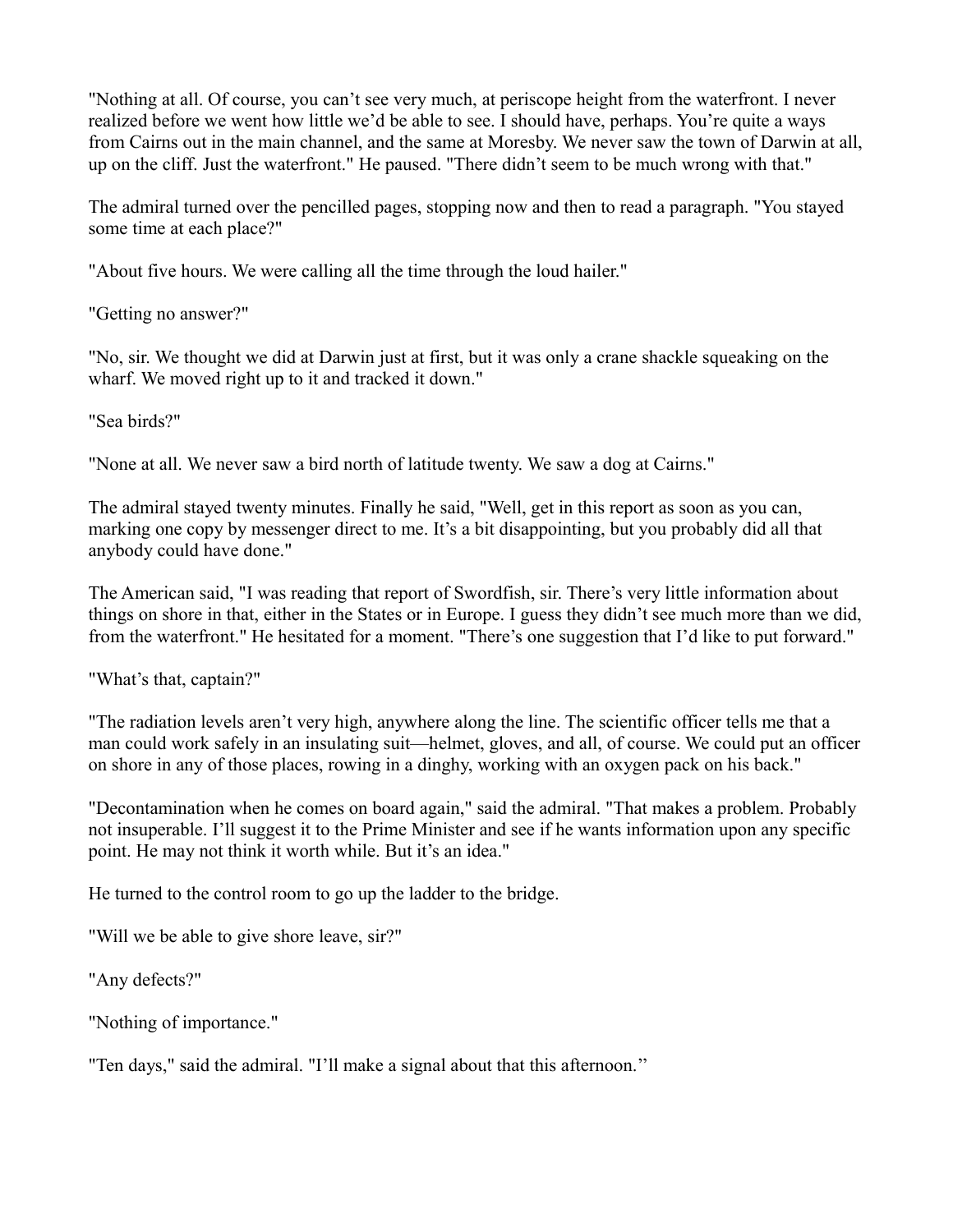"Nothing at all. Of course, you can't see very much, at periscope height from the waterfront. I never realized before we went how little we'd be able to see. I should have, perhaps. You're quite a ways from Cairns out in the main channel, and the same at Moresby. We never saw the town of Darwin at all, up on the cliff. Just the waterfront." He paused. "There didn't seem to be much wrong with that."

The admiral turned over the pencilled pages, stopping now and then to read a paragraph. "You stayed some time at each place?"

"About five hours. We were calling all the time through the loud hailer."

"Getting no answer?"

"No, sir. We thought we did at Darwin just at first, but it was only a crane shackle squeaking on the wharf. We moved right up to it and tracked it down."

"Sea birds?"

"None at all. We never saw a bird north of latitude twenty. We saw a dog at Cairns."

The admiral stayed twenty minutes. Finally he said, "Well, get in this report as soon as you can, marking one copy by messenger direct to me. It's a bit disappointing, but you probably did all that anybody could have done."

The American said, "I was reading that report of Swordfish, sir. There's very little information about things on shore in that, either in the States or in Europe. I guess they didn't see much more than we did, from the waterfront." He hesitated for a moment. "There's one suggestion that I'd like to put forward."

"What's that, captain?"

"The radiation levels aren't very high, anywhere along the line. The scientific officer tells me that a man could work safely in an insulating suit—helmet, gloves, and all, of course. We could put an officer on shore in any of those places, rowing in a dinghy, working with an oxygen pack on his back."

"Decontamination when he comes on board again," said the admiral. "That makes a problem. Probably not insuperable. I'll suggest it to the Prime Minister and see if he wants information upon any specific point. He may not think it worth while. But it's an idea."

He turned to the control room to go up the ladder to the bridge.

"Will we be able to give shore leave, sir?"

"Any defects?"

"Nothing of importance."

"Ten days," said the admiral. "I'll make a signal about that this afternoon."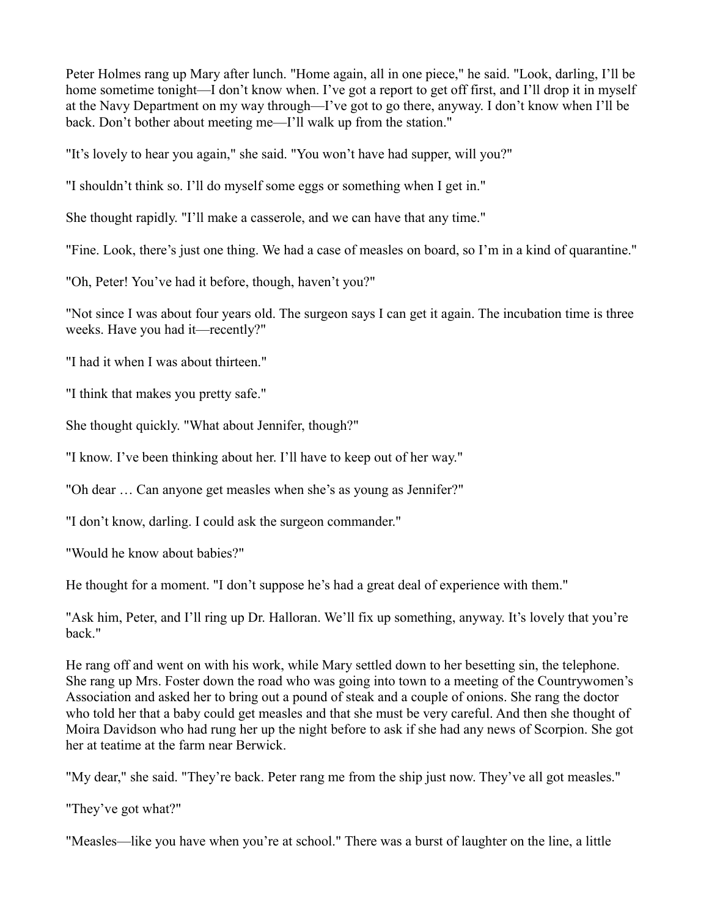Peter Holmes rang up Mary after lunch. "Home again, all in one piece," he said. "Look, darling, I'll be home sometime tonight—I don't know when. I've got a report to get off first, and I'll drop it in myself at the Navy Department on my way through—I've got to go there, anyway. I don't know when I'll be back. Don't bother about meeting me—I'll walk up from the station."

"It's lovely to hear you again," she said. "You won't have had supper, will you?"

"I shouldn't think so. I'll do myself some eggs or something when I get in."

She thought rapidly. "I'll make a casserole, and we can have that any time."

"Fine. Look, there's just one thing. We had a case of measles on board, so I'm in a kind of quarantine."

"Oh, Peter! You've had it before, though, haven't you?"

"Not since I was about four years old. The surgeon says I can get it again. The incubation time is three weeks. Have you had it—recently?"

"I had it when I was about thirteen."

"I think that makes you pretty safe."

She thought quickly. "What about Jennifer, though?"

"I know. I've been thinking about her. I'll have to keep out of her way."

"Oh dear … Can anyone get measles when she's as young as Jennifer?"

"I don't know, darling. I could ask the surgeon commander."

"Would he know about babies?"

He thought for a moment. "I don't suppose he's had a great deal of experience with them."

"Ask him, Peter, and I'll ring up Dr. Halloran. We'll fix up something, anyway. It's lovely that you're back."

He rang off and went on with his work, while Mary settled down to her besetting sin, the telephone. She rang up Mrs. Foster down the road who was going into town to a meeting of the Countrywomen's Association and asked her to bring out a pound of steak and a couple of onions. She rang the doctor who told her that a baby could get measles and that she must be very careful. And then she thought of Moira Davidson who had rung her up the night before to ask if she had any news of Scorpion. She got her at teatime at the farm near Berwick.

"My dear," she said. "They're back. Peter rang me from the ship just now. They've all got measles."

"They've got what?"

"Measles—like you have when you're at school." There was a burst of laughter on the line, a little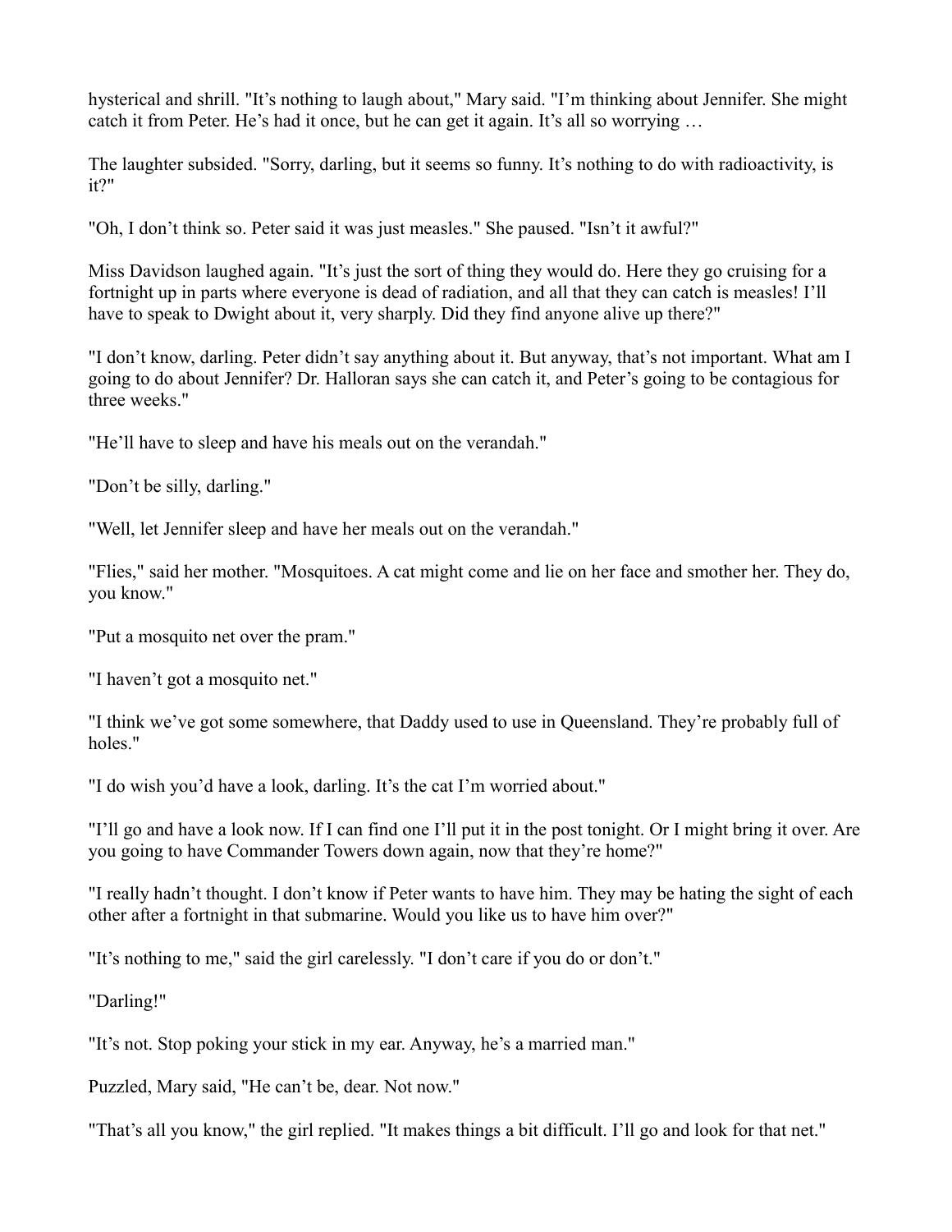hysterical and shrill. "It's nothing to laugh about," Mary said. "I'm thinking about Jennifer. She might catch it from Peter. He's had it once, but he can get it again. It's all so worrying …

The laughter subsided. "Sorry, darling, but it seems so funny. It's nothing to do with radioactivity, is it?"

"Oh, I don't think so. Peter said it was just measles." She paused. "Isn't it awful?"

Miss Davidson laughed again. "It's just the sort of thing they would do. Here they go cruising for a fortnight up in parts where everyone is dead of radiation, and all that they can catch is measles! I'll have to speak to Dwight about it, very sharply. Did they find anyone alive up there?"

"I don't know, darling. Peter didn't say anything about it. But anyway, that's not important. What am I going to do about Jennifer? Dr. Halloran says she can catch it, and Peter's going to be contagious for three weeks."

"He'll have to sleep and have his meals out on the verandah."

"Don't be silly, darling."

"Well, let Jennifer sleep and have her meals out on the verandah."

"Flies," said her mother. "Mosquitoes. A cat might come and lie on her face and smother her. They do, you know."

"Put a mosquito net over the pram."

"I haven't got a mosquito net."

"I think we've got some somewhere, that Daddy used to use in Queensland. They're probably full of holes."

"I do wish you'd have a look, darling. It's the cat I'm worried about."

"I'll go and have a look now. If I can find one I'll put it in the post tonight. Or I might bring it over. Are you going to have Commander Towers down again, now that they're home?"

"I really hadn't thought. I don't know if Peter wants to have him. They may be hating the sight of each other after a fortnight in that submarine. Would you like us to have him over?"

"It's nothing to me," said the girl carelessly. "I don't care if you do or don't."

"Darling!"

"It's not. Stop poking your stick in my ear. Anyway, he's a married man."

Puzzled, Mary said, "He can't be, dear. Not now."

"That's all you know," the girl replied. "It makes things a bit difficult. I'll go and look for that net."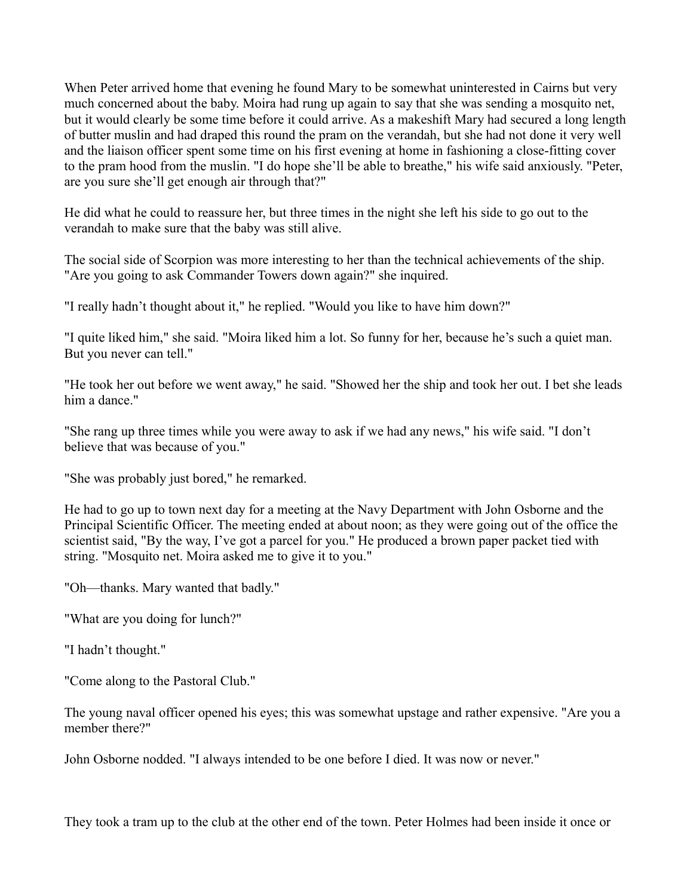When Peter arrived home that evening he found Mary to be somewhat uninterested in Cairns but very much concerned about the baby. Moira had rung up again to say that she was sending a mosquito net, but it would clearly be some time before it could arrive. As a makeshift Mary had secured a long length of butter muslin and had draped this round the pram on the verandah, but she had not done it very well and the liaison officer spent some time on his first evening at home in fashioning a close-fitting cover to the pram hood from the muslin. "I do hope she'll be able to breathe," his wife said anxiously. "Peter, are you sure she'll get enough air through that?"

He did what he could to reassure her, but three times in the night she left his side to go out to the verandah to make sure that the baby was still alive.

The social side of Scorpion was more interesting to her than the technical achievements of the ship. "Are you going to ask Commander Towers down again?" she inquired.

"I really hadn't thought about it," he replied. "Would you like to have him down?"

"I quite liked him," she said. "Moira liked him a lot. So funny for her, because he's such a quiet man. But you never can tell."

"He took her out before we went away," he said. "Showed her the ship and took her out. I bet she leads him a dance."

"She rang up three times while you were away to ask if we had any news," his wife said. "I don't believe that was because of you."

"She was probably just bored," he remarked.

He had to go up to town next day for a meeting at the Navy Department with John Osborne and the Principal Scientific Officer. The meeting ended at about noon; as they were going out of the office the scientist said, "By the way, I've got a parcel for you." He produced a brown paper packet tied with string. "Mosquito net. Moira asked me to give it to you."

"Oh—thanks. Mary wanted that badly."

"What are you doing for lunch?"

"I hadn't thought."

"Come along to the Pastoral Club."

The young naval officer opened his eyes; this was somewhat upstage and rather expensive. "Are you a member there?"

John Osborne nodded. "I always intended to be one before I died. It was now or never."

They took a tram up to the club at the other end of the town. Peter Holmes had been inside it once or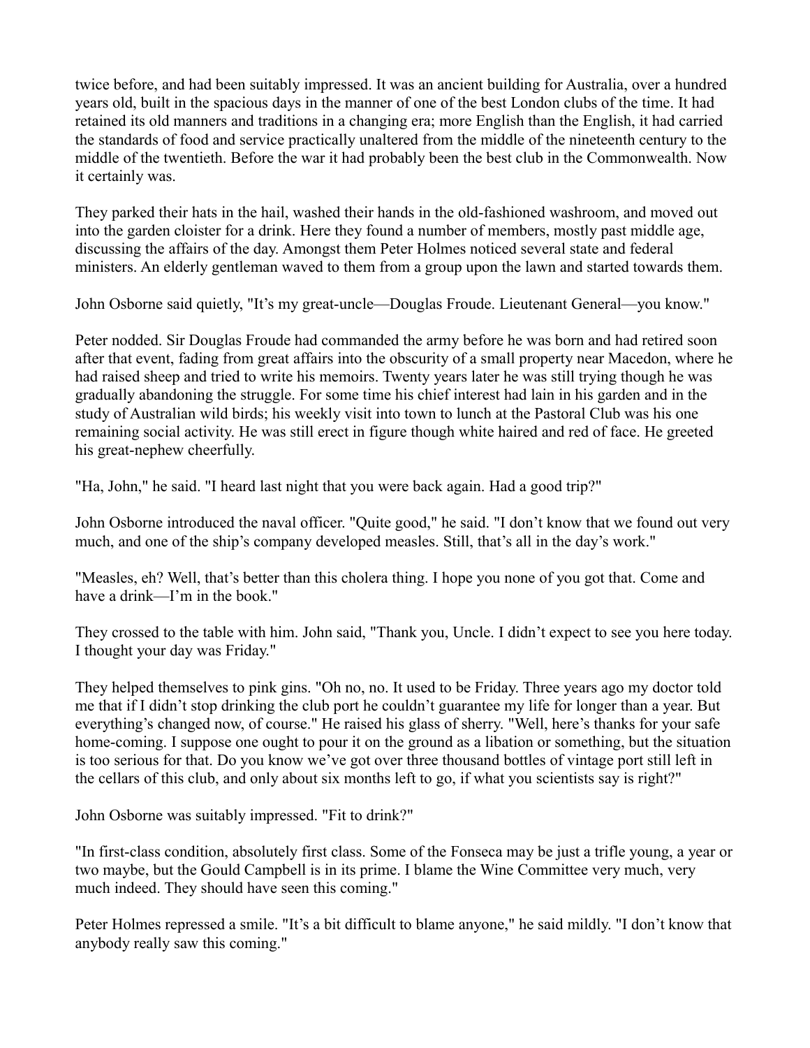twice before, and had been suitably impressed. It was an ancient building for Australia, over a hundred years old, built in the spacious days in the manner of one of the best London clubs of the time. It had retained its old manners and traditions in a changing era; more English than the English, it had carried the standards of food and service practically unaltered from the middle of the nineteenth century to the middle of the twentieth. Before the war it had probably been the best club in the Commonwealth. Now it certainly was.

They parked their hats in the hail, washed their hands in the old-fashioned washroom, and moved out into the garden cloister for a drink. Here they found a number of members, mostly past middle age, discussing the affairs of the day. Amongst them Peter Holmes noticed several state and federal ministers. An elderly gentleman waved to them from a group upon the lawn and started towards them.

John Osborne said quietly, "It's my great-uncle—Douglas Froude. Lieutenant General—you know."

Peter nodded. Sir Douglas Froude had commanded the army before he was born and had retired soon after that event, fading from great affairs into the obscurity of a small property near Macedon, where he had raised sheep and tried to write his memoirs. Twenty years later he was still trying though he was gradually abandoning the struggle. For some time his chief interest had lain in his garden and in the study of Australian wild birds; his weekly visit into town to lunch at the Pastoral Club was his one remaining social activity. He was still erect in figure though white haired and red of face. He greeted his great-nephew cheerfully.

"Ha, John," he said. "I heard last night that you were back again. Had a good trip?"

John Osborne introduced the naval officer. "Quite good," he said. "I don't know that we found out very much, and one of the ship's company developed measles. Still, that's all in the day's work."

"Measles, eh? Well, that's better than this cholera thing. I hope you none of you got that. Come and have a drink—I'm in the book."

They crossed to the table with him. John said, "Thank you, Uncle. I didn't expect to see you here today. I thought your day was Friday."

They helped themselves to pink gins. "Oh no, no. It used to be Friday. Three years ago my doctor told me that if I didn't stop drinking the club port he couldn't guarantee my life for longer than a year. But everything's changed now, of course." He raised his glass of sherry. "Well, here's thanks for your safe home-coming. I suppose one ought to pour it on the ground as a libation or something, but the situation is too serious for that. Do you know we've got over three thousand bottles of vintage port still left in the cellars of this club, and only about six months left to go, if what you scientists say is right?"

John Osborne was suitably impressed. "Fit to drink?"

"In first-class condition, absolutely first class. Some of the Fonseca may be just a trifle young, a year or two maybe, but the Gould Campbell is in its prime. I blame the Wine Committee very much, very much indeed. They should have seen this coming."

Peter Holmes repressed a smile. "It's a bit difficult to blame anyone," he said mildly. "I don't know that anybody really saw this coming."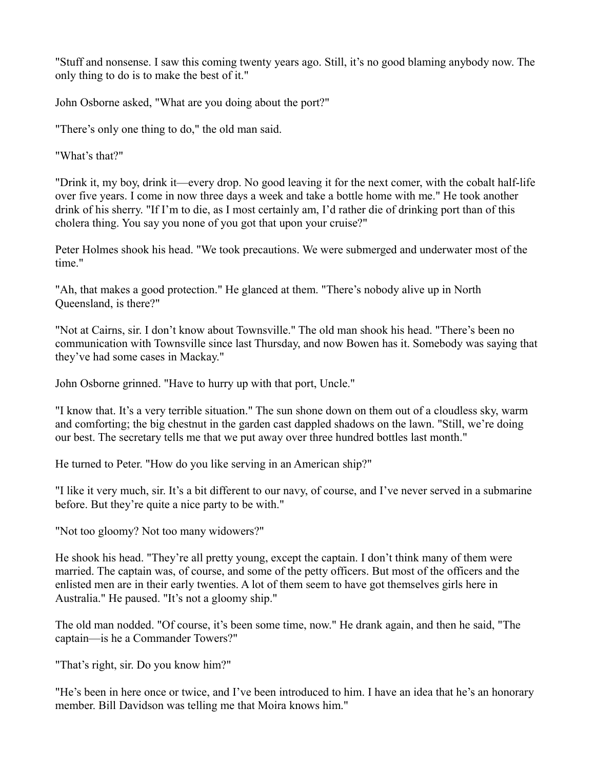"Stuff and nonsense. I saw this coming twenty years ago. Still, it's no good blaming anybody now. The only thing to do is to make the best of it."

John Osborne asked, "What are you doing about the port?"

"There's only one thing to do," the old man said.

"What's that?"

"Drink it, my boy, drink it—every drop. No good leaving it for the next comer, with the cobalt half-life over five years. I come in now three days a week and take a bottle home with me." He took another drink of his sherry. "If I'm to die, as I most certainly am, I'd rather die of drinking port than of this cholera thing. You say you none of you got that upon your cruise?"

Peter Holmes shook his head. "We took precautions. We were submerged and underwater most of the time."

"Ah, that makes a good protection." He glanced at them. "There's nobody alive up in North Queensland, is there?"

"Not at Cairns, sir. I don't know about Townsville." The old man shook his head. "There's been no communication with Townsville since last Thursday, and now Bowen has it. Somebody was saying that they've had some cases in Mackay."

John Osborne grinned. "Have to hurry up with that port, Uncle."

"I know that. It's a very terrible situation." The sun shone down on them out of a cloudless sky, warm and comforting; the big chestnut in the garden cast dappled shadows on the lawn. "Still, we're doing our best. The secretary tells me that we put away over three hundred bottles last month."

He turned to Peter. "How do you like serving in an American ship?"

"I like it very much, sir. It's a bit different to our navy, of course, and I've never served in a submarine before. But they're quite a nice party to be with."

"Not too gloomy? Not too many widowers?"

He shook his head. "They're all pretty young, except the captain. I don't think many of them were married. The captain was, of course, and some of the petty officers. But most of the officers and the enlisted men are in their early twenties. A lot of them seem to have got themselves girls here in Australia." He paused. "It's not a gloomy ship."

The old man nodded. "Of course, it's been some time, now." He drank again, and then he said, "The captain—is he a Commander Towers?"

"That's right, sir. Do you know him?"

"He's been in here once or twice, and I've been introduced to him. I have an idea that he's an honorary member. Bill Davidson was telling me that Moira knows him."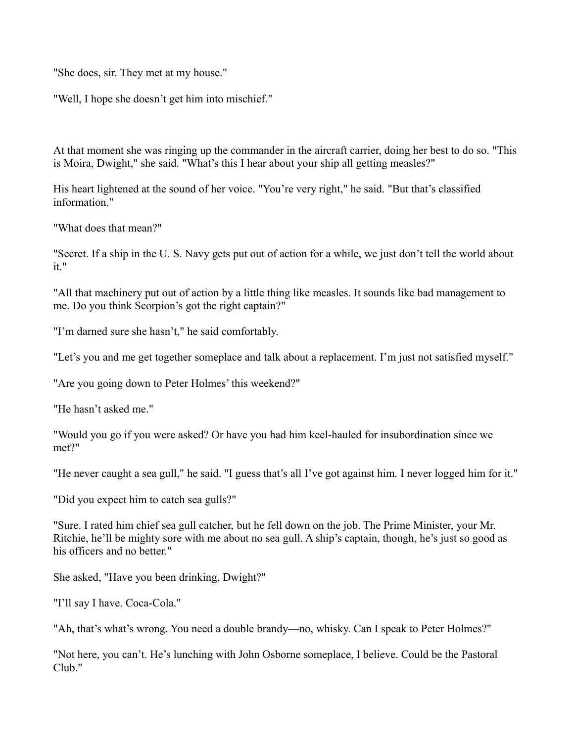"She does, sir. They met at my house."

"Well, I hope she doesn't get him into mischief."

At that moment she was ringing up the commander in the aircraft carrier, doing her best to do so. "This is Moira, Dwight," she said. "What's this I hear about your ship all getting measles?"

His heart lightened at the sound of her voice. "You're very right," he said. "But that's classified information."

"What does that mean?"

"Secret. If a ship in the U. S. Navy gets put out of action for a while, we just don't tell the world about it."

"All that machinery put out of action by a little thing like measles. It sounds like bad management to me. Do you think Scorpion's got the right captain?"

"I'm darned sure she hasn't," he said comfortably.

"Let's you and me get together someplace and talk about a replacement. I'm just not satisfied myself."

"Are you going down to Peter Holmes' this weekend?"

"He hasn't asked me."

"Would you go if you were asked? Or have you had him keel-hauled for insubordination since we met?"

"He never caught a sea gull," he said. "I guess that's all I've got against him. I never logged him for it."

"Did you expect him to catch sea gulls?"

"Sure. I rated him chief sea gull catcher, but he fell down on the job. The Prime Minister, your Mr. Ritchie, he'll be mighty sore with me about no sea gull. A ship's captain, though, he's just so good as his officers and no better."

She asked, "Have you been drinking, Dwight?"

"I'll say I have. Coca-Cola."

"Ah, that's what's wrong. You need a double brandy—no, whisky. Can I speak to Peter Holmes?"

"Not here, you can't. He's lunching with John Osborne someplace, I believe. Could be the Pastoral Club."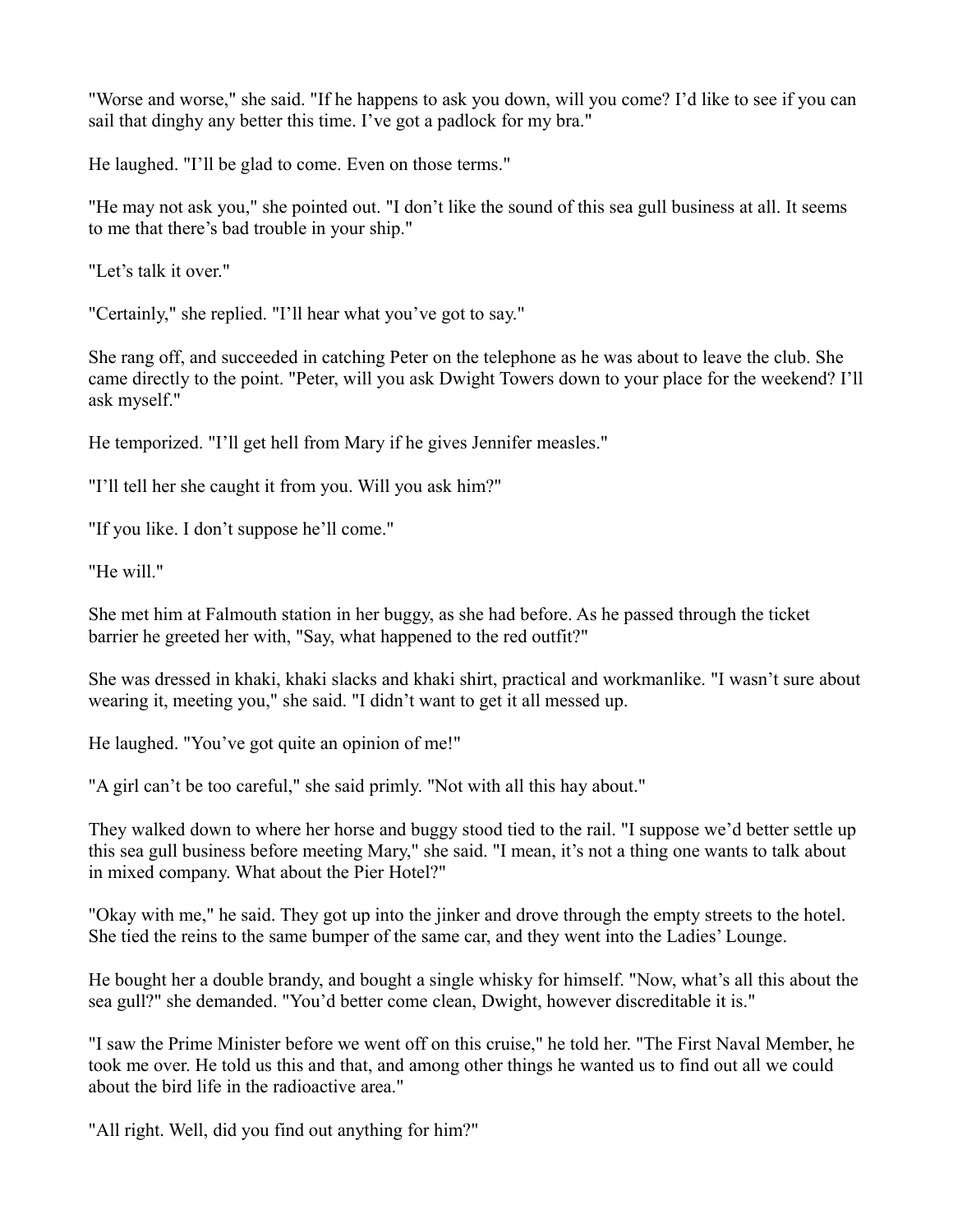"Worse and worse," she said. "If he happens to ask you down, will you come? I'd like to see if you can sail that dinghy any better this time. I've got a padlock for my bra."

He laughed. "I'll be glad to come. Even on those terms."

"He may not ask you," she pointed out. "I don't like the sound of this sea gull business at all. It seems to me that there's bad trouble in your ship."

"Let's talk it over."

"Certainly," she replied. "I'll hear what you've got to say."

She rang off, and succeeded in catching Peter on the telephone as he was about to leave the club. She came directly to the point. "Peter, will you ask Dwight Towers down to your place for the weekend? I'll ask myself."

He temporized. "I'll get hell from Mary if he gives Jennifer measles."

"I'll tell her she caught it from you. Will you ask him?"

"If you like. I don't suppose he'll come."

"He will."

She met him at Falmouth station in her buggy, as she had before. As he passed through the ticket barrier he greeted her with, "Say, what happened to the red outfit?"

She was dressed in khaki, khaki slacks and khaki shirt, practical and workmanlike. "I wasn't sure about wearing it, meeting you," she said. "I didn't want to get it all messed up.

He laughed. "You've got quite an opinion of me!"

"A girl can't be too careful," she said primly. "Not with all this hay about."

They walked down to where her horse and buggy stood tied to the rail. "I suppose we'd better settle up this sea gull business before meeting Mary," she said. "I mean, it's not a thing one wants to talk about in mixed company. What about the Pier Hotel?"

"Okay with me," he said. They got up into the jinker and drove through the empty streets to the hotel. She tied the reins to the same bumper of the same car, and they went into the Ladies' Lounge.

He bought her a double brandy, and bought a single whisky for himself. "Now, what's all this about the sea gull?" she demanded. "You'd better come clean, Dwight, however discreditable it is."

"I saw the Prime Minister before we went off on this cruise," he told her. "The First Naval Member, he took me over. He told us this and that, and among other things he wanted us to find out all we could about the bird life in the radioactive area."

"All right. Well, did you find out anything for him?"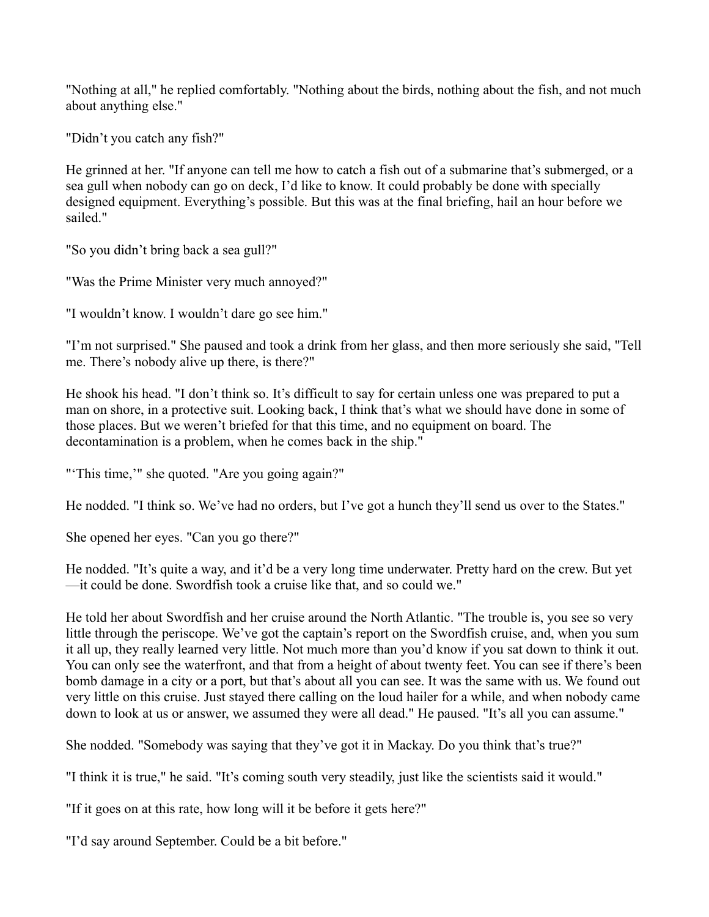"Nothing at all," he replied comfortably. "Nothing about the birds, nothing about the fish, and not much about anything else."

"Didn't you catch any fish?"

He grinned at her. "If anyone can tell me how to catch a fish out of a submarine that's submerged, or a sea gull when nobody can go on deck, I'd like to know. It could probably be done with specially designed equipment. Everything's possible. But this was at the final briefing, hail an hour before we sailed."

"So you didn't bring back a sea gull?"

"Was the Prime Minister very much annoyed?"

"I wouldn't know. I wouldn't dare go see him."

"I'm not surprised." She paused and took a drink from her glass, and then more seriously she said, "Tell me. There's nobody alive up there, is there?"

He shook his head. "I don't think so. It's difficult to say for certain unless one was prepared to put a man on shore, in a protective suit. Looking back, I think that's what we should have done in some of those places. But we weren't briefed for that this time, and no equipment on board. The decontamination is a problem, when he comes back in the ship."

"'This time,'" she quoted. "Are you going again?"

He nodded. "I think so. We've had no orders, but I've got a hunch they'll send us over to the States."

She opened her eyes. "Can you go there?"

He nodded. "It's quite a way, and it'd be a very long time underwater. Pretty hard on the crew. But yet—it could be done. Swordfish took a cruise like that, and so could we."

He told her about Swordfish and her cruise around the North Atlantic. "The trouble is, you see so very little through the periscope. We've got the captain's report on the Swordfish cruise, and, when you sum it all up, they really learned very little. Not much more than you'd know if you sat down to think it out. You can only see the waterfront, and that from a height of about twenty feet. You can see if there's been bomb damage in a city or a port, but that's about all you can see. It was the same with us. We found out very little on this cruise. Just stayed there calling on the loud hailer for a while, and when nobody came down to look at us or answer, we assumed they were all dead." He paused. "It's all you can assume."

She nodded. "Somebody was saying that they've got it in Mackay. Do you think that's true?"

"I think it is true," he said. "It's coming south very steadily, just like the scientists said it would."

"If it goes on at this rate, how long will it be before it gets here?"

"I'd say around September. Could be a bit before."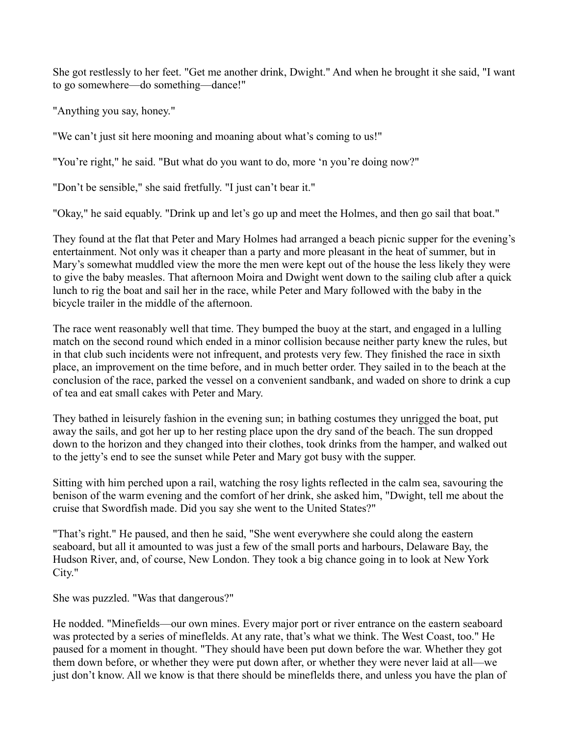She got restlessly to her feet. "Get me another drink, Dwight." And when he brought it she said, "I want to go somewhere—do something—dance!"

"Anything you say, honey."

"We can't just sit here mooning and moaning about what's coming to us!"

"You're right," he said. "But what do you want to do, more 'n you're doing now?"

"Don't be sensible," she said fretfully. "I just can't bear it."

"Okay," he said equably. "Drink up and let's go up and meet the Holmes, and then go sail that boat."

They found at the flat that Peter and Mary Holmes had arranged a beach picnic supper for the evening's entertainment. Not only was it cheaper than a party and more pleasant in the heat of summer, but in Mary's somewhat muddled view the more the men were kept out of the house the less likely they were to give the baby measles. That afternoon Moira and Dwight went down to the sailing club after a quick lunch to rig the boat and sail her in the race, while Peter and Mary followed with the baby in the bicycle trailer in the middle of the afternoon.

The race went reasonably well that time. They bumped the buoy at the start, and engaged in a lulling match on the second round which ended in a minor collision because neither party knew the rules, but in that club such incidents were not infrequent, and protests very few. They finished the race in sixth place, an improvement on the time before, and in much better order. They sailed in to the beach at the conclusion of the race, parked the vessel on a convenient sandbank, and waded on shore to drink a cup of tea and eat small cakes with Peter and Mary.

They bathed in leisurely fashion in the evening sun; in bathing costumes they unrigged the boat, put away the sails, and got her up to her resting place upon the dry sand of the beach. The sun dropped down to the horizon and they changed into their clothes, took drinks from the hamper, and walked out to the jetty's end to see the sunset while Peter and Mary got busy with the supper.

Sitting with him perched upon a rail, watching the rosy lights reflected in the calm sea, savouring the benison of the warm evening and the comfort of her drink, she asked him, "Dwight, tell me about the cruise that Swordfish made. Did you say she went to the United States?"

"That's right." He paused, and then he said, "She went everywhere she could along the eastern seaboard, but all it amounted to was just a few of the small ports and harbours, Delaware Bay, the Hudson River, and, of course, New London. They took a big chance going in to look at New York City."

She was puzzled. "Was that dangerous?"

He nodded. "Minefields—our own mines. Every major port or river entrance on the eastern seaboard was protected by a series of minefields. At any rate, that's what we think. The West Coast, too." He paused for a moment in thought. "They should have been put down before the war. Whether they got them down before, or whether they were put down after, or whether they were never laid at all—we just don't know. All we know is that there should be minefields there, and unless you have the plan of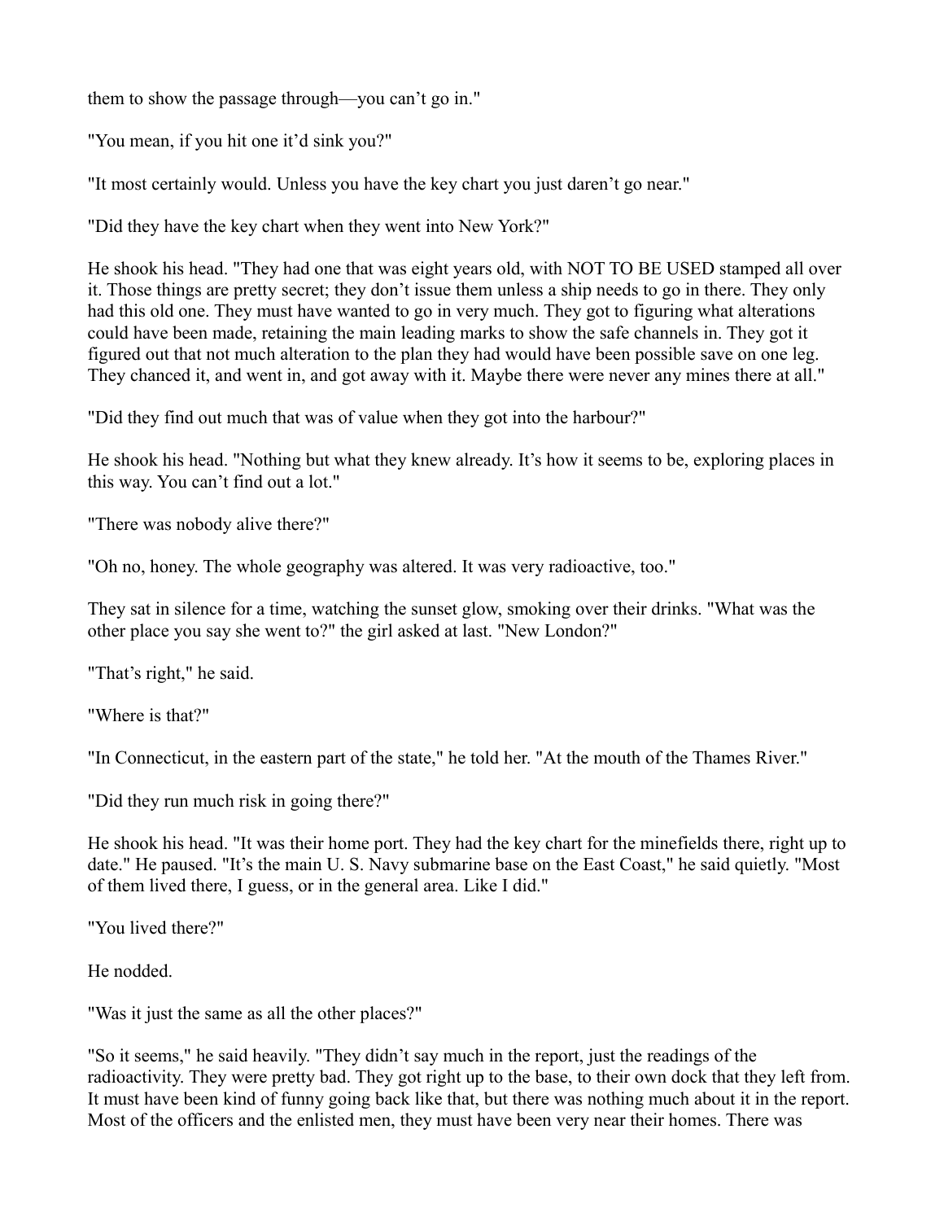them to show the passage through—you can't go in."

"You mean, if you hit one it'd sink you?"

"It most certainly would. Unless you have the key chart you just daren't go near."

"Did they have the key chart when they went into New York?"

He shook his head. "They had one that was eight years old, with NOT TO BE USED stamped all over it. Those things are pretty secret; they don't issue them unless a ship needs to go in there. They only had this old one. They must have wanted to go in very much. They got to figuring what alterations could have been made, retaining the main leading marks to show the safe channels in. They got it figured out that not much alteration to the plan they had would have been possible save on one leg. They chanced it, and went in, and got away with it. Maybe there were never any mines there at all."

"Did they find out much that was of value when they got into the harbour?"

He shook his head. "Nothing but what they knew already. It's how it seems to be, exploring places in this way. You can't find out a lot."

"There was nobody alive there?"

"Oh no, honey. The whole geography was altered. It was very radioactive, too."

They sat in silence for a time, watching the sunset glow, smoking over their drinks. "What was the other place you say she went to?" the girl asked at last. "New London?"

"That's right," he said.

"Where is that?"

"In Connecticut, in the eastern part of the state," he told her. "At the mouth of the Thames River."

"Did they run much risk in going there?"

He shook his head. "It was their home port. They had the key chart for the minefields there, right up to date." He paused. "It's the main U. S. Navy submarine base on the East Coast," he said quietly. "Most of them lived there, I guess, or in the general area. Like I did."

"You lived there?"

He nodded.

"Was it just the same as all the other places?"

"So it seems," he said heavily. "They didn't say much in the report, just the readings of the radioactivity. They were pretty bad. They got right up to the base, to their own dock that they left from. It must have been kind of funny going back like that, but there was nothing much about it in the report. Most of the officers and the enlisted men, they must have been very near their homes. There was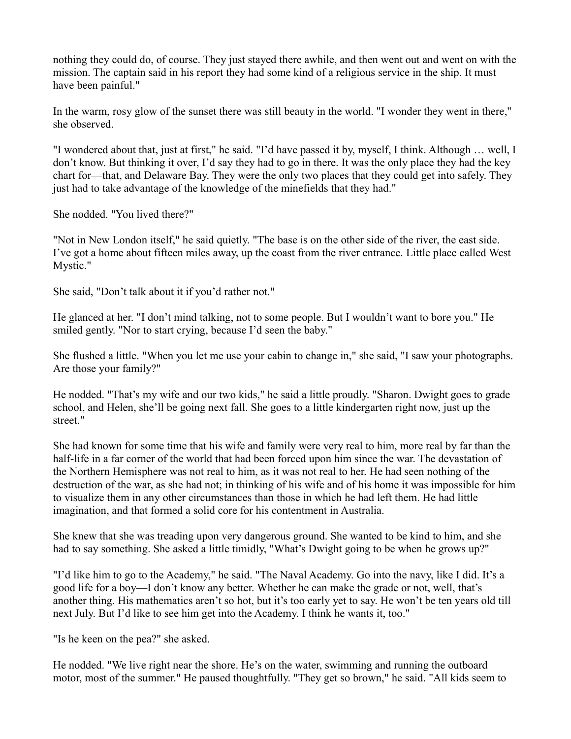nothing they could do, of course. They just stayed there awhile, and then went out and went on with the mission. The captain said in his report they had some kind of a religious service in the ship. It must have been painful."

In the warm, rosy glow of the sunset there was still beauty in the world. "I wonder they went in there," she observed.

"I wondered about that, just at first," he said. "I'd have passed it by, myself, I think. Although … well, I don't know. But thinking it over, I'd say they had to go in there. It was the only place they had the key chart for—that, and Delaware Bay. They were the only two places that they could get into safely. They just had to take advantage of the knowledge of the minefields that they had."

She nodded. "You lived there?"

"Not in New London itself," he said quietly. "The base is on the other side of the river, the east side. I've got a home about fifteen miles away, up the coast from the river entrance. Little place called West Mystic."

She said, "Don't talk about it if you'd rather not."

He glanced at her. "I don't mind talking, not to some people. But I wouldn't want to bore you." He smiled gently. "Nor to start crying, because I'd seen the baby."

She flushed a little. "When you let me use your cabin to change in," she said, "I saw your photographs. Are those your family?"

He nodded. "That's my wife and our two kids," he said a little proudly. "Sharon. Dwight goes to grade school, and Helen, she'll be going next fall. She goes to a little kindergarten right now, just up the street."

She had known for some time that his wife and family were very real to him, more real by far than the half-life in a far corner of the world that had been forced upon him since the war. The devastation of the Northern Hemisphere was not real to him, as it was not real to her. He had seen nothing of the destruction of the war, as she had not; in thinking of his wife and of his home it was impossible for him to visualize them in any other circumstances than those in which he had left them. He had little imagination, and that formed a solid core for his contentment in Australia.

She knew that she was treading upon very dangerous ground. She wanted to be kind to him, and she had to say something. She asked a little timidly, "What's Dwight going to be when he grows up?"

"I'd like him to go to the Academy," he said. "The Naval Academy. Go into the navy, like I did. It's a good life for a boy—I don't know any better. Whether he can make the grade or not, well, that's another thing. His mathematics aren't so hot, but it's too early yet to say. He won't be ten years old till next July. But I'd like to see him get into the Academy. I think he wants it, too."

"Is he keen on the pea?" she asked.

He nodded. "We live right near the shore. He's on the water, swimming and running the outboard motor, most of the summer." He paused thoughtfully. "They get so brown," he said. "All kids seem to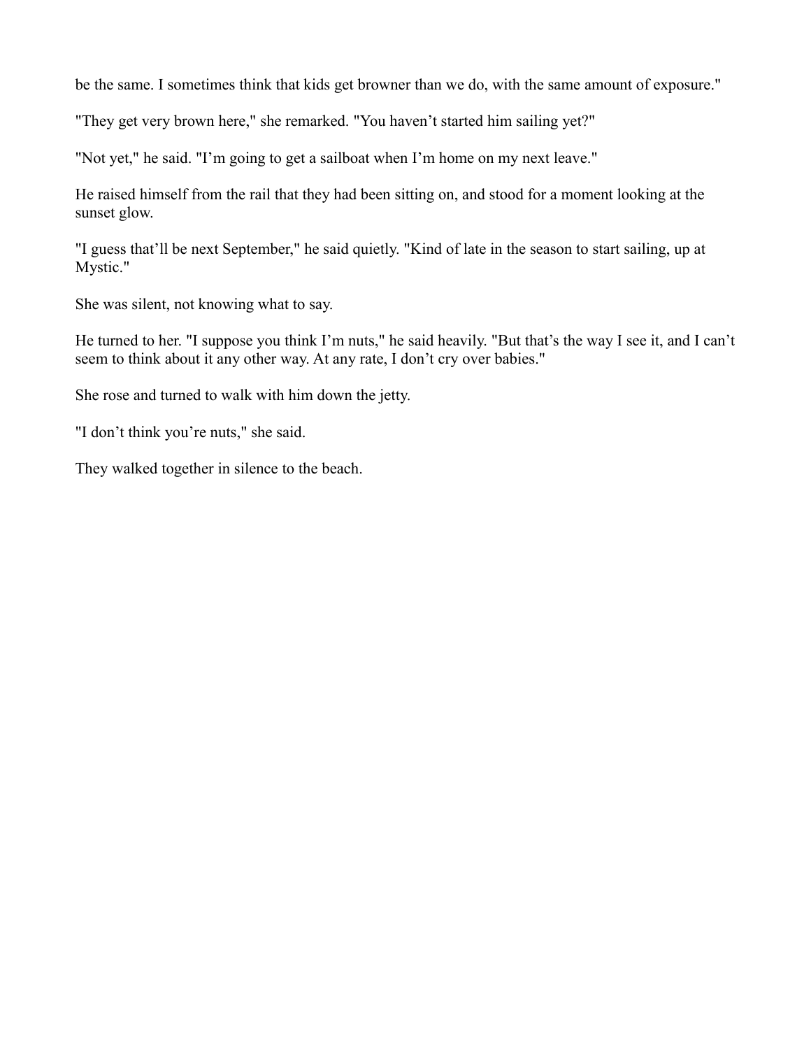be the same. I sometimes think that kids get browner than we do, with the same amount of exposure."

"They get very brown here," she remarked. "You haven't started him sailing yet?"

"Not yet," he said. "I'm going to get a sailboat when I'm home on my next leave."

He raised himself from the rail that they had been sitting on, and stood for a moment looking at the sunset glow.

"I guess that'll be next September," he said quietly. "Kind of late in the season to start sailing, up at Mystic."

She was silent, not knowing what to say.

He turned to her. "I suppose you think I'm nuts," he said heavily. "But that's the way I see it, and I can't seem to think about it any other way. At any rate, I don't cry over babies."

She rose and turned to walk with him down the jetty.

"I don't think you're nuts," she said.

They walked together in silence to the beach.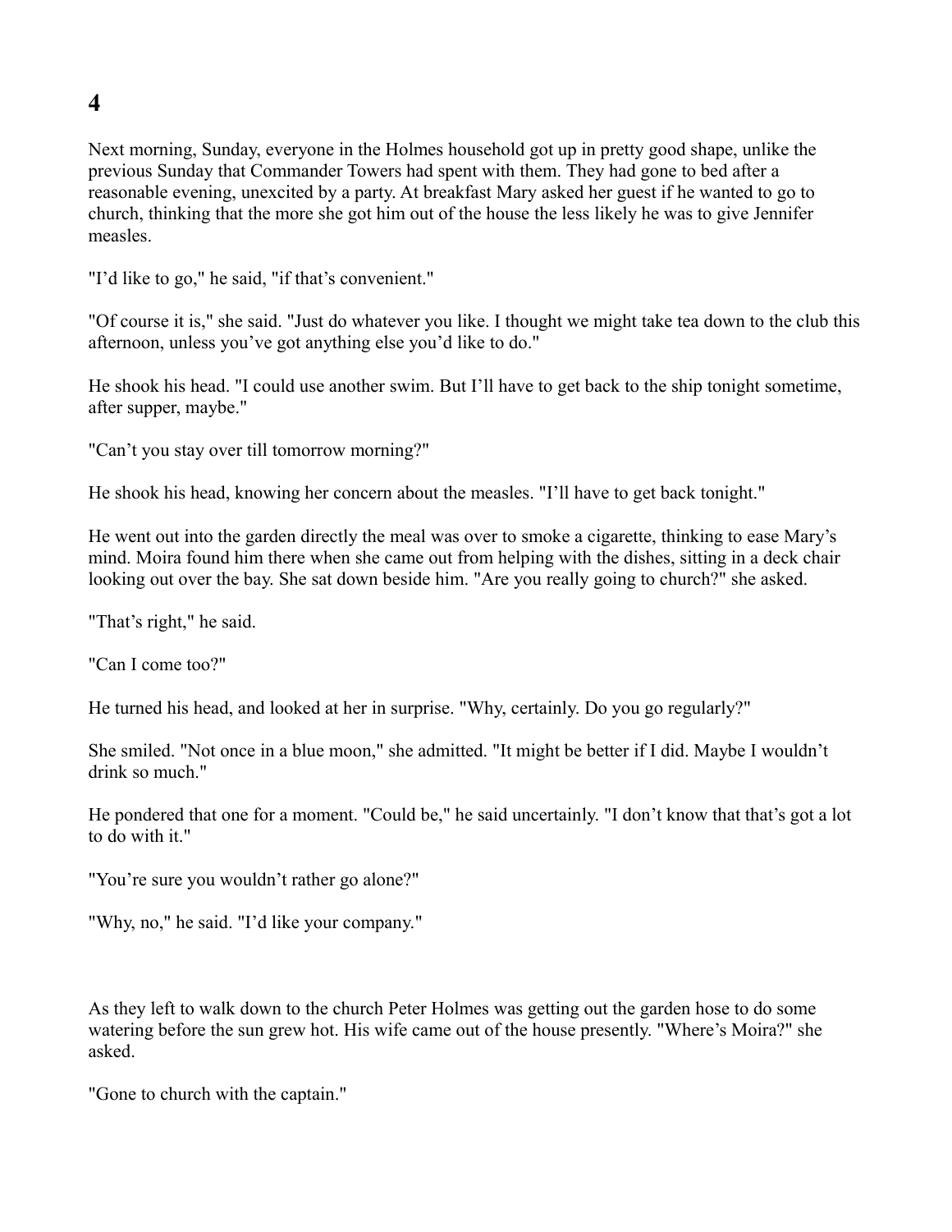# 4

Next morning, Sunday, everyone in the Holmes household got up in pretty good shape, unlike the previous Sunday that Commander Towers had spent with them. They had gone to bed after a reasonable evening, unexcited by a party. At breakfast Mary asked her guest if he wanted to go to church, thinking that the more she got him out of the house the less likely he was to give Jennifer measles.

"I'd like to go," he said, "if that's convenient."

"Of course it is," she said. "Just do whatever you like. I thought we might take tea down to the club this afternoon, unless you've got anything else you'd like to do."

He shook his head. "I could use another swim. But I'll have to get back to the ship tonight sometime, after supper, maybe."

"Can't you stay over till tomorrow morning?"

He shook his head, knowing her concern about the measles. "I'll have to get back tonight."

He went out into the garden directly the meal was over to smoke a cigarette, thinking to ease Mary's mind. Moira found him there when she came out from helping with the dishes, sitting in a deck chair looking out over the bay. She sat down beside him. "Are you really going to church?" she asked.

"That's right," he said.

"Can I come too?"

He turned his head, and looked at her in surprise. "Why, certainly. Do you go regularly?"

She smiled. "Not once in a blue moon," she admitted. "It might be better if I did. Maybe I wouldn't drink so much."

He pondered that one for a moment. "Could be," he said uncertainly. "I don't know that that's got a lot to do with it."

"You're sure you wouldn't rather go alone?"

"Why, no," he said. "I'd like your company."

As they left to walk down to the church Peter Holmes was getting out the garden hose to do some watering before the sun grew hot. His wife came out of the house presently. "Where's Moira?" she asked.

"Gone to church with the captain."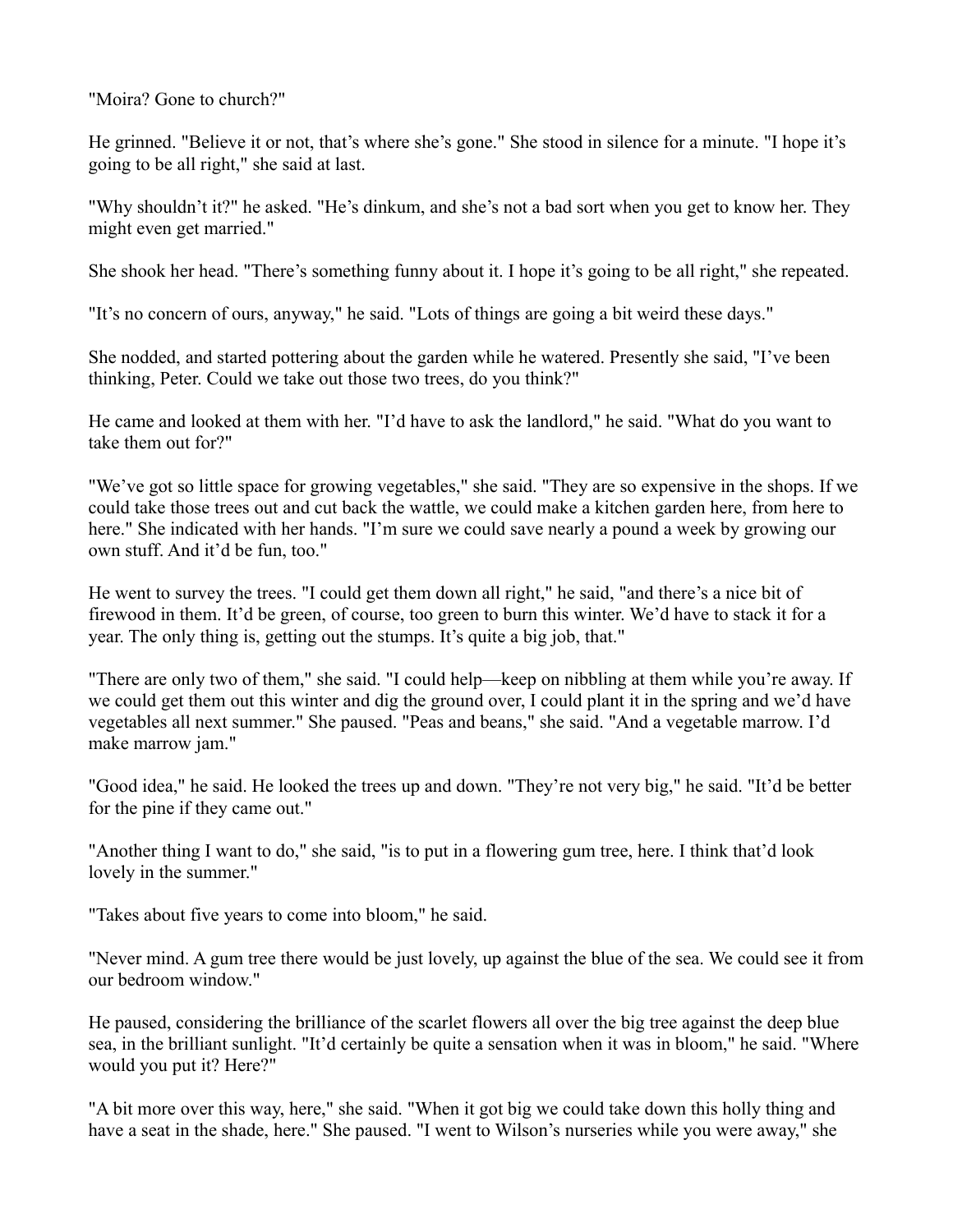"Moira? Gone to church?"

He grinned. "Believe it or not, that's where she's gone." She stood in silence for a minute. "I hope it's going to be all right," she said at last.

"Why shouldn't it?" he asked. "He's dinkum, and she's not a bad sort when you get to know her. They might even get married."

She shook her head. "There's something funny about it. I hope it's going to be all right," she repeated.

"It's no concern of ours, anyway," he said. "Lots of things are going a bit weird these days."

She nodded, and started pottering about the garden while he watered. Presently she said, "I've been thinking, Peter. Could we take out those two trees, do you think?"

He came and looked at them with her. "I'd have to ask the landlord," he said. "What do you want to take them out for?"

"We've got so little space for growing vegetables," she said. "They are so expensive in the shops. If we could take those trees out and cut back the wattle, we could make a kitchen garden here, from here to here." She indicated with her hands. "I'm sure we could save nearly a pound a week by growing our own stuff. And it'd be fun, too."

He went to survey the trees. "I could get them down all right," he said, "and there's a nice bit of firewood in them. It'd be green, of course, too green to burn this winter. We'd have to stack it for a year. The only thing is, getting out the stumps. It's quite a big job, that."

"There are only two of them," she said. "I could help—keep on nibbling at them while you're away. If we could get them out this winter and dig the ground over, I could plant it in the spring and we'd have vegetables all next summer." She paused. "Peas and beans," she said. "And a vegetable marrow. I'd make marrow jam."

"Good idea," he said. He looked the trees up and down. "They're not very big," he said. "It'd be better for the pine if they came out."

"Another thing I want to do," she said, "is to put in a flowering gum tree, here. I think that'd look lovely in the summer."

"Takes about five years to come into bloom," he said.

"Never mind. A gum tree there would be just lovely, up against the blue of the sea. We could see it from our bedroom window."

He paused, considering the brilliance of the scarlet flowers all over the big tree against the deep blue sea, in the brilliant sunlight. "It'd certainly be quite a sensation when it was in bloom," he said. "Where would you put it? Here?"

"A bit more over this way, here," she said. "When it got big we could take down this holly thing and have a seat in the shade, here." She paused. "I went to Wilson's nurseries while you were away," she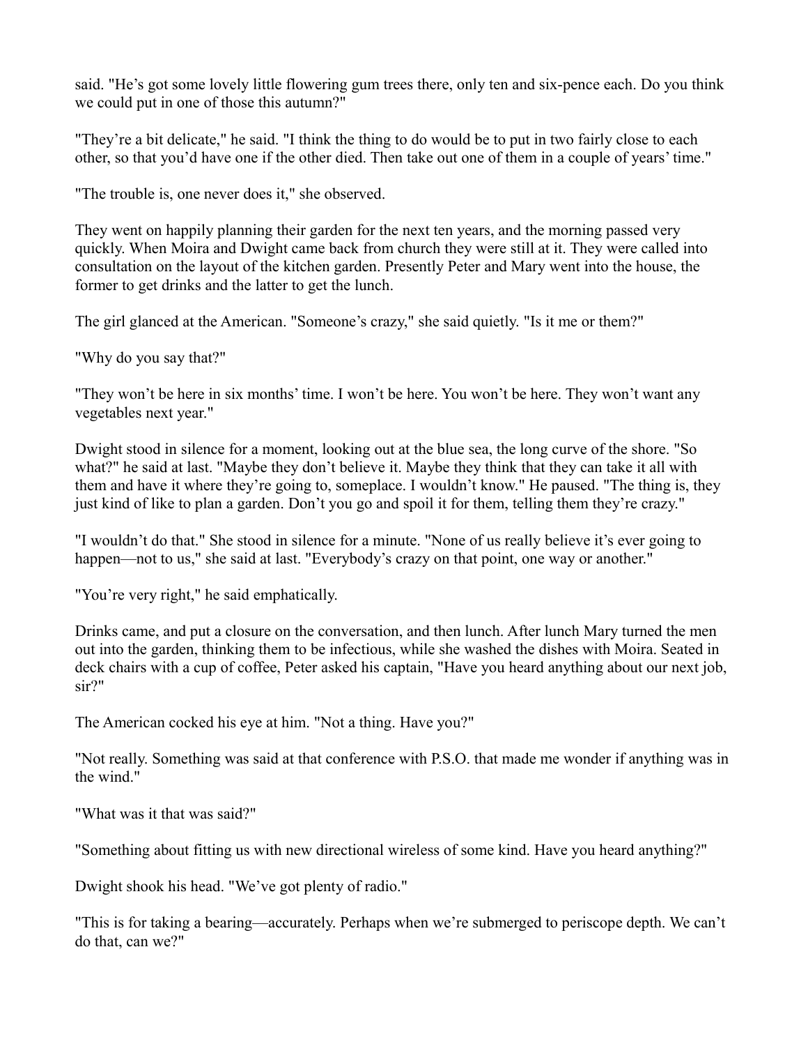said. "He's got some lovely little flowering gum trees there, only ten and six-pence each. Do you think we could put in one of those this autumn?"

"They're a bit delicate," he said. "I think the thing to do would be to put in two fairly close to each other, so that you'd have one if the other died. Then take out one of them in a couple of years' time."

"The trouble is, one never does it," she observed.

They went on happily planning their garden for the next ten years, and the morning passed very quickly. When Moira and Dwight came back from church they were still at it. They were called into consultation on the layout of the kitchen garden. Presently Peter and Mary went into the house, the former to get drinks and the latter to get the lunch.

The girl glanced at the American. "Someone's crazy," she said quietly. "Is it me or them?"

"Why do you say that?"

"They won't be here in six months' time. I won't be here. You won't be here. They won't want any vegetables next year."

Dwight stood in silence for a moment, looking out at the blue sea, the long curve of the shore. "So what?" he said at last. "Maybe they don't believe it. Maybe they think that they can take it all with them and have it where they're going to, someplace. I wouldn't know." He paused. "The thing is, they just kind of like to plan a garden. Don't you go and spoil it for them, telling them they're crazy."

"I wouldn't do that." She stood in silence for a minute. "None of us really believe it's ever going to happen—not to us," she said at last. "Everybody's crazy on that point, one way or another."

"You're very right," he said emphatically.

Drinks came, and put a closure on the conversation, and then lunch. After lunch Mary turned the men out into the garden, thinking them to be infectious, while she washed the dishes with Moira. Seated in deck chairs with a cup of coffee, Peter asked his captain, "Have you heard anything about our next job, sir?"

The American cocked his eye at him. "Not a thing. Have you?"

"Not really. Something was said at that conference with P.S.O. that made me wonder if anything was in the wind."

"What was it that was said?"

"Something about fitting us with new directional wireless of some kind. Have you heard anything?"

Dwight shook his head. "We've got plenty of radio."

"This is for taking a bearing—accurately. Perhaps when we're submerged to periscope depth. We can't do that, can we?"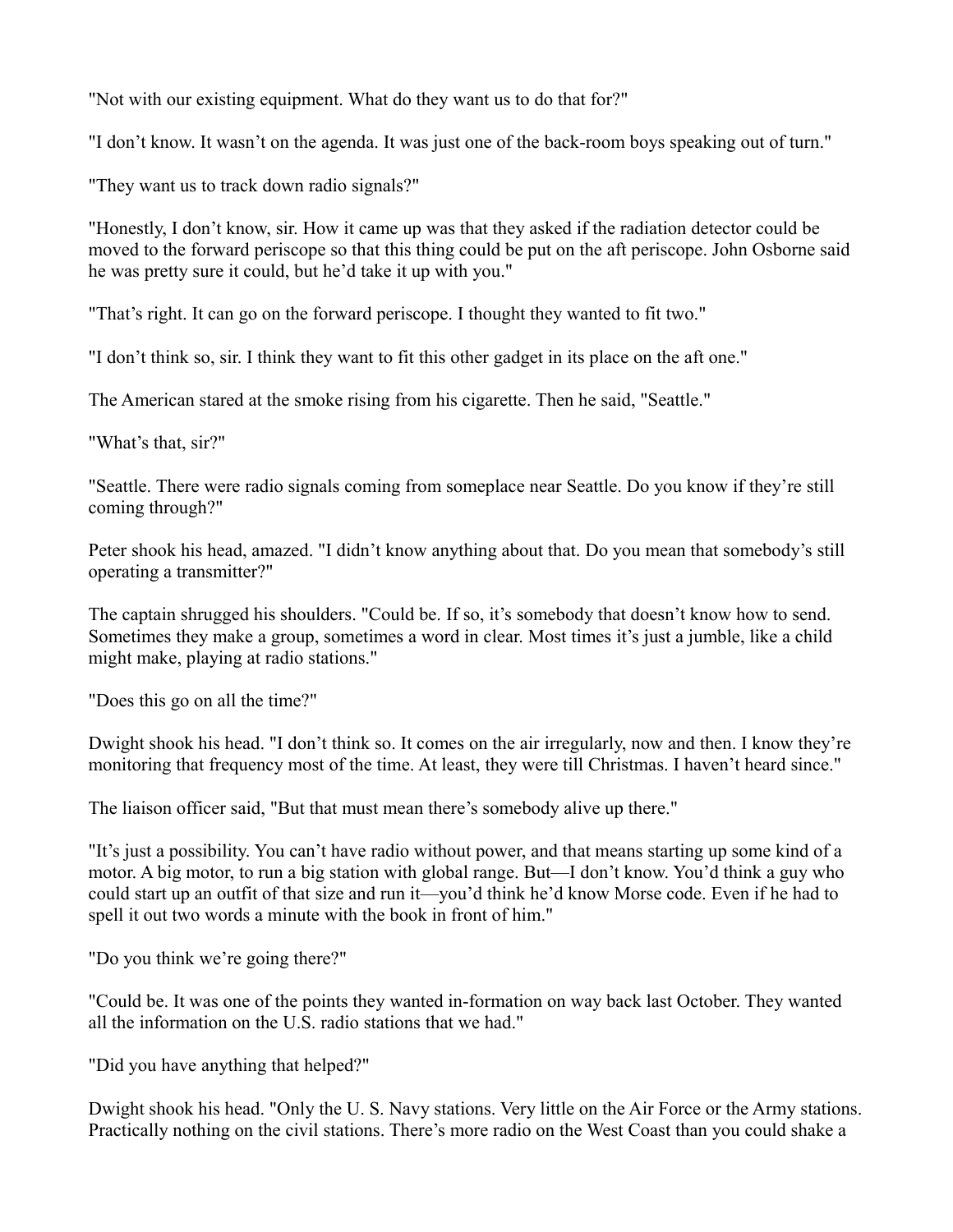"Not with our existing equipment. What do they want us to do that for?"

"I don't know. It wasn't on the agenda. It was just one of the back-room boys speaking out of turn."

"They want us to track down radio signals?"

"Honestly, I don't know, sir. How it came up was that they asked if the radiation detector could be moved to the forward periscope so that this thing could be put on the aft periscope. John Osborne said he was pretty sure it could, but he'd take it up with you."

"That's right. It can go on the forward periscope. I thought they wanted to fit two."

"I don't think so, sir. I think they want to fit this other gadget in its place on the aft one."

The American stared at the smoke rising from his cigarette. Then he said, "Seattle."

"What's that, sir?"

"Seattle. There were radio signals coming from someplace near Seattle. Do you know if they're still coming through?"

Peter shook his head, amazed. "I didn't know anything about that. Do you mean that somebody's still operating a transmitter?"

The captain shrugged his shoulders. "Could be. If so, it's somebody that doesn't know how to send. Sometimes they make a group, sometimes a word in clear. Most times it's just a jumble, like a child might make, playing at radio stations."

"Does this go on all the time?"

Dwight shook his head. "I don't think so. It comes on the air irregularly, now and then. I know they're monitoring that frequency most of the time. At least, they were till Christmas. I haven't heard since."

The liaison officer said, "But that must mean there's somebody alive up there."

"It's just a possibility. You can't have radio without power, and that means starting up some kind of a motor. A big motor, to run a big station with global range. But—I don't know. You'd think a guy who could start up an outfit of that size and run it—you'd think he'd know Morse code. Even if he had to spell it out two words a minute with the book in front of him."

"Do you think we're going there?"

"Could be. It was one of the points they wanted in-formation on way back last October. They wanted all the information on the U.S. radio stations that we had."

"Did you have anything that helped?"

Dwight shook his head. "Only the U. S. Navy stations. Very little on the Air Force or the Army stations. Practically nothing on the civil stations. There's more radio on the West Coast than you could shake a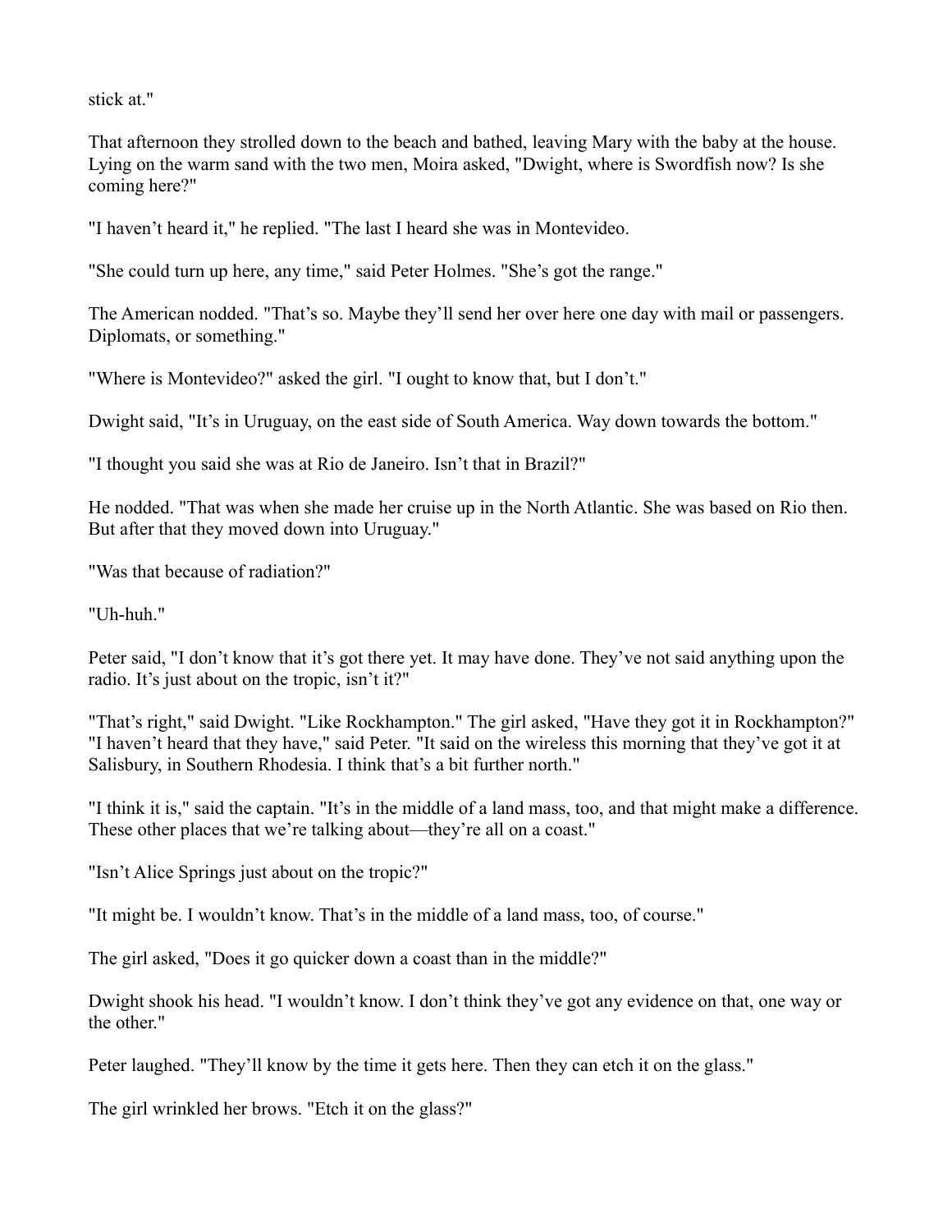stick at."

That afternoon they strolled down to the beach and bathed, leaving Mary with the baby at the house. Lying on the warm sand with the two men, Moira asked, "Dwight, where is Swordfish now? Is she coming here?"

"I haven't heard it," he replied. "The last I heard she was in Montevideo.

"She could turn up here, any time," said Peter Holmes. "She's got the range."

The American nodded. "That's so. Maybe they'll send her over here one day with mail or passengers. Diplomats, or something."

"Where is Montevideo?" asked the girl. "I ought to know that, but I don't."

Dwight said, "It's in Uruguay, on the east side of South America. Way down towards the bottom."

"I thought you said she was at Rio de Janeiro. Isn't that in Brazil?"

He nodded. "That was when she made her cruise up in the North Atlantic. She was based on Rio then. But after that they moved down into Uruguay."

"Was that because of radiation?"

"Uh-huh."

Peter said, "I don't know that it's got there yet. It may have done. They've not said anything upon the radio. It's just about on the tropic, isn't it?"

"That's right," said Dwight. "Like Rockhampton." The girl asked, "Have they got it in Rockhampton?" "I haven't heard that they have," said Peter. "It said on the wireless this morning that they've got it at Salisbury, in Southern Rhodesia. I think that's a bit further north."

"I think it is," said the captain. "It's in the middle of a land mass, too, and that might make a difference. These other places that we're talking about—they're all on a coast."

"Isn't Alice Springs just about on the tropic?"

"It might be. I wouldn't know. That's in the middle of a land mass, too, of course."

The girl asked, "Does it go quicker down a coast than in the middle?"

Dwight shook his head. "I wouldn't know. I don't think they've got any evidence on that, one way or the other."

Peter laughed. "They'll know by the time it gets here. Then they can etch it on the glass."

The girl wrinkled her brows. "Etch it on the glass?"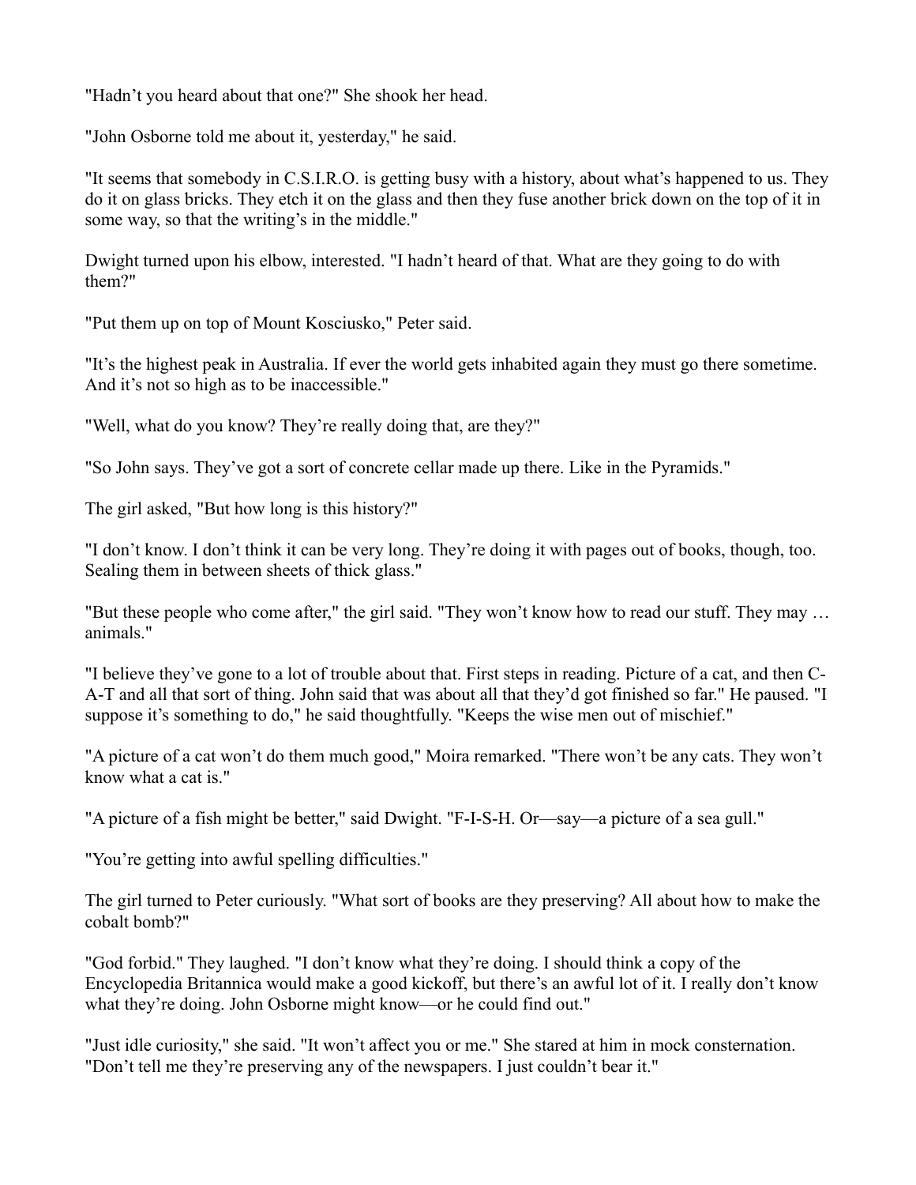"Hadn't you heard about that one?" She shook her head.

"John Osborne told me about it, yesterday," he said.

"It seems that somebody in C.S.I.R.O. is getting busy with a history, about what's happened to us. They do it on glass bricks. They etch it on the glass and then they fuse another brick down on the top of it in some way, so that the writing's in the middle."

Dwight turned upon his elbow, interested. "I hadn't heard of that. What are they going to do with them?"

"Put them up on top of Mount Kosciusko," Peter said.

"It's the highest peak in Australia. If ever the world gets inhabited again they must go there sometime. And it's not so high as to be inaccessible."

"Well, what do you know? They're really doing that, are they?"

"So John says. They've got a sort of concrete cellar made up there. Like in the Pyramids."

The girl asked, "But how long is this history?"

"I don't know. I don't think it can be very long. They're doing it with pages out of books, though, too. Sealing them in between sheets of thick glass."

"But these people who come after," the girl said. "They won't know how to read our stuff. They may … animals."

"I believe they've gone to a lot of trouble about that. First steps in reading. Picture of a cat, and then C-A-T and all that sort of thing. John said that was about all that they'd got finished so far." He paused. "I suppose it's something to do," he said thoughtfully. "Keeps the wise men out of mischief."

"A picture of a cat won't do them much good," Moira remarked. "There won't be any cats. They won't know what a cat is."

"A picture of a fish might be better," said Dwight. "F-I-S-H. Or—say—a picture of a sea gull."

"You're getting into awful spelling difficulties."

The girl turned to Peter curiously. "What sort of books are they preserving? All about how to make the cobalt bomb?"

"God forbid." They laughed. "I don't know what they're doing. I should think a copy of the Encyclopedia Britannica would make a good kickoff, but there's an awful lot of it. I really don't know what they're doing. John Osborne might know—or he could find out."

"Just idle curiosity," she said. "It won't affect you or me." She stared at him in mock consternation. "Don't tell me they're preserving any of the newspapers. I just couldn't bear it."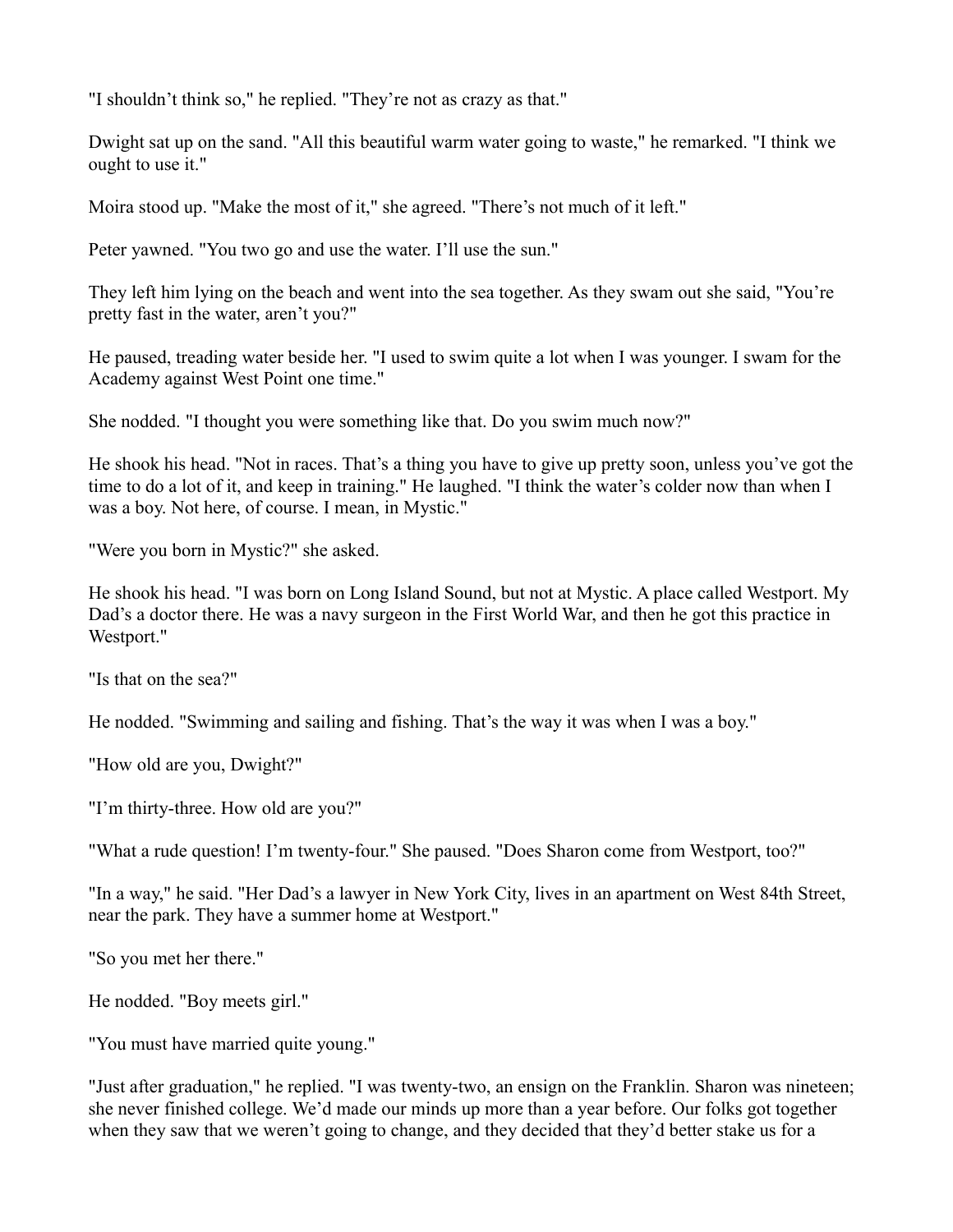"I shouldn't think so," he replied. "They're not as crazy as that."

Dwight sat up on the sand. "All this beautiful warm water going to waste," he remarked. "I think we ought to use it."

Moira stood up. "Make the most of it," she agreed. "There's not much of it left."

Peter yawned. "You two go and use the water. I'll use the sun."

They left him lying on the beach and went into the sea together. As they swam out she said, "You're pretty fast in the water, aren't you?"

He paused, treading water beside her. "I used to swim quite a lot when I was younger. I swam for the Academy against West Point one time."

She nodded. "I thought you were something like that. Do you swim much now?"

He shook his head. "Not in races. That's a thing you have to give up pretty soon, unless you've got the time to do a lot of it, and keep in training." He laughed. "I think the water's colder now than when I was a boy. Not here, of course. I mean, in Mystic."

"Were you born in Mystic?" she asked.

He shook his head. "I was born on Long Island Sound, but not at Mystic. A place called Westport. My Dad's a doctor there. He was a navy surgeon in the First World War, and then he got this practice in Westport."

"Is that on the sea?"

He nodded. "Swimming and sailing and fishing. That's the way it was when I was a boy."

"How old are you, Dwight?"

"I'm thirty-three. How old are you?"

"What a rude question! I'm twenty-four." She paused. "Does Sharon come from Westport, too?"

"In a way," he said. "Her Dad's a lawyer in New York City, lives in an apartment on West 84th Street, near the park. They have a summer home at Westport."

"So you met her there."

He nodded. "Boy meets girl."

"You must have married quite young."

"Just after graduation," he replied. "I was twenty-two, an ensign on the Franklin. Sharon was nineteen; she never finished college. We'd made our minds up more than a year before. Our folks got together when they saw that we weren't going to change, and they decided that they'd better stake us for a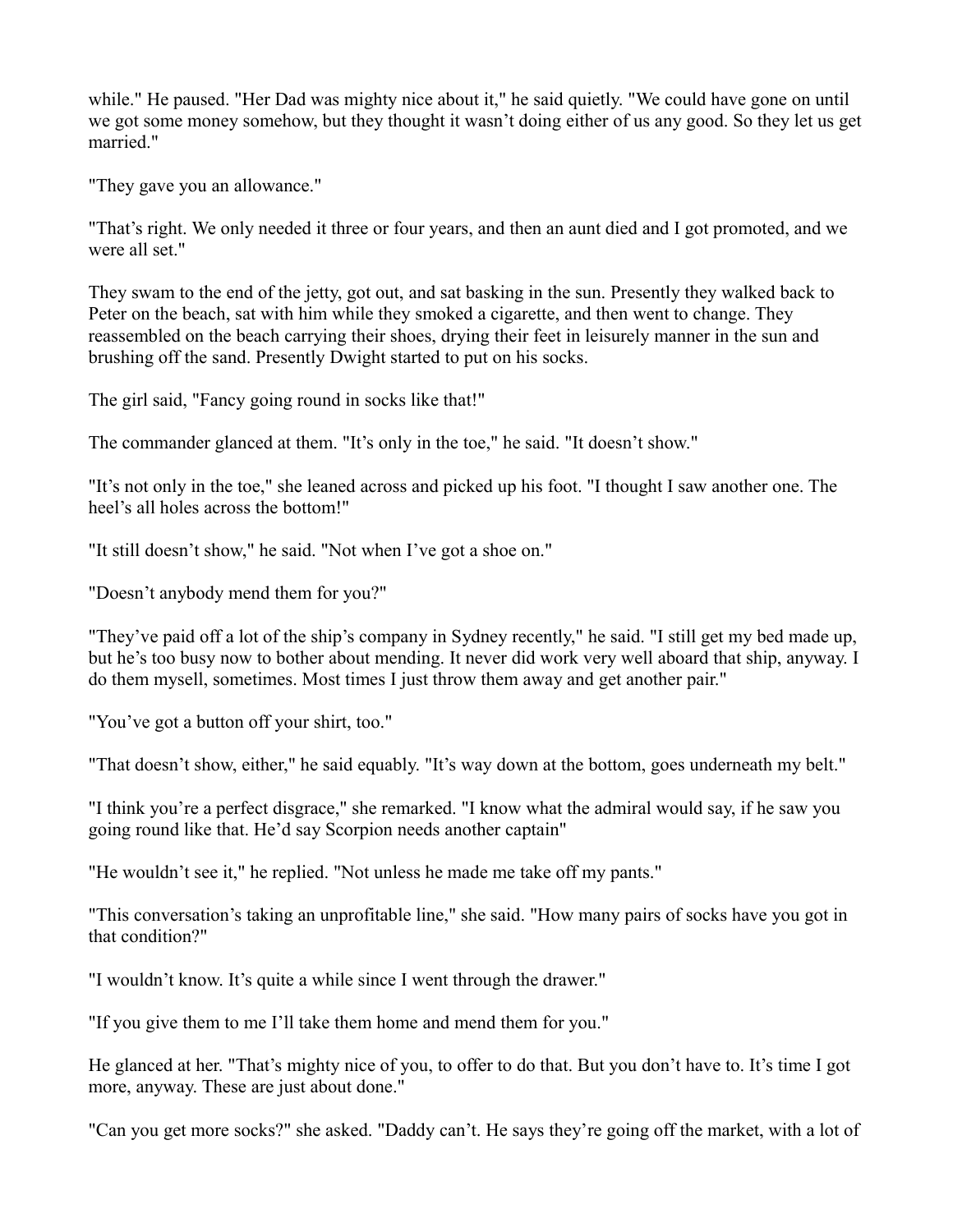while." He paused. "Her Dad was mighty nice about it," he said quietly. "We could have gone on until we got some money somehow, but they thought it wasn't doing either of us any good. So they let us get married."

"They gave you an allowance."

"That's right. We only needed it three or four years, and then an aunt died and I got promoted, and we were all set."

They swam to the end of the jetty, got out, and sat basking in the sun. Presently they walked back to Peter on the beach, sat with him while they smoked a cigarette, and then went to change. They reassembled on the beach carrying their shoes, drying their feet in leisurely manner in the sun and brushing off the sand. Presently Dwight started to put on his socks.

The girl said, "Fancy going round in socks like that!"

The commander glanced at them. "It's only in the toe," he said. "It doesn't show."

"It's not only in the toe," she leaned across and picked up his foot. "I thought I saw another one. The heel's all holes across the bottom!"

"It still doesn't show," he said. "Not when I've got a shoe on."

"Doesn't anybody mend them for you?"

"They've paid off a lot of the ship's company in Sydney recently," he said. "I still get my bed made up, but he's too busy now to bother about mending. It never did work very well aboard that ship, anyway. I do them mysell, sometimes. Most times I just throw them away and get another pair."

"You've got a button off your shirt, too."

"That doesn't show, either," he said equably. "It's way down at the bottom, goes underneath my belt."

"I think you're a perfect disgrace," she remarked. "I know what the admiral would say, if he saw you going round like that. He'd say Scorpion needs another captain"

"He wouldn't see it," he replied. "Not unless he made me take off my pants."

"This conversation's taking an unprofitable line," she said. "How many pairs of socks have you got in that condition?"

"I wouldn't know. It's quite a while since I went through the drawer."

"If you give them to me I'll take them home and mend them for you."

He glanced at her. "That's mighty nice of you, to offer to do that. But you don't have to. It's time I got more, anyway. These are just about done."

"Can you get more socks?" she asked. "Daddy can't. He says they're going off the market, with a lot of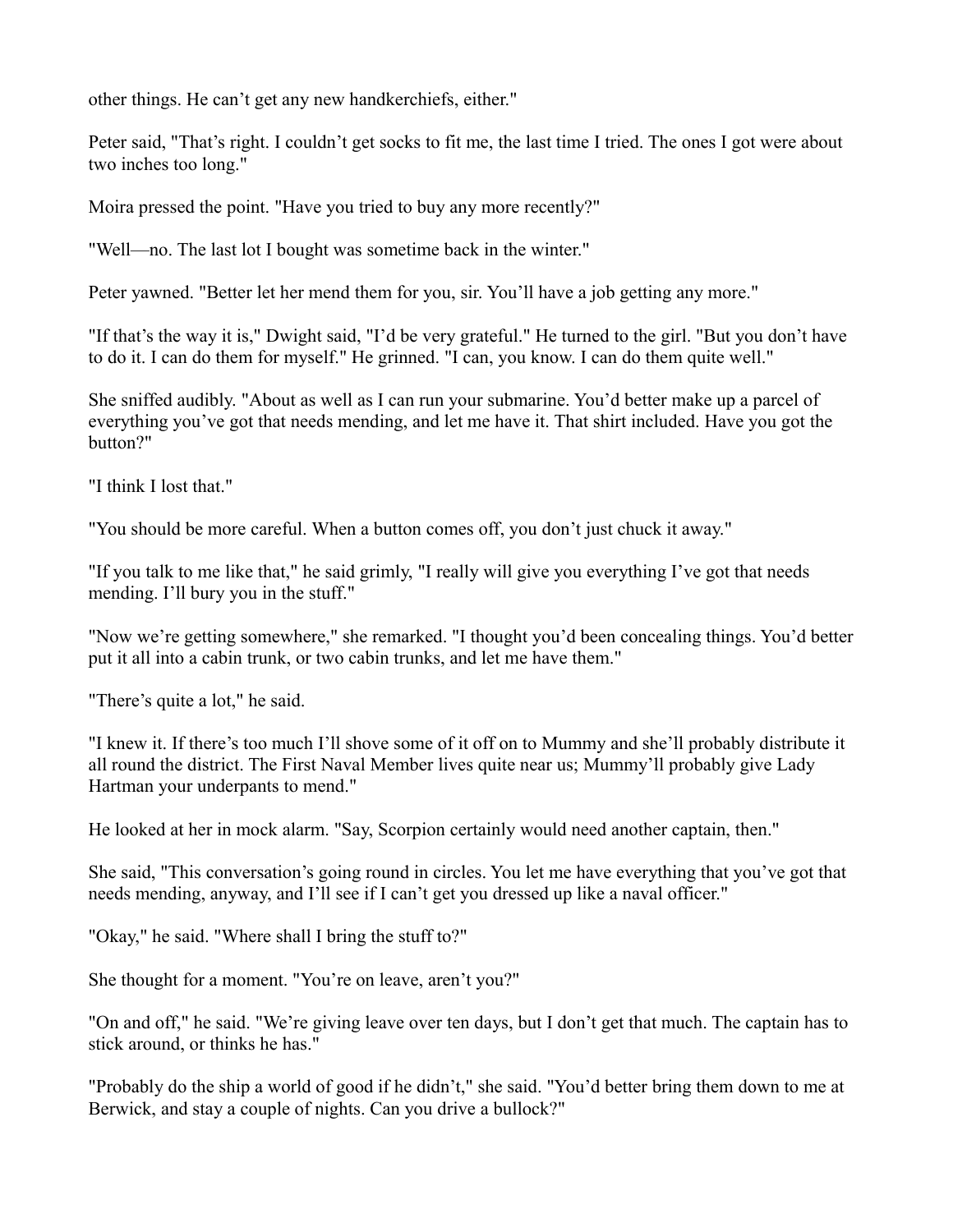other things. He can’t get any new handkerchiefs, either."

Peter said, "That’s right. I couldn’t get socks to fit me, the last time I tried. The ones I got were about two inches too long."

Moira pressed the point. "Have you tried to buy any more recently?"

"Well—no. The last lot I bought was sometime back in the winter."

Peter yawned. "Better let her mend them for you, sir. You’ll have a job getting any more."

"If that’s the way it is," Dwight said, "I’d be very grateful." He turned to the girl. "But you don’t have to do it. I can do them for myself." He grinned. "I can, you know. I can do them quite well."

She sniffed audibly. "About as well as I can run your submarine. You’d better make up a parcel of everything you’ve got that needs mending, and let me have it. That shirt included. Have you got the button?"

"I think I lost that."

"You should be more careful. When a button comes off, you don’t just chuck it away."

"If you talk to me like that," he said grimly, "I really will give you everything I’ve got that needs mending. I’ll bury you in the stuff."

"Now we’re getting somewhere," she remarked. "I thought you’d been concealing things. You’d better put it all into a cabin trunk, or two cabin trunks, and let me have them."

"There’s quite a lot," he said.

"I knew it. If there’s too much I’ll shove some of it off on to Mummy and she’ll probably distribute it all round the district. The First Naval Member lives quite near us; Mummy’ll probably give Lady Hartman your underpants to mend."

He looked at her in mock alarm. "Say, Scorpion certainly would need another captain, then."

She said, "This conversation’s going round in circles. You let me have everything that you’ve got that needs mending, anyway, and I’ll see if I can’t get you dressed up like a naval officer."

"Okay," he said. "Where shall I bring the stuff to?"

She thought for a moment. "You’re on leave, aren’t you?"

"On and off," he said. "We’re giving leave over ten days, but I don’t get that much. The captain has to stick around, or thinks he has."

"Probably do the ship a world of good if he didn’t," she said. "You’d better bring them down to me at Berwick, and stay a couple of nights. Can you drive a bullock?"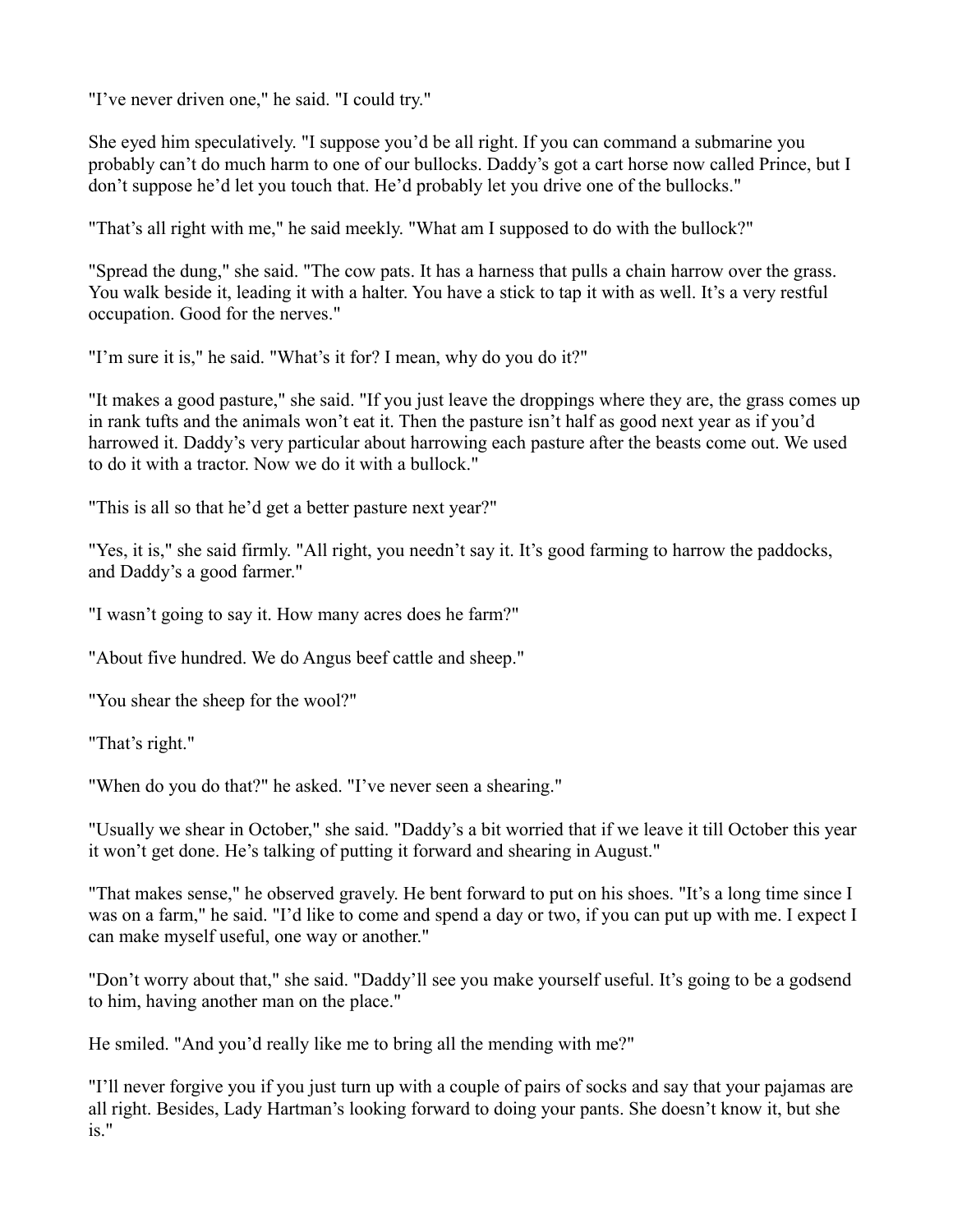"I've never driven one," he said. "I could try."

She eyed him speculatively. "I suppose you'd be all right. If you can command a submarine you probably can't do much harm to one of our bullocks. Daddy's got a cart horse now called Prince, but I don't suppose he'd let you touch that. He'd probably let you drive one of the bullocks."

"That's all right with me," he said meekly. "What am I supposed to do with the bullock?"

"Spread the dung," she said. "The cow pats. It has a harness that pulls a chain harrow over the grass. You walk beside it, leading it with a halter. You have a stick to tap it with as well. It's a very restful occupation. Good for the nerves."

"I'm sure it is," he said. "What's it for? I mean, why do you do it?"

"It makes a good pasture," she said. "If you just leave the droppings where they are, the grass comes up in rank tufts and the animals won't eat it. Then the pasture isn't half as good next year as if you'd harrowed it. Daddy's very particular about harrowing each pasture after the beasts come out. We used to do it with a tractor. Now we do it with a bullock."

"This is all so that he'd get a better pasture next year?"

"Yes, it is," she said firmly. "All right, you needn't say it. It's good farming to harrow the paddocks, and Daddy's a good farmer."

"I wasn't going to say it. How many acres does he farm?"

"About five hundred. We do Angus beef cattle and sheep."

"You shear the sheep for the wool?"

"That's right."

"When do you do that?" he asked. "I've never seen a shearing."

"Usually we shear in October," she said. "Daddy's a bit worried that if we leave it till October this year it won't get done. He's talking of putting it forward and shearing in August."

"That makes sense," he observed gravely. He bent forward to put on his shoes. "It's a long time since I was on a farm," he said. "I'd like to come and spend a day or two, if you can put up with me. I expect I can make myself useful, one way or another."

"Don't worry about that," she said. "Daddy'll see you make yourself useful. It's going to be a godsend to him, having another man on the place."

He smiled. "And you'd really like me to bring all the mending with me?"

"I'll never forgive you if you just turn up with a couple of pairs of socks and say that your pajamas are all right. Besides, Lady Hartman's looking forward to doing your pants. She doesn't know it, but she is."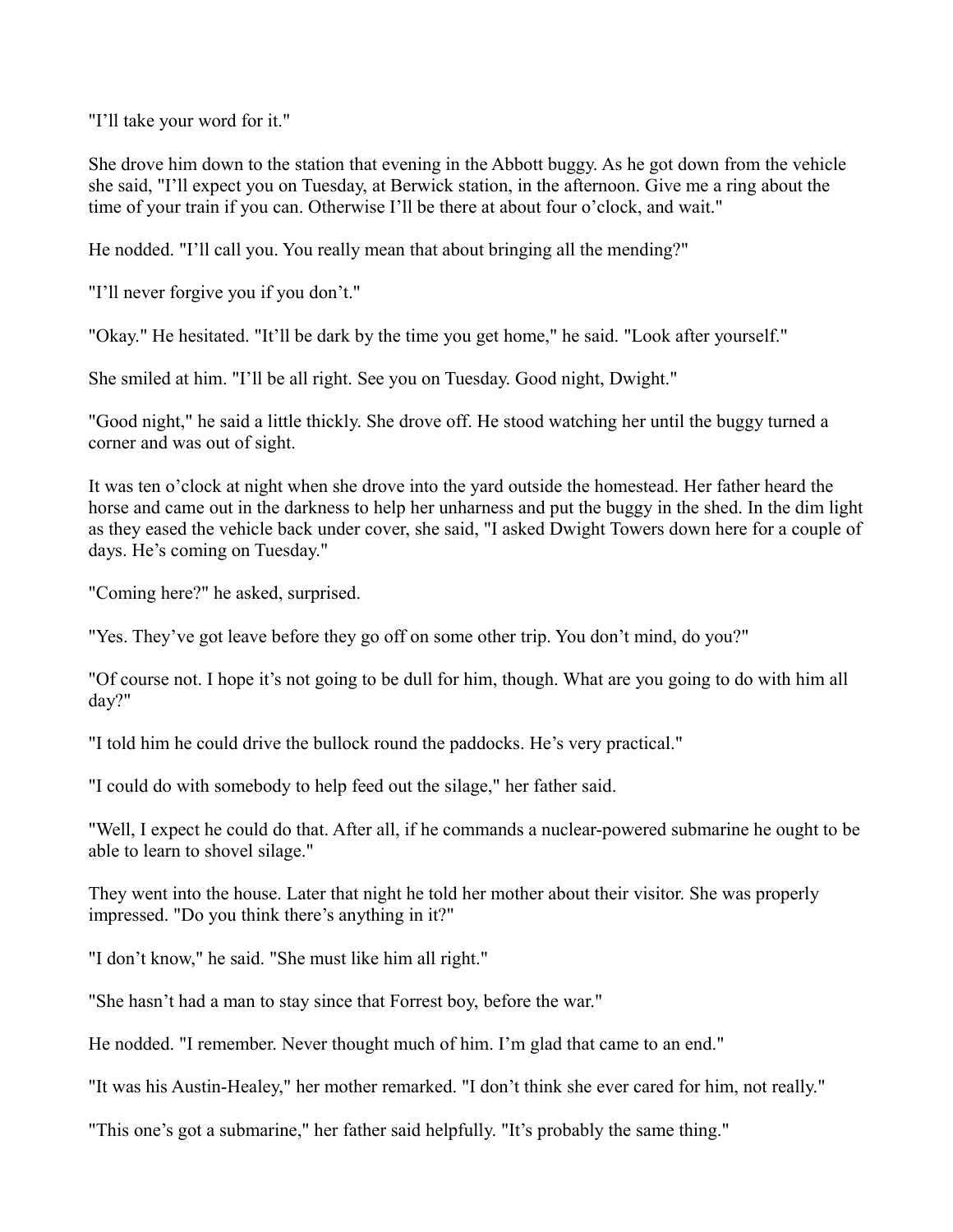"I'll take your word for it."

She drove him down to the station that evening in the Abbott buggy. As he got down from the vehicle she said, "I'll expect you on Tuesday, at Berwick station, in the afternoon. Give me a ring about the time of your train if you can. Otherwise I'll be there at about four o'clock, and wait."

He nodded. "I'll call you. You really mean that about bringing all the mending?"

"I'll never forgive you if you don't."

"Okay." He hesitated. "It'll be dark by the time you get home," he said. "Look after yourself."

She smiled at him. "I'll be all right. See you on Tuesday. Good night, Dwight."

"Good night," he said a little thickly. She drove off. He stood watching her until the buggy turned a corner and was out of sight.

It was ten o'clock at night when she drove into the yard outside the homestead. Her father heard the horse and came out in the darkness to help her unharness and put the buggy in the shed. In the dim light as they eased the vehicle back under cover, she said, "I asked Dwight Towers down here for a couple of days. He's coming on Tuesday."

"Coming here?" he asked, surprised.

"Yes. They've got leave before they go off on some other trip. You don't mind, do you?"

"Of course not. I hope it's not going to be dull for him, though. What are you going to do with him all day?"

"I told him he could drive the bullock round the paddocks. He's very practical."

"I could do with somebody to help feed out the silage," her father said.

"Well, I expect he could do that. After all, if he commands a nuclear-powered submarine he ought to be able to learn to shovel silage."

They went into the house. Later that night he told her mother about their visitor. She was properly impressed. "Do you think there's anything in it?"

"I don't know," he said. "She must like him all right."

"She hasn't had a man to stay since that Forrest boy, before the war."

He nodded. "I remember. Never thought much of him. I'm glad that came to an end."

"It was his Austin-Healey," her mother remarked. "I don't think she ever cared for him, not really."

"This one's got a submarine," her father said helpfully. "It's probably the same thing."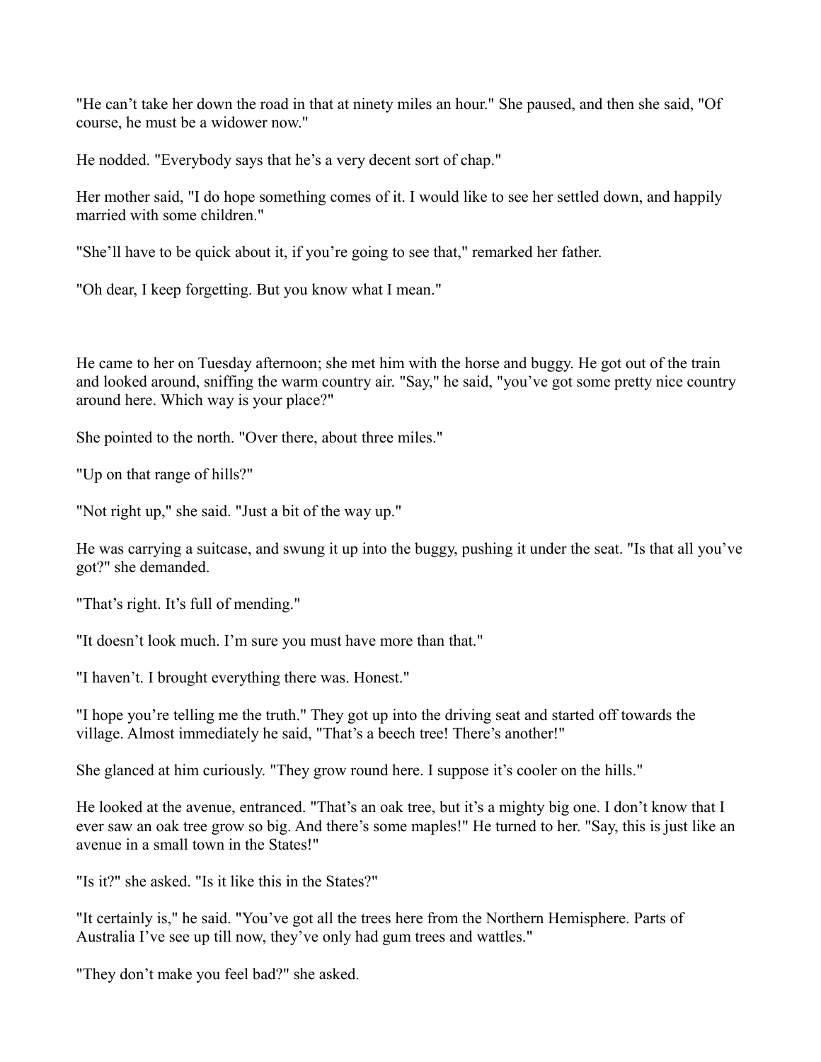"He can't take her down the road in that at ninety miles an hour." She paused, and then she said, "Of course, he must be a widower now."

He nodded. "Everybody says that he's a very decent sort of chap."

Her mother said, "I do hope something comes of it. I would like to see her settled down, and happily married with some children."

"She'll have to be quick about it, if you're going to see that," remarked her father.

"Oh dear, I keep forgetting. But you know what I mean."

He came to her on Tuesday afternoon; she met him with the horse and buggy. He got out of the train and looked around, sniffing the warm country air. "Say," he said, "you've got some pretty nice country around here. Which way is your place?"

She pointed to the north. "Over there, about three miles."

"Up on that range of hills?"

"Not right up," she said. "Just a bit of the way up."

He was carrying a suitcase, and swung it up into the buggy, pushing it under the seat. "Is that all you've got?" she demanded.

"That's right. It's full of mending."

"It doesn't look much. I'm sure you must have more than that."

"I haven't. I brought everything there was. Honest."

"I hope you're telling me the truth." They got up into the driving seat and started off towards the village. Almost immediately he said, "That's a beech tree! There's another!"

She glanced at him curiously. "They grow round here. I suppose it's cooler on the hills."

He looked at the avenue, entranced. "That's an oak tree, but it's a mighty big one. I don't know that I ever saw an oak tree grow so big. And there's some maples!" He turned to her. "Say, this is just like an avenue in a small town in the States!"

"Is it?" she asked. "Is it like this in the States?"

"It certainly is," he said. "You've got all the trees here from the Northern Hemisphere. Parts of Australia I've see up till now, they've only had gum trees and wattles."

"They don't make you feel bad?" she asked.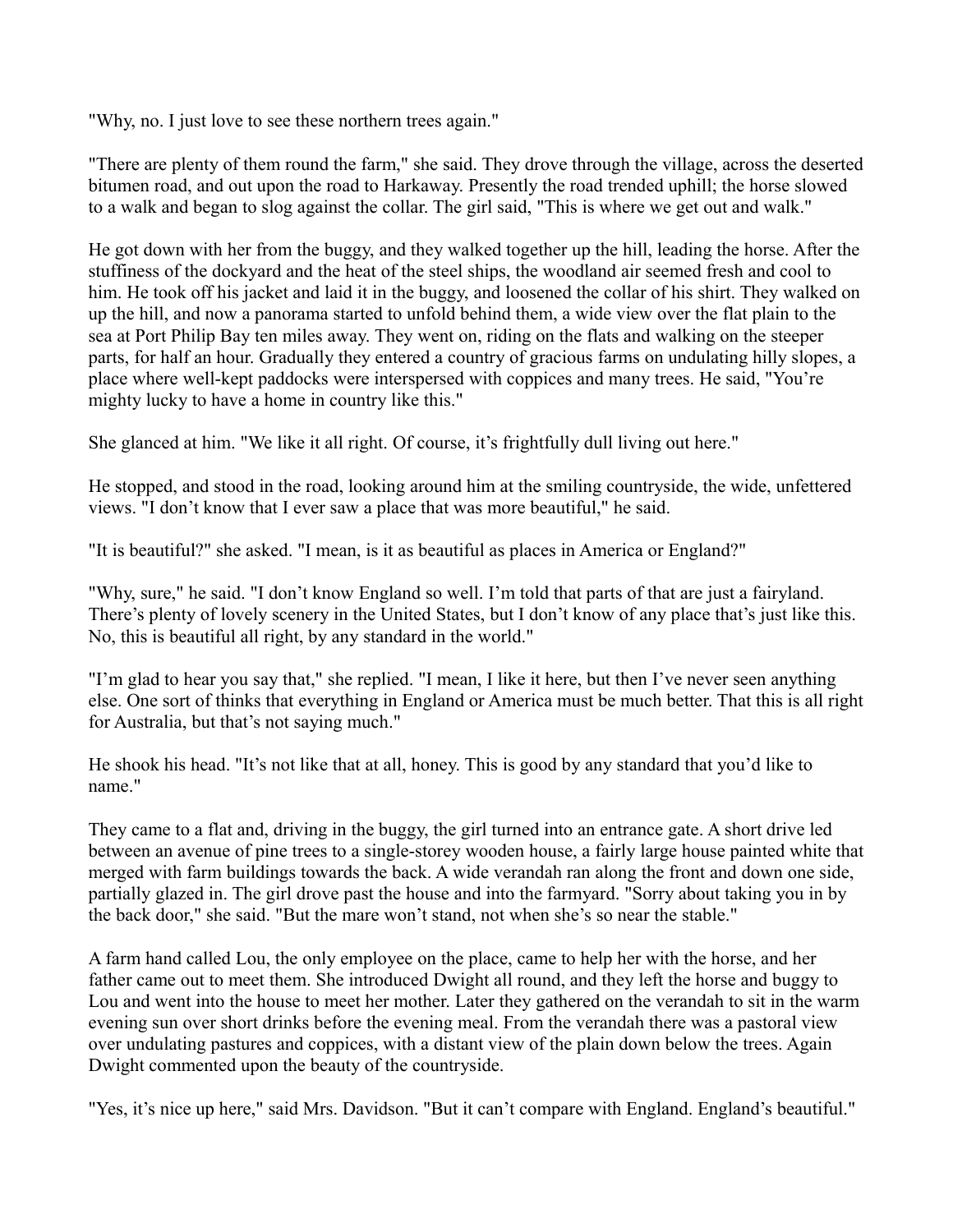"Why, no. I just love to see these northern trees again."

"There are plenty of them round the farm," she said. They drove through the village, across the deserted bitumen road, and out upon the road to Harkaway. Presently the road trended uphill; the horse slowed to a walk and began to slog against the collar. The girl said, "This is where we get out and walk."

He got down with her from the buggy, and they walked together up the hill, leading the horse. After the stuffiness of the dockyard and the heat of the steel ships, the woodland air seemed fresh and cool to him. He took off his jacket and laid it in the buggy, and loosened the collar of his shirt. They walked on up the hill, and now a panorama started to unfold behind them, a wide view over the flat plain to the sea at Port Philip Bay ten miles away. They went on, riding on the flats and walking on the steeper parts, for half an hour. Gradually they entered a country of gracious farms on undulating hilly slopes, a place where well-kept paddocks were interspersed with coppices and many trees. He said, "You're mighty lucky to have a home in country like this."

She glanced at him. "We like it all right. Of course, it's frightfully dull living out here."

He stopped, and stood in the road, looking around him at the smiling countryside, the wide, unfettered views. "I don't know that I ever saw a place that was more beautiful," he said.

"It is beautiful?" she asked. "I mean, is it as beautiful as places in America or England?"

"Why, sure," he said. "I don't know England so well. I'm told that parts of that are just a fairyland. There's plenty of lovely scenery in the United States, but I don't know of any place that's just like this. No, this is beautiful all right, by any standard in the world."

"I'm glad to hear you say that," she replied. "I mean, I like it here, but then I've never seen anything else. One sort of thinks that everything in England or America must be much better. That this is all right for Australia, but that's not saying much."

He shook his head. "It's not like that at all, honey. This is good by any standard that you'd like to name."

They came to a flat and, driving in the buggy, the girl turned into an entrance gate. A short drive led between an avenue of pine trees to a single-storey wooden house, a fairly large house painted white that merged with farm buildings towards the back. A wide verandah ran along the front and down one side, partially glazed in. The girl drove past the house and into the farmyard. "Sorry about taking you in by the back door," she said. "But the mare won't stand, not when she's so near the stable."

A farm hand called Lou, the only employee on the place, came to help her with the horse, and her father came out to meet them. She introduced Dwight all round, and they left the horse and buggy to Lou and went into the house to meet her mother. Later they gathered on the verandah to sit in the warm evening sun over short drinks before the evening meal. From the verandah there was a pastoral view over undulating pastures and coppices, with a distant view of the plain down below the trees. Again Dwight commented upon the beauty of the countryside.

"Yes, it's nice up here," said Mrs. Davidson. "But it can't compare with England. England's beautiful."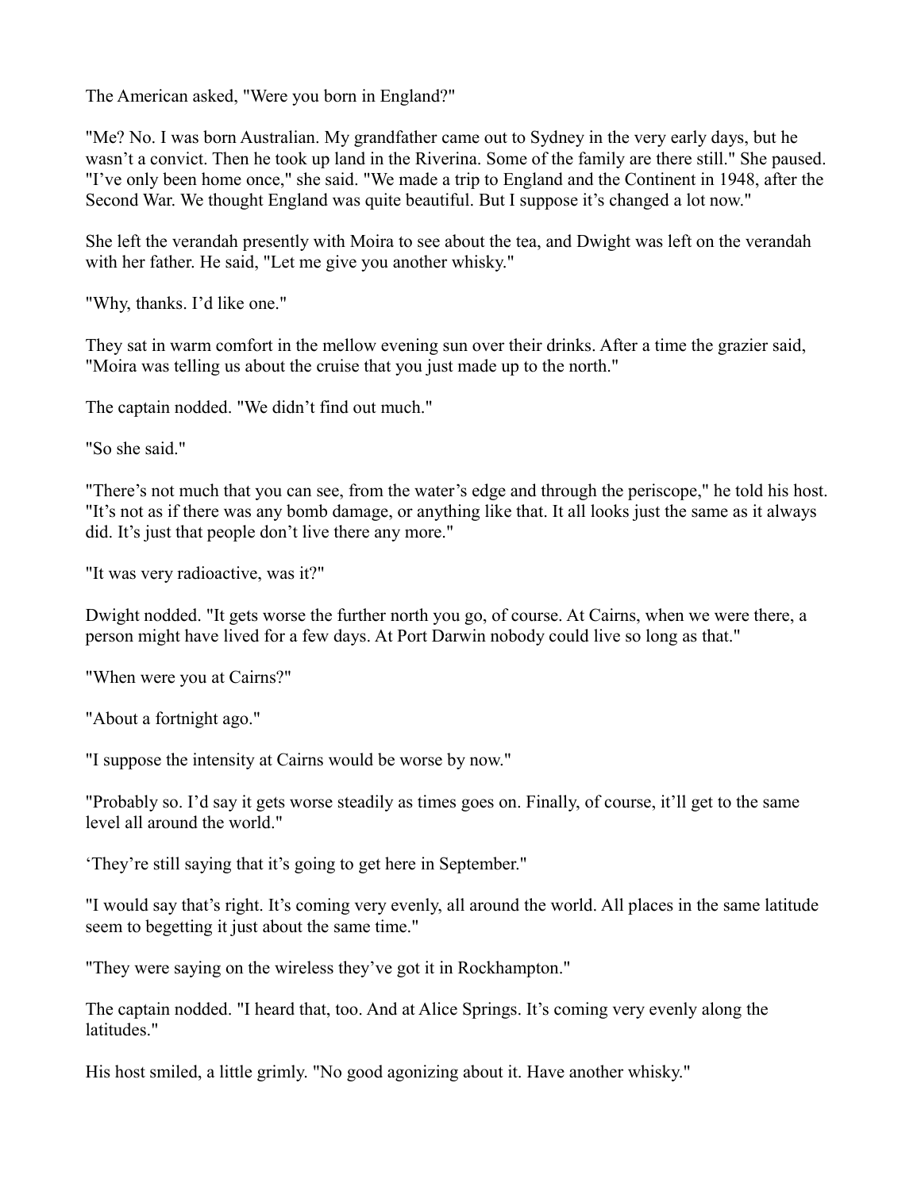The American asked, "Were you born in England?"

"Me? No. I was born Australian. My grandfather came out to Sydney in the very early days, but he wasn't a convict. Then he took up land in the Riverina. Some of the family are there still." She paused. "I've only been home once," she said. "We made a trip to England and the Continent in 1948, after the Second War. We thought England was quite beautiful. But I suppose it's changed a lot now."

She left the verandah presently with Moira to see about the tea, and Dwight was left on the verandah with her father. He said, "Let me give you another whisky."

"Why, thanks. I'd like one."

They sat in warm comfort in the mellow evening sun over their drinks. After a time the grazier said, "Moira was telling us about the cruise that you just made up to the north."

The captain nodded. "We didn't find out much."

"So she said."

"There's not much that you can see, from the water's edge and through the periscope," he told his host. "It's not as if there was any bomb damage, or anything like that. It all looks just the same as it always did. It's just that people don't live there any more."

"It was very radioactive, was it?"

Dwight nodded. "It gets worse the further north you go, of course. At Cairns, when we were there, a person might have lived for a few days. At Port Darwin nobody could live so long as that."

"When were you at Cairns?"

"About a fortnight ago."

"I suppose the intensity at Cairns would be worse by now."

"Probably so. I'd say it gets worse steadily as times goes on. Finally, of course, it'll get to the same level all around the world."

'They're still saying that it's going to get here in September."

"I would say that's right. It's coming very evenly, all around the world. All places in the same latitude seem to begetting it just about the same time."

"They were saying on the wireless they've got it in Rockhampton."

The captain nodded. "I heard that, too. And at Alice Springs. It's coming very evenly along the latitudes."

His host smiled, a little grimly. "No good agonizing about it. Have another whisky."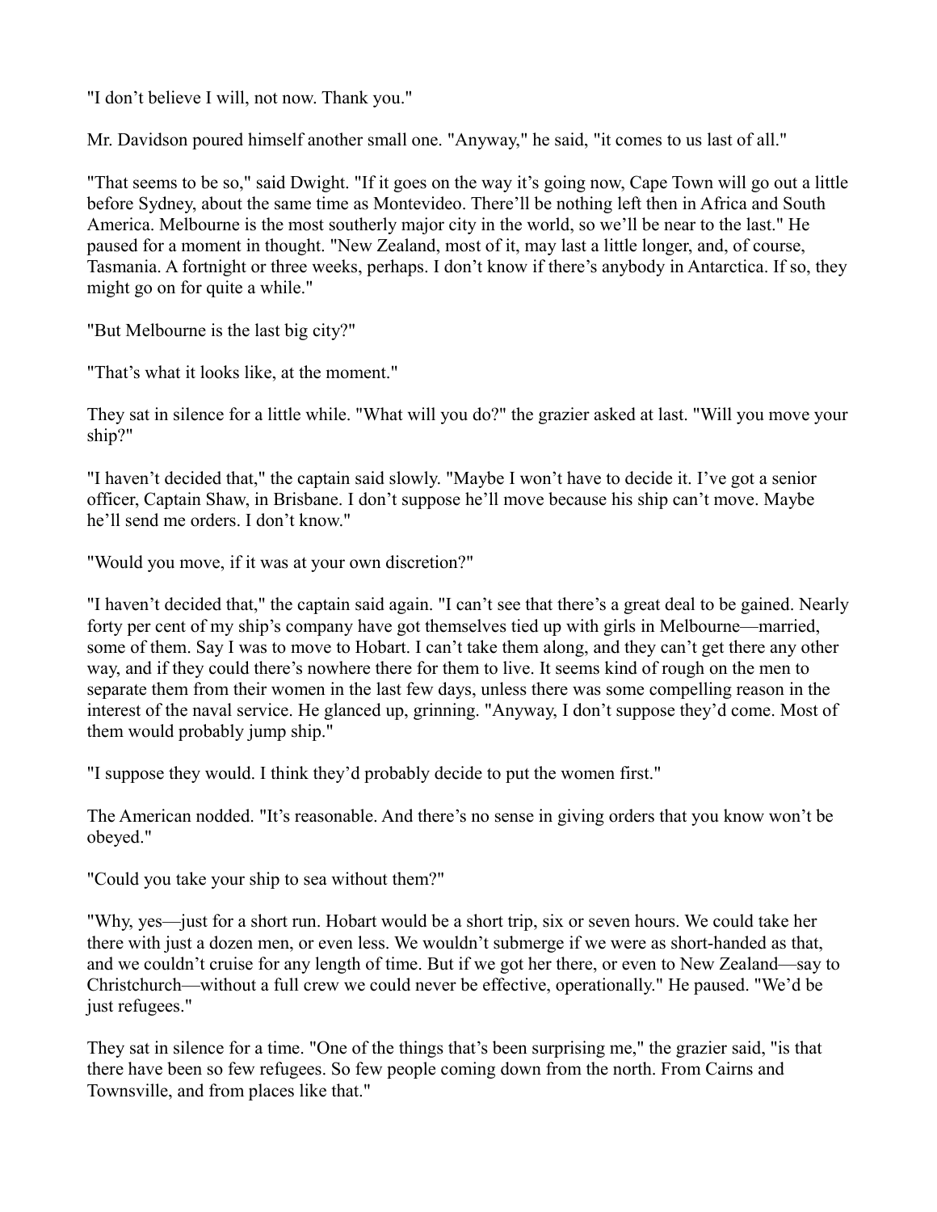"I don't believe I will, not now. Thank you."

Mr. Davidson poured himself another small one. "Anyway," he said, "it comes to us last of all."

"That seems to be so," said Dwight. "If it goes on the way it's going now, Cape Town will go out a little before Sydney, about the same time as Montevideo. There'll be nothing left then in Africa and South America. Melbourne is the most southerly major city in the world, so we'll be near to the last." He paused for a moment in thought. "New Zealand, most of it, may last a little longer, and, of course, Tasmania. A fortnight or three weeks, perhaps. I don't know if there's anybody in Antarctica. If so, they might go on for quite a while."

"But Melbourne is the last big city?"

"That's what it looks like, at the moment."

They sat in silence for a little while. "What will you do?" the grazier asked at last. "Will you move your ship?"

"I haven't decided that," the captain said slowly. "Maybe I won't have to decide it. I've got a senior officer, Captain Shaw, in Brisbane. I don't suppose he'll move because his ship can't move. Maybe he'll send me orders. I don't know."

"Would you move, if it was at your own discretion?"

"I haven't decided that," the captain said again. "I can't see that there's a great deal to be gained. Nearly forty per cent of my ship's company have got themselves tied up with girls in Melbourne—married, some of them. Say I was to move to Hobart. I can't take them along, and they can't get there any other way, and if they could there's nowhere there for them to live. It seems kind of rough on the men to separate them from their women in the last few days, unless there was some compelling reason in the interest of the naval service. He glanced up, grinning. "Anyway, I don't suppose they'd come. Most of them would probably jump ship."

"I suppose they would. I think they'd probably decide to put the women first."

The American nodded. "It's reasonable. And there's no sense in giving orders that you know won't be obeyed."

"Could you take your ship to sea without them?"

"Why, yes—just for a short run. Hobart would be a short trip, six or seven hours. We could take her there with just a dozen men, or even less. We wouldn't submerge if we were as short-handed as that, and we couldn't cruise for any length of time. But if we got her there, or even to New Zealand—say to Christchurch—without a full crew we could never be effective, operationally." He paused. "We'd be just refugees."

They sat in silence for a time. "One of the things that's been surprising me," the grazier said, "is that there have been so few refugees. So few people coming down from the north. From Cairns and Townsville, and from places like that."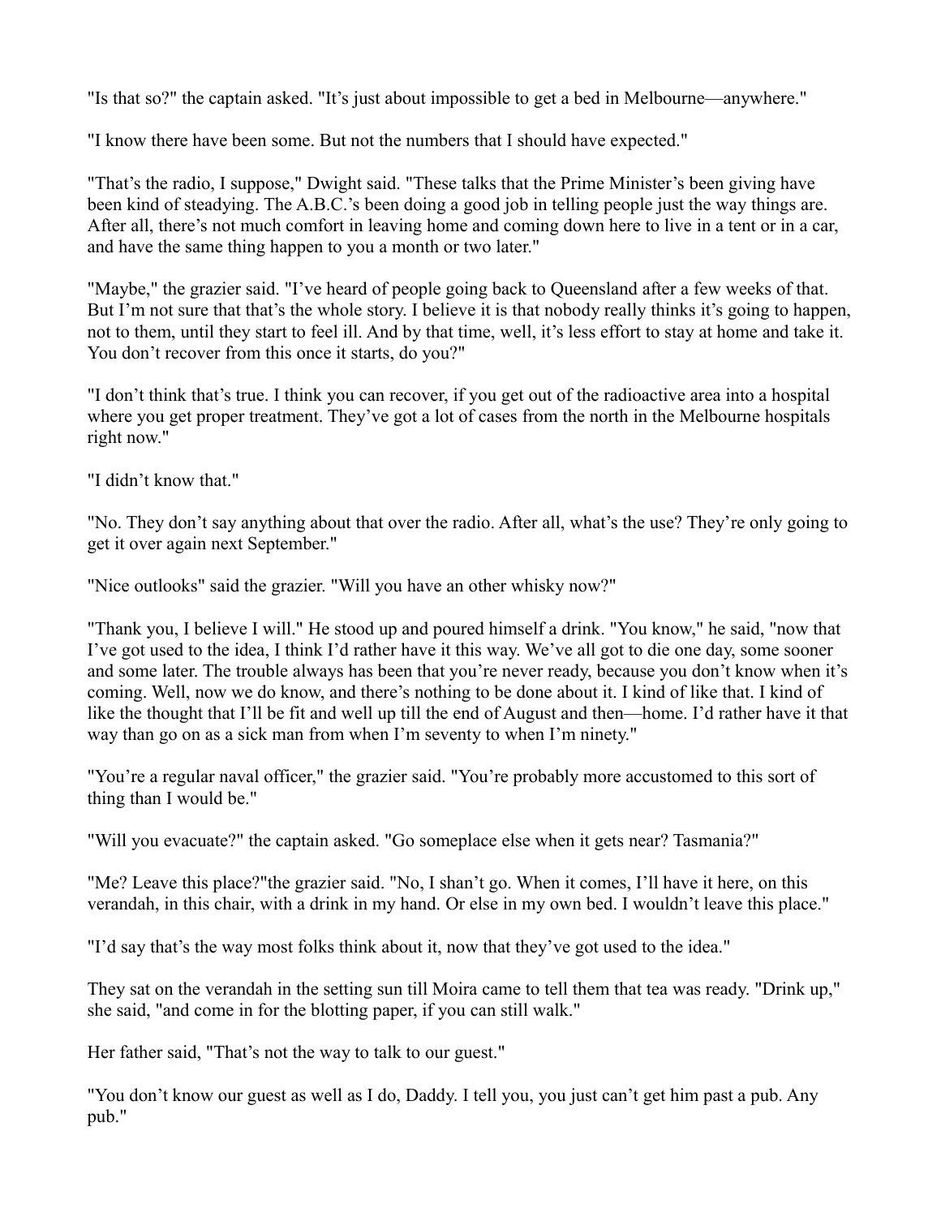"Is that so?" the captain asked. "It's just about impossible to get a bed in Melbourne—anywhere."

"I know there have been some. But not the numbers that I should have expected."

"That's the radio, I suppose," Dwight said. "These talks that the Prime Minister's been giving have been kind of steadying. The A.B.C.'s been doing a good job in telling people just the way things are. After all, there's not much comfort in leaving home and coming down here to live in a tent or in a car, and have the same thing happen to you a month or two later."

"Maybe," the grazier said. "I've heard of people going back to Queensland after a few weeks of that. But I'm not sure that that's the whole story. I believe it is that nobody really thinks it's going to happen, not to them, until they start to feel ill. And by that time, well, it's less effort to stay at home and take it. You don't recover from this once it starts, do you?"

"I don't think that's true. I think you can recover, if you get out of the radioactive area into a hospital where you get proper treatment. They've got a lot of cases from the north in the Melbourne hospitals right now."

"I didn't know that."

"No. They don't say anything about that over the radio. After all, what's the use? They're only going to get it over again next September."

"Nice outlooks" said the grazier. "Will you have an other whisky now?"

"Thank you, I believe I will." He stood up and poured himself a drink. "You know," he said, "now that I've got used to the idea, I think I'd rather have it this way. We've all got to die one day, some sooner and some later. The trouble always has been that you're never ready, because you don't know when it's coming. Well, now we do know, and there's nothing to be done about it. I kind of like that. I kind of like the thought that I'll be fit and well up till the end of August and then—home. I'd rather have it that way than go on as a sick man from when I'm seventy to when I'm ninety."

"You're a regular naval officer," the grazier said. "You're probably more accustomed to this sort of thing than I would be."

"Will you evacuate?" the captain asked. "Go someplace else when it gets near? Tasmania?"

"Me? Leave this place?"the grazier said. "No, I shan't go. When it comes, I'll have it here, on this verandah, in this chair, with a drink in my hand. Or else in my own bed. I wouldn't leave this place."

"I'd say that's the way most folks think about it, now that they've got used to the idea."

They sat on the verandah in the setting sun till Moira came to tell them that tea was ready. "Drink up," she said, "and come in for the blotting paper, if you can still walk."

Her father said, "That's not the way to talk to our guest."

"You don't know our guest as well as I do, Daddy. I tell you, you just can't get him past a pub. Any pub."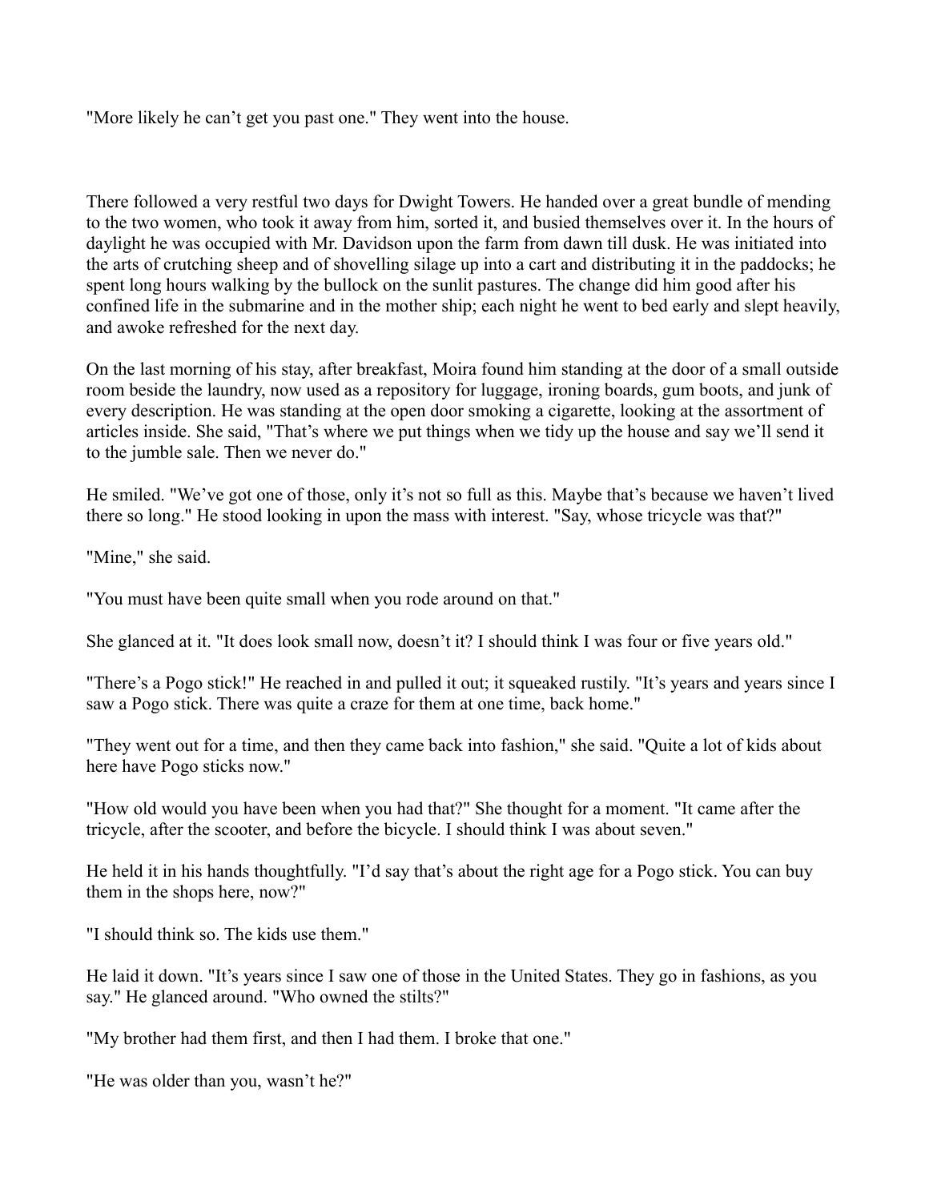"More likely he can't get you past one." They went into the house.

There followed a very restful two days for Dwight Towers. He handed over a great bundle of mending to the two women, who took it away from him, sorted it, and busied themselves over it. In the hours of daylight he was occupied with Mr. Davidson upon the farm from dawn till dusk. He was initiated into the arts of crutching sheep and of shovelling silage up into a cart and distributing it in the paddocks; he spent long hours walking by the bullock on the sunlit pastures. The change did him good after his confined life in the submarine and in the mother ship; each night he went to bed early and slept heavily, and awoke refreshed for the next day.

On the last morning of his stay, after breakfast, Moira found him standing at the door of a small outside room beside the laundry, now used as a repository for luggage, ironing boards, gum boots, and junk of every description. He was standing at the open door smoking a cigarette, looking at the assortment of articles inside. She said, "That's where we put things when we tidy up the house and say we'll send it to the jumble sale. Then we never do."

He smiled. "We've got one of those, only it's not so full as this. Maybe that's because we haven't lived there so long." He stood looking in upon the mass with interest. "Say, whose tricycle was that?"

"Mine," she said.

"You must have been quite small when you rode around on that."

She glanced at it. "It does look small now, doesn't it? I should think I was four or five years old."

"There's a Pogo stick!" He reached in and pulled it out; it squeaked rustily. "It's years and years since I saw a Pogo stick. There was quite a craze for them at one time, back home."

"They went out for a time, and then they came back into fashion," she said. "Quite a lot of kids about here have Pogo sticks now."

"How old would you have been when you had that?" She thought for a moment. "It came after the tricycle, after the scooter, and before the bicycle. I should think I was about seven."

He held it in his hands thoughtfully. "I'd say that's about the right age for a Pogo stick. You can buy them in the shops here, now?"

"I should think so. The kids use them."

He laid it down. "It's years since I saw one of those in the United States. They go in fashions, as you say." He glanced around. "Who owned the stilts?"

"My brother had them first, and then I had them. I broke that one."

"He was older than you, wasn't he?"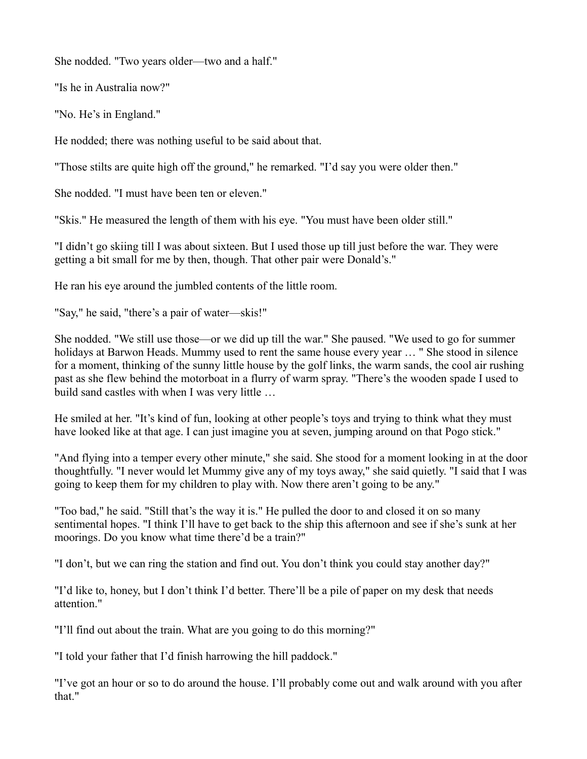She nodded. "Two years older—two and a half."

"Is he in Australia now?"

"No. He's in England."

He nodded; there was nothing useful to be said about that.

"Those stilts are quite high off the ground," he remarked. "I'd say you were older then."

She nodded. "I must have been ten or eleven."

"Skis." He measured the length of them with his eye. "You must have been older still."

"I didn't go skiing till I was about sixteen. But I used those up till just before the war. They were getting a bit small for me by then, though. That other pair were Donald's."

He ran his eye around the jumbled contents of the little room.

"Say," he said, "there's a pair of water—skis!"

She nodded. "We still use those—or we did up till the war." She paused. "We used to go for summer holidays at Barwon Heads. Mummy used to rent the same house every year … " She stood in silence for a moment, thinking of the sunny little house by the golf links, the warm sands, the cool air rushing past as she flew behind the motorboat in a flurry of warm spray. "There's the wooden spade I used to build sand castles with when I was very little …

He smiled at her. "It's kind of fun, looking at other people's toys and trying to think what they must have looked like at that age. I can just imagine you at seven, jumping around on that Pogo stick."

"And flying into a temper every other minute," she said. She stood for a moment looking in at the door thoughtfully. "I never would let Mummy give any of my toys away," she said quietly. "I said that I was going to keep them for my children to play with. Now there aren't going to be any."

"Too bad," he said. "Still that's the way it is." He pulled the door to and closed it on so many sentimental hopes. "I think I'll have to get back to the ship this afternoon and see if she's sunk at her moorings. Do you know what time there'd be a train?"

"I don't, but we can ring the station and find out. You don't think you could stay another day?"

"I'd like to, honey, but I don't think I'd better. There'll be a pile of paper on my desk that needs attention."

"I'll find out about the train. What are you going to do this morning?"

"I told your father that I'd finish harrowing the hill paddock."

"I've got an hour or so to do around the house. I'll probably come out and walk around with you after that."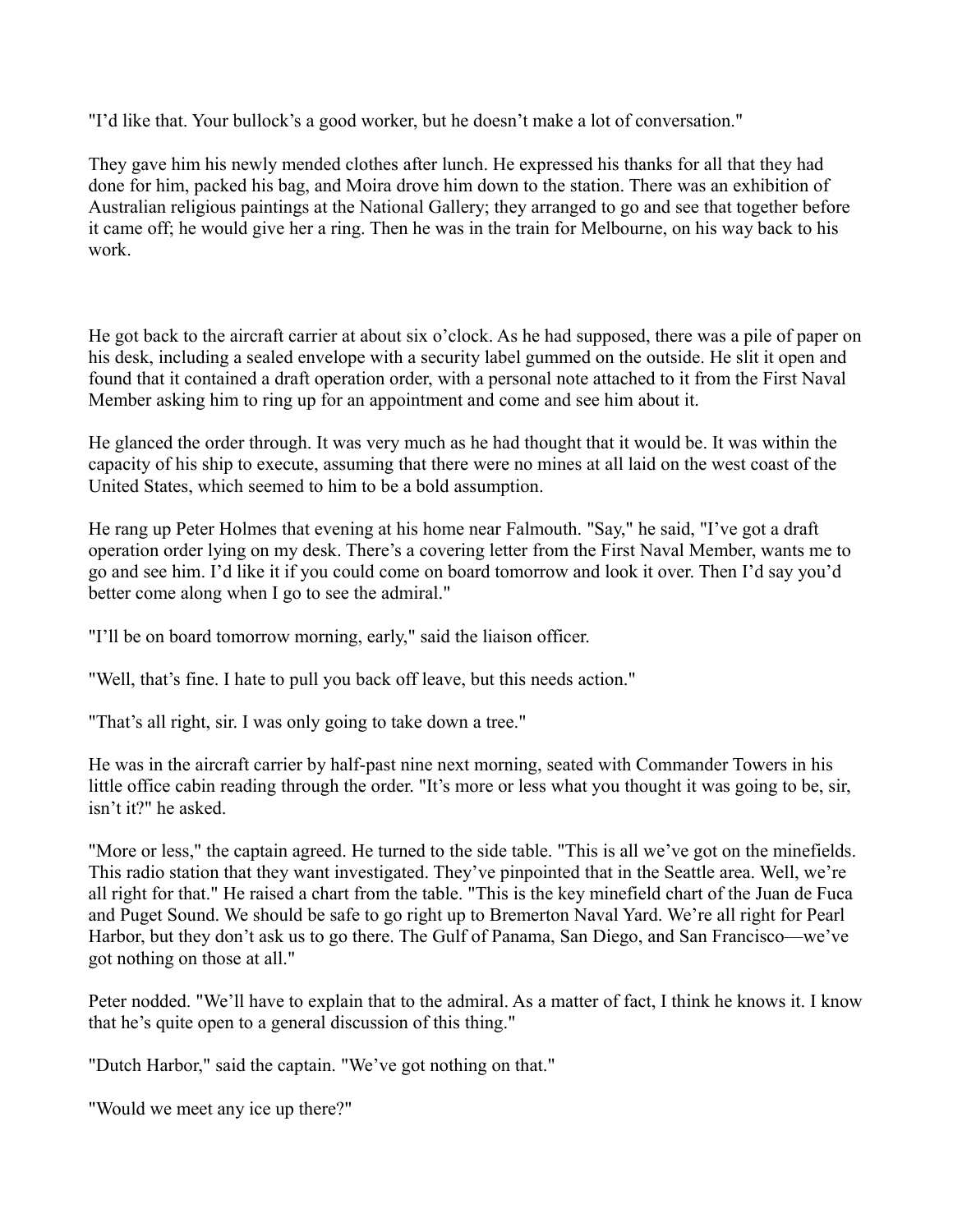"I'd like that. Your bullock's a good worker, but he doesn't make a lot of conversation."

They gave him his newly mended clothes after lunch. He expressed his thanks for all that they had done for him, packed his bag, and Moira drove him down to the station. There was an exhibition of Australian religious paintings at the National Gallery; they arranged to go and see that together before it came off; he would give her a ring. Then he was in the train for Melbourne, on his way back to his work.

He got back to the aircraft carrier at about six o'clock. As he had supposed, there was a pile of paper on his desk, including a sealed envelope with a security label gummed on the outside. He slit it open and found that it contained a draft operation order, with a personal note attached to it from the First Naval Member asking him to ring up for an appointment and come and see him about it.

He glanced the order through. It was very much as he had thought that it would be. It was within the capacity of his ship to execute, assuming that there were no mines at all laid on the west coast of the United States, which seemed to him to be a bold assumption.

He rang up Peter Holmes that evening at his home near Falmouth. "Say," he said, "I've got a draft operation order lying on my desk. There's a covering letter from the First Naval Member, wants me to go and see him. I'd like it if you could come on board tomorrow and look it over. Then I'd say you'd better come along when I go to see the admiral."

"I'll be on board tomorrow morning, early," said the liaison officer.

"Well, that's fine. I hate to pull you back off leave, but this needs action."

"That's all right, sir. I was only going to take down a tree."

He was in the aircraft carrier by half-past nine next morning, seated with Commander Towers in his little office cabin reading through the order. "It's more or less what you thought it was going to be, sir, isn't it?" he asked.

"More or less," the captain agreed. He turned to the side table. "This is all we've got on the minefields. This radio station that they want investigated. They've pinpointed that in the Seattle area. Well, we're all right for that." He raised a chart from the table. "This is the key minefield chart of the Juan de Fuca and Puget Sound. We should be safe to go right up to Bremerton Naval Yard. We're all right for Pearl Harbor, but they don't ask us to go there. The Gulf of Panama, San Diego, and San Francisco—we've got nothing on those at all."

Peter nodded. "We'll have to explain that to the admiral. As a matter of fact, I think he knows it. I know that he's quite open to a general discussion of this thing."

"Dutch Harbor," said the captain. "We've got nothing on that."

"Would we meet any ice up there?"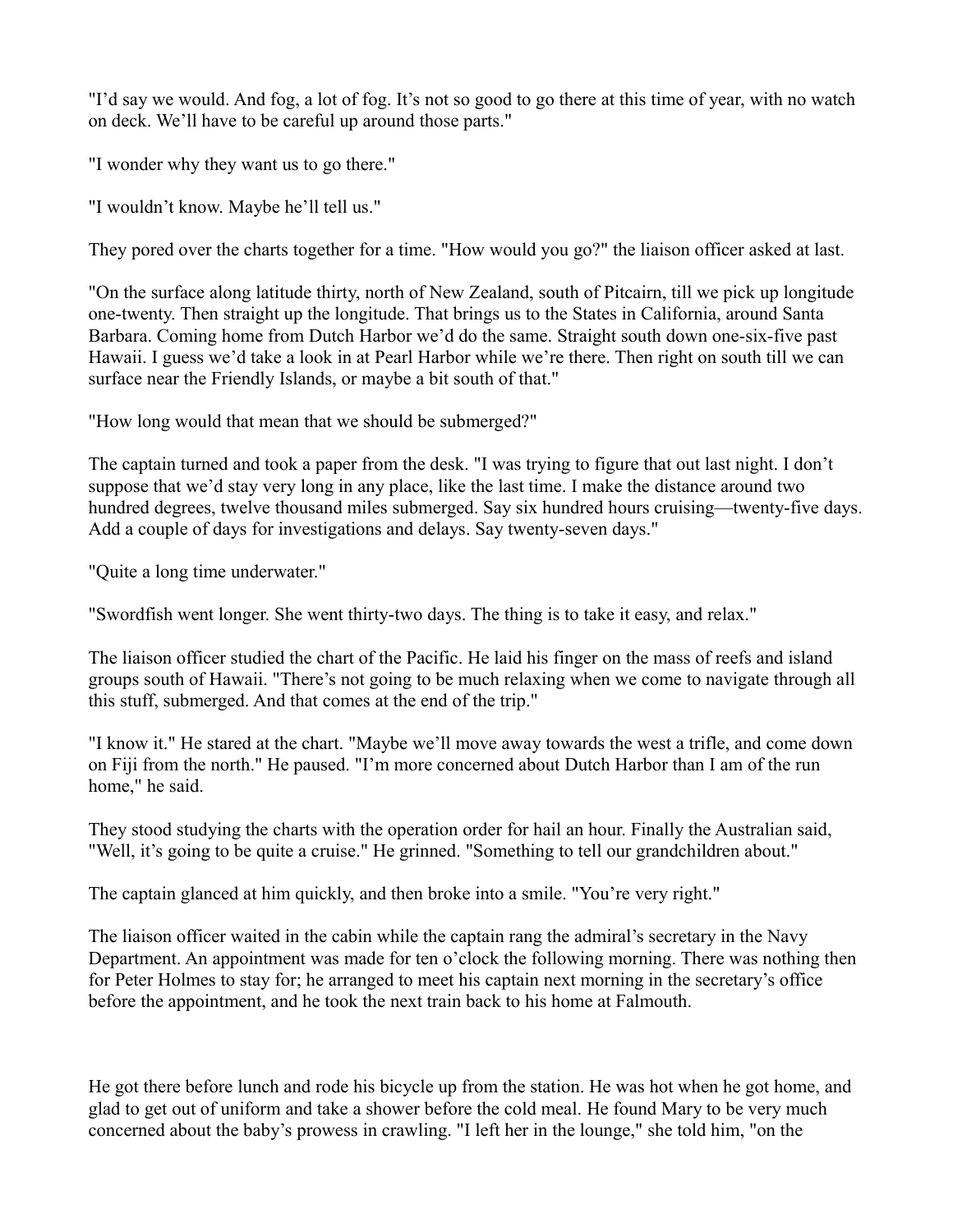"I'd say we would. And fog, a lot of fog. It's not so good to go there at this time of year, with no watch on deck. We'll have to be careful up around those parts."

"I wonder why they want us to go there."

"I wouldn't know. Maybe he'll tell us."

They pored over the charts together for a time. "How would you go?" the liaison officer asked at last.

"On the surface along latitude thirty, north of New Zealand, south of Pitcairn, till we pick up longitude one-twenty. Then straight up the longitude. That brings us to the States in California, around Santa Barbara. Coming home from Dutch Harbor we'd do the same. Straight south down one-six-five past Hawaii. I guess we'd take a look in at Pearl Harbor while we're there. Then right on south till we can surface near the Friendly Islands, or maybe a bit south of that."

"How long would that mean that we should be submerged?"

The captain turned and took a paper from the desk. "I was trying to figure that out last night. I don't suppose that we'd stay very long in any place, like the last time. I make the distance around two hundred degrees, twelve thousand miles submerged. Say six hundred hours cruising—twenty-five days. Add a couple of days for investigations and delays. Say twenty-seven days."

"Quite a long time underwater."

"Swordfish went longer. She went thirty-two days. The thing is to take it easy, and relax."

The liaison officer studied the chart of the Pacific. He laid his finger on the mass of reefs and island groups south of Hawaii. "There's not going to be much relaxing when we come to navigate through all this stuff, submerged. And that comes at the end of the trip."

"I know it." He stared at the chart. "Maybe we'll move away towards the west a trifle, and come down on Fiji from the north." He paused. "I'm more concerned about Dutch Harbor than I am of the run home," he said.

They stood studying the charts with the operation order for hail an hour. Finally the Australian said, "Well, it's going to be quite a cruise." He grinned. "Something to tell our grandchildren about."

The captain glanced at him quickly, and then broke into a smile. "You're very right."

The liaison officer waited in the cabin while the captain rang the admiral's secretary in the Navy Department. An appointment was made for ten o'clock the following morning. There was nothing then for Peter Holmes to stay for; he arranged to meet his captain next morning in the secretary's office before the appointment, and he took the next train back to his home at Falmouth.

He got there before lunch and rode his bicycle up from the station. He was hot when he got home, and glad to get out of uniform and take a shower before the cold meal. He found Mary to be very much concerned about the baby's prowess in crawling. "I left her in the lounge," she told him, "on the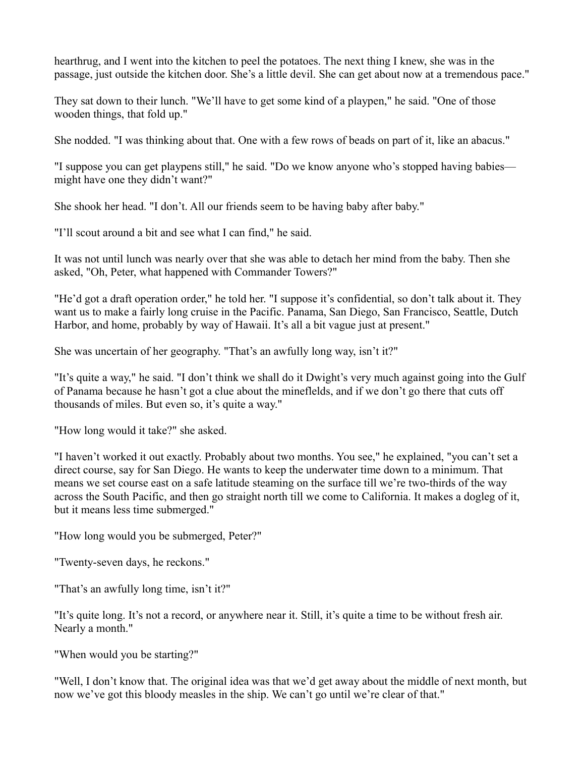hearthrug, and I went into the kitchen to peel the potatoes. The next thing I knew, she was in the passage, just outside the kitchen door. She's a little devil. She can get about now at a tremendous pace."

They sat down to their lunch. "We'll have to get some kind of a playpen," he said. "One of those wooden things, that fold up."

She nodded. "I was thinking about that. One with a few rows of beads on part of it, like an abacus."

"I suppose you can get playpens still," he said. "Do we know anyone who's stopped having babies—might have one they didn't want?"

She shook her head. "I don't. All our friends seem to be having baby after baby."

"I'll scout around a bit and see what I can find," he said.

It was not until lunch was nearly over that she was able to detach her mind from the baby. Then she asked, "Oh, Peter, what happened with Commander Towers?"

"He'd got a draft operation order," he told her. "I suppose it's confidential, so don't talk about it. They want us to make a fairly long cruise in the Pacific. Panama, San Diego, San Francisco, Seattle, Dutch Harbor, and home, probably by way of Hawaii. It's all a bit vague just at present."

She was uncertain of her geography. "That's an awfully long way, isn't it?"

"It's quite a way," he said. "I don't think we shall do it Dwight's very much against going into the Gulf of Panama because he hasn't got a clue about the minefields, and if we don't go there that cuts off thousands of miles. But even so, it's quite a way."

"How long would it take?" she asked.

"I haven't worked it out exactly. Probably about two months. You see," he explained, "you can't set a direct course, say for San Diego. He wants to keep the underwater time down to a minimum. That means we set course east on a safe latitude steaming on the surface till we're two-thirds of the way across the South Pacific, and then go straight north till we come to California. It makes a dogleg of it, but it means less time submerged."

"How long would you be submerged, Peter?"

"Twenty-seven days, he reckons."

"That's an awfully long time, isn't it?"

"It's quite long. It's not a record, or anywhere near it. Still, it's quite a time to be without fresh air. Nearly a month."

"When would you be starting?"

"Well, I don't know that. The original idea was that we'd get away about the middle of next month, but now we've got this bloody measles in the ship. We can't go until we're clear of that."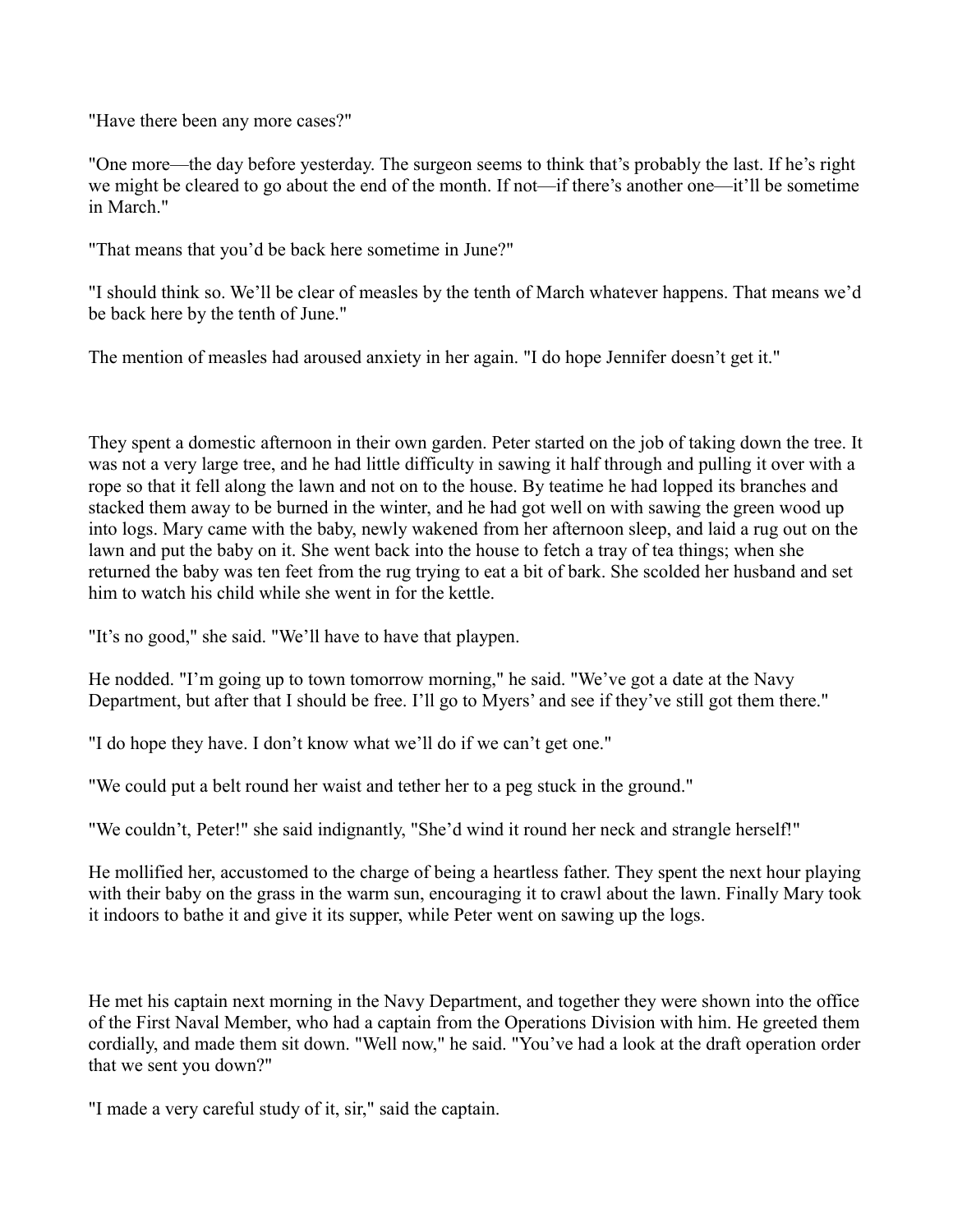"Have there been any more cases?"

"One more—the day before yesterday. The surgeon seems to think that's probably the last. If he's right we might be cleared to go about the end of the month. If not—if there's another one—it'll be sometime in March."

"That means that you'd be back here sometime in June?"

"I should think so. We'll be clear of measles by the tenth of March whatever happens. That means we'd be back here by the tenth of June."

The mention of measles had aroused anxiety in her again. "I do hope Jennifer doesn't get it."

They spent a domestic afternoon in their own garden. Peter started on the job of taking down the tree. It was not a very large tree, and he had little difficulty in sawing it half through and pulling it over with a rope so that it fell along the lawn and not on to the house. By teatime he had lopped its branches and stacked them away to be burned in the winter, and he had got well on with sawing the green wood up into logs. Mary came with the baby, newly wakened from her afternoon sleep, and laid a rug out on the lawn and put the baby on it. She went back into the house to fetch a tray of tea things; when she returned the baby was ten feet from the rug trying to eat a bit of bark. She scolded her husband and set him to watch his child while she went in for the kettle.

"It's no good," she said. "We'll have to have that playpen.

He nodded. "I'm going up to town tomorrow morning," he said. "We've got a date at the Navy Department, but after that I should be free. I'll go to Myers' and see if they've still got them there."

"I do hope they have. I don't know what we'll do if we can't get one."

"We could put a belt round her waist and tether her to a peg stuck in the ground."

"We couldn't, Peter!" she said indignantly, "She'd wind it round her neck and strangle herself!"

He mollified her, accustomed to the charge of being a heartless father. They spent the next hour playing with their baby on the grass in the warm sun, encouraging it to crawl about the lawn. Finally Mary took it indoors to bathe it and give it its supper, while Peter went on sawing up the logs.

He met his captain next morning in the Navy Department, and together they were shown into the office of the First Naval Member, who had a captain from the Operations Division with him. He greeted them cordially, and made them sit down. "Well now," he said. "You've had a look at the draft operation order that we sent you down?"

"I made a very careful study of it, sir," said the captain.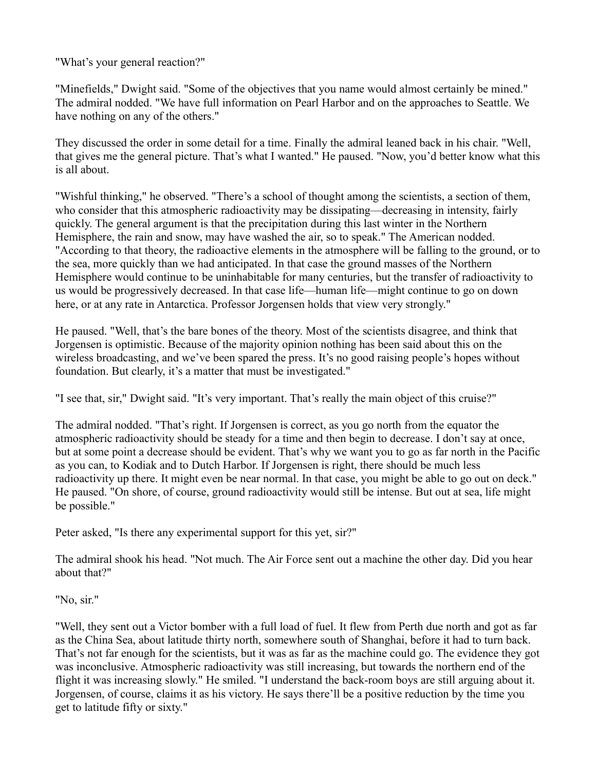"What's your general reaction?"

"Minefields," Dwight said. "Some of the objectives that you name would almost certainly be mined." The admiral nodded. "We have full information on Pearl Harbor and on the approaches to Seattle. We have nothing on any of the others."

They discussed the order in some detail for a time. Finally the admiral leaned back in his chair. "Well, that gives me the general picture. That's what I wanted." He paused. "Now, you'd better know what this is all about.

"Wishful thinking," he observed. "There's a school of thought among the scientists, a section of them, who consider that this atmospheric radioactivity may be dissipating—decreasing in intensity, fairly quickly. The general argument is that the precipitation during this last winter in the Northern Hemisphere, the rain and snow, may have washed the air, so to speak." The American nodded. "According to that theory, the radioactive elements in the atmosphere will be falling to the ground, or to the sea, more quickly than we had anticipated. In that case the ground masses of the Northern Hemisphere would continue to be uninhabitable for many centuries, but the transfer of radioactivity to us would be progressively decreased. In that case life—human life—might continue to go on down here, or at any rate in Antarctica. Professor Jorgensen holds that view very strongly."

He paused. "Well, that's the bare bones of the theory. Most of the scientists disagree, and think that Jorgensen is optimistic. Because of the majority opinion nothing has been said about this on the wireless broadcasting, and we've been spared the press. It's no good raising people's hopes without foundation. But clearly, it's a matter that must be investigated."

"I see that, sir," Dwight said. "It's very important. That's really the main object of this cruise?"

The admiral nodded. "That's right. If Jorgensen is correct, as you go north from the equator the atmospheric radioactivity should be steady for a time and then begin to decrease. I don't say at once, but at some point a decrease should be evident. That's why we want you to go as far north in the Pacific as you can, to Kodiak and to Dutch Harbor. If Jorgensen is right, there should be much less radioactivity up there. It might even be near normal. In that case, you might be able to go out on deck." He paused. "On shore, of course, ground radioactivity would still be intense. But out at sea, life might be possible."

Peter asked, "Is there any experimental support for this yet, sir?"

The admiral shook his head. "Not much. The Air Force sent out a machine the other day. Did you hear about that?"

"No, sir."

"Well, they sent out a Victor bomber with a full load of fuel. It flew from Perth due north and got as far as the China Sea, about latitude thirty north, somewhere south of Shanghai, before it had to turn back. That's not far enough for the scientists, but it was as far as the machine could go. The evidence they got was inconclusive. Atmospheric radioactivity was still increasing, but towards the northern end of the flight it was increasing slowly." He smiled. "I understand the back-room boys are still arguing about it. Jorgensen, of course, claims it as his victory. He says there'll be a positive reduction by the time you get to latitude fifty or sixty."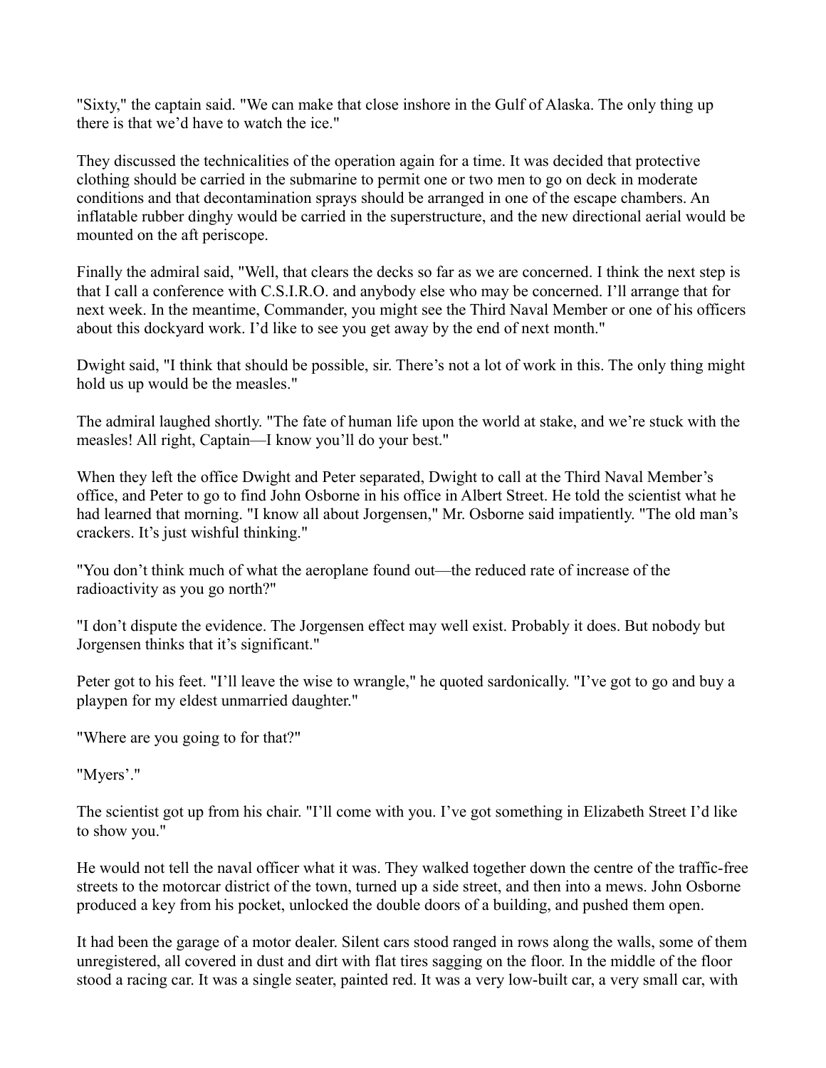"Sixty," the captain said. "We can make that close inshore in the Gulf of Alaska. The only thing up there is that we'd have to watch the ice."

They discussed the technicalities of the operation again for a time. It was decided that protective clothing should be carried in the submarine to permit one or two men to go on deck in moderate conditions and that decontamination sprays should be arranged in one of the escape chambers. An inflatable rubber dinghy would be carried in the superstructure, and the new directional aerial would be mounted on the aft periscope.

Finally the admiral said, "Well, that clears the decks so far as we are concerned. I think the next step is that I call a conference with C.S.I.R.O. and anybody else who may be concerned. I'll arrange that for next week. In the meantime, Commander, you might see the Third Naval Member or one of his officers about this dockyard work. I'd like to see you get away by the end of next month."

Dwight said, "I think that should be possible, sir. There's not a lot of work in this. The only thing might hold us up would be the measles."

The admiral laughed shortly. "The fate of human life upon the world at stake, and we're stuck with the measles! All right, Captain—I know you'll do your best."

When they left the office Dwight and Peter separated, Dwight to call at the Third Naval Member's office, and Peter to go to find John Osborne in his office in Albert Street. He told the scientist what he had learned that morning. "I know all about Jorgensen," Mr. Osborne said impatiently. "The old man's crackers. It's just wishful thinking."

"You don't think much of what the aeroplane found out—the reduced rate of increase of the radioactivity as you go north?"

"I don't dispute the evidence. The Jorgensen effect may well exist. Probably it does. But nobody but Jorgensen thinks that it's significant."

Peter got to his feet. "I'll leave the wise to wrangle," he quoted sardonically. "I've got to go and buy a playpen for my eldest unmarried daughter."

"Where are you going to for that?"

"Myers'."

The scientist got up from his chair. "I'll come with you. I've got something in Elizabeth Street I'd like to show you."

He would not tell the naval officer what it was. They walked together down the centre of the traffic-free streets to the motorcar district of the town, turned up a side street, and then into a mews. John Osborne produced a key from his pocket, unlocked the double doors of a building, and pushed them open.

It had been the garage of a motor dealer. Silent cars stood ranged in rows along the walls, some of them unregistered, all covered in dust and dirt with flat tires sagging on the floor. In the middle of the floor stood a racing car. It was a single seater, painted red. It was a very low-built car, a very small car, with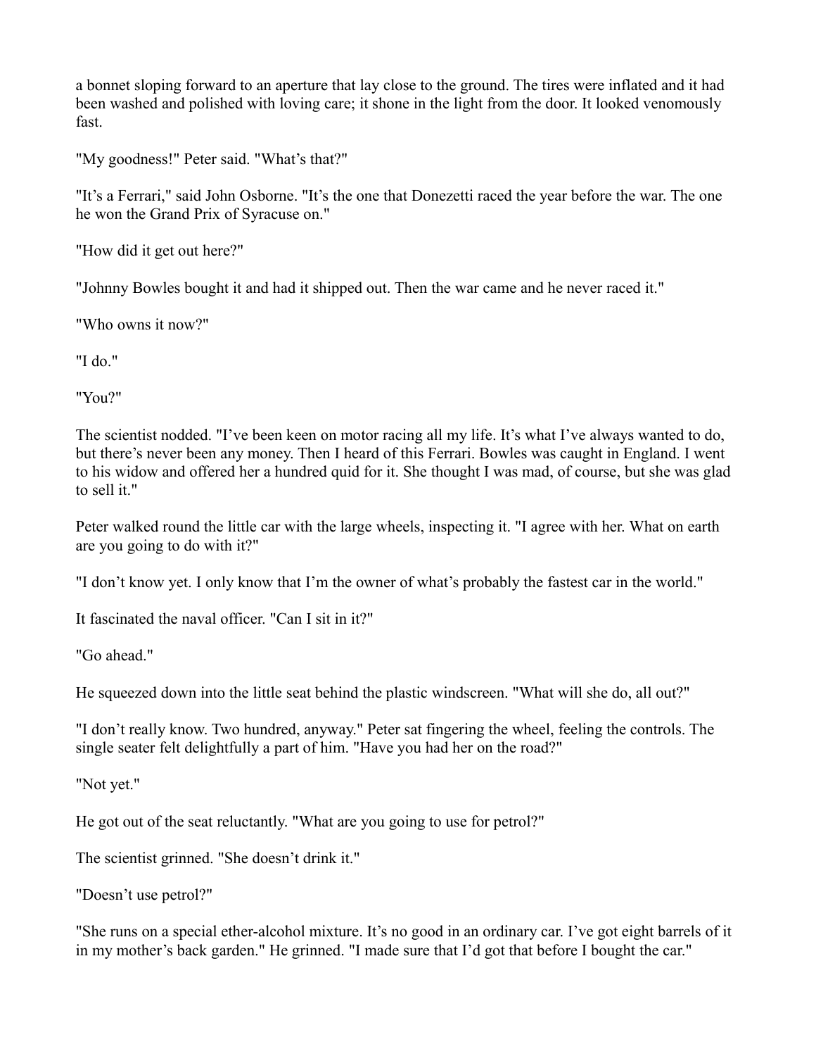a bonnet sloping forward to an aperture that lay close to the ground. The tires were inflated and it had been washed and polished with loving care; it shone in the light from the door. It looked venomously fast.

"My goodness!" Peter said. "What's that?"

"It's a Ferrari," said John Osborne. "It's the one that Donezetti raced the year before the war. The one he won the Grand Prix of Syracuse on."

"How did it get out here?"

"Johnny Bowles bought it and had it shipped out. Then the war came and he never raced it."

"Who owns it now?"

"I do."

"You?"

The scientist nodded. "I've been keen on motor racing all my life. It's what I've always wanted to do, but there's never been any money. Then I heard of this Ferrari. Bowles was caught in England. I went to his widow and offered her a hundred quid for it. She thought I was mad, of course, but she was glad to sell it."

Peter walked round the little car with the large wheels, inspecting it. "I agree with her. What on earth are you going to do with it?"

"I don't know yet. I only know that I'm the owner of what's probably the fastest car in the world."

It fascinated the naval officer. "Can I sit in it?"

"Go ahead."

He squeezed down into the little seat behind the plastic windscreen. "What will she do, all out?"

"I don't really know. Two hundred, anyway." Peter sat fingering the wheel, feeling the controls. The single seater felt delightfully a part of him. "Have you had her on the road?"

"Not yet."

He got out of the seat reluctantly. "What are you going to use for petrol?"

The scientist grinned. "She doesn't drink it."

"Doesn't use petrol?"

"She runs on a special ether-alcohol mixture. It's no good in an ordinary car. I've got eight barrels of it in my mother's back garden." He grinned. "I made sure that I'd got that before I bought the car."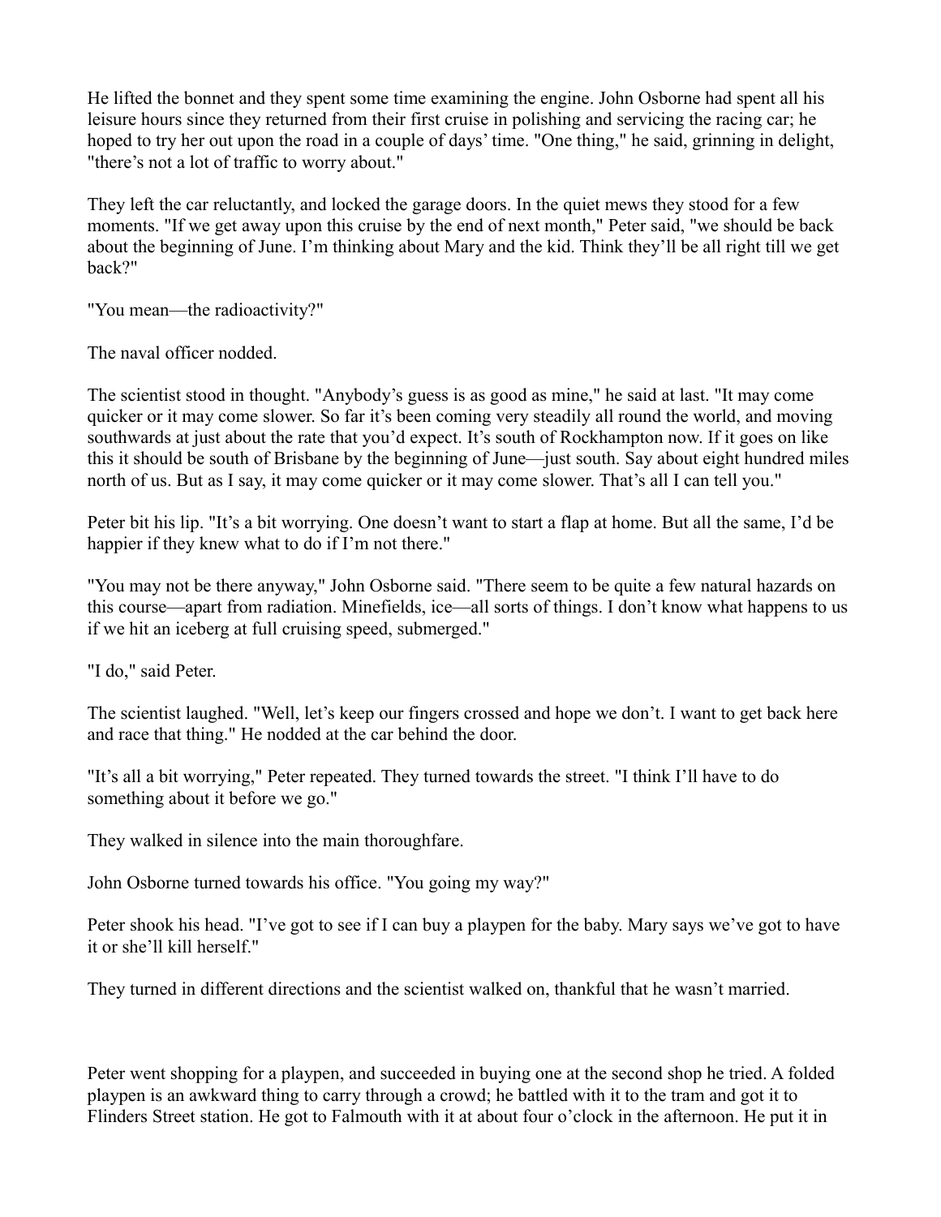He lifted the bonnet and they spent some time examining the engine. John Osborne had spent all his leisure hours since they returned from their first cruise in polishing and servicing the racing car; he hoped to try her out upon the road in a couple of days' time. "One thing," he said, grinning in delight, "there's not a lot of traffic to worry about."

They left the car reluctantly, and locked the garage doors. In the quiet mews they stood for a few moments. "If we get away upon this cruise by the end of next month," Peter said, "we should be back about the beginning of June. I'm thinking about Mary and the kid. Think they'll be all right till we get back?"

"You mean—the radioactivity?"

The naval officer nodded.

The scientist stood in thought. "Anybody's guess is as good as mine," he said at last. "It may come quicker or it may come slower. So far it's been coming very steadily all round the world, and moving southwards at just about the rate that you'd expect. It's south of Rockhampton now. If it goes on like this it should be south of Brisbane by the beginning of June—just south. Say about eight hundred miles north of us. But as I say, it may come quicker or it may come slower. That's all I can tell you."

Peter bit his lip. "It's a bit worrying. One doesn't want to start a flap at home. But all the same, I'd be happier if they knew what to do if I'm not there."

"You may not be there anyway," John Osborne said. "There seem to be quite a few natural hazards on this course—apart from radiation. Minefields, ice—all sorts of things. I don't know what happens to us if we hit an iceberg at full cruising speed, submerged."

"I do," said Peter.

The scientist laughed. "Well, let's keep our fingers crossed and hope we don't. I want to get back here and race that thing." He nodded at the car behind the door.

"It's all a bit worrying," Peter repeated. They turned towards the street. "I think I'll have to do something about it before we go."

They walked in silence into the main thoroughfare.

John Osborne turned towards his office. "You going my way?"

Peter shook his head. "I've got to see if I can buy a playpen for the baby. Mary says we've got to have it or she'll kill herself."

They turned in different directions and the scientist walked on, thankful that he wasn't married.

Peter went shopping for a playpen, and succeeded in buying one at the second shop he tried. A folded playpen is an awkward thing to carry through a crowd; he battled with it to the tram and got it to Flinders Street station. He got to Falmouth with it at about four o'clock in the afternoon. He put it in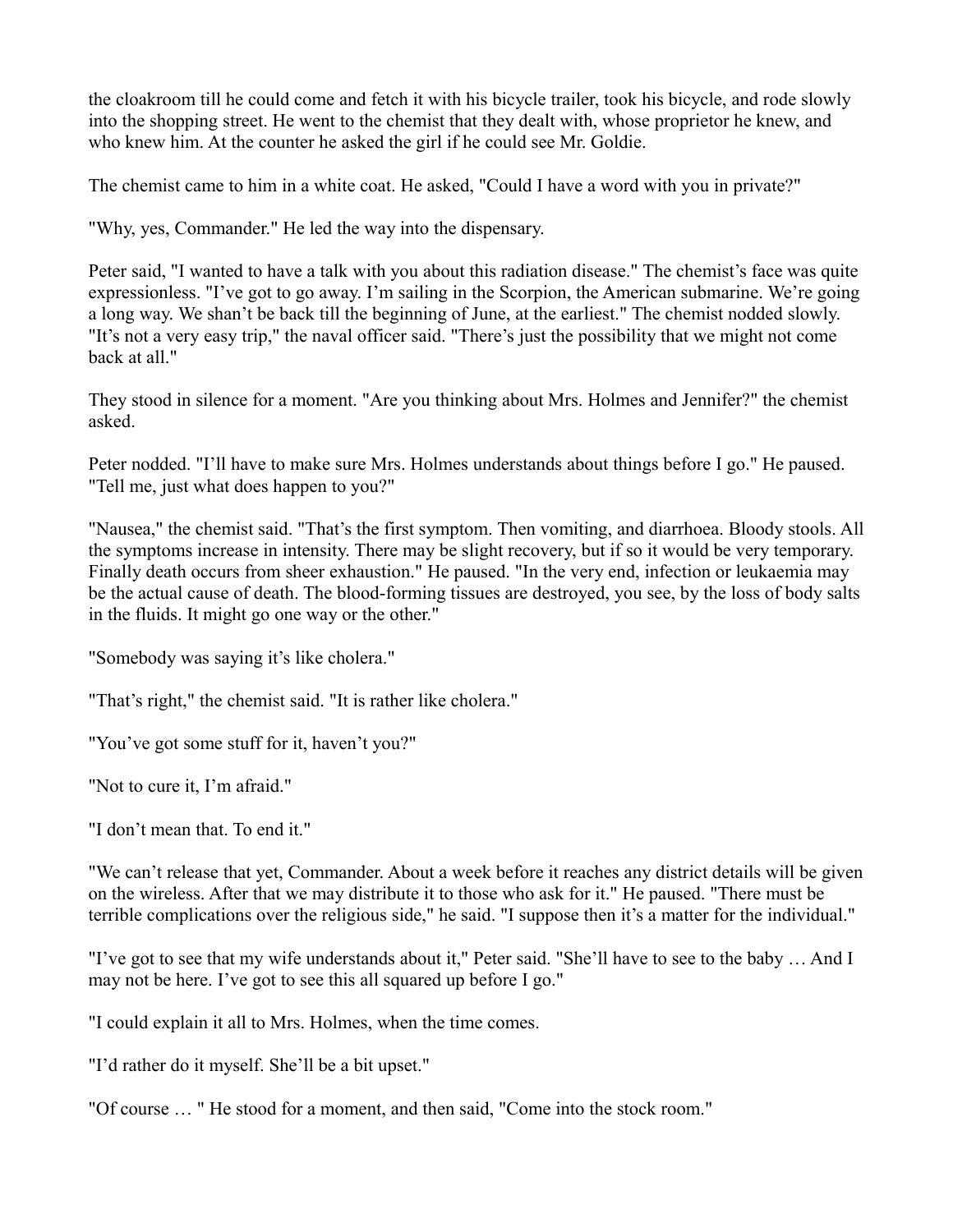the cloakroom till he could come and fetch it with his bicycle trailer, took his bicycle, and rode slowly into the shopping street. He went to the chemist that they dealt with, whose proprietor he knew, and who knew him. At the counter he asked the girl if he could see Mr. Goldie.

The chemist came to him in a white coat. He asked, "Could I have a word with you in private?"

"Why, yes, Commander." He led the way into the dispensary.

Peter said, "I wanted to have a talk with you about this radiation disease." The chemist's face was quite expressionless. "I've got to go away. I'm sailing in the Scorpion, the American submarine. We're going a long way. We shan't be back till the beginning of June, at the earliest." The chemist nodded slowly. "It's not a very easy trip," the naval officer said. "There's just the possibility that we might not come back at all."

They stood in silence for a moment. "Are you thinking about Mrs. Holmes and Jennifer?" the chemist asked.

Peter nodded. "I'll have to make sure Mrs. Holmes understands about things before I go." He paused. "Tell me, just what does happen to you?"

"Nausea," the chemist said. "That's the first symptom. Then vomiting, and diarrhoea. Bloody stools. All the symptoms increase in intensity. There may be slight recovery, but if so it would be very temporary. Finally death occurs from sheer exhaustion." He paused. "In the very end, infection or leukaemia may be the actual cause of death. The blood-forming tissues are destroyed, you see, by the loss of body salts in the fluids. It might go one way or the other."

"Somebody was saying it's like cholera."

"That's right," the chemist said. "It is rather like cholera."

"You've got some stuff for it, haven't you?"

"Not to cure it, I'm afraid."

"I don't mean that. To end it."

"We can't release that yet, Commander. About a week before it reaches any district details will be given on the wireless. After that we may distribute it to those who ask for it." He paused. "There must be terrible complications over the religious side," he said. "I suppose then it's a matter for the individual."

"I've got to see that my wife understands about it," Peter said. "She'll have to see to the baby … And I may not be here. I've got to see this all squared up before I go."

"I could explain it all to Mrs. Holmes, when the time comes.

"I'd rather do it myself. She'll be a bit upset."

"Of course … " He stood for a moment, and then said, "Come into the stock room."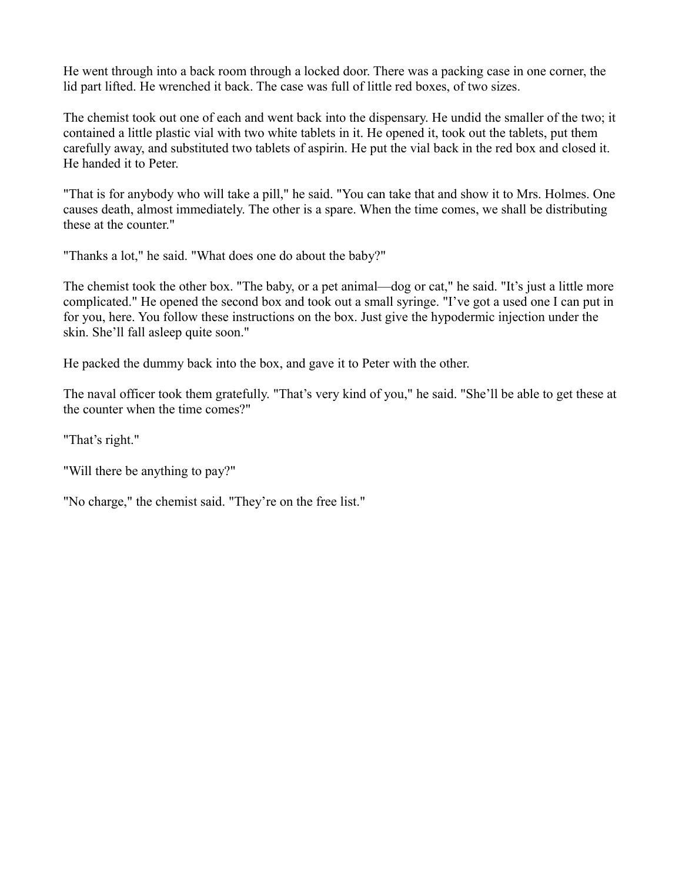He went through into a back room through a locked door. There was a packing case in one corner, the lid part lifted. He wrenched it back. The case was full of little red boxes, of two sizes.

The chemist took out one of each and went back into the dispensary. He undid the smaller of the two; it contained a little plastic vial with two white tablets in it. He opened it, took out the tablets, put them carefully away, and substituted two tablets of aspirin. He put the vial back in the red box and closed it. He handed it to Peter.

"That is for anybody who will take a pill," he said. "You can take that and show it to Mrs. Holmes. One causes death, almost immediately. The other is a spare. When the time comes, we shall be distributing these at the counter."

"Thanks a lot," he said. "What does one do about the baby?"

The chemist took the other box. "The baby, or a pet animal—dog or cat," he said. "It's just a little more complicated." He opened the second box and took out a small syringe. "I've got a used one I can put in for you, here. You follow these instructions on the box. Just give the hypodermic injection under the skin. She'll fall asleep quite soon."

He packed the dummy back into the box, and gave it to Peter with the other.

The naval officer took them gratefully. "That's very kind of you," he said. "She'll be able to get these at the counter when the time comes?"

"That's right."

"Will there be anything to pay?"

"No charge," the chemist said. "They're on the free list."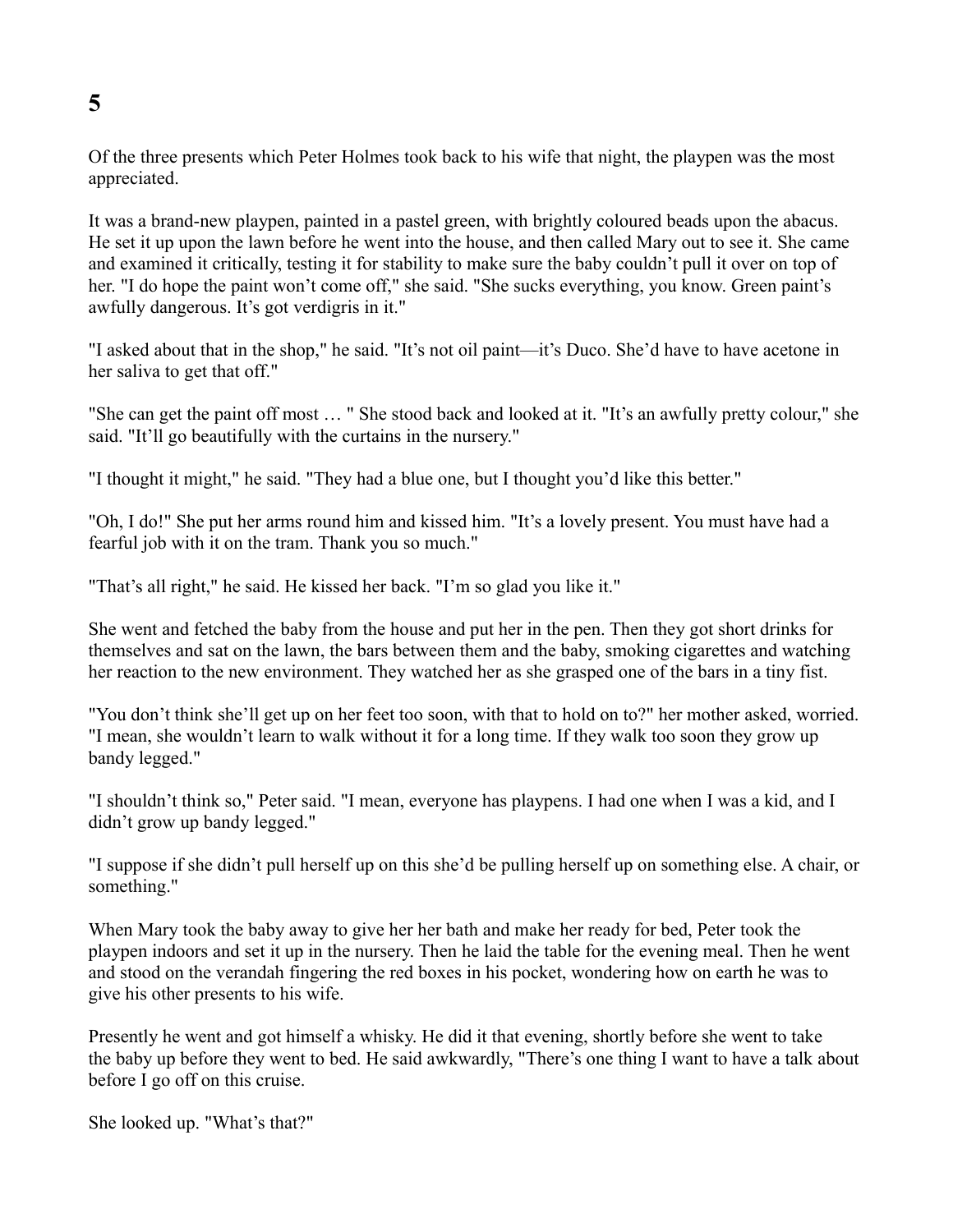# 5

Of the three presents which Peter Holmes took back to his wife that night, the playpen was the most appreciated.

It was a brand-new playpen, painted in a pastel green, with brightly coloured beads upon the abacus. He set it up upon the lawn before he went into the house, and then called Mary out to see it. She came and examined it critically, testing it for stability to make sure the baby couldn't pull it over on top of her. "I do hope the paint won't come off," she said. "She sucks everything, you know. Green paint's awfully dangerous. It's got verdigris in it."

"I asked about that in the shop," he said. "It's not oil paint—it's Duco. She'd have to have acetone in her saliva to get that off."

"She can get the paint off most … " She stood back and looked at it. "It's an awfully pretty colour," she said. "It'll go beautifully with the curtains in the nursery."

"I thought it might," he said. "They had a blue one, but I thought you'd like this better."

"Oh, I do!" She put her arms round him and kissed him. "It's a lovely present. You must have had a fearful job with it on the tram. Thank you so much."

"That's all right," he said. He kissed her back. "I'm so glad you like it."

She went and fetched the baby from the house and put her in the pen. Then they got short drinks for themselves and sat on the lawn, the bars between them and the baby, smoking cigarettes and watching her reaction to the new environment. They watched her as she grasped one of the bars in a tiny fist.

"You don't think she'll get up on her feet too soon, with that to hold on to?" her mother asked, worried. "I mean, she wouldn't learn to walk without it for a long time. If they walk too soon they grow up bandy legged."

"I shouldn't think so," Peter said. "I mean, everyone has playpens. I had one when I was a kid, and I didn't grow up bandy legged."

"I suppose if she didn't pull herself up on this she'd be pulling herself up on something else. A chair, or something."

When Mary took the baby away to give her her bath and make her ready for bed, Peter took the playpen indoors and set it up in the nursery. Then he laid the table for the evening meal. Then he went and stood on the verandah fingering the red boxes in his pocket, wondering how on earth he was to give his other presents to his wife.

Presently he went and got himself a whisky. He did it that evening, shortly before she went to take the baby up before they went to bed. He said awkwardly, "There's one thing I want to have a talk about before I go off on this cruise.

She looked up. "What's that?"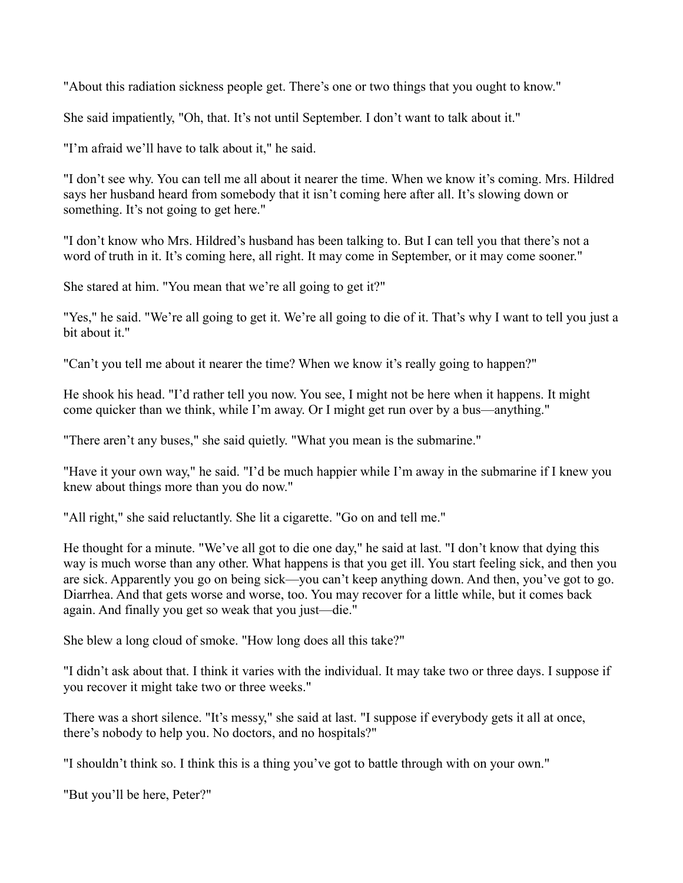"About this radiation sickness people get. There's one or two things that you ought to know."

She said impatiently, "Oh, that. It's not until September. I don't want to talk about it."

"I'm afraid we'll have to talk about it," he said.

"I don't see why. You can tell me all about it nearer the time. When we know it's coming. Mrs. Hildred says her husband heard from somebody that it isn't coming here after all. It's slowing down or something. It's not going to get here."

"I don't know who Mrs. Hildred's husband has been talking to. But I can tell you that there's not a word of truth in it. It's coming here, all right. It may come in September, or it may come sooner."

She stared at him. "You mean that we're all going to get it?"

"Yes," he said. "We're all going to get it. We're all going to die of it. That's why I want to tell you just a bit about it."

"Can't you tell me about it nearer the time? When we know it's really going to happen?"

He shook his head. "I'd rather tell you now. You see, I might not be here when it happens. It might come quicker than we think, while I'm away. Or I might get run over by a bus—anything."

"There aren't any buses," she said quietly. "What you mean is the submarine."

"Have it your own way," he said. "I'd be much happier while I'm away in the submarine if I knew you knew about things more than you do now."

"All right," she said reluctantly. She lit a cigarette. "Go on and tell me."

He thought for a minute. "We've all got to die one day," he said at last. "I don't know that dying this way is much worse than any other. What happens is that you get ill. You start feeling sick, and then you are sick. Apparently you go on being sick—you can't keep anything down. And then, you've got to go. Diarrhea. And that gets worse and worse, too. You may recover for a little while, but it comes back again. And finally you get so weak that you just—die."

She blew a long cloud of smoke. "How long does all this take?"

"I didn't ask about that. I think it varies with the individual. It may take two or three days. I suppose if you recover it might take two or three weeks."

There was a short silence. "It's messy," she said at last. "I suppose if everybody gets it all at once, there's nobody to help you. No doctors, and no hospitals?"

"I shouldn't think so. I think this is a thing you've got to battle through with on your own."

"But you'll be here, Peter?"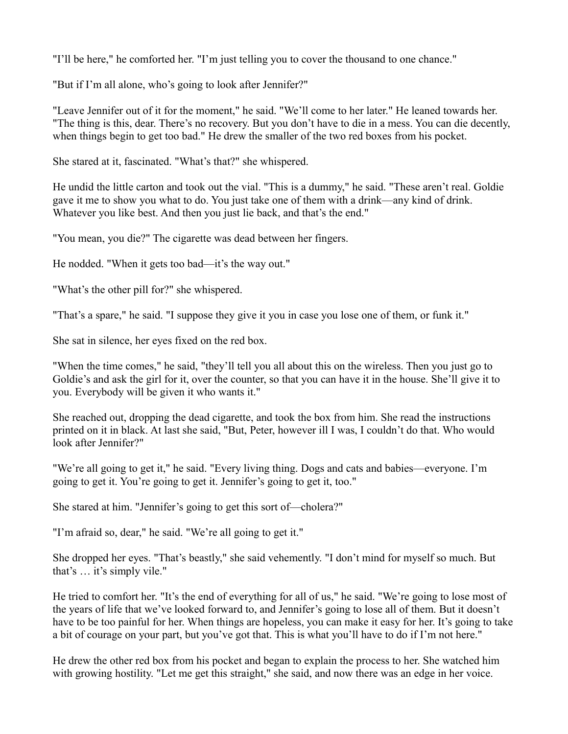"I'll be here," he comforted her. "I'm just telling you to cover the thousand to one chance."

"But if I'm all alone, who's going to look after Jennifer?"

"Leave Jennifer out of it for the moment," he said. "We'll come to her later." He leaned towards her. "The thing is this, dear. There's no recovery. But you don't have to die in a mess. You can die decently, when things begin to get too bad." He drew the smaller of the two red boxes from his pocket.

She stared at it, fascinated. "What's that?" she whispered.

He undid the little carton and took out the vial. "This is a dummy," he said. "These aren't real. Goldie gave it me to show you what to do. You just take one of them with a drink—any kind of drink. Whatever you like best. And then you just lie back, and that's the end."

"You mean, you die?" The cigarette was dead between her fingers.

He nodded. "When it gets too bad—it's the way out."

"What's the other pill for?" she whispered.

"That's a spare," he said. "I suppose they give it you in case you lose one of them, or funk it."

She sat in silence, her eyes fixed on the red box.

"When the time comes," he said, "they'll tell you all about this on the wireless. Then you just go to Goldie's and ask the girl for it, over the counter, so that you can have it in the house. She'll give it to you. Everybody will be given it who wants it."

She reached out, dropping the dead cigarette, and took the box from him. She read the instructions printed on it in black. At last she said, "But, Peter, however ill I was, I couldn't do that. Who would look after Jennifer?"

"We're all going to get it," he said. "Every living thing. Dogs and cats and babies—everyone. I'm going to get it. You're going to get it. Jennifer's going to get it, too."

She stared at him. "Jennifer's going to get this sort of—cholera?"

"I'm afraid so, dear," he said. "We're all going to get it."

She dropped her eyes. "That's beastly," she said vehemently. "I don't mind for myself so much. But that's … it's simply vile."

He tried to comfort her. "It's the end of everything for all of us," he said. "We're going to lose most of the years of life that we've looked forward to, and Jennifer's going to lose all of them. But it doesn't have to be too painful for her. When things are hopeless, you can make it easy for her. It's going to take a bit of courage on your part, but you've got that. This is what you'll have to do if I'm not here."

He drew the other red box from his pocket and began to explain the process to her. She watched him with growing hostility. "Let me get this straight," she said, and now there was an edge in her voice.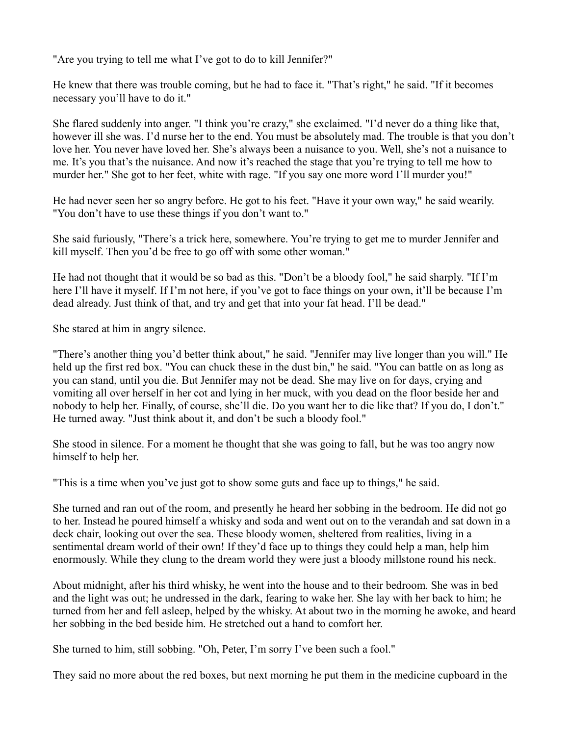"Are you trying to tell me what I've got to do to kill Jennifer?"

He knew that there was trouble coming, but he had to face it. "That's right," he said. "If it becomes necessary you'll have to do it."

She flared suddenly into anger. "I think you're crazy," she exclaimed. "I'd never do a thing like that, however ill she was. I'd nurse her to the end. You must be absolutely mad. The trouble is that you don't love her. You never have loved her. She's always been a nuisance to you. Well, she's not a nuisance to me. It's you that's the nuisance. And now it's reached the stage that you're trying to tell me how to murder her." She got to her feet, white with rage. "If you say one more word I'll murder you!"

He had never seen her so angry before. He got to his feet. "Have it your own way," he said wearily. "You don't have to use these things if you don't want to."

She said furiously, "There's a trick here, somewhere. You're trying to get me to murder Jennifer and kill myself. Then you'd be free to go off with some other woman."

He had not thought that it would be so bad as this. "Don't be a bloody fool," he said sharply. "If I'm here I'll have it myself. If I'm not here, if you've got to face things on your own, it'll be because I'm dead already. Just think of that, and try and get that into your fat head. I'll be dead."

She stared at him in angry silence.

"There's another thing you'd better think about," he said. "Jennifer may live longer than you will." He held up the first red box. "You can chuck these in the dust bin," he said. "You can battle on as long as you can stand, until you die. But Jennifer may not be dead. She may live on for days, crying and vomiting all over herself in her cot and lying in her muck, with you dead on the floor beside her and nobody to help her. Finally, of course, she'll die. Do you want her to die like that? If you do, I don't." He turned away. "Just think about it, and don't be such a bloody fool."

She stood in silence. For a moment he thought that she was going to fall, but he was too angry now himself to help her.

"This is a time when you've just got to show some guts and face up to things," he said.

She turned and ran out of the room, and presently he heard her sobbing in the bedroom. He did not go to her. Instead he poured himself a whisky and soda and went out on to the verandah and sat down in a deck chair, looking out over the sea. These bloody women, sheltered from realities, living in a sentimental dream world of their own! If they'd face up to things they could help a man, help him enormously. While they clung to the dream world they were just a bloody millstone round his neck.

About midnight, after his third whisky, he went into the house and to their bedroom. She was in bed and the light was out; he undressed in the dark, fearing to wake her. She lay with her back to him; he turned from her and fell asleep, helped by the whisky. At about two in the morning he awoke, and heard her sobbing in the bed beside him. He stretched out a hand to comfort her.

She turned to him, still sobbing. "Oh, Peter, I'm sorry I've been such a fool."

They said no more about the red boxes, but next morning he put them in the medicine cupboard in the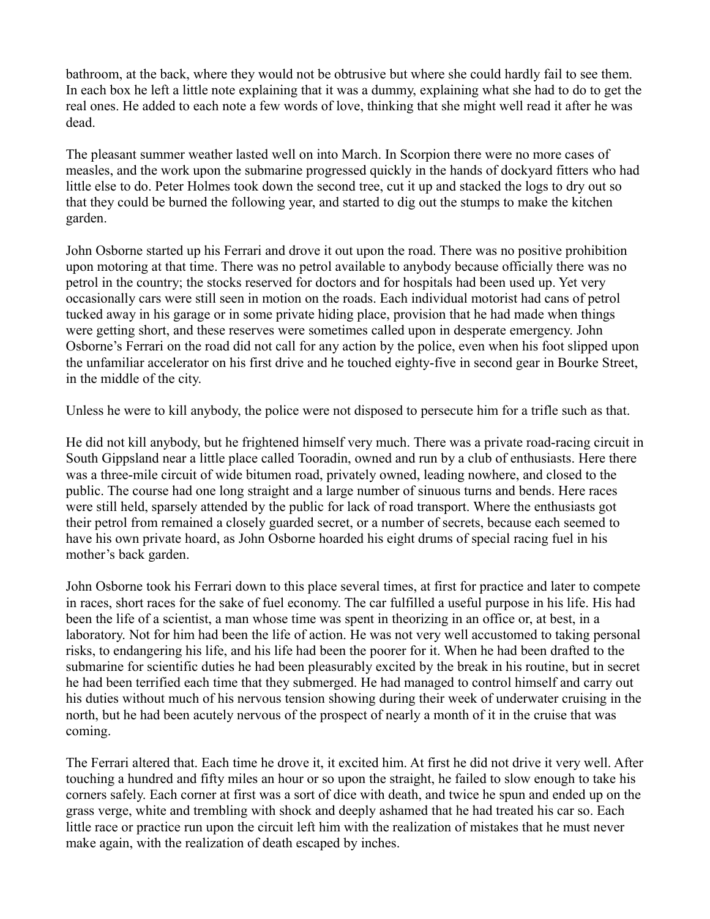bathroom, at the back, where they would not be obtrusive but where she could hardly fail to see them. In each box he left a little note explaining that it was a dummy, explaining what she had to do to get the real ones. He added to each note a few words of love, thinking that she might well read it after he was dead.

The pleasant summer weather lasted well on into March. In Scorpion there were no more cases of measles, and the work upon the submarine progressed quickly in the hands of dockyard fitters who had little else to do. Peter Holmes took down the second tree, cut it up and stacked the logs to dry out so that they could be burned the following year, and started to dig out the stumps to make the kitchen garden.

John Osborne started up his Ferrari and drove it out upon the road. There was no positive prohibition upon motoring at that time. There was no petrol available to anybody because officially there was no petrol in the country; the stocks reserved for doctors and for hospitals had been used up. Yet very occasionally cars were still seen in motion on the roads. Each individual motorist had cans of petrol tucked away in his garage or in some private hiding place, provision that he had made when things were getting short, and these reserves were sometimes called upon in desperate emergency. John Osborne's Ferrari on the road did not call for any action by the police, even when his foot slipped upon the unfamiliar accelerator on his first drive and he touched eighty-five in second gear in Bourke Street, in the middle of the city.

Unless he were to kill anybody, the police were not disposed to persecute him for a trifle such as that.

He did not kill anybody, but he frightened himself very much. There was a private road-racing circuit in South Gippsland near a little place called Tooradin, owned and run by a club of enthusiasts. Here there was a three-mile circuit of wide bitumen road, privately owned, leading nowhere, and closed to the public. The course had one long straight and a large number of sinuous turns and bends. Here races were still held, sparsely attended by the public for lack of road transport. Where the enthusiasts got their petrol from remained a closely guarded secret, or a number of secrets, because each seemed to have his own private hoard, as John Osborne hoarded his eight drums of special racing fuel in his mother's back garden.

John Osborne took his Ferrari down to this place several times, at first for practice and later to compete in races, short races for the sake of fuel economy. The car fulfilled a useful purpose in his life. His had been the life of a scientist, a man whose time was spent in theorizing in an office or, at best, in a laboratory. Not for him had been the life of action. He was not very well accustomed to taking personal risks, to endangering his life, and his life had been the poorer for it. When he had been drafted to the submarine for scientific duties he had been pleasurably excited by the break in his routine, but in secret he had been terrified each time that they submerged. He had managed to control himself and carry out his duties without much of his nervous tension showing during their week of underwater cruising in the north, but he had been acutely nervous of the prospect of nearly a month of it in the cruise that was coming.

The Ferrari altered that. Each time he drove it, it excited him. At first he did not drive it very well. After touching a hundred and fifty miles an hour or so upon the straight, he failed to slow enough to take his corners safely. Each corner at first was a sort of dice with death, and twice he spun and ended up on the grass verge, white and trembling with shock and deeply ashamed that he had treated his car so. Each little race or practice run upon the circuit left him with the realization of mistakes that he must never make again, with the realization of death escaped by inches.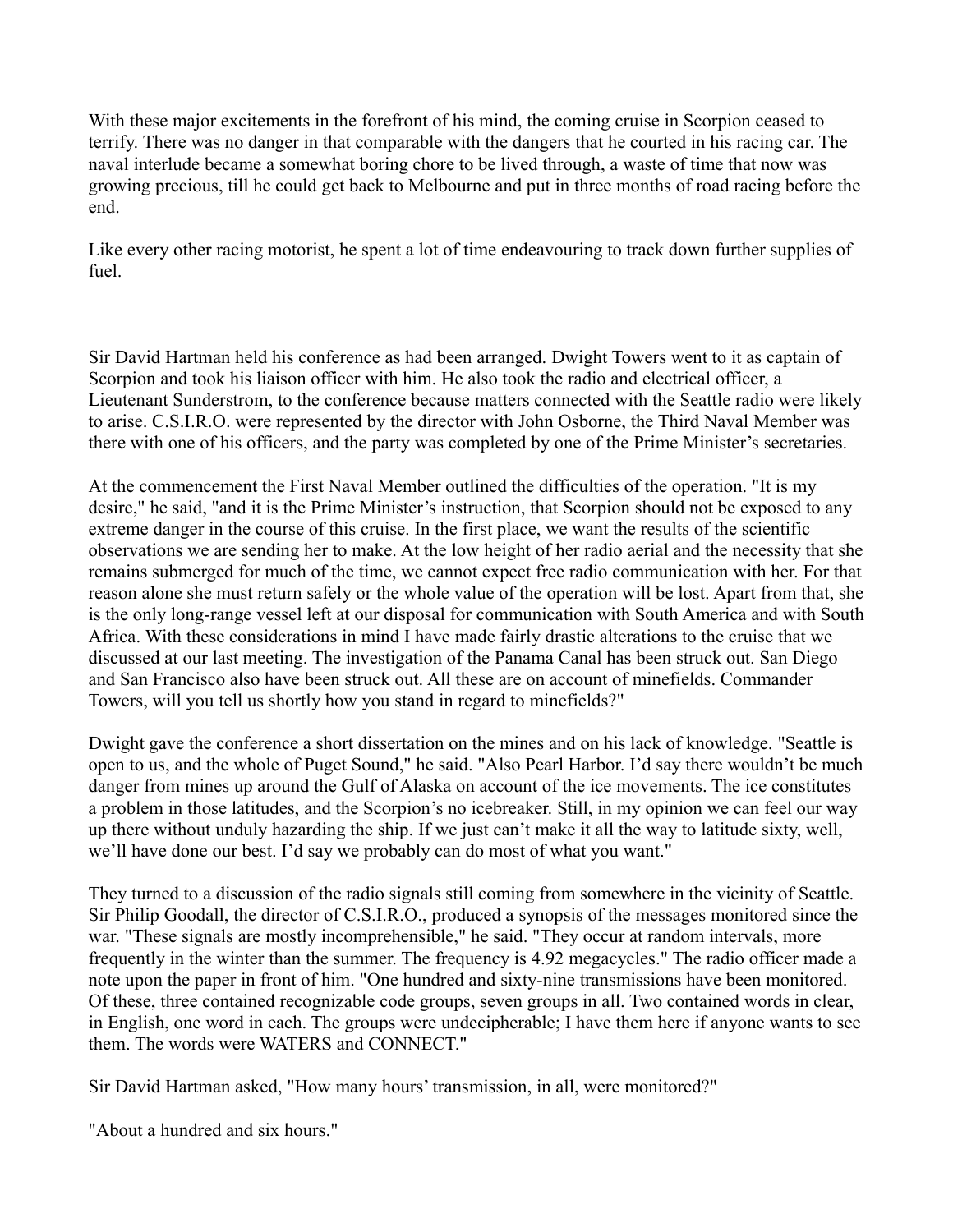With these major excitements in the forefront of his mind, the coming cruise in Scorpion ceased to terrify. There was no danger in that comparable with the dangers that he courted in his racing car. The naval interlude became a somewhat boring chore to be lived through, a waste of time that now was growing precious, till he could get back to Melbourne and put in three months of road racing before the end.

Like every other racing motorist, he spent a lot of time endeavouring to track down further supplies of fuel.

Sir David Hartman held his conference as had been arranged. Dwight Towers went to it as captain of Scorpion and took his liaison officer with him. He also took the radio and electrical officer, a Lieutenant Sunderstrom, to the conference because matters connected with the Seattle radio were likely to arise. C.S.I.R.O. were represented by the director with John Osborne, the Third Naval Member was there with one of his officers, and the party was completed by one of the Prime Minister's secretaries.

At the commencement the First Naval Member outlined the difficulties of the operation. "It is my desire," he said, "and it is the Prime Minister's instruction, that Scorpion should not be exposed to any extreme danger in the course of this cruise. In the first place, we want the results of the scientific observations we are sending her to make. At the low height of her radio aerial and the necessity that she remains submerged for much of the time, we cannot expect free radio communication with her. For that reason alone she must return safely or the whole value of the operation will be lost. Apart from that, she is the only long-range vessel left at our disposal for communication with South America and with South Africa. With these considerations in mind I have made fairly drastic alterations to the cruise that we discussed at our last meeting. The investigation of the Panama Canal has been struck out. San Diego and San Francisco also have been struck out. All these are on account of minefields. Commander Towers, will you tell us shortly how you stand in regard to minefields?"

Dwight gave the conference a short dissertation on the mines and on his lack of knowledge. "Seattle is open to us, and the whole of Puget Sound," he said. "Also Pearl Harbor. I'd say there wouldn't be much danger from mines up around the Gulf of Alaska on account of the ice movements. The ice constitutes a problem in those latitudes, and the Scorpion's no icebreaker. Still, in my opinion we can feel our way up there without unduly hazarding the ship. If we just can't make it all the way to latitude sixty, well, we'll have done our best. I'd say we probably can do most of what you want."

They turned to a discussion of the radio signals still coming from somewhere in the vicinity of Seattle. Sir Philip Goodall, the director of C.S.I.R.O., produced a synopsis of the messages monitored since the war. "These signals are mostly incomprehensible," he said. "They occur at random intervals, more frequently in the winter than the summer. The frequency is 4.92 megacycles." The radio officer made a note upon the paper in front of him. "One hundred and sixty-nine transmissions have been monitored. Of these, three contained recognizable code groups, seven groups in all. Two contained words in clear, in English, one word in each. The groups were undecipherable; I have them here if anyone wants to see them. The words were WATERS and CONNECT."

Sir David Hartman asked, "How many hours' transmission, in all, were monitored?"

"About a hundred and six hours."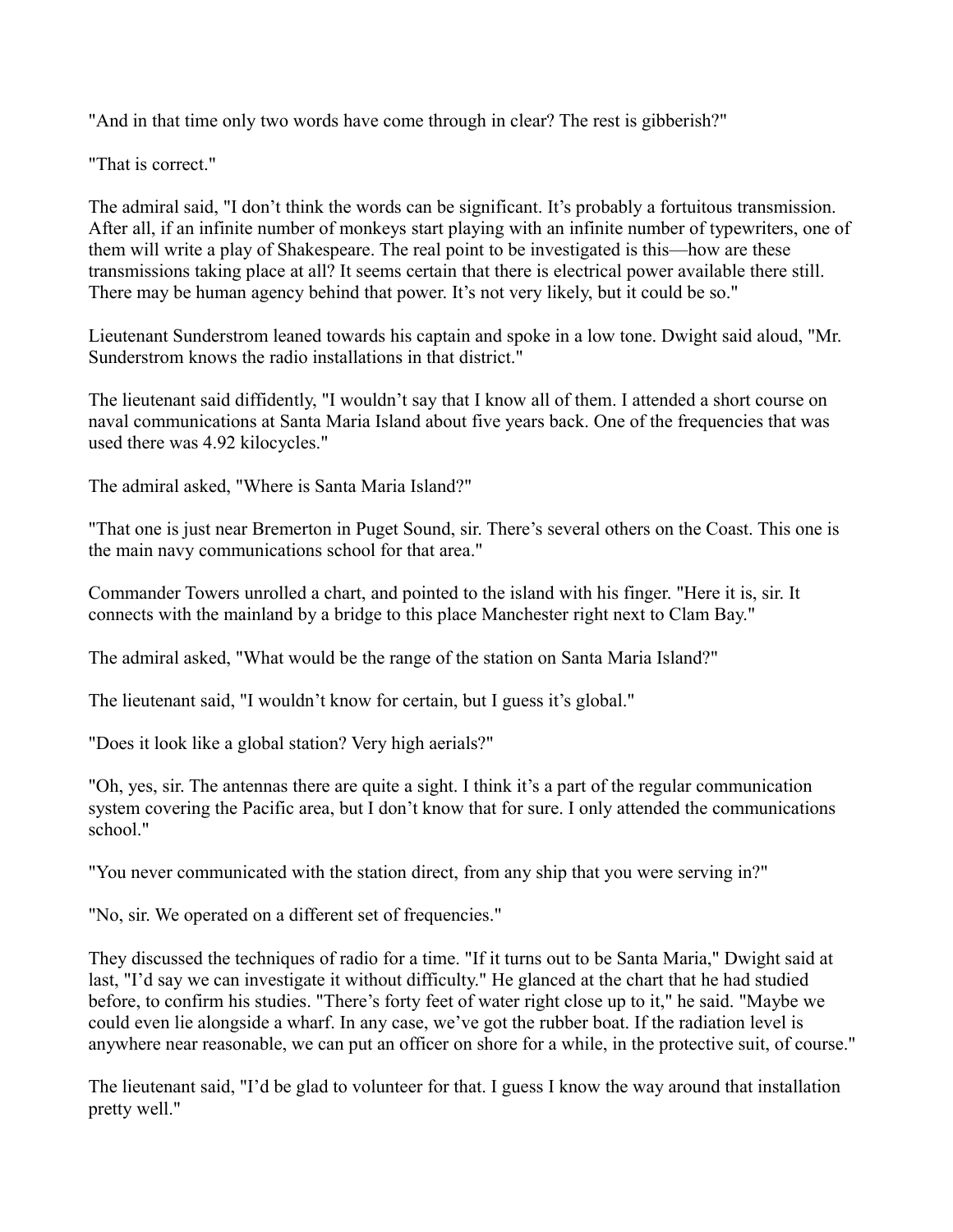"And in that time only two words have come through in clear? The rest is gibberish?"

"That is correct."

The admiral said, "I don't think the words can be significant. It's probably a fortuitous transmission. After all, if an infinite number of monkeys start playing with an infinite number of typewriters, one of them will write a play of Shakespeare. The real point to be investigated is this—how are these transmissions taking place at all? It seems certain that there is electrical power available there still. There may be human agency behind that power. It's not very likely, but it could be so."

Lieutenant Sunderstrom leaned towards his captain and spoke in a low tone. Dwight said aloud, "Mr. Sunderstrom knows the radio installations in that district."

The lieutenant said diffidently, "I wouldn't say that I know all of them. I attended a short course on naval communications at Santa Maria Island about five years back. One of the frequencies that was used there was 4.92 kilocycles."

The admiral asked, "Where is Santa Maria Island?"

"That one is just near Bremerton in Puget Sound, sir. There's several others on the Coast. This one is the main navy communications school for that area."

Commander Towers unrolled a chart, and pointed to the island with his finger. "Here it is, sir. It connects with the mainland by a bridge to this place Manchester right next to Clam Bay."

The admiral asked, "What would be the range of the station on Santa Maria Island?"

The lieutenant said, "I wouldn't know for certain, but I guess it's global."

"Does it look like a global station? Very high aerials?"

"Oh, yes, sir. The antennas there are quite a sight. I think it's a part of the regular communication system covering the Pacific area, but I don't know that for sure. I only attended the communications school."

"You never communicated with the station direct, from any ship that you were serving in?"

"No, sir. We operated on a different set of frequencies."

They discussed the techniques of radio for a time. "If it turns out to be Santa Maria," Dwight said at last, "I'd say we can investigate it without difficulty." He glanced at the chart that he had studied before, to confirm his studies. "There's forty feet of water right close up to it," he said. "Maybe we could even lie alongside a wharf. In any case, we've got the rubber boat. If the radiation level is anywhere near reasonable, we can put an officer on shore for a while, in the protective suit, of course."

The lieutenant said, "I'd be glad to volunteer for that. I guess I know the way around that installation pretty well."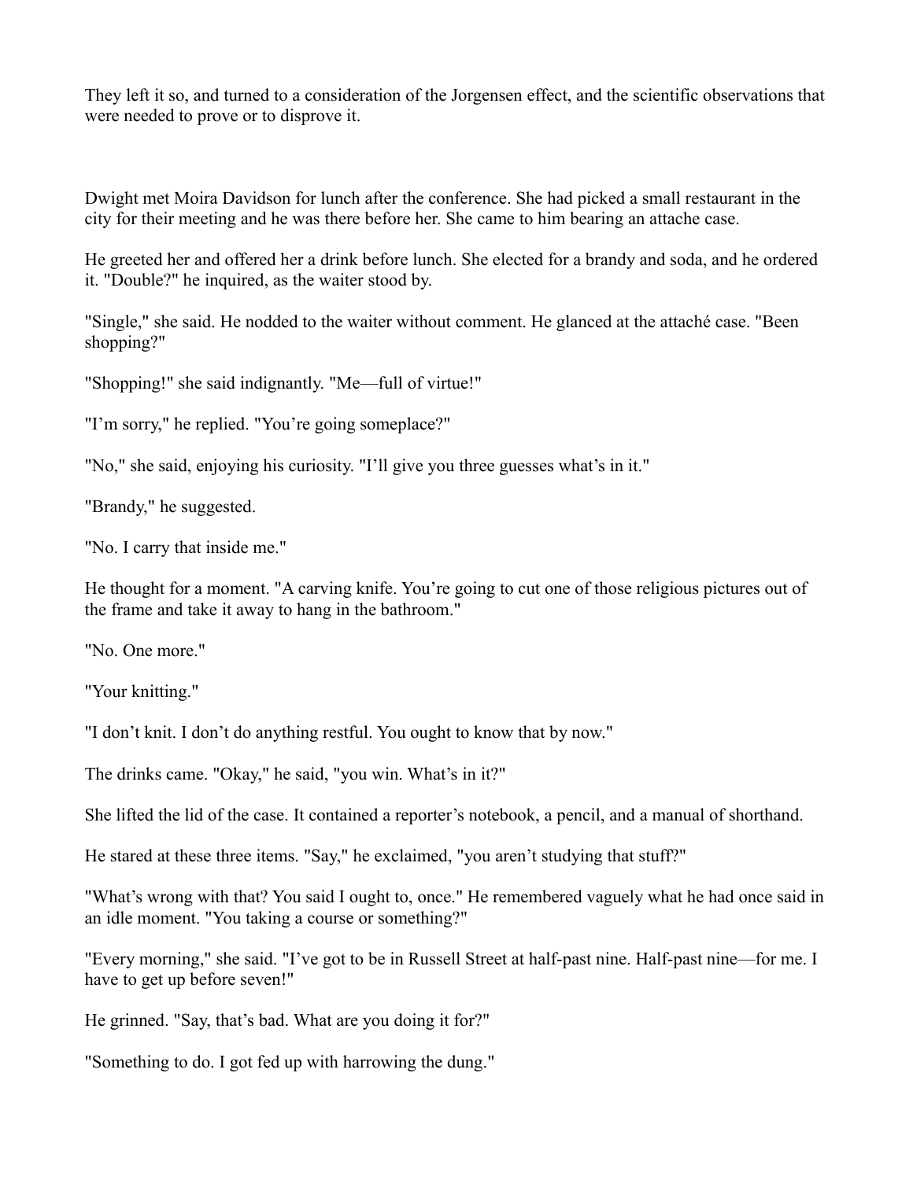They left it so, and turned to a consideration of the Jorgensen effect, and the scientific observations that were needed to prove or to disprove it.

Dwight met Moira Davidson for lunch after the conference. She had picked a small restaurant in the city for their meeting and he was there before her. She came to him bearing an attache case.

He greeted her and offered her a drink before lunch. She elected for a brandy and soda, and he ordered it. "Double?" he inquired, as the waiter stood by.

"Single," she said. He nodded to the waiter without comment. He glanced at the attaché case. "Been shopping?"

"Shopping!" she said indignantly. "Me—full of virtue!"

"I'm sorry," he replied. "You're going someplace?"

"No," she said, enjoying his curiosity. "I'll give you three guesses what's in it."

"Brandy," he suggested.

"No. I carry that inside me."

He thought for a moment. "A carving knife. You're going to cut one of those religious pictures out of the frame and take it away to hang in the bathroom."

"No. One more."

"Your knitting."

"I don't knit. I don't do anything restful. You ought to know that by now."

The drinks came. "Okay," he said, "you win. What's in it?"

She lifted the lid of the case. It contained a reporter's notebook, a pencil, and a manual of shorthand.

He stared at these three items. "Say," he exclaimed, "you aren't studying that stuff?"

"What's wrong with that? You said I ought to, once." He remembered vaguely what he had once said in an idle moment. "You taking a course or something?"

"Every morning," she said. "I've got to be in Russell Street at half-past nine. Half-past nine—for me. I have to get up before seven!"

He grinned. "Say, that's bad. What are you doing it for?"

"Something to do. I got fed up with harrowing the dung."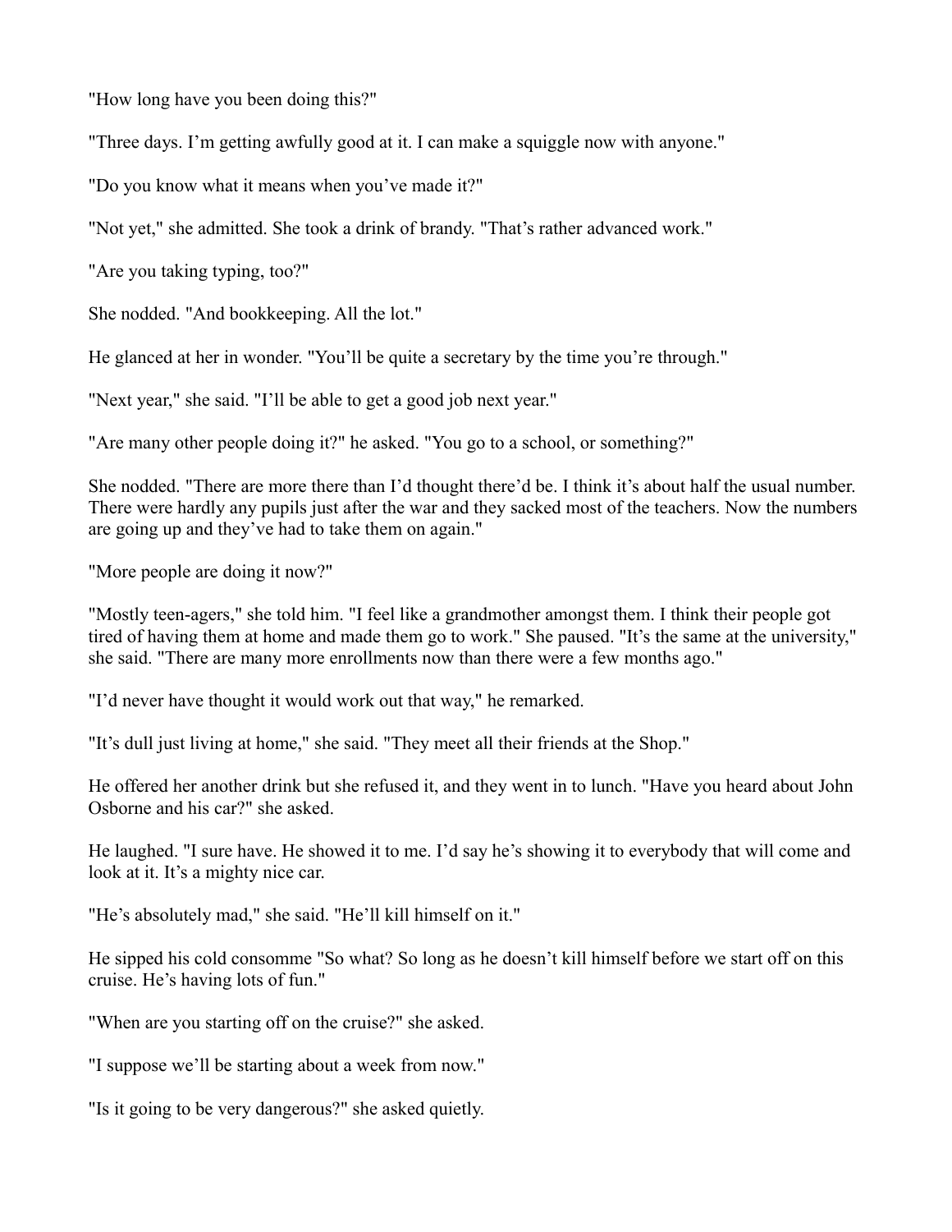"How long have you been doing this?"

"Three days. I'm getting awfully good at it. I can make a squiggle now with anyone."

"Do you know what it means when you've made it?"

"Not yet," she admitted. She took a drink of brandy. "That's rather advanced work."

"Are you taking typing, too?"

She nodded. "And bookkeeping. All the lot."

He glanced at her in wonder. "You'll be quite a secretary by the time you're through."

"Next year," she said. "I'll be able to get a good job next year."

"Are many other people doing it?" he asked. "You go to a school, or something?"

She nodded. "There are more there than I'd thought there'd be. I think it's about half the usual number. There were hardly any pupils just after the war and they sacked most of the teachers. Now the numbers are going up and they've had to take them on again."

"More people are doing it now?"

"Mostly teen-agers," she told him. "I feel like a grandmother amongst them. I think their people got tired of having them at home and made them go to work." She paused. "It's the same at the university," she said. "There are many more enrollments now than there were a few months ago."

"I'd never have thought it would work out that way," he remarked.

"It's dull just living at home," she said. "They meet all their friends at the Shop."

He offered her another drink but she refused it, and they went in to lunch. "Have you heard about John Osborne and his car?" she asked.

He laughed. "I sure have. He showed it to me. I'd say he's showing it to everybody that will come and look at it. It's a mighty nice car.

"He's absolutely mad," she said. "He'll kill himself on it."

He sipped his cold consomme "So what? So long as he doesn't kill himself before we start off on this cruise. He's having lots of fun."

"When are you starting off on the cruise?" she asked.

"I suppose we'll be starting about a week from now."

"Is it going to be very dangerous?" she asked quietly.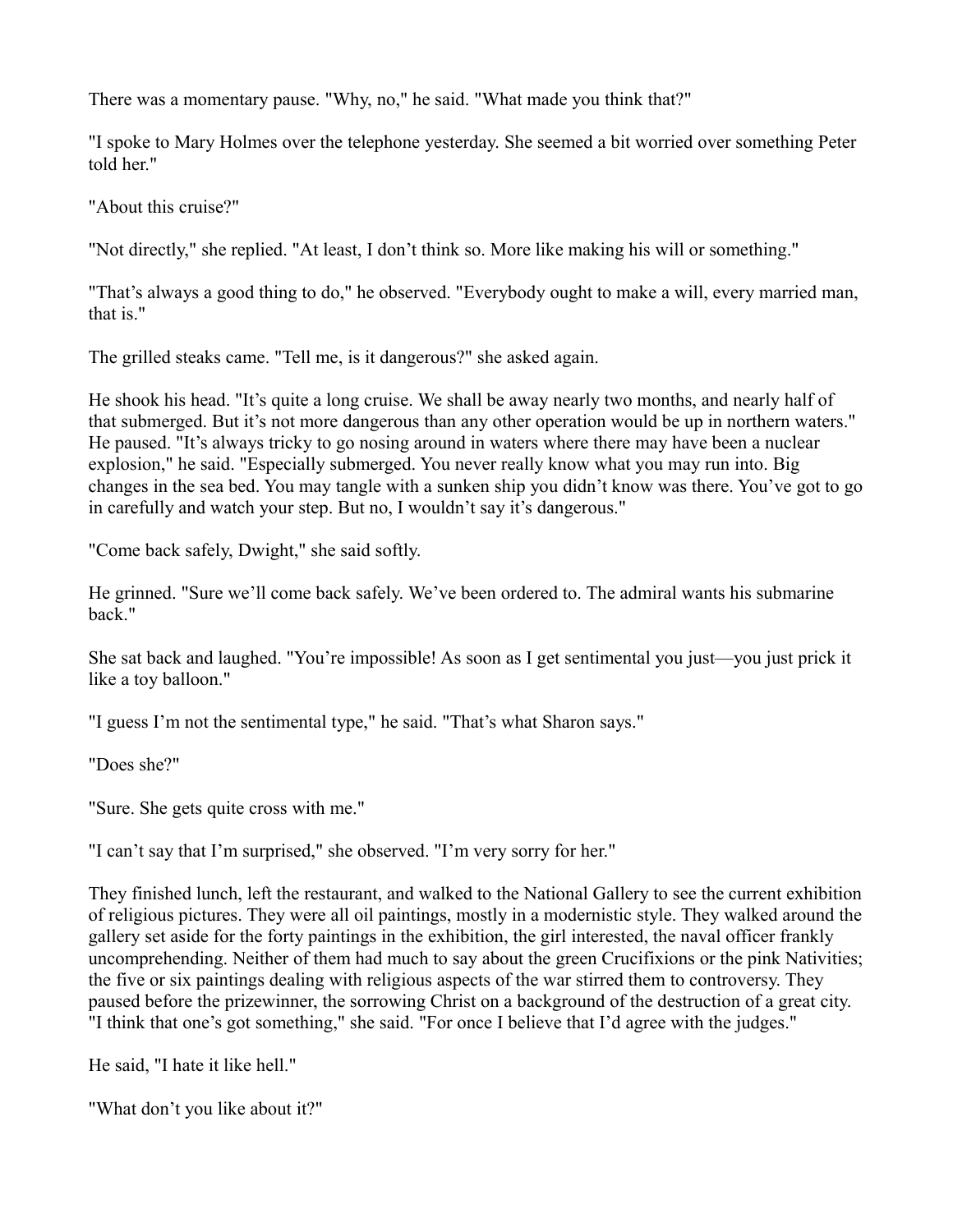There was a momentary pause. "Why, no," he said. "What made you think that?"

"I spoke to Mary Holmes over the telephone yesterday. She seemed a bit worried over something Peter told her."

"About this cruise?"

"Not directly," she replied. "At least, I don't think so. More like making his will or something."

"That's always a good thing to do," he observed. "Everybody ought to make a will, every married man, that is."

The grilled steaks came. "Tell me, is it dangerous?" she asked again.

He shook his head. "It's quite a long cruise. We shall be away nearly two months, and nearly half of that submerged. But it's not more dangerous than any other operation would be up in northern waters." He paused. "It's always tricky to go nosing around in waters where there may have been a nuclear explosion," he said. "Especially submerged. You never really know what you may run into. Big changes in the sea bed. You may tangle with a sunken ship you didn't know was there. You've got to go in carefully and watch your step. But no, I wouldn't say it's dangerous."

"Come back safely, Dwight," she said softly.

He grinned. "Sure we'll come back safely. We've been ordered to. The admiral wants his submarine back."

She sat back and laughed. "You're impossible! As soon as I get sentimental you just—you just prick it like a toy balloon."

"I guess I'm not the sentimental type," he said. "That's what Sharon says."

"Does she?"

"Sure. She gets quite cross with me."

"I can't say that I'm surprised," she observed. "I'm very sorry for her."

They finished lunch, left the restaurant, and walked to the National Gallery to see the current exhibition of religious pictures. They were all oil paintings, mostly in a modernistic style. They walked around the gallery set aside for the forty paintings in the exhibition, the girl interested, the naval officer frankly uncomprehending. Neither of them had much to say about the green Crucifixions or the pink Nativities; the five or six paintings dealing with religious aspects of the war stirred them to controversy. They paused before the prizewinner, the sorrowing Christ on a background of the destruction of a great city. "I think that one's got something," she said. "For once I believe that I'd agree with the judges."

He said, "I hate it like hell."

"What don't you like about it?"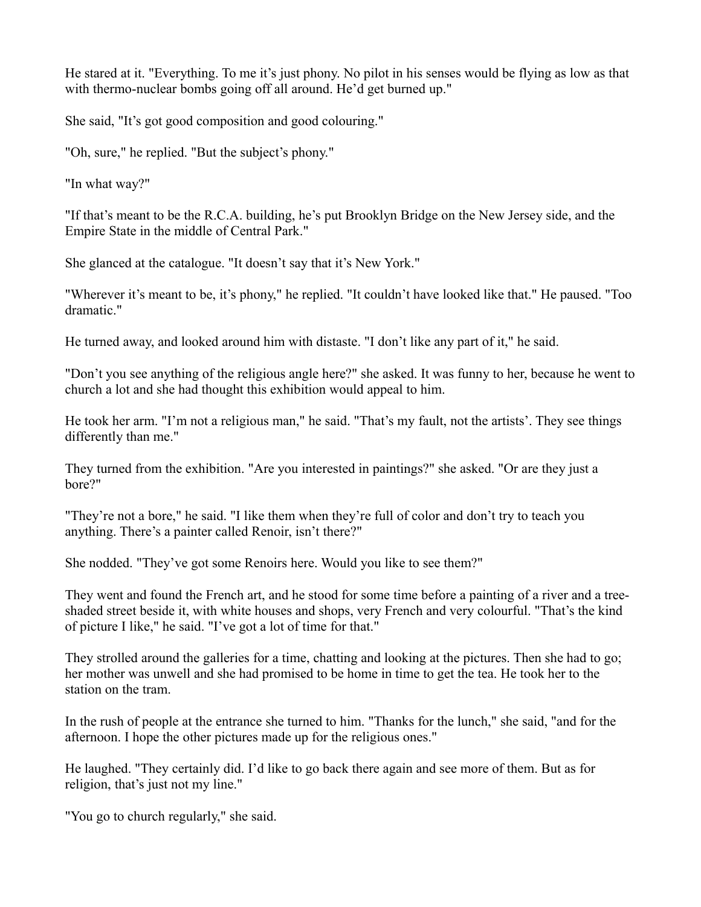He stared at it. "Everything. To me it's just phony. No pilot in his senses would be flying as low as that with thermo-nuclear bombs going off all around. He'd get burned up."

She said, "It's got good composition and good colouring."

"Oh, sure," he replied. "But the subject's phony."

"In what way?"

"If that's meant to be the R.C.A. building, he's put Brooklyn Bridge on the New Jersey side, and the Empire State in the middle of Central Park."

She glanced at the catalogue. "It doesn't say that it's New York."

"Wherever it's meant to be, it's phony," he replied. "It couldn't have looked like that." He paused. "Too dramatic."

He turned away, and looked around him with distaste. "I don't like any part of it," he said.

"Don't you see anything of the religious angle here?" she asked. It was funny to her, because he went to church a lot and she had thought this exhibition would appeal to him.

He took her arm. "I'm not a religious man," he said. "That's my fault, not the artists'. They see things differently than me."

They turned from the exhibition. "Are you interested in paintings?" she asked. "Or are they just a bore?"

"They're not a bore," he said. "I like them when they're full of color and don't try to teach you anything. There's a painter called Renoir, isn't there?"

She nodded. "They've got some Renoirs here. Would you like to see them?"

They went and found the French art, and he stood for some time before a painting of a river and a tree-shaded street beside it, with white houses and shops, very French and very colourful. "That's the kind of picture I like," he said. "I've got a lot of time for that."

They strolled around the galleries for a time, chatting and looking at the pictures. Then she had to go; her mother was unwell and she had promised to be home in time to get the tea. He took her to the station on the tram.

In the rush of people at the entrance she turned to him. "Thanks for the lunch," she said, "and for the afternoon. I hope the other pictures made up for the religious ones."

He laughed. "They certainly did. I'd like to go back there again and see more of them. But as for religion, that's just not my line."

"You go to church regularly," she said.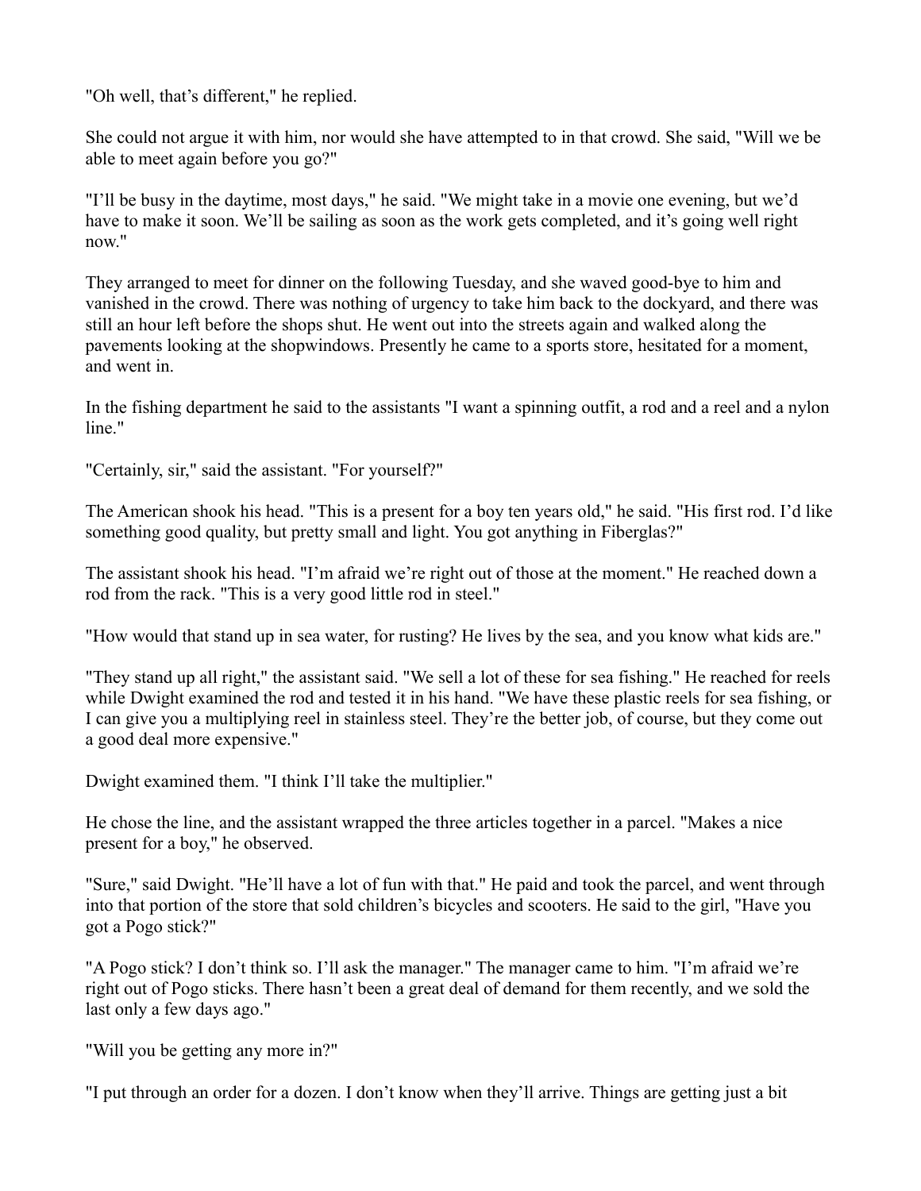"Oh well, that's different," he replied.

She could not argue it with him, nor would she have attempted to in that crowd. She said, "Will we be able to meet again before you go?"

"I'll be busy in the daytime, most days," he said. "We might take in a movie one evening, but we'd have to make it soon. We'll be sailing as soon as the work gets completed, and it's going well right now."

They arranged to meet for dinner on the following Tuesday, and she waved good-bye to him and vanished in the crowd. There was nothing of urgency to take him back to the dockyard, and there was still an hour left before the shops shut. He went out into the streets again and walked along the pavements looking at the shopwindows. Presently he came to a sports store, hesitated for a moment, and went in.

In the fishing department he said to the assistants "I want a spinning outfit, a rod and a reel and a nylon line."

"Certainly, sir," said the assistant. "For yourself?"

The American shook his head. "This is a present for a boy ten years old," he said. "His first rod. I'd like something good quality, but pretty small and light. You got anything in Fiberglas?"

The assistant shook his head. "I'm afraid we're right out of those at the moment." He reached down a rod from the rack. "This is a very good little rod in steel."

"How would that stand up in sea water, for rusting? He lives by the sea, and you know what kids are."

"They stand up all right," the assistant said. "We sell a lot of these for sea fishing." He reached for reels while Dwight examined the rod and tested it in his hand. "We have these plastic reels for sea fishing, or I can give you a multiplying reel in stainless steel. They're the better job, of course, but they come out a good deal more expensive."

Dwight examined them. "I think I'll take the multiplier."

He chose the line, and the assistant wrapped the three articles together in a parcel. "Makes a nice present for a boy," he observed.

"Sure," said Dwight. "He'll have a lot of fun with that." He paid and took the parcel, and went through into that portion of the store that sold children's bicycles and scooters. He said to the girl, "Have you got a Pogo stick?"

"A Pogo stick? I don't think so. I'll ask the manager." The manager came to him. "I'm afraid we're right out of Pogo sticks. There hasn't been a great deal of demand for them recently, and we sold the last only a few days ago."

"Will you be getting any more in?"

"I put through an order for a dozen. I don't know when they'll arrive. Things are getting just a bit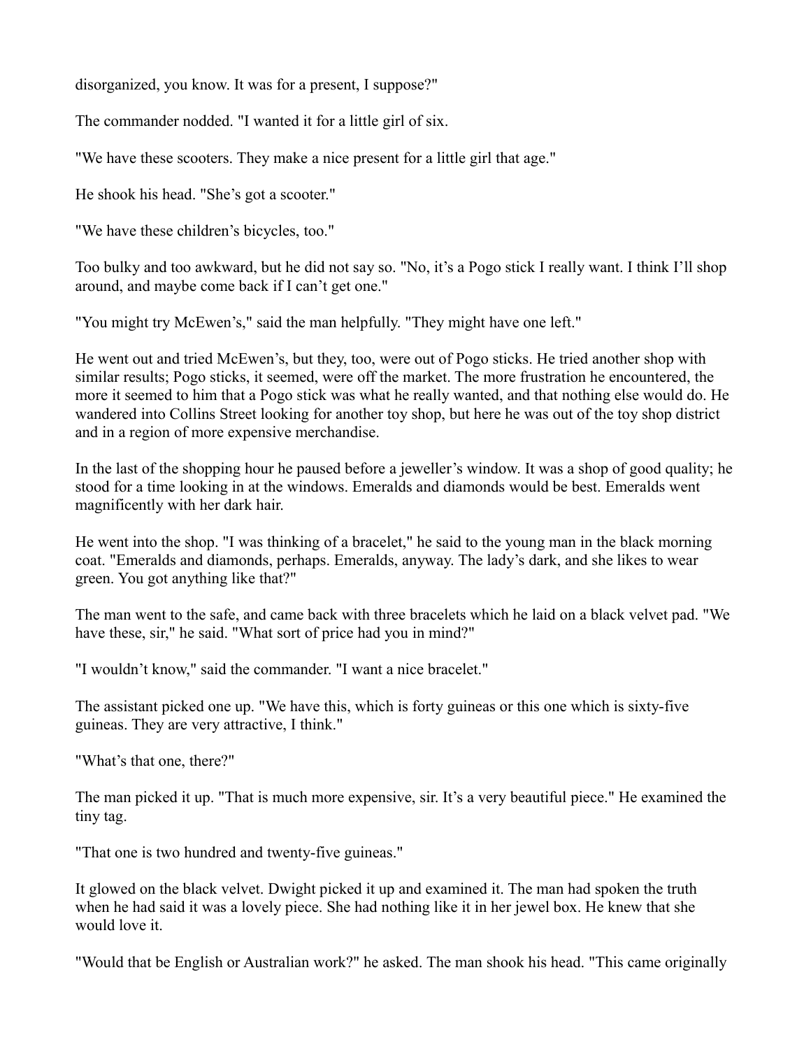disorganized, you know. It was for a present, I suppose?"

The commander nodded. "I wanted it for a little girl of six.

"We have these scooters. They make a nice present for a little girl that age."

He shook his head. "She's got a scooter."

"We have these children's bicycles, too."

Too bulky and too awkward, but he did not say so. "No, it's a Pogo stick I really want. I think I'll shop around, and maybe come back if I can't get one."

"You might try McEwen's," said the man helpfully. "They might have one left."

He went out and tried McEwen's, but they, too, were out of Pogo sticks. He tried another shop with similar results; Pogo sticks, it seemed, were off the market. The more frustration he encountered, the more it seemed to him that a Pogo stick was what he really wanted, and that nothing else would do. He wandered into Collins Street looking for another toy shop, but here he was out of the toy shop district and in a region of more expensive merchandise.

In the last of the shopping hour he paused before a jeweller's window. It was a shop of good quality; he stood for a time looking in at the windows. Emeralds and diamonds would be best. Emeralds went magnificently with her dark hair.

He went into the shop. "I was thinking of a bracelet," he said to the young man in the black morning coat. "Emeralds and diamonds, perhaps. Emeralds, anyway. The lady's dark, and she likes to wear green. You got anything like that?"

The man went to the safe, and came back with three bracelets which he laid on a black velvet pad. "We have these, sir," he said. "What sort of price had you in mind?"

"I wouldn't know," said the commander. "I want a nice bracelet."

The assistant picked one up. "We have this, which is forty guineas or this one which is sixty-five guineas. They are very attractive, I think."

"What's that one, there?"

The man picked it up. "That is much more expensive, sir. It's a very beautiful piece." He examined the tiny tag.

"That one is two hundred and twenty-five guineas."

It glowed on the black velvet. Dwight picked it up and examined it. The man had spoken the truth when he had said it was a lovely piece. She had nothing like it in her jewel box. He knew that she would love it.

"Would that be English or Australian work?" he asked. The man shook his head. "This came originally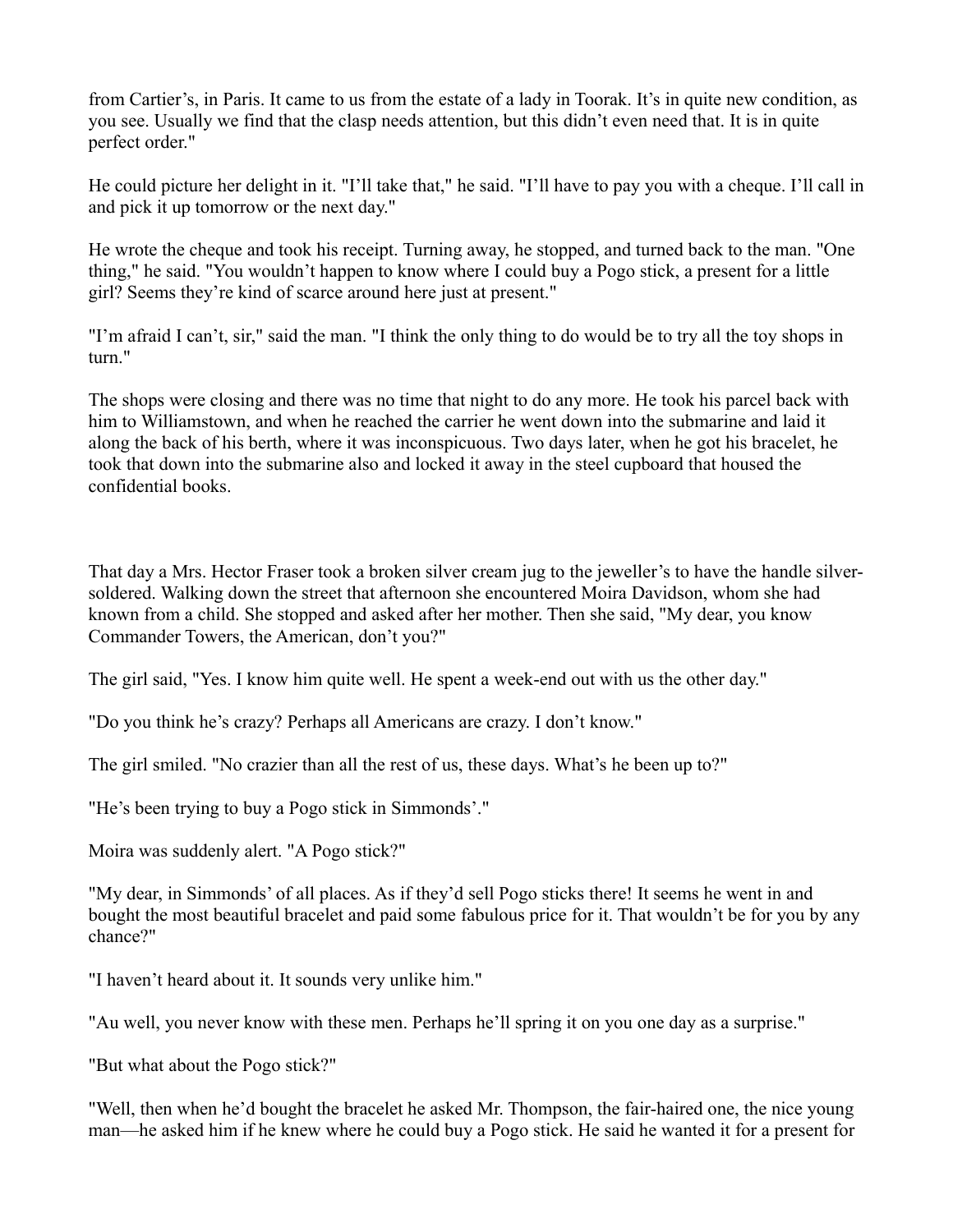from Cartier’s, in Paris. It came to us from the estate of a lady in Toorak. It’s in quite new condition, as you see. Usually we find that the clasp needs attention, but this didn’t even need that. It is in quite perfect order."

He could picture her delight in it. "I’ll take that," he said. "I’ll have to pay you with a cheque. I’ll call in and pick it up tomorrow or the next day."

He wrote the cheque and took his receipt. Turning away, he stopped, and turned back to the man. "One thing," he said. "You wouldn’t happen to know where I could buy a Pogo stick, a present for a little girl? Seems they’re kind of scarce around here just at present."

"I’m afraid I can’t, sir," said the man. "I think the only thing to do would be to try all the toy shops in turn."

The shops were closing and there was no time that night to do any more. He took his parcel back with him to Williamstown, and when he reached the carrier he went down into the submarine and laid it along the back of his berth, where it was inconspicuous. Two days later, when he got his bracelet, he took that down into the submarine also and locked it away in the steel cupboard that housed the confidential books.

That day a Mrs. Hector Fraser took a broken silver cream jug to the jeweller’s to have the handle silver-soldered. Walking down the street that afternoon she encountered Moira Davidson, whom she had known from a child. She stopped and asked after her mother. Then she said, "My dear, you know Commander Towers, the American, don’t you?"

The girl said, "Yes. I know him quite well. He spent a week-end out with us the other day."

"Do you think he’s crazy? Perhaps all Americans are crazy. I don’t know."

The girl smiled. "No crazier than all the rest of us, these days. What’s he been up to?"

"He’s been trying to buy a Pogo stick in Simmonds’."

Moira was suddenly alert. "A Pogo stick?"

"My dear, in Simmonds’ of all places. As if they’d sell Pogo sticks there! It seems he went in and bought the most beautiful bracelet and paid some fabulous price for it. That wouldn’t be for you by any chance?"

"I haven’t heard about it. It sounds very unlike him."

"Au well, you never know with these men. Perhaps he’ll spring it on you one day as a surprise."

"But what about the Pogo stick?"

"Well, then when he’d bought the bracelet he asked Mr. Thompson, the fair-haired one, the nice young man—he asked him if he knew where he could buy a Pogo stick. He said he wanted it for a present for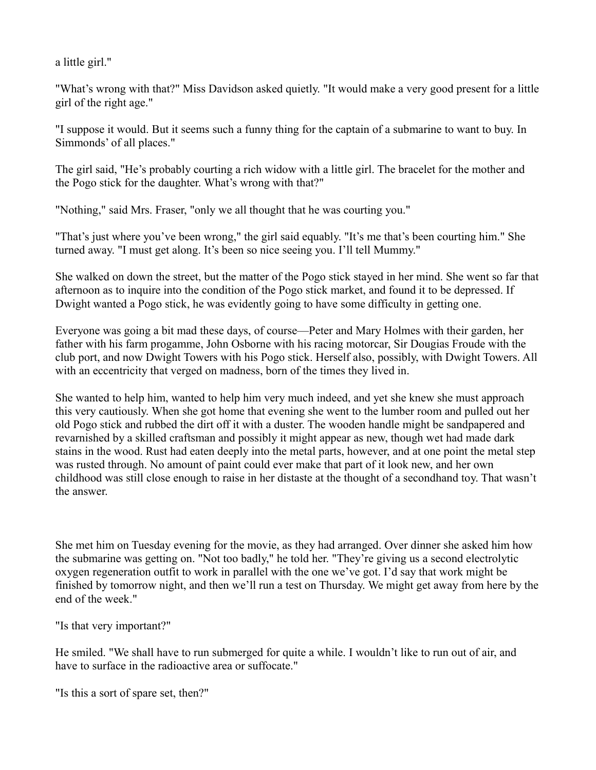a little girl."

"What's wrong with that?" Miss Davidson asked quietly. "It would make a very good present for a little girl of the right age."

"I suppose it would. But it seems such a funny thing for the captain of a submarine to want to buy. In Simmonds' of all places."

The girl said, "He's probably courting a rich widow with a little girl. The bracelet for the mother and the Pogo stick for the daughter. What's wrong with that?"

"Nothing," said Mrs. Fraser, "only we all thought that he was courting you."

"That's just where you've been wrong," the girl said equably. "It's me that's been courting him." She turned away. "I must get along. It's been so nice seeing you. I'll tell Mummy."

She walked on down the street, but the matter of the Pogo stick stayed in her mind. She went so far that afternoon as to inquire into the condition of the Pogo stick market, and found it to be depressed. If Dwight wanted a Pogo stick, he was evidently going to have some difficulty in getting one.

Everyone was going a bit mad these days, of course—Peter and Mary Holmes with their garden, her father with his farm progamme, John Osborne with his racing motorcar, Sir Dougias Froude with the club port, and now Dwight Towers with his Pogo stick. Herself also, possibly, with Dwight Towers. All with an eccentricity that verged on madness, born of the times they lived in.

She wanted to help him, wanted to help him very much indeed, and yet she knew she must approach this very cautiously. When she got home that evening she went to the lumber room and pulled out her old Pogo stick and rubbed the dirt off it with a duster. The wooden handle might be sandpapered and revarnished by a skilled craftsman and possibly it might appear as new, though wet had made dark stains in the wood. Rust had eaten deeply into the metal parts, however, and at one point the metal step was rusted through. No amount of paint could ever make that part of it look new, and her own childhood was still close enough to raise in her distaste at the thought of a secondhand toy. That wasn't the answer.

She met him on Tuesday evening for the movie, as they had arranged. Over dinner she asked him how the submarine was getting on. "Not too badly," he told her. "They're giving us a second electrolytic oxygen regeneration outfit to work in parallel with the one we've got. I'd say that work might be finished by tomorrow night, and then we'll run a test on Thursday. We might get away from here by the end of the week."

"Is that very important?"

He smiled. "We shall have to run submerged for quite a while. I wouldn't like to run out of air, and have to surface in the radioactive area or suffocate."

"Is this a sort of spare set, then?"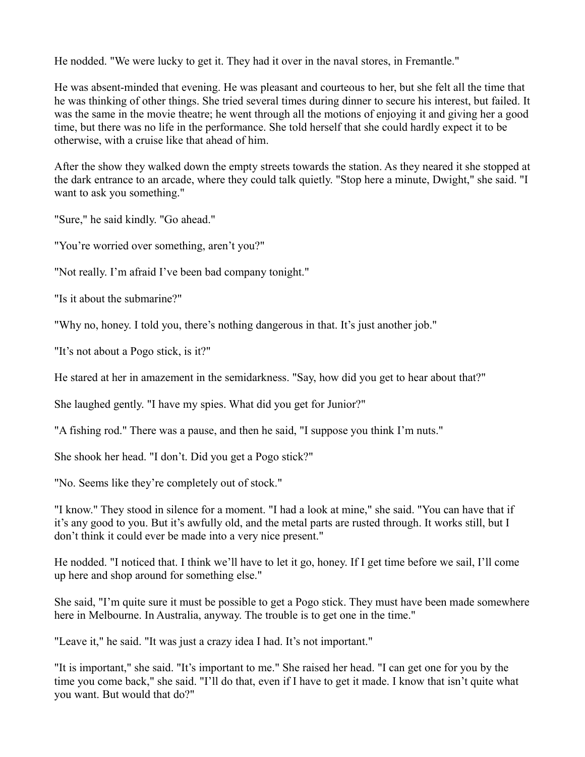He nodded. "We were lucky to get it. They had it over in the naval stores, in Fremantle."

He was absent-minded that evening. He was pleasant and courteous to her, but she felt all the time that he was thinking of other things. She tried several times during dinner to secure his interest, but failed. It was the same in the movie theatre; he went through all the motions of enjoying it and giving her a good time, but there was no life in the performance. She told herself that she could hardly expect it to be otherwise, with a cruise like that ahead of him.

After the show they walked down the empty streets towards the station. As they neared it she stopped at the dark entrance to an arcade, where they could talk quietly. "Stop here a minute, Dwight," she said. "I want to ask you something."

"Sure," he said kindly. "Go ahead."

"You're worried over something, aren't you?"

"Not really. I'm afraid I've been bad company tonight."

"Is it about the submarine?"

"Why no, honey. I told you, there's nothing dangerous in that. It's just another job."

"It's not about a Pogo stick, is it?"

He stared at her in amazement in the semidarkness. "Say, how did you get to hear about that?"

She laughed gently. "I have my spies. What did you get for Junior?"

"A fishing rod." There was a pause, and then he said, "I suppose you think I'm nuts."

She shook her head. "I don't. Did you get a Pogo stick?"

"No. Seems like they're completely out of stock."

"I know." They stood in silence for a moment. "I had a look at mine," she said. "You can have that if it's any good to you. But it's awfully old, and the metal parts are rusted through. It works still, but I don't think it could ever be made into a very nice present."

He nodded. "I noticed that. I think we'll have to let it go, honey. If I get time before we sail, I'll come up here and shop around for something else."

She said, "I'm quite sure it must be possible to get a Pogo stick. They must have been made somewhere here in Melbourne. In Australia, anyway. The trouble is to get one in the time."

"Leave it," he said. "It was just a crazy idea I had. It's not important."

"It is important," she said. "It's important to me." She raised her head. "I can get one for you by the time you come back," she said. "I'll do that, even if I have to get it made. I know that isn't quite what you want. But would that do?"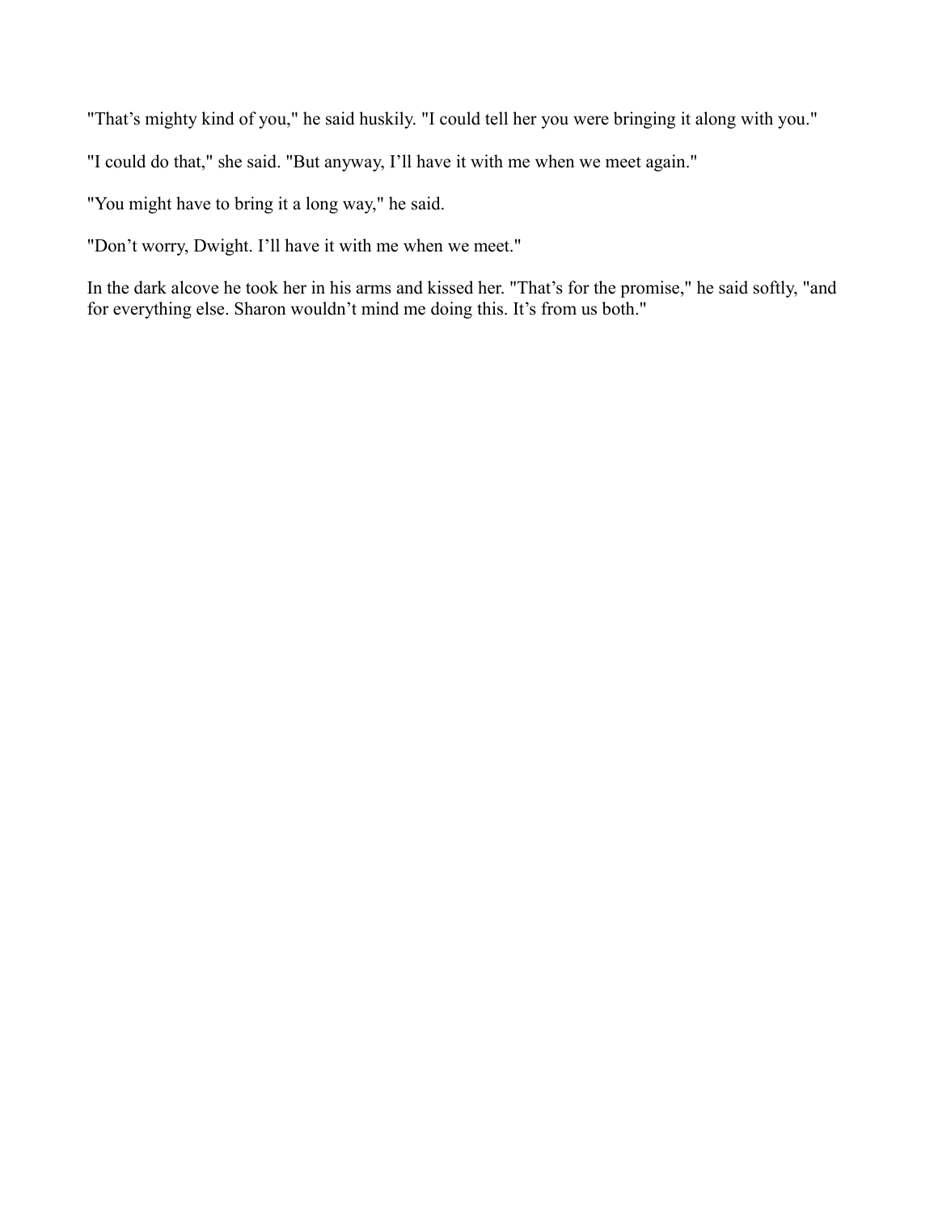"That's mighty kind of you," he said huskily. "I could tell her you were bringing it along with you."

"I could do that," she said. "But anyway, I'll have it with me when we meet again."

"You might have to bring it a long way," he said.

"Don't worry, Dwight. I'll have it with me when we meet."

In the dark alcove he took her in his arms and kissed her. "That's for the promise," he said softly, "and for everything else. Sharon wouldn't mind me doing this. It's from us both."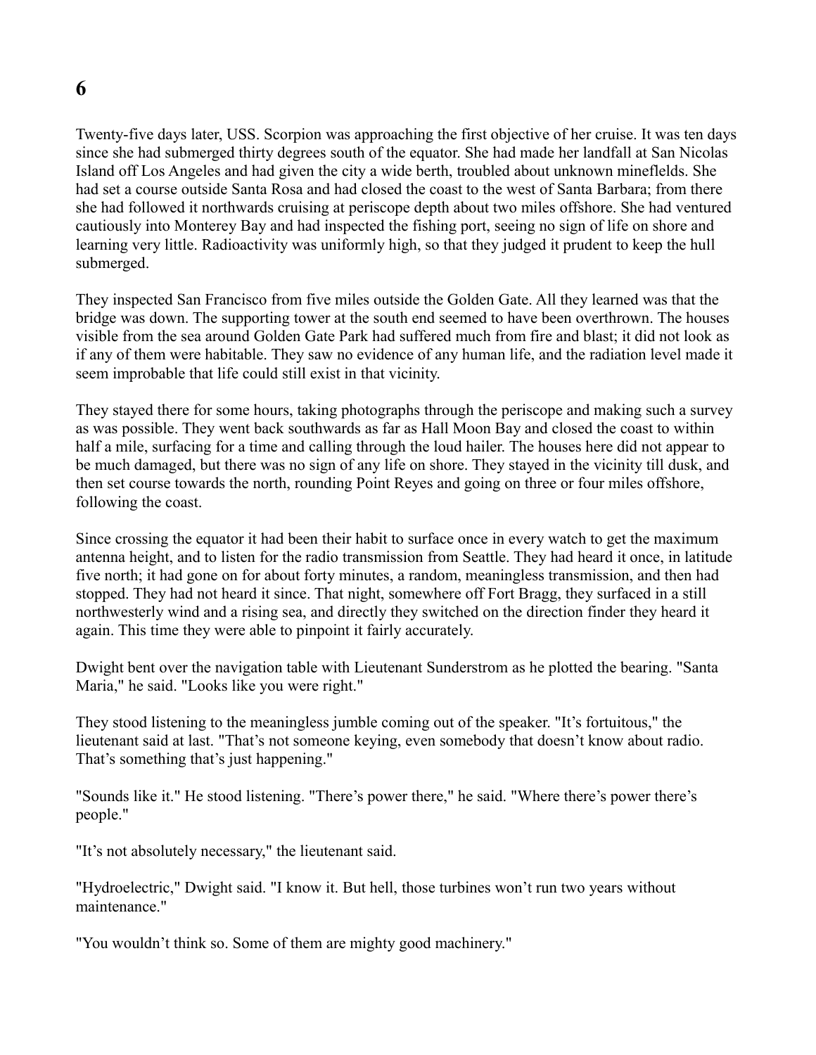# 6

Twenty-five days later, USS. Scorpion was approaching the first objective of her cruise. It was ten days since she had submerged thirty degrees south of the equator. She had made her landfall at San Nicolas Island off Los Angeles and had given the city a wide berth, troubled about unknown minefields. She had set a course outside Santa Rosa and had closed the coast to the west of Santa Barbara; from there she had followed it northwards cruising at periscope depth about two miles offshore. She had ventured cautiously into Monterey Bay and had inspected the fishing port, seeing no sign of life on shore and learning very little. Radioactivity was uniformly high, so that they judged it prudent to keep the hull submerged.

They inspected San Francisco from five miles outside the Golden Gate. All they learned was that the bridge was down. The supporting tower at the south end seemed to have been overthrown. The houses visible from the sea around Golden Gate Park had suffered much from fire and blast; it did not look as if any of them were habitable. They saw no evidence of any human life, and the radiation level made it seem improbable that life could still exist in that vicinity.

They stayed there for some hours, taking photographs through the periscope and making such a survey as was possible. They went back southwards as far as Hall Moon Bay and closed the coast to within half a mile, surfacing for a time and calling through the loud hailer. The houses here did not appear to be much damaged, but there was no sign of any life on shore. They stayed in the vicinity till dusk, and then set course towards the north, rounding Point Reyes and going on three or four miles offshore, following the coast.

Since crossing the equator it had been their habit to surface once in every watch to get the maximum antenna height, and to listen for the radio transmission from Seattle. They had heard it once, in latitude five north; it had gone on for about forty minutes, a random, meaningless transmission, and then had stopped. They had not heard it since. That night, somewhere off Fort Bragg, they surfaced in a still northwesterly wind and a rising sea, and directly they switched on the direction finder they heard it again. This time they were able to pinpoint it fairly accurately.

Dwight bent over the navigation table with Lieutenant Sunderstrom as he plotted the bearing. "Santa Maria," he said. "Looks like you were right."

They stood listening to the meaningless jumble coming out of the speaker. "It's fortuitous," the lieutenant said at last. "That's not someone keying, even somebody that doesn't know about radio. That's something that's just happening."

"Sounds like it." He stood listening. "There's power there," he said. "Where there's power there's people."

"It's not absolutely necessary," the lieutenant said.

"Hydroelectric," Dwight said. "I know it. But hell, those turbines won't run two years without maintenance."

"You wouldn't think so. Some of them are mighty good machinery."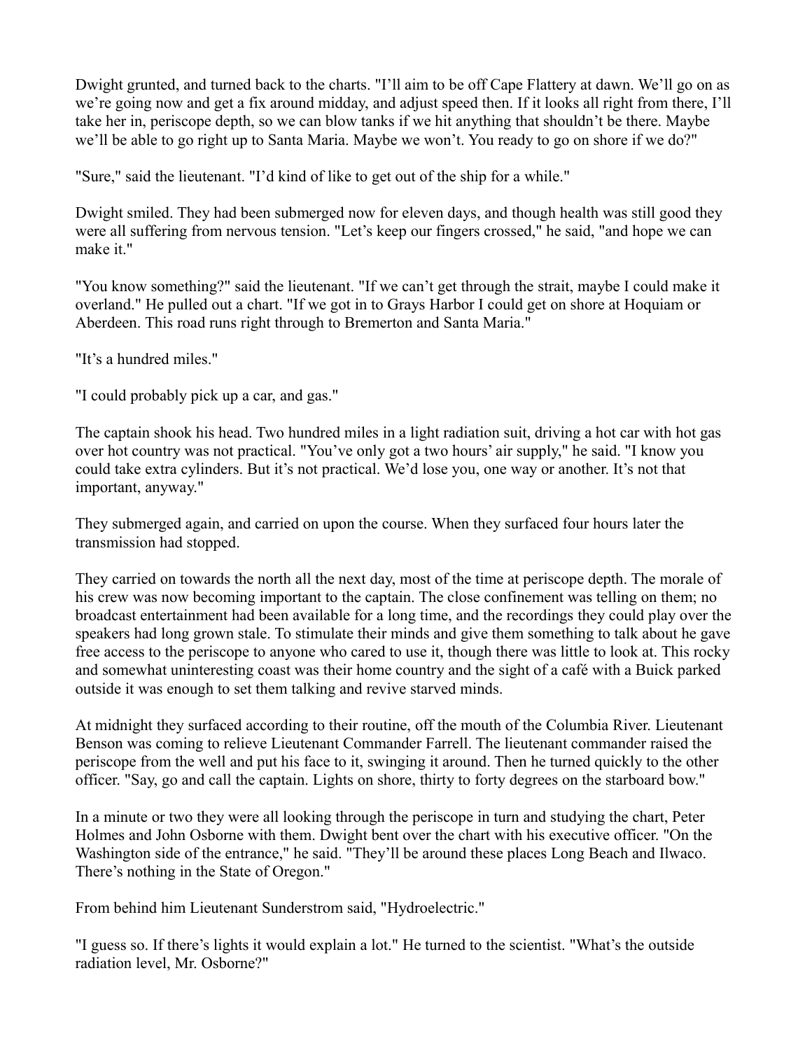Dwight grunted, and turned back to the charts. "I'll aim to be off Cape Flattery at dawn. We'll go on as we're going now and get a fix around midday, and adjust speed then. If it looks all right from there, I'll take her in, periscope depth, so we can blow tanks if we hit anything that shouldn't be there. Maybe we'll be able to go right up to Santa Maria. Maybe we won't. You ready to go on shore if we do?"

"Sure," said the lieutenant. "I'd kind of like to get out of the ship for a while."

Dwight smiled. They had been submerged now for eleven days, and though health was still good they were all suffering from nervous tension. "Let's keep our fingers crossed," he said, "and hope we can make it."

"You know something?" said the lieutenant. "If we can't get through the strait, maybe I could make it overland." He pulled out a chart. "If we got in to Grays Harbor I could get on shore at Hoquiam or Aberdeen. This road runs right through to Bremerton and Santa Maria."

"It's a hundred miles."

"I could probably pick up a car, and gas."

The captain shook his head. Two hundred miles in a light radiation suit, driving a hot car with hot gas over hot country was not practical. "You've only got a two hours' air supply," he said. "I know you could take extra cylinders. But it's not practical. We'd lose you, one way or another. It's not that important, anyway."

They submerged again, and carried on upon the course. When they surfaced four hours later the transmission had stopped.

They carried on towards the north all the next day, most of the time at periscope depth. The morale of his crew was now becoming important to the captain. The close confinement was telling on them; no broadcast entertainment had been available for a long time, and the recordings they could play over the speakers had long grown stale. To stimulate their minds and give them something to talk about he gave free access to the periscope to anyone who cared to use it, though there was little to look at. This rocky and somewhat uninteresting coast was their home country and the sight of a café with a Buick parked outside it was enough to set them talking and revive starved minds.

At midnight they surfaced according to their routine, off the mouth of the Columbia River. Lieutenant Benson was coming to relieve Lieutenant Commander Farrell. The lieutenant commander raised the periscope from the well and put his face to it, swinging it around. Then he turned quickly to the other officer. "Say, go and call the captain. Lights on shore, thirty to forty degrees on the starboard bow."

In a minute or two they were all looking through the periscope in turn and studying the chart, Peter Holmes and John Osborne with them. Dwight bent over the chart with his executive officer. "On the Washington side of the entrance," he said. "They'll be around these places Long Beach and Ilwaco. There's nothing in the State of Oregon."

From behind him Lieutenant Sunderstrom said, "Hydroelectric."

"I guess so. If there's lights it would explain a lot." He turned to the scientist. "What's the outside radiation level, Mr. Osborne?"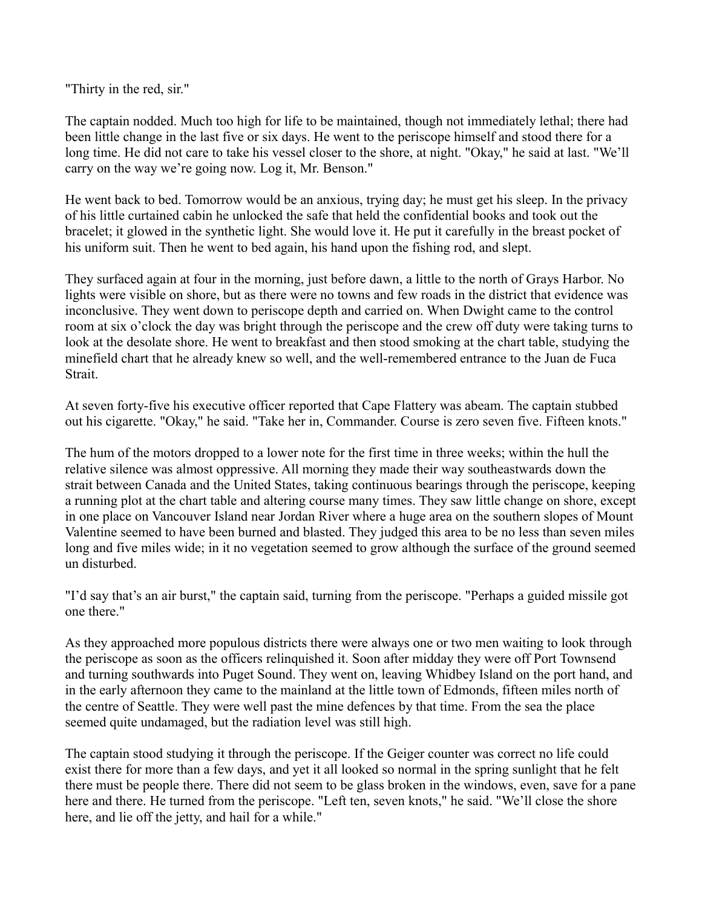"Thirty in the red, sir."

The captain nodded. Much too high for life to be maintained, though not immediately lethal; there had been little change in the last five or six days. He went to the periscope himself and stood there for a long time. He did not care to take his vessel closer to the shore, at night. "Okay," he said at last. "We'll carry on the way we're going now. Log it, Mr. Benson."

He went back to bed. Tomorrow would be an anxious, trying day; he must get his sleep. In the privacy of his little curtained cabin he unlocked the safe that held the confidential books and took out the bracelet; it glowed in the synthetic light. She would love it. He put it carefully in the breast pocket of his uniform suit. Then he went to bed again, his hand upon the fishing rod, and slept.

They surfaced again at four in the morning, just before dawn, a little to the north of Grays Harbor. No lights were visible on shore, but as there were no towns and few roads in the district that evidence was inconclusive. They went down to periscope depth and carried on. When Dwight came to the control room at six o'clock the day was bright through the periscope and the crew off duty were taking turns to look at the desolate shore. He went to breakfast and then stood smoking at the chart table, studying the minefield chart that he already knew so well, and the well-remembered entrance to the Juan de Fuca Strait.

At seven forty-five his executive officer reported that Cape Flattery was abeam. The captain stubbed out his cigarette. "Okay," he said. "Take her in, Commander. Course is zero seven five. Fifteen knots."

The hum of the motors dropped to a lower note for the first time in three weeks; within the hull the relative silence was almost oppressive. All morning they made their way southeastwards down the strait between Canada and the United States, taking continuous bearings through the periscope, keeping a running plot at the chart table and altering course many times. They saw little change on shore, except in one place on Vancouver Island near Jordan River where a huge area on the southern slopes of Mount Valentine seemed to have been burned and blasted. They judged this area to be no less than seven miles long and five miles wide; in it no vegetation seemed to grow although the surface of the ground seemed un disturbed.

"I'd say that's an air burst," the captain said, turning from the periscope. "Perhaps a guided missile got one there."

As they approached more populous districts there were always one or two men waiting to look through the periscope as soon as the officers relinquished it. Soon after midday they were off Port Townsend and turning southwards into Puget Sound. They went on, leaving Whidbey Island on the port hand, and in the early afternoon they came to the mainland at the little town of Edmonds, fifteen miles north of the centre of Seattle. They were well past the mine defences by that time. From the sea the place seemed quite undamaged, but the radiation level was still high.

The captain stood studying it through the periscope. If the Geiger counter was correct no life could exist there for more than a few days, and yet it all looked so normal in the spring sunlight that he felt there must be people there. There did not seem to be glass broken in the windows, even, save for a pane here and there. He turned from the periscope. "Left ten, seven knots," he said. "We'll close the shore here, and lie off the jetty, and hail for a while."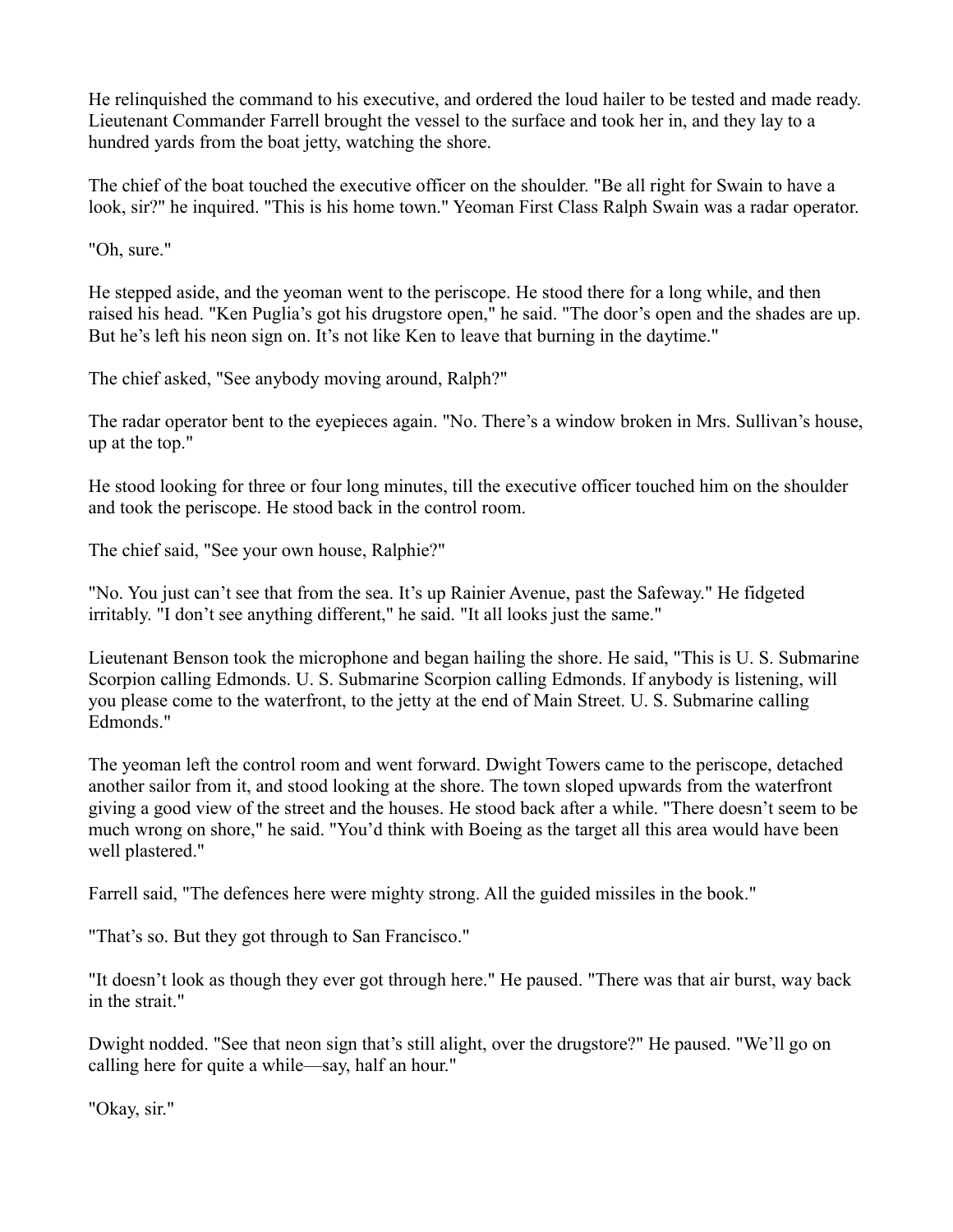He relinquished the command to his executive, and ordered the loud hailer to be tested and made ready. Lieutenant Commander Farrell brought the vessel to the surface and took her in, and they lay to a hundred yards from the boat jetty, watching the shore.

The chief of the boat touched the executive officer on the shoulder. "Be all right for Swain to have a look, sir?" he inquired. "This is his home town." Yeoman First Class Ralph Swain was a radar operator.

"Oh, sure."

He stepped aside, and the yeoman went to the periscope. He stood there for a long while, and then raised his head. "Ken Puglia's got his drugstore open," he said. "The door's open and the shades are up. But he's left his neon sign on. It's not like Ken to leave that burning in the daytime."

The chief asked, "See anybody moving around, Ralph?"

The radar operator bent to the eyepieces again. "No. There's a window broken in Mrs. Sullivan's house, up at the top."

He stood looking for three or four long minutes, till the executive officer touched him on the shoulder and took the periscope. He stood back in the control room.

The chief said, "See your own house, Ralphie?"

"No. You just can't see that from the sea. It's up Rainier Avenue, past the Safeway." He fidgeted irritably. "I don't see anything different," he said. "It all looks just the same."

Lieutenant Benson took the microphone and began hailing the shore. He said, "This is U. S. Submarine Scorpion calling Edmonds. U. S. Submarine Scorpion calling Edmonds. If anybody is listening, will you please come to the waterfront, to the jetty at the end of Main Street. U. S. Submarine calling Edmonds."

The yeoman left the control room and went forward. Dwight Towers came to the periscope, detached another sailor from it, and stood looking at the shore. The town sloped upwards from the waterfront giving a good view of the street and the houses. He stood back after a while. "There doesn't seem to be much wrong on shore," he said. "You'd think with Boeing as the target all this area would have been well plastered."

Farrell said, "The defences here were mighty strong. All the guided missiles in the book."

"That's so. But they got through to San Francisco."

"It doesn't look as though they ever got through here." He paused. "There was that air burst, way back in the strait."

Dwight nodded. "See that neon sign that's still alight, over the drugstore?" He paused. "We'll go on calling here for quite a while—say, half an hour."

"Okay, sir."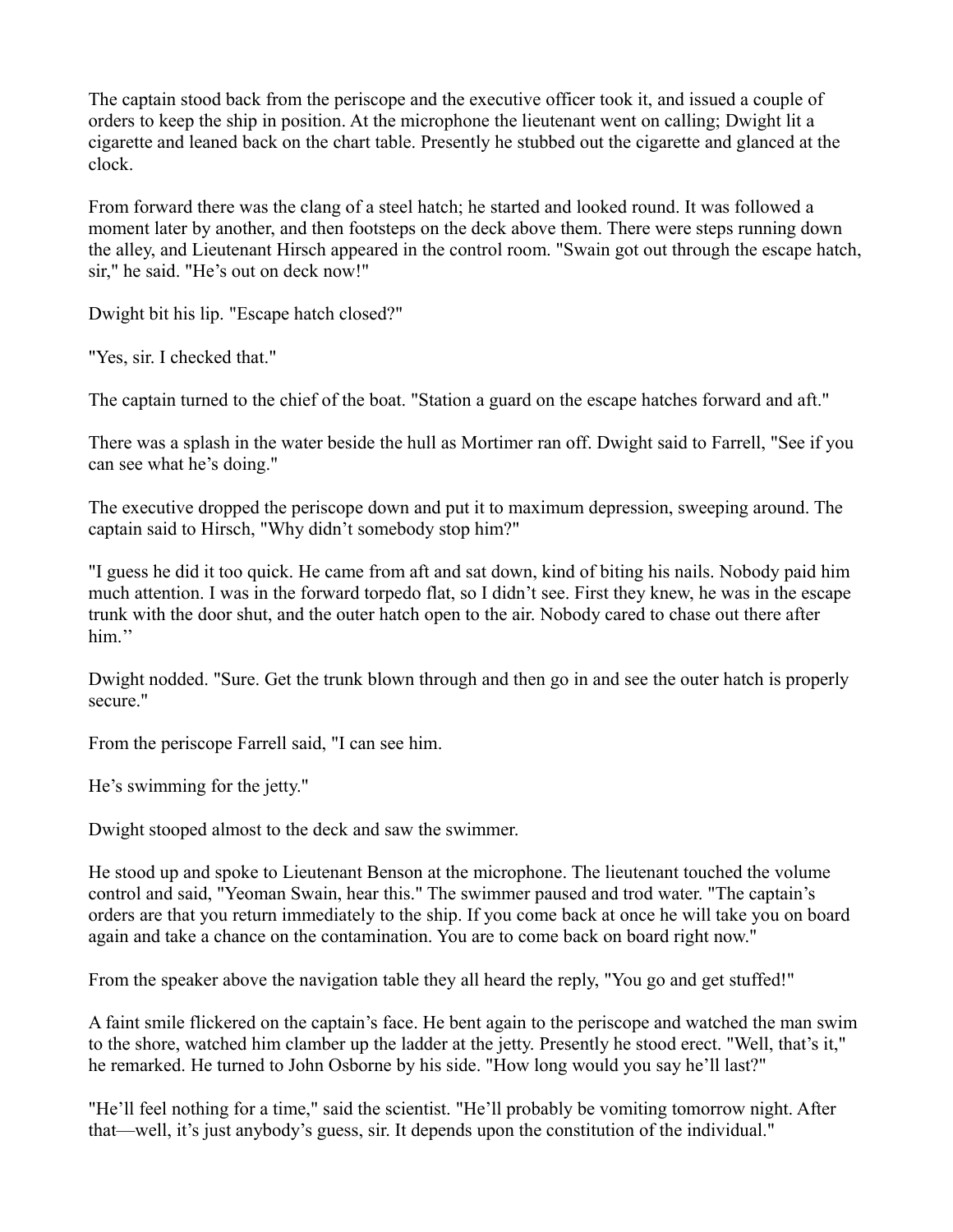The captain stood back from the periscope and the executive officer took it, and issued a couple of orders to keep the ship in position. At the microphone the lieutenant went on calling; Dwight lit a cigarette and leaned back on the chart table. Presently he stubbed out the cigarette and glanced at the clock.

From forward there was the clang of a steel hatch; he started and looked round. It was followed a moment later by another, and then footsteps on the deck above them. There were steps running down the alley, and Lieutenant Hirsch appeared in the control room. "Swain got out through the escape hatch, sir," he said. "He's out on deck now!"

Dwight bit his lip. "Escape hatch closed?"

"Yes, sir. I checked that."

The captain turned to the chief of the boat. "Station a guard on the escape hatches forward and aft."

There was a splash in the water beside the hull as Mortimer ran off. Dwight said to Farrell, "See if you can see what he's doing."

The executive dropped the periscope down and put it to maximum depression, sweeping around. The captain said to Hirsch, "Why didn't somebody stop him?"

"I guess he did it too quick. He came from aft and sat down, kind of biting his nails. Nobody paid him much attention. I was in the forward torpedo flat, so I didn't see. First they knew, he was in the escape trunk with the door shut, and the outer hatch open to the air. Nobody cared to chase out there after him.''

Dwight nodded. "Sure. Get the trunk blown through and then go in and see the outer hatch is properly secure."

From the periscope Farrell said, "I can see him.

He's swimming for the jetty."

Dwight stooped almost to the deck and saw the swimmer.

He stood up and spoke to Lieutenant Benson at the microphone. The lieutenant touched the volume control and said, "Yeoman Swain, hear this." The swimmer paused and trod water. "The captain's orders are that you return immediately to the ship. If you come back at once he will take you on board again and take a chance on the contamination. You are to come back on board right now."

From the speaker above the navigation table they all heard the reply, "You go and get stuffed!"

A faint smile flickered on the captain's face. He bent again to the periscope and watched the man swim to the shore, watched him clamber up the ladder at the jetty. Presently he stood erect. "Well, that's it," he remarked. He turned to John Osborne by his side. "How long would you say he'll last?"

"He'll feel nothing for a time," said the scientist. "He'll probably be vomiting tomorrow night. After that—well, it's just anybody's guess, sir. It depends upon the constitution of the individual."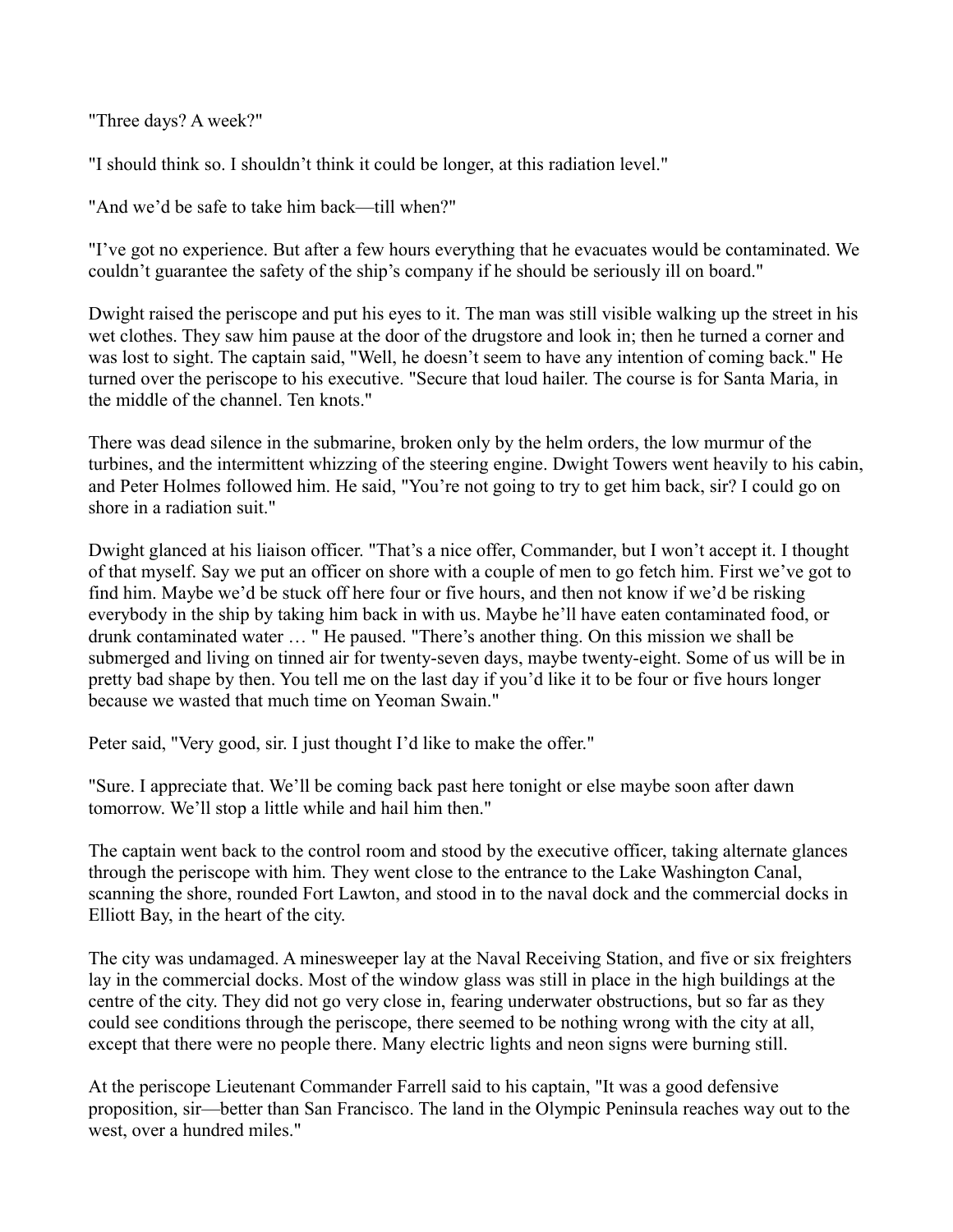"Three days? A week?"

"I should think so. I shouldn't think it could be longer, at this radiation level."

"And we'd be safe to take him back—till when?"

"I've got no experience. But after a few hours everything that he evacuates would be contaminated. We couldn't guarantee the safety of the ship's company if he should be seriously ill on board."

Dwight raised the periscope and put his eyes to it. The man was still visible walking up the street in his wet clothes. They saw him pause at the door of the drugstore and look in; then he turned a corner and was lost to sight. The captain said, "Well, he doesn't seem to have any intention of coming back." He turned over the periscope to his executive. "Secure that loud hailer. The course is for Santa Maria, in the middle of the channel. Ten knots."

There was dead silence in the submarine, broken only by the helm orders, the low murmur of the turbines, and the intermittent whizzing of the steering engine. Dwight Towers went heavily to his cabin, and Peter Holmes followed him. He said, "You're not going to try to get him back, sir? I could go on shore in a radiation suit."

Dwight glanced at his liaison officer. "That's a nice offer, Commander, but I won't accept it. I thought of that myself. Say we put an officer on shore with a couple of men to go fetch him. First we've got to find him. Maybe we'd be stuck off here four or five hours, and then not know if we'd be risking everybody in the ship by taking him back in with us. Maybe he'll have eaten contaminated food, or drunk contaminated water … " He paused. "There's another thing. On this mission we shall be submerged and living on tinned air for twenty-seven days, maybe twenty-eight. Some of us will be in pretty bad shape by then. You tell me on the last day if you'd like it to be four or five hours longer because we wasted that much time on Yeoman Swain."

Peter said, "Very good, sir. I just thought I'd like to make the offer."

"Sure. I appreciate that. We'll be coming back past here tonight or else maybe soon after dawn tomorrow. We'll stop a little while and hail him then."

The captain went back to the control room and stood by the executive officer, taking alternate glances through the periscope with him. They went close to the entrance to the Lake Washington Canal, scanning the shore, rounded Fort Lawton, and stood in to the naval dock and the commercial docks in Elliott Bay, in the heart of the city.

The city was undamaged. A minesweeper lay at the Naval Receiving Station, and five or six freighters lay in the commercial docks. Most of the window glass was still in place in the high buildings at the centre of the city. They did not go very close in, fearing underwater obstructions, but so far as they could see conditions through the periscope, there seemed to be nothing wrong with the city at all, except that there were no people there. Many electric lights and neon signs were burning still.

At the periscope Lieutenant Commander Farrell said to his captain, "It was a good defensive proposition, sir—better than San Francisco. The land in the Olympic Peninsula reaches way out to the west, over a hundred miles."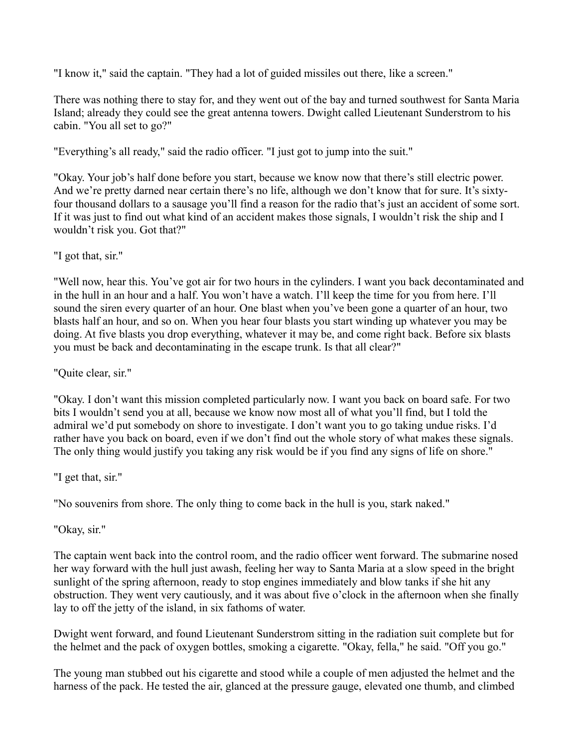"I know it," said the captain. "They had a lot of guided missiles out there, like a screen."

There was nothing there to stay for, and they went out of the bay and turned southwest for Santa Maria Island; already they could see the great antenna towers. Dwight called Lieutenant Sunderstrom to his cabin. "You all set to go?"

"Everything's all ready," said the radio officer. "I just got to jump into the suit."

"Okay. Your job's half done before you start, because we know now that there's still electric power. And we're pretty darned near certain there's no life, although we don't know that for sure. It's sixty-four thousand dollars to a sausage you'll find a reason for the radio that's just an accident of some sort. If it was just to find out what kind of an accident makes those signals, I wouldn't risk the ship and I wouldn't risk you. Got that?"

"I got that, sir."

"Well now, hear this. You've got air for two hours in the cylinders. I want you back decontaminated and in the hull in an hour and a half. You won't have a watch. I'll keep the time for you from here. I'll sound the siren every quarter of an hour. One blast when you've been gone a quarter of an hour, two blasts half an hour, and so on. When you hear four blasts you start winding up whatever you may be doing. At five blasts you drop everything, whatever it may be, and come right back. Before six blasts you must be back and decontaminating in the escape trunk. Is that all clear?"

"Quite clear, sir."

"Okay. I don't want this mission completed particularly now. I want you back on board safe. For two bits I wouldn't send you at all, because we know now most all of what you'll find, but I told the admiral we'd put somebody on shore to investigate. I don't want you to go taking undue risks. I'd rather have you back on board, even if we don't find out the whole story of what makes these signals. The only thing would justify you taking any risk would be if you find any signs of life on shore."

"I get that, sir."

"No souvenirs from shore. The only thing to come back in the hull is you, stark naked."

"Okay, sir."

The captain went back into the control room, and the radio officer went forward. The submarine nosed her way forward with the hull just awash, feeling her way to Santa Maria at a slow speed in the bright sunlight of the spring afternoon, ready to stop engines immediately and blow tanks if she hit any obstruction. They went very cautiously, and it was about five o'clock in the afternoon when she finally lay to off the jetty of the island, in six fathoms of water.

Dwight went forward, and found Lieutenant Sunderstrom sitting in the radiation suit complete but for the helmet and the pack of oxygen bottles, smoking a cigarette. "Okay, fella," he said. "Off you go."

The young man stubbed out his cigarette and stood while a couple of men adjusted the helmet and the harness of the pack. He tested the air, glanced at the pressure gauge, elevated one thumb, and climbed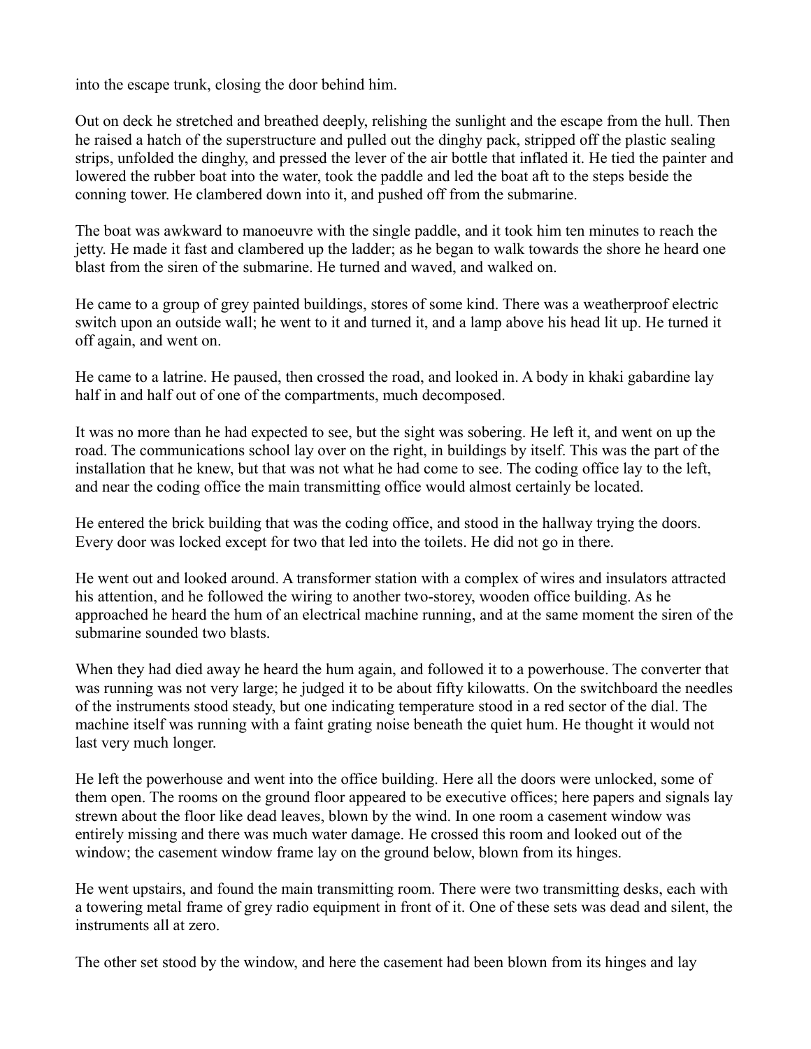into the escape trunk, closing the door behind him.

Out on deck he stretched and breathed deeply, relishing the sunlight and the escape from the hull. Then he raised a hatch of the superstructure and pulled out the dinghy pack, stripped off the plastic sealing strips, unfolded the dinghy, and pressed the lever of the air bottle that inflated it. He tied the painter and lowered the rubber boat into the water, took the paddle and led the boat aft to the steps beside the conning tower. He clambered down into it, and pushed off from the submarine.

The boat was awkward to manoeuvre with the single paddle, and it took him ten minutes to reach the jetty. He made it fast and clambered up the ladder; as he began to walk towards the shore he heard one blast from the siren of the submarine. He turned and waved, and walked on.

He came to a group of grey painted buildings, stores of some kind. There was a weatherproof electric switch upon an outside wall; he went to it and turned it, and a lamp above his head lit up. He turned it off again, and went on.

He came to a latrine. He paused, then crossed the road, and looked in. A body in khaki gabardine lay half in and half out of one of the compartments, much decomposed.

It was no more than he had expected to see, but the sight was sobering. He left it, and went on up the road. The communications school lay over on the right, in buildings by itself. This was the part of the installation that he knew, but that was not what he had come to see. The coding office lay to the left, and near the coding office the main transmitting office would almost certainly be located.

He entered the brick building that was the coding office, and stood in the hallway trying the doors. Every door was locked except for two that led into the toilets. He did not go in there.

He went out and looked around. A transformer station with a complex of wires and insulators attracted his attention, and he followed the wiring to another two-storey, wooden office building. As he approached he heard the hum of an electrical machine running, and at the same moment the siren of the submarine sounded two blasts.

When they had died away he heard the hum again, and followed it to a powerhouse. The converter that was running was not very large; he judged it to be about fifty kilowatts. On the switchboard the needles of the instruments stood steady, but one indicating temperature stood in a red sector of the dial. The machine itself was running with a faint grating noise beneath the quiet hum. He thought it would not last very much longer.

He left the powerhouse and went into the office building. Here all the doors were unlocked, some of them open. The rooms on the ground floor appeared to be executive offices; here papers and signals lay strewn about the floor like dead leaves, blown by the wind. In one room a casement window was entirely missing and there was much water damage. He crossed this room and looked out of the window; the casement window frame lay on the ground below, blown from its hinges.

He went upstairs, and found the main transmitting room. There were two transmitting desks, each with a towering metal frame of grey radio equipment in front of it. One of these sets was dead and silent, the instruments all at zero.

The other set stood by the window, and here the casement had been blown from its hinges and lay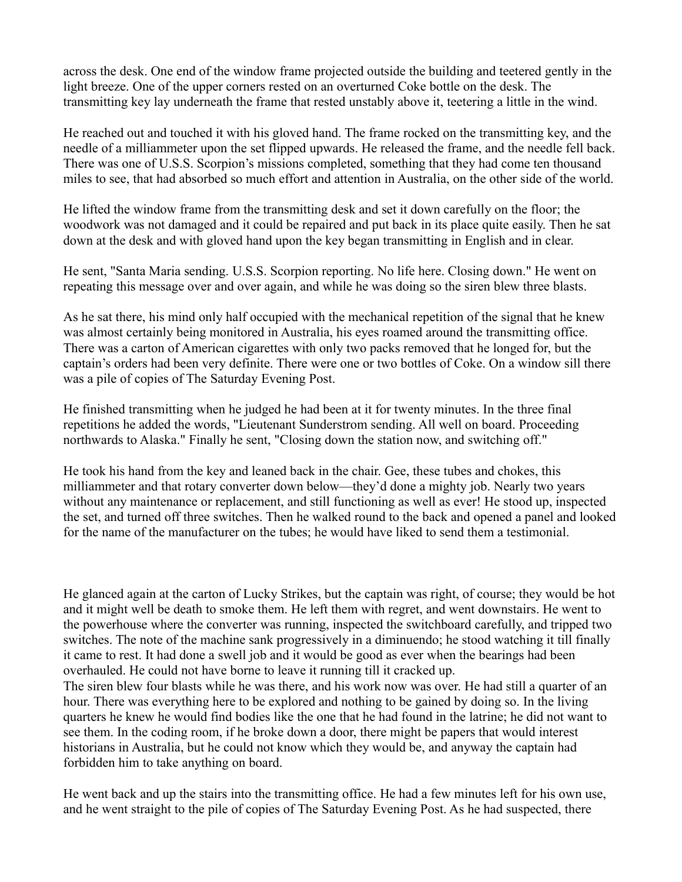across the desk. One end of the window frame projected outside the building and teetered gently in the light breeze. One of the upper corners rested on an overturned Coke bottle on the desk. The transmitting key lay underneath the frame that rested unstably above it, teetering a little in the wind.

He reached out and touched it with his gloved hand. The frame rocked on the transmitting key, and the needle of a milliammeter upon the set flipped upwards. He released the frame, and the needle fell back. There was one of U.S.S. Scorpion's missions completed, something that they had come ten thousand miles to see, that had absorbed so much effort and attention in Australia, on the other side of the world.

He lifted the window frame from the transmitting desk and set it down carefully on the floor; the woodwork was not damaged and it could be repaired and put back in its place quite easily. Then he sat down at the desk and with gloved hand upon the key began transmitting in English and in clear.

He sent, "Santa Maria sending. U.S.S. Scorpion reporting. No life here. Closing down." He went on repeating this message over and over again, and while he was doing so the siren blew three blasts.

As he sat there, his mind only half occupied with the mechanical repetition of the signal that he knew was almost certainly being monitored in Australia, his eyes roamed around the transmitting office. There was a carton of American cigarettes with only two packs removed that he longed for, but the captain's orders had been very definite. There were one or two bottles of Coke. On a window sill there was a pile of copies of The Saturday Evening Post.

He finished transmitting when he judged he had been at it for twenty minutes. In the three final repetitions he added the words, "Lieutenant Sunderstrom sending. All well on board. Proceeding northwards to Alaska." Finally he sent, "Closing down the station now, and switching off."

He took his hand from the key and leaned back in the chair. Gee, these tubes and chokes, this milliammeter and that rotary converter down below—they'd done a mighty job. Nearly two years without any maintenance or replacement, and still functioning as well as ever! He stood up, inspected the set, and turned off three switches. Then he walked round to the back and opened a panel and looked for the name of the manufacturer on the tubes; he would have liked to send them a testimonial.

He glanced again at the carton of Lucky Strikes, but the captain was right, of course; they would be hot and it might well be death to smoke them. He left them with regret, and went downstairs. He went to the powerhouse where the converter was running, inspected the switchboard carefully, and tripped two switches. The note of the machine sank progressively in a diminuendo; he stood watching it till finally it came to rest. It had done a swell job and it would be good as ever when the bearings had been overhauled. He could not have borne to leave it running till it cracked up.

The siren blew four blasts while he was there, and his work now was over. He had still a quarter of an hour. There was everything here to be explored and nothing to be gained by doing so. In the living quarters he knew he would find bodies like the one that he had found in the latrine; he did not want to see them. In the coding room, if he broke down a door, there might be papers that would interest historians in Australia, but he could not know which they would be, and anyway the captain had forbidden him to take anything on board.

He went back and up the stairs into the transmitting office. He had a few minutes left for his own use, and he went straight to the pile of copies of The Saturday Evening Post. As he had suspected, there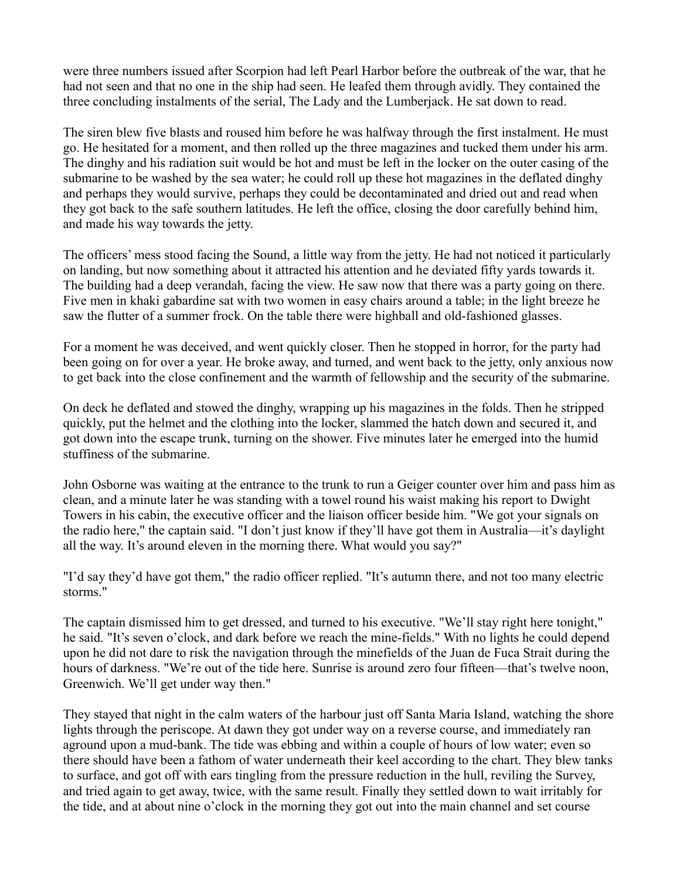were three numbers issued after Scorpion had left Pearl Harbor before the outbreak of the war, that he had not seen and that no one in the ship had seen. He leafed them through avidly. They contained the three concluding instalments of the serial, The Lady and the Lumberjack. He sat down to read.

The siren blew five blasts and roused him before he was halfway through the first instalment. He must go. He hesitated for a moment, and then rolled up the three magazines and tucked them under his arm. The dinghy and his radiation suit would be hot and must be left in the locker on the outer casing of the submarine to be washed by the sea water; he could roll up these hot magazines in the deflated dinghy and perhaps they would survive, perhaps they could be decontaminated and dried out and read when they got back to the safe southern latitudes. He left the office, closing the door carefully behind him, and made his way towards the jetty.

The officers' mess stood facing the Sound, a little way from the jetty. He had not noticed it particularly on landing, but now something about it attracted his attention and he deviated fifty yards towards it. The building had a deep verandah, facing the view. He saw now that there was a party going on there. Five men in khaki gabardine sat with two women in easy chairs around a table; in the light breeze he saw the flutter of a summer frock. On the table there were highball and old-fashioned glasses.

For a moment he was deceived, and went quickly closer. Then he stopped in horror, for the party had been going on for over a year. He broke away, and turned, and went back to the jetty, only anxious now to get back into the close confinement and the warmth of fellowship and the security of the submarine.

On deck he deflated and stowed the dinghy, wrapping up his magazines in the folds. Then he stripped quickly, put the helmet and the clothing into the locker, slammed the hatch down and secured it, and got down into the escape trunk, turning on the shower. Five minutes later he emerged into the humid stuffiness of the submarine.

John Osborne was waiting at the entrance to the trunk to run a Geiger counter over him and pass him as clean, and a minute later he was standing with a towel round his waist making his report to Dwight Towers in his cabin, the executive officer and the liaison officer beside him. "We got your signals on the radio here," the captain said. "I don't just know if they'll have got them in Australia—it's daylight all the way. It's around eleven in the morning there. What would you say?"

"I'd say they'd have got them," the radio officer replied. "It's autumn there, and not too many electric storms."

The captain dismissed him to get dressed, and turned to his executive. "We'll stay right here tonight," he said. "It's seven o'clock, and dark before we reach the mine-fields." With no lights he could depend upon he did not dare to risk the navigation through the minefields of the Juan de Fuca Strait during the hours of darkness. "We're out of the tide here. Sunrise is around zero four fifteen—that's twelve noon, Greenwich. We'll get under way then."

They stayed that night in the calm waters of the harbour just off Santa Maria Island, watching the shore lights through the periscope. At dawn they got under way on a reverse course, and immediately ran aground upon a mud-bank. The tide was ebbing and within a couple of hours of low water; even so there should have been a fathom of water underneath their keel according to the chart. They blew tanks to surface, and got off with ears tingling from the pressure reduction in the hull, reviling the Survey, and tried again to get away, twice, with the same result. Finally they settled down to wait irritably for the tide, and at about nine o'clock in the morning they got out into the main channel and set course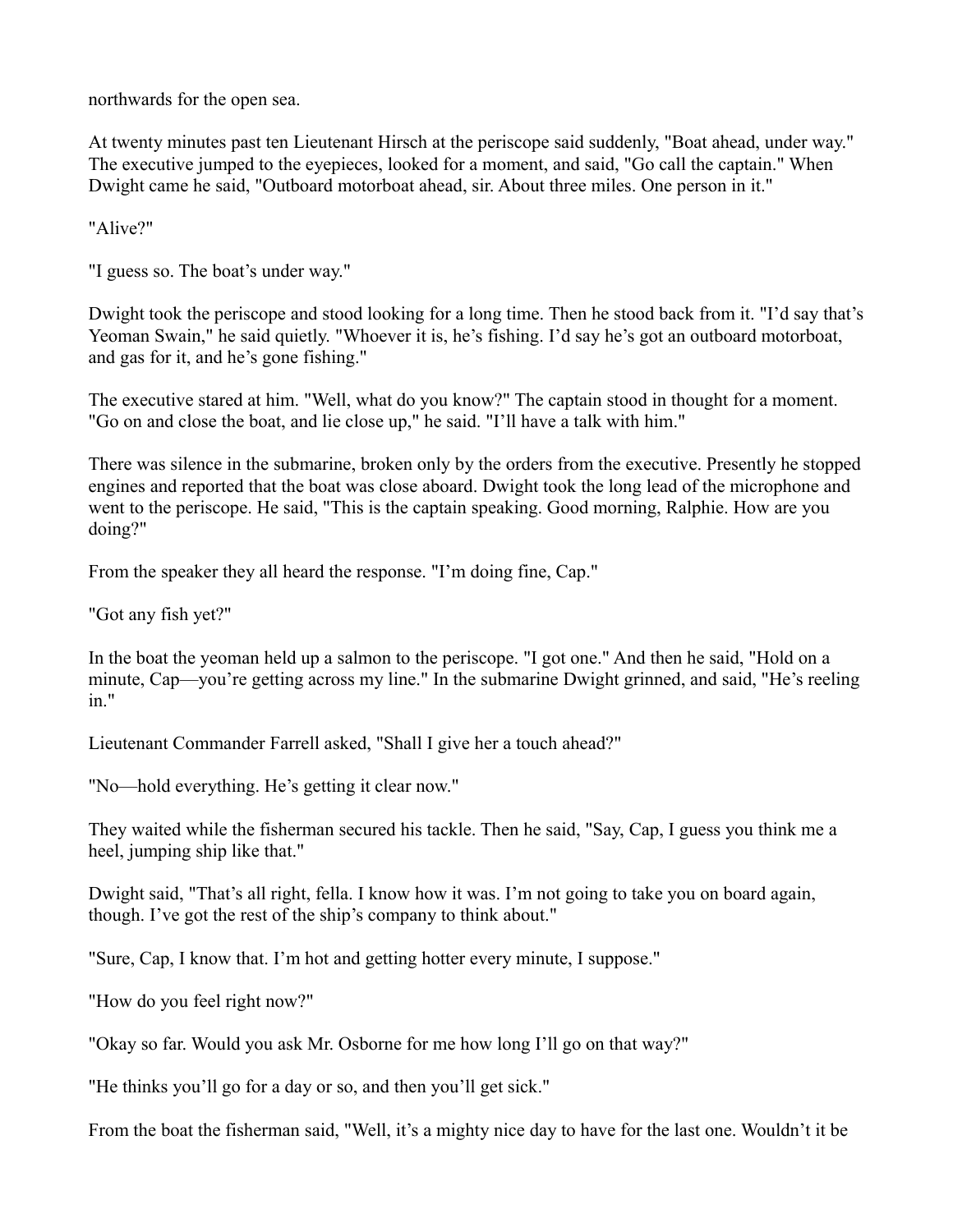northwards for the open sea.

At twenty minutes past ten Lieutenant Hirsch at the periscope said suddenly, "Boat ahead, under way." The executive jumped to the eyepieces, looked for a moment, and said, "Go call the captain." When Dwight came he said, "Outboard motorboat ahead, sir. About three miles. One person in it."

"Alive?"

"I guess so. The boat's under way."

Dwight took the periscope and stood looking for a long time. Then he stood back from it. "I'd say that's Yeoman Swain," he said quietly. "Whoever it is, he's fishing. I'd say he's got an outboard motorboat, and gas for it, and he's gone fishing."

The executive stared at him. "Well, what do you know?" The captain stood in thought for a moment. "Go on and close the boat, and lie close up," he said. "I'll have a talk with him."

There was silence in the submarine, broken only by the orders from the executive. Presently he stopped engines and reported that the boat was close aboard. Dwight took the long lead of the microphone and went to the periscope. He said, "This is the captain speaking. Good morning, Ralphie. How are you doing?"

From the speaker they all heard the response. "I'm doing fine, Cap."

"Got any fish yet?"

In the boat the yeoman held up a salmon to the periscope. "I got one." And then he said, "Hold on a minute, Cap—you're getting across my line." In the submarine Dwight grinned, and said, "He's reeling in."

Lieutenant Commander Farrell asked, "Shall I give her a touch ahead?"

"No—hold everything. He's getting it clear now."

They waited while the fisherman secured his tackle. Then he said, "Say, Cap, I guess you think me a heel, jumping ship like that."

Dwight said, "That's all right, fella. I know how it was. I'm not going to take you on board again, though. I've got the rest of the ship's company to think about."

"Sure, Cap, I know that. I'm hot and getting hotter every minute, I suppose."

"How do you feel right now?"

"Okay so far. Would you ask Mr. Osborne for me how long I'll go on that way?"

"He thinks you'll go for a day or so, and then you'll get sick."

From the boat the fisherman said, "Well, it's a mighty nice day to have for the last one. Wouldn't it be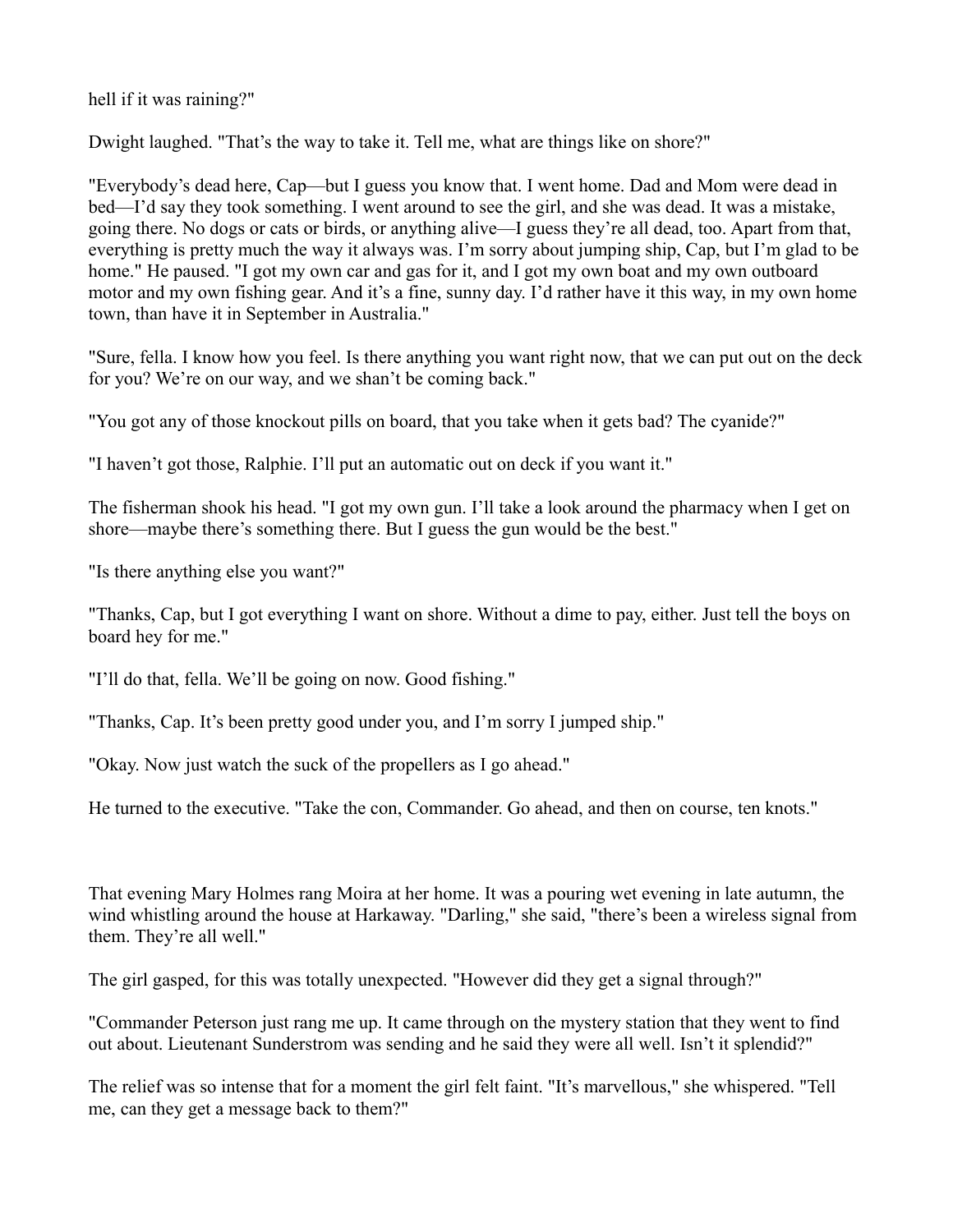hell if it was raining?"

Dwight laughed. "That's the way to take it. Tell me, what are things like on shore?"

"Everybody's dead here, Cap—but I guess you know that. I went home. Dad and Mom were dead in bed—I'd say they took something. I went around to see the girl, and she was dead. It was a mistake, going there. No dogs or cats or birds, or anything alive—I guess they're all dead, too. Apart from that, everything is pretty much the way it always was. I'm sorry about jumping ship, Cap, but I'm glad to be home." He paused. "I got my own car and gas for it, and I got my own boat and my own outboard motor and my own fishing gear. And it's a fine, sunny day. I'd rather have it this way, in my own home town, than have it in September in Australia."

"Sure, fella. I know how you feel. Is there anything you want right now, that we can put out on the deck for you? We're on our way, and we shan't be coming back."

"You got any of those knockout pills on board, that you take when it gets bad? The cyanide?"

"I haven't got those, Ralphie. I'll put an automatic out on deck if you want it."

The fisherman shook his head. "I got my own gun. I'll take a look around the pharmacy when I get on shore—maybe there's something there. But I guess the gun would be the best."

"Is there anything else you want?"

"Thanks, Cap, but I got everything I want on shore. Without a dime to pay, either. Just tell the boys on board hey for me."

"I'll do that, fella. We'll be going on now. Good fishing."

"Thanks, Cap. It's been pretty good under you, and I'm sorry I jumped ship."

"Okay. Now just watch the suck of the propellers as I go ahead."

He turned to the executive. "Take the con, Commander. Go ahead, and then on course, ten knots."

That evening Mary Holmes rang Moira at her home. It was a pouring wet evening in late autumn, the wind whistling around the house at Harkaway. "Darling," she said, "there's been a wireless signal from them. They're all well."

The girl gasped, for this was totally unexpected. "However did they get a signal through?"

"Commander Peterson just rang me up. It came through on the mystery station that they went to find out about. Lieutenant Sunderstrom was sending and he said they were all well. Isn't it splendid?"

The relief was so intense that for a moment the girl felt faint. "It's marvellous," she whispered. "Tell me, can they get a message back to them?"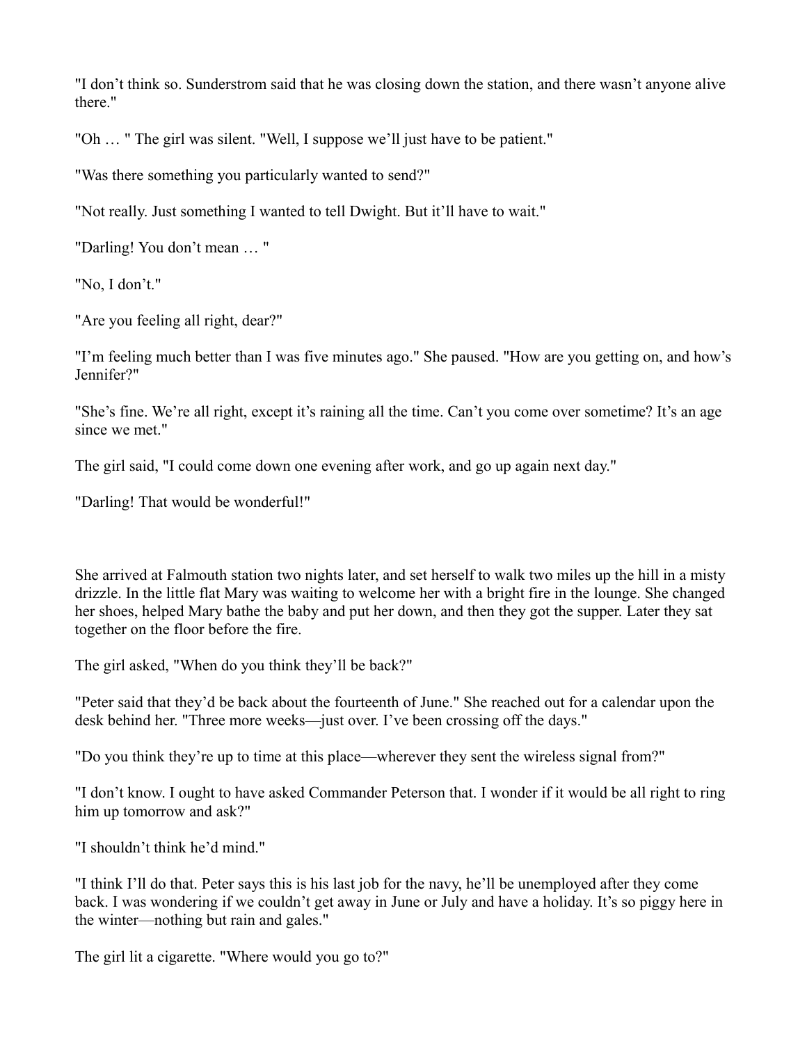"I don't think so. Sunderstrom said that he was closing down the station, and there wasn't anyone alive there."

"Oh … " The girl was silent. "Well, I suppose we'll just have to be patient."

"Was there something you particularly wanted to send?"

"Not really. Just something I wanted to tell Dwight. But it'll have to wait."

"Darling! You don't mean … "

"No, I don't."

"Are you feeling all right, dear?"

"I'm feeling much better than I was five minutes ago." She paused. "How are you getting on, and how's Jennifer?"

"She's fine. We're all right, except it's raining all the time. Can't you come over sometime? It's an age since we met."

The girl said, "I could come down one evening after work, and go up again next day."

"Darling! That would be wonderful!"

She arrived at Falmouth station two nights later, and set herself to walk two miles up the hill in a misty drizzle. In the little flat Mary was waiting to welcome her with a bright fire in the lounge. She changed her shoes, helped Mary bathe the baby and put her down, and then they got the supper. Later they sat together on the floor before the fire.

The girl asked, "When do you think they'll be back?"

"Peter said that they'd be back about the fourteenth of June." She reached out for a calendar upon the desk behind her. "Three more weeks—just over. I've been crossing off the days."

"Do you think they're up to time at this place—wherever they sent the wireless signal from?"

"I don't know. I ought to have asked Commander Peterson that. I wonder if it would be all right to ring him up tomorrow and ask?"

"I shouldn't think he'd mind."

"I think I'll do that. Peter says this is his last job for the navy, he'll be unemployed after they come back. I was wondering if we couldn't get away in June or July and have a holiday. It's so piggy here in the winter—nothing but rain and gales."

The girl lit a cigarette. "Where would you go to?"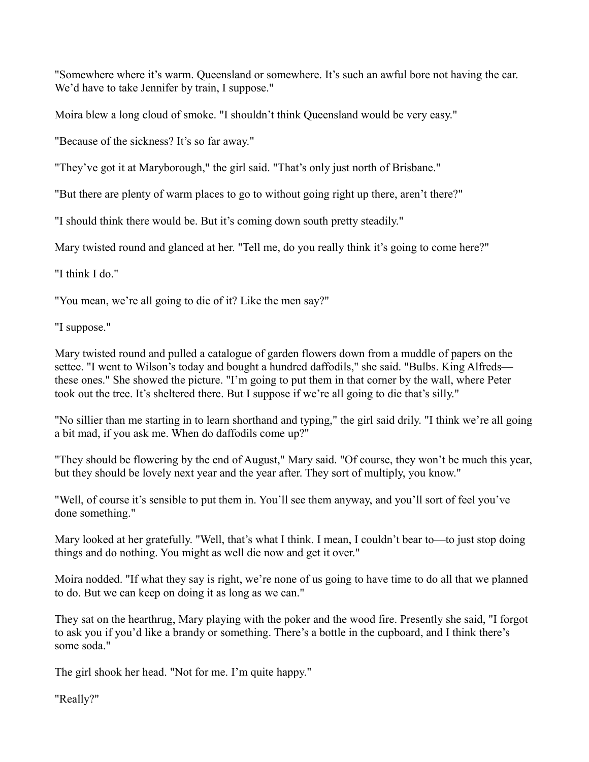"Somewhere where it's warm. Queensland or somewhere. It's such an awful bore not having the car. We'd have to take Jennifer by train, I suppose."

Moira blew a long cloud of smoke. "I shouldn't think Queensland would be very easy."

"Because of the sickness? It's so far away."

"They've got it at Maryborough," the girl said. "That's only just north of Brisbane."

"But there are plenty of warm places to go to without going right up there, aren't there?"

"I should think there would be. But it's coming down south pretty steadily."

Mary twisted round and glanced at her. "Tell me, do you really think it's going to come here?"

"I think I do."

"You mean, we're all going to die of it? Like the men say?"

"I suppose."

Mary twisted round and pulled a catalogue of garden flowers down from a muddle of papers on the settee. "I went to Wilson's today and bought a hundred daffodils," she said. "Bulbs. King Alfreds—these ones." She showed the picture. "I'm going to put them in that corner by the wall, where Peter took out the tree. It's sheltered there. But I suppose if we're all going to die that's silly."

"No sillier than me starting in to learn shorthand and typing," the girl said drily. "I think we're all going a bit mad, if you ask me. When do daffodils come up?"

"They should be flowering by the end of August," Mary said. "Of course, they won't be much this year, but they should be lovely next year and the year after. They sort of multiply, you know."

"Well, of course it's sensible to put them in. You'll see them anyway, and you'll sort of feel you've done something."

Mary looked at her gratefully. "Well, that's what I think. I mean, I couldn't bear to—to just stop doing things and do nothing. You might as well die now and get it over."

Moira nodded. "If what they say is right, we're none of us going to have time to do all that we planned to do. But we can keep on doing it as long as we can."

They sat on the hearthrug, Mary playing with the poker and the wood fire. Presently she said, "I forgot to ask you if you'd like a brandy or something. There's a bottle in the cupboard, and I think there's some soda."

The girl shook her head. "Not for me. I'm quite happy."

"Really?"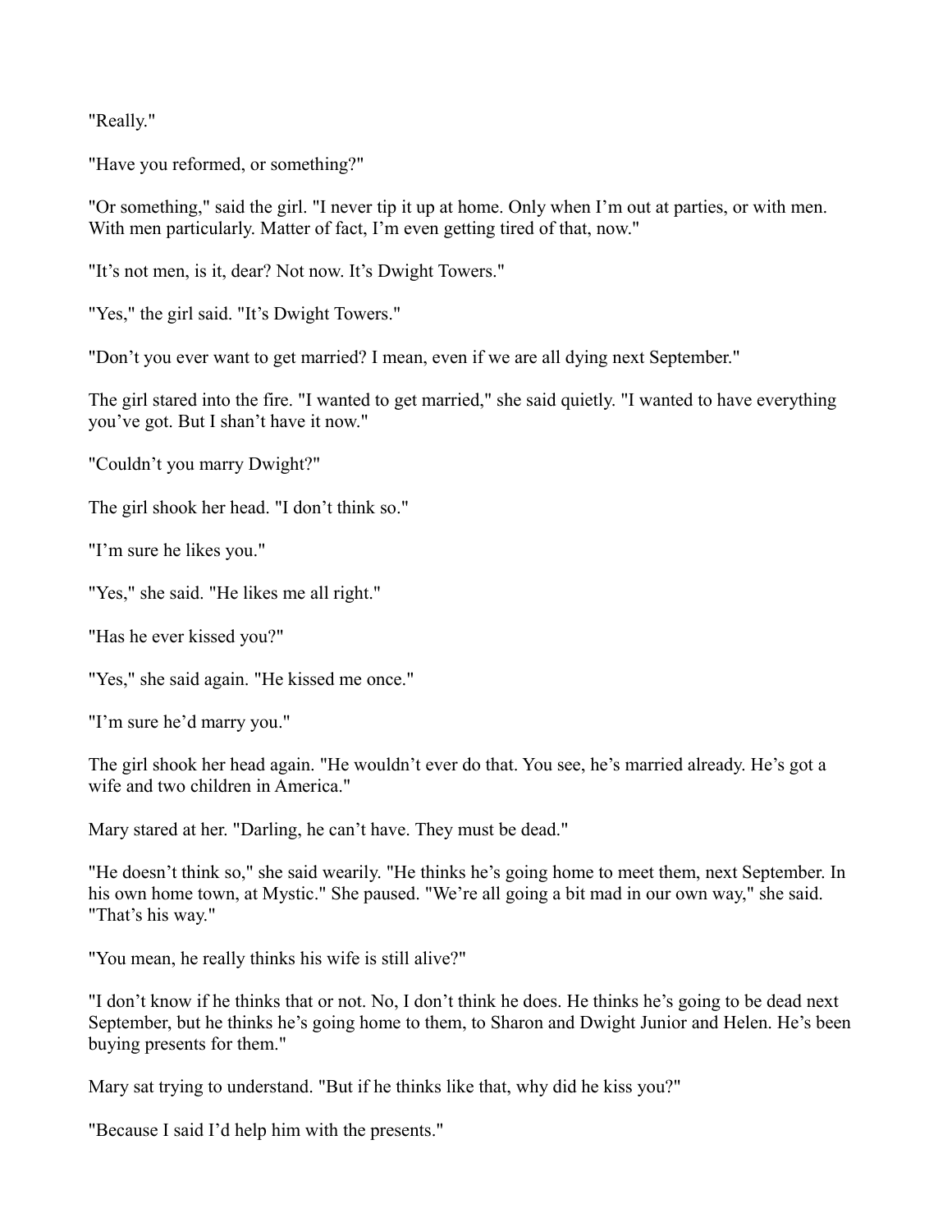"Really."

"Have you reformed, or something?"

"Or something," said the girl. "I never tip it up at home. Only when I'm out at parties, or with men. With men particularly. Matter of fact, I'm even getting tired of that, now."

"It's not men, is it, dear? Not now. It's Dwight Towers."

"Yes," the girl said. "It's Dwight Towers."

"Don't you ever want to get married? I mean, even if we are all dying next September."

The girl stared into the fire. "I wanted to get married," she said quietly. "I wanted to have everything you've got. But I shan't have it now."

"Couldn't you marry Dwight?"

The girl shook her head. "I don't think so."

"I'm sure he likes you."

"Yes," she said. "He likes me all right."

"Has he ever kissed you?"

"Yes," she said again. "He kissed me once."

"I'm sure he'd marry you."

The girl shook her head again. "He wouldn't ever do that. You see, he's married already. He's got a wife and two children in America."

Mary stared at her. "Darling, he can't have. They must be dead."

"He doesn't think so," she said wearily. "He thinks he's going home to meet them, next September. In his own home town, at Mystic." She paused. "We're all going a bit mad in our own way," she said. "That's his way."

"You mean, he really thinks his wife is still alive?"

"I don't know if he thinks that or not. No, I don't think he does. He thinks he's going to be dead next September, but he thinks he's going home to them, to Sharon and Dwight Junior and Helen. He's been buying presents for them."

Mary sat trying to understand. "But if he thinks like that, why did he kiss you?"

"Because I said I'd help him with the presents."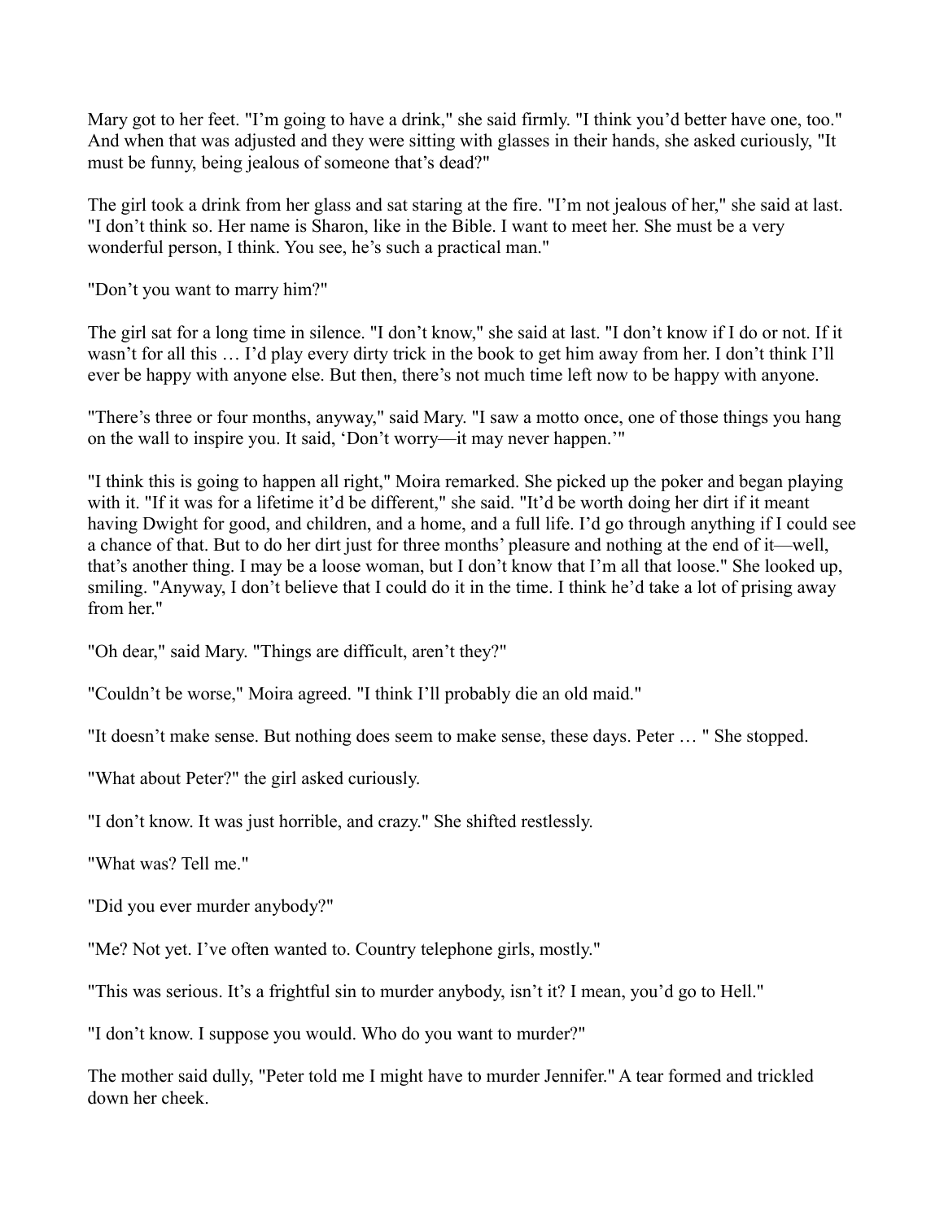Mary got to her feet. "I'm going to have a drink," she said firmly. "I think you'd better have one, too." And when that was adjusted and they were sitting with glasses in their hands, she asked curiously, "It must be funny, being jealous of someone that's dead?"

The girl took a drink from her glass and sat staring at the fire. "I'm not jealous of her," she said at last. "I don't think so. Her name is Sharon, like in the Bible. I want to meet her. She must be a very wonderful person, I think. You see, he's such a practical man."

"Don't you want to marry him?"

The girl sat for a long time in silence. "I don't know," she said at last. "I don't know if I do or not. If it wasn't for all this … I'd play every dirty trick in the book to get him away from her. I don't think I'll ever be happy with anyone else. But then, there's not much time left now to be happy with anyone.

"There's three or four months, anyway," said Mary. "I saw a motto once, one of those things you hang on the wall to inspire you. It said, 'Don't worry—it may never happen.'"

"I think this is going to happen all right," Moira remarked. She picked up the poker and began playing with it. "If it was for a lifetime it'd be different," she said. "It'd be worth doing her dirt if it meant having Dwight for good, and children, and a home, and a full life. I'd go through anything if I could see a chance of that. But to do her dirt just for three months' pleasure and nothing at the end of it—well, that's another thing. I may be a loose woman, but I don't know that I'm all that loose." She looked up, smiling. "Anyway, I don't believe that I could do it in the time. I think he'd take a lot of prising away from her."

"Oh dear," said Mary. "Things are difficult, aren't they?"

"Couldn't be worse," Moira agreed. "I think I'll probably die an old maid."

"It doesn't make sense. But nothing does seem to make sense, these days. Peter … " She stopped.

"What about Peter?" the girl asked curiously.

"I don't know. It was just horrible, and crazy." She shifted restlessly.

"What was? Tell me."

"Did you ever murder anybody?"

"Me? Not yet. I've often wanted to. Country telephone girls, mostly."

"This was serious. It's a frightful sin to murder anybody, isn't it? I mean, you'd go to Hell."

"I don't know. I suppose you would. Who do you want to murder?"

The mother said dully, "Peter told me I might have to murder Jennifer." A tear formed and trickled down her cheek.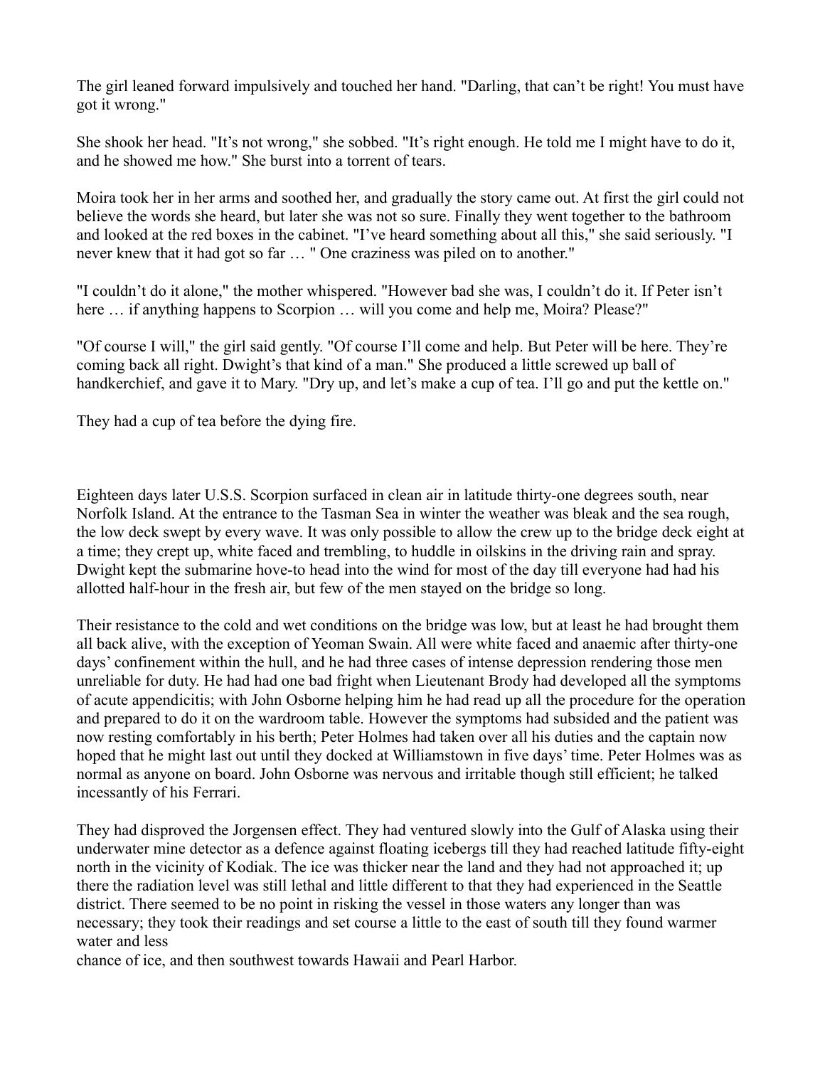The girl leaned forward impulsively and touched her hand. "Darling, that can't be right! You must have got it wrong."

She shook her head. "It's not wrong," she sobbed. "It's right enough. He told me I might have to do it, and he showed me how." She burst into a torrent of tears.

Moira took her in her arms and soothed her, and gradually the story came out. At first the girl could not believe the words she heard, but later she was not so sure. Finally they went together to the bathroom and looked at the red boxes in the cabinet. "I've heard something about all this," she said seriously. "I never knew that it had got so far … " One craziness was piled on to another."

"I couldn't do it alone," the mother whispered. "However bad she was, I couldn't do it. If Peter isn't here … if anything happens to Scorpion … will you come and help me, Moira? Please?"

"Of course I will," the girl said gently. "Of course I'll come and help. But Peter will be here. They're coming back all right. Dwight's that kind of a man." She produced a little screwed up ball of handkerchief, and gave it to Mary. "Dry up, and let's make a cup of tea. I'll go and put the kettle on."

They had a cup of tea before the dying fire.

Eighteen days later U.S.S. Scorpion surfaced in clean air in latitude thirty-one degrees south, near Norfolk Island. At the entrance to the Tasman Sea in winter the weather was bleak and the sea rough, the low deck swept by every wave. It was only possible to allow the crew up to the bridge deck eight at a time; they crept up, white faced and trembling, to huddle in oilskins in the driving rain and spray. Dwight kept the submarine hove-to head into the wind for most of the day till everyone had had his allotted half-hour in the fresh air, but few of the men stayed on the bridge so long.

Their resistance to the cold and wet conditions on the bridge was low, but at least he had brought them all back alive, with the exception of Yeoman Swain. All were white faced and anaemic after thirty-one days' confinement within the hull, and he had three cases of intense depression rendering those men unreliable for duty. He had had one bad fright when Lieutenant Brody had developed all the symptoms of acute appendicitis; with John Osborne helping him he had read up all the procedure for the operation and prepared to do it on the wardroom table. However the symptoms had subsided and the patient was now resting comfortably in his berth; Peter Holmes had taken over all his duties and the captain now hoped that he might last out until they docked at Williamstown in five days' time. Peter Holmes was as normal as anyone on board. John Osborne was nervous and irritable though still efficient; he talked incessantly of his Ferrari.

They had disproved the Jorgensen effect. They had ventured slowly into the Gulf of Alaska using their underwater mine detector as a defence against floating icebergs till they had reached latitude fifty-eight north in the vicinity of Kodiak. The ice was thicker near the land and they had not approached it; up there the radiation level was still lethal and little different to that they had experienced in the Seattle district. There seemed to be no point in risking the vessel in those waters any longer than was necessary; they took their readings and set course a little to the east of south till they found warmer water and less chance of ice, and then southwest towards Hawaii and Pearl Harbor.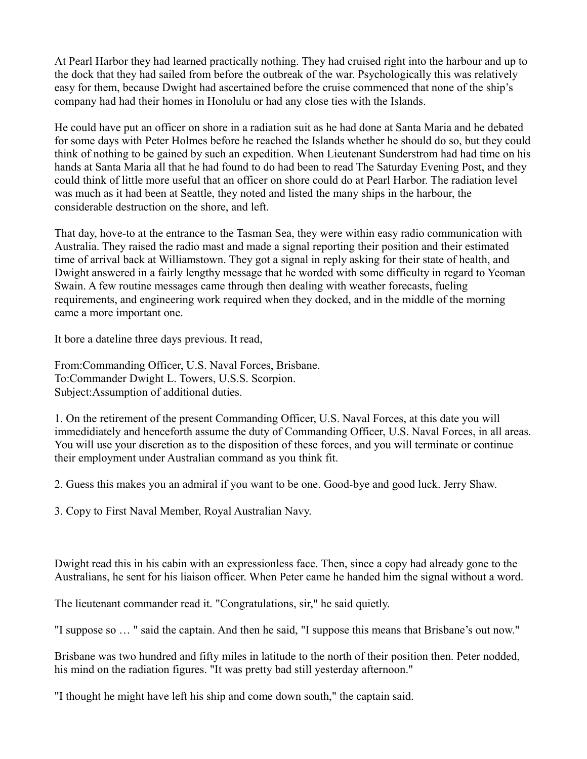At Pearl Harbor they had learned practically nothing. They had cruised right into the harbour and up to the dock that they had sailed from before the outbreak of the war. Psychologically this was relatively easy for them, because Dwight had ascertained before the cruise commenced that none of the ship's company had had their homes in Honolulu or had any close ties with the Islands.

He could have put an officer on shore in a radiation suit as he had done at Santa Maria and he debated for some days with Peter Holmes before he reached the Islands whether he should do so, but they could think of nothing to be gained by such an expedition. When Lieutenant Sunderstrom had had time on his hands at Santa Maria all that he had found to do had been to read The Saturday Evening Post, and they could think of little more useful that an officer on shore could do at Pearl Harbor. The radiation level was much as it had been at Seattle, they noted and listed the many ships in the harbour, the considerable destruction on the shore, and left.

That day, hove-to at the entrance to the Tasman Sea, they were within easy radio communication with Australia. They raised the radio mast and made a signal reporting their position and their estimated time of arrival back at Williamstown. They got a signal in reply asking for their state of health, and Dwight answered in a fairly lengthy message that he worded with some difficulty in regard to Yeoman Swain. A few routine messages came through then dealing with weather forecasts, fueling requirements, and engineering work required when they docked, and in the middle of the morning came a more important one.

It bore a dateline three days previous. It read,

From:Commanding Officer, U.S. Naval Forces, Brisbane.
To:Commander Dwight L. Towers, U.S.S. Scorpion.
Subject:Assumption of additional duties.

1. On the retirement of the present Commanding Officer, U.S. Naval Forces, at this date you will immedidiately and henceforth assume the duty of Commanding Officer, U.S. Naval Forces, in all areas. You will use your discretion as to the disposition of these forces, and you will terminate or continue their employment under Australian command as you think fit.

2. Guess this makes you an admiral if you want to be one. Good-bye and good luck. Jerry Shaw.

3. Copy to First Naval Member, Royal Australian Navy.

Dwight read this in his cabin with an expressionless face. Then, since a copy had already gone to the Australians, he sent for his liaison officer. When Peter came he handed him the signal without a word.

The lieutenant commander read it. "Congratulations, sir," he said quietly.

"I suppose so … " said the captain. And then he said, "I suppose this means that Brisbane's out now."

Brisbane was two hundred and fifty miles in latitude to the north of their position then. Peter nodded, his mind on the radiation figures. "It was pretty bad still yesterday afternoon."

"I thought he might have left his ship and come down south," the captain said.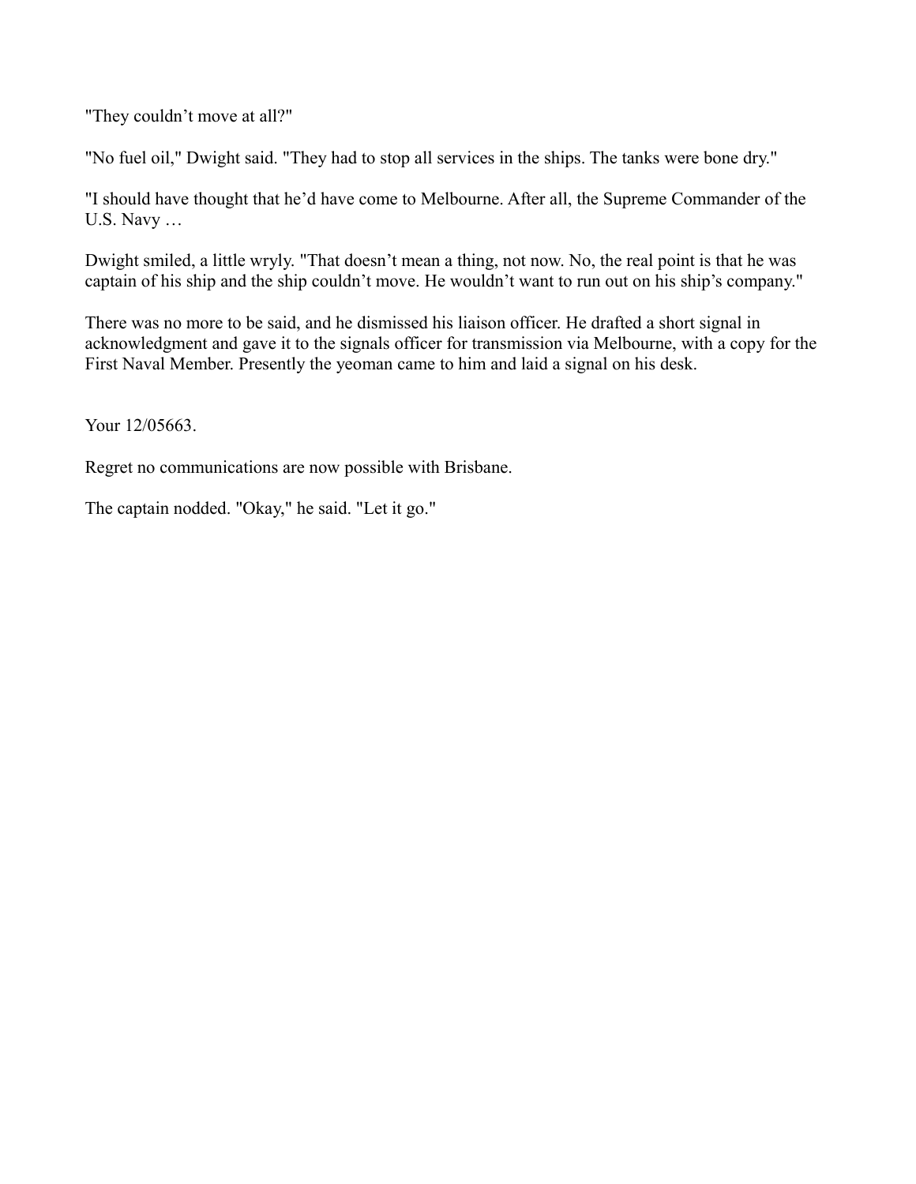"They couldn't move at all?"

"No fuel oil," Dwight said. "They had to stop all services in the ships. The tanks were bone dry."

"I should have thought that he'd have come to Melbourne. After all, the Supreme Commander of the U.S. Navy …

Dwight smiled, a little wryly. "That doesn't mean a thing, not now. No, the real point is that he was captain of his ship and the ship couldn't move. He wouldn't want to run out on his ship's company."

There was no more to be said, and he dismissed his liaison officer. He drafted a short signal in acknowledgment and gave it to the signals officer for transmission via Melbourne, with a copy for the First Naval Member. Presently the yeoman came to him and laid a signal on his desk.

Your 12/05663.

Regret no communications are now possible with Brisbane.

The captain nodded. "Okay," he said. "Let it go."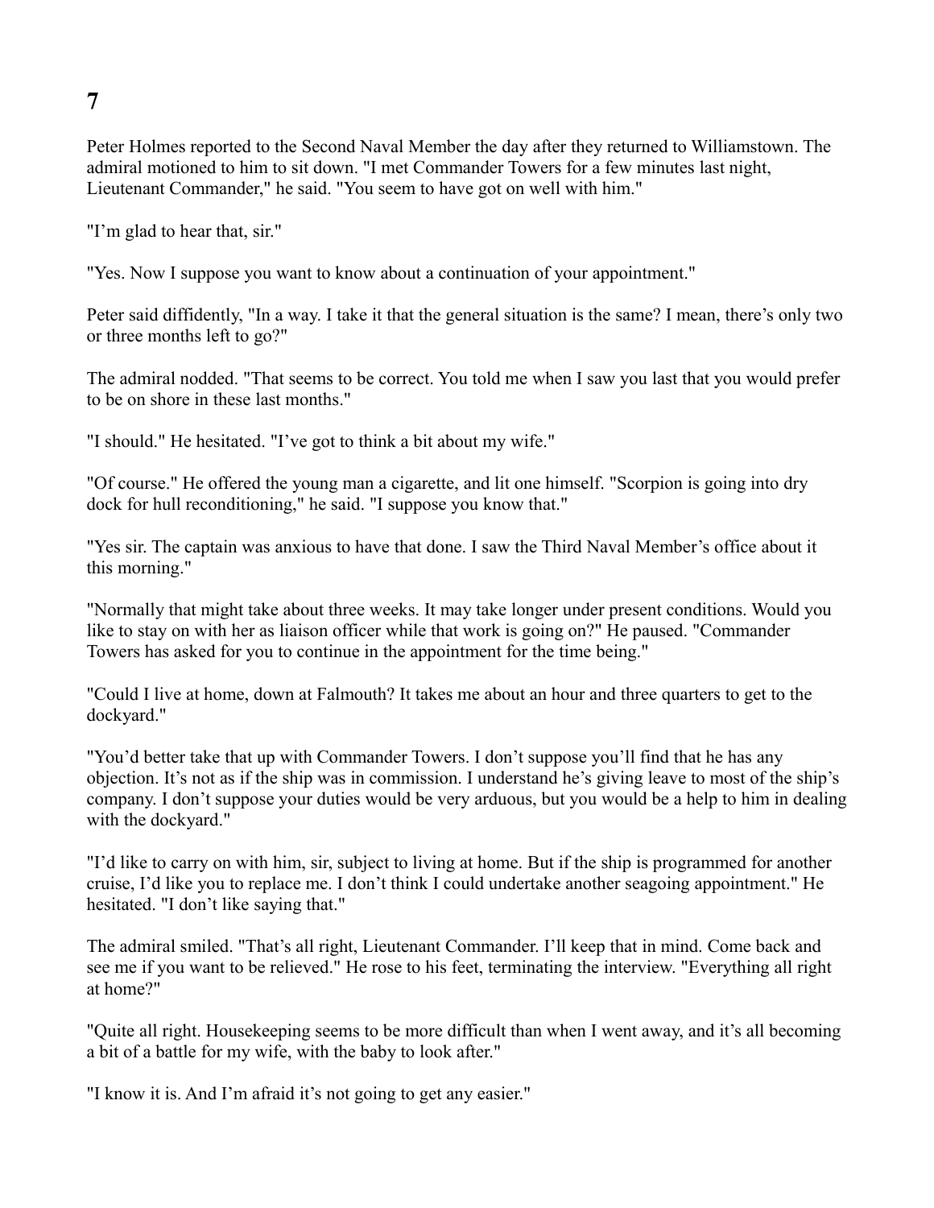# 7

Peter Holmes reported to the Second Naval Member the day after they returned to Williamstown. The admiral motioned to him to sit down. "I met Commander Towers for a few minutes last night, Lieutenant Commander," he said. "You seem to have got on well with him."

"I'm glad to hear that, sir."

"Yes. Now I suppose you want to know about a continuation of your appointment."

Peter said diffidently, "In a way. I take it that the general situation is the same? I mean, there's only two or three months left to go?"

The admiral nodded. "That seems to be correct. You told me when I saw you last that you would prefer to be on shore in these last months."

"I should." He hesitated. "I've got to think a bit about my wife."

"Of course." He offered the young man a cigarette, and lit one himself. "Scorpion is going into dry dock for hull reconditioning," he said. "I suppose you know that."

"Yes sir. The captain was anxious to have that done. I saw the Third Naval Member's office about it this morning."

"Normally that might take about three weeks. It may take longer under present conditions. Would you like to stay on with her as liaison officer while that work is going on?" He paused. "Commander Towers has asked for you to continue in the appointment for the time being."

"Could I live at home, down at Falmouth? It takes me about an hour and three quarters to get to the dockyard."

"You'd better take that up with Commander Towers. I don't suppose you'll find that he has any objection. It's not as if the ship was in commission. I understand he's giving leave to most of the ship's company. I don't suppose your duties would be very arduous, but you would be a help to him in dealing with the dockyard."

"I'd like to carry on with him, sir, subject to living at home. But if the ship is programmed for another cruise, I'd like you to replace me. I don't think I could undertake another seagoing appointment." He hesitated. "I don't like saying that."

The admiral smiled. "That's all right, Lieutenant Commander. I'll keep that in mind. Come back and see me if you want to be relieved." He rose to his feet, terminating the interview. "Everything all right at home?"

"Quite all right. Housekeeping seems to be more difficult than when I went away, and it's all becoming a bit of a battle for my wife, with the baby to look after."

"I know it is. And I'm afraid it's not going to get any easier."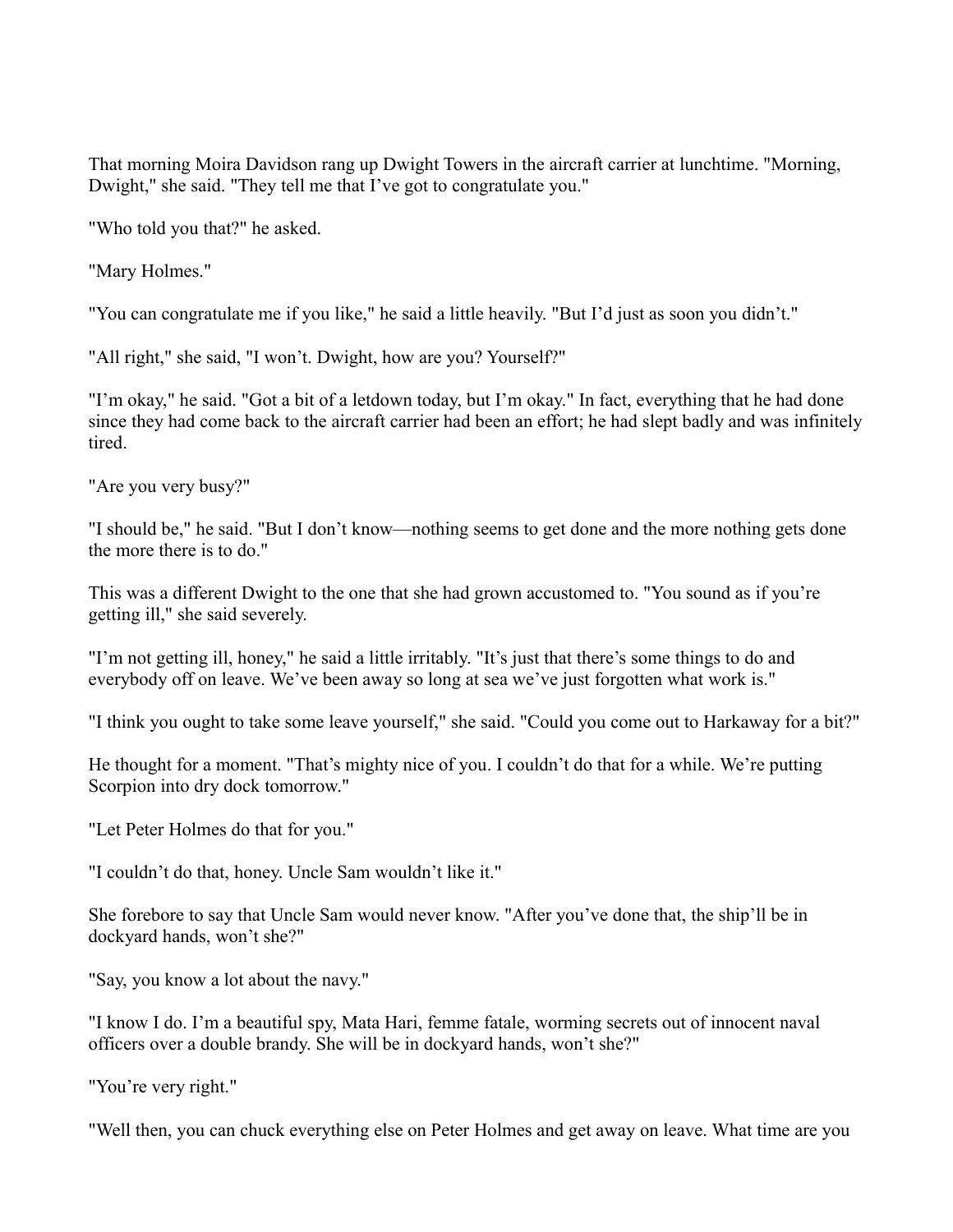That morning Moira Davidson rang up Dwight Towers in the aircraft carrier at lunchtime. "Morning, Dwight," she said. "They tell me that I've got to congratulate you."

"Who told you that?" he asked.

"Mary Holmes."

"You can congratulate me if you like," he said a little heavily. "But I'd just as soon you didn't."

"All right," she said, "I won't. Dwight, how are you? Yourself?"

"I'm okay," he said. "Got a bit of a letdown today, but I'm okay." In fact, everything that he had done since they had come back to the aircraft carrier had been an effort; he had slept badly and was infinitely tired.

"Are you very busy?"

"I should be," he said. "But I don't know—nothing seems to get done and the more nothing gets done the more there is to do."

This was a different Dwight to the one that she had grown accustomed to. "You sound as if you're getting ill," she said severely.

"I'm not getting ill, honey," he said a little irritably. "It's just that there's some things to do and everybody off on leave. We've been away so long at sea we've just forgotten what work is."

"I think you ought to take some leave yourself," she said. "Could you come out to Harkaway for a bit?"

He thought for a moment. "That's mighty nice of you. I couldn't do that for a while. We're putting Scorpion into dry dock tomorrow."

"Let Peter Holmes do that for you."

"I couldn't do that, honey. Uncle Sam wouldn't like it."

She forebore to say that Uncle Sam would never know. "After you've done that, the ship'll be in dockyard hands, won't she?"

"Say, you know a lot about the navy."

"I know I do. I'm a beautiful spy, Mata Hari, femme fatale, worming secrets out of innocent naval officers over a double brandy. She will be in dockyard hands, won't she?"

"You're very right."

"Well then, you can chuck everything else on Peter Holmes and get away on leave. What time are you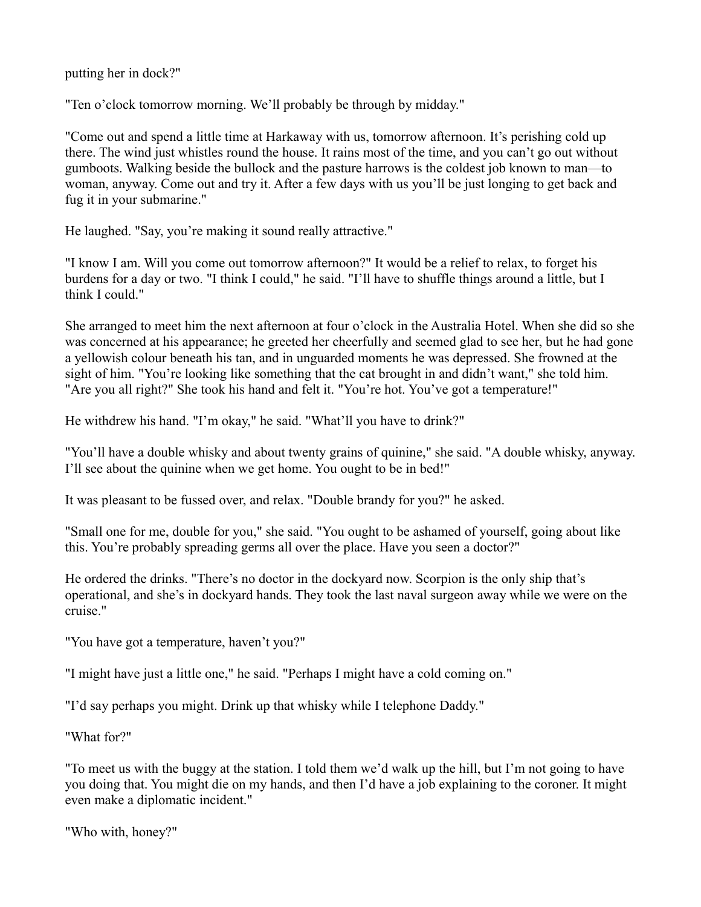putting her in dock?"

"Ten o'clock tomorrow morning. We'll probably be through by midday."

"Come out and spend a little time at Harkaway with us, tomorrow afternoon. It's perishing cold up there. The wind just whistles round the house. It rains most of the time, and you can't go out without gumboots. Walking beside the bullock and the pasture harrows is the coldest job known to man—to woman, anyway. Come out and try it. After a few days with us you'll be just longing to get back and fug it in your submarine."

He laughed. "Say, you're making it sound really attractive."

"I know I am. Will you come out tomorrow afternoon?" It would be a relief to relax, to forget his burdens for a day or two. "I think I could," he said. "I'll have to shuffle things around a little, but I think I could."

She arranged to meet him the next afternoon at four o'clock in the Australia Hotel. When she did so she was concerned at his appearance; he greeted her cheerfully and seemed glad to see her, but he had gone a yellowish colour beneath his tan, and in unguarded moments he was depressed. She frowned at the sight of him. "You're looking like something that the cat brought in and didn't want," she told him. "Are you all right?" She took his hand and felt it. "You're hot. You've got a temperature!"

He withdrew his hand. "I'm okay," he said. "What'll you have to drink?"

"You'll have a double whisky and about twenty grains of quinine," she said. "A double whisky, anyway. I'll see about the quinine when we get home. You ought to be in bed!"

It was pleasant to be fussed over, and relax. "Double brandy for you?" he asked.

"Small one for me, double for you," she said. "You ought to be ashamed of yourself, going about like this. You're probably spreading germs all over the place. Have you seen a doctor?"

He ordered the drinks. "There's no doctor in the dockyard now. Scorpion is the only ship that's operational, and she's in dockyard hands. They took the last naval surgeon away while we were on the cruise."

"You have got a temperature, haven't you?"

"I might have just a little one," he said. "Perhaps I might have a cold coming on."

"I'd say perhaps you might. Drink up that whisky while I telephone Daddy."

"What for?"

"To meet us with the buggy at the station. I told them we'd walk up the hill, but I'm not going to have you doing that. You might die on my hands, and then I'd have a job explaining to the coroner. It might even make a diplomatic incident."

"Who with, honey?"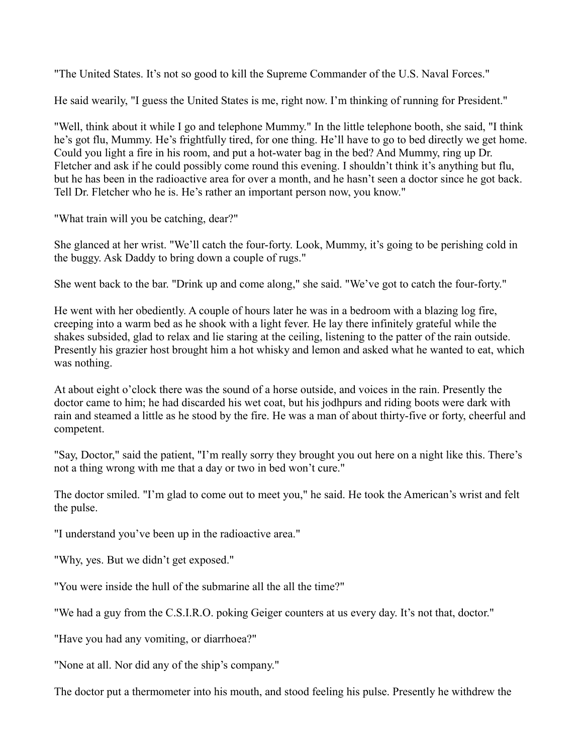"The United States. It's not so good to kill the Supreme Commander of the U.S. Naval Forces."

He said wearily, "I guess the United States is me, right now. I'm thinking of running for President."

"Well, think about it while I go and telephone Mummy." In the little telephone booth, she said, "I think he's got flu, Mummy. He's frightfully tired, for one thing. He'll have to go to bed directly we get home. Could you light a fire in his room, and put a hot-water bag in the bed? And Mummy, ring up Dr. Fletcher and ask if he could possibly come round this evening. I shouldn't think it's anything but flu, but he has been in the radioactive area for over a month, and he hasn't seen a doctor since he got back. Tell Dr. Fletcher who he is. He's rather an important person now, you know."

"What train will you be catching, dear?"

She glanced at her wrist. "We'll catch the four-forty. Look, Mummy, it's going to be perishing cold in the buggy. Ask Daddy to bring down a couple of rugs."

She went back to the bar. "Drink up and come along," she said. "We've got to catch the four-forty."

He went with her obediently. A couple of hours later he was in a bedroom with a blazing log fire, creeping into a warm bed as he shook with a light fever. He lay there infinitely grateful while the shakes subsided, glad to relax and lie staring at the ceiling, listening to the patter of the rain outside. Presently his grazier host brought him a hot whisky and lemon and asked what he wanted to eat, which was nothing.

At about eight o'clock there was the sound of a horse outside, and voices in the rain. Presently the doctor came to him; he had discarded his wet coat, but his jodhpurs and riding boots were dark with rain and steamed a little as he stood by the fire. He was a man of about thirty-five or forty, cheerful and competent.

"Say, Doctor," said the patient, "I'm really sorry they brought you out here on a night like this. There's not a thing wrong with me that a day or two in bed won't cure."

The doctor smiled. "I'm glad to come out to meet you," he said. He took the American's wrist and felt the pulse.

"I understand you've been up in the radioactive area."

"Why, yes. But we didn't get exposed."

"You were inside the hull of the submarine all the all the time?"

"We had a guy from the C.S.I.R.O. poking Geiger counters at us every day. It's not that, doctor."

"Have you had any vomiting, or diarrhoea?"

"None at all. Nor did any of the ship's company."

The doctor put a thermometer into his mouth, and stood feeling his pulse. Presently he withdrew the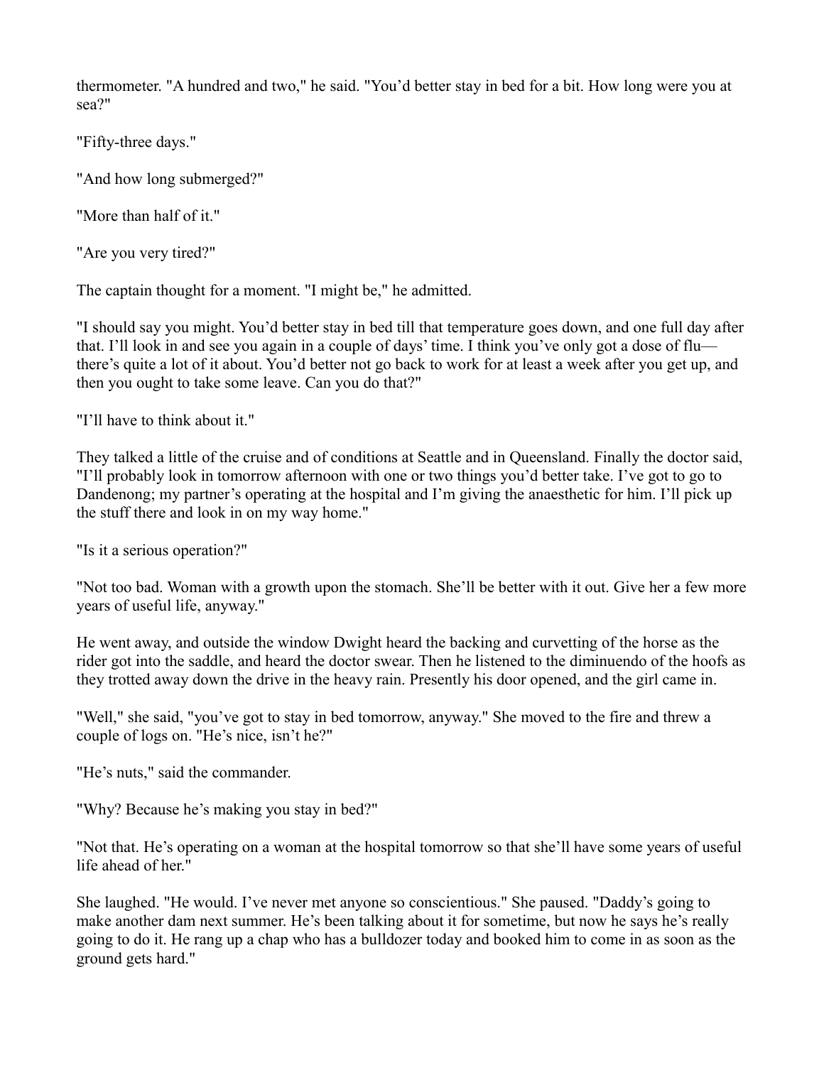thermometer. "A hundred and two," he said. "You'd better stay in bed for a bit. How long were you at sea?"

"Fifty-three days."

"And how long submerged?"

"More than half of it."

"Are you very tired?"

The captain thought for a moment. "I might be," he admitted.

"I should say you might. You'd better stay in bed till that temperature goes down, and one full day after that. I'll look in and see you again in a couple of days' time. I think you've only got a dose of flu—there's quite a lot of it about. You'd better not go back to work for at least a week after you get up, and then you ought to take some leave. Can you do that?"

"I'll have to think about it."

They talked a little of the cruise and of conditions at Seattle and in Queensland. Finally the doctor said, "I'll probably look in tomorrow afternoon with one or two things you'd better take. I've got to go to Dandenong; my partner's operating at the hospital and I'm giving the anaesthetic for him. I'll pick up the stuff there and look in on my way home."

"Is it a serious operation?"

"Not too bad. Woman with a growth upon the stomach. She'll be better with it out. Give her a few more years of useful life, anyway."

He went away, and outside the window Dwight heard the backing and curvetting of the horse as the rider got into the saddle, and heard the doctor swear. Then he listened to the diminuendo of the hoofs as they trotted away down the drive in the heavy rain. Presently his door opened, and the girl came in.

"Well," she said, "you've got to stay in bed tomorrow, anyway." She moved to the fire and threw a couple of logs on. "He's nice, isn't he?"

"He's nuts," said the commander.

"Why? Because he's making you stay in bed?"

"Not that. He's operating on a woman at the hospital tomorrow so that she'll have some years of useful life ahead of her."

She laughed. "He would. I've never met anyone so conscientious." She paused. "Daddy's going to make another dam next summer. He's been talking about it for sometime, but now he says he's really going to do it. He rang up a chap who has a bulldozer today and booked him to come in as soon as the ground gets hard."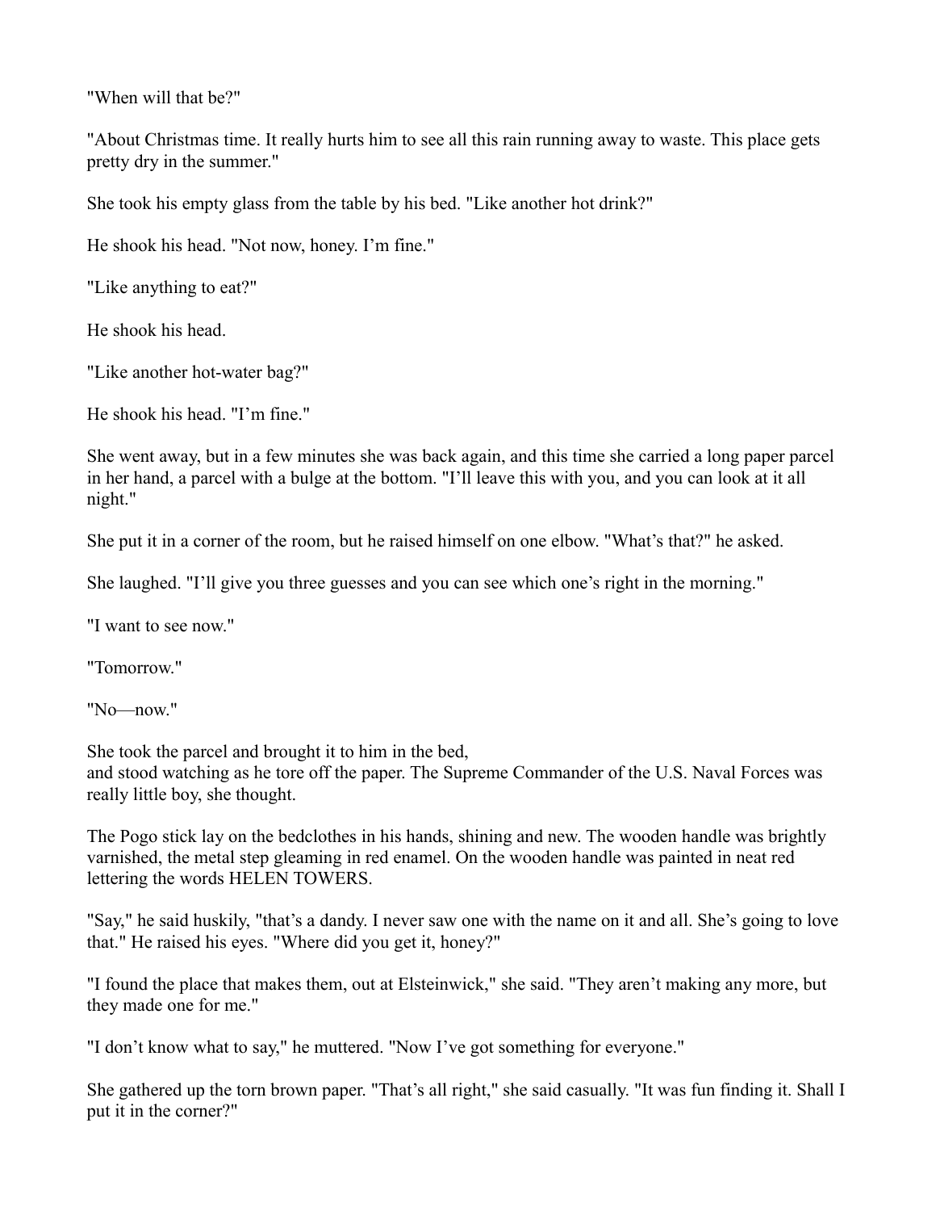"When will that be?"

"About Christmas time. It really hurts him to see all this rain running away to waste. This place gets pretty dry in the summer."

She took his empty glass from the table by his bed. "Like another hot drink?"

He shook his head. "Not now, honey. I'm fine."

"Like anything to eat?"

He shook his head.

"Like another hot-water bag?"

He shook his head. "I'm fine."

She went away, but in a few minutes she was back again, and this time she carried a long paper parcel in her hand, a parcel with a bulge at the bottom. "I'll leave this with you, and you can look at it all night."

She put it in a corner of the room, but he raised himself on one elbow. "What's that?" he asked.

She laughed. "I'll give you three guesses and you can see which one's right in the morning."

"I want to see now."

"Tomorrow."

"No—now."

She took the parcel and brought it to him in the bed, and stood watching as he tore off the paper. The Supreme Commander of the U.S. Naval Forces was really little boy, she thought.

The Pogo stick lay on the bedclothes in his hands, shining and new. The wooden handle was brightly varnished, the metal step gleaming in red enamel. On the wooden handle was painted in neat red lettering the words HELEN TOWERS.

"Say," he said huskily, "that's a dandy. I never saw one with the name on it and all. She's going to love that." He raised his eyes. "Where did you get it, honey?"

"I found the place that makes them, out at Elsteinwick," she said. "They aren't making any more, but they made one for me."

"I don't know what to say," he muttered. "Now I've got something for everyone."

She gathered up the torn brown paper. "That's all right," she said casually. "It was fun finding it. Shall I put it in the corner?"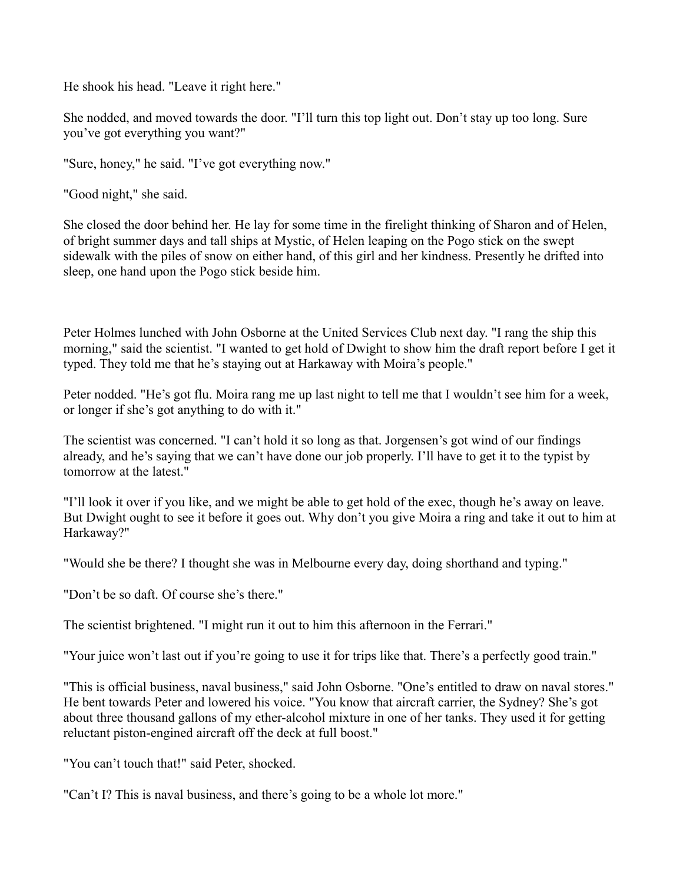He shook his head. "Leave it right here."

She nodded, and moved towards the door. "I'll turn this top light out. Don't stay up too long. Sure you've got everything you want?"

"Sure, honey," he said. "I've got everything now."

"Good night," she said.

She closed the door behind her. He lay for some time in the firelight thinking of Sharon and of Helen, of bright summer days and tall ships at Mystic, of Helen leaping on the Pogo stick on the swept sidewalk with the piles of snow on either hand, of this girl and her kindness. Presently he drifted into sleep, one hand upon the Pogo stick beside him.

Peter Holmes lunched with John Osborne at the United Services Club next day. "I rang the ship this morning," said the scientist. "I wanted to get hold of Dwight to show him the draft report before I get it typed. They told me that he's staying out at Harkaway with Moira's people."

Peter nodded. "He's got flu. Moira rang me up last night to tell me that I wouldn't see him for a week, or longer if she's got anything to do with it."

The scientist was concerned. "I can't hold it so long as that. Jorgensen's got wind of our findings already, and he's saying that we can't have done our job properly. I'll have to get it to the typist by tomorrow at the latest."

"I'll look it over if you like, and we might be able to get hold of the exec, though he's away on leave. But Dwight ought to see it before it goes out. Why don't you give Moira a ring and take it out to him at Harkaway?"

"Would she be there? I thought she was in Melbourne every day, doing shorthand and typing."

"Don't be so daft. Of course she's there."

The scientist brightened. "I might run it out to him this afternoon in the Ferrari."

"Your juice won't last out if you're going to use it for trips like that. There's a perfectly good train."

"This is official business, naval business," said John Osborne. "One's entitled to draw on naval stores." He bent towards Peter and lowered his voice. "You know that aircraft carrier, the Sydney? She's got about three thousand gallons of my ether-alcohol mixture in one of her tanks. They used it for getting reluctant piston-engined aircraft off the deck at full boost."

"You can't touch that!" said Peter, shocked.

"Can't I? This is naval business, and there's going to be a whole lot more."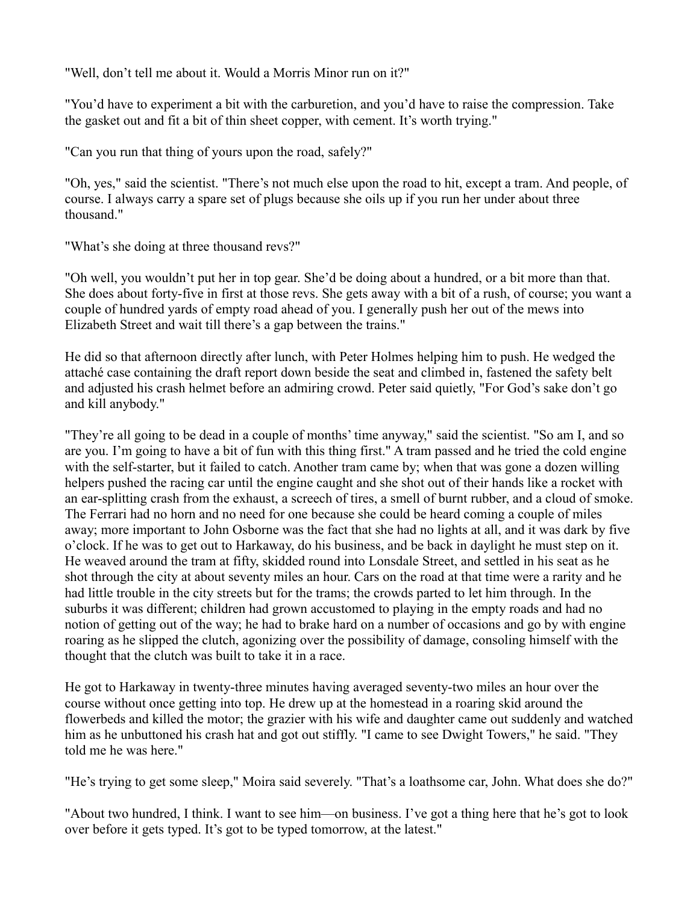"Well, don't tell me about it. Would a Morris Minor run on it?"

"You'd have to experiment a bit with the carburetion, and you'd have to raise the compression. Take the gasket out and fit a bit of thin sheet copper, with cement. It's worth trying."

"Can you run that thing of yours upon the road, safely?"

"Oh, yes," said the scientist. "There's not much else upon the road to hit, except a tram. And people, of course. I always carry a spare set of plugs because she oils up if you run her under about three thousand."

"What's she doing at three thousand revs?"

"Oh well, you wouldn't put her in top gear. She'd be doing about a hundred, or a bit more than that. She does about forty-five in first at those revs. She gets away with a bit of a rush, of course; you want a couple of hundred yards of empty road ahead of you. I generally push her out of the mews into Elizabeth Street and wait till there's a gap between the trains."

He did so that afternoon directly after lunch, with Peter Holmes helping him to push. He wedged the attaché case containing the draft report down beside the seat and climbed in, fastened the safety belt and adjusted his crash helmet before an admiring crowd. Peter said quietly, "For God's sake don't go and kill anybody."

"They're all going to be dead in a couple of months' time anyway," said the scientist. "So am I, and so are you. I'm going to have a bit of fun with this thing first." A tram passed and he tried the cold engine with the self-starter, but it failed to catch. Another tram came by; when that was gone a dozen willing helpers pushed the racing car until the engine caught and she shot out of their hands like a rocket with an ear-splitting crash from the exhaust, a screech of tires, a smell of burnt rubber, and a cloud of smoke. The Ferrari had no horn and no need for one because she could be heard coming a couple of miles away; more important to John Osborne was the fact that she had no lights at all, and it was dark by five o'clock. If he was to get out to Harkaway, do his business, and be back in daylight he must step on it. He weaved around the tram at fifty, skidded round into Lonsdale Street, and settled in his seat as he shot through the city at about seventy miles an hour. Cars on the road at that time were a rarity and he had little trouble in the city streets but for the trams; the crowds parted to let him through. In the suburbs it was different; children had grown accustomed to playing in the empty roads and had no notion of getting out of the way; he had to brake hard on a number of occasions and go by with engine roaring as he slipped the clutch, agonizing over the possibility of damage, consoling himself with the thought that the clutch was built to take it in a race.

He got to Harkaway in twenty-three minutes having averaged seventy-two miles an hour over the course without once getting into top. He drew up at the homestead in a roaring skid around the flowerbeds and killed the motor; the grazier with his wife and daughter came out suddenly and watched him as he unbuttoned his crash hat and got out stiffly. "I came to see Dwight Towers," he said. "They told me he was here."

"He's trying to get some sleep," Moira said severely. "That's a loathsome car, John. What does she do?"

"About two hundred, I think. I want to see him—on business. I've got a thing here that he's got to look over before it gets typed. It's got to be typed tomorrow, at the latest."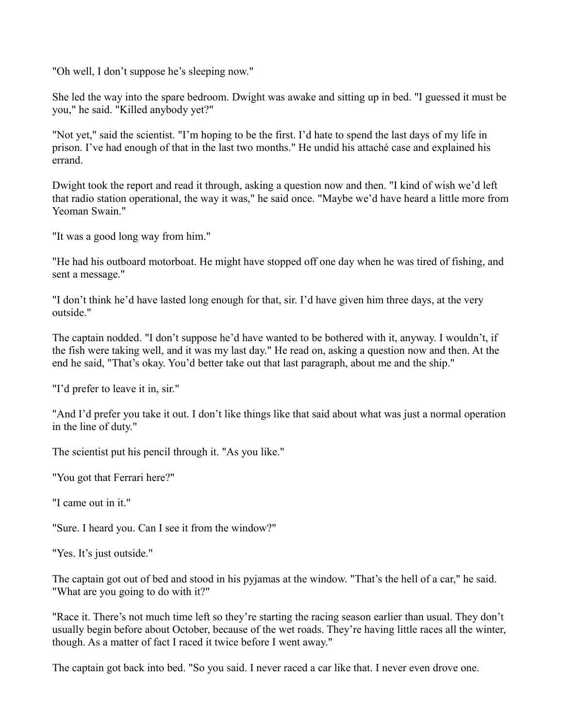"Oh well, I don't suppose he's sleeping now."

She led the way into the spare bedroom. Dwight was awake and sitting up in bed. "I guessed it must be you," he said. "Killed anybody yet?"

"Not yet," said the scientist. "I'm hoping to be the first. I'd hate to spend the last days of my life in prison. I've had enough of that in the last two months." He undid his attaché case and explained his errand.

Dwight took the report and read it through, asking a question now and then. "I kind of wish we'd left that radio station operational, the way it was," he said once. "Maybe we'd have heard a little more from Yeoman Swain."

"It was a good long way from him."

"He had his outboard motorboat. He might have stopped off one day when he was tired of fishing, and sent a message."

"I don't think he'd have lasted long enough for that, sir. I'd have given him three days, at the very outside."

The captain nodded. "I don't suppose he'd have wanted to be bothered with it, anyway. I wouldn't, if the fish were taking well, and it was my last day." He read on, asking a question now and then. At the end he said, "That's okay. You'd better take out that last paragraph, about me and the ship."

"I'd prefer to leave it in, sir."

"And I'd prefer you take it out. I don't like things like that said about what was just a normal operation in the line of duty."

The scientist put his pencil through it. "As you like."

"You got that Ferrari here?"

"I came out in it."

"Sure. I heard you. Can I see it from the window?"

"Yes. It's just outside."

The captain got out of bed and stood in his pyjamas at the window. "That's the hell of a car," he said. "What are you going to do with it?"

"Race it. There's not much time left so they're starting the racing season earlier than usual. They don't usually begin before about October, because of the wet roads. They're having little races all the winter, though. As a matter of fact I raced it twice before I went away."

The captain got back into bed. "So you said. I never raced a car like that. I never even drove one.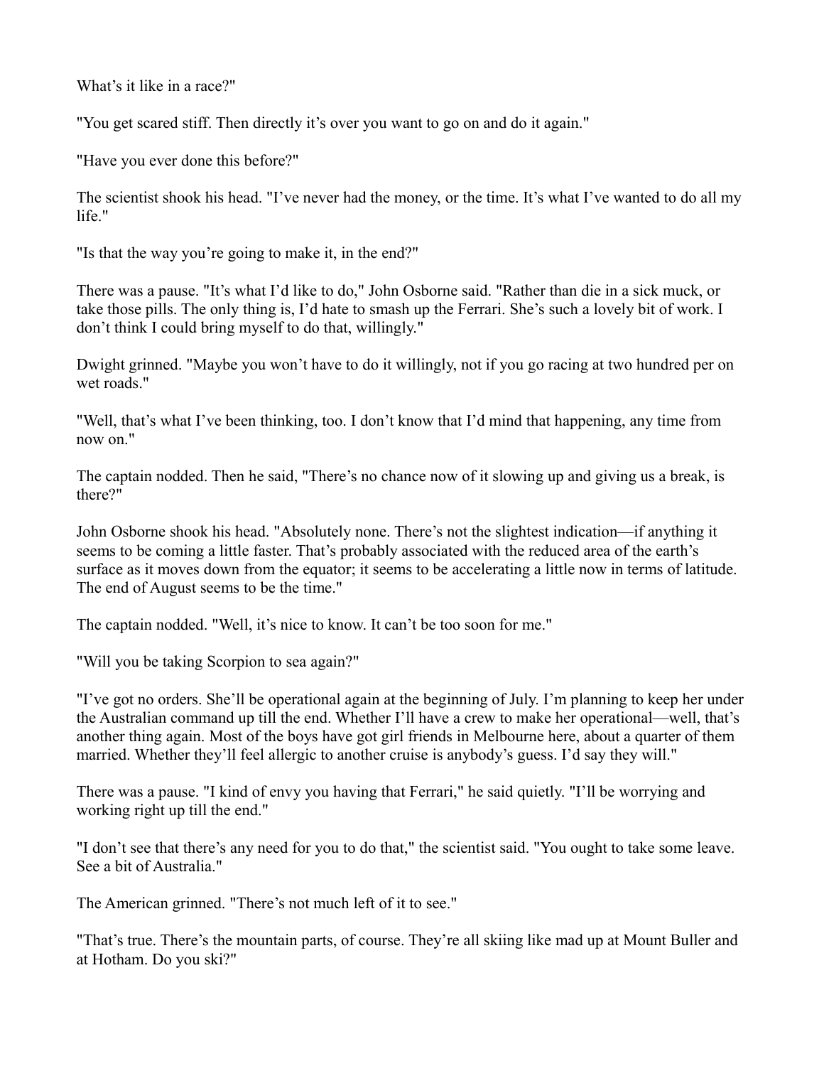What's it like in a race?"

"You get scared stiff. Then directly it's over you want to go on and do it again."

"Have you ever done this before?"

The scientist shook his head. "I've never had the money, or the time. It's what I've wanted to do all my life."

"Is that the way you're going to make it, in the end?"

There was a pause. "It's what I'd like to do," John Osborne said. "Rather than die in a sick muck, or take those pills. The only thing is, I'd hate to smash up the Ferrari. She's such a lovely bit of work. I don't think I could bring myself to do that, willingly."

Dwight grinned. "Maybe you won't have to do it willingly, not if you go racing at two hundred per on wet roads."

"Well, that's what I've been thinking, too. I don't know that I'd mind that happening, any time from now on."

The captain nodded. Then he said, "There's no chance now of it slowing up and giving us a break, is there?"

John Osborne shook his head. "Absolutely none. There's not the slightest indication—if anything it seems to be coming a little faster. That's probably associated with the reduced area of the earth's surface as it moves down from the equator; it seems to be accelerating a little now in terms of latitude. The end of August seems to be the time."

The captain nodded. "Well, it's nice to know. It can't be too soon for me."

"Will you be taking Scorpion to sea again?"

"I've got no orders. She'll be operational again at the beginning of July. I'm planning to keep her under the Australian command up till the end. Whether I'll have a crew to make her operational—well, that's another thing again. Most of the boys have got girl friends in Melbourne here, about a quarter of them married. Whether they'll feel allergic to another cruise is anybody's guess. I'd say they will."

There was a pause. "I kind of envy you having that Ferrari," he said quietly. "I'll be worrying and working right up till the end."

"I don't see that there's any need for you to do that," the scientist said. "You ought to take some leave. See a bit of Australia."

The American grinned. "There's not much left of it to see."

"That's true. There's the mountain parts, of course. They're all skiing like mad up at Mount Buller and at Hotham. Do you ski?"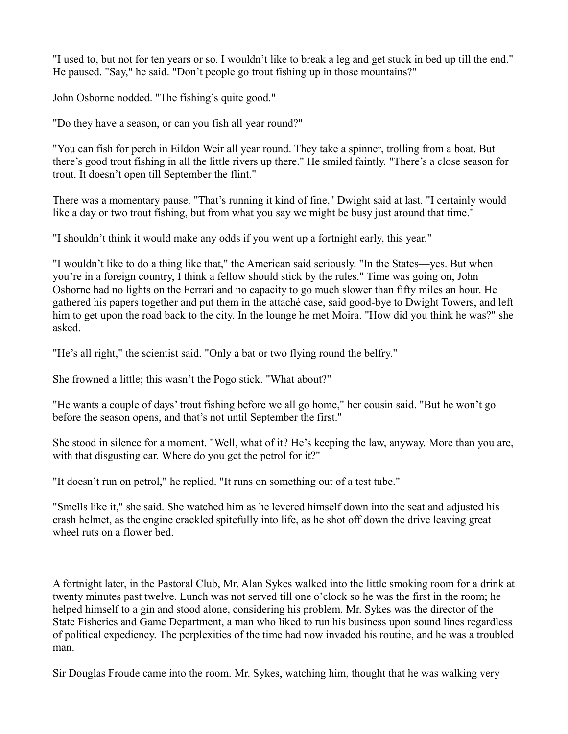"I used to, but not for ten years or so. I wouldn't like to break a leg and get stuck in bed up till the end." He paused. "Say," he said. "Don't people go trout fishing up in those mountains?"

John Osborne nodded. "The fishing's quite good."

"Do they have a season, or can you fish all year round?"

"You can fish for perch in Eildon Weir all year round. They take a spinner, trolling from a boat. But there's good trout fishing in all the little rivers up there." He smiled faintly. "There's a close season for trout. It doesn't open till September the flint."

There was a momentary pause. "That's running it kind of fine," Dwight said at last. "I certainly would like a day or two trout fishing, but from what you say we might be busy just around that time."

"I shouldn't think it would make any odds if you went up a fortnight early, this year."

"I wouldn't like to do a thing like that," the American said seriously. "In the States—yes. But when you're in a foreign country, I think a fellow should stick by the rules." Time was going on, John Osborne had no lights on the Ferrari and no capacity to go much slower than fifty miles an hour. He gathered his papers together and put them in the attaché case, said good-bye to Dwight Towers, and left him to get upon the road back to the city. In the lounge he met Moira. "How did you think he was?" she asked.

"He's all right," the scientist said. "Only a bat or two flying round the belfry."

She frowned a little; this wasn't the Pogo stick. "What about?"

"He wants a couple of days' trout fishing before we all go home," her cousin said. "But he won't go before the season opens, and that's not until September the first."

She stood in silence for a moment. "Well, what of it? He's keeping the law, anyway. More than you are, with that disgusting car. Where do you get the petrol for it?"

"It doesn't run on petrol," he replied. "It runs on something out of a test tube."

"Smells like it," she said. She watched him as he levered himself down into the seat and adjusted his crash helmet, as the engine crackled spitefully into life, as he shot off down the drive leaving great wheel ruts on a flower bed.

A fortnight later, in the Pastoral Club, Mr. Alan Sykes walked into the little smoking room for a drink at twenty minutes past twelve. Lunch was not served till one o'clock so he was the first in the room; he helped himself to a gin and stood alone, considering his problem. Mr. Sykes was the director of the State Fisheries and Game Department, a man who liked to run his business upon sound lines regardless of political expediency. The perplexities of the time had now invaded his routine, and he was a troubled man.

Sir Douglas Froude came into the room. Mr. Sykes, watching him, thought that he was walking very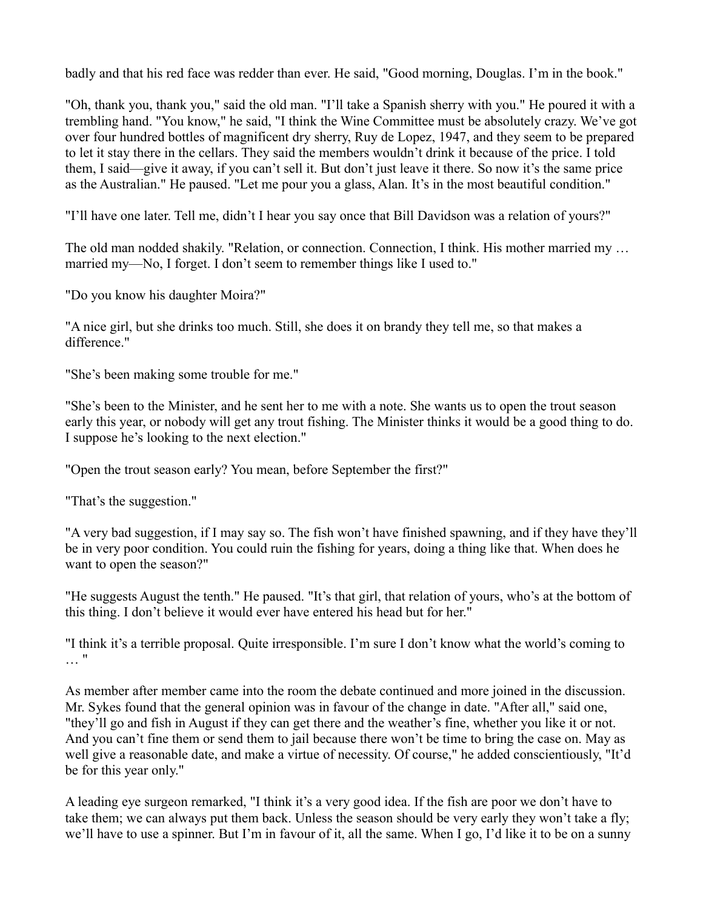badly and that his red face was redder than ever. He said, "Good morning, Douglas. I'm in the book."

"Oh, thank you, thank you," said the old man. "I'll take a Spanish sherry with you." He poured it with a trembling hand. "You know," he said, "I think the Wine Committee must be absolutely crazy. We've got over four hundred bottles of magnificent dry sherry, Ruy de Lopez, 1947, and they seem to be prepared to let it stay there in the cellars. They said the members wouldn't drink it because of the price. I told them, I said—give it away, if you can't sell it. But don't just leave it there. So now it's the same price as the Australian." He paused. "Let me pour you a glass, Alan. It's in the most beautiful condition."

"I'll have one later. Tell me, didn't I hear you say once that Bill Davidson was a relation of yours?"

The old man nodded shakily. "Relation, or connection. Connection, I think. His mother married my … married my—No, I forget. I don't seem to remember things like I used to."

"Do you know his daughter Moira?"

"A nice girl, but she drinks too much. Still, she does it on brandy they tell me, so that makes a difference."

"She's been making some trouble for me."

"She's been to the Minister, and he sent her to me with a note. She wants us to open the trout season early this year, or nobody will get any trout fishing. The Minister thinks it would be a good thing to do. I suppose he's looking to the next election."

"Open the trout season early? You mean, before September the first?"

"That's the suggestion."

"A very bad suggestion, if I may say so. The fish won't have finished spawning, and if they have they'll be in very poor condition. You could ruin the fishing for years, doing a thing like that. When does he want to open the season?"

"He suggests August the tenth." He paused. "It's that girl, that relation of yours, who's at the bottom of this thing. I don't believe it would ever have entered his head but for her."

"I think it's a terrible proposal. Quite irresponsible. I'm sure I don't know what the world's coming to … "

As member after member came into the room the debate continued and more joined in the discussion. Mr. Sykes found that the general opinion was in favour of the change in date. "After all," said one, "they'll go and fish in August if they can get there and the weather's fine, whether you like it or not. And you can't fine them or send them to jail because there won't be time to bring the case on. May as well give a reasonable date, and make a virtue of necessity. Of course," he added conscientiously, "It'd be for this year only."

A leading eye surgeon remarked, "I think it's a very good idea. If the fish are poor we don't have to take them; we can always put them back. Unless the season should be very early they won't take a fly; we'll have to use a spinner. But I'm in favour of it, all the same. When I go, I'd like it to be on a sunny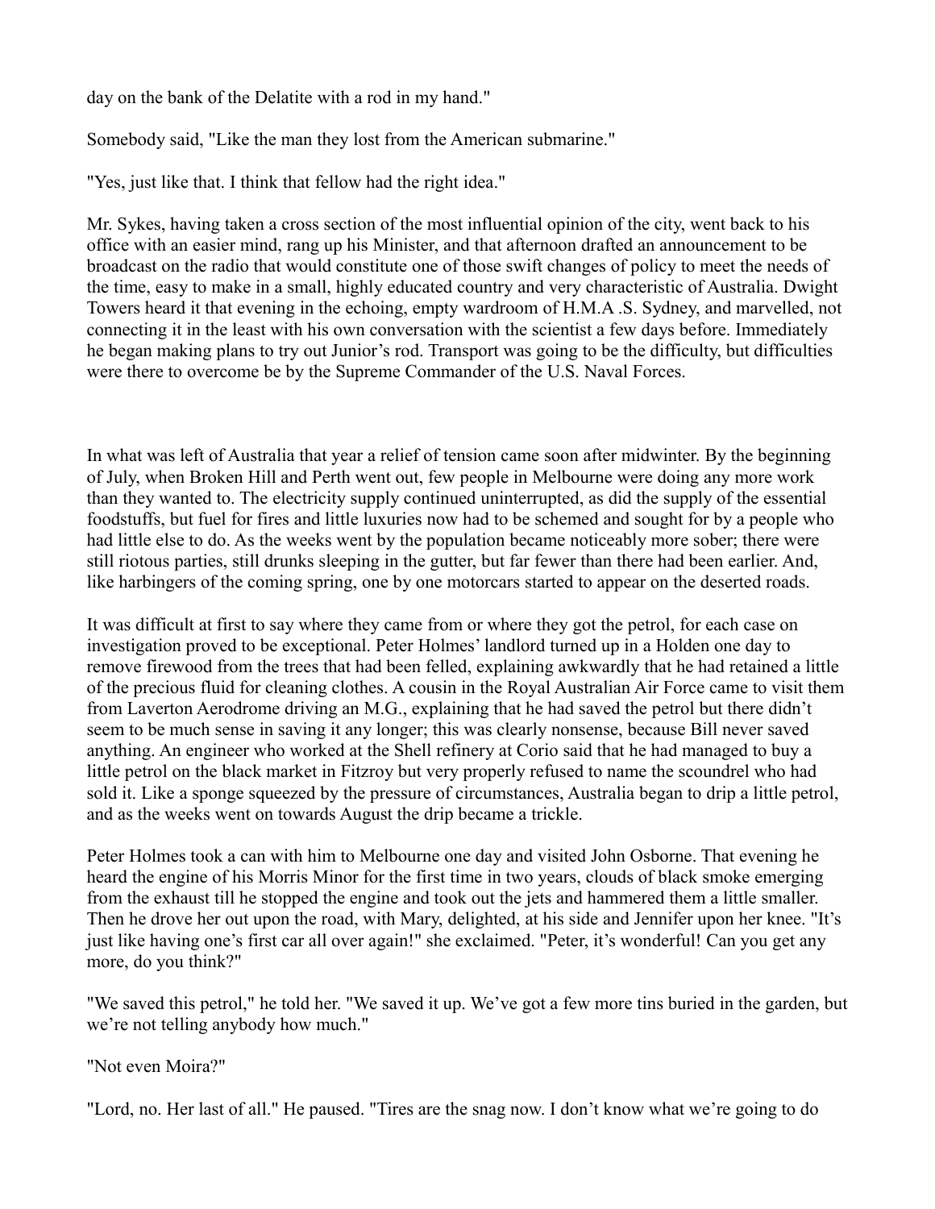day on the bank of the Delatite with a rod in my hand."

Somebody said, "Like the man they lost from the American submarine."

"Yes, just like that. I think that fellow had the right idea."

Mr. Sykes, having taken a cross section of the most influential opinion of the city, went back to his office with an easier mind, rang up his Minister, and that afternoon drafted an announcement to be broadcast on the radio that would constitute one of those swift changes of policy to meet the needs of the time, easy to make in a small, highly educated country and very characteristic of Australia. Dwight Towers heard it that evening in the echoing, empty wardroom of H.M.A .S. Sydney, and marvelled, not connecting it in the least with his own conversation with the scientist a few days before. Immediately he began making plans to try out Junior's rod. Transport was going to be the difficulty, but difficulties were there to overcome be by the Supreme Commander of the U.S. Naval Forces.

In what was left of Australia that year a relief of tension came soon after midwinter. By the beginning of July, when Broken Hill and Perth went out, few people in Melbourne were doing any more work than they wanted to. The electricity supply continued uninterrupted, as did the supply of the essential foodstuffs, but fuel for fires and little luxuries now had to be schemed and sought for by a people who had little else to do. As the weeks went by the population became noticeably more sober; there were still riotous parties, still drunks sleeping in the gutter, but far fewer than there had been earlier. And, like harbingers of the coming spring, one by one motorcars started to appear on the deserted roads.

It was difficult at first to say where they came from or where they got the petrol, for each case on investigation proved to be exceptional. Peter Holmes' landlord turned up in a Holden one day to remove firewood from the trees that had been felled, explaining awkwardly that he had retained a little of the precious fluid for cleaning clothes. A cousin in the Royal Australian Air Force came to visit them from Laverton Aerodrome driving an M.G., explaining that he had saved the petrol but there didn't seem to be much sense in saving it any longer; this was clearly nonsense, because Bill never saved anything. An engineer who worked at the Shell refinery at Corio said that he had managed to buy a little petrol on the black market in Fitzroy but very properly refused to name the scoundrel who had sold it. Like a sponge squeezed by the pressure of circumstances, Australia began to drip a little petrol, and as the weeks went on towards August the drip became a trickle.

Peter Holmes took a can with him to Melbourne one day and visited John Osborne. That evening he heard the engine of his Morris Minor for the first time in two years, clouds of black smoke emerging from the exhaust till he stopped the engine and took out the jets and hammered them a little smaller. Then he drove her out upon the road, with Mary, delighted, at his side and Jennifer upon her knee. "It's just like having one's first car all over again!" she exclaimed. "Peter, it's wonderful! Can you get any more, do you think?"

"We saved this petrol," he told her. "We saved it up. We've got a few more tins buried in the garden, but we're not telling anybody how much."

"Not even Moira?"

"Lord, no. Her last of all." He paused. "Tires are the snag now. I don't know what we're going to do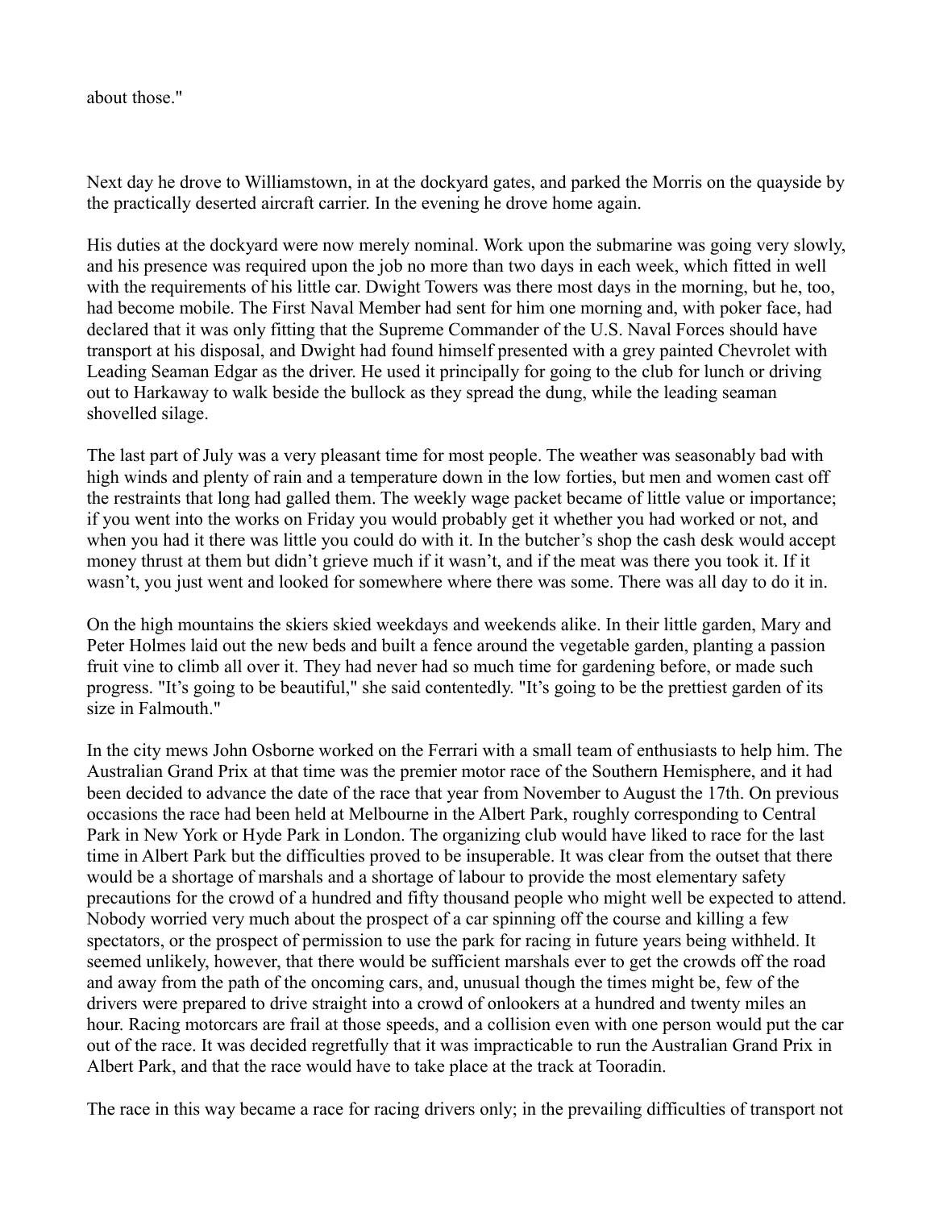about those."

Next day he drove to Williamstown, in at the dockyard gates, and parked the Morris on the quayside by the practically deserted aircraft carrier. In the evening he drove home again.

His duties at the dockyard were now merely nominal. Work upon the submarine was going very slowly, and his presence was required upon the job no more than two days in each week, which fitted in well with the requirements of his little car. Dwight Towers was there most days in the morning, but he, too, had become mobile. The First Naval Member had sent for him one morning and, with poker face, had declared that it was only fitting that the Supreme Commander of the U.S. Naval Forces should have transport at his disposal, and Dwight had found himself presented with a grey painted Chevrolet with Leading Seaman Edgar as the driver. He used it principally for going to the club for lunch or driving out to Harkaway to walk beside the bullock as they spread the dung, while the leading seaman shovelled silage.

The last part of July was a very pleasant time for most people. The weather was seasonably bad with high winds and plenty of rain and a temperature down in the low forties, but men and women cast off the restraints that long had galled them. The weekly wage packet became of little value or importance; if you went into the works on Friday you would probably get it whether you had worked or not, and when you had it there was little you could do with it. In the butcher's shop the cash desk would accept money thrust at them but didn't grieve much if it wasn't, and if the meat was there you took it. If it wasn't, you just went and looked for somewhere where there was some. There was all day to do it in.

On the high mountains the skiers skied weekdays and weekends alike. In their little garden, Mary and Peter Holmes laid out the new beds and built a fence around the vegetable garden, planting a passion fruit vine to climb all over it. They had never had so much time for gardening before, or made such progress. "It's going to be beautiful," she said contentedly. "It's going to be the prettiest garden of its size in Falmouth."

In the city mews John Osborne worked on the Ferrari with a small team of enthusiasts to help him. The Australian Grand Prix at that time was the premier motor race of the Southern Hemisphere, and it had been decided to advance the date of the race that year from November to August the 17th. On previous occasions the race had been held at Melbourne in the Albert Park, roughly corresponding to Central Park in New York or Hyde Park in London. The organizing club would have liked to race for the last time in Albert Park but the difficulties proved to be insuperable. It was clear from the outset that there would be a shortage of marshals and a shortage of labour to provide the most elementary safety precautions for the crowd of a hundred and fifty thousand people who might well be expected to attend. Nobody worried very much about the prospect of a car spinning off the course and killing a few spectators, or the prospect of permission to use the park for racing in future years being withheld. It seemed unlikely, however, that there would be sufficient marshals ever to get the crowds off the road and away from the path of the oncoming cars, and, unusual though the times might be, few of the drivers were prepared to drive straight into a crowd of onlookers at a hundred and twenty miles an hour. Racing motorcars are frail at those speeds, and a collision even with one person would put the car out of the race. It was decided regretfully that it was impracticable to run the Australian Grand Prix in Albert Park, and that the race would have to take place at the track at Tooradin.

The race in this way became a race for racing drivers only; in the prevailing difficulties of transport not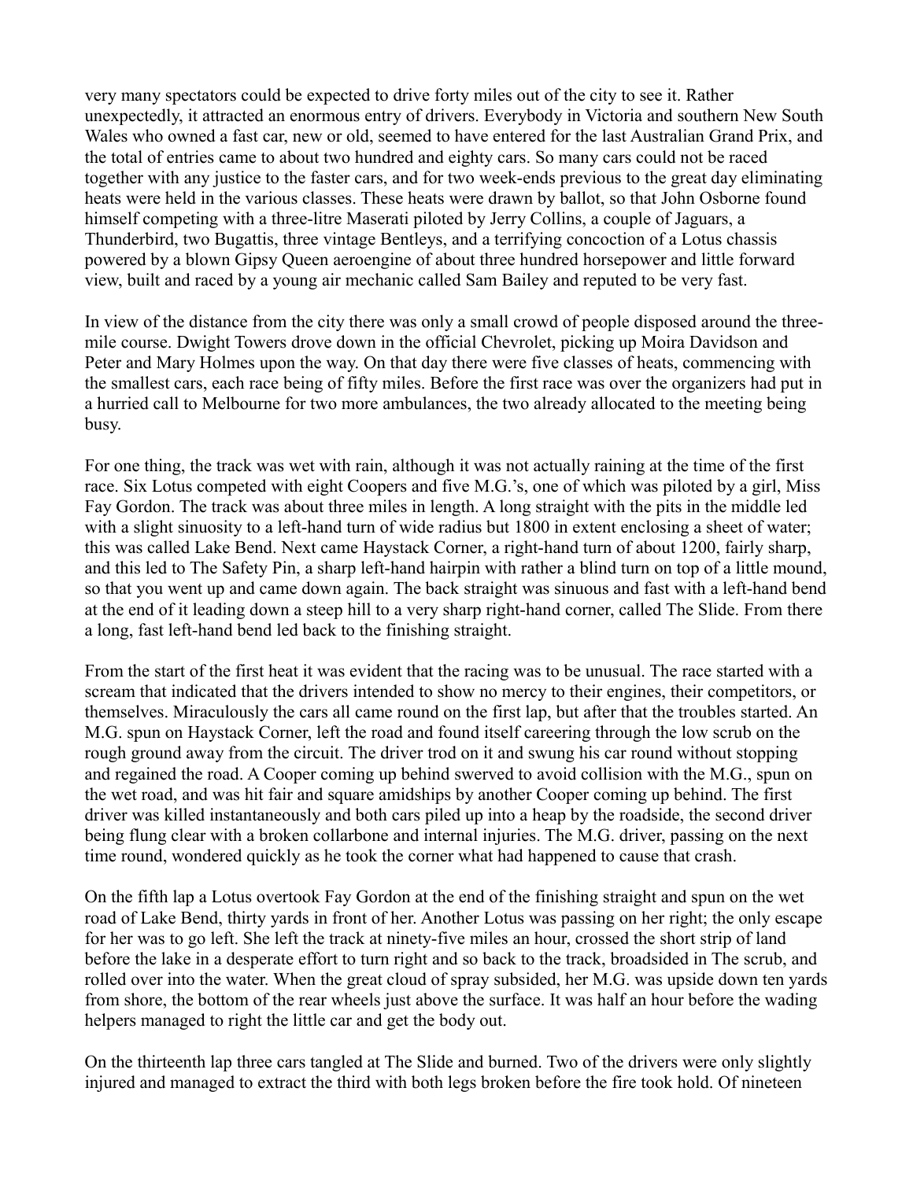very many spectators could be expected to drive forty miles out of the city to see it. Rather unexpectedly, it attracted an enormous entry of drivers. Everybody in Victoria and southern New South Wales who owned a fast car, new or old, seemed to have entered for the last Australian Grand Prix, and the total of entries came to about two hundred and eighty cars. So many cars could not be raced together with any justice to the faster cars, and for two week-ends previous to the great day eliminating heats were held in the various classes. These heats were drawn by ballot, so that John Osborne found himself competing with a three-litre Maserati piloted by Jerry Collins, a couple of Jaguars, a Thunderbird, two Bugattis, three vintage Bentleys, and a terrifying concoction of a Lotus chassis powered by a blown Gipsy Queen aeroengine of about three hundred horsepower and little forward view, built and raced by a young air mechanic called Sam Bailey and reputed to be very fast.

In view of the distance from the city there was only a small crowd of people disposed around the three-mile course. Dwight Towers drove down in the official Chevrolet, picking up Moira Davidson and Peter and Mary Holmes upon the way. On that day there were five classes of heats, commencing with the smallest cars, each race being of fifty miles. Before the first race was over the organizers had put in a hurried call to Melbourne for two more ambulances, the two already allocated to the meeting being busy.

For one thing, the track was wet with rain, although it was not actually raining at the time of the first race. Six Lotus competed with eight Coopers and five M.G.'s, one of which was piloted by a girl, Miss Fay Gordon. The track was about three miles in length. A long straight with the pits in the middle led with a slight sinuosity to a left-hand turn of wide radius but 1800 in extent enclosing a sheet of water; this was called Lake Bend. Next came Haystack Corner, a right-hand turn of about 1200, fairly sharp, and this led to The Safety Pin, a sharp left-hand hairpin with rather a blind turn on top of a little mound, so that you went up and came down again. The back straight was sinuous and fast with a left-hand bend at the end of it leading down a steep hill to a very sharp right-hand corner, called The Slide. From there a long, fast left-hand bend led back to the finishing straight.

From the start of the first heat it was evident that the racing was to be unusual. The race started with a scream that indicated that the drivers intended to show no mercy to their engines, their competitors, or themselves. Miraculously the cars all came round on the first lap, but after that the troubles started. An M.G. spun on Haystack Corner, left the road and found itself careering through the low scrub on the rough ground away from the circuit. The driver trod on it and swung his car round without stopping and regained the road. A Cooper coming up behind swerved to avoid collision with the M.G., spun on the wet road, and was hit fair and square amidships by another Cooper coming up behind. The first driver was killed instantaneously and both cars piled up into a heap by the roadside, the second driver being flung clear with a broken collarbone and internal injuries. The M.G. driver, passing on the next time round, wondered quickly as he took the corner what had happened to cause that crash.

On the fifth lap a Lotus overtook Fay Gordon at the end of the finishing straight and spun on the wet road of Lake Bend, thirty yards in front of her. Another Lotus was passing on her right; the only escape for her was to go left. She left the track at ninety-five miles an hour, crossed the short strip of land before the lake in a desperate effort to turn right and so back to the track, broadsided in The scrub, and rolled over into the water. When the great cloud of spray subsided, her M.G. was upside down ten yards from shore, the bottom of the rear wheels just above the surface. It was half an hour before the wading helpers managed to right the little car and get the body out.

On the thirteenth lap three cars tangled at The Slide and burned. Two of the drivers were only slightly injured and managed to extract the third with both legs broken before the fire took hold. Of nineteen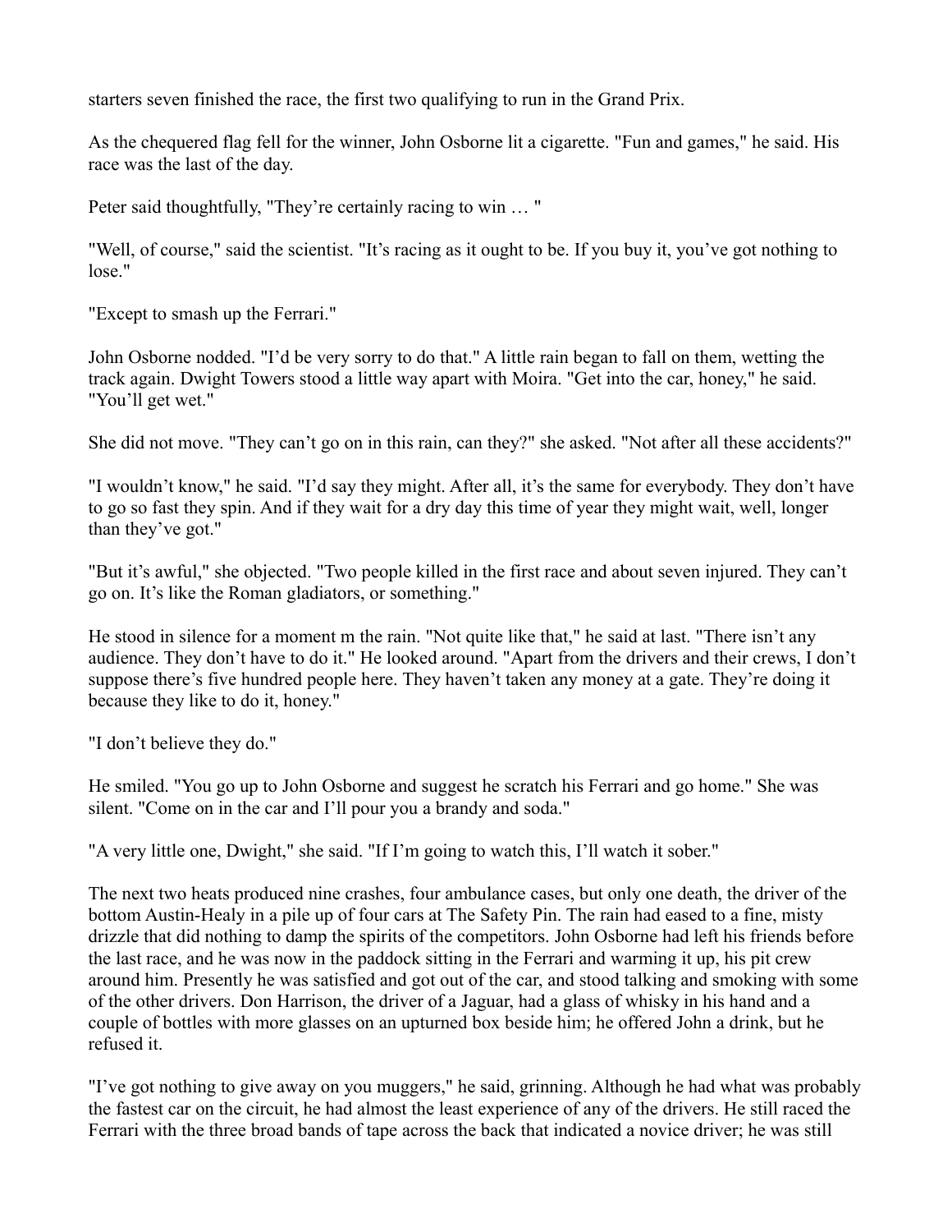starters seven finished the race, the first two qualifying to run in the Grand Prix.

As the chequered flag fell for the winner, John Osborne lit a cigarette. "Fun and games," he said. His race was the last of the day.

Peter said thoughtfully, "They're certainly racing to win … "

"Well, of course," said the scientist. "It's racing as it ought to be. If you buy it, you've got nothing to lose."

"Except to smash up the Ferrari."

John Osborne nodded. "I'd be very sorry to do that." A little rain began to fall on them, wetting the track again. Dwight Towers stood a little way apart with Moira. "Get into the car, honey," he said. "You'll get wet."

She did not move. "They can't go on in this rain, can they?" she asked. "Not after all these accidents?"

"I wouldn't know," he said. "I'd say they might. After all, it's the same for everybody. They don't have to go so fast they spin. And if they wait for a dry day this time of year they might wait, well, longer than they've got."

"But it's awful," she objected. "Two people killed in the first race and about seven injured. They can't go on. It's like the Roman gladiators, or something."

He stood in silence for a moment m the rain. "Not quite like that," he said at last. "There isn't any audience. They don't have to do it." He looked around. "Apart from the drivers and their crews, I don't suppose there's five hundred people here. They haven't taken any money at a gate. They're doing it because they like to do it, honey."

"I don't believe they do."

He smiled. "You go up to John Osborne and suggest he scratch his Ferrari and go home." She was silent. "Come on in the car and I'll pour you a brandy and soda."

"A very little one, Dwight," she said. "If I'm going to watch this, I'll watch it sober."

The next two heats produced nine crashes, four ambulance cases, but only one death, the driver of the bottom Austin-Healy in a pile up of four cars at The Safety Pin. The rain had eased to a fine, misty drizzle that did nothing to damp the spirits of the competitors. John Osborne had left his friends before the last race, and he was now in the paddock sitting in the Ferrari and warming it up, his pit crew around him. Presently he was satisfied and got out of the car, and stood talking and smoking with some of the other drivers. Don Harrison, the driver of a Jaguar, had a glass of whisky in his hand and a couple of bottles with more glasses on an upturned box beside him; he offered John a drink, but he refused it.

"I've got nothing to give away on you muggers," he said, grinning. Although he had what was probably the fastest car on the circuit, he had almost the least experience of any of the drivers. He still raced the Ferrari with the three broad bands of tape across the back that indicated a novice driver; he was still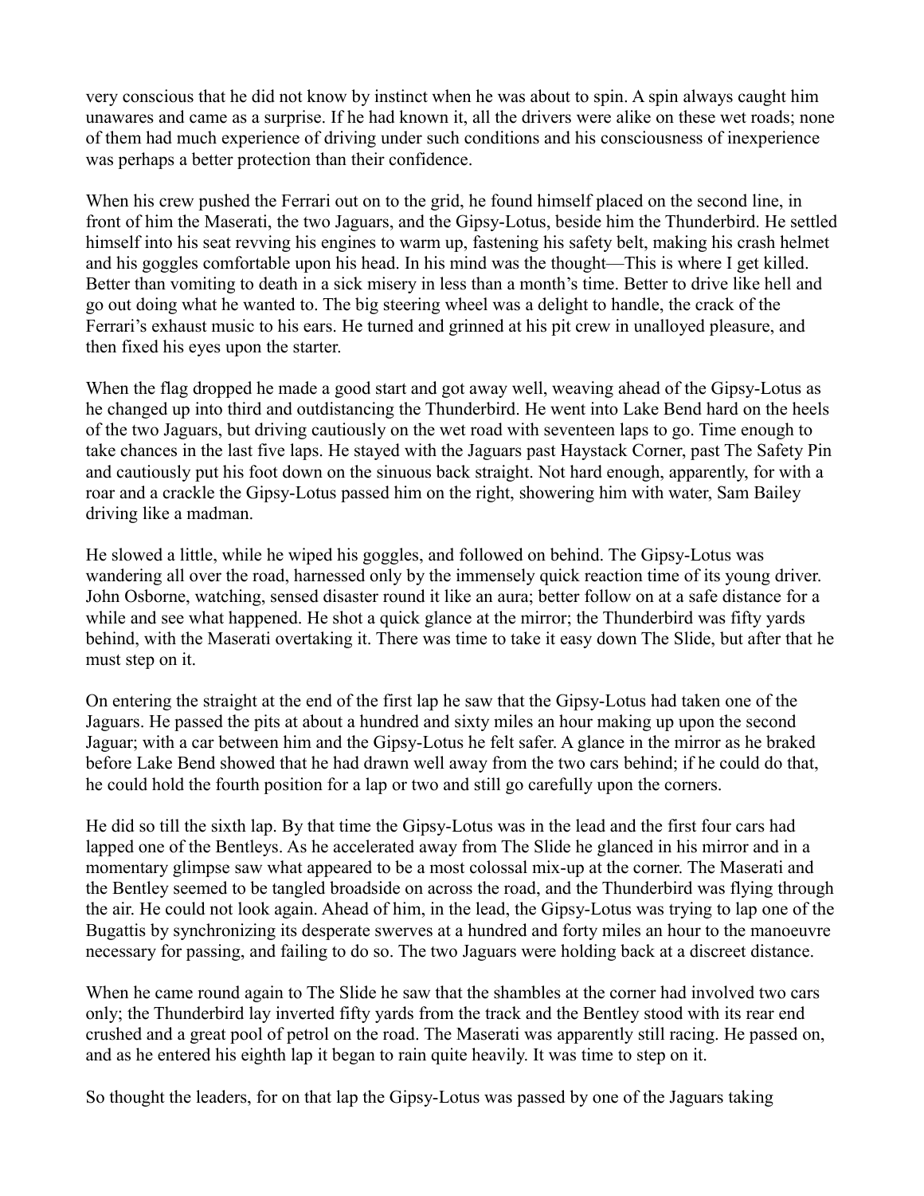very conscious that he did not know by instinct when he was about to spin. A spin always caught him unawares and came as a surprise. If he had known it, all the drivers were alike on these wet roads; none of them had much experience of driving under such conditions and his consciousness of inexperience was perhaps a better protection than their confidence.

When his crew pushed the Ferrari out on to the grid, he found himself placed on the second line, in front of him the Maserati, the two Jaguars, and the Gipsy-Lotus, beside him the Thunderbird. He settled himself into his seat revving his engines to warm up, fastening his safety belt, making his crash helmet and his goggles comfortable upon his head. In his mind was the thought—This is where I get killed. Better than vomiting to death in a sick misery in less than a month's time. Better to drive like hell and go out doing what he wanted to. The big steering wheel was a delight to handle, the crack of the Ferrari's exhaust music to his ears. He turned and grinned at his pit crew in unalloyed pleasure, and then fixed his eyes upon the starter.

When the flag dropped he made a good start and got away well, weaving ahead of the Gipsy-Lotus as he changed up into third and outdistancing the Thunderbird. He went into Lake Bend hard on the heels of the two Jaguars, but driving cautiously on the wet road with seventeen laps to go. Time enough to take chances in the last five laps. He stayed with the Jaguars past Haystack Corner, past The Safety Pin and cautiously put his foot down on the sinuous back straight. Not hard enough, apparently, for with a roar and a crackle the Gipsy-Lotus passed him on the right, showering him with water, Sam Bailey driving like a madman.

He slowed a little, while he wiped his goggles, and followed on behind. The Gipsy-Lotus was wandering all over the road, harnessed only by the immensely quick reaction time of its young driver. John Osborne, watching, sensed disaster round it like an aura; better follow on at a safe distance for a while and see what happened. He shot a quick glance at the mirror; the Thunderbird was fifty yards behind, with the Maserati overtaking it. There was time to take it easy down The Slide, but after that he must step on it.

On entering the straight at the end of the first lap he saw that the Gipsy-Lotus had taken one of the Jaguars. He passed the pits at about a hundred and sixty miles an hour making up upon the second Jaguar; with a car between him and the Gipsy-Lotus he felt safer. A glance in the mirror as he braked before Lake Bend showed that he had drawn well away from the two cars behind; if he could do that, he could hold the fourth position for a lap or two and still go carefully upon the corners.

He did so till the sixth lap. By that time the Gipsy-Lotus was in the lead and the first four cars had lapped one of the Bentleys. As he accelerated away from The Slide he glanced in his mirror and in a momentary glimpse saw what appeared to be a most colossal mix-up at the corner. The Maserati and the Bentley seemed to be tangled broadside on across the road, and the Thunderbird was flying through the air. He could not look again. Ahead of him, in the lead, the Gipsy-Lotus was trying to lap one of the Bugattis by synchronizing its desperate swerves at a hundred and forty miles an hour to the manoeuvre necessary for passing, and failing to do so. The two Jaguars were holding back at a discreet distance.

When he came round again to The Slide he saw that the shambles at the corner had involved two cars only; the Thunderbird lay inverted fifty yards from the track and the Bentley stood with its rear end crushed and a great pool of petrol on the road. The Maserati was apparently still racing. He passed on, and as he entered his eighth lap it began to rain quite heavily. It was time to step on it.

So thought the leaders, for on that lap the Gipsy-Lotus was passed by one of the Jaguars taking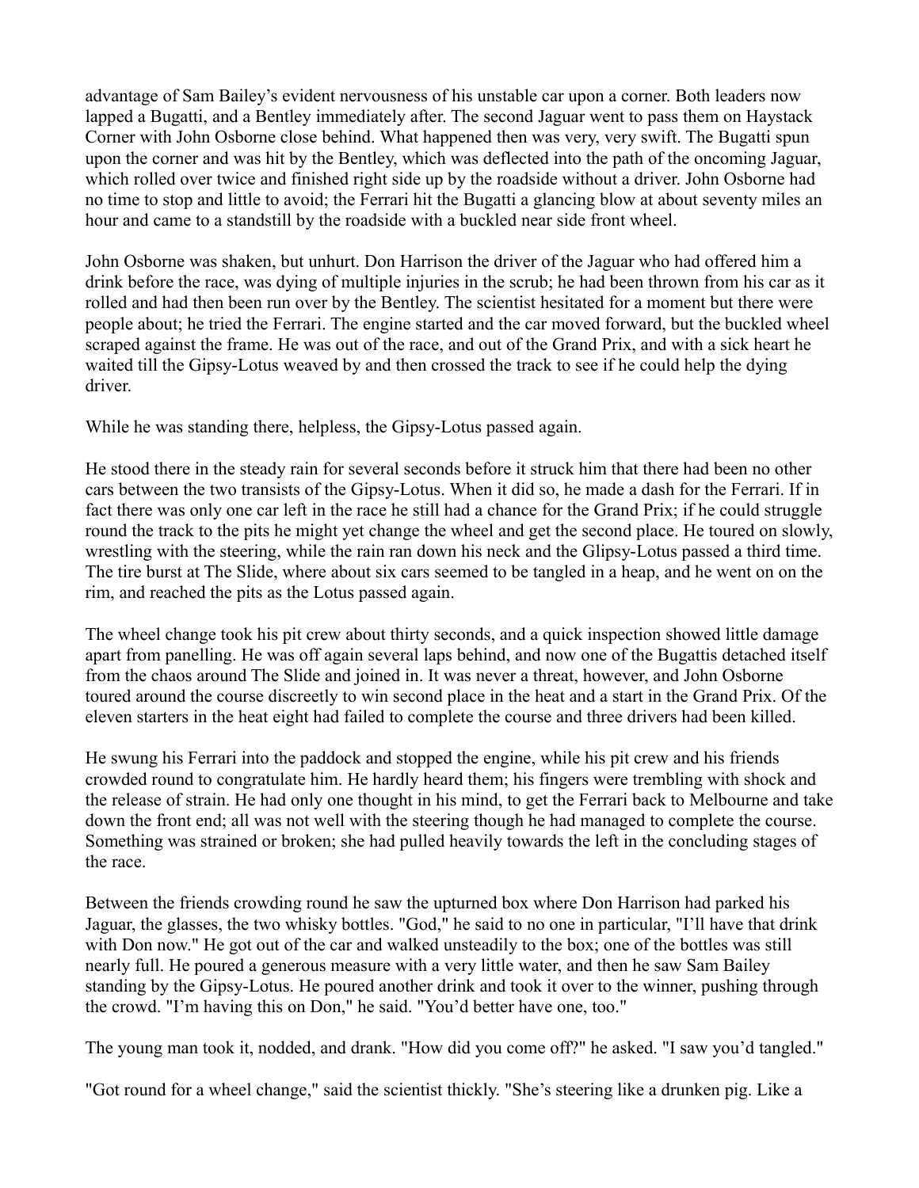advantage of Sam Bailey's evident nervousness of his unstable car upon a corner. Both leaders now lapped a Bugatti, and a Bentley immediately after. The second Jaguar went to pass them on Haystack Corner with John Osborne close behind. What happened then was very, very swift. The Bugatti spun upon the corner and was hit by the Bentley, which was deflected into the path of the oncoming Jaguar, which rolled over twice and finished right side up by the roadside without a driver. John Osborne had no time to stop and little to avoid; the Ferrari hit the Bugatti a glancing blow at about seventy miles an hour and came to a standstill by the roadside with a buckled near side front wheel.

John Osborne was shaken, but unhurt. Don Harrison the driver of the Jaguar who had offered him a drink before the race, was dying of multiple injuries in the scrub; he had been thrown from his car as it rolled and had then been run over by the Bentley. The scientist hesitated for a moment but there were people about; he tried the Ferrari. The engine started and the car moved forward, but the buckled wheel scraped against the frame. He was out of the race, and out of the Grand Prix, and with a sick heart he waited till the Gipsy-Lotus weaved by and then crossed the track to see if he could help the dying driver.

While he was standing there, helpless, the Gipsy-Lotus passed again.

He stood there in the steady rain for several seconds before it struck him that there had been no other cars between the two transists of the Gipsy-Lotus. When it did so, he made a dash for the Ferrari. If in fact there was only one car left in the race he still had a chance for the Grand Prix; if he could struggle round the track to the pits he might yet change the wheel and get the second place. He toured on slowly, wrestling with the steering, while the rain ran down his neck and the Glipsy-Lotus passed a third time. The tire burst at The Slide, where about six cars seemed to be tangled in a heap, and he went on on the rim, and reached the pits as the Lotus passed again.

The wheel change took his pit crew about thirty seconds, and a quick inspection showed little damage apart from panelling. He was off again several laps behind, and now one of the Bugattis detached itself from the chaos around The Slide and joined in. It was never a threat, however, and John Osborne toured around the course discreetly to win second place in the heat and a start in the Grand Prix. Of the eleven starters in the heat eight had failed to complete the course and three drivers had been killed.

He swung his Ferrari into the paddock and stopped the engine, while his pit crew and his friends crowded round to congratulate him. He hardly heard them; his fingers were trembling with shock and the release of strain. He had only one thought in his mind, to get the Ferrari back to Melbourne and take down the front end; all was not well with the steering though he had managed to complete the course. Something was strained or broken; she had pulled heavily towards the left in the concluding stages of the race.

Between the friends crowding round he saw the upturned box where Don Harrison had parked his Jaguar, the glasses, the two whisky bottles. "God," he said to no one in particular, "I'll have that drink with Don now." He got out of the car and walked unsteadily to the box; one of the bottles was still nearly full. He poured a generous measure with a very little water, and then he saw Sam Bailey standing by the Gipsy-Lotus. He poured another drink and took it over to the winner, pushing through the crowd. "I'm having this on Don," he said. "You'd better have one, too."

The young man took it, nodded, and drank. "How did you come off?" he asked. "I saw you'd tangled."

"Got round for a wheel change," said the scientist thickly. "She's steering like a drunken pig. Like a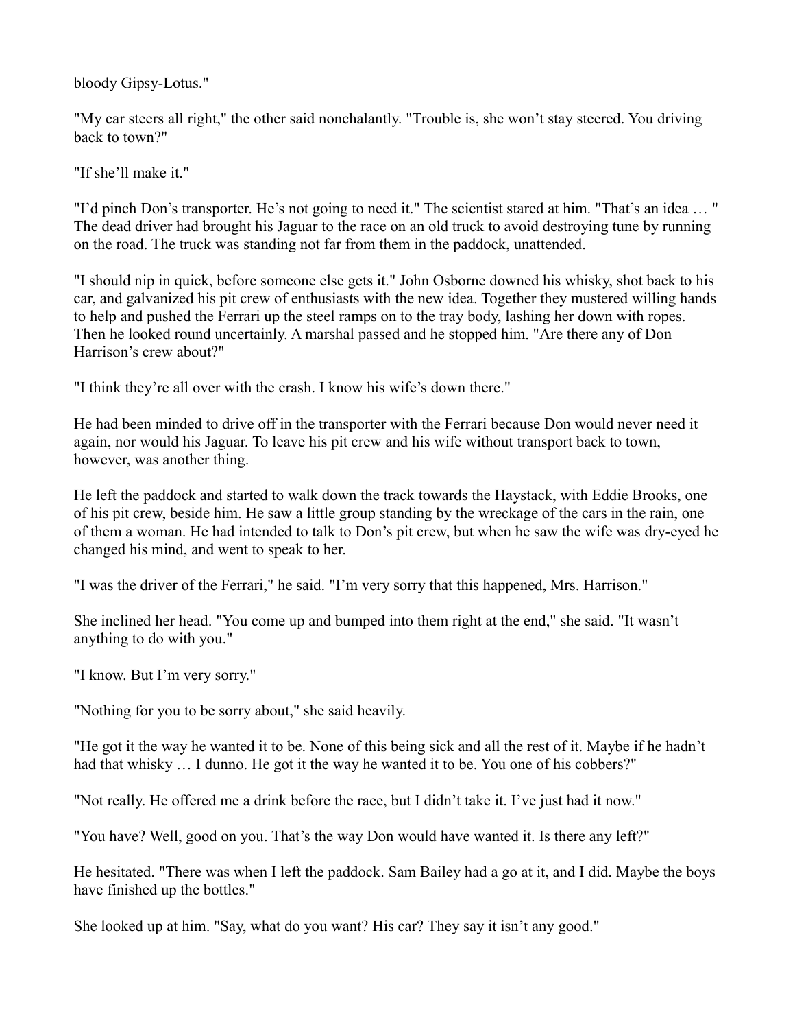bloody Gipsy-Lotus."

"My car steers all right," the other said nonchalantly. "Trouble is, she won't stay steered. You driving back to town?"

"If she'll make it."

"I'd pinch Don's transporter. He's not going to need it." The scientist stared at him. "That's an idea … " The dead driver had brought his Jaguar to the race on an old truck to avoid destroying tune by running on the road. The truck was standing not far from them in the paddock, unattended.

"I should nip in quick, before someone else gets it." John Osborne downed his whisky, shot back to his car, and galvanized his pit crew of enthusiasts with the new idea. Together they mustered willing hands to help and pushed the Ferrari up the steel ramps on to the tray body, lashing her down with ropes. Then he looked round uncertainly. A marshal passed and he stopped him. "Are there any of Don Harrison's crew about?"

"I think they're all over with the crash. I know his wife's down there."

He had been minded to drive off in the transporter with the Ferrari because Don would never need it again, nor would his Jaguar. To leave his pit crew and his wife without transport back to town, however, was another thing.

He left the paddock and started to walk down the track towards the Haystack, with Eddie Brooks, one of his pit crew, beside him. He saw a little group standing by the wreckage of the cars in the rain, one of them a woman. He had intended to talk to Don's pit crew, but when he saw the wife was dry-eyed he changed his mind, and went to speak to her.

"I was the driver of the Ferrari," he said. "I'm very sorry that this happened, Mrs. Harrison."

She inclined her head. "You come up and bumped into them right at the end," she said. "It wasn't anything to do with you."

"I know. But I'm very sorry."

"Nothing for you to be sorry about," she said heavily.

"He got it the way he wanted it to be. None of this being sick and all the rest of it. Maybe if he hadn't had that whisky … I dunno. He got it the way he wanted it to be. You one of his cobbers?"

"Not really. He offered me a drink before the race, but I didn't take it. I've just had it now."

"You have? Well, good on you. That's the way Don would have wanted it. Is there any left?"

He hesitated. "There was when I left the paddock. Sam Bailey had a go at it, and I did. Maybe the boys have finished up the bottles."

She looked up at him. "Say, what do you want? His car? They say it isn't any good."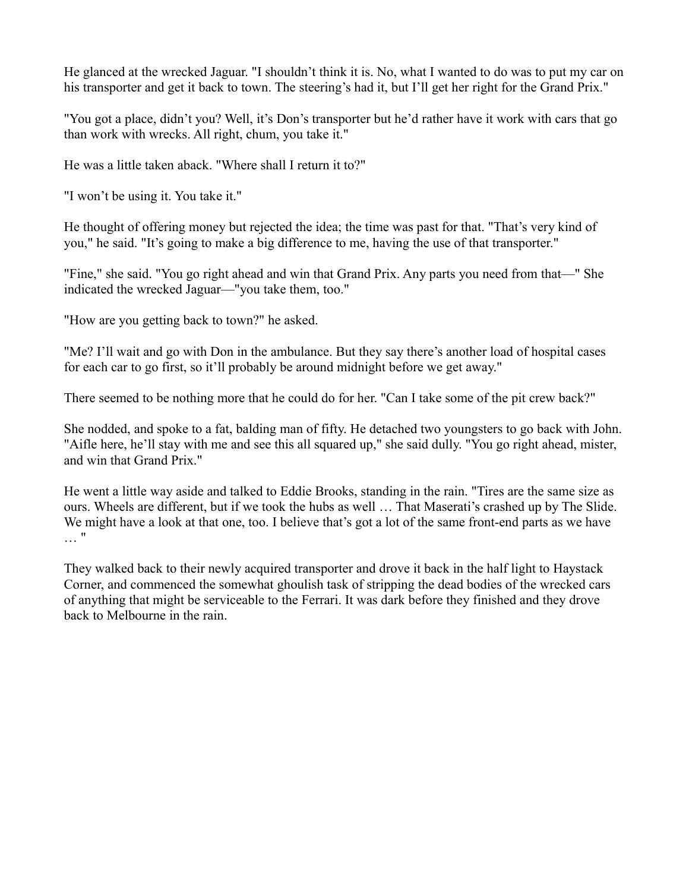He glanced at the wrecked Jaguar. "I shouldn't think it is. No, what I wanted to do was to put my car on his transporter and get it back to town. The steering's had it, but I'll get her right for the Grand Prix."

"You got a place, didn't you? Well, it's Don's transporter but he'd rather have it work with cars that go than work with wrecks. All right, chum, you take it."

He was a little taken aback. "Where shall I return it to?"

"I won't be using it. You take it."

He thought of offering money but rejected the idea; the time was past for that. "That's very kind of you," he said. "It's going to make a big difference to me, having the use of that transporter."

"Fine," she said. "You go right ahead and win that Grand Prix. Any parts you need from that—" She indicated the wrecked Jaguar—"you take them, too."

"How are you getting back to town?" he asked.

"Me? I'll wait and go with Don in the ambulance. But they say there's another load of hospital cases for each car to go first, so it'll probably be around midnight before we get away."

There seemed to be nothing more that he could do for her. "Can I take some of the pit crew back?"

She nodded, and spoke to a fat, balding man of fifty. He detached two youngsters to go back with John. "Aifle here, he'll stay with me and see this all squared up," she said dully. "You go right ahead, mister, and win that Grand Prix."

He went a little way aside and talked to Eddie Brooks, standing in the rain. "Tires are the same size as ours. Wheels are different, but if we took the hubs as well … That Maserati's crashed up by The Slide. We might have a look at that one, too. I believe that's got a lot of the same front-end parts as we have … "

They walked back to their newly acquired transporter and drove it back in the half light to Haystack Corner, and commenced the somewhat ghoulish task of stripping the dead bodies of the wrecked cars of anything that might be serviceable to the Ferrari. It was dark before they finished and they drove back to Melbourne in the rain.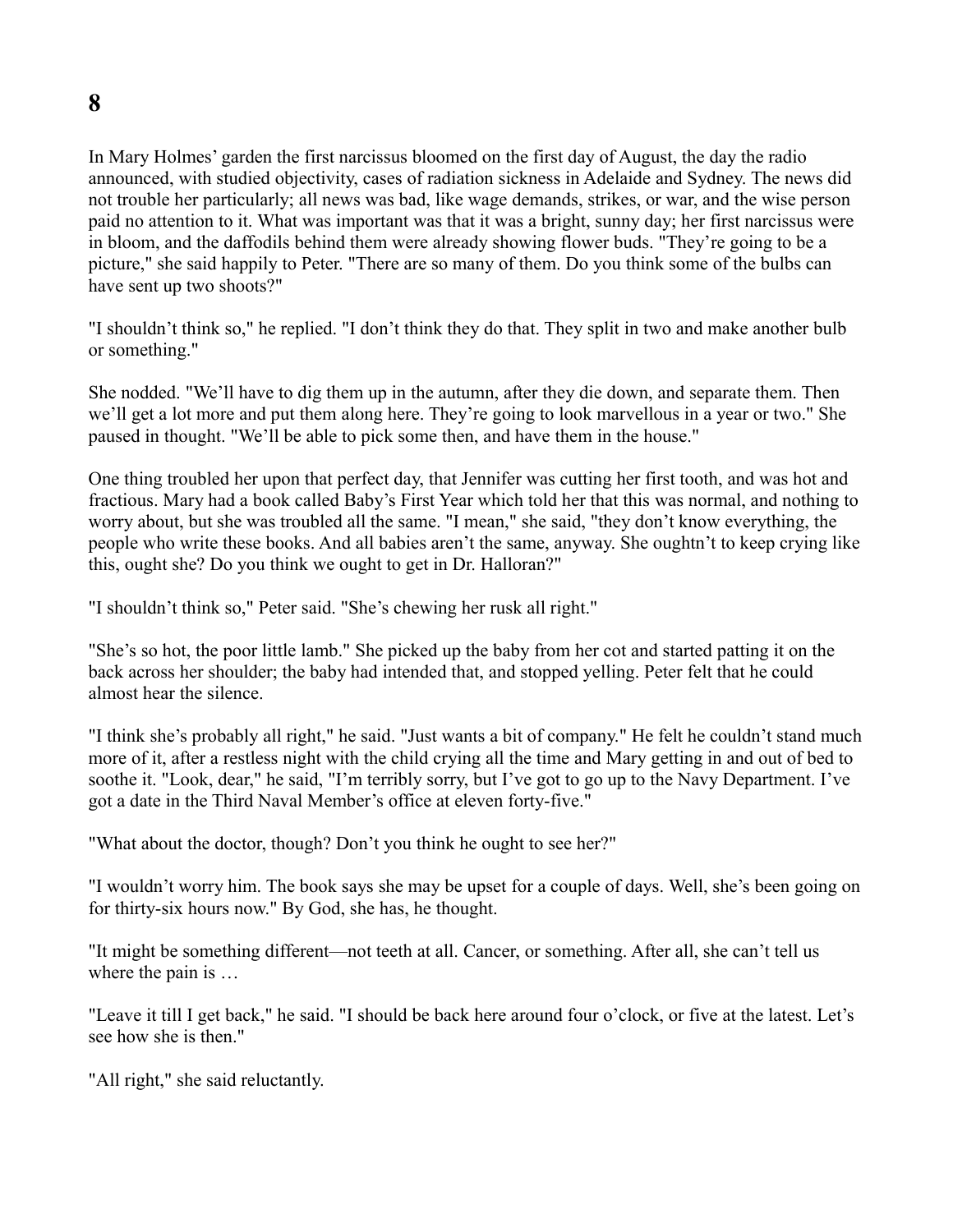# 8

In Mary Holmes' garden the first narcissus bloomed on the first day of August, the day the radio announced, with studied objectivity, cases of radiation sickness in Adelaide and Sydney. The news did not trouble her particularly; all news was bad, like wage demands, strikes, or war, and the wise person paid no attention to it. What was important was that it was a bright, sunny day; her first narcissus were in bloom, and the daffodils behind them were already showing flower buds. "They're going to be a picture," she said happily to Peter. "There are so many of them. Do you think some of the bulbs can have sent up two shoots?"

"I shouldn't think so," he replied. "I don't think they do that. They split in two and make another bulb or something."

She nodded. "We'll have to dig them up in the autumn, after they die down, and separate them. Then we'll get a lot more and put them along here. They're going to look marvellous in a year or two." She paused in thought. "We'll be able to pick some then, and have them in the house."

One thing troubled her upon that perfect day, that Jennifer was cutting her first tooth, and was hot and fractious. Mary had a book called Baby's First Year which told her that this was normal, and nothing to worry about, but she was troubled all the same. "I mean," she said, "they don't know everything, the people who write these books. And all babies aren't the same, anyway. She oughtn't to keep crying like this, ought she? Do you think we ought to get in Dr. Halloran?"

"I shouldn't think so," Peter said. "She's chewing her rusk all right."

"She's so hot, the poor little lamb." She picked up the baby from her cot and started patting it on the back across her shoulder; the baby had intended that, and stopped yelling. Peter felt that he could almost hear the silence.

"I think she's probably all right," he said. "Just wants a bit of company." He felt he couldn't stand much more of it, after a restless night with the child crying all the time and Mary getting in and out of bed to soothe it. "Look, dear," he said, "I'm terribly sorry, but I've got to go up to the Navy Department. I've got a date in the Third Naval Member's office at eleven forty-five."

"What about the doctor, though? Don't you think he ought to see her?"

"I wouldn't worry him. The book says she may be upset for a couple of days. Well, she's been going on for thirty-six hours now." By God, she has, he thought.

"It might be something different—not teeth at all. Cancer, or something. After all, she can't tell us where the pain is …

"Leave it till I get back," he said. "I should be back here around four o'clock, or five at the latest. Let's see how she is then."

"All right," she said reluctantly.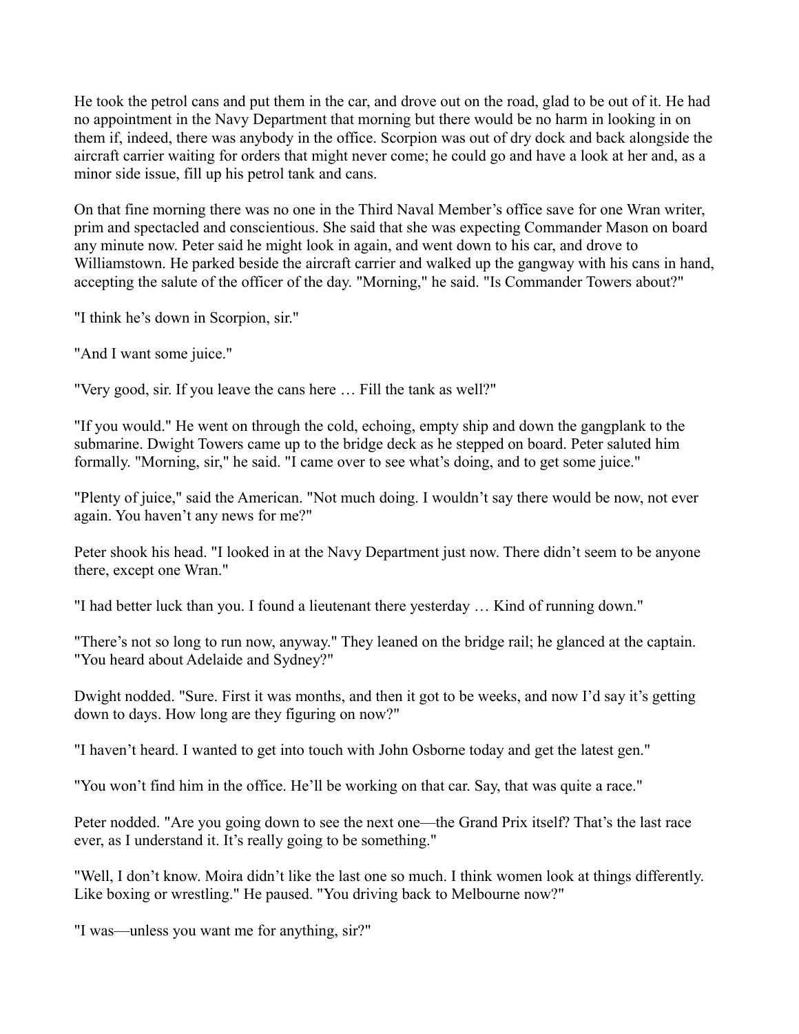He took the petrol cans and put them in the car, and drove out on the road, glad to be out of it. He had no appointment in the Navy Department that morning but there would be no harm in looking in on them if, indeed, there was anybody in the office. Scorpion was out of dry dock and back alongside the aircraft carrier waiting for orders that might never come; he could go and have a look at her and, as a minor side issue, fill up his petrol tank and cans.

On that fine morning there was no one in the Third Naval Member's office save for one Wran writer, prim and spectacled and conscientious. She said that she was expecting Commander Mason on board any minute now. Peter said he might look in again, and went down to his car, and drove to Williamstown. He parked beside the aircraft carrier and walked up the gangway with his cans in hand, accepting the salute of the officer of the day. "Morning," he said. "Is Commander Towers about?"

"I think he's down in Scorpion, sir."

"And I want some juice."

"Very good, sir. If you leave the cans here … Fill the tank as well?"

"If you would." He went on through the cold, echoing, empty ship and down the gangplank to the submarine. Dwight Towers came up to the bridge deck as he stepped on board. Peter saluted him formally. "Morning, sir," he said. "I came over to see what's doing, and to get some juice."

"Plenty of juice," said the American. "Not much doing. I wouldn't say there would be now, not ever again. You haven't any news for me?"

Peter shook his head. "I looked in at the Navy Department just now. There didn't seem to be anyone there, except one Wran."

"I had better luck than you. I found a lieutenant there yesterday … Kind of running down."

"There's not so long to run now, anyway." They leaned on the bridge rail; he glanced at the captain. "You heard about Adelaide and Sydney?"

Dwight nodded. "Sure. First it was months, and then it got to be weeks, and now I'd say it's getting down to days. How long are they figuring on now?"

"I haven't heard. I wanted to get into touch with John Osborne today and get the latest gen."

"You won't find him in the office. He'll be working on that car. Say, that was quite a race."

Peter nodded. "Are you going down to see the next one—the Grand Prix itself? That's the last race ever, as I understand it. It's really going to be something."

"Well, I don't know. Moira didn't like the last one so much. I think women look at things differently. Like boxing or wrestling." He paused. "You driving back to Melbourne now?"

"I was—unless you want me for anything, sir?"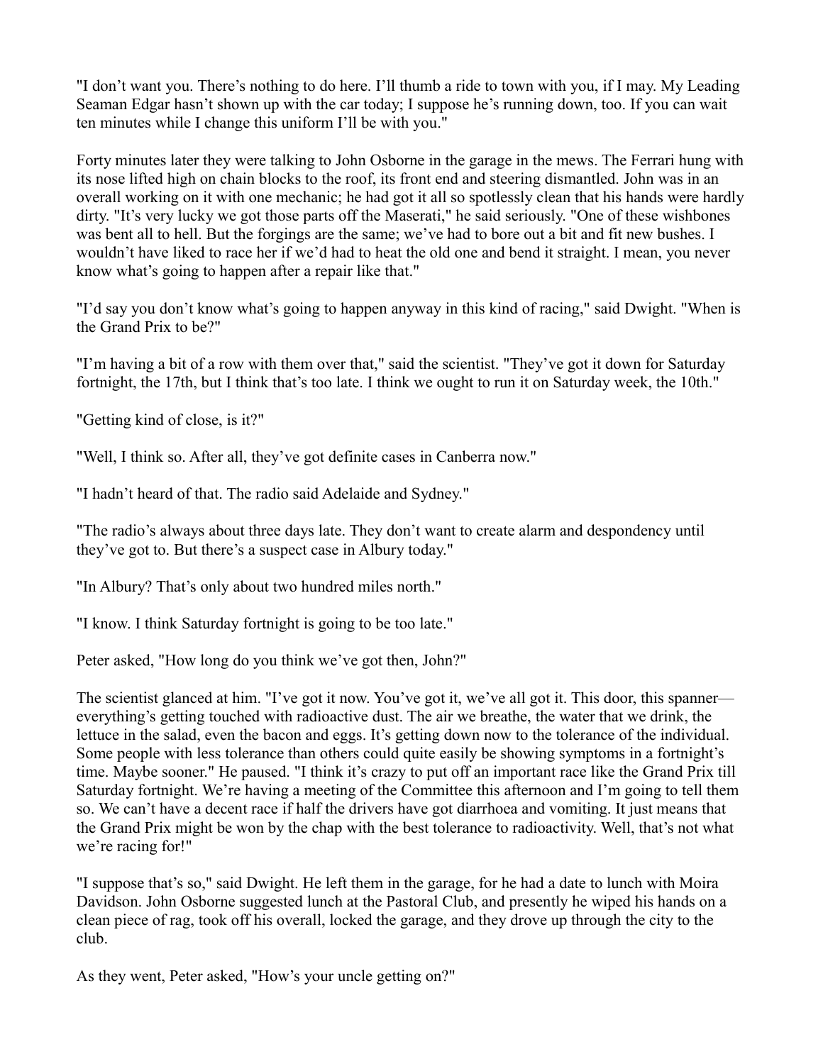"I don't want you. There's nothing to do here. I'll thumb a ride to town with you, if I may. My Leading Seaman Edgar hasn't shown up with the car today; I suppose he's running down, too. If you can wait ten minutes while I change this uniform I'll be with you."

Forty minutes later they were talking to John Osborne in the garage in the mews. The Ferrari hung with its nose lifted high on chain blocks to the roof, its front end and steering dismantled. John was in an overall working on it with one mechanic; he had got it all so spotlessly clean that his hands were hardly dirty. "It's very lucky we got those parts off the Maserati," he said seriously. "One of these wishbones was bent all to hell. But the forgings are the same; we've had to bore out a bit and fit new bushes. I wouldn't have liked to race her if we'd had to heat the old one and bend it straight. I mean, you never know what's going to happen after a repair like that."

"I'd say you don't know what's going to happen anyway in this kind of racing," said Dwight. "When is the Grand Prix to be?"

"I'm having a bit of a row with them over that," said the scientist. "They've got it down for Saturday fortnight, the 17th, but I think that's too late. I think we ought to run it on Saturday week, the 10th."

"Getting kind of close, is it?"

"Well, I think so. After all, they've got definite cases in Canberra now."

"I hadn't heard of that. The radio said Adelaide and Sydney."

"The radio's always about three days late. They don't want to create alarm and despondency until they've got to. But there's a suspect case in Albury today."

"In Albury? That's only about two hundred miles north."

"I know. I think Saturday fortnight is going to be too late."

Peter asked, "How long do you think we've got then, John?"

The scientist glanced at him. "I've got it now. You've got it, we've all got it. This door, this spanner—everything's getting touched with radioactive dust. The air we breathe, the water that we drink, the lettuce in the salad, even the bacon and eggs. It's getting down now to the tolerance of the individual. Some people with less tolerance than others could quite easily be showing symptoms in a fortnight's time. Maybe sooner." He paused. "I think it's crazy to put off an important race like the Grand Prix till Saturday fortnight. We're having a meeting of the Committee this afternoon and I'm going to tell them so. We can't have a decent race if half the drivers have got diarrhoea and vomiting. It just means that the Grand Prix might be won by the chap with the best tolerance to radioactivity. Well, that's not what we're racing for!"

"I suppose that's so," said Dwight. He left them in the garage, for he had a date to lunch with Moira Davidson. John Osborne suggested lunch at the Pastoral Club, and presently he wiped his hands on a clean piece of rag, took off his overall, locked the garage, and they drove up through the city to the club.

As they went, Peter asked, "How's your uncle getting on?"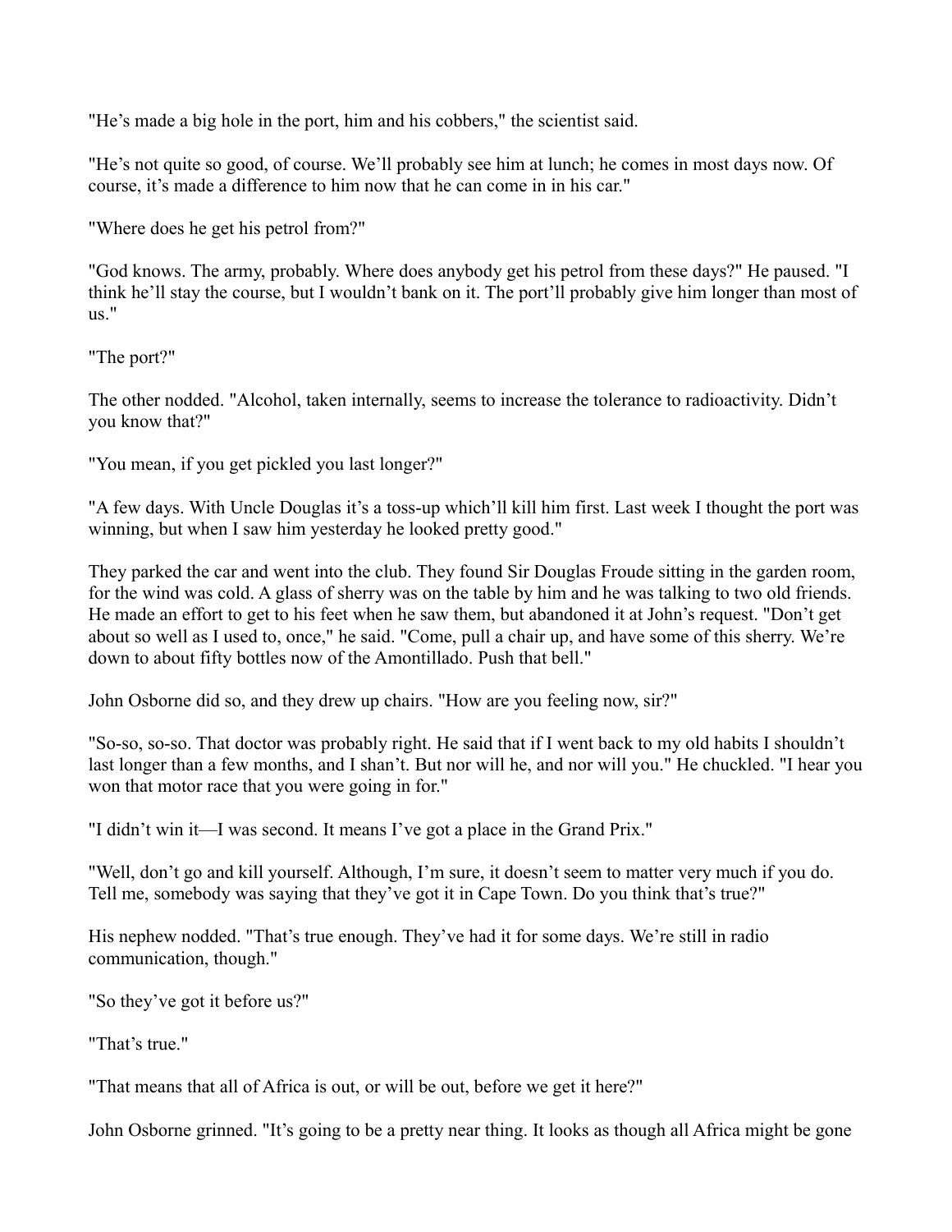"He's made a big hole in the port, him and his cobbers," the scientist said.

"He's not quite so good, of course. We'll probably see him at lunch; he comes in most days now. Of course, it's made a difference to him now that he can come in in his car."

"Where does he get his petrol from?"

"God knows. The army, probably. Where does anybody get his petrol from these days?" He paused. "I think he'll stay the course, but I wouldn't bank on it. The port'll probably give him longer than most of us."

"The port?"

The other nodded. "Alcohol, taken internally, seems to increase the tolerance to radioactivity. Didn't you know that?"

"You mean, if you get pickled you last longer?"

"A few days. With Uncle Douglas it's a toss-up which'll kill him first. Last week I thought the port was winning, but when I saw him yesterday he looked pretty good."

They parked the car and went into the club. They found Sir Douglas Froude sitting in the garden room, for the wind was cold. A glass of sherry was on the table by him and he was talking to two old friends. He made an effort to get to his feet when he saw them, but abandoned it at John's request. "Don't get about so well as I used to, once," he said. "Come, pull a chair up, and have some of this sherry. We're down to about fifty bottles now of the Amontillado. Push that bell."

John Osborne did so, and they drew up chairs. "How are you feeling now, sir?"

"So-so, so-so. That doctor was probably right. He said that if I went back to my old habits I shouldn't last longer than a few months, and I shan't. But nor will he, and nor will you." He chuckled. "I hear you won that motor race that you were going in for."

"I didn't win it—I was second. It means I've got a place in the Grand Prix."

"Well, don't go and kill yourself. Although, I'm sure, it doesn't seem to matter very much if you do. Tell me, somebody was saying that they've got it in Cape Town. Do you think that's true?"

His nephew nodded. "That's true enough. They've had it for some days. We're still in radio communication, though."

"So they've got it before us?"

"That's true."

"That means that all of Africa is out, or will be out, before we get it here?"

John Osborne grinned. "It's going to be a pretty near thing. It looks as though all Africa might be gone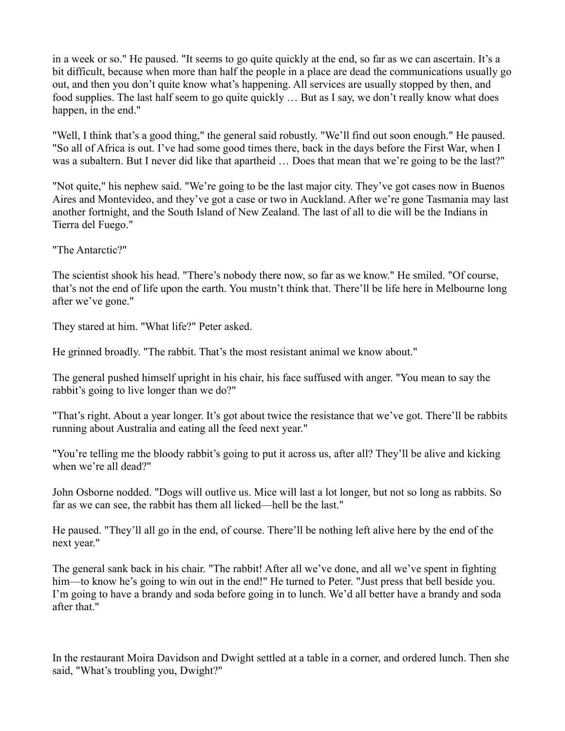in a week or so." He paused. "It seems to go quite quickly at the end, so far as we can ascertain. It's a bit difficult, because when more than half the people in a place are dead the communications usually go out, and then you don't quite know what's happening. All services are usually stopped by then, and food supplies. The last half seem to go quite quickly … But as I say, we don't really know what does happen, in the end."

"Well, I think that's a good thing," the general said robustly. "We'll find out soon enough." He paused. "So all of Africa is out. I've had some good times there, back in the days before the First War, when I was a subaltern. But I never did like that apartheid … Does that mean that we're going to be the last?"

"Not quite," his nephew said. "We're going to be the last major city. They've got cases now in Buenos Aires and Montevideo, and they've got a case or two in Auckland. After we're gone Tasmania may last another fortnight, and the South Island of New Zealand. The last of all to die will be the Indians in Tierra del Fuego."

"The Antarctic?"

The scientist shook his head. "There's nobody there now, so far as we know." He smiled. "Of course, that's not the end of life upon the earth. You mustn't think that. There'll be life here in Melbourne long after we've gone."

They stared at him. "What life?" Peter asked.

He grinned broadly. "The rabbit. That's the most resistant animal we know about."

The general pushed himself upright in his chair, his face suffused with anger. "You mean to say the rabbit's going to live longer than we do?"

"That's right. About a year longer. It's got about twice the resistance that we've got. There'll be rabbits running about Australia and eating all the feed next year."

"You're telling me the bloody rabbit's going to put it across us, after all? They'll be alive and kicking when we're all dead?"

John Osborne nodded. "Dogs will outlive us. Mice will last a lot longer, but not so long as rabbits. So far as we can see, the rabbit has them all licked—hell be the last."

He paused. "They'll all go in the end, of course. There'll be nothing left alive here by the end of the next year."

The general sank back in his chair. "The rabbit! After all we've done, and all we've spent in fighting him—to know he's going to win out in the end!" He turned to Peter. "Just press that bell beside you. I'm going to have a brandy and soda before going in to lunch. We'd all better have a brandy and soda after that."

In the restaurant Moira Davidson and Dwight settled at a table in a corner, and ordered lunch. Then she said, "What's troubling you, Dwight?"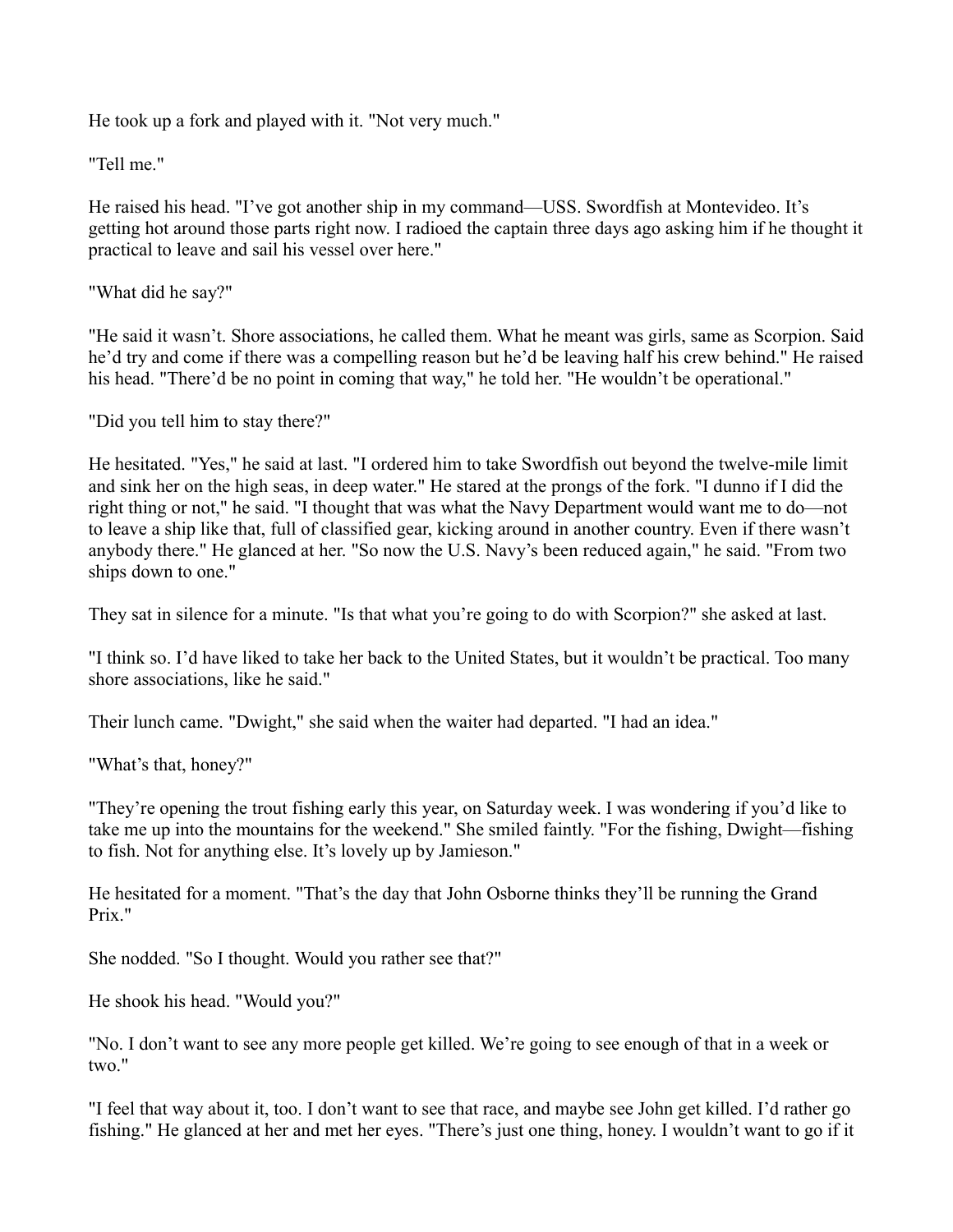He took up a fork and played with it. "Not very much."

"Tell me."

He raised his head. "I've got another ship in my command—USS. Swordfish at Montevideo. It's getting hot around those parts right now. I radioed the captain three days ago asking him if he thought it practical to leave and sail his vessel over here."

"What did he say?"

"He said it wasn't. Shore associations, he called them. What he meant was girls, same as Scorpion. Said he'd try and come if there was a compelling reason but he'd be leaving half his crew behind." He raised his head. "There'd be no point in coming that way," he told her. "He wouldn't be operational."

"Did you tell him to stay there?"

He hesitated. "Yes," he said at last. "I ordered him to take Swordfish out beyond the twelve-mile limit and sink her on the high seas, in deep water." He stared at the prongs of the fork. "I dunno if I did the right thing or not," he said. "I thought that was what the Navy Department would want me to do—not to leave a ship like that, full of classified gear, kicking around in another country. Even if there wasn't anybody there." He glanced at her. "So now the U.S. Navy's been reduced again," he said. "From two ships down to one."

They sat in silence for a minute. "Is that what you're going to do with Scorpion?" she asked at last.

"I think so. I'd have liked to take her back to the United States, but it wouldn't be practical. Too many shore associations, like he said."

Their lunch came. "Dwight," she said when the waiter had departed. "I had an idea."

"What's that, honey?"

"They're opening the trout fishing early this year, on Saturday week. I was wondering if you'd like to take me up into the mountains for the weekend." She smiled faintly. "For the fishing, Dwight—fishing to fish. Not for anything else. It's lovely up by Jamieson."

He hesitated for a moment. "That's the day that John Osborne thinks they'll be running the Grand Prix."

She nodded. "So I thought. Would you rather see that?"

He shook his head. "Would you?"

"No. I don't want to see any more people get killed. We're going to see enough of that in a week or two."

"I feel that way about it, too. I don't want to see that race, and maybe see John get killed. I'd rather go fishing." He glanced at her and met her eyes. "There's just one thing, honey. I wouldn't want to go if it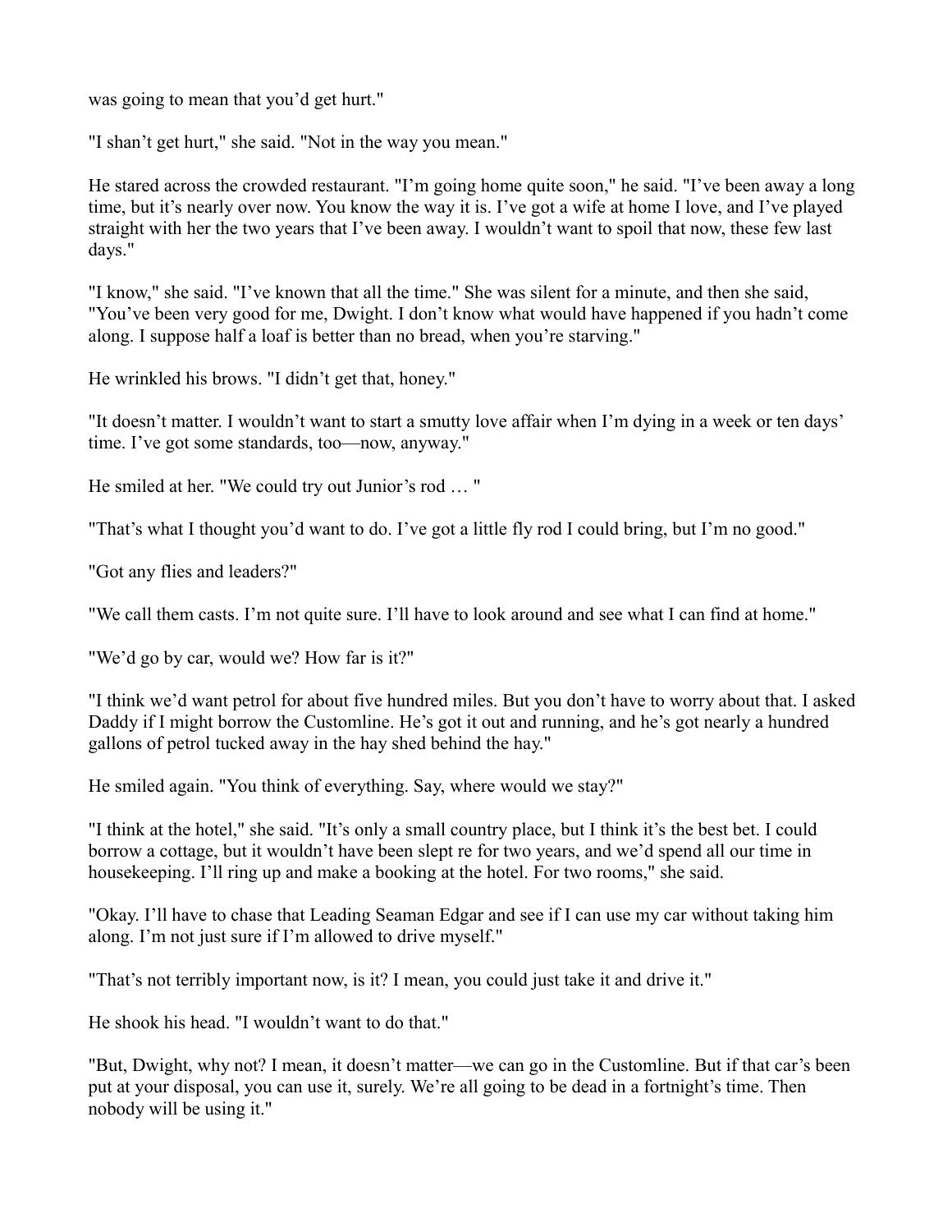was going to mean that you’d get hurt."

"I shan’t get hurt," she said. "Not in the way you mean."

He stared across the crowded restaurant. "I’m going home quite soon," he said. "I’ve been away a long time, but it’s nearly over now. You know the way it is. I’ve got a wife at home I love, and I’ve played straight with her the two years that I’ve been away. I wouldn’t want to spoil that now, these few last days."

"I know," she said. "I’ve known that all the time." She was silent for a minute, and then she said, "You’ve been very good for me, Dwight. I don’t know what would have happened if you hadn’t come along. I suppose half a loaf is better than no bread, when you’re starving."

He wrinkled his brows. "I didn’t get that, honey."

"It doesn’t matter. I wouldn’t want to start a smutty love affair when I’m dying in a week or ten days’ time. I’ve got some standards, too—now, anyway."

He smiled at her. "We could try out Junior’s rod … "

"That’s what I thought you’d want to do. I’ve got a little fly rod I could bring, but I’m no good."

"Got any flies and leaders?"

"We call them casts. I’m not quite sure. I’ll have to look around and see what I can find at home."

"We’d go by car, would we? How far is it?"

"I think we’d want petrol for about five hundred miles. But you don’t have to worry about that. I asked Daddy if I might borrow the Customline. He’s got it out and running, and he’s got nearly a hundred gallons of petrol tucked away in the hay shed behind the hay."

He smiled again. "You think of everything. Say, where would we stay?"

"I think at the hotel," she said. "It’s only a small country place, but I think it’s the best bet. I could borrow a cottage, but it wouldn’t have been slept re for two years, and we’d spend all our time in housekeeping. I’ll ring up and make a booking at the hotel. For two rooms," she said.

"Okay. I’ll have to chase that Leading Seaman Edgar and see if I can use my car without taking him along. I’m not just sure if I’m allowed to drive myself."

"That’s not terribly important now, is it? I mean, you could just take it and drive it."

He shook his head. "I wouldn’t want to do that."

"But, Dwight, why not? I mean, it doesn’t matter—we can go in the Customline. But if that car’s been put at your disposal, you can use it, surely. We’re all going to be dead in a fortnight’s time. Then nobody will be using it."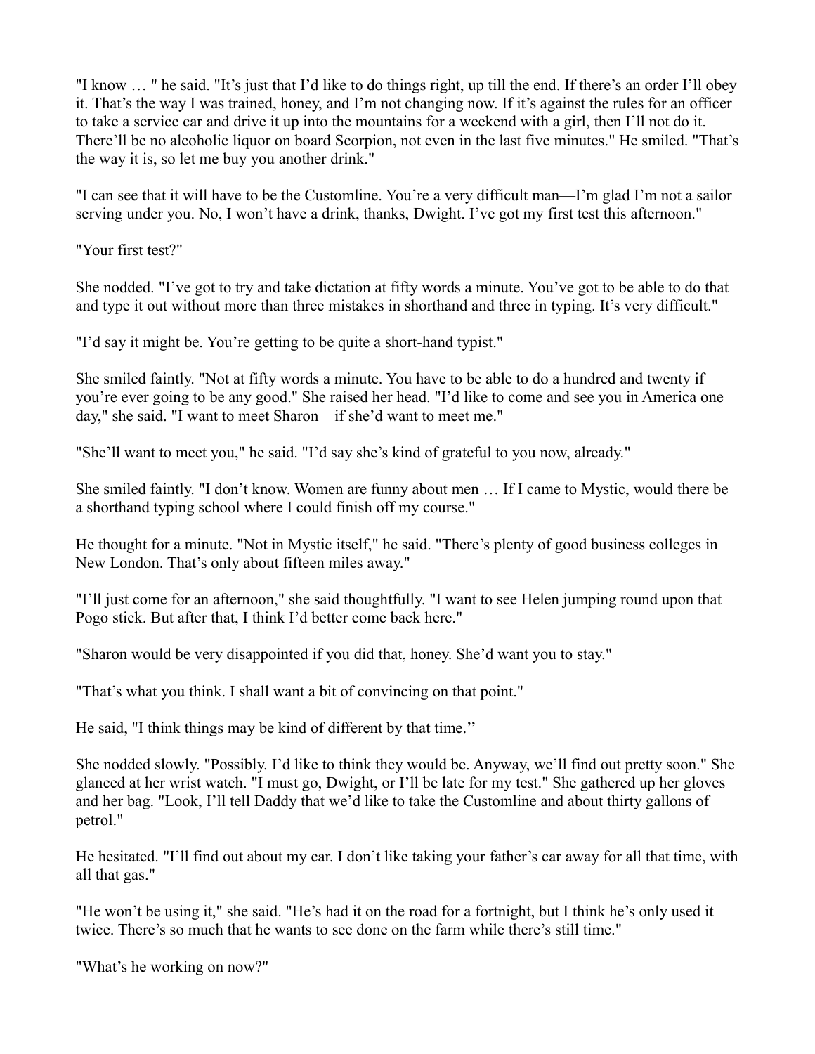"I know … " he said. "It's just that I'd like to do things right, up till the end. If there's an order I'll obey it. That's the way I was trained, honey, and I'm not changing now. If it's against the rules for an officer to take a service car and drive it up into the mountains for a weekend with a girl, then I'll not do it. There'll be no alcoholic liquor on board Scorpion, not even in the last five minutes." He smiled. "That's the way it is, so let me buy you another drink."

"I can see that it will have to be the Customline. You're a very difficult man—I'm glad I'm not a sailor serving under you. No, I won't have a drink, thanks, Dwight. I've got my first test this afternoon."

"Your first test?"

She nodded. "I've got to try and take dictation at fifty words a minute. You've got to be able to do that and type it out without more than three mistakes in shorthand and three in typing. It's very difficult."

"I'd say it might be. You're getting to be quite a short-hand typist."

She smiled faintly. "Not at fifty words a minute. You have to be able to do a hundred and twenty if you're ever going to be any good." She raised her head. "I'd like to come and see you in America one day," she said. "I want to meet Sharon—if she'd want to meet me."

"She'll want to meet you," he said. "I'd say she's kind of grateful to you now, already."

She smiled faintly. "I don't know. Women are funny about men … If I came to Mystic, would there be a shorthand typing school where I could finish off my course."

He thought for a minute. "Not in Mystic itself," he said. "There's plenty of good business colleges in New London. That's only about fifteen miles away."

"I'll just come for an afternoon," she said thoughtfully. "I want to see Helen jumping round upon that Pogo stick. But after that, I think I'd better come back here."

"Sharon would be very disappointed if you did that, honey. She'd want you to stay."

"That's what you think. I shall want a bit of convincing on that point."

He said, "I think things may be kind of different by that time.''

She nodded slowly. "Possibly. I'd like to think they would be. Anyway, we'll find out pretty soon." She glanced at her wrist watch. "I must go, Dwight, or I'll be late for my test." She gathered up her gloves and her bag. "Look, I'll tell Daddy that we'd like to take the Customline and about thirty gallons of petrol."

He hesitated. "I'll find out about my car. I don't like taking your father's car away for all that time, with all that gas."

"He won't be using it," she said. "He's had it on the road for a fortnight, but I think he's only used it twice. There's so much that he wants to see done on the farm while there's still time."

"What's he working on now?"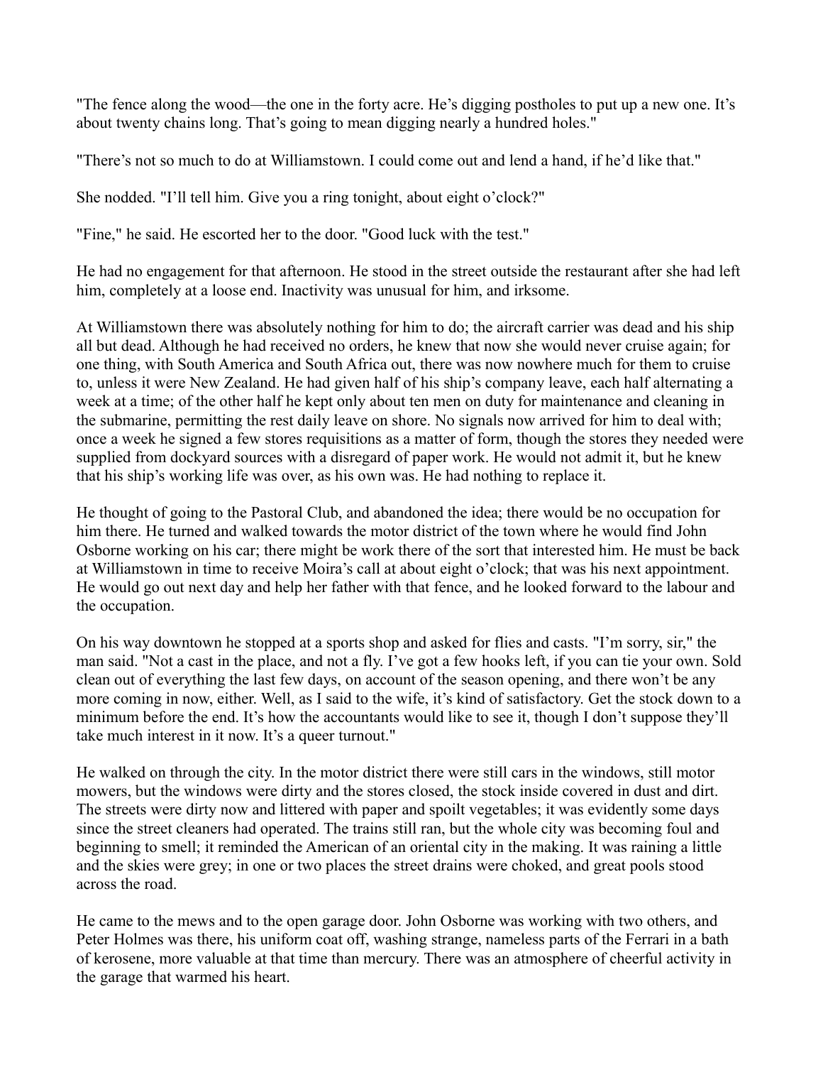"The fence along the wood—the one in the forty acre. He's digging postholes to put up a new one. It's about twenty chains long. That's going to mean digging nearly a hundred holes."

"There's not so much to do at Williamstown. I could come out and lend a hand, if he'd like that."

She nodded. "I'll tell him. Give you a ring tonight, about eight o'clock?"

"Fine," he said. He escorted her to the door. "Good luck with the test."

He had no engagement for that afternoon. He stood in the street outside the restaurant after she had left him, completely at a loose end. Inactivity was unusual for him, and irksome.

At Williamstown there was absolutely nothing for him to do; the aircraft carrier was dead and his ship all but dead. Although he had received no orders, he knew that now she would never cruise again; for one thing, with South America and South Africa out, there was now nowhere much for them to cruise to, unless it were New Zealand. He had given half of his ship's company leave, each half alternating a week at a time; of the other half he kept only about ten men on duty for maintenance and cleaning in the submarine, permitting the rest daily leave on shore. No signals now arrived for him to deal with; once a week he signed a few stores requisitions as a matter of form, though the stores they needed were supplied from dockyard sources with a disregard of paper work. He would not admit it, but he knew that his ship's working life was over, as his own was. He had nothing to replace it.

He thought of going to the Pastoral Club, and abandoned the idea; there would be no occupation for him there. He turned and walked towards the motor district of the town where he would find John Osborne working on his car; there might be work there of the sort that interested him. He must be back at Williamstown in time to receive Moira's call at about eight o'clock; that was his next appointment. He would go out next day and help her father with that fence, and he looked forward to the labour and the occupation.

On his way downtown he stopped at a sports shop and asked for flies and casts. "I'm sorry, sir," the man said. "Not a cast in the place, and not a fly. I've got a few hooks left, if you can tie your own. Sold clean out of everything the last few days, on account of the season opening, and there won't be any more coming in now, either. Well, as I said to the wife, it's kind of satisfactory. Get the stock down to a minimum before the end. It's how the accountants would like to see it, though I don't suppose they'll take much interest in it now. It's a queer turnout."

He walked on through the city. In the motor district there were still cars in the windows, still motor mowers, but the windows were dirty and the stores closed, the stock inside covered in dust and dirt. The streets were dirty now and littered with paper and spoilt vegetables; it was evidently some days since the street cleaners had operated. The trains still ran, but the whole city was becoming foul and beginning to smell; it reminded the American of an oriental city in the making. It was raining a little and the skies were grey; in one or two places the street drains were choked, and great pools stood across the road.

He came to the mews and to the open garage door. John Osborne was working with two others, and Peter Holmes was there, his uniform coat off, washing strange, nameless parts of the Ferrari in a bath of kerosene, more valuable at that time than mercury. There was an atmosphere of cheerful activity in the garage that warmed his heart.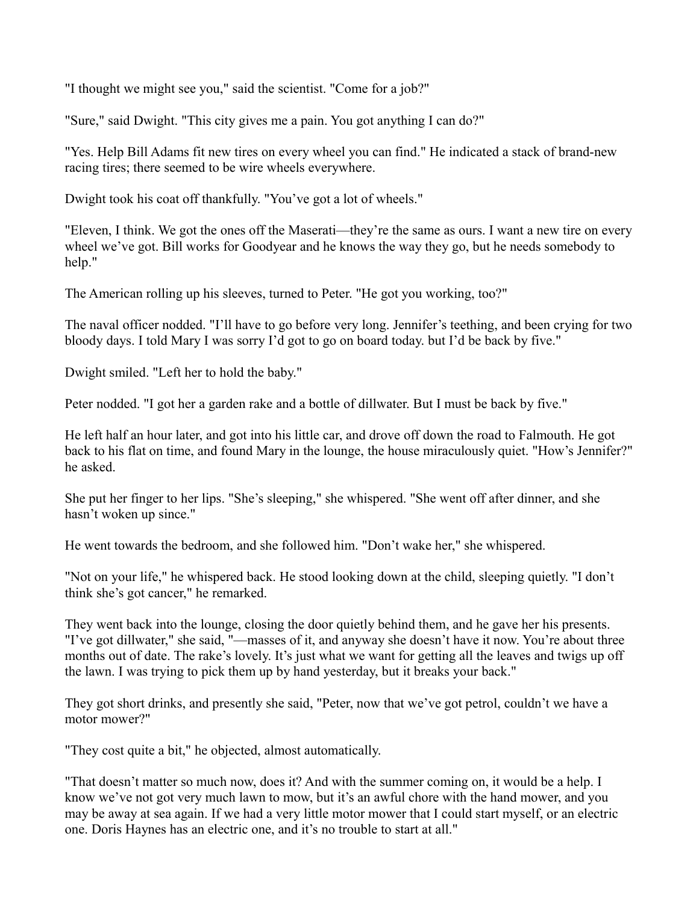"I thought we might see you," said the scientist. "Come for a job?"

"Sure," said Dwight. "This city gives me a pain. You got anything I can do?"

"Yes. Help Bill Adams fit new tires on every wheel you can find." He indicated a stack of brand-new racing tires; there seemed to be wire wheels everywhere.

Dwight took his coat off thankfully. "You've got a lot of wheels."

"Eleven, I think. We got the ones off the Maserati—they're the same as ours. I want a new tire on every wheel we've got. Bill works for Goodyear and he knows the way they go, but he needs somebody to help."

The American rolling up his sleeves, turned to Peter. "He got you working, too?"

The naval officer nodded. "I'll have to go before very long. Jennifer's teething, and been crying for two bloody days. I told Mary I was sorry I'd got to go on board today. but I'd be back by five."

Dwight smiled. "Left her to hold the baby."

Peter nodded. "I got her a garden rake and a bottle of dillwater. But I must be back by five."

He left half an hour later, and got into his little car, and drove off down the road to Falmouth. He got back to his flat on time, and found Mary in the lounge, the house miraculously quiet. "How's Jennifer?" he asked.

She put her finger to her lips. "She's sleeping," she whispered. "She went off after dinner, and she hasn't woken up since."

He went towards the bedroom, and she followed him. "Don't wake her," she whispered.

"Not on your life," he whispered back. He stood looking down at the child, sleeping quietly. "I don't think she's got cancer," he remarked.

They went back into the lounge, closing the door quietly behind them, and he gave her his presents. "I've got dillwater," she said, "—masses of it, and anyway she doesn't have it now. You're about three months out of date. The rake's lovely. It's just what we want for getting all the leaves and twigs up off the lawn. I was trying to pick them up by hand yesterday, but it breaks your back."

They got short drinks, and presently she said, "Peter, now that we've got petrol, couldn't we have a motor mower?"

"They cost quite a bit," he objected, almost automatically.

"That doesn't matter so much now, does it? And with the summer coming on, it would be a help. I know we've not got very much lawn to mow, but it's an awful chore with the hand mower, and you may be away at sea again. If we had a very little motor mower that I could start myself, or an electric one. Doris Haynes has an electric one, and it's no trouble to start at all."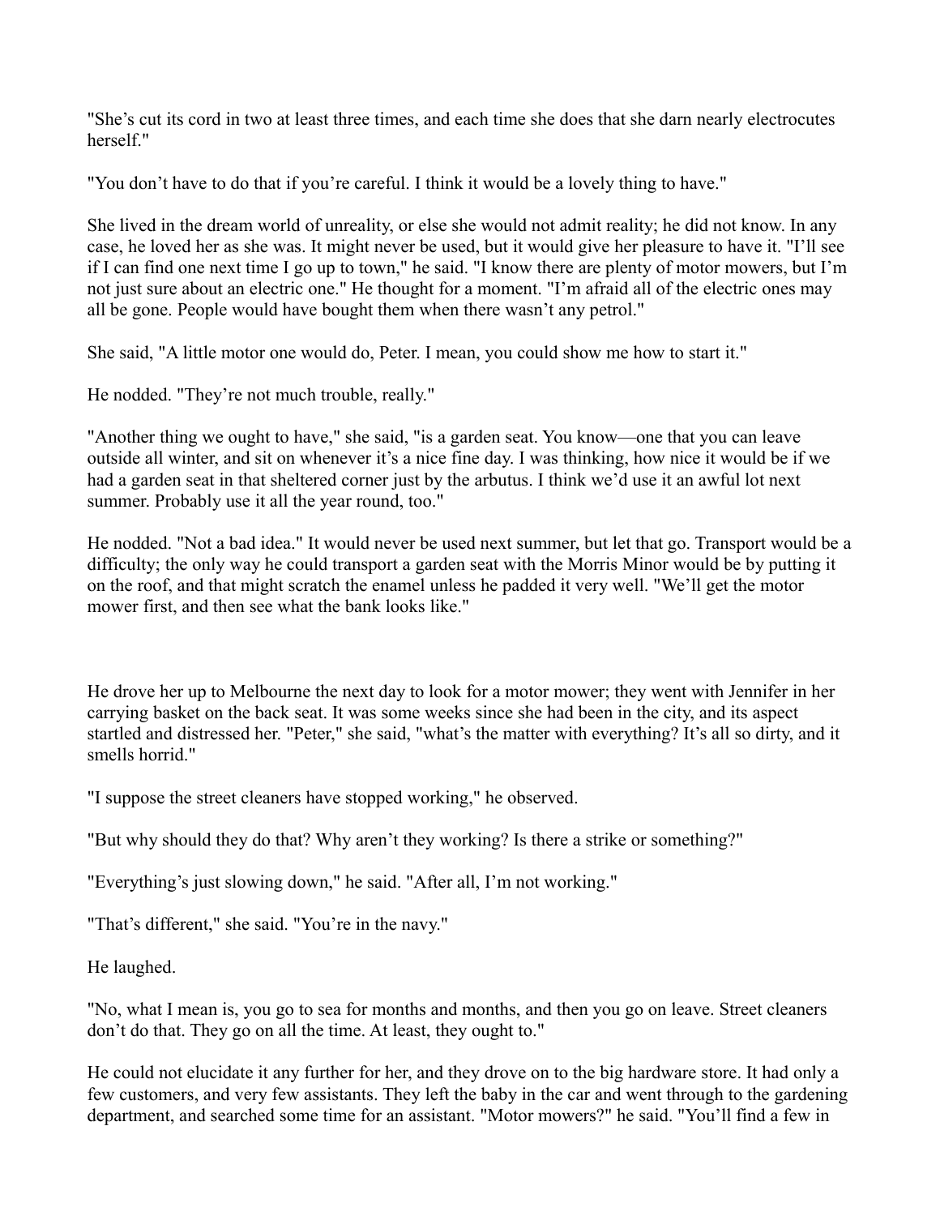"She's cut its cord in two at least three times, and each time she does that she darn nearly electrocutes herself."

"You don't have to do that if you're careful. I think it would be a lovely thing to have."

She lived in the dream world of unreality, or else she would not admit reality; he did not know. In any case, he loved her as she was. It might never be used, but it would give her pleasure to have it. "I'll see if I can find one next time I go up to town," he said. "I know there are plenty of motor mowers, but I'm not just sure about an electric one." He thought for a moment. "I'm afraid all of the electric ones may all be gone. People would have bought them when there wasn't any petrol."

She said, "A little motor one would do, Peter. I mean, you could show me how to start it."

He nodded. "They're not much trouble, really."

"Another thing we ought to have," she said, "is a garden seat. You know—one that you can leave outside all winter, and sit on whenever it's a nice fine day. I was thinking, how nice it would be if we had a garden seat in that sheltered corner just by the arbutus. I think we'd use it an awful lot next summer. Probably use it all the year round, too."

He nodded. "Not a bad idea." It would never be used next summer, but let that go. Transport would be a difficulty; the only way he could transport a garden seat with the Morris Minor would be by putting it on the roof, and that might scratch the enamel unless he padded it very well. "We'll get the motor mower first, and then see what the bank looks like."

He drove her up to Melbourne the next day to look for a motor mower; they went with Jennifer in her carrying basket on the back seat. It was some weeks since she had been in the city, and its aspect startled and distressed her. "Peter," she said, "what's the matter with everything? It's all so dirty, and it smells horrid."

"I suppose the street cleaners have stopped working," he observed.

"But why should they do that? Why aren't they working? Is there a strike or something?"

"Everything's just slowing down," he said. "After all, I'm not working."

"That's different," she said. "You're in the navy."

He laughed.

"No, what I mean is, you go to sea for months and months, and then you go on leave. Street cleaners don't do that. They go on all the time. At least, they ought to."

He could not elucidate it any further for her, and they drove on to the big hardware store. It had only a few customers, and very few assistants. They left the baby in the car and went through to the gardening department, and searched some time for an assistant. "Motor mowers?" he said. "You'll find a few in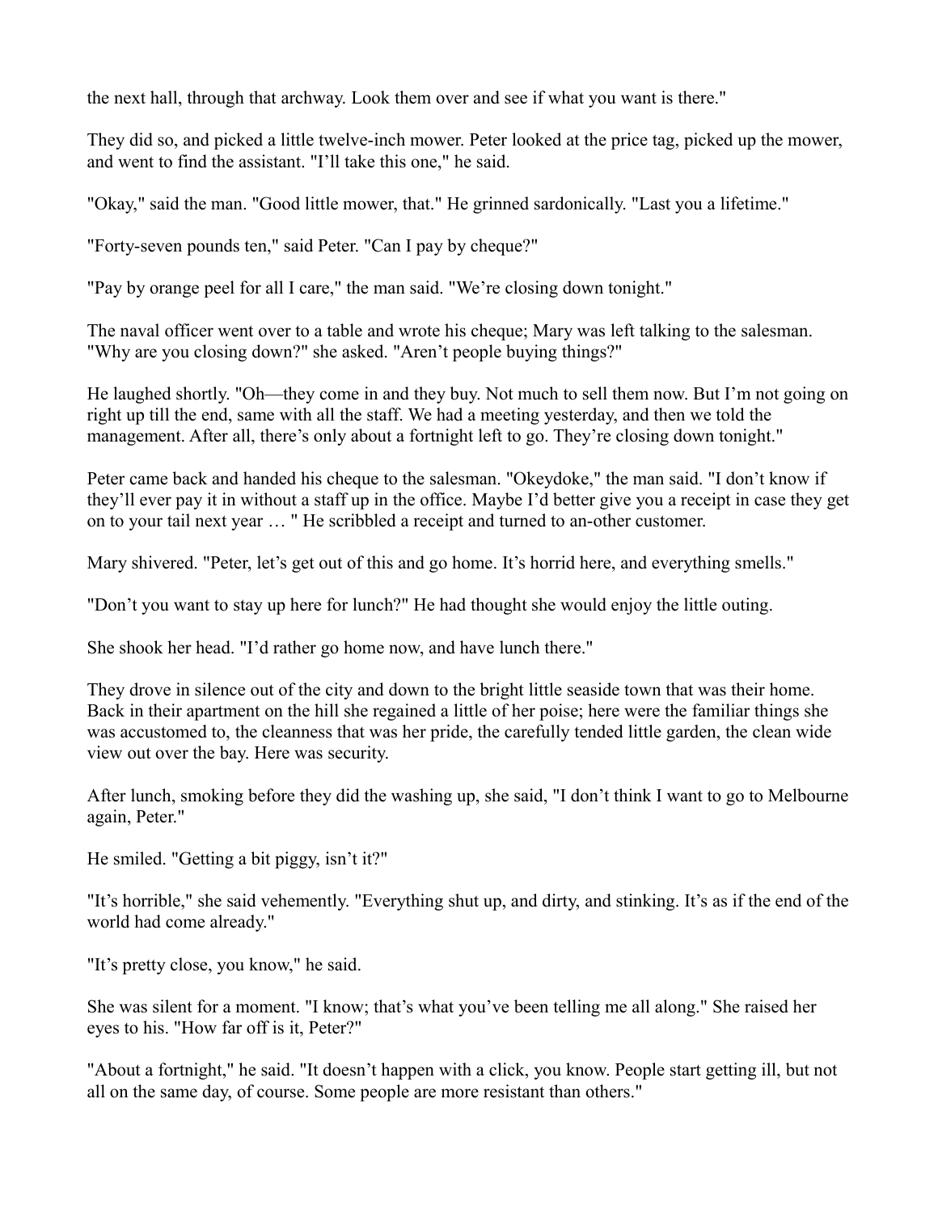the next hall, through that archway. Look them over and see if what you want is there."

They did so, and picked a little twelve-inch mower. Peter looked at the price tag, picked up the mower, and went to find the assistant. "I'll take this one," he said.

"Okay," said the man. "Good little mower, that." He grinned sardonically. "Last you a lifetime."

"Forty-seven pounds ten," said Peter. "Can I pay by cheque?"

"Pay by orange peel for all I care," the man said. "We're closing down tonight."

The naval officer went over to a table and wrote his cheque; Mary was left talking to the salesman. "Why are you closing down?" she asked. "Aren't people buying things?"

He laughed shortly. "Oh—they come in and they buy. Not much to sell them now. But I'm not going on right up till the end, same with all the staff. We had a meeting yesterday, and then we told the management. After all, there's only about a fortnight left to go. They're closing down tonight."

Peter came back and handed his cheque to the salesman. "Okeydoke," the man said. "I don't know if they'll ever pay it in without a staff up in the office. Maybe I'd better give you a receipt in case they get on to your tail next year … " He scribbled a receipt and turned to an-other customer.

Mary shivered. "Peter, let's get out of this and go home. It's horrid here, and everything smells."

"Don't you want to stay up here for lunch?" He had thought she would enjoy the little outing.

She shook her head. "I'd rather go home now, and have lunch there."

They drove in silence out of the city and down to the bright little seaside town that was their home. Back in their apartment on the hill she regained a little of her poise; here were the familiar things she was accustomed to, the cleanness that was her pride, the carefully tended little garden, the clean wide view out over the bay. Here was security.

After lunch, smoking before they did the washing up, she said, "I don't think I want to go to Melbourne again, Peter."

He smiled. "Getting a bit piggy, isn't it?"

"It's horrible," she said vehemently. "Everything shut up, and dirty, and stinking. It's as if the end of the world had come already."

"It's pretty close, you know," he said.

She was silent for a moment. "I know; that's what you've been telling me all along." She raised her eyes to his. "How far off is it, Peter?"

"About a fortnight," he said. "It doesn't happen with a click, you know. People start getting ill, but not all on the same day, of course. Some people are more resistant than others."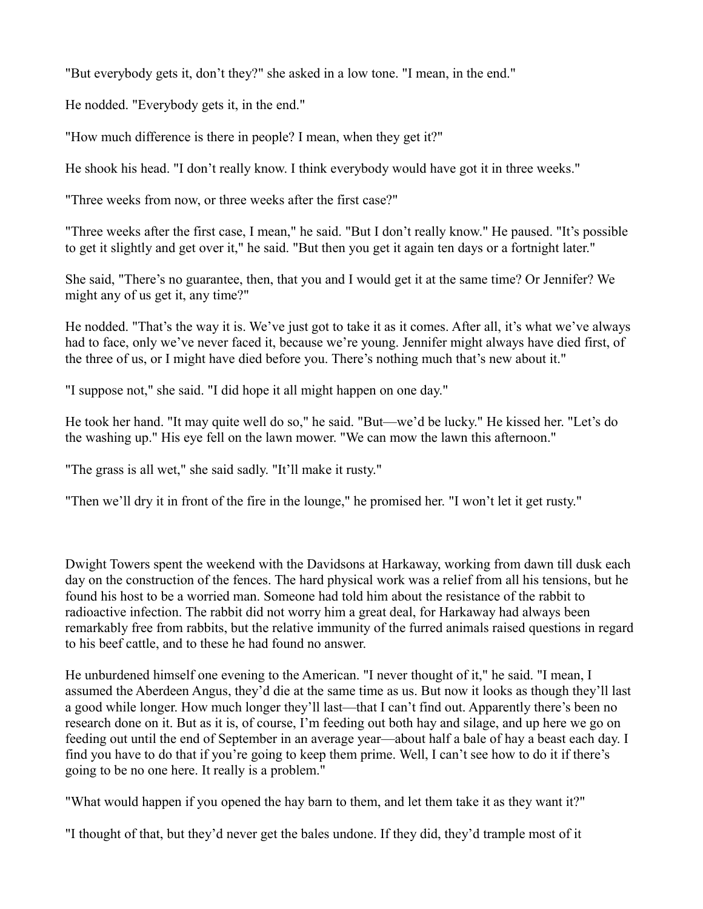"But everybody gets it, don't they?" she asked in a low tone. "I mean, in the end."

He nodded. "Everybody gets it, in the end."

"How much difference is there in people? I mean, when they get it?"

He shook his head. "I don't really know. I think everybody would have got it in three weeks."

"Three weeks from now, or three weeks after the first case?"

"Three weeks after the first case, I mean," he said. "But I don't really know." He paused. "It's possible to get it slightly and get over it," he said. "But then you get it again ten days or a fortnight later."

She said, "There's no guarantee, then, that you and I would get it at the same time? Or Jennifer? We might any of us get it, any time?"

He nodded. "That's the way it is. We've just got to take it as it comes. After all, it's what we've always had to face, only we've never faced it, because we're young. Jennifer might always have died first, of the three of us, or I might have died before you. There's nothing much that's new about it."

"I suppose not," she said. "I did hope it all might happen on one day."

He took her hand. "It may quite well do so," he said. "But—we'd be lucky." He kissed her. "Let's do the washing up." His eye fell on the lawn mower. "We can mow the lawn this afternoon."

"The grass is all wet," she said sadly. "It'll make it rusty."

"Then we'll dry it in front of the fire in the lounge," he promised her. "I won't let it get rusty."

Dwight Towers spent the weekend with the Davidsons at Harkaway, working from dawn till dusk each day on the construction of the fences. The hard physical work was a relief from all his tensions, but he found his host to be a worried man. Someone had told him about the resistance of the rabbit to radioactive infection. The rabbit did not worry him a great deal, for Harkaway had always been remarkably free from rabbits, but the relative immunity of the furred animals raised questions in regard to his beef cattle, and to these he had found no answer.

He unburdened himself one evening to the American. "I never thought of it," he said. "I mean, I assumed the Aberdeen Angus, they'd die at the same time as us. But now it looks as though they'll last a good while longer. How much longer they'll last—that I can't find out. Apparently there's been no research done on it. But as it is, of course, I'm feeding out both hay and silage, and up here we go on feeding out until the end of September in an average year—about half a bale of hay a beast each day. I find you have to do that if you're going to keep them prime. Well, I can't see how to do it if there's going to be no one here. It really is a problem."

"What would happen if you opened the hay barn to them, and let them take it as they want it?"

"I thought of that, but they'd never get the bales undone. If they did, they'd trample most of it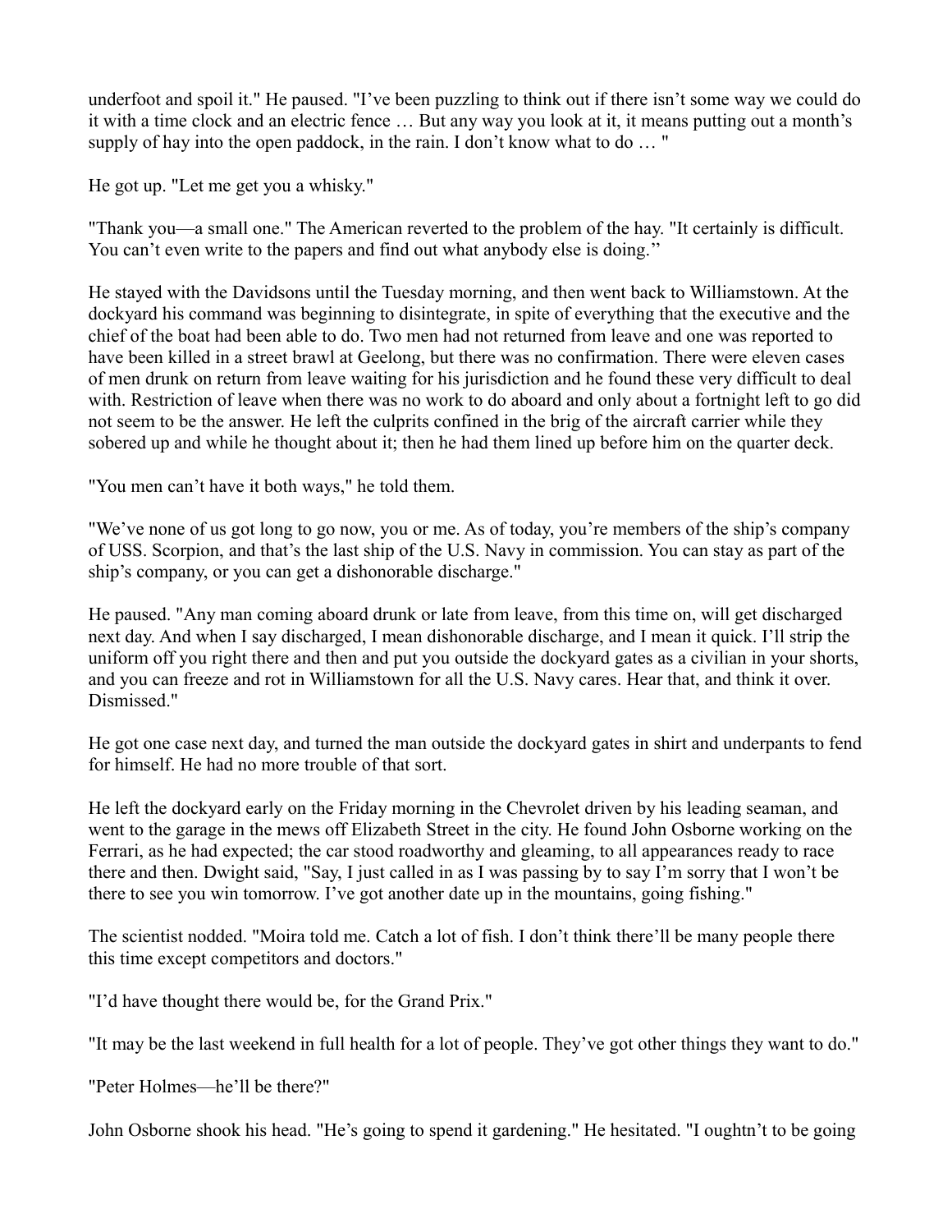underfoot and spoil it." He paused. "I've been puzzling to think out if there isn't some way we could do it with a time clock and an electric fence … But any way you look at it, it means putting out a month's supply of hay into the open paddock, in the rain. I don't know what to do … "

He got up. "Let me get you a whisky."

"Thank you—a small one." The American reverted to the problem of the hay. "It certainly is difficult. You can't even write to the papers and find out what anybody else is doing."

He stayed with the Davidsons until the Tuesday morning, and then went back to Williamstown. At the dockyard his command was beginning to disintegrate, in spite of everything that the executive and the chief of the boat had been able to do. Two men had not returned from leave and one was reported to have been killed in a street brawl at Geelong, but there was no confirmation. There were eleven cases of men drunk on return from leave waiting for his jurisdiction and he found these very difficult to deal with. Restriction of leave when there was no work to do aboard and only about a fortnight left to go did not seem to be the answer. He left the culprits confined in the brig of the aircraft carrier while they sobered up and while he thought about it; then he had them lined up before him on the quarter deck.

"You men can't have it both ways," he told them.

"We've none of us got long to go now, you or me. As of today, you're members of the ship's company of USS. Scorpion, and that's the last ship of the U.S. Navy in commission. You can stay as part of the ship's company, or you can get a dishonorable discharge."

He paused. "Any man coming aboard drunk or late from leave, from this time on, will get discharged next day. And when I say discharged, I mean dishonorable discharge, and I mean it quick. I'll strip the uniform off you right there and then and put you outside the dockyard gates as a civilian in your shorts, and you can freeze and rot in Williamstown for all the U.S. Navy cares. Hear that, and think it over. Dismissed."

He got one case next day, and turned the man outside the dockyard gates in shirt and underpants to fend for himself. He had no more trouble of that sort.

He left the dockyard early on the Friday morning in the Chevrolet driven by his leading seaman, and went to the garage in the mews off Elizabeth Street in the city. He found John Osborne working on the Ferrari, as he had expected; the car stood roadworthy and gleaming, to all appearances ready to race there and then. Dwight said, "Say, I just called in as I was passing by to say I'm sorry that I won't be there to see you win tomorrow. I've got another date up in the mountains, going fishing."

The scientist nodded. "Moira told me. Catch a lot of fish. I don't think there'll be many people there this time except competitors and doctors."

"I'd have thought there would be, for the Grand Prix."

"It may be the last weekend in full health for a lot of people. They've got other things they want to do."

"Peter Holmes—he'll be there?"

John Osborne shook his head. "He's going to spend it gardening." He hesitated. "I oughtn't to be going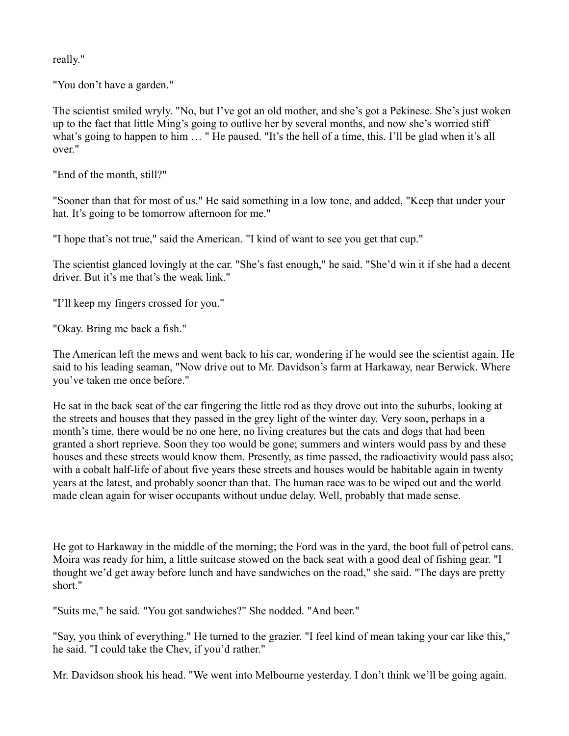really."

"You don’t have a garden."

The scientist smiled wryly. "No, but I’ve got an old mother, and she’s got a Pekinese. She’s just woken up to the fact that little Ming’s going to outlive her by several months, and now she’s worried stiff what’s going to happen to him … " He paused. "It’s the hell of a time, this. I’ll be glad when it’s all over."

"End of the month, still?"

"Sooner than that for most of us." He said something in a low tone, and added, "Keep that under your hat. It’s going to be tomorrow afternoon for me."

"I hope that’s not true," said the American. "I kind of want to see you get that cup."

The scientist glanced lovingly at the car. "She’s fast enough," he said. "She’d win it if she had a decent driver. But it’s me that’s the weak link."

"I’ll keep my fingers crossed for you."

"Okay. Bring me back a fish."

The American left the mews and went back to his car, wondering if he would see the scientist again. He said to his leading seaman, "Now drive out to Mr. Davidson’s farm at Harkaway, near Berwick. Where you’ve taken me once before."

He sat in the back seat of the car fingering the little rod as they drove out into the suburbs, looking at the streets and houses that they passed in the grey light of the winter day. Very soon, perhaps in a month’s time, there would be no one here, no living creatures but the cats and dogs that had been granted a short reprieve. Soon they too would be gone; summers and winters would pass by and these houses and these streets would know them. Presently, as time passed, the radioactivity would pass also; with a cobalt half-life of about five years these streets and houses would be habitable again in twenty years at the latest, and probably sooner than that. The human race was to be wiped out and the world made clean again for wiser occupants without undue delay. Well, probably that made sense.

He got to Harkaway in the middle of the morning; the Ford was in the yard, the boot full of petrol cans. Moira was ready for him, a little suitcase stowed on the back seat with a good deal of fishing gear. "I thought we’d get away before lunch and have sandwiches on the road," she said. "The days are pretty short."

"Suits me," he said. "You got sandwiches?" She nodded. "And beer."

"Say, you think of everything." He turned to the grazier. "I feel kind of mean taking your car like this," he said. "I could take the Chev, if you’d rather."

Mr. Davidson shook his head. "We went into Melbourne yesterday. I don’t think we’ll be going again.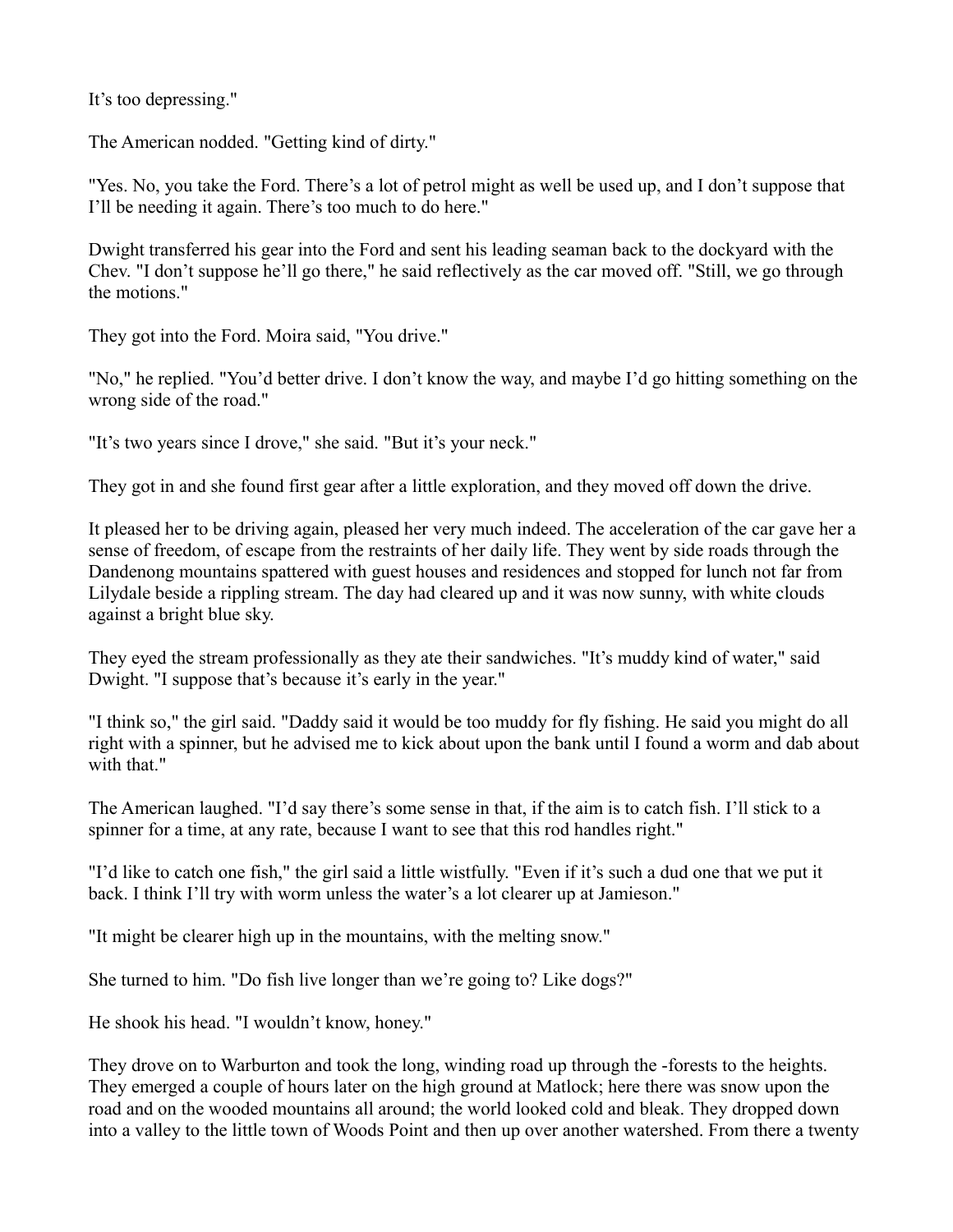It’s too depressing."

The American nodded. "Getting kind of dirty."

"Yes. No, you take the Ford. There’s a lot of petrol might as well be used up, and I don’t suppose that I’ll be needing it again. There’s too much to do here."

Dwight transferred his gear into the Ford and sent his leading seaman back to the dockyard with the Chev. "I don’t suppose he’ll go there," he said reflectively as the car moved off. "Still, we go through the motions."

They got into the Ford. Moira said, "You drive."

"No," he replied. "You’d better drive. I don’t know the way, and maybe I’d go hitting something on the wrong side of the road."

"It’s two years since I drove," she said. "But it’s your neck."

They got in and she found first gear after a little exploration, and they moved off down the drive.

It pleased her to be driving again, pleased her very much indeed. The acceleration of the car gave her a sense of freedom, of escape from the restraints of her daily life. They went by side roads through the Dandenong mountains spattered with guest houses and residences and stopped for lunch not far from Lilydale beside a rippling stream. The day had cleared up and it was now sunny, with white clouds against a bright blue sky.

They eyed the stream professionally as they ate their sandwiches. "It’s muddy kind of water," said Dwight. "I suppose that’s because it’s early in the year."

"I think so," the girl said. "Daddy said it would be too muddy for fly fishing. He said you might do all right with a spinner, but he advised me to kick about upon the bank until I found a worm and dab about with that."

The American laughed. "I’d say there’s some sense in that, if the aim is to catch fish. I’ll stick to a spinner for a time, at any rate, because I want to see that this rod handles right."

"I’d like to catch one fish," the girl said a little wistfully. "Even if it’s such a dud one that we put it back. I think I’ll try with worm unless the water’s a lot clearer up at Jamieson."

"It might be clearer high up in the mountains, with the melting snow."

She turned to him. "Do fish live longer than we’re going to? Like dogs?"

He shook his head. "I wouldn’t know, honey."

They drove on to Warburton and took the long, winding road up through the -forests to the heights. They emerged a couple of hours later on the high ground at Matlock; here there was snow upon the road and on the wooded mountains all around; the world looked cold and bleak. They dropped down into a valley to the little town of Woods Point and then up over another watershed. From there a twenty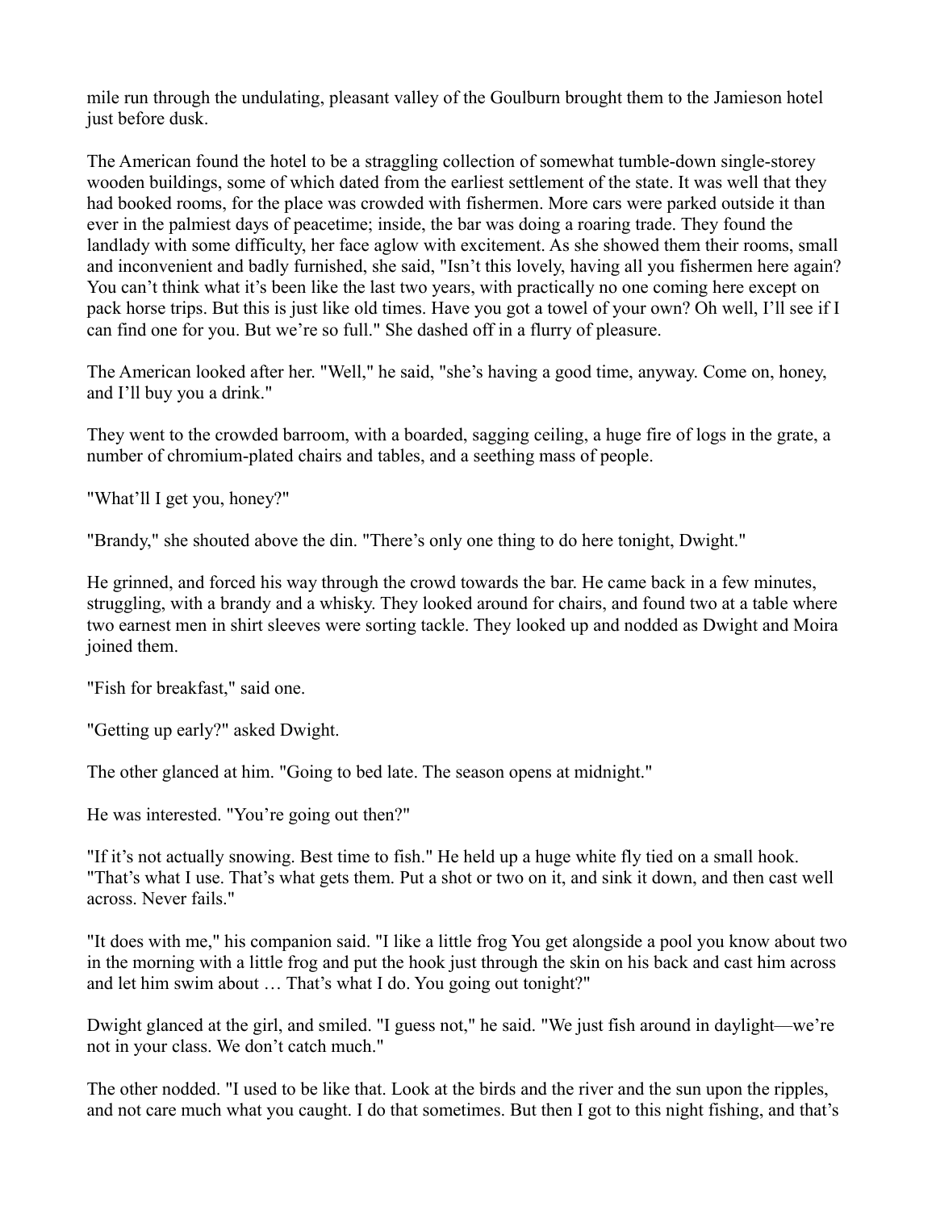mile run through the undulating, pleasant valley of the Goulburn brought them to the Jamieson hotel just before dusk.

The American found the hotel to be a straggling collection of somewhat tumble-down single-storey wooden buildings, some of which dated from the earliest settlement of the state. It was well that they had booked rooms, for the place was crowded with fishermen. More cars were parked outside it than ever in the palmiest days of peacetime; inside, the bar was doing a roaring trade. They found the landlady with some difficulty, her face aglow with excitement. As she showed them their rooms, small and inconvenient and badly furnished, she said, "Isn't this lovely, having all you fishermen here again? You can't think what it's been like the last two years, with practically no one coming here except on pack horse trips. But this is just like old times. Have you got a towel of your own? Oh well, I'll see if I can find one for you. But we're so full." She dashed off in a flurry of pleasure.

The American looked after her. "Well," he said, "she's having a good time, anyway. Come on, honey, and I'll buy you a drink."

They went to the crowded barroom, with a boarded, sagging ceiling, a huge fire of logs in the grate, a number of chromium-plated chairs and tables, and a seething mass of people.

"What'll I get you, honey?"

"Brandy," she shouted above the din. "There's only one thing to do here tonight, Dwight."

He grinned, and forced his way through the crowd towards the bar. He came back in a few minutes, struggling, with a brandy and a whisky. They looked around for chairs, and found two at a table where two earnest men in shirt sleeves were sorting tackle. They looked up and nodded as Dwight and Moira joined them.

"Fish for breakfast," said one.

"Getting up early?" asked Dwight.

The other glanced at him. "Going to bed late. The season opens at midnight."

He was interested. "You're going out then?"

"If it's not actually snowing. Best time to fish." He held up a huge white fly tied on a small hook. "That's what I use. That's what gets them. Put a shot or two on it, and sink it down, and then cast well across. Never fails."

"It does with me," his companion said. "I like a little frog You get alongside a pool you know about two in the morning with a little frog and put the hook just through the skin on his back and cast him across and let him swim about … That's what I do. You going out tonight?"

Dwight glanced at the girl, and smiled. "I guess not," he said. "We just fish around in daylight—we're not in your class. We don't catch much."

The other nodded. "I used to be like that. Look at the birds and the river and the sun upon the ripples, and not care much what you caught. I do that sometimes. But then I got to this night fishing, and that's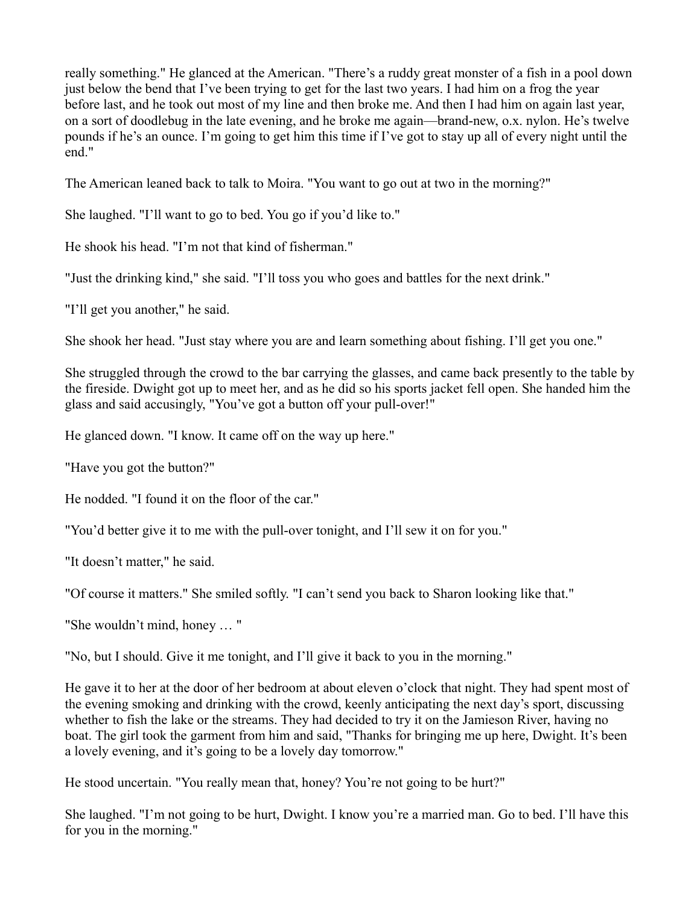really something." He glanced at the American. "There's a ruddy great monster of a fish in a pool down just below the bend that I've been trying to get for the last two years. I had him on a frog the year before last, and he took out most of my line and then broke me. And then I had him on again last year, on a sort of doodlebug in the late evening, and he broke me again—brand-new, o.x. nylon. He's twelve pounds if he's an ounce. I'm going to get him this time if I've got to stay up all of every night until the end."

The American leaned back to talk to Moira. "You want to go out at two in the morning?"

She laughed. "I'll want to go to bed. You go if you'd like to."

He shook his head. "I'm not that kind of fisherman."

"Just the drinking kind," she said. "I'll toss you who goes and battles for the next drink."

"I'll get you another," he said.

She shook her head. "Just stay where you are and learn something about fishing. I'll get you one."

She struggled through the crowd to the bar carrying the glasses, and came back presently to the table by the fireside. Dwight got up to meet her, and as he did so his sports jacket fell open. She handed him the glass and said accusingly, "You've got a button off your pull-over!"

He glanced down. "I know. It came off on the way up here."

"Have you got the button?"

He nodded. "I found it on the floor of the car."

"You'd better give it to me with the pull-over tonight, and I'll sew it on for you."

"It doesn't matter," he said.

"Of course it matters." She smiled softly. "I can't send you back to Sharon looking like that."

"She wouldn't mind, honey … "

"No, but I should. Give it me tonight, and I'll give it back to you in the morning."

He gave it to her at the door of her bedroom at about eleven o'clock that night. They had spent most of the evening smoking and drinking with the crowd, keenly anticipating the next day's sport, discussing whether to fish the lake or the streams. They had decided to try it on the Jamieson River, having no boat. The girl took the garment from him and said, "Thanks for bringing me up here, Dwight. It's been a lovely evening, and it's going to be a lovely day tomorrow."

He stood uncertain. "You really mean that, honey? You're not going to be hurt?"

She laughed. "I'm not going to be hurt, Dwight. I know you're a married man. Go to bed. I'll have this for you in the morning."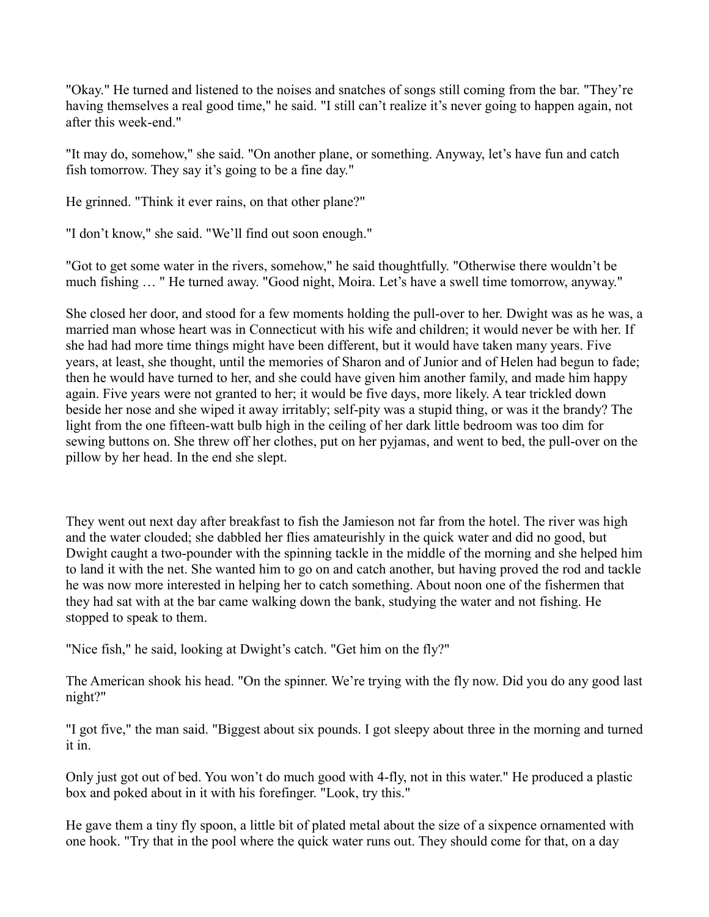"Okay." He turned and listened to the noises and snatches of songs still coming from the bar. "They're having themselves a real good time," he said. "I still can't realize it's never going to happen again, not after this week-end."

"It may do, somehow," she said. "On another plane, or something. Anyway, let's have fun and catch fish tomorrow. They say it's going to be a fine day."

He grinned. "Think it ever rains, on that other plane?"

"I don't know," she said. "We'll find out soon enough."

"Got to get some water in the rivers, somehow," he said thoughtfully. "Otherwise there wouldn't be much fishing … " He turned away. "Good night, Moira. Let's have a swell time tomorrow, anyway."

She closed her door, and stood for a few moments holding the pull-over to her. Dwight was as he was, a married man whose heart was in Connecticut with his wife and children; it would never be with her. If she had had more time things might have been different, but it would have taken many years. Five years, at least, she thought, until the memories of Sharon and of Junior and of Helen had begun to fade; then he would have turned to her, and she could have given him another family, and made him happy again. Five years were not granted to her; it would be five days, more likely. A tear trickled down beside her nose and she wiped it away irritably; self-pity was a stupid thing, or was it the brandy? The light from the one fifteen-watt bulb high in the ceiling of her dark little bedroom was too dim for sewing buttons on. She threw off her clothes, put on her pyjamas, and went to bed, the pull-over on the pillow by her head. In the end she slept.

They went out next day after breakfast to fish the Jamieson not far from the hotel. The river was high and the water clouded; she dabbled her flies amateurishly in the quick water and did no good, but Dwight caught a two-pounder with the spinning tackle in the middle of the morning and she helped him to land it with the net. She wanted him to go on and catch another, but having proved the rod and tackle he was now more interested in helping her to catch something. About noon one of the fishermen that they had sat with at the bar came walking down the bank, studying the water and not fishing. He stopped to speak to them.

"Nice fish," he said, looking at Dwight's catch. "Get him on the fly?"

The American shook his head. "On the spinner. We're trying with the fly now. Did you do any good last night?"

"I got five," the man said. "Biggest about six pounds. I got sleepy about three in the morning and turned it in.

Only just got out of bed. You won't do much good with 4-fly, not in this water." He produced a plastic box and poked about in it with his forefinger. "Look, try this."

He gave them a tiny fly spoon, a little bit of plated metal about the size of a sixpence ornamented with one hook. "Try that in the pool where the quick water runs out. They should come for that, on a day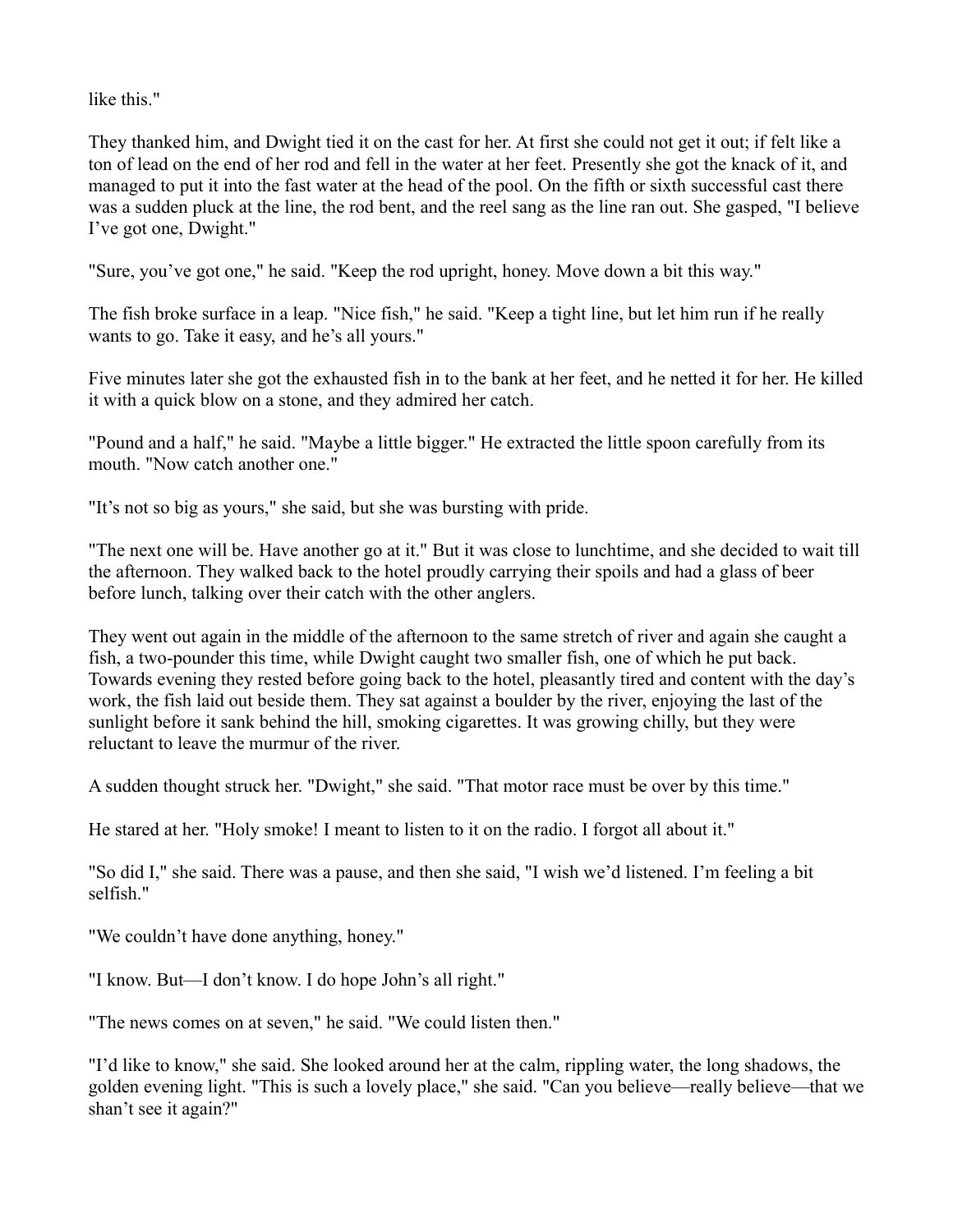like this."

They thanked him, and Dwight tied it on the cast for her. At first she could not get it out; if felt like a ton of lead on the end of her rod and fell in the water at her feet. Presently she got the knack of it, and managed to put it into the fast water at the head of the pool. On the fifth or sixth successful cast there was a sudden pluck at the line, the rod bent, and the reel sang as the line ran out. She gasped, "I believe I've got one, Dwight."

"Sure, you've got one," he said. "Keep the rod upright, honey. Move down a bit this way."

The fish broke surface in a leap. "Nice fish," he said. "Keep a tight line, but let him run if he really wants to go. Take it easy, and he's all yours."

Five minutes later she got the exhausted fish in to the bank at her feet, and he netted it for her. He killed it with a quick blow on a stone, and they admired her catch.

"Pound and a half," he said. "Maybe a little bigger." He extracted the little spoon carefully from its mouth. "Now catch another one."

"It's not so big as yours," she said, but she was bursting with pride.

"The next one will be. Have another go at it." But it was close to lunchtime, and she decided to wait till the afternoon. They walked back to the hotel proudly carrying their spoils and had a glass of beer before lunch, talking over their catch with the other anglers.

They went out again in the middle of the afternoon to the same stretch of river and again she caught a fish, a two-pounder this time, while Dwight caught two smaller fish, one of which he put back. Towards evening they rested before going back to the hotel, pleasantly tired and content with the day's work, the fish laid out beside them. They sat against a boulder by the river, enjoying the last of the sunlight before it sank behind the hill, smoking cigarettes. It was growing chilly, but they were reluctant to leave the murmur of the river.

A sudden thought struck her. "Dwight," she said. "That motor race must be over by this time."

He stared at her. "Holy smoke! I meant to listen to it on the radio. I forgot all about it."

"So did I," she said. There was a pause, and then she said, "I wish we'd listened. I'm feeling a bit selfish."

"We couldn't have done anything, honey."

"I know. But—I don't know. I do hope John's all right."

"The news comes on at seven," he said. "We could listen then."

"I'd like to know," she said. She looked around her at the calm, rippling water, the long shadows, the golden evening light. "This is such a lovely place," she said. "Can you believe—really believe—that we shan't see it again?"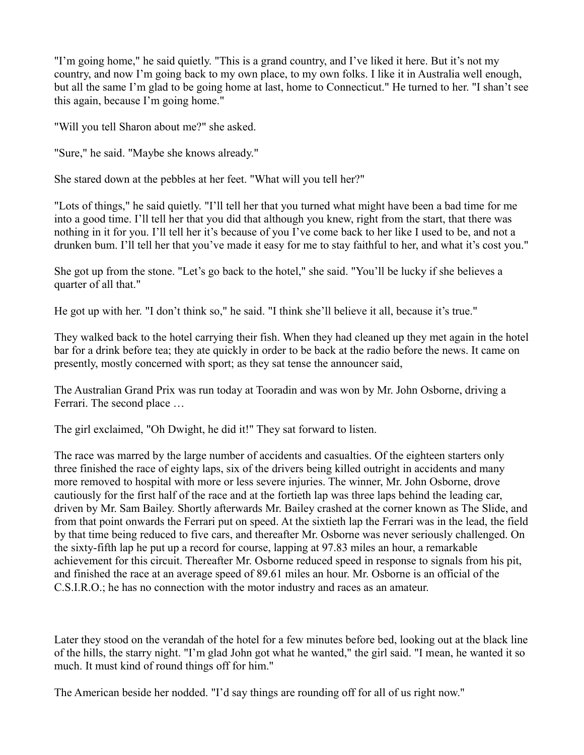"I'm going home," he said quietly. "This is a grand country, and I've liked it here. But it's not my country, and now I'm going back to my own place, to my own folks. I like it in Australia well enough, but all the same I'm glad to be going home at last, home to Connecticut." He turned to her. "I shan't see this again, because I'm going home."

"Will you tell Sharon about me?" she asked.

"Sure," he said. "Maybe she knows already."

She stared down at the pebbles at her feet. "What will you tell her?"

"Lots of things," he said quietly. "I'll tell her that you turned what might have been a bad time for me into a good time. I'll tell her that you did that although you knew, right from the start, that there was nothing in it for you. I'll tell her it's because of you I've come back to her like I used to be, and not a drunken bum. I'll tell her that you've made it easy for me to stay faithful to her, and what it's cost you."

She got up from the stone. "Let's go back to the hotel," she said. "You'll be lucky if she believes a quarter of all that."

He got up with her. "I don't think so," he said. "I think she'll believe it all, because it's true."

They walked back to the hotel carrying their fish. When they had cleaned up they met again in the hotel bar for a drink before tea; they ate quickly in order to be back at the radio before the news. It came on presently, mostly concerned with sport; as they sat tense the announcer said,

The Australian Grand Prix was run today at Tooradin and was won by Mr. John Osborne, driving a Ferrari. The second place …

The girl exclaimed, "Oh Dwight, he did it!" They sat forward to listen.

The race was marred by the large number of accidents and casualties. Of the eighteen starters only three finished the race of eighty laps, six of the drivers being killed outright in accidents and many more removed to hospital with more or less severe injuries. The winner, Mr. John Osborne, drove cautiously for the first half of the race and at the fortieth lap was three laps behind the leading car, driven by Mr. Sam Bailey. Shortly afterwards Mr. Bailey crashed at the corner known as The Slide, and from that point onwards the Ferrari put on speed. At the sixtieth lap the Ferrari was in the lead, the field by that time being reduced to five cars, and thereafter Mr. Osborne was never seriously challenged. On the sixty-fifth lap he put up a record for course, lapping at 97.83 miles an hour, a remarkable achievement for this circuit. Thereafter Mr. Osborne reduced speed in response to signals from his pit, and finished the race at an average speed of 89.61 miles an hour. Mr. Osborne is an official of the C.S.I.R.O.; he has no connection with the motor industry and races as an amateur.

Later they stood on the verandah of the hotel for a few minutes before bed, looking out at the black line of the hills, the starry night. "I'm glad John got what he wanted," the girl said. "I mean, he wanted it so much. It must kind of round things off for him."

The American beside her nodded. "I'd say things are rounding off for all of us right now."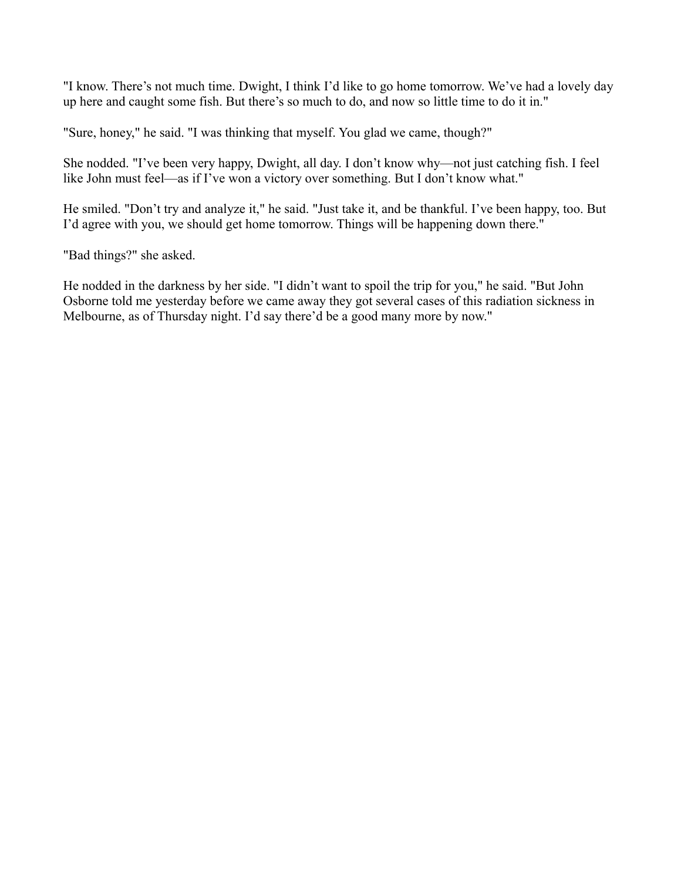"I know. There's not much time. Dwight, I think I'd like to go home tomorrow. We've had a lovely day up here and caught some fish. But there's so much to do, and now so little time to do it in."

"Sure, honey," he said. "I was thinking that myself. You glad we came, though?"

She nodded. "I've been very happy, Dwight, all day. I don't know why—not just catching fish. I feel like John must feel—as if I've won a victory over something. But I don't know what."

He smiled. "Don't try and analyze it," he said. "Just take it, and be thankful. I've been happy, too. But I'd agree with you, we should get home tomorrow. Things will be happening down there."

"Bad things?" she asked.

He nodded in the darkness by her side. "I didn't want to spoil the trip for you," he said. "But John Osborne told me yesterday before we came away they got several cases of this radiation sickness in Melbourne, as of Thursday night. I'd say there'd be a good many more by now."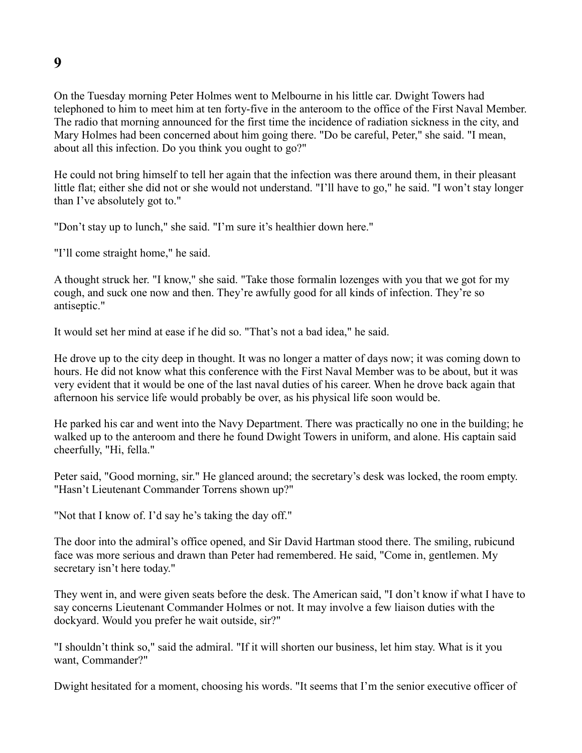# 9

On the Tuesday morning Peter Holmes went to Melbourne in his little car. Dwight Towers had telephoned to him to meet him at ten forty-five in the anteroom to the office of the First Naval Member. The radio that morning announced for the first time the incidence of radiation sickness in the city, and Mary Holmes had been concerned about him going there. "Do be careful, Peter," she said. "I mean, about all this infection. Do you think you ought to go?"

He could not bring himself to tell her again that the infection was there around them, in their pleasant little flat; either she did not or she would not understand. "I'll have to go," he said. "I won't stay longer than I've absolutely got to."

"Don't stay up to lunch," she said. "I'm sure it's healthier down here."

"I'll come straight home," he said.

A thought struck her. "I know," she said. "Take those formalin lozenges with you that we got for my cough, and suck one now and then. They're awfully good for all kinds of infection. They're so antiseptic."

It would set her mind at ease if he did so. "That's not a bad idea," he said.

He drove up to the city deep in thought. It was no longer a matter of days now; it was coming down to hours. He did not know what this conference with the First Naval Member was to be about, but it was very evident that it would be one of the last naval duties of his career. When he drove back again that afternoon his service life would probably be over, as his physical life soon would be.

He parked his car and went into the Navy Department. There was practically no one in the building; he walked up to the anteroom and there he found Dwight Towers in uniform, and alone. His captain said cheerfully, "Hi, fella."

Peter said, "Good morning, sir." He glanced around; the secretary's desk was locked, the room empty. "Hasn't Lieutenant Commander Torrens shown up?"

"Not that I know of. I'd say he's taking the day off."

The door into the admiral's office opened, and Sir David Hartman stood there. The smiling, rubicund face was more serious and drawn than Peter had remembered. He said, "Come in, gentlemen. My secretary isn't here today."

They went in, and were given seats before the desk. The American said, "I don't know if what I have to say concerns Lieutenant Commander Holmes or not. It may involve a few liaison duties with the dockyard. Would you prefer he wait outside, sir?"

"I shouldn't think so," said the admiral. "If it will shorten our business, let him stay. What is it you want, Commander?"

Dwight hesitated for a moment, choosing his words. "It seems that I'm the senior executive officer of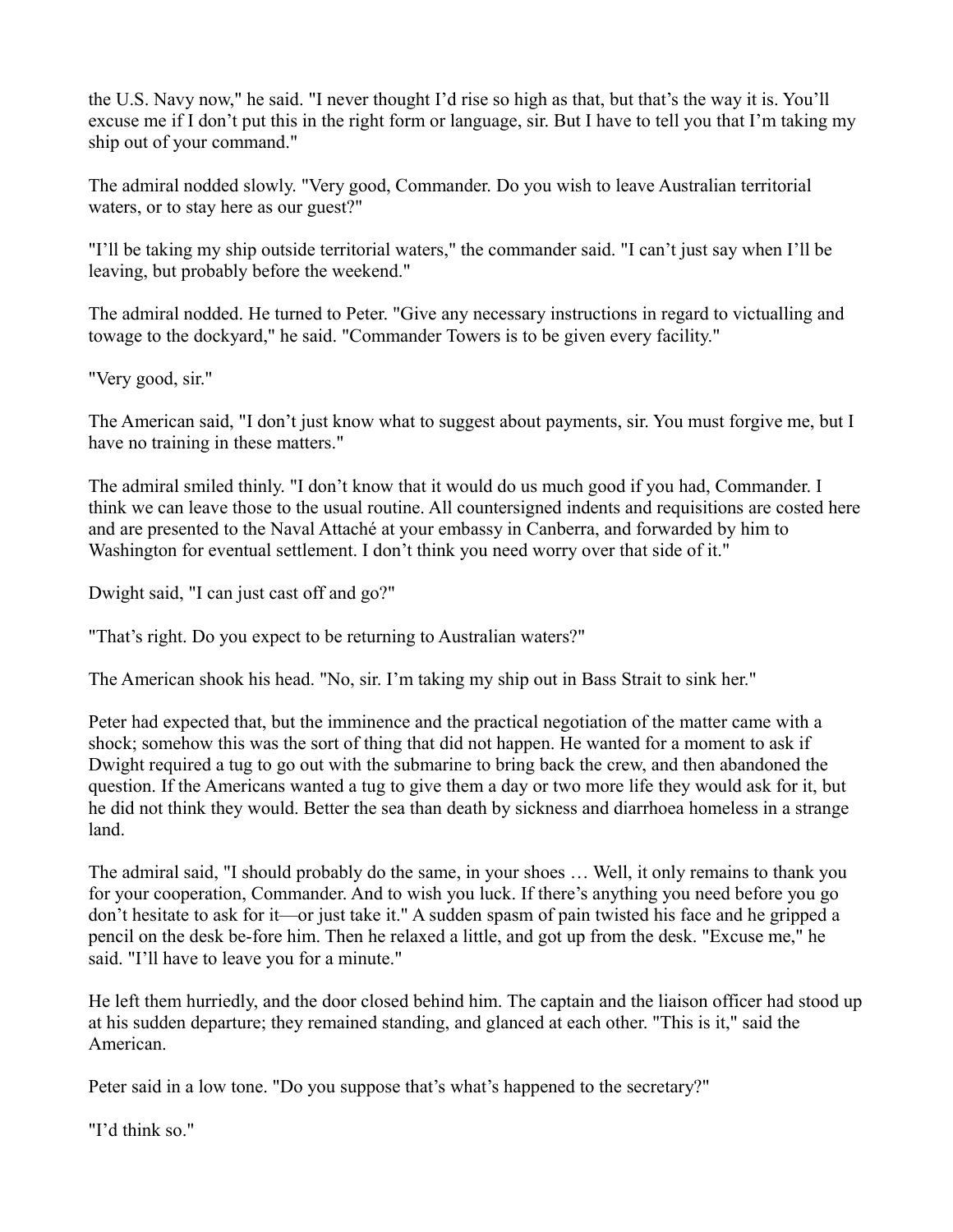the U.S. Navy now," he said. "I never thought I'd rise so high as that, but that's the way it is. You'll excuse me if I don't put this in the right form or language, sir. But I have to tell you that I'm taking my ship out of your command."

The admiral nodded slowly. "Very good, Commander. Do you wish to leave Australian territorial waters, or to stay here as our guest?"

"I'll be taking my ship outside territorial waters," the commander said. "I can't just say when I'll be leaving, but probably before the weekend."

The admiral nodded. He turned to Peter. "Give any necessary instructions in regard to victualling and towage to the dockyard," he said. "Commander Towers is to be given every facility."

"Very good, sir."

The American said, "I don't just know what to suggest about payments, sir. You must forgive me, but I have no training in these matters."

The admiral smiled thinly. "I don't know that it would do us much good if you had, Commander. I think we can leave those to the usual routine. All countersigned indents and requisitions are costed here and are presented to the Naval Attaché at your embassy in Canberra, and forwarded by him to Washington for eventual settlement. I don't think you need worry over that side of it."

Dwight said, "I can just cast off and go?"

"That's right. Do you expect to be returning to Australian waters?"

The American shook his head. "No, sir. I'm taking my ship out in Bass Strait to sink her."

Peter had expected that, but the imminence and the practical negotiation of the matter came with a shock; somehow this was the sort of thing that did not happen. He wanted for a moment to ask if Dwight required a tug to go out with the submarine to bring back the crew, and then abandoned the question. If the Americans wanted a tug to give them a day or two more life they would ask for it, but he did not think they would. Better the sea than death by sickness and diarrhoea homeless in a strange land.

The admiral said, "I should probably do the same, in your shoes … Well, it only remains to thank you for your cooperation, Commander. And to wish you luck. If there's anything you need before you go don't hesitate to ask for it—or just take it." A sudden spasm of pain twisted his face and he gripped a pencil on the desk be-fore him. Then he relaxed a little, and got up from the desk. "Excuse me," he said. "I'll have to leave you for a minute."

He left them hurriedly, and the door closed behind him. The captain and the liaison officer had stood up at his sudden departure; they remained standing, and glanced at each other. "This is it," said the American.

Peter said in a low tone. "Do you suppose that's what's happened to the secretary?"

"I'd think so."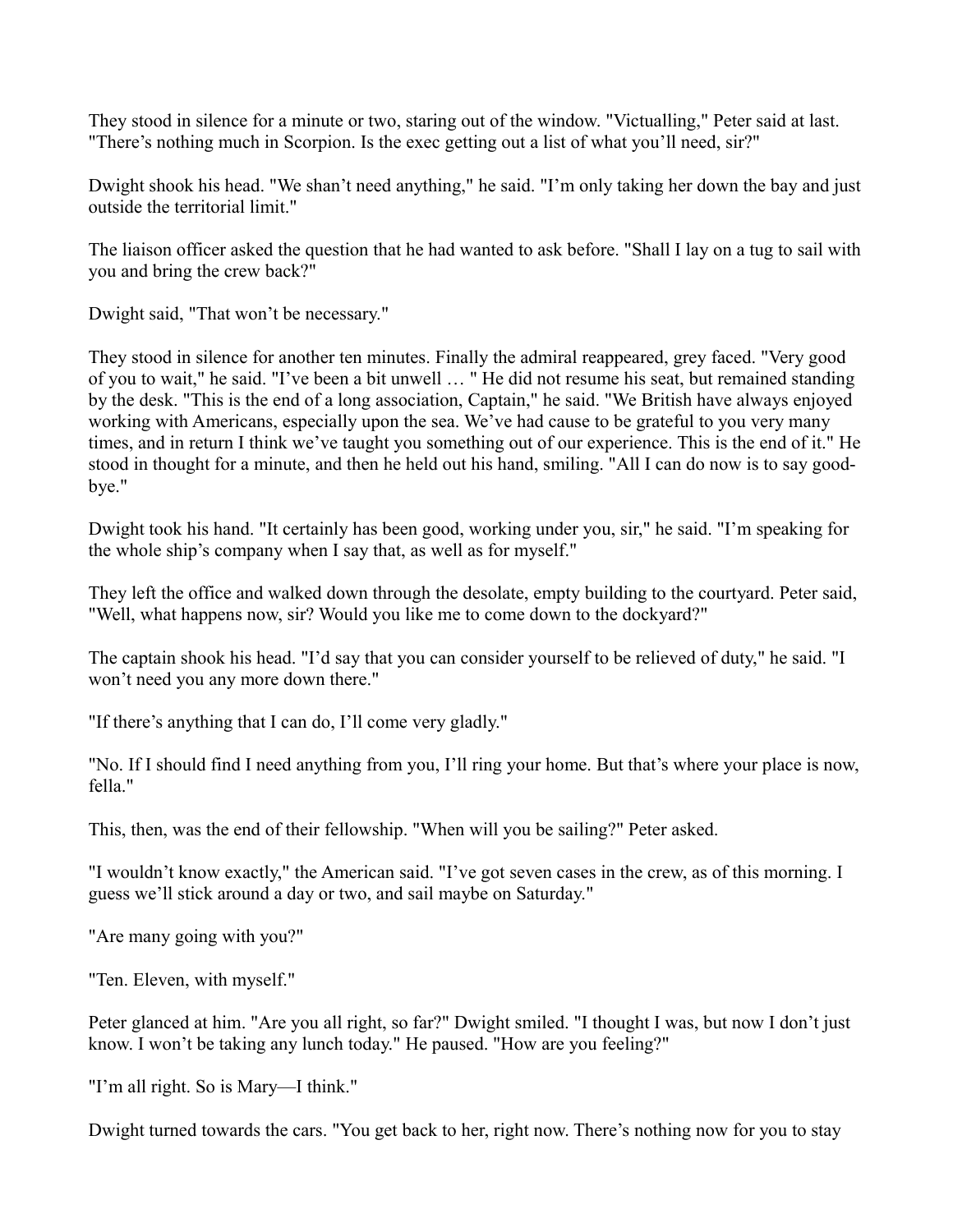They stood in silence for a minute or two, staring out of the window. "Victualling," Peter said at last. "There's nothing much in Scorpion. Is the exec getting out a list of what you'll need, sir?"

Dwight shook his head. "We shan't need anything," he said. "I'm only taking her down the bay and just outside the territorial limit."

The liaison officer asked the question that he had wanted to ask before. "Shall I lay on a tug to sail with you and bring the crew back?"

Dwight said, "That won't be necessary."

They stood in silence for another ten minutes. Finally the admiral reappeared, grey faced. "Very good of you to wait," he said. "I've been a bit unwell … " He did not resume his seat, but remained standing by the desk. "This is the end of a long association, Captain," he said. "We British have always enjoyed working with Americans, especially upon the sea. We've had cause to be grateful to you very many times, and in return I think we've taught you something out of our experience. This is the end of it." He stood in thought for a minute, and then he held out his hand, smiling. "All I can do now is to say good-bye."

Dwight took his hand. "It certainly has been good, working under you, sir," he said. "I'm speaking for the whole ship's company when I say that, as well as for myself."

They left the office and walked down through the desolate, empty building to the courtyard. Peter said, "Well, what happens now, sir? Would you like me to come down to the dockyard?"

The captain shook his head. "I'd say that you can consider yourself to be relieved of duty," he said. "I won't need you any more down there."

"If there's anything that I can do, I'll come very gladly."

"No. If I should find I need anything from you, I'll ring your home. But that's where your place is now, fella."

This, then, was the end of their fellowship. "When will you be sailing?" Peter asked.

"I wouldn't know exactly," the American said. "I've got seven cases in the crew, as of this morning. I guess we'll stick around a day or two, and sail maybe on Saturday."

"Are many going with you?"

"Ten. Eleven, with myself."

Peter glanced at him. "Are you all right, so far?" Dwight smiled. "I thought I was, but now I don't just know. I won't be taking any lunch today." He paused. "How are you feeling?"

"I'm all right. So is Mary—I think."

Dwight turned towards the cars. "You get back to her, right now. There's nothing now for you to stay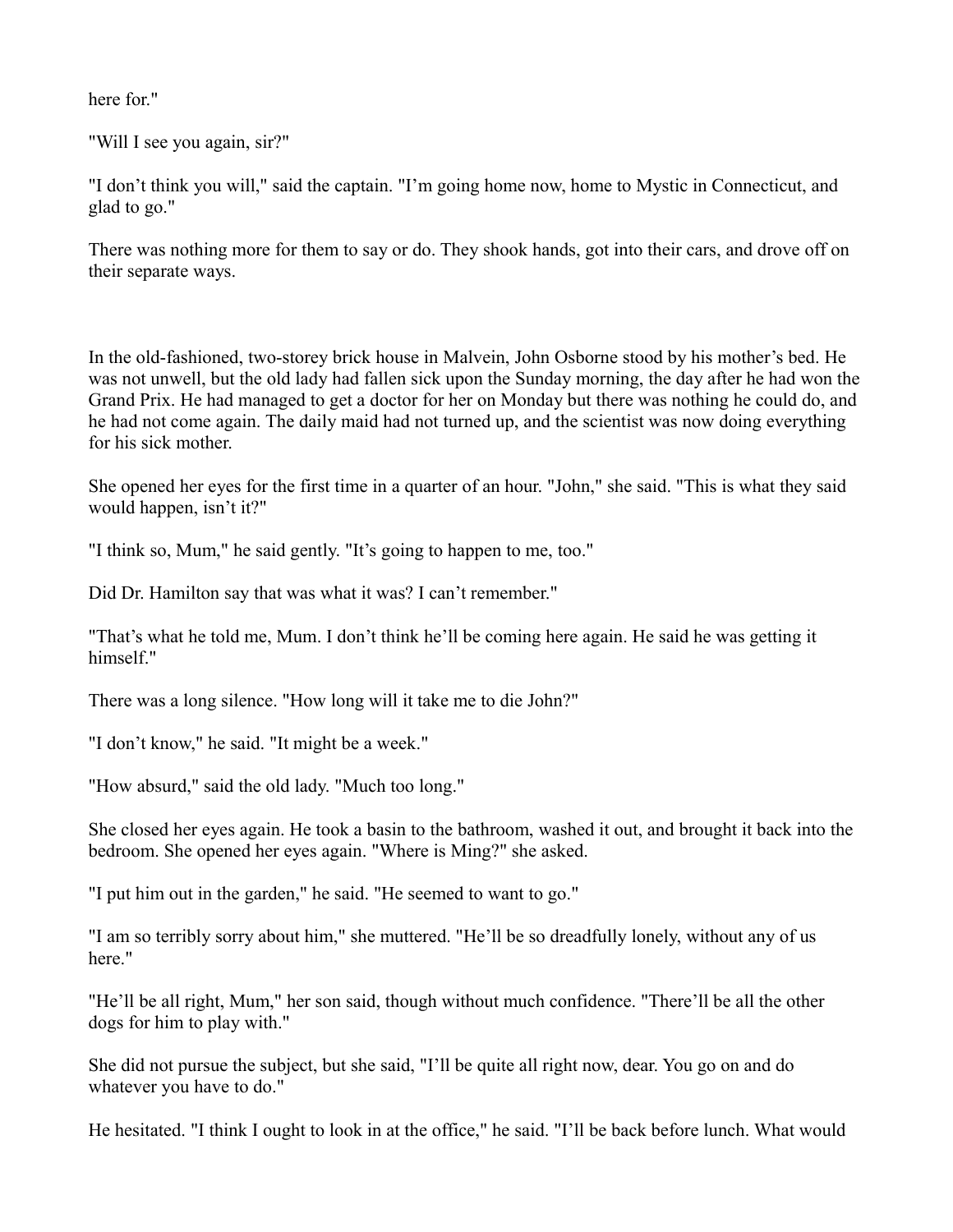here for."

"Will I see you again, sir?"

"I don't think you will," said the captain. "I'm going home now, home to Mystic in Connecticut, and glad to go."

There was nothing more for them to say or do. They shook hands, got into their cars, and drove off on their separate ways.

In the old-fashioned, two-storey brick house in Malvein, John Osborne stood by his mother's bed. He was not unwell, but the old lady had fallen sick upon the Sunday morning, the day after he had won the Grand Prix. He had managed to get a doctor for her on Monday but there was nothing he could do, and he had not come again. The daily maid had not turned up, and the scientist was now doing everything for his sick mother.

She opened her eyes for the first time in a quarter of an hour. "John," she said. "This is what they said would happen, isn't it?"

"I think so, Mum," he said gently. "It's going to happen to me, too."

Did Dr. Hamilton say that was what it was? I can't remember."

"That's what he told me, Mum. I don't think he'll be coming here again. He said he was getting it himself."

There was a long silence. "How long will it take me to die John?"

"I don't know," he said. "It might be a week."

"How absurd," said the old lady. "Much too long."

She closed her eyes again. He took a basin to the bathroom, washed it out, and brought it back into the bedroom. She opened her eyes again. "Where is Ming?" she asked.

"I put him out in the garden," he said. "He seemed to want to go."

"I am so terribly sorry about him," she muttered. "He'll be so dreadfully lonely, without any of us here."

"He'll be all right, Mum," her son said, though without much confidence. "There'll be all the other dogs for him to play with."

She did not pursue the subject, but she said, "I'll be quite all right now, dear. You go on and do whatever you have to do."

He hesitated. "I think I ought to look in at the office," he said. "I'll be back before lunch. What would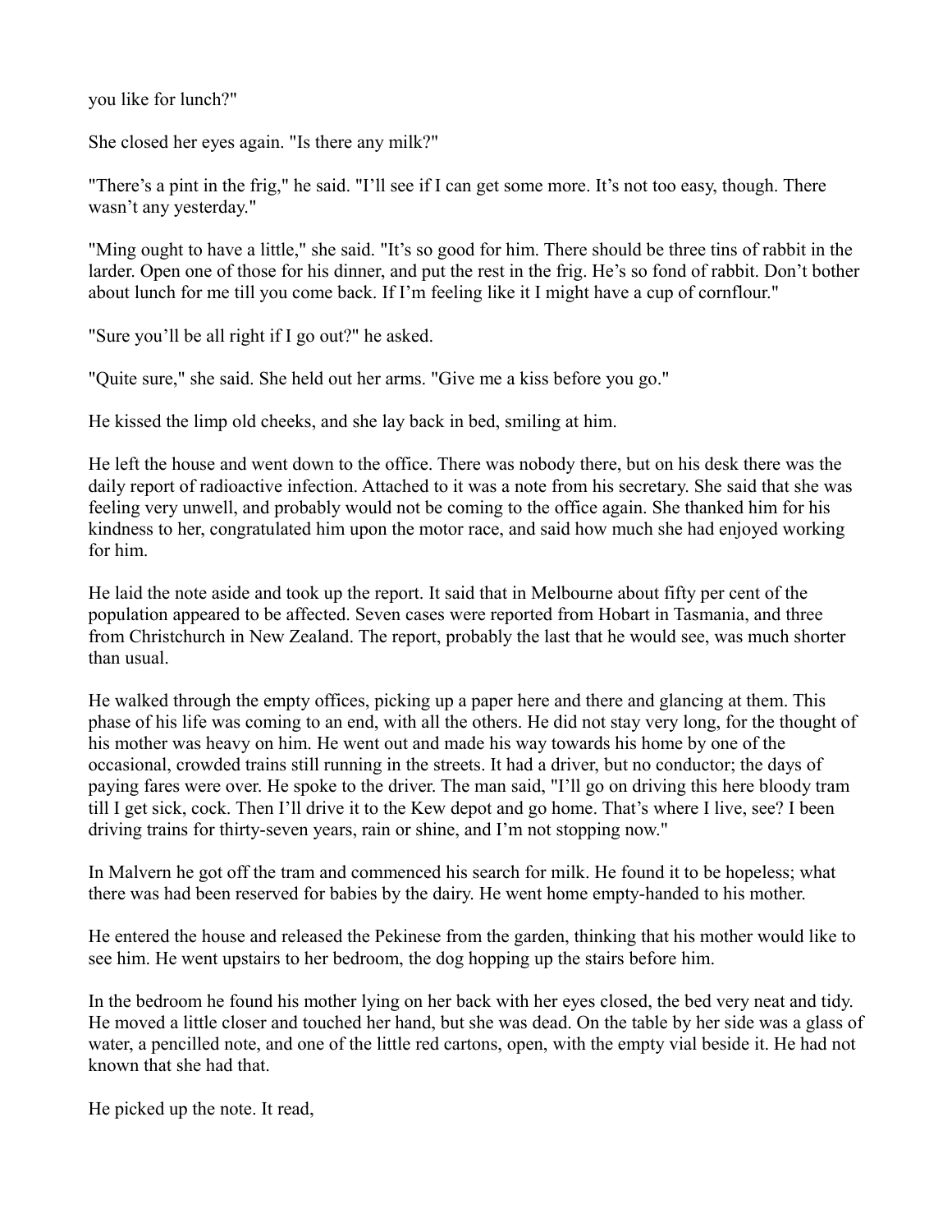you like for lunch?"

She closed her eyes again. "Is there any milk?"

"There's a pint in the frig," he said. "I'll see if I can get some more. It's not too easy, though. There wasn't any yesterday."

"Ming ought to have a little," she said. "It's so good for him. There should be three tins of rabbit in the larder. Open one of those for his dinner, and put the rest in the frig. He's so fond of rabbit. Don't bother about lunch for me till you come back. If I'm feeling like it I might have a cup of cornflour."

"Sure you'll be all right if I go out?" he asked.

"Quite sure," she said. She held out her arms. "Give me a kiss before you go."

He kissed the limp old cheeks, and she lay back in bed, smiling at him.

He left the house and went down to the office. There was nobody there, but on his desk there was the daily report of radioactive infection. Attached to it was a note from his secretary. She said that she was feeling very unwell, and probably would not be coming to the office again. She thanked him for his kindness to her, congratulated him upon the motor race, and said how much she had enjoyed working for him.

He laid the note aside and took up the report. It said that in Melbourne about fifty per cent of the population appeared to be affected. Seven cases were reported from Hobart in Tasmania, and three from Christchurch in New Zealand. The report, probably the last that he would see, was much shorter than usual.

He walked through the empty offices, picking up a paper here and there and glancing at them. This phase of his life was coming to an end, with all the others. He did not stay very long, for the thought of his mother was heavy on him. He went out and made his way towards his home by one of the occasional, crowded trains still running in the streets. It had a driver, but no conductor; the days of paying fares were over. He spoke to the driver. The man said, "I'll go on driving this here bloody tram till I get sick, cock. Then I'll drive it to the Kew depot and go home. That's where I live, see? I been driving trains for thirty-seven years, rain or shine, and I'm not stopping now."

In Malvern he got off the tram and commenced his search for milk. He found it to be hopeless; what there was had been reserved for babies by the dairy. He went home empty-handed to his mother.

He entered the house and released the Pekinese from the garden, thinking that his mother would like to see him. He went upstairs to her bedroom, the dog hopping up the stairs before him.

In the bedroom he found his mother lying on her back with her eyes closed, the bed very neat and tidy. He moved a little closer and touched her hand, but she was dead. On the table by her side was a glass of water, a pencilled note, and one of the little red cartons, open, with the empty vial beside it. He had not known that she had that.

He picked up the note. It read,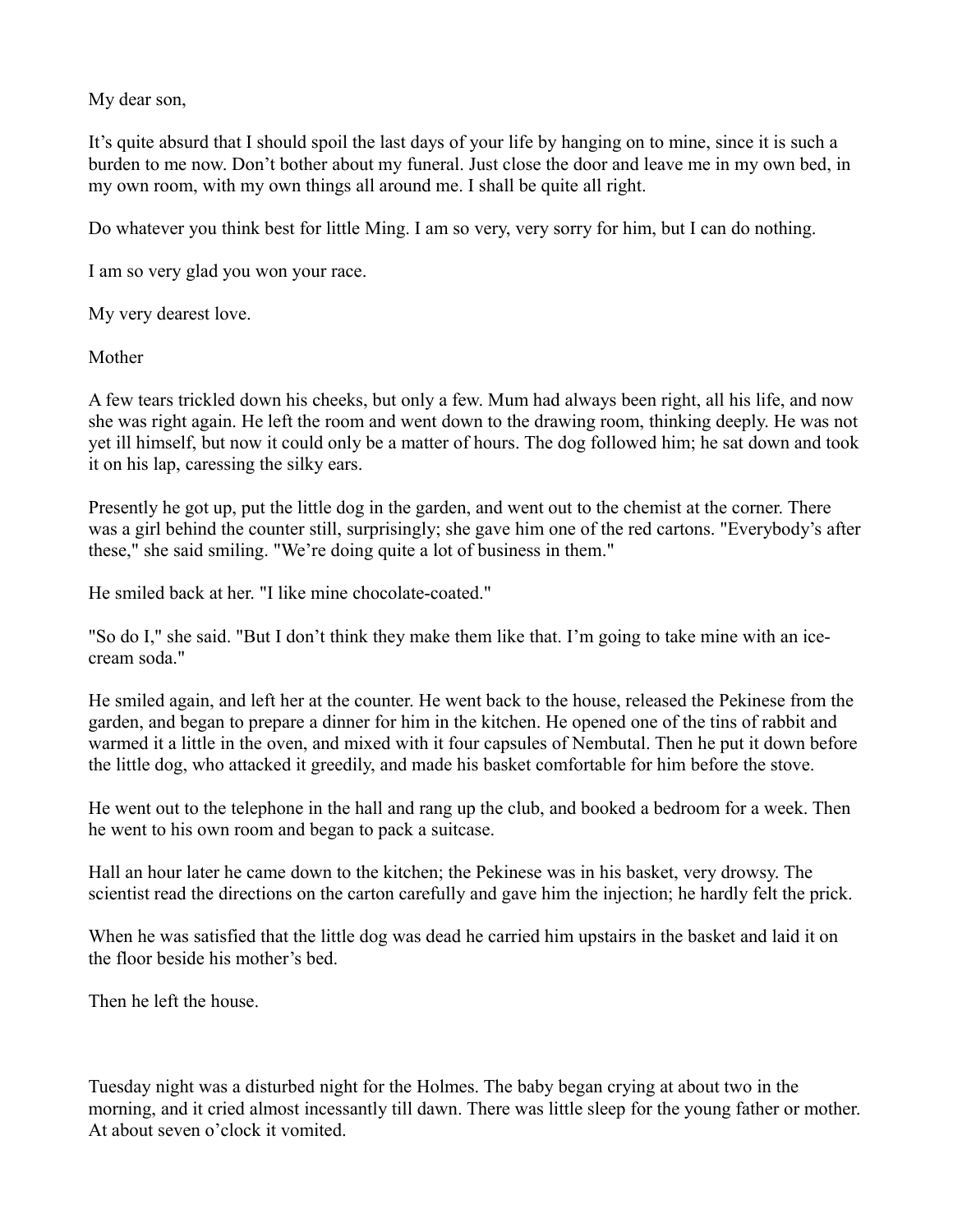My dear son,

It's quite absurd that I should spoil the last days of your life by hanging on to mine, since it is such a burden to me now. Don't bother about my funeral. Just close the door and leave me in my own bed, in my own room, with my own things all around me. I shall be quite all right.

Do whatever you think best for little Ming. I am so very, very sorry for him, but I can do nothing.

I am so very glad you won your race.

My very dearest love.

Mother

A few tears trickled down his cheeks, but only a few. Mum had always been right, all his life, and now she was right again. He left the room and went down to the drawing room, thinking deeply. He was not yet ill himself, but now it could only be a matter of hours. The dog followed him; he sat down and took it on his lap, caressing the silky ears.

Presently he got up, put the little dog in the garden, and went out to the chemist at the corner. There was a girl behind the counter still, surprisingly; she gave him one of the red cartons. "Everybody's after these," she said smiling. "We're doing quite a lot of business in them."

He smiled back at her. "I like mine chocolate-coated."

"So do I," she said. "But I don't think they make them like that. I'm going to take mine with an ice-cream soda."

He smiled again, and left her at the counter. He went back to the house, released the Pekinese from the garden, and began to prepare a dinner for him in the kitchen. He opened one of the tins of rabbit and warmed it a little in the oven, and mixed with it four capsules of Nembutal. Then he put it down before the little dog, who attacked it greedily, and made his basket comfortable for him before the stove.

He went out to the telephone in the hall and rang up the club, and booked a bedroom for a week. Then he went to his own room and began to pack a suitcase.

Hall an hour later he came down to the kitchen; the Pekinese was in his basket, very drowsy. The scientist read the directions on the carton carefully and gave him the injection; he hardly felt the prick.

When he was satisfied that the little dog was dead he carried him upstairs in the basket and laid it on the floor beside his mother's bed.

Then he left the house.

Tuesday night was a disturbed night for the Holmes. The baby began crying at about two in the morning, and it cried almost incessantly till dawn. There was little sleep for the young father or mother. At about seven o'clock it vomited.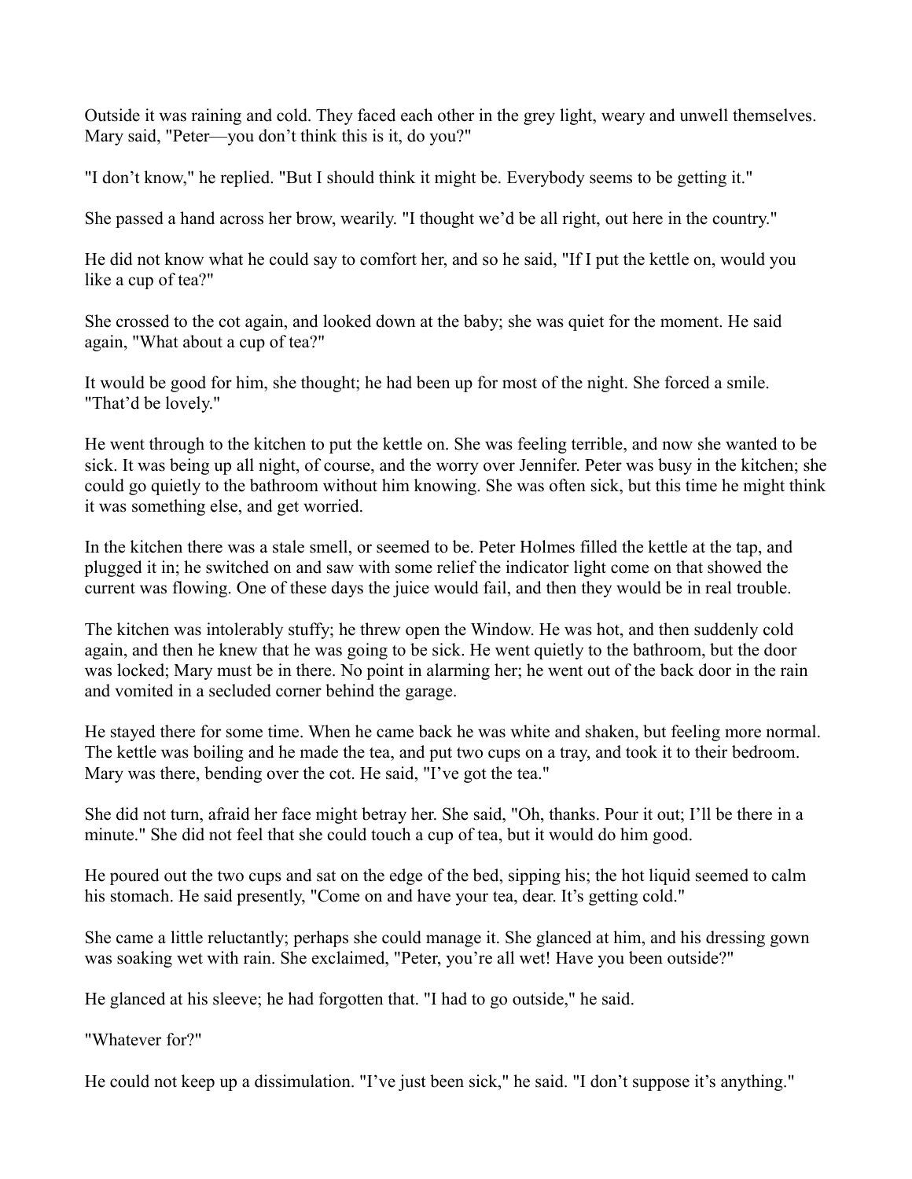Outside it was raining and cold. They faced each other in the grey light, weary and unwell themselves. Mary said, "Peter—you don't think this is it, do you?"

"I don't know," he replied. "But I should think it might be. Everybody seems to be getting it."

She passed a hand across her brow, wearily. "I thought we'd be all right, out here in the country."

He did not know what he could say to comfort her, and so he said, "If I put the kettle on, would you like a cup of tea?"

She crossed to the cot again, and looked down at the baby; she was quiet for the moment. He said again, "What about a cup of tea?"

It would be good for him, she thought; he had been up for most of the night. She forced a smile. "That'd be lovely."

He went through to the kitchen to put the kettle on. She was feeling terrible, and now she wanted to be sick. It was being up all night, of course, and the worry over Jennifer. Peter was busy in the kitchen; she could go quietly to the bathroom without him knowing. She was often sick, but this time he might think it was something else, and get worried.

In the kitchen there was a stale smell, or seemed to be. Peter Holmes filled the kettle at the tap, and plugged it in; he switched on and saw with some relief the indicator light come on that showed the current was flowing. One of these days the juice would fail, and then they would be in real trouble.

The kitchen was intolerably stuffy; he threw open the Window. He was hot, and then suddenly cold again, and then he knew that he was going to be sick. He went quietly to the bathroom, but the door was locked; Mary must be in there. No point in alarming her; he went out of the back door in the rain and vomited in a secluded corner behind the garage.

He stayed there for some time. When he came back he was white and shaken, but feeling more normal. The kettle was boiling and he made the tea, and put two cups on a tray, and took it to their bedroom. Mary was there, bending over the cot. He said, "I've got the tea."

She did not turn, afraid her face might betray her. She said, "Oh, thanks. Pour it out; I'll be there in a minute." She did not feel that she could touch a cup of tea, but it would do him good.

He poured out the two cups and sat on the edge of the bed, sipping his; the hot liquid seemed to calm his stomach. He said presently, "Come on and have your tea, dear. It's getting cold."

She came a little reluctantly; perhaps she could manage it. She glanced at him, and his dressing gown was soaking wet with rain. She exclaimed, "Peter, you're all wet! Have you been outside?"

He glanced at his sleeve; he had forgotten that. "I had to go outside," he said.

"Whatever for?"

He could not keep up a dissimulation. "I've just been sick," he said. "I don't suppose it's anything."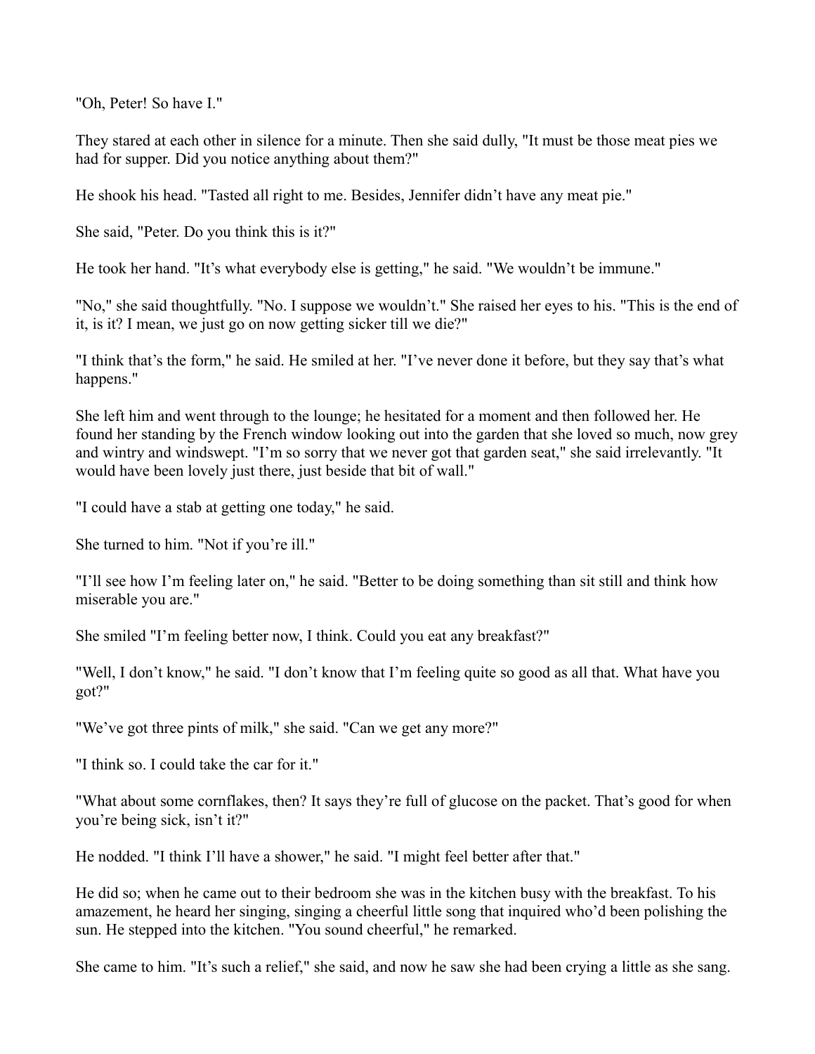"Oh, Peter! So have I."

They stared at each other in silence for a minute. Then she said dully, "It must be those meat pies we had for supper. Did you notice anything about them?"

He shook his head. "Tasted all right to me. Besides, Jennifer didn't have any meat pie."

She said, "Peter. Do you think this is it?"

He took her hand. "It's what everybody else is getting," he said. "We wouldn't be immune."

"No," she said thoughtfully. "No. I suppose we wouldn't." She raised her eyes to his. "This is the end of it, is it? I mean, we just go on now getting sicker till we die?"

"I think that's the form," he said. He smiled at her. "I've never done it before, but they say that's what happens."

She left him and went through to the lounge; he hesitated for a moment and then followed her. He found her standing by the French window looking out into the garden that she loved so much, now grey and wintry and windswept. "I'm so sorry that we never got that garden seat," she said irrelevantly. "It would have been lovely just there, just beside that bit of wall."

"I could have a stab at getting one today," he said.

She turned to him. "Not if you're ill."

"I'll see how I'm feeling later on," he said. "Better to be doing something than sit still and think how miserable you are."

She smiled "I'm feeling better now, I think. Could you eat any breakfast?"

"Well, I don't know," he said. "I don't know that I'm feeling quite so good as all that. What have you got?"

"We've got three pints of milk," she said. "Can we get any more?"

"I think so. I could take the car for it."

"What about some cornflakes, then? It says they're full of glucose on the packet. That's good for when you're being sick, isn't it?"

He nodded. "I think I'll have a shower," he said. "I might feel better after that."

He did so; when he came out to their bedroom she was in the kitchen busy with the breakfast. To his amazement, he heard her singing, singing a cheerful little song that inquired who'd been polishing the sun. He stepped into the kitchen. "You sound cheerful," he remarked.

She came to him. "It's such a relief," she said, and now he saw she had been crying a little as she sang.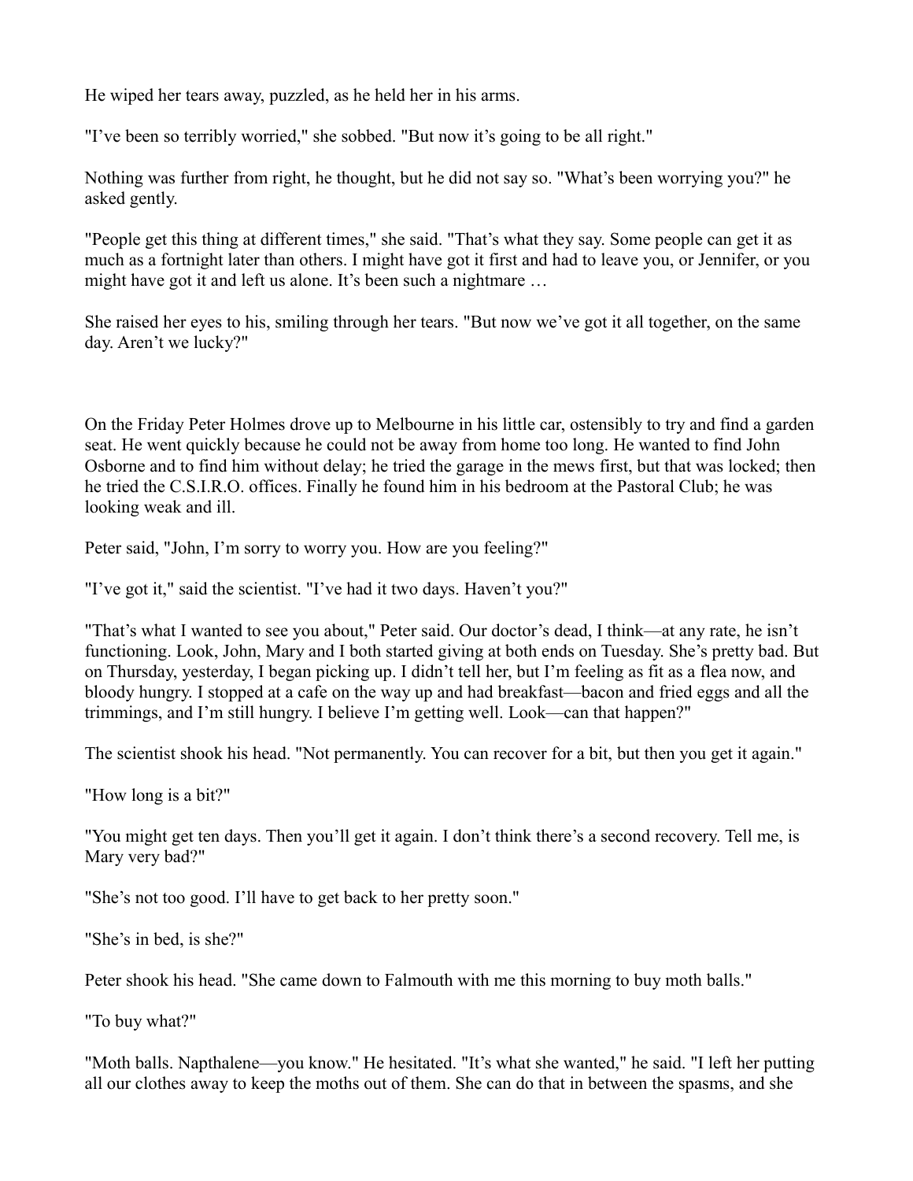He wiped her tears away, puzzled, as he held her in his arms.

"I've been so terribly worried," she sobbed. "But now it's going to be all right."

Nothing was further from right, he thought, but he did not say so. "What's been worrying you?" he asked gently.

"People get this thing at different times," she said. "That's what they say. Some people can get it as much as a fortnight later than others. I might have got it first and had to leave you, or Jennifer, or you might have got it and left us alone. It's been such a nightmare …

She raised her eyes to his, smiling through her tears. "But now we've got it all together, on the same day. Aren't we lucky?"

On the Friday Peter Holmes drove up to Melbourne in his little car, ostensibly to try and find a garden seat. He went quickly because he could not be away from home too long. He wanted to find John Osborne and to find him without delay; he tried the garage in the mews first, but that was locked; then he tried the C.S.I.R.O. offices. Finally he found him in his bedroom at the Pastoral Club; he was looking weak and ill.

Peter said, "John, I'm sorry to worry you. How are you feeling?"

"I've got it," said the scientist. "I've had it two days. Haven't you?"

"That's what I wanted to see you about," Peter said. Our doctor's dead, I think—at any rate, he isn't functioning. Look, John, Mary and I both started giving at both ends on Tuesday. She's pretty bad. But on Thursday, yesterday, I began picking up. I didn't tell her, but I'm feeling as fit as a flea now, and bloody hungry. I stopped at a cafe on the way up and had breakfast—bacon and fried eggs and all the trimmings, and I'm still hungry. I believe I'm getting well. Look—can that happen?"

The scientist shook his head. "Not permanently. You can recover for a bit, but then you get it again."

"How long is a bit?"

"You might get ten days. Then you'll get it again. I don't think there's a second recovery. Tell me, is Mary very bad?"

"She's not too good. I'll have to get back to her pretty soon."

"She's in bed, is she?"

Peter shook his head. "She came down to Falmouth with me this morning to buy moth balls."

"To buy what?"

"Moth balls. Napthalene—you know." He hesitated. "It's what she wanted," he said. "I left her putting all our clothes away to keep the moths out of them. She can do that in between the spasms, and she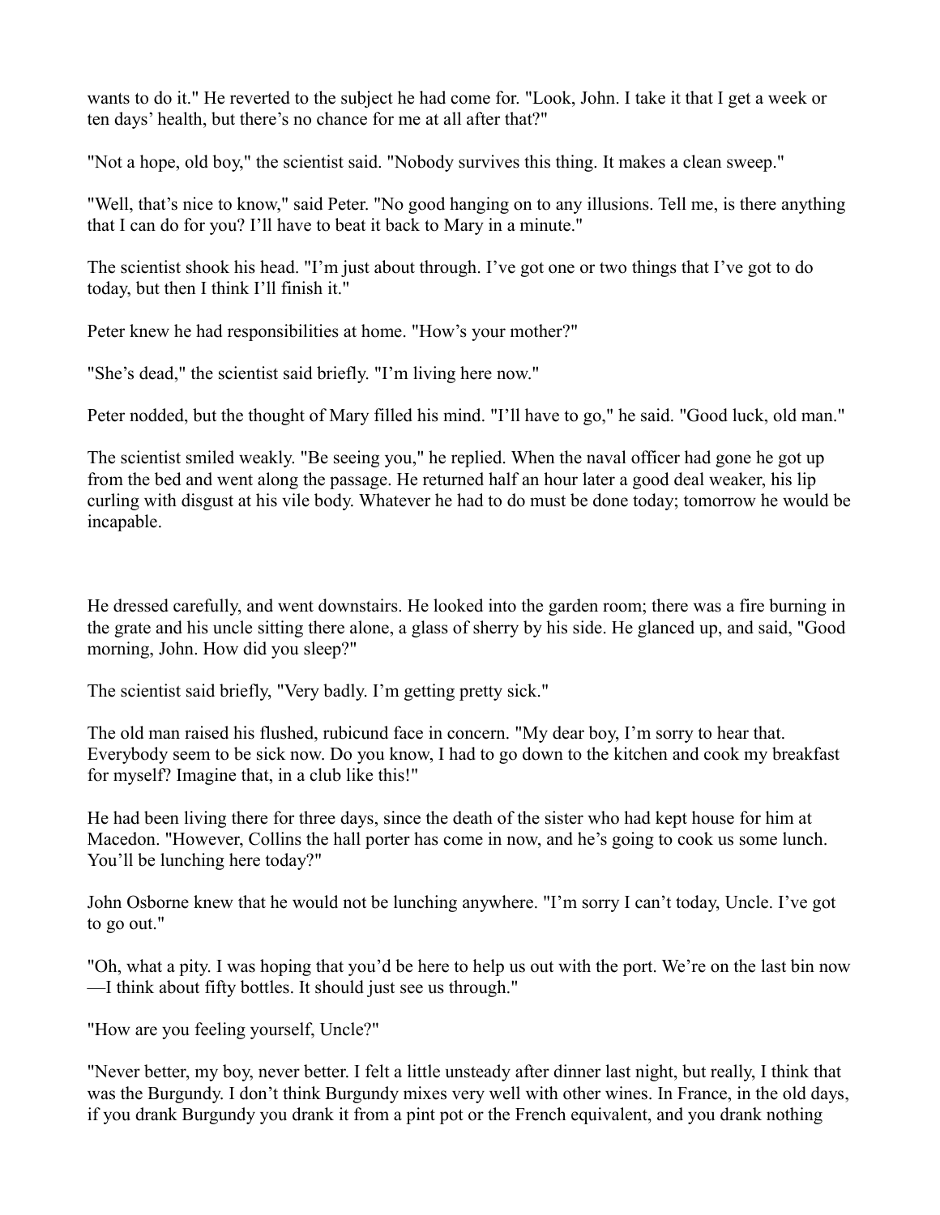wants to do it." He reverted to the subject he had come for. "Look, John. I take it that I get a week or ten days' health, but there's no chance for me at all after that?"

"Not a hope, old boy," the scientist said. "Nobody survives this thing. It makes a clean sweep."

"Well, that's nice to know," said Peter. "No good hanging on to any illusions. Tell me, is there anything that I can do for you? I'll have to beat it back to Mary in a minute."

The scientist shook his head. "I'm just about through. I've got one or two things that I've got to do today, but then I think I'll finish it."

Peter knew he had responsibilities at home. "How's your mother?"

"She's dead," the scientist said briefly. "I'm living here now."

Peter nodded, but the thought of Mary filled his mind. "I'll have to go," he said. "Good luck, old man."

The scientist smiled weakly. "Be seeing you," he replied. When the naval officer had gone he got up from the bed and went along the passage. He returned half an hour later a good deal weaker, his lip curling with disgust at his vile body. Whatever he had to do must be done today; tomorrow he would be incapable.

He dressed carefully, and went downstairs. He looked into the garden room; there was a fire burning in the grate and his uncle sitting there alone, a glass of sherry by his side. He glanced up, and said, "Good morning, John. How did you sleep?"

The scientist said briefly, "Very badly. I'm getting pretty sick."

The old man raised his flushed, rubicund face in concern. "My dear boy, I'm sorry to hear that. Everybody seem to be sick now. Do you know, I had to go down to the kitchen and cook my breakfast for myself? Imagine that, in a club like this!"

He had been living there for three days, since the death of the sister who had kept house for him at Macedon. "However, Collins the hall porter has come in now, and he's going to cook us some lunch. You'll be lunching here today?"

John Osborne knew that he would not be lunching anywhere. "I'm sorry I can't today, Uncle. I've got to go out."

"Oh, what a pity. I was hoping that you'd be here to help us out with the port. We're on the last bin now—I think about fifty bottles. It should just see us through."

"How are you feeling yourself, Uncle?"

"Never better, my boy, never better. I felt a little unsteady after dinner last night, but really, I think that was the Burgundy. I don't think Burgundy mixes very well with other wines. In France, in the old days, if you drank Burgundy you drank it from a pint pot or the French equivalent, and you drank nothing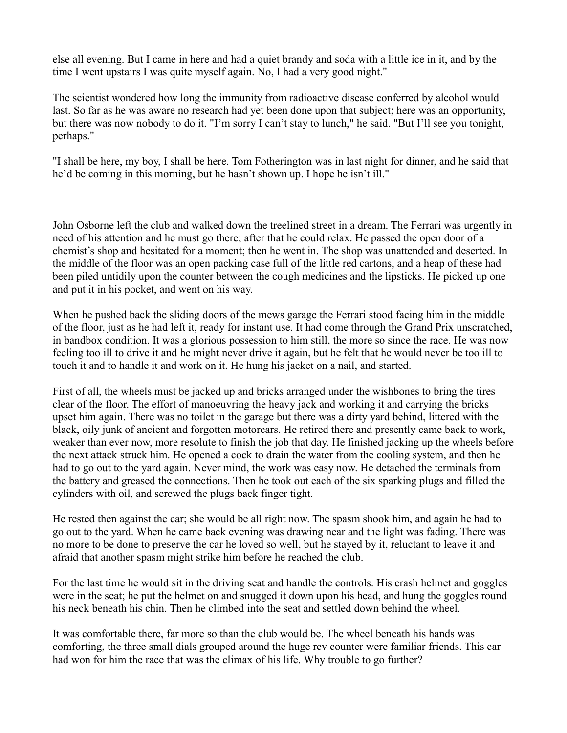else all evening. But I came in here and had a quiet brandy and soda with a little ice in it, and by the time I went upstairs I was quite myself again. No, I had a very good night."

The scientist wondered how long the immunity from radioactive disease conferred by alcohol would last. So far as he was aware no research had yet been done upon that subject; here was an opportunity, but there was now nobody to do it. "I'm sorry I can't stay to lunch," he said. "But I'll see you tonight, perhaps."

"I shall be here, my boy, I shall be here. Tom Fotherington was in last night for dinner, and he said that he'd be coming in this morning, but he hasn't shown up. I hope he isn't ill."

John Osborne left the club and walked down the treelined street in a dream. The Ferrari was urgently in need of his attention and he must go there; after that he could relax. He passed the open door of a chemist's shop and hesitated for a moment; then he went in. The shop was unattended and deserted. In the middle of the floor was an open packing case full of the little red cartons, and a heap of these had been piled untidily upon the counter between the cough medicines and the lipsticks. He picked up one and put it in his pocket, and went on his way.

When he pushed back the sliding doors of the mews garage the Ferrari stood facing him in the middle of the floor, just as he had left it, ready for instant use. It had come through the Grand Prix unscratched, in bandbox condition. It was a glorious possession to him still, the more so since the race. He was now feeling too ill to drive it and he might never drive it again, but he felt that he would never be too ill to touch it and to handle it and work on it. He hung his jacket on a nail, and started.

First of all, the wheels must be jacked up and bricks arranged under the wishbones to bring the tires clear of the floor. The effort of manoeuvring the heavy jack and working it and carrying the bricks upset him again. There was no toilet in the garage but there was a dirty yard behind, littered with the black, oily junk of ancient and forgotten motorcars. He retired there and presently came back to work, weaker than ever now, more resolute to finish the job that day. He finished jacking up the wheels before the next attack struck him. He opened a cock to drain the water from the cooling system, and then he had to go out to the yard again. Never mind, the work was easy now. He detached the terminals from the battery and greased the connections. Then he took out each of the six sparking plugs and filled the cylinders with oil, and screwed the plugs back finger tight.

He rested then against the car; she would be all right now. The spasm shook him, and again he had to go out to the yard. When he came back evening was drawing near and the light was fading. There was no more to be done to preserve the car he loved so well, but he stayed by it, reluctant to leave it and afraid that another spasm might strike him before he reached the club.

For the last time he would sit in the driving seat and handle the controls. His crash helmet and goggles were in the seat; he put the helmet on and snugged it down upon his head, and hung the goggles round his neck beneath his chin. Then he climbed into the seat and settled down behind the wheel.

It was comfortable there, far more so than the club would be. The wheel beneath his hands was comforting, the three small dials grouped around the huge rev counter were familiar friends. This car had won for him the race that was the climax of his life. Why trouble to go further?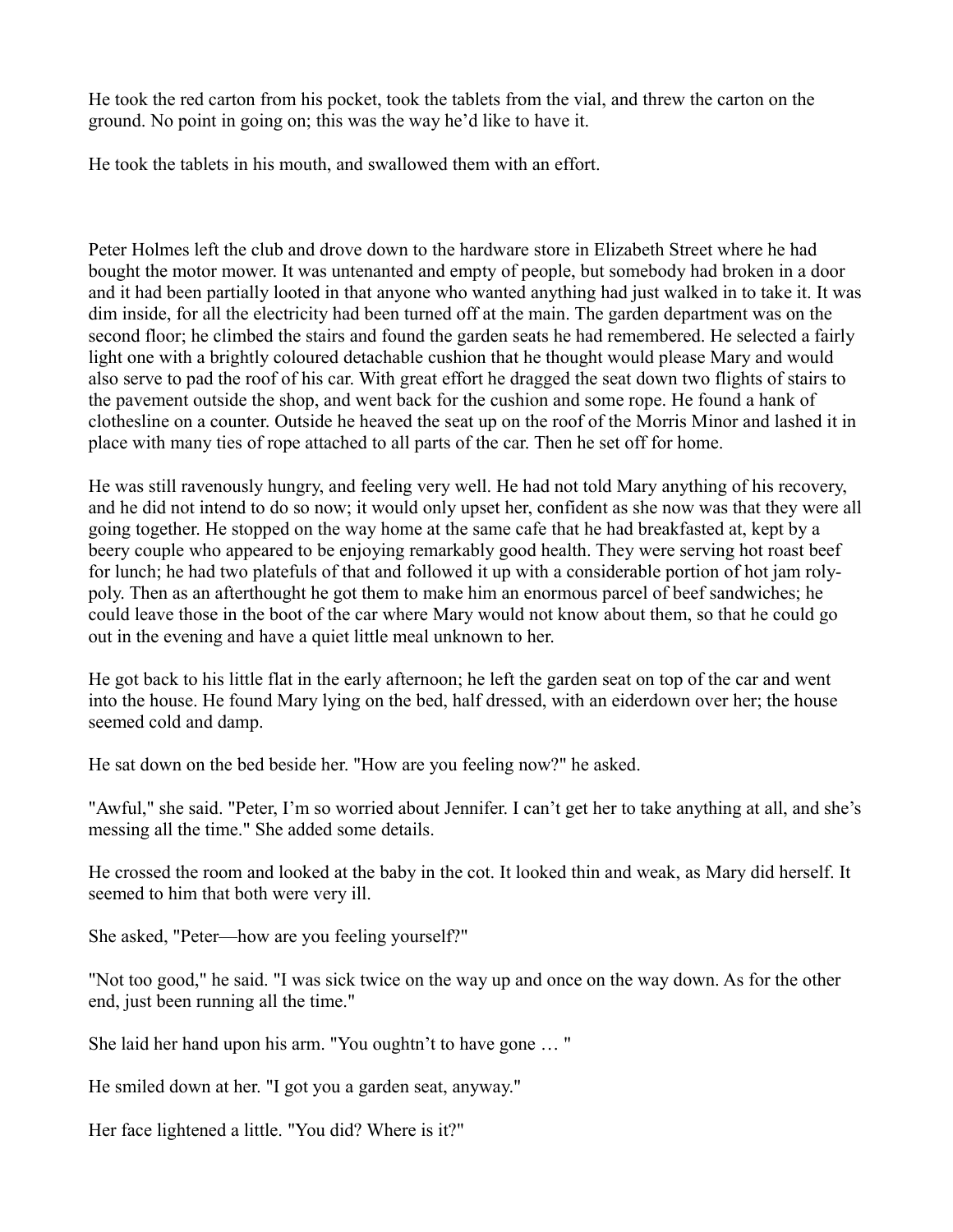He took the red carton from his pocket, took the tablets from the vial, and threw the carton on the ground. No point in going on; this was the way he'd like to have it.

He took the tablets in his mouth, and swallowed them with an effort.

Peter Holmes left the club and drove down to the hardware store in Elizabeth Street where he had bought the motor mower. It was untenanted and empty of people, but somebody had broken in a door and it had been partially looted in that anyone who wanted anything had just walked in to take it. It was dim inside, for all the electricity had been turned off at the main. The garden department was on the second floor; he climbed the stairs and found the garden seats he had remembered. He selected a fairly light one with a brightly coloured detachable cushion that he thought would please Mary and would also serve to pad the roof of his car. With great effort he dragged the seat down two flights of stairs to the pavement outside the shop, and went back for the cushion and some rope. He found a hank of clothesline on a counter. Outside he heaved the seat up on the roof of the Morris Minor and lashed it in place with many ties of rope attached to all parts of the car. Then he set off for home.

He was still ravenously hungry, and feeling very well. He had not told Mary anything of his recovery, and he did not intend to do so now; it would only upset her, confident as she now was that they were all going together. He stopped on the way home at the same cafe that he had breakfasted at, kept by a beery couple who appeared to be enjoying remarkably good health. They were serving hot roast beef for lunch; he had two platefuls of that and followed it up with a considerable portion of hot jam roly-poly. Then as an afterthought he got them to make him an enormous parcel of beef sandwiches; he could leave those in the boot of the car where Mary would not know about them, so that he could go out in the evening and have a quiet little meal unknown to her.

He got back to his little flat in the early afternoon; he left the garden seat on top of the car and went into the house. He found Mary lying on the bed, half dressed, with an eiderdown over her; the house seemed cold and damp.

He sat down on the bed beside her. "How are you feeling now?" he asked.

"Awful," she said. "Peter, I'm so worried about Jennifer. I can't get her to take anything at all, and she's messing all the time." She added some details.

He crossed the room and looked at the baby in the cot. It looked thin and weak, as Mary did herself. It seemed to him that both were very ill.

She asked, "Peter—how are you feeling yourself?"

"Not too good," he said. "I was sick twice on the way up and once on the way down. As for the other end, just been running all the time."

She laid her hand upon his arm. "You oughtn't to have gone … "

He smiled down at her. "I got you a garden seat, anyway."

Her face lightened a little. "You did? Where is it?"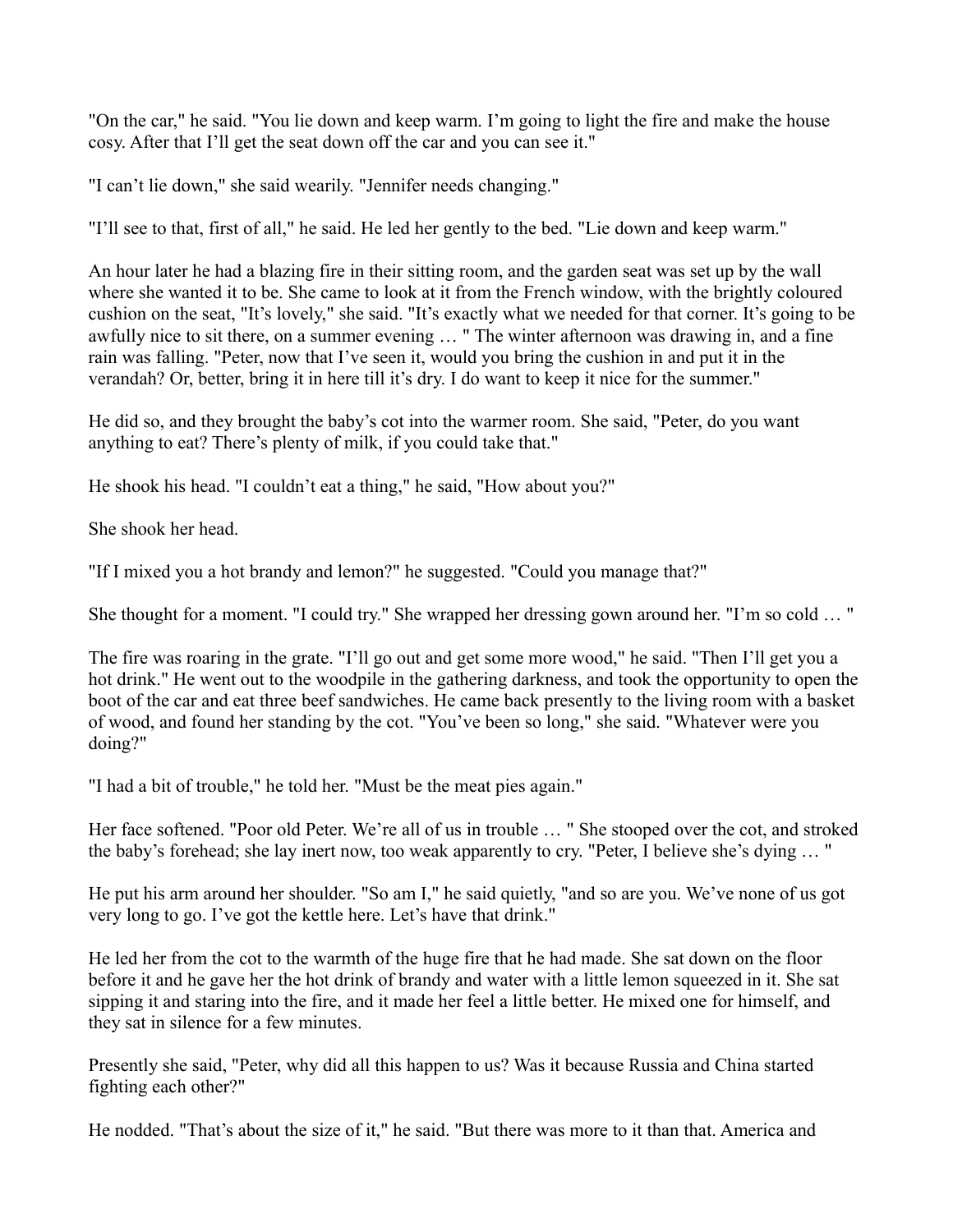"On the car," he said. "You lie down and keep warm. I'm going to light the fire and make the house cosy. After that I'll get the seat down off the car and you can see it."

"I can't lie down," she said wearily. "Jennifer needs changing."

"I'll see to that, first of all," he said. He led her gently to the bed. "Lie down and keep warm."

An hour later he had a blazing fire in their sitting room, and the garden seat was set up by the wall where she wanted it to be. She came to look at it from the French window, with the brightly coloured cushion on the seat, "It's lovely," she said. "It's exactly what we needed for that corner. It's going to be awfully nice to sit there, on a summer evening … " The winter afternoon was drawing in, and a fine rain was falling. "Peter, now that I've seen it, would you bring the cushion in and put it in the verandah? Or, better, bring it in here till it's dry. I do want to keep it nice for the summer."

He did so, and they brought the baby's cot into the warmer room. She said, "Peter, do you want anything to eat? There's plenty of milk, if you could take that."

He shook his head. "I couldn't eat a thing," he said, "How about you?"

She shook her head.

"If I mixed you a hot brandy and lemon?" he suggested. "Could you manage that?"

She thought for a moment. "I could try." She wrapped her dressing gown around her. "I'm so cold … "

The fire was roaring in the grate. "I'll go out and get some more wood," he said. "Then I'll get you a hot drink." He went out to the woodpile in the gathering darkness, and took the opportunity to open the boot of the car and eat three beef sandwiches. He came back presently to the living room with a basket of wood, and found her standing by the cot. "You've been so long," she said. "Whatever were you doing?"

"I had a bit of trouble," he told her. "Must be the meat pies again."

Her face softened. "Poor old Peter. We're all of us in trouble … " She stooped over the cot, and stroked the baby's forehead; she lay inert now, too weak apparently to cry. "Peter, I believe she's dying … "

He put his arm around her shoulder. "So am I," he said quietly, "and so are you. We've none of us got very long to go. I've got the kettle here. Let's have that drink."

He led her from the cot to the warmth of the huge fire that he had made. She sat down on the floor before it and he gave her the hot drink of brandy and water with a little lemon squeezed in it. She sat sipping it and staring into the fire, and it made her feel a little better. He mixed one for himself, and they sat in silence for a few minutes.

Presently she said, "Peter, why did all this happen to us? Was it because Russia and China started fighting each other?"

He nodded. "That's about the size of it," he said. "But there was more to it than that. America and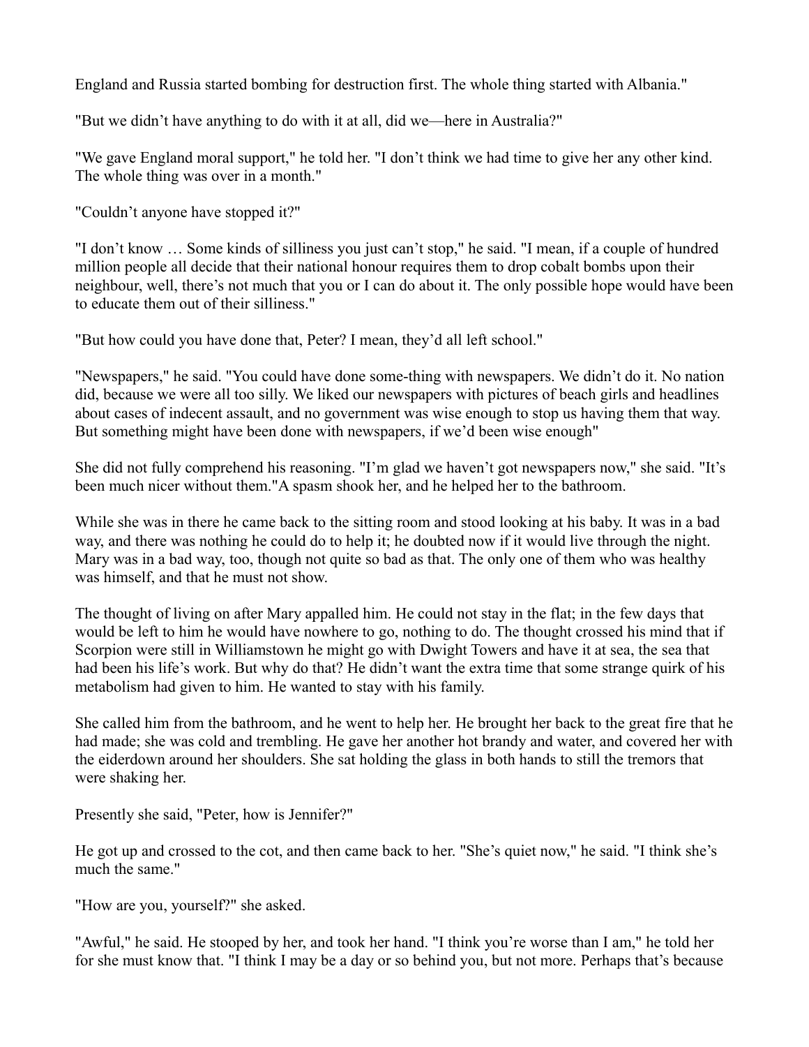England and Russia started bombing for destruction first. The whole thing started with Albania."

"But we didn't have anything to do with it at all, did we—here in Australia?"

"We gave England moral support," he told her. "I don't think we had time to give her any other kind. The whole thing was over in a month."

"Couldn't anyone have stopped it?"

"I don't know … Some kinds of silliness you just can't stop," he said. "I mean, if a couple of hundred million people all decide that their national honour requires them to drop cobalt bombs upon their neighbour, well, there's not much that you or I can do about it. The only possible hope would have been to educate them out of their silliness."

"But how could you have done that, Peter? I mean, they'd all left school."

"Newspapers," he said. "You could have done some-thing with newspapers. We didn't do it. No nation did, because we were all too silly. We liked our newspapers with pictures of beach girls and headlines about cases of indecent assault, and no government was wise enough to stop us having them that way. But something might have been done with newspapers, if we'd been wise enough"

She did not fully comprehend his reasoning. "I'm glad we haven't got newspapers now," she said. "It's been much nicer without them."A spasm shook her, and he helped her to the bathroom.

While she was in there he came back to the sitting room and stood looking at his baby. It was in a bad way, and there was nothing he could do to help it; he doubted now if it would live through the night. Mary was in a bad way, too, though not quite so bad as that. The only one of them who was healthy was himself, and that he must not show.

The thought of living on after Mary appalled him. He could not stay in the flat; in the few days that would be left to him he would have nowhere to go, nothing to do. The thought crossed his mind that if Scorpion were still in Williamstown he might go with Dwight Towers and have it at sea, the sea that had been his life's work. But why do that? He didn't want the extra time that some strange quirk of his metabolism had given to him. He wanted to stay with his family.

She called him from the bathroom, and he went to help her. He brought her back to the great fire that he had made; she was cold and trembling. He gave her another hot brandy and water, and covered her with the eiderdown around her shoulders. She sat holding the glass in both hands to still the tremors that were shaking her.

Presently she said, "Peter, how is Jennifer?"

He got up and crossed to the cot, and then came back to her. "She's quiet now," he said. "I think she's much the same."

"How are you, yourself?" she asked.

"Awful," he said. He stooped by her, and took her hand. "I think you're worse than I am," he told her for she must know that. "I think I may be a day or so behind you, but not more. Perhaps that's because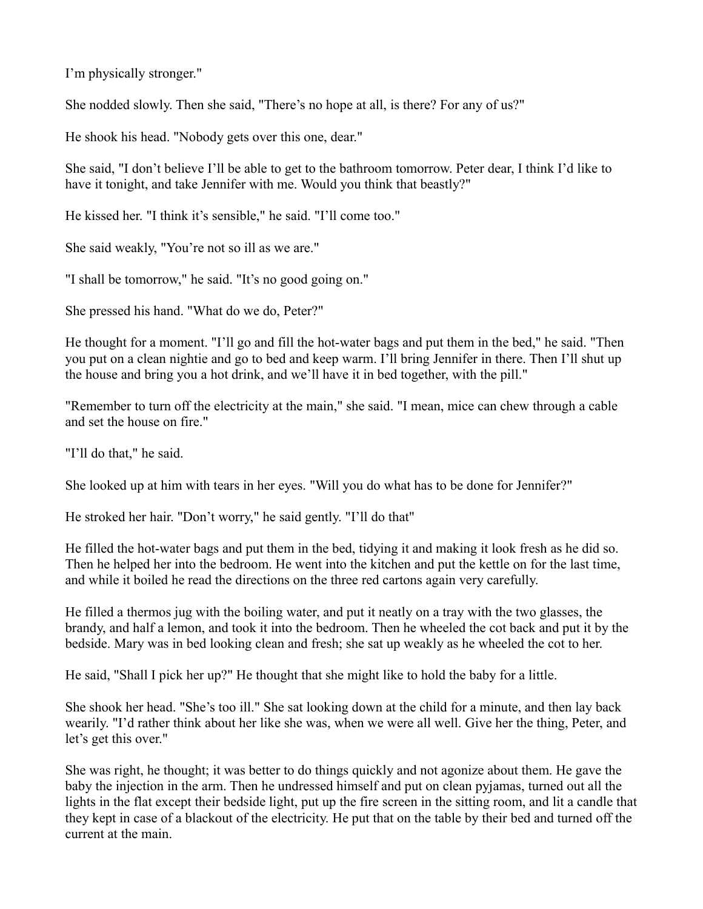I’m physically stronger."

She nodded slowly. Then she said, "There’s no hope at all, is there? For any of us?"

He shook his head. "Nobody gets over this one, dear."

She said, "I don’t believe I’ll be able to get to the bathroom tomorrow. Peter dear, I think I’d like to have it tonight, and take Jennifer with me. Would you think that beastly?"

He kissed her. "I think it’s sensible," he said. "I’ll come too."

She said weakly, "You’re not so ill as we are."

"I shall be tomorrow," he said. "It’s no good going on."

She pressed his hand. "What do we do, Peter?"

He thought for a moment. "I’ll go and fill the hot-water bags and put them in the bed," he said. "Then you put on a clean nightie and go to bed and keep warm. I’ll bring Jennifer in there. Then I’ll shut up the house and bring you a hot drink, and we’ll have it in bed together, with the pill."

"Remember to turn off the electricity at the main," she said. "I mean, mice can chew through a cable and set the house on fire."

"I’ll do that," he said.

She looked up at him with tears in her eyes. "Will you do what has to be done for Jennifer?"

He stroked her hair. "Don’t worry," he said gently. "I’ll do that"

He filled the hot-water bags and put them in the bed, tidying it and making it look fresh as he did so. Then he helped her into the bedroom. He went into the kitchen and put the kettle on for the last time, and while it boiled he read the directions on the three red cartons again very carefully.

He filled a thermos jug with the boiling water, and put it neatly on a tray with the two glasses, the brandy, and half a lemon, and took it into the bedroom. Then he wheeled the cot back and put it by the bedside. Mary was in bed looking clean and fresh; she sat up weakly as he wheeled the cot to her.

He said, "Shall I pick her up?" He thought that she might like to hold the baby for a little.

She shook her head. "She’s too ill." She sat looking down at the child for a minute, and then lay back wearily. "I’d rather think about her like she was, when we were all well. Give her the thing, Peter, and let’s get this over."

She was right, he thought; it was better to do things quickly and not agonize about them. He gave the baby the injection in the arm. Then he undressed himself and put on clean pyjamas, turned out all the lights in the flat except their bedside light, put up the fire screen in the sitting room, and lit a candle that they kept in case of a blackout of the electricity. He put that on the table by their bed and turned off the current at the main.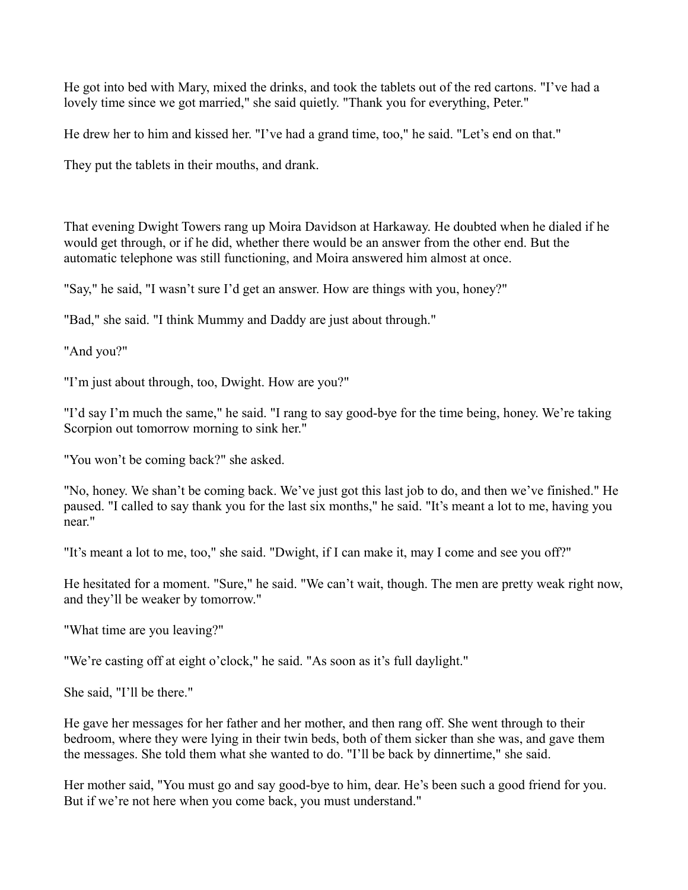He got into bed with Mary, mixed the drinks, and took the tablets out of the red cartons. "I've had a lovely time since we got married," she said quietly. "Thank you for everything, Peter."

He drew her to him and kissed her. "I've had a grand time, too," he said. "Let's end on that."

They put the tablets in their mouths, and drank.

That evening Dwight Towers rang up Moira Davidson at Harkaway. He doubted when he dialed if he would get through, or if he did, whether there would be an answer from the other end. But the automatic telephone was still functioning, and Moira answered him almost at once.

"Say," he said, "I wasn't sure I'd get an answer. How are things with you, honey?"

"Bad," she said. "I think Mummy and Daddy are just about through."

"And you?"

"I'm just about through, too, Dwight. How are you?"

"I'd say I'm much the same," he said. "I rang to say good-bye for the time being, honey. We're taking Scorpion out tomorrow morning to sink her."

"You won't be coming back?" she asked.

"No, honey. We shan't be coming back. We've just got this last job to do, and then we've finished." He paused. "I called to say thank you for the last six months," he said. "It's meant a lot to me, having you near."

"It's meant a lot to me, too," she said. "Dwight, if I can make it, may I come and see you off?"

He hesitated for a moment. "Sure," he said. "We can't wait, though. The men are pretty weak right now, and they'll be weaker by tomorrow."

"What time are you leaving?"

"We're casting off at eight o'clock," he said. "As soon as it's full daylight."

She said, "I'll be there."

He gave her messages for her father and her mother, and then rang off. She went through to their bedroom, where they were lying in their twin beds, both of them sicker than she was, and gave them the messages. She told them what she wanted to do. "I'll be back by dinnertime," she said.

Her mother said, "You must go and say good-bye to him, dear. He's been such a good friend for you. But if we're not here when you come back, you must understand."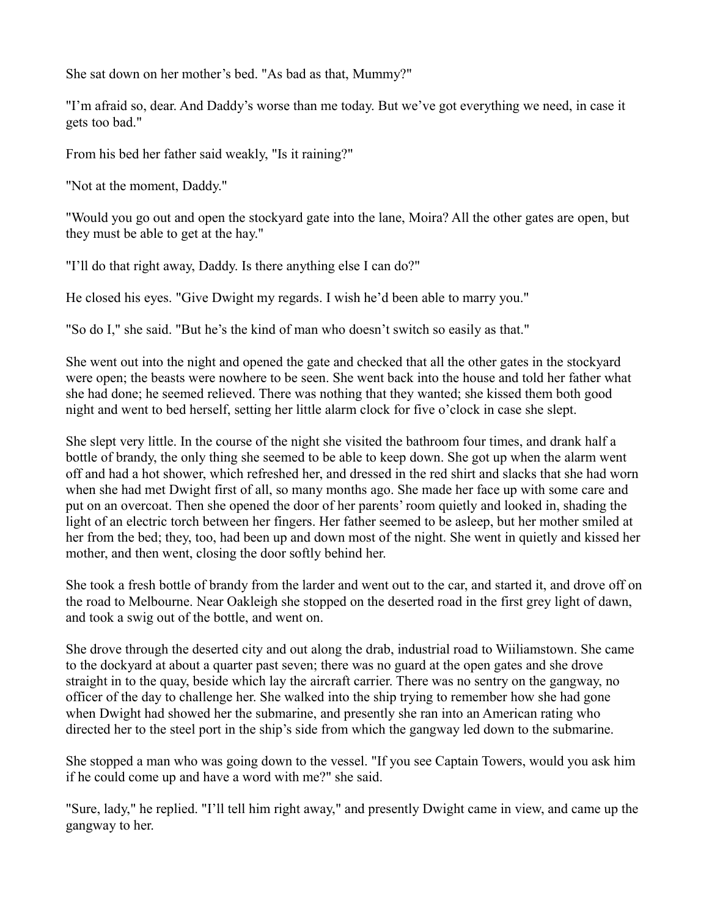She sat down on her mother's bed. "As bad as that, Mummy?"

"I'm afraid so, dear. And Daddy's worse than me today. But we've got everything we need, in case it gets too bad."

From his bed her father said weakly, "Is it raining?"

"Not at the moment, Daddy."

"Would you go out and open the stockyard gate into the lane, Moira? All the other gates are open, but they must be able to get at the hay."

"I'll do that right away, Daddy. Is there anything else I can do?"

He closed his eyes. "Give Dwight my regards. I wish he'd been able to marry you."

"So do I," she said. "But he's the kind of man who doesn't switch so easily as that."

She went out into the night and opened the gate and checked that all the other gates in the stockyard were open; the beasts were nowhere to be seen. She went back into the house and told her father what she had done; he seemed relieved. There was nothing that they wanted; she kissed them both good night and went to bed herself, setting her little alarm clock for five o'clock in case she slept.

She slept very little. In the course of the night she visited the bathroom four times, and drank half a bottle of brandy, the only thing she seemed to be able to keep down. She got up when the alarm went off and had a hot shower, which refreshed her, and dressed in the red shirt and slacks that she had worn when she had met Dwight first of all, so many months ago. She made her face up with some care and put on an overcoat. Then she opened the door of her parents' room quietly and looked in, shading the light of an electric torch between her fingers. Her father seemed to be asleep, but her mother smiled at her from the bed; they, too, had been up and down most of the night. She went in quietly and kissed her mother, and then went, closing the door softly behind her.

She took a fresh bottle of brandy from the larder and went out to the car, and started it, and drove off on the road to Melbourne. Near Oakleigh she stopped on the deserted road in the first grey light of dawn, and took a swig out of the bottle, and went on.

She drove through the deserted city and out along the drab, industrial road to Wiiliamstown. She came to the dockyard at about a quarter past seven; there was no guard at the open gates and she drove straight in to the quay, beside which lay the aircraft carrier. There was no sentry on the gangway, no officer of the day to challenge her. She walked into the ship trying to remember how she had gone when Dwight had showed her the submarine, and presently she ran into an American rating who directed her to the steel port in the ship's side from which the gangway led down to the submarine.

She stopped a man who was going down to the vessel. "If you see Captain Towers, would you ask him if he could come up and have a word with me?" she said.

"Sure, lady," he replied. "I'll tell him right away," and presently Dwight came in view, and came up the gangway to her.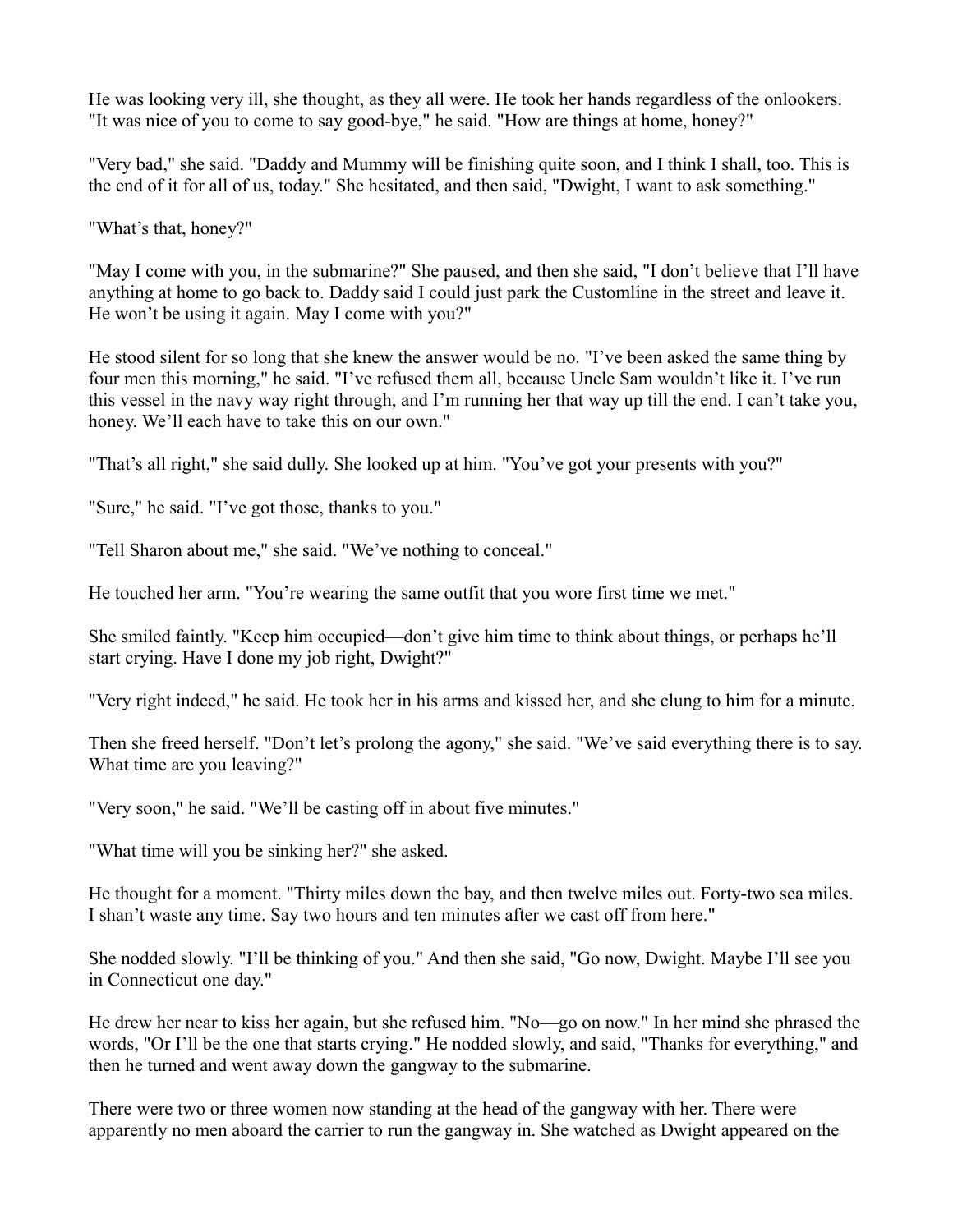He was looking very ill, she thought, as they all were. He took her hands regardless of the onlookers. "It was nice of you to come to say good-bye," he said. "How are things at home, honey?"

"Very bad," she said. "Daddy and Mummy will be finishing quite soon, and I think I shall, too. This is the end of it for all of us, today." She hesitated, and then said, "Dwight, I want to ask something."

"What's that, honey?"

"May I come with you, in the submarine?" She paused, and then she said, "I don't believe that I'll have anything at home to go back to. Daddy said I could just park the Customline in the street and leave it. He won't be using it again. May I come with you?"

He stood silent for so long that she knew the answer would be no. "I've been asked the same thing by four men this morning," he said. "I've refused them all, because Uncle Sam wouldn't like it. I've run this vessel in the navy way right through, and I'm running her that way up till the end. I can't take you, honey. We'll each have to take this on our own."

"That's all right," she said dully. She looked up at him. "You've got your presents with you?"

"Sure," he said. "I've got those, thanks to you."

"Tell Sharon about me," she said. "We've nothing to conceal."

He touched her arm. "You're wearing the same outfit that you wore first time we met."

She smiled faintly. "Keep him occupied—don't give him time to think about things, or perhaps he'll start crying. Have I done my job right, Dwight?"

"Very right indeed," he said. He took her in his arms and kissed her, and she clung to him for a minute.

Then she freed herself. "Don't let's prolong the agony," she said. "We've said everything there is to say. What time are you leaving?"

"Very soon," he said. "We'll be casting off in about five minutes."

"What time will you be sinking her?" she asked.

He thought for a moment. "Thirty miles down the bay, and then twelve miles out. Forty-two sea miles. I shan't waste any time. Say two hours and ten minutes after we cast off from here."

She nodded slowly. "I'll be thinking of you." And then she said, "Go now, Dwight. Maybe I'll see you in Connecticut one day."

He drew her near to kiss her again, but she refused him. "No—go on now." In her mind she phrased the words, "Or I'll be the one that starts crying." He nodded slowly, and said, "Thanks for everything," and then he turned and went away down the gangway to the submarine.

There were two or three women now standing at the head of the gangway with her. There were apparently no men aboard the carrier to run the gangway in. She watched as Dwight appeared on the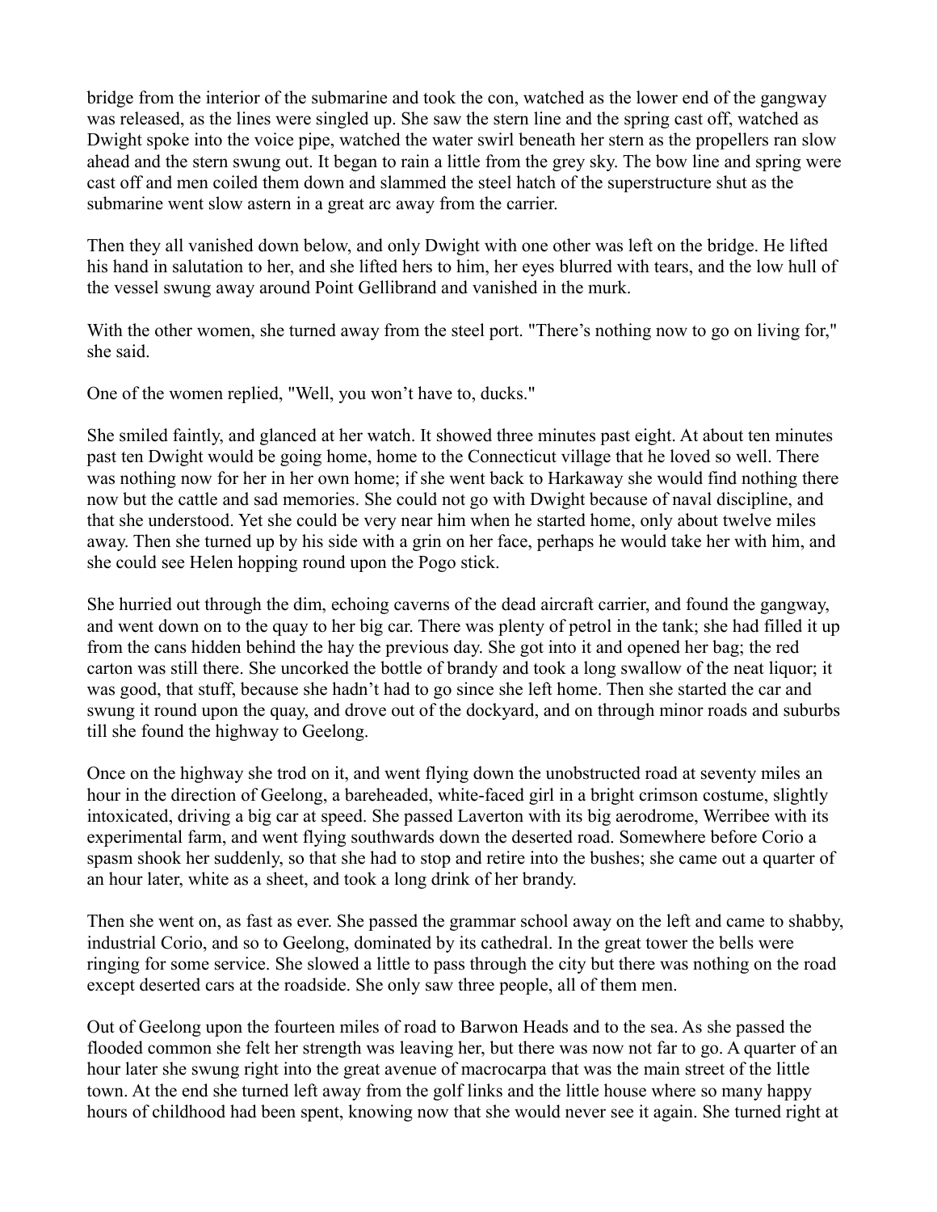bridge from the interior of the submarine and took the con, watched as the lower end of the gangway was released, as the lines were singled up. She saw the stern line and the spring cast off, watched as Dwight spoke into the voice pipe, watched the water swirl beneath her stern as the propellers ran slow ahead and the stern swung out. It began to rain a little from the grey sky. The bow line and spring were cast off and men coiled them down and slammed the steel hatch of the superstructure shut as the submarine went slow astern in a great arc away from the carrier.

Then they all vanished down below, and only Dwight with one other was left on the bridge. He lifted his hand in salutation to her, and she lifted hers to him, her eyes blurred with tears, and the low hull of the vessel swung away around Point Gellibrand and vanished in the murk.

With the other women, she turned away from the steel port. "There's nothing now to go on living for," she said.

One of the women replied, "Well, you won't have to, ducks."

She smiled faintly, and glanced at her watch. It showed three minutes past eight. At about ten minutes past ten Dwight would be going home, home to the Connecticut village that he loved so well. There was nothing now for her in her own home; if she went back to Harkaway she would find nothing there now but the cattle and sad memories. She could not go with Dwight because of naval discipline, and that she understood. Yet she could be very near him when he started home, only about twelve miles away. Then she turned up by his side with a grin on her face, perhaps he would take her with him, and she could see Helen hopping round upon the Pogo stick.

She hurried out through the dim, echoing caverns of the dead aircraft carrier, and found the gangway, and went down on to the quay to her big car. There was plenty of petrol in the tank; she had filled it up from the cans hidden behind the hay the previous day. She got into it and opened her bag; the red carton was still there. She uncorked the bottle of brandy and took a long swallow of the neat liquor; it was good, that stuff, because she hadn't had to go since she left home. Then she started the car and swung it round upon the quay, and drove out of the dockyard, and on through minor roads and suburbs till she found the highway to Geelong.

Once on the highway she trod on it, and went flying down the unobstructed road at seventy miles an hour in the direction of Geelong, a bareheaded, white-faced girl in a bright crimson costume, slightly intoxicated, driving a big car at speed. She passed Laverton with its big aerodrome, Werribee with its experimental farm, and went flying southwards down the deserted road. Somewhere before Corio a spasm shook her suddenly, so that she had to stop and retire into the bushes; she came out a quarter of an hour later, white as a sheet, and took a long drink of her brandy.

Then she went on, as fast as ever. She passed the grammar school away on the left and came to shabby, industrial Corio, and so to Geelong, dominated by its cathedral. In the great tower the bells were ringing for some service. She slowed a little to pass through the city but there was nothing on the road except deserted cars at the roadside. She only saw three people, all of them men.

Out of Geelong upon the fourteen miles of road to Barwon Heads and to the sea. As she passed the flooded common she felt her strength was leaving her, but there was now not far to go. A quarter of an hour later she swung right into the great avenue of macrocarpa that was the main street of the little town. At the end she turned left away from the golf links and the little house where so many happy hours of childhood had been spent, knowing now that she would never see it again. She turned right at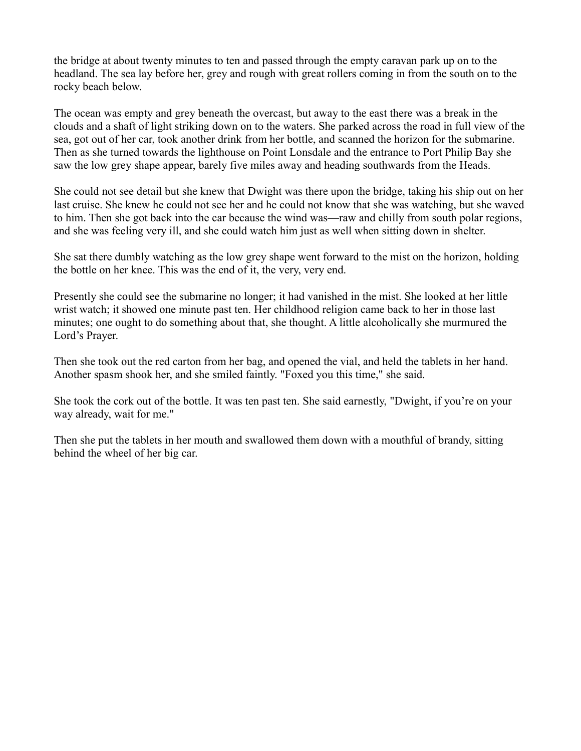the bridge at about twenty minutes to ten and passed through the empty caravan park up on to the headland. The sea lay before her, grey and rough with great rollers coming in from the south on to the rocky beach below.

The ocean was empty and grey beneath the overcast, but away to the east there was a break in the clouds and a shaft of light striking down on to the waters. She parked across the road in full view of the sea, got out of her car, took another drink from her bottle, and scanned the horizon for the submarine. Then as she turned towards the lighthouse on Point Lonsdale and the entrance to Port Philip Bay she saw the low grey shape appear, barely five miles away and heading southwards from the Heads.

She could not see detail but she knew that Dwight was there upon the bridge, taking his ship out on her last cruise. She knew he could not see her and he could not know that she was watching, but she waved to him. Then she got back into the car because the wind was—raw and chilly from south polar regions, and she was feeling very ill, and she could watch him just as well when sitting down in shelter.

She sat there dumbly watching as the low grey shape went forward to the mist on the horizon, holding the bottle on her knee. This was the end of it, the very, very end.

Presently she could see the submarine no longer; it had vanished in the mist. She looked at her little wrist watch; it showed one minute past ten. Her childhood religion came back to her in those last minutes; one ought to do something about that, she thought. A little alcoholically she murmured the Lord’s Prayer.

Then she took out the red carton from her bag, and opened the vial, and held the tablets in her hand. Another spasm shook her, and she smiled faintly. "Foxed you this time," she said.

She took the cork out of the bottle. It was ten past ten. She said earnestly, "Dwight, if you’re on your way already, wait for me."

Then she put the tablets in her mouth and swallowed them down with a mouthful of brandy, sitting behind the wheel of her big car.